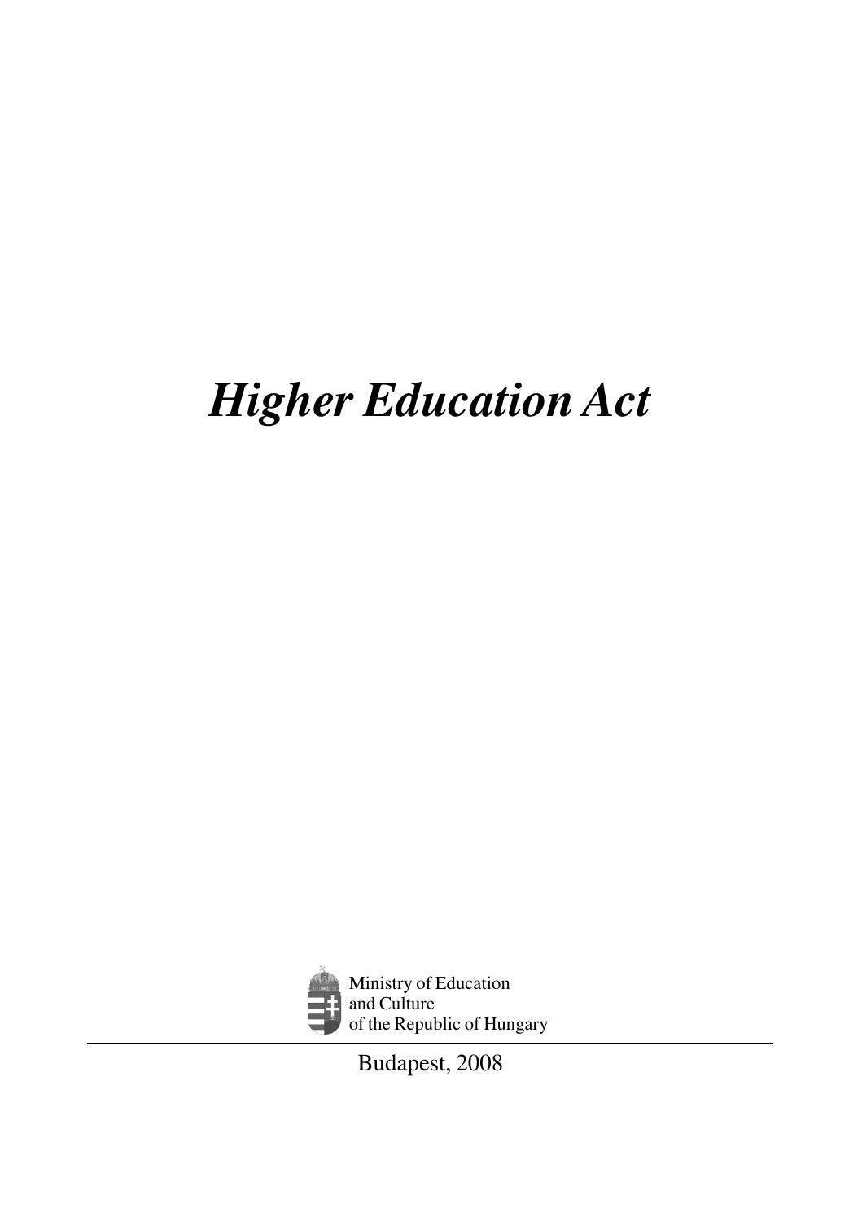# *Higher Education Act*

Ministry of Education
and Culture
of the Republic of Hungary

Budapest, 2008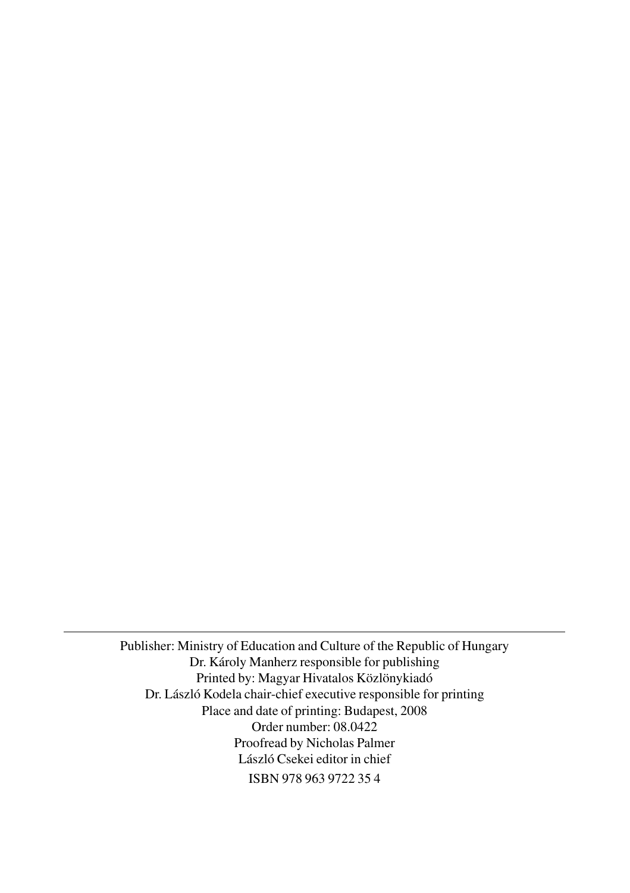---

Publisher: Ministry of Education and Culture of the Republic of Hungary
Dr. Károly Manherz responsible for publishing
Printed by: Magyar Hivatalos Közlönykiadó
Dr. László Kodela chair-chief executive responsible for printing
Place and date of printing: Budapest, 2008
Order number: 08.0422
Proofread by Nicholas Palmer
László Csekei editor in chief
ISBN 978 963 9722 35 4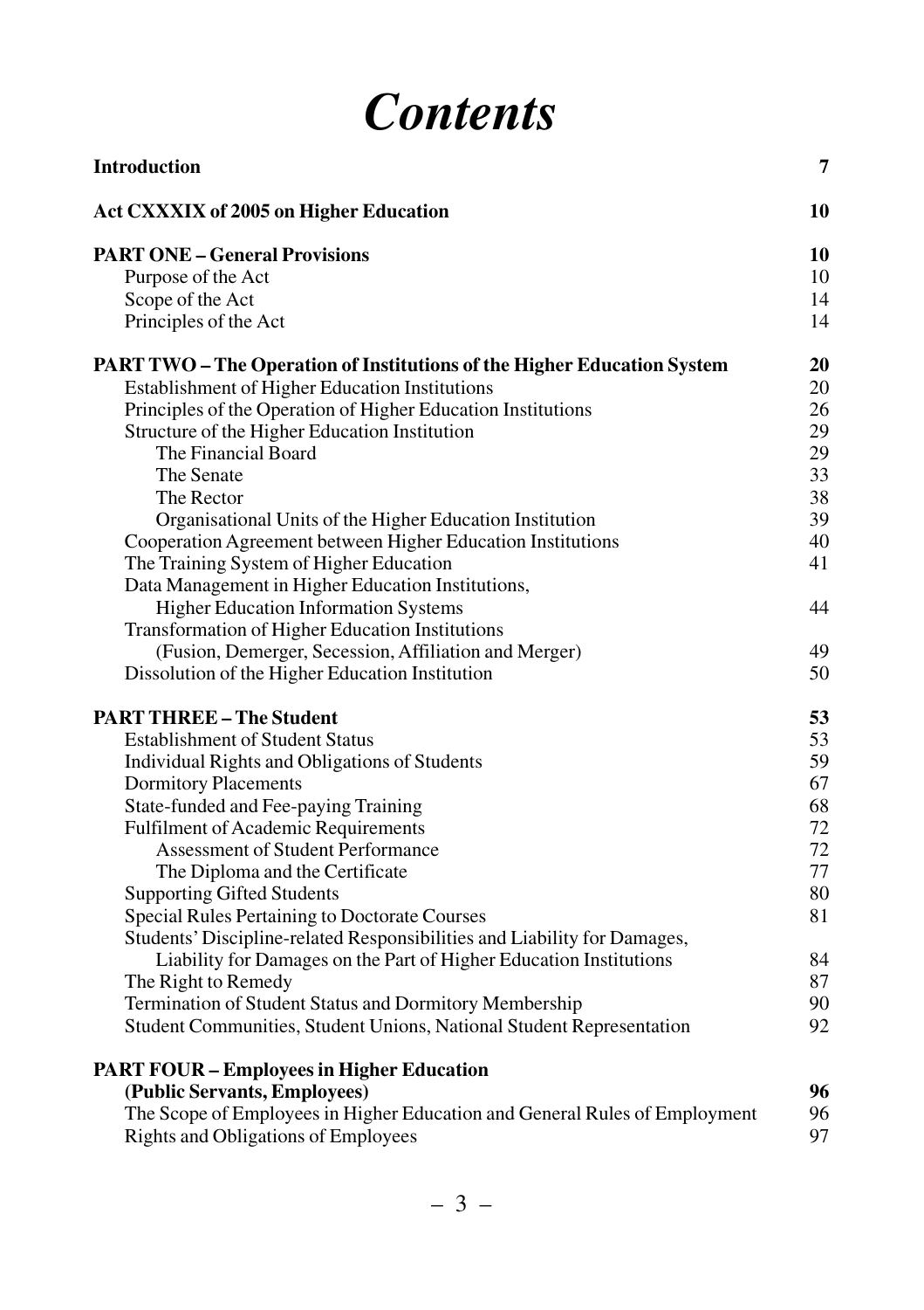# *Contents*

| | |
|---|---|
| **Introduction** | **7** |
| **Act CXXXIX of 2005 on Higher Education** | **10** |
| **PART ONE – General Provisions** | **10** |
| Purpose of the Act | 10 |
| Scope of the Act | 14 |
| Principles of the Act | 14 |
| **PART TWO – The Operation of Institutions of the Higher Education System** | **20** |
| Establishment of Higher Education Institutions | 20 |
| Principles of the Operation of Higher Education Institutions | 26 |
| Structure of the Higher Education Institution | 29 |
| The Financial Board | 29 |
| The Senate | 33 |
| The Rector | 38 |
| Organisational Units of the Higher Education Institution | 39 |
| Cooperation Agreement between Higher Education Institutions | 40 |
| The Training System of Higher Education | 41 |
| Data Management in Higher Education Institutions, Higher Education Information Systems | 44 |
| Transformation of Higher Education Institutions (Fusion, Demerger, Secession, Affiliation and Merger) | 49 |
| Dissolution of the Higher Education Institution | 50 |
| **PART THREE – The Student** | **53** |
| Establishment of Student Status | 53 |
| Individual Rights and Obligations of Students | 59 |
| Dormitory Placements | 67 |
| State-funded and Fee-paying Training | 68 |
| Fulfilment of Academic Requirements | 72 |
| Assessment of Student Performance | 72 |
| The Diploma and the Certificate | 77 |
| Supporting Gifted Students | 80 |
| Special Rules Pertaining to Doctorate Courses | 81 |
| Students' Discipline-related Responsibilities and Liability for Damages, Liability for Damages on the Part of Higher Education Institutions | 84 |
| The Right to Remedy | 87 |
| Termination of Student Status and Dormitory Membership | 90 |
| Student Communities, Student Unions, National Student Representation | 92 |
| **PART FOUR – Employees in Higher Education (Public Servants, Employees)** | **96** |
| The Scope of Employees in Higher Education and General Rules of Employment | 96 |
| Rights and Obligations of Employees | 97 |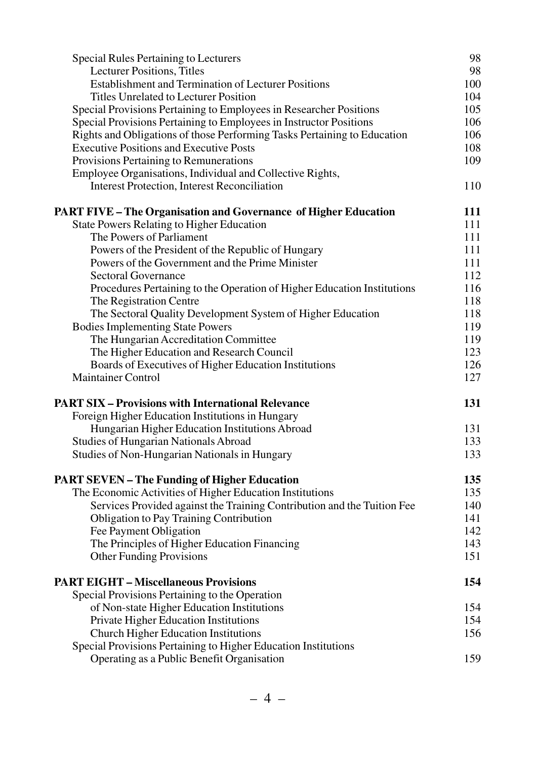| | |
|---|---|
| Special Rules Pertaining to Lecturers | 98 |
| Lecturer Positions, Titles | 98 |
| Establishment and Termination of Lecturer Positions | 100 |
| Titles Unrelated to Lecturer Position | 104 |
| Special Provisions Pertaining to Employees in Researcher Positions | 105 |
| Special Provisions Pertaining to Employees in Instructor Positions | 106 |
| Rights and Obligations of those Performing Tasks Pertaining to Education | 106 |
| Executive Positions and Executive Posts | 108 |
| Provisions Pertaining to Remunerations | 109 |
| Employee Organisations, Individual and Collective Rights, Interest Protection, Interest Reconciliation | 110 |
| **PART FIVE – The Organisation and Governance of Higher Education** | **111** |
| State Powers Relating to Higher Education | 111 |
| The Powers of Parliament | 111 |
| Powers of the President of the Republic of Hungary | 111 |
| Powers of the Government and the Prime Minister | 111 |
| Sectoral Governance | 112 |
| Procedures Pertaining to the Operation of Higher Education Institutions | 116 |
| The Registration Centre | 118 |
| The Sectoral Quality Development System of Higher Education | 118 |
| Bodies Implementing State Powers | 119 |
| The Hungarian Accreditation Committee | 119 |
| The Higher Education and Research Council | 123 |
| Boards of Executives of Higher Education Institutions | 126 |
| Maintainer Control | 127 |
| **PART SIX – Provisions with International Relevance** | **131** |
| Foreign Higher Education Institutions in Hungary Hungarian Higher Education Institutions Abroad | 131 |
| Studies of Hungarian Nationals Abroad | 133 |
| Studies of Non-Hungarian Nationals in Hungary | 133 |
| **PART SEVEN – The Funding of Higher Education** | **135** |
| The Economic Activities of Higher Education Institutions | 135 |
| Services Provided against the Training Contribution and the Tuition Fee | 140 |
| Obligation to Pay Training Contribution | 141 |
| Fee Payment Obligation | 142 |
| The Principles of Higher Education Financing | 143 |
| Other Funding Provisions | 151 |
| **PART EIGHT – Miscellaneous Provisions** | **154** |
| Special Provisions Pertaining to the Operation of Non-state Higher Education Institutions | 154 |
| Private Higher Education Institutions | 154 |
| Church Higher Education Institutions | 156 |
| Special Provisions Pertaining to Higher Education Institutions Operating as a Public Benefit Organisation | 159 |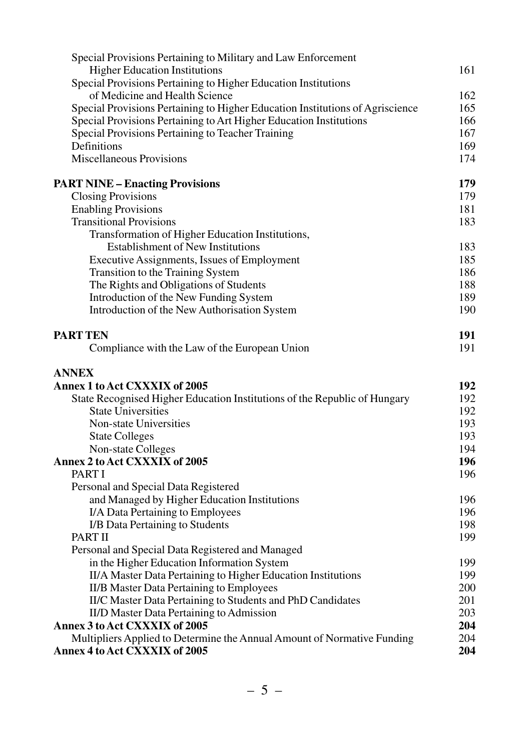| | |
|---|---|
| Special Provisions Pertaining to Military and Law Enforcement Higher Education Institutions | 161 |
| Special Provisions Pertaining to Higher Education Institutions of Medicine and Health Science | 162 |
| Special Provisions Pertaining to Higher Education Institutions of Agriscience | 165 |
| Special Provisions Pertaining to Art Higher Education Institutions | 166 |
| Special Provisions Pertaining to Teacher Training | 167 |
| Definitions | 169 |
| Miscellaneous Provisions | 174 |
| **PART NINE – Enacting Provisions** | **179** |
| Closing Provisions | 179 |
| Enabling Provisions | 181 |
| Transitional Provisions | 183 |
| Transformation of Higher Education Institutions, Establishment of New Institutions | 183 |
| Executive Assignments, Issues of Employment | 185 |
| Transition to the Training System | 186 |
| The Rights and Obligations of Students | 188 |
| Introduction of the New Funding System | 189 |
| Introduction of the New Authorisation System | 190 |
| **PART TEN** | **191** |
| Compliance with the Law of the European Union | 191 |
| **ANNEX** | |
| **Annex 1 to Act CXXXIX of 2005** | **192** |
| State Recognised Higher Education Institutions of the Republic of Hungary | 192 |
| State Universities | 192 |
| Non-state Universities | 193 |
| State Colleges | 193 |
| Non-state Colleges | 194 |
| **Annex 2 to Act CXXXIX of 2005** | **196** |
| PART I | 196 |
| Personal and Special Data Registered and Managed by Higher Education Institutions | 196 |
| I/A Data Pertaining to Employees | 196 |
| I/B Data Pertaining to Students | 198 |
| PART II | 199 |
| Personal and Special Data Registered and Managed in the Higher Education Information System | 199 |
| II/A Master Data Pertaining to Higher Education Institutions | 199 |
| II/B Master Data Pertaining to Employees | 200 |
| II/C Master Data Pertaining to Students and PhD Candidates | 201 |
| II/D Master Data Pertaining to Admission | 203 |
| **Annex 3 to Act CXXXIX of 2005** | **204** |
| Multipliers Applied to Determine the Annual Amount of Normative Funding | 204 |
| **Annex 4 to Act CXXXIX of 2005** | **204** |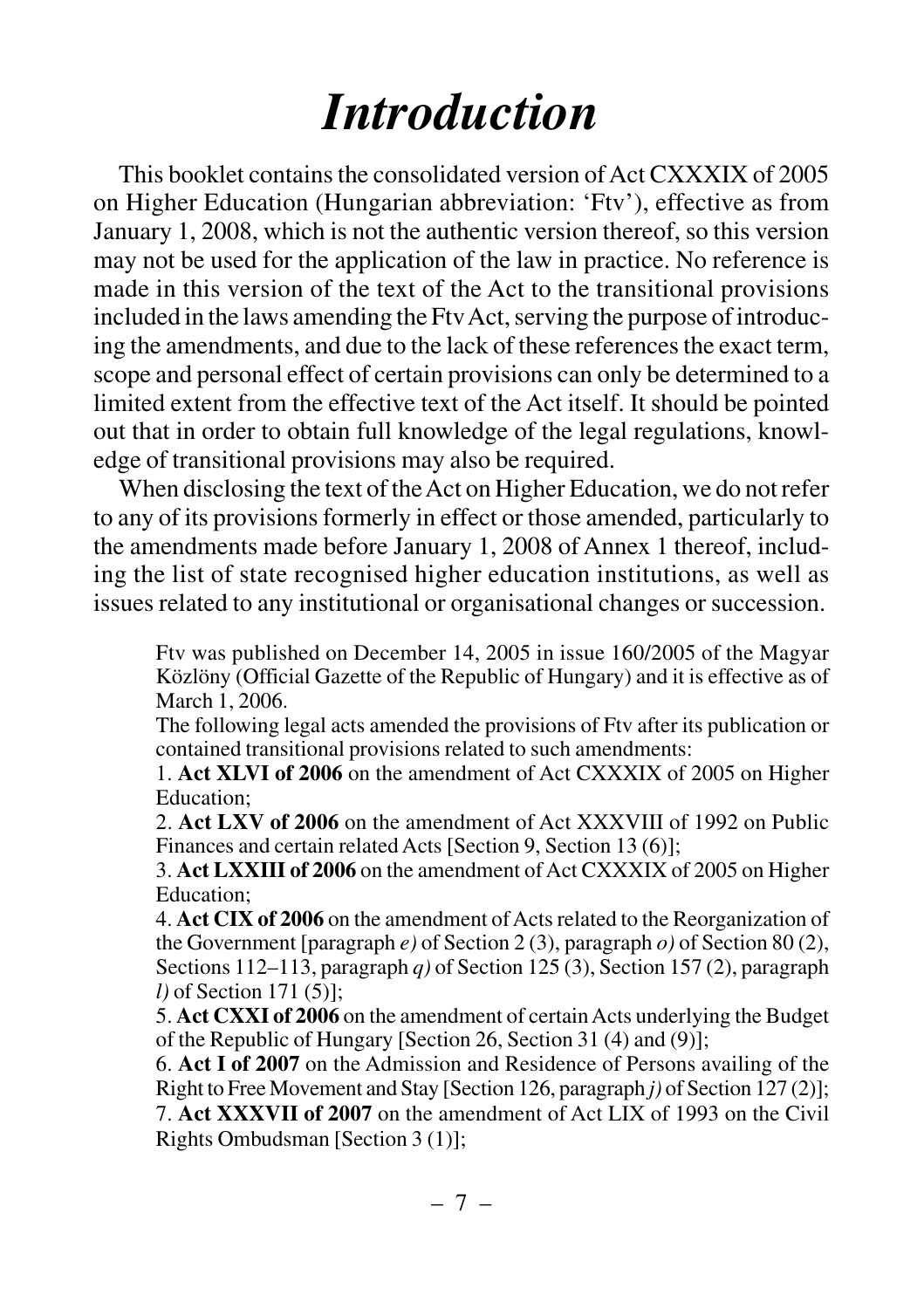# *Introduction*

This booklet contains the consolidated version of Act CXXXIX of 2005 on Higher Education (Hungarian abbreviation: 'Ftv'), effective as from January 1, 2008, which is not the authentic version thereof, so this version may not be used for the application of the law in practice. No reference is made in this version of the text of the Act to the transitional provisions included in the laws amending the Ftv Act, serving the purpose of introducing the amendments, and due to the lack of these references the exact term, scope and personal effect of certain provisions can only be determined to a limited extent from the effective text of the Act itself. It should be pointed out that in order to obtain full knowledge of the legal regulations, knowledge of transitional provisions may also be required.

When disclosing the text of the Act on Higher Education, we do not refer to any of its provisions formerly in effect or those amended, particularly to the amendments made before January 1, 2008 of Annex 1 thereof, including the list of state recognised higher education institutions, as well as issues related to any institutional or organisational changes or succession.

Ftv was published on December 14, 2005 in issue 160/2005 of the Magyar Közlöny (Official Gazette of the Republic of Hungary) and it is effective as of March 1, 2006.

The following legal acts amended the provisions of Ftv after its publication or contained transitional provisions related to such amendments:

1. **Act XLVI of 2006** on the amendment of Act CXXXIX of 2005 on Higher Education;
2. **Act LXV of 2006** on the amendment of Act XXXVIII of 1992 on Public Finances and certain related Acts [Section 9, Section 13 (6)];
3. **Act LXXIII of 2006** on the amendment of Act CXXXIX of 2005 on Higher Education;
4. **Act CIX of 2006** on the amendment of Acts related to the Reorganization of the Government [paragraph *e)* of Section 2 (3), paragraph *o)* of Section 80 (2), Sections 112–113, paragraph *q)* of Section 125 (3), Section 157 (2), paragraph *l)* of Section 171 (5)];
5. **Act CXXI of 2006** on the amendment of certain Acts underlying the Budget of the Republic of Hungary [Section 26, Section 31 (4) and (9)];
6. **Act I of 2007** on the Admission and Residence of Persons availing of the Right to Free Movement and Stay [Section 126, paragraph *j)* of Section 127 (2)];
7. **Act XXXVII of 2007** on the amendment of Act LIX of 1993 on the Civil Rights Ombudsman [Section 3 (1)];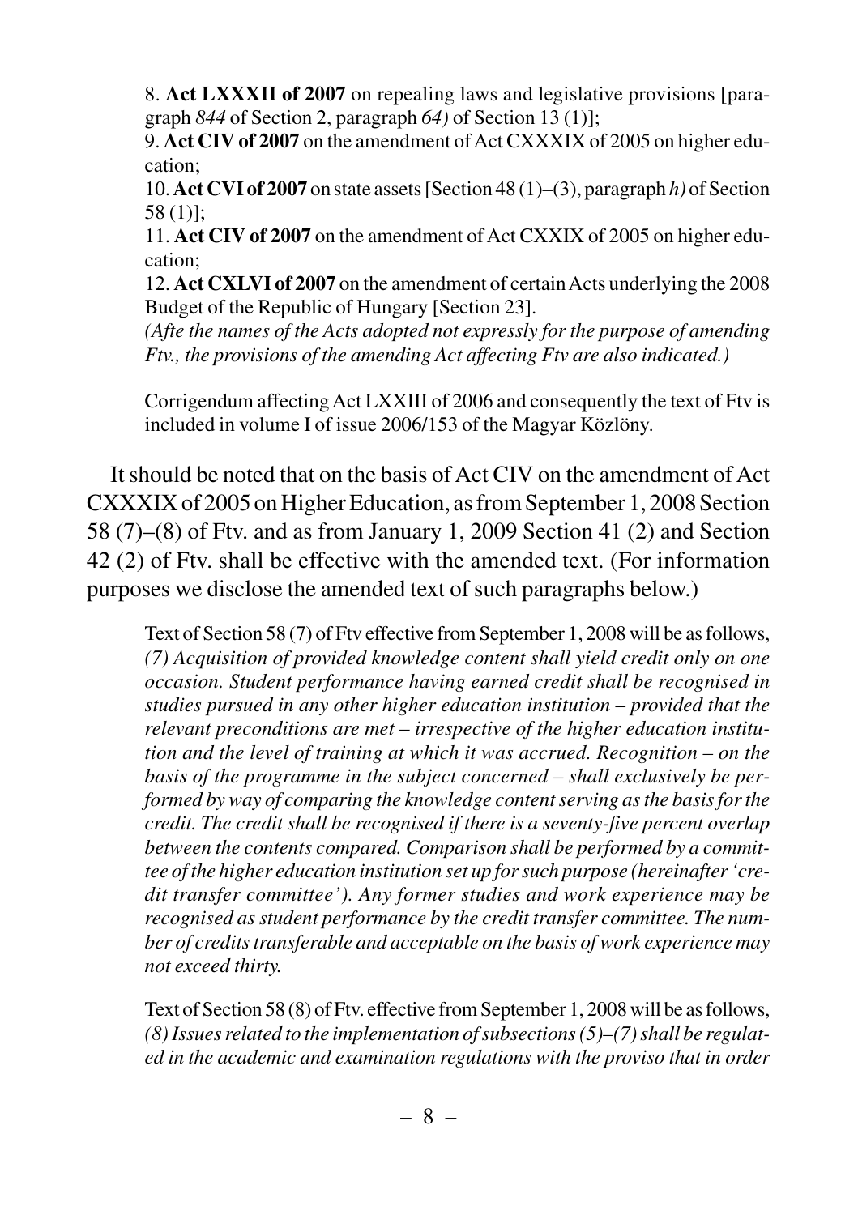8. **Act LXXXII of 2007** on repealing laws and legislative provisions [paragraph *844* of Section 2, paragraph *64)* of Section 13 (1)];

9. **Act CIV of 2007** on the amendment of Act CXXXIX of 2005 on higher education;

10. **Act CVI of 2007** on state assets [Section 48 (1)–(3), paragraph *h)* of Section 58 (1)];

11. **Act CIV of 2007** on the amendment of Act CXXIX of 2005 on higher education;

12. **Act CXLVI of 2007** on the amendment of certain Acts underlying the 2008 Budget of the Republic of Hungary [Section 23].

*(Afte the names of the Acts adopted not expressly for the purpose of amending Ftv., the provisions of the amending Act affecting Ftv are also indicated.)*

Corrigendum affecting Act LXXIII of 2006 and consequently the text of Ftv is included in volume I of issue 2006/153 of the Magyar Közlöny.

It should be noted that on the basis of Act CIV on the amendment of Act CXXXIX of 2005 on Higher Education, as from September 1, 2008 Section 58 (7)–(8) of Ftv. and as from January 1, 2009 Section 41 (2) and Section 42 (2) of Ftv. shall be effective with the amended text. (For information purposes we disclose the amended text of such paragraphs below.)

Text of Section 58 (7) of Ftv effective from September 1, 2008 will be as follows, *(7) Acquisition of provided knowledge content shall yield credit only on one occasion. Student performance having earned credit shall be recognised in studies pursued in any other higher education institution – provided that the relevant preconditions are met – irrespective of the higher education institution and the level of training at which it was accrued. Recognition – on the basis of the programme in the subject concerned – shall exclusively be performed by way of comparing the knowledge content serving as the basis for the credit. The credit shall be recognised if there is a seventy-five percent overlap between the contents compared. Comparison shall be performed by a committee of the higher education institution set up for such purpose (hereinafter 'credit transfer committee'). Any former studies and work experience may be recognised as student performance by the credit transfer committee. The number of credits transferable and acceptable on the basis of work experience may not exceed thirty.*

Text of Section 58 (8) of Ftv. effective from September 1, 2008 will be as follows, *(8) Issues related to the implementation of subsections (5)–(7) shall be regulated in the academic and examination regulations with the proviso that in order*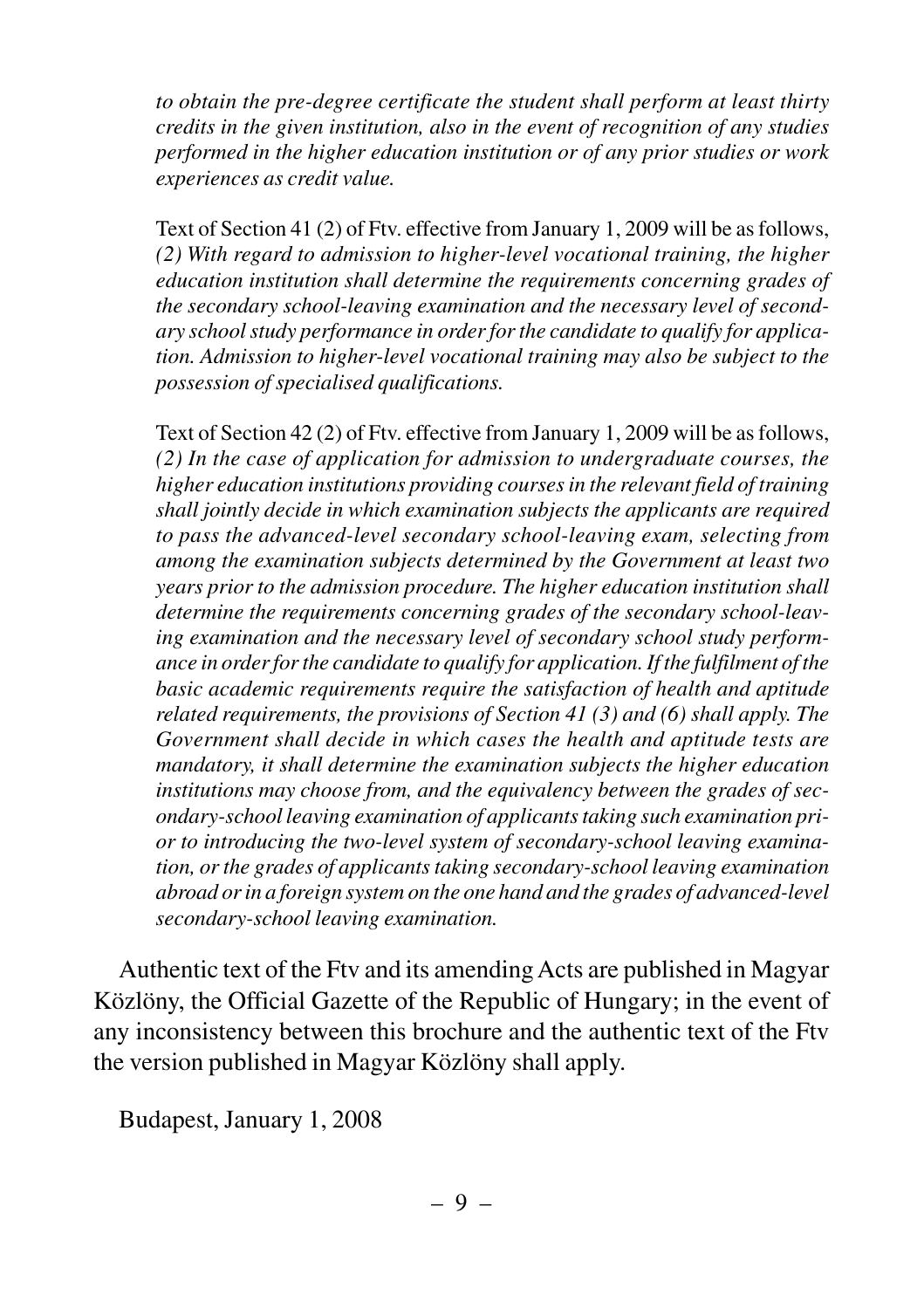*to obtain the pre-degree certificate the student shall perform at least thirty credits in the given institution, also in the event of recognition of any studies performed in the higher education institution or of any prior studies or work experiences as credit value.*

Text of Section 41 (2) of Ftv. effective from January 1, 2009 will be as follows, *(2) With regard to admission to higher-level vocational training, the higher education institution shall determine the requirements concerning grades of the secondary school-leaving examination and the necessary level of secondary school study performance in order for the candidate to qualify for application. Admission to higher-level vocational training may also be subject to the possession of specialised qualifications.*

Text of Section 42 (2) of Ftv. effective from January 1, 2009 will be as follows, *(2) In the case of application for admission to undergraduate courses, the higher education institutions providing courses in the relevant field of training shall jointly decide in which examination subjects the applicants are required to pass the advanced-level secondary school-leaving exam, selecting from among the examination subjects determined by the Government at least two years prior to the admission procedure. The higher education institution shall determine the requirements concerning grades of the secondary school-leaving examination and the necessary level of secondary school study performance in order for the candidate to qualify for application. If the fulfilment of the basic academic requirements require the satisfaction of health and aptitude related requirements, the provisions of Section 41 (3) and (6) shall apply. The Government shall decide in which cases the health and aptitude tests are mandatory, it shall determine the examination subjects the higher education institutions may choose from, and the equivalency between the grades of secondary-school leaving examination of applicants taking such examination prior to introducing the two-level system of secondary-school leaving examination, or the grades of applicants taking secondary-school leaving examination abroad or in a foreign system on the one hand and the grades of advanced-level secondary-school leaving examination.*

Authentic text of the Ftv and its amending Acts are published in Magyar Közlöny, the Official Gazette of the Republic of Hungary; in the event of any inconsistency between this brochure and the authentic text of the Ftv the version published in Magyar Közlöny shall apply.

Budapest, January 1, 2008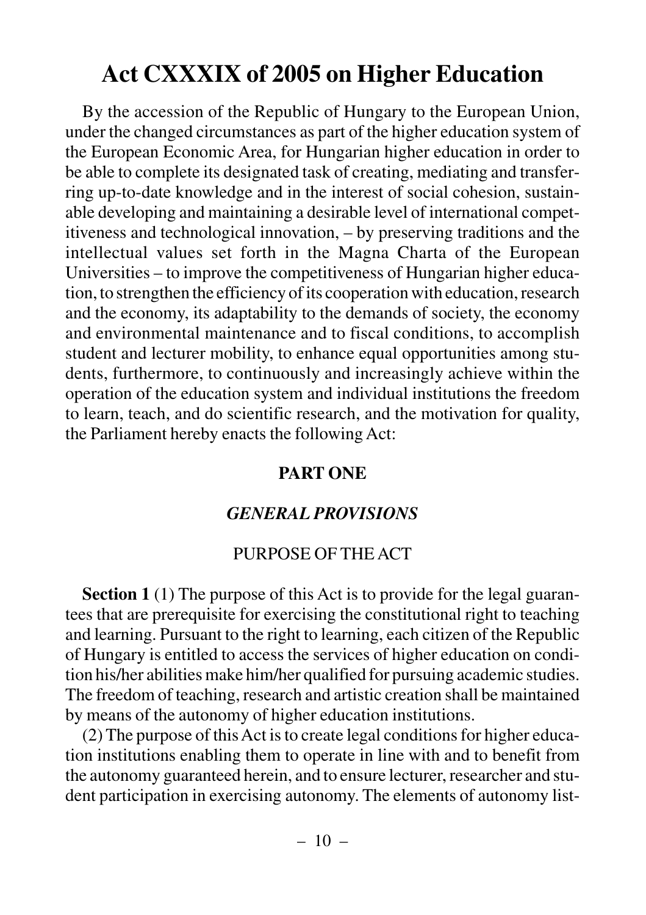# Act CXXXIX of 2005 on Higher Education

By the accession of the Republic of Hungary to the European Union, under the changed circumstances as part of the higher education system of the European Economic Area, for Hungarian higher education in order to be able to complete its designated task of creating, mediating and transferring up-to-date knowledge and in the interest of social cohesion, sustainable developing and maintaining a desirable level of international competitiveness and technological innovation, – by preserving traditions and the intellectual values set forth in the Magna Charta of the European Universities – to improve the competitiveness of Hungarian higher education, to strengthen the efficiency of its cooperation with education, research and the economy, its adaptability to the demands of society, the economy and environmental maintenance and to fiscal conditions, to accomplish student and lecturer mobility, to enhance equal opportunities among students, furthermore, to continuously and increasingly achieve within the operation of the education system and individual institutions the freedom to learn, teach, and do scientific research, and the motivation for quality, the Parliament hereby enacts the following Act:

## PART ONE

### *GENERAL PROVISIONS*

#### PURPOSE OF THE ACT

**Section 1** (1) The purpose of this Act is to provide for the legal guarantees that are prerequisite for exercising the constitutional right to teaching and learning. Pursuant to the right to learning, each citizen of the Republic of Hungary is entitled to access the services of higher education on condition his/her abilities make him/her qualified for pursuing academic studies. The freedom of teaching, research and artistic creation shall be maintained by means of the autonomy of higher education institutions.

(2) The purpose of this Act is to create legal conditions for higher education institutions enabling them to operate in line with and to benefit from the autonomy guaranteed herein, and to ensure lecturer, researcher and student participation in exercising autonomy. The elements of autonomy list-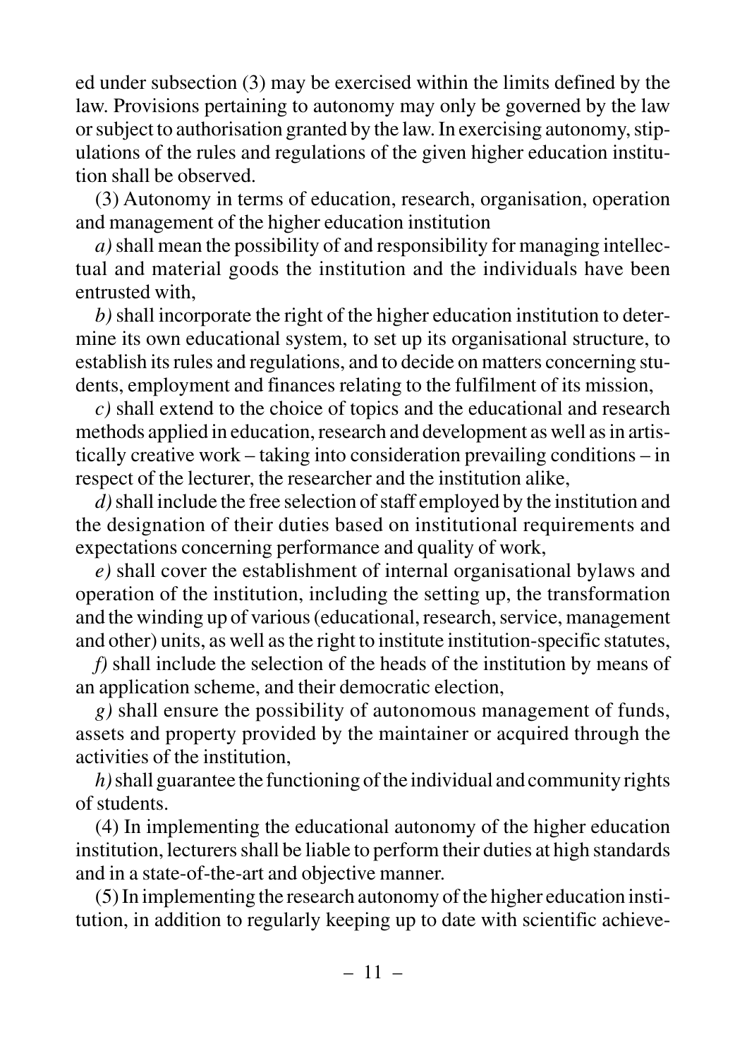ed under subsection (3) may be exercised within the limits defined by the law. Provisions pertaining to autonomy may only be governed by the law or subject to authorisation granted by the law. In exercising autonomy, stipulations of the rules and regulations of the given higher education institution shall be observed.

(3) Autonomy in terms of education, research, organisation, operation and management of the higher education institution

*a)* shall mean the possibility of and responsibility for managing intellectual and material goods the institution and the individuals have been entrusted with,

*b)* shall incorporate the right of the higher education institution to determine its own educational system, to set up its organisational structure, to establish its rules and regulations, and to decide on matters concerning students, employment and finances relating to the fulfilment of its mission,

*c)* shall extend to the choice of topics and the educational and research methods applied in education, research and development as well as in artistically creative work – taking into consideration prevailing conditions – in respect of the lecturer, the researcher and the institution alike,

*d)* shall include the free selection of staff employed by the institution and the designation of their duties based on institutional requirements and expectations concerning performance and quality of work,

*e)* shall cover the establishment of internal organisational bylaws and operation of the institution, including the setting up, the transformation and the winding up of various (educational, research, service, management and other) units, as well as the right to institute institution-specific statutes,

*f)* shall include the selection of the heads of the institution by means of an application scheme, and their democratic election,

*g)* shall ensure the possibility of autonomous management of funds, assets and property provided by the maintainer or acquired through the activities of the institution,

*h)* shall guarantee the functioning of the individual and community rights of students.

(4) In implementing the educational autonomy of the higher education institution, lecturers shall be liable to perform their duties at high standards and in a state-of-the-art and objective manner.

(5) In implementing the research autonomy of the higher education institution, in addition to regularly keeping up to date with scientific achieve-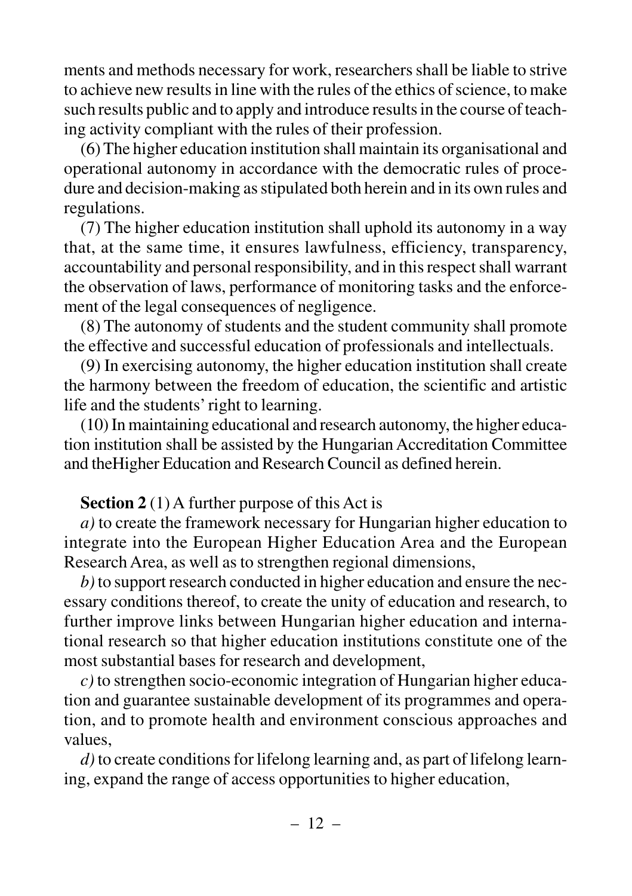ments and methods necessary for work, researchers shall be liable to strive to achieve new results in line with the rules of the ethics of science, to make such results public and to apply and introduce results in the course of teaching activity compliant with the rules of their profession.

(6) The higher education institution shall maintain its organisational and operational autonomy in accordance with the democratic rules of procedure and decision-making as stipulated both herein and in its own rules and regulations.

(7) The higher education institution shall uphold its autonomy in a way that, at the same time, it ensures lawfulness, efficiency, transparency, accountability and personal responsibility, and in this respect shall warrant the observation of laws, performance of monitoring tasks and the enforcement of the legal consequences of negligence.

(8) The autonomy of students and the student community shall promote the effective and successful education of professionals and intellectuals.

(9) In exercising autonomy, the higher education institution shall create the harmony between the freedom of education, the scientific and artistic life and the students' right to learning.

(10) In maintaining educational and research autonomy, the higher education institution shall be assisted by the Hungarian Accreditation Committee and theHigher Education and Research Council as defined herein.

**Section 2** (1) A further purpose of this Act is

*a)* to create the framework necessary for Hungarian higher education to integrate into the European Higher Education Area and the European Research Area, as well as to strengthen regional dimensions,

*b)* to support research conducted in higher education and ensure the necessary conditions thereof, to create the unity of education and research, to further improve links between Hungarian higher education and international research so that higher education institutions constitute one of the most substantial bases for research and development,

*c)* to strengthen socio-economic integration of Hungarian higher education and guarantee sustainable development of its programmes and operation, and to promote health and environment conscious approaches and values,

*d)* to create conditions for lifelong learning and, as part of lifelong learning, expand the range of access opportunities to higher education,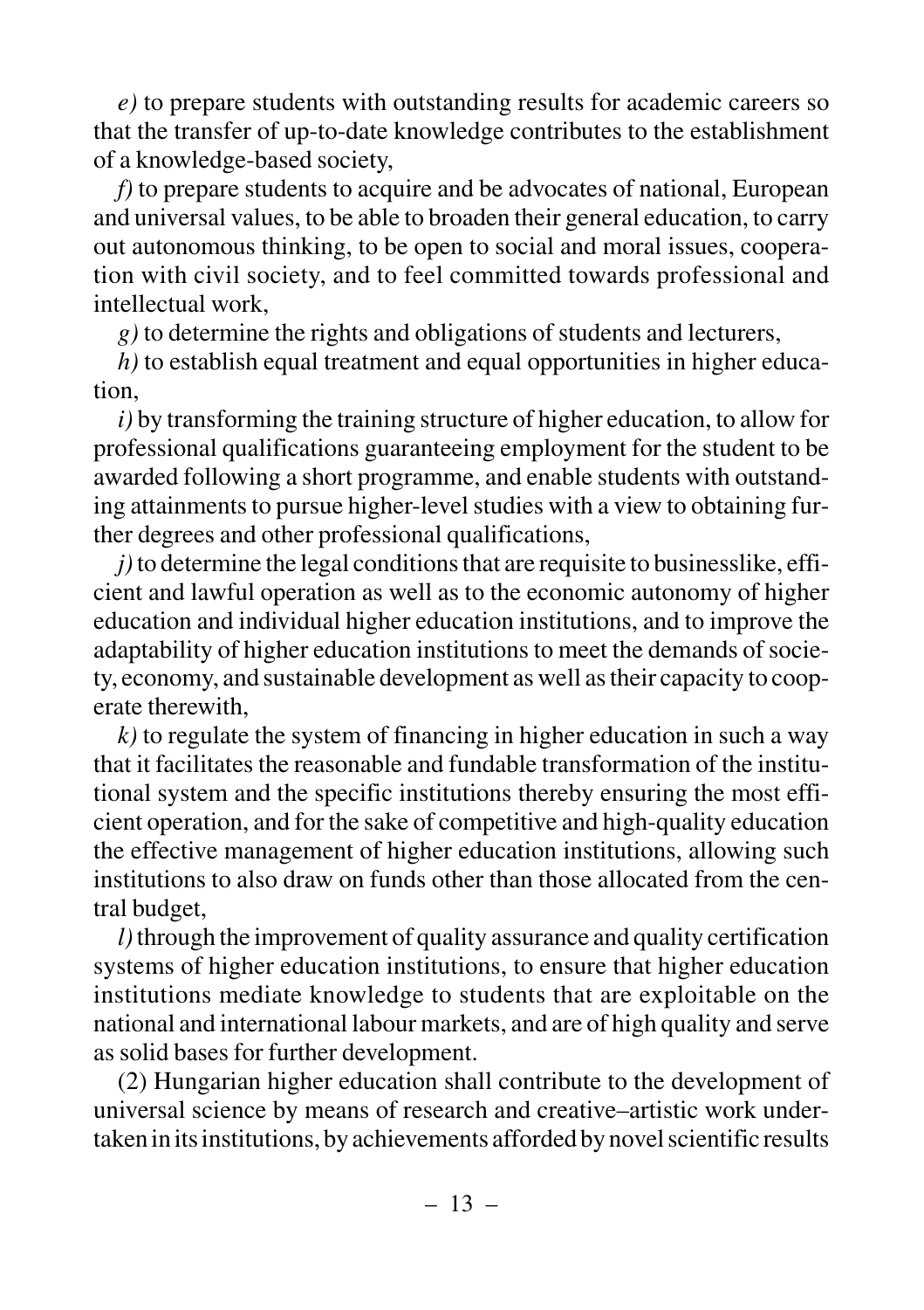*e)* to prepare students with outstanding results for academic careers so that the transfer of up-to-date knowledge contributes to the establishment of a knowledge-based society,

*f)* to prepare students to acquire and be advocates of national, European and universal values, to be able to broaden their general education, to carry out autonomous thinking, to be open to social and moral issues, cooperation with civil society, and to feel committed towards professional and intellectual work,

*g)* to determine the rights and obligations of students and lecturers,

*h)* to establish equal treatment and equal opportunities in higher education,

*i)* by transforming the training structure of higher education, to allow for professional qualifications guaranteeing employment for the student to be awarded following a short programme, and enable students with outstanding attainments to pursue higher-level studies with a view to obtaining further degrees and other professional qualifications,

*j)* to determine the legal conditions that are requisite to businesslike, efficient and lawful operation as well as to the economic autonomy of higher education and individual higher education institutions, and to improve the adaptability of higher education institutions to meet the demands of society, economy, and sustainable development as well as their capacity to cooperate therewith,

*k)* to regulate the system of financing in higher education in such a way that it facilitates the reasonable and fundable transformation of the institutional system and the specific institutions thereby ensuring the most efficient operation, and for the sake of competitive and high-quality education the effective management of higher education institutions, allowing such institutions to also draw on funds other than those allocated from the central budget,

*l)* through the improvement of quality assurance and quality certification systems of higher education institutions, to ensure that higher education institutions mediate knowledge to students that are exploitable on the national and international labour markets, and are of high quality and serve as solid bases for further development.

(2) Hungarian higher education shall contribute to the development of universal science by means of research and creative–artistic work undertaken in its institutions, by achievements afforded by novel scientific results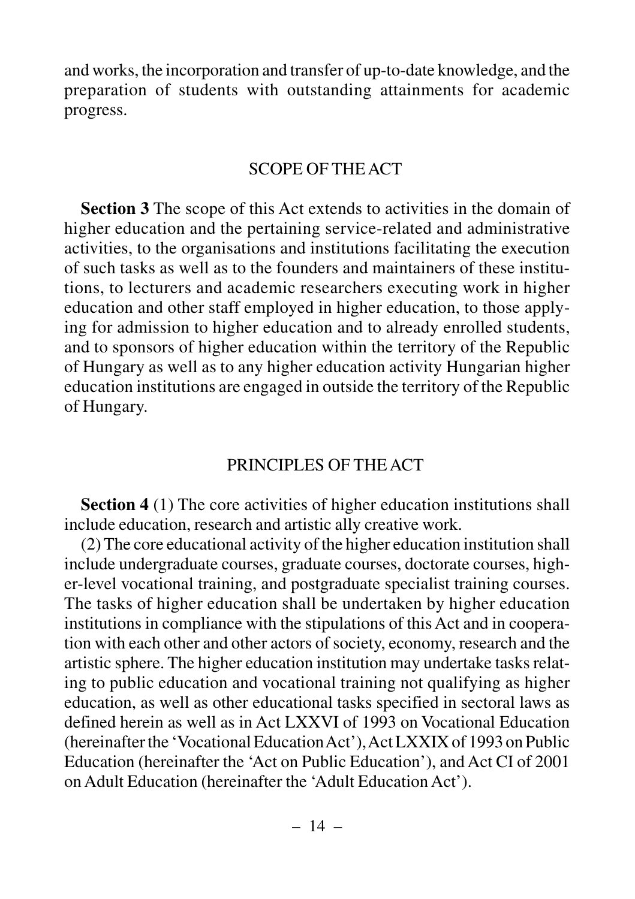and works, the incorporation and transfer of up-to-date knowledge, and the preparation of students with outstanding attainments for academic progress.

## SCOPE OF THE ACT

**Section 3** The scope of this Act extends to activities in the domain of higher education and the pertaining service-related and administrative activities, to the organisations and institutions facilitating the execution of such tasks as well as to the founders and maintainers of these institutions, to lecturers and academic researchers executing work in higher education and other staff employed in higher education, to those applying for admission to higher education and to already enrolled students, and to sponsors of higher education within the territory of the Republic of Hungary as well as to any higher education activity Hungarian higher education institutions are engaged in outside the territory of the Republic of Hungary.

## PRINCIPLES OF THE ACT

**Section 4** (1) The core activities of higher education institutions shall include education, research and artistic ally creative work.

(2) The core educational activity of the higher education institution shall include undergraduate courses, graduate courses, doctorate courses, higher-level vocational training, and postgraduate specialist training courses. The tasks of higher education shall be undertaken by higher education institutions in compliance with the stipulations of this Act and in cooperation with each other and other actors of society, economy, research and the artistic sphere. The higher education institution may undertake tasks relating to public education and vocational training not qualifying as higher education, as well as other educational tasks specified in sectoral laws as defined herein as well as in Act LXXVI of 1993 on Vocational Education (hereinafter the 'Vocational Education Act'), Act LXXIX of 1993 on Public Education (hereinafter the 'Act on Public Education'), and Act CI of 2001 on Adult Education (hereinafter the 'Adult Education Act').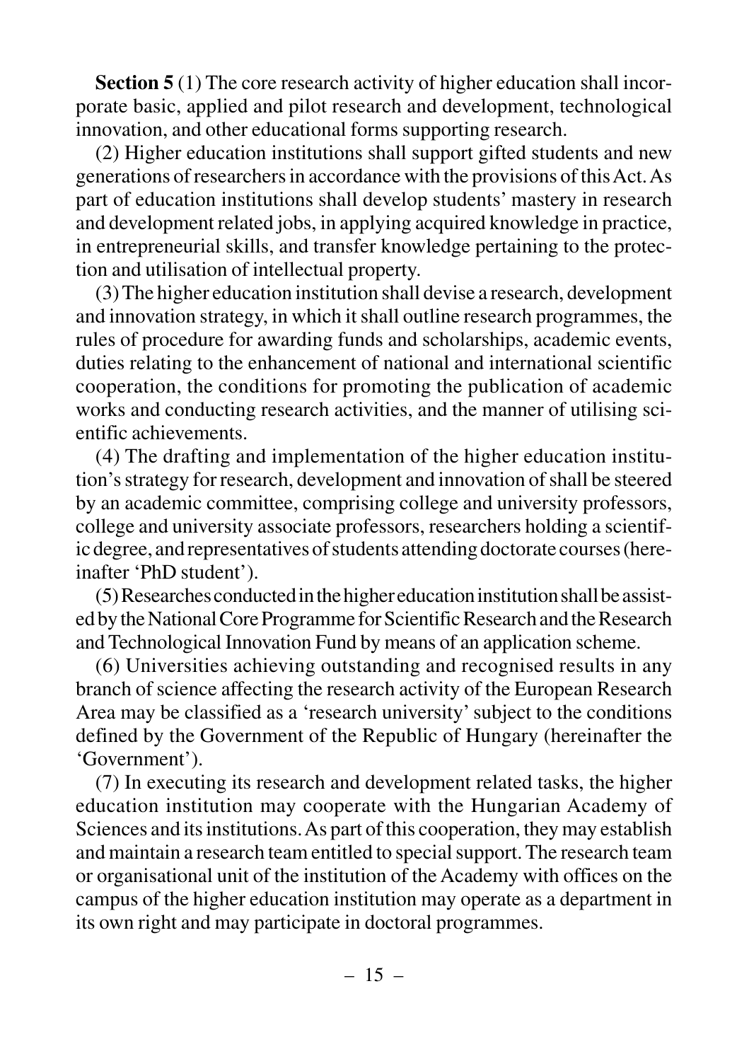**Section 5** (1) The core research activity of higher education shall incorporate basic, applied and pilot research and development, technological innovation, and other educational forms supporting research.

(2) Higher education institutions shall support gifted students and new generations of researchers in accordance with the provisions of this Act. As part of education institutions shall develop students' mastery in research and development related jobs, in applying acquired knowledge in practice, in entrepreneurial skills, and transfer knowledge pertaining to the protection and utilisation of intellectual property.

(3) The higher education institution shall devise a research, development and innovation strategy, in which it shall outline research programmes, the rules of procedure for awarding funds and scholarships, academic events, duties relating to the enhancement of national and international scientific cooperation, the conditions for promoting the publication of academic works and conducting research activities, and the manner of utilising scientific achievements.

(4) The drafting and implementation of the higher education institution's strategy for research, development and innovation of shall be steered by an academic committee, comprising college and university professors, college and university associate professors, researchers holding a scientific degree, and representatives of students attending doctorate courses (hereinafter 'PhD student').

(5) Researches conducted in the higher education institution shall be assisted by the National Core Programme for Scientific Research and the Research and Technological Innovation Fund by means of an application scheme.

(6) Universities achieving outstanding and recognised results in any branch of science affecting the research activity of the European Research Area may be classified as a 'research university' subject to the conditions defined by the Government of the Republic of Hungary (hereinafter the 'Government').

(7) In executing its research and development related tasks, the higher education institution may cooperate with the Hungarian Academy of Sciences and its institutions. As part of this cooperation, they may establish and maintain a research team entitled to special support. The research team or organisational unit of the institution of the Academy with offices on the campus of the higher education institution may operate as a department in its own right and may participate in doctoral programmes.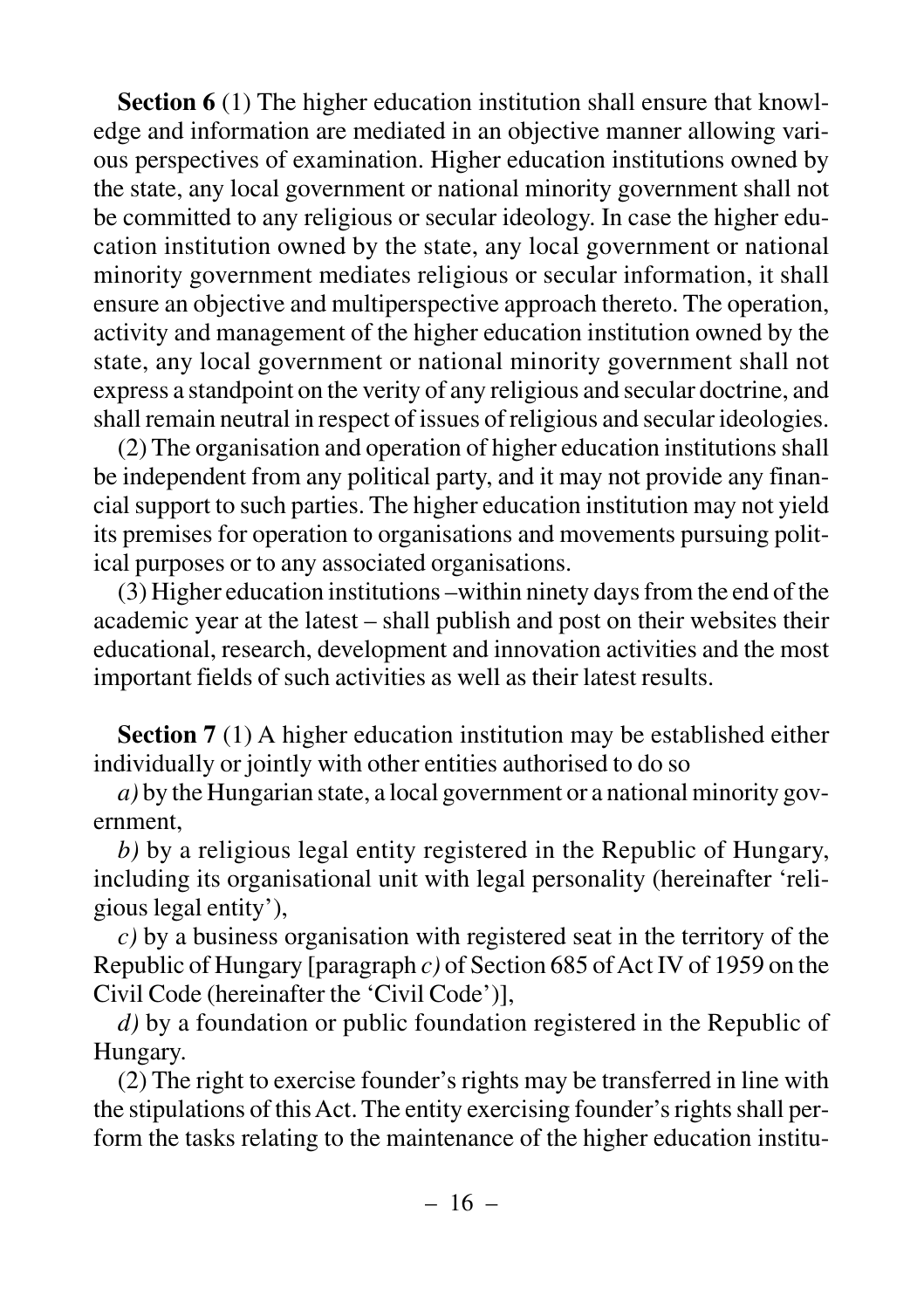**Section 6** (1) The higher education institution shall ensure that knowledge and information are mediated in an objective manner allowing various perspectives of examination. Higher education institutions owned by the state, any local government or national minority government shall not be committed to any religious or secular ideology. In case the higher education institution owned by the state, any local government or national minority government mediates religious or secular information, it shall ensure an objective and multiperspective approach thereto. The operation, activity and management of the higher education institution owned by the state, any local government or national minority government shall not express a standpoint on the verity of any religious and secular doctrine, and shall remain neutral in respect of issues of religious and secular ideologies.

(2) The organisation and operation of higher education institutions shall be independent from any political party, and it may not provide any financial support to such parties. The higher education institution may not yield its premises for operation to organisations and movements pursuing political purposes or to any associated organisations.

(3) Higher education institutions –within ninety days from the end of the academic year at the latest – shall publish and post on their websites their educational, research, development and innovation activities and the most important fields of such activities as well as their latest results.

**Section 7** (1) A higher education institution may be established either individually or jointly with other entities authorised to do so

*a)* by the Hungarian state, a local government or a national minority government,

*b)* by a religious legal entity registered in the Republic of Hungary, including its organisational unit with legal personality (hereinafter 'religious legal entity'),

*c)* by a business organisation with registered seat in the territory of the Republic of Hungary [paragraph *c)* of Section 685 of Act IV of 1959 on the Civil Code (hereinafter the 'Civil Code')],

*d)* by a foundation or public foundation registered in the Republic of Hungary.

(2) The right to exercise founder's rights may be transferred in line with the stipulations of this Act. The entity exercising founder's rights shall perform the tasks relating to the maintenance of the higher education institu-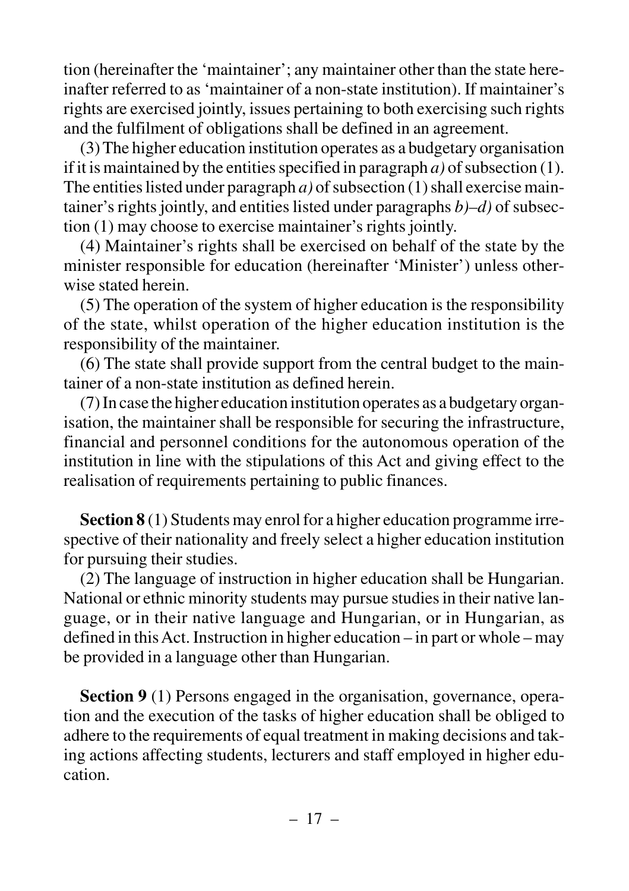tion (hereinafter the 'maintainer'; any maintainer other than the state hereinafter referred to as 'maintainer of a non-state institution). If maintainer's rights are exercised jointly, issues pertaining to both exercising such rights and the fulfilment of obligations shall be defined in an agreement.

(3) The higher education institution operates as a budgetary organisation if it is maintained by the entities specified in paragraph *a)* of subsection (1). The entities listed under paragraph *a)* of subsection (1) shall exercise maintainer's rights jointly, and entities listed under paragraphs *b)–d)* of subsection (1) may choose to exercise maintainer's rights jointly.

(4) Maintainer's rights shall be exercised on behalf of the state by the minister responsible for education (hereinafter 'Minister') unless otherwise stated herein.

(5) The operation of the system of higher education is the responsibility of the state, whilst operation of the higher education institution is the responsibility of the maintainer.

(6) The state shall provide support from the central budget to the maintainer of a non-state institution as defined herein.

(7) In case the higher education institution operates as a budgetary organisation, the maintainer shall be responsible for securing the infrastructure, financial and personnel conditions for the autonomous operation of the institution in line with the stipulations of this Act and giving effect to the realisation of requirements pertaining to public finances.

**Section 8** (1) Students may enrol for a higher education programme irrespective of their nationality and freely select a higher education institution for pursuing their studies.

(2) The language of instruction in higher education shall be Hungarian. National or ethnic minority students may pursue studies in their native language, or in their native language and Hungarian, or in Hungarian, as defined in this Act. Instruction in higher education – in part or whole – may be provided in a language other than Hungarian.

**Section 9** (1) Persons engaged in the organisation, governance, operation and the execution of the tasks of higher education shall be obliged to adhere to the requirements of equal treatment in making decisions and taking actions affecting students, lecturers and staff employed in higher education.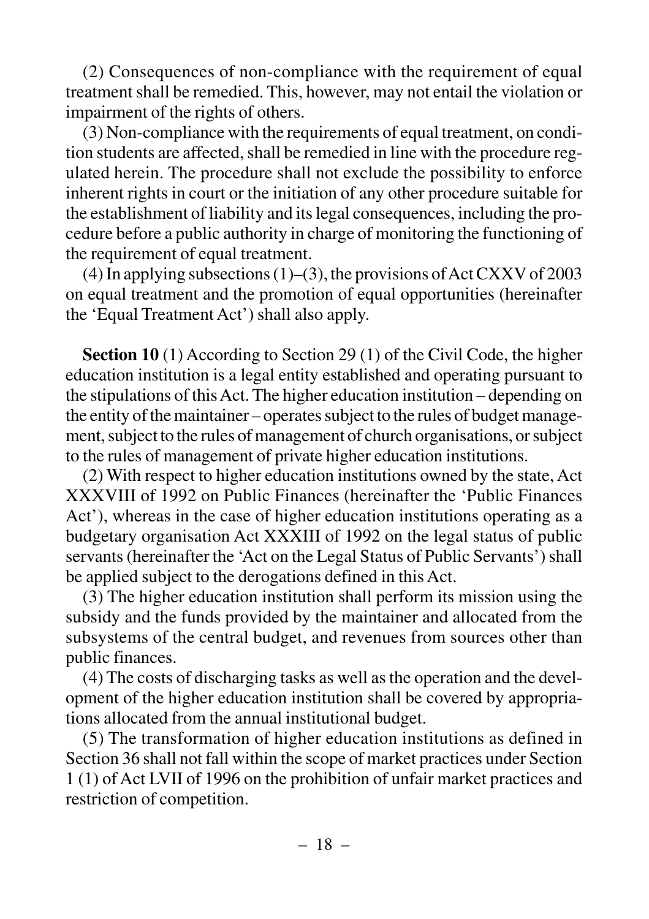(2) Consequences of non-compliance with the requirement of equal treatment shall be remedied. This, however, may not entail the violation or impairment of the rights of others.

(3) Non-compliance with the requirements of equal treatment, on condition students are affected, shall be remedied in line with the procedure regulated herein. The procedure shall not exclude the possibility to enforce inherent rights in court or the initiation of any other procedure suitable for the establishment of liability and its legal consequences, including the procedure before a public authority in charge of monitoring the functioning of the requirement of equal treatment.

(4) In applying subsections (1)–(3), the provisions of Act CXXV of 2003 on equal treatment and the promotion of equal opportunities (hereinafter the 'Equal Treatment Act') shall also apply.

**Section 10** (1) According to Section 29 (1) of the Civil Code, the higher education institution is a legal entity established and operating pursuant to the stipulations of this Act. The higher education institution – depending on the entity of the maintainer – operates subject to the rules of budget management, subject to the rules of management of church organisations, or subject to the rules of management of private higher education institutions.

(2) With respect to higher education institutions owned by the state, Act XXXVIII of 1992 on Public Finances (hereinafter the 'Public Finances Act'), whereas in the case of higher education institutions operating as a budgetary organisation Act XXXIII of 1992 on the legal status of public servants (hereinafter the 'Act on the Legal Status of Public Servants') shall be applied subject to the derogations defined in this Act.

(3) The higher education institution shall perform its mission using the subsidy and the funds provided by the maintainer and allocated from the subsystems of the central budget, and revenues from sources other than public finances.

(4) The costs of discharging tasks as well as the operation and the development of the higher education institution shall be covered by appropriations allocated from the annual institutional budget.

(5) The transformation of higher education institutions as defined in Section 36 shall not fall within the scope of market practices under Section 1 (1) of Act LVII of 1996 on the prohibition of unfair market practices and restriction of competition.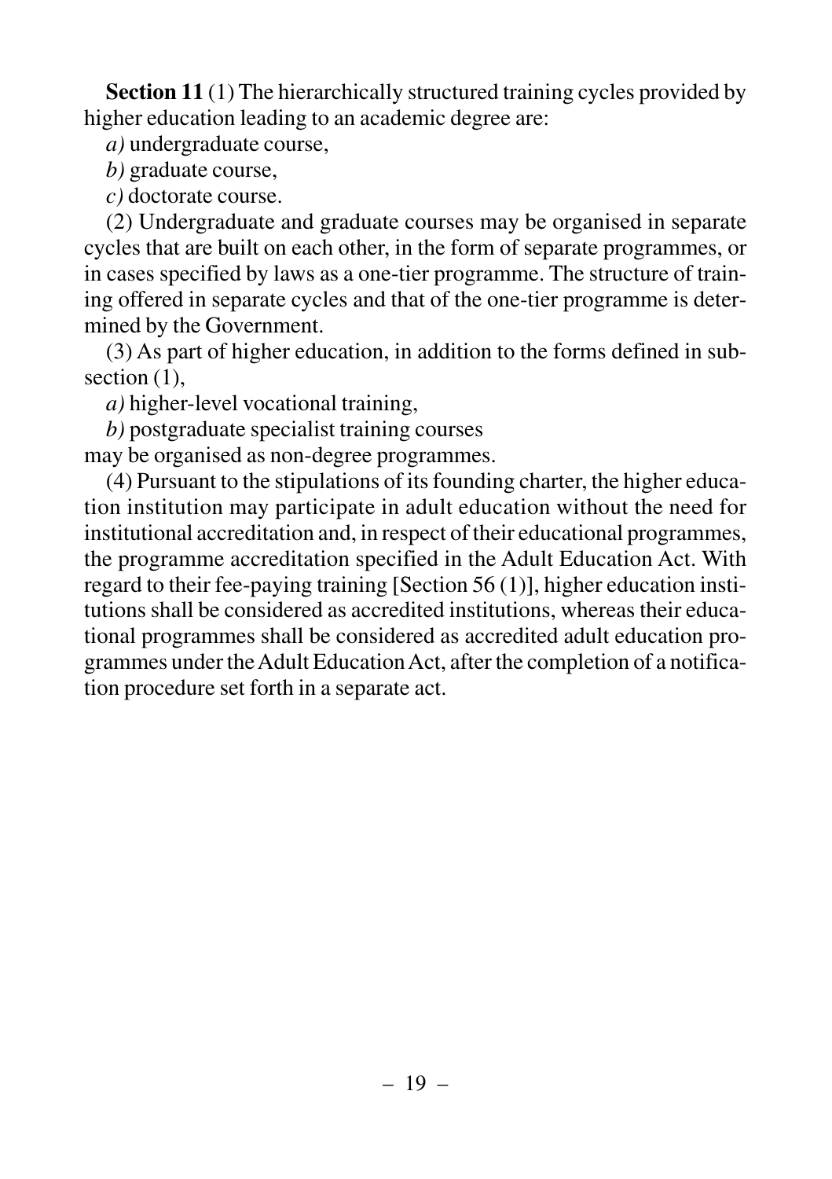**Section 11** (1) The hierarchically structured training cycles provided by higher education leading to an academic degree are:

*a)* undergraduate course,

*b)* graduate course,

*c)* doctorate course.

(2) Undergraduate and graduate courses may be organised in separate cycles that are built on each other, in the form of separate programmes, or in cases specified by laws as a one-tier programme. The structure of training offered in separate cycles and that of the one-tier programme is determined by the Government.

(3) As part of higher education, in addition to the forms defined in subsection (1),

*a)* higher-level vocational training,

*b)* postgraduate specialist training courses

may be organised as non-degree programmes.

(4) Pursuant to the stipulations of its founding charter, the higher education institution may participate in adult education without the need for institutional accreditation and, in respect of their educational programmes, the programme accreditation specified in the Adult Education Act. With regard to their fee-paying training [Section 56 (1)], higher education institutions shall be considered as accredited institutions, whereas their educational programmes shall be considered as accredited adult education programmes under the Adult Education Act, after the completion of a notification procedure set forth in a separate act.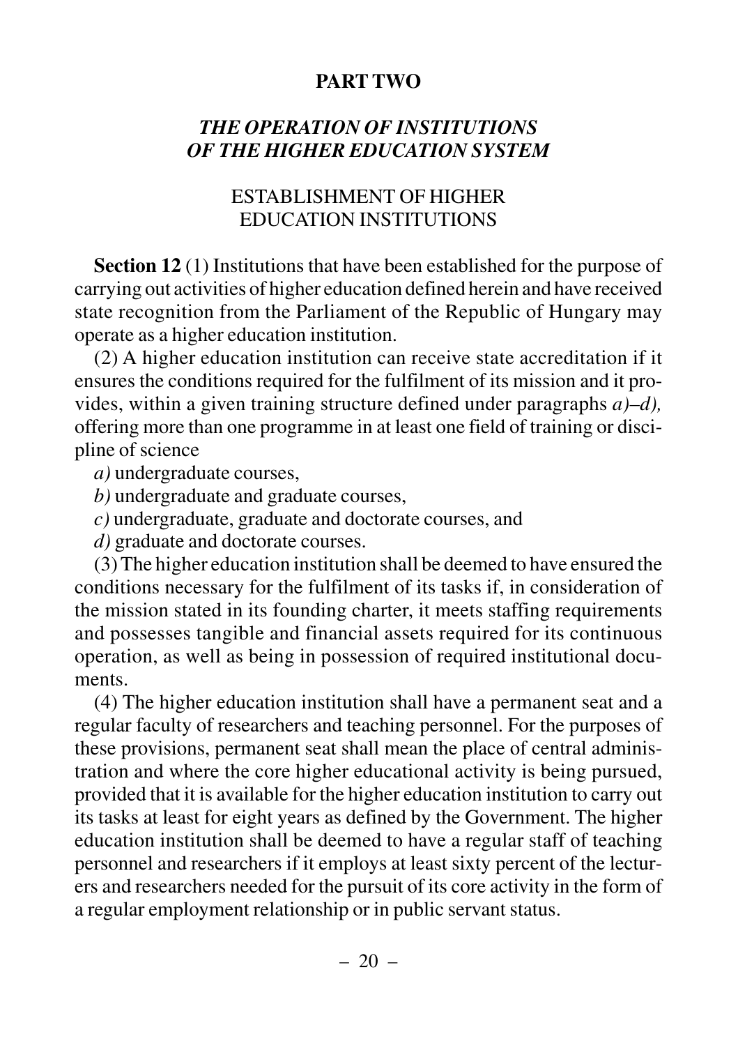# PART TWO

## *THE OPERATION OF INSTITUTIONS OF THE HIGHER EDUCATION SYSTEM*

### ESTABLISHMENT OF HIGHER EDUCATION INSTITUTIONS

**Section 12** (1) Institutions that have been established for the purpose of carrying out activities of higher education defined herein and have received state recognition from the Parliament of the Republic of Hungary may operate as a higher education institution.

(2) A higher education institution can receive state accreditation if it ensures the conditions required for the fulfilment of its mission and it provides, within a given training structure defined under paragraphs *a)–d),* offering more than one programme in at least one field of training or discipline of science

*a)* undergraduate courses,

*b)* undergraduate and graduate courses,

*c)* undergraduate, graduate and doctorate courses, and

*d)* graduate and doctorate courses.

(3) The higher education institution shall be deemed to have ensured the conditions necessary for the fulfilment of its tasks if, in consideration of the mission stated in its founding charter, it meets staffing requirements and possesses tangible and financial assets required for its continuous operation, as well as being in possession of required institutional documents.

(4) The higher education institution shall have a permanent seat and a regular faculty of researchers and teaching personnel. For the purposes of these provisions, permanent seat shall mean the place of central administration and where the core higher educational activity is being pursued, provided that it is available for the higher education institution to carry out its tasks at least for eight years as defined by the Government. The higher education institution shall be deemed to have a regular staff of teaching personnel and researchers if it employs at least sixty percent of the lecturers and researchers needed for the pursuit of its core activity in the form of a regular employment relationship or in public servant status.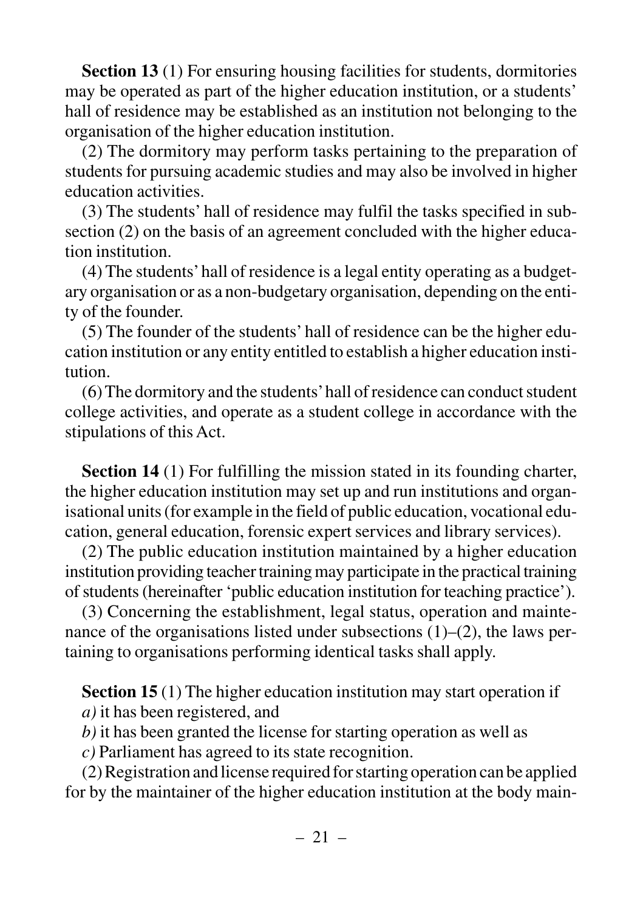**Section 13** (1) For ensuring housing facilities for students, dormitories may be operated as part of the higher education institution, or a students' hall of residence may be established as an institution not belonging to the organisation of the higher education institution.

(2) The dormitory may perform tasks pertaining to the preparation of students for pursuing academic studies and may also be involved in higher education activities.

(3) The students' hall of residence may fulfil the tasks specified in subsection (2) on the basis of an agreement concluded with the higher education institution.

(4) The students' hall of residence is a legal entity operating as a budgetary organisation or as a non-budgetary organisation, depending on the entity of the founder.

(5) The founder of the students' hall of residence can be the higher education institution or any entity entitled to establish a higher education institution.

(6) The dormitory and the students' hall of residence can conduct student college activities, and operate as a student college in accordance with the stipulations of this Act.

**Section 14** (1) For fulfilling the mission stated in its founding charter, the higher education institution may set up and run institutions and organisational units (for example in the field of public education, vocational education, general education, forensic expert services and library services).

(2) The public education institution maintained by a higher education institution providing teacher training may participate in the practical training of students (hereinafter 'public education institution for teaching practice').

(3) Concerning the establishment, legal status, operation and maintenance of the organisations listed under subsections (1)–(2), the laws pertaining to organisations performing identical tasks shall apply.

**Section 15** (1) The higher education institution may start operation if

*a)* it has been registered, and

*b)* it has been granted the license for starting operation as well as

*c)* Parliament has agreed to its state recognition.

(2) Registration and license required for starting operation can be applied for by the maintainer of the higher education institution at the body main-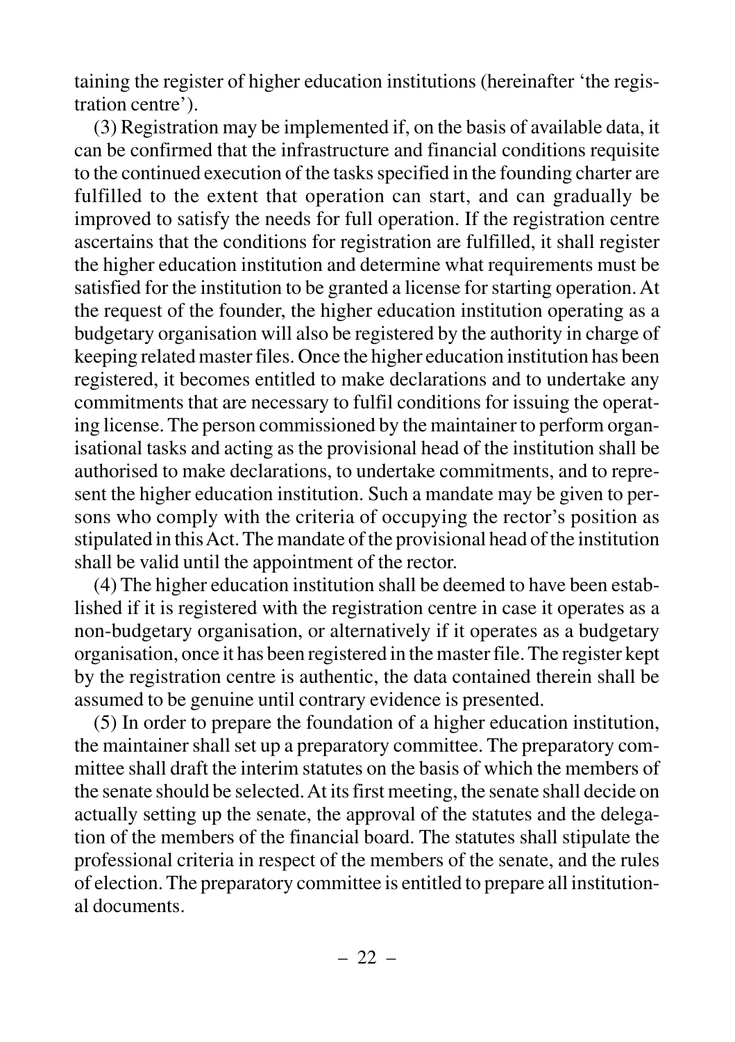taining the register of higher education institutions (hereinafter 'the registration centre').

(3) Registration may be implemented if, on the basis of available data, it can be confirmed that the infrastructure and financial conditions requisite to the continued execution of the tasks specified in the founding charter are fulfilled to the extent that operation can start, and can gradually be improved to satisfy the needs for full operation. If the registration centre ascertains that the conditions for registration are fulfilled, it shall register the higher education institution and determine what requirements must be satisfied for the institution to be granted a license for starting operation. At the request of the founder, the higher education institution operating as a budgetary organisation will also be registered by the authority in charge of keeping related master files. Once the higher education institution has been registered, it becomes entitled to make declarations and to undertake any commitments that are necessary to fulfil conditions for issuing the operating license. The person commissioned by the maintainer to perform organisational tasks and acting as the provisional head of the institution shall be authorised to make declarations, to undertake commitments, and to represent the higher education institution. Such a mandate may be given to persons who comply with the criteria of occupying the rector's position as stipulated in this Act. The mandate of the provisional head of the institution shall be valid until the appointment of the rector.

(4) The higher education institution shall be deemed to have been established if it is registered with the registration centre in case it operates as a non-budgetary organisation, or alternatively if it operates as a budgetary organisation, once it has been registered in the master file. The register kept by the registration centre is authentic, the data contained therein shall be assumed to be genuine until contrary evidence is presented.

(5) In order to prepare the foundation of a higher education institution, the maintainer shall set up a preparatory committee. The preparatory committee shall draft the interim statutes on the basis of which the members of the senate should be selected. At its first meeting, the senate shall decide on actually setting up the senate, the approval of the statutes and the delegation of the members of the financial board. The statutes shall stipulate the professional criteria in respect of the members of the senate, and the rules of election. The preparatory committee is entitled to prepare all institutional documents.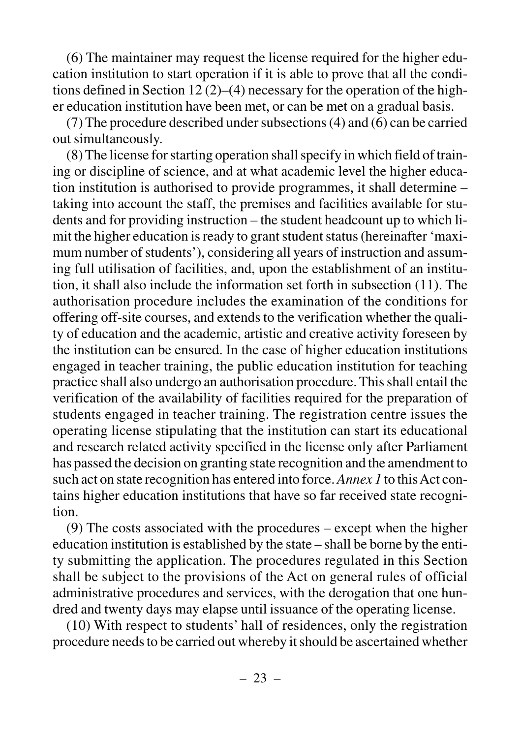(6) The maintainer may request the license required for the higher education institution to start operation if it is able to prove that all the conditions defined in Section 12 (2)–(4) necessary for the operation of the higher education institution have been met, or can be met on a gradual basis.

(7) The procedure described under subsections (4) and (6) can be carried out simultaneously.

(8) The license for starting operation shall specify in which field of training or discipline of science, and at what academic level the higher education institution is authorised to provide programmes, it shall determine – taking into account the staff, the premises and facilities available for students and for providing instruction – the student headcount up to which limit the higher education is ready to grant student status (hereinafter 'maximum number of students'), considering all years of instruction and assuming full utilisation of facilities, and, upon the establishment of an institution, it shall also include the information set forth in subsection (11). The authorisation procedure includes the examination of the conditions for offering off-site courses, and extends to the verification whether the quality of education and the academic, artistic and creative activity foreseen by the institution can be ensured. In the case of higher education institutions engaged in teacher training, the public education institution for teaching practice shall also undergo an authorisation procedure. This shall entail the verification of the availability of facilities required for the preparation of students engaged in teacher training. The registration centre issues the operating license stipulating that the institution can start its educational and research related activity specified in the license only after Parliament has passed the decision on granting state recognition and the amendment to such act on state recognition has entered into force. *Annex 1* to this Act contains higher education institutions that have so far received state recognition.

(9) The costs associated with the procedures – except when the higher education institution is established by the state – shall be borne by the entity submitting the application. The procedures regulated in this Section shall be subject to the provisions of the Act on general rules of official administrative procedures and services, with the derogation that one hundred and twenty days may elapse until issuance of the operating license.

(10) With respect to students' hall of residences, only the registration procedure needs to be carried out whereby it should be ascertained whether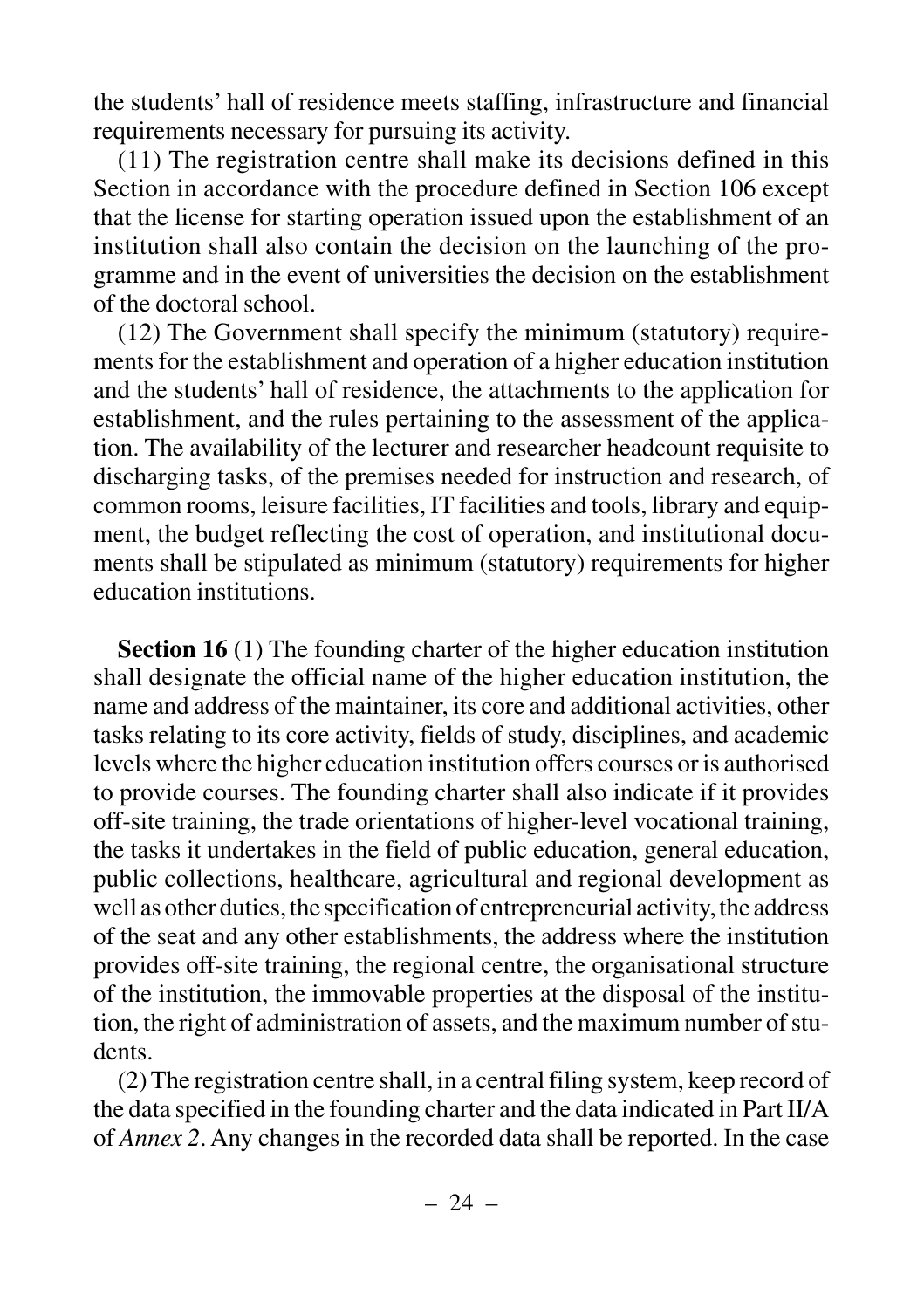the students' hall of residence meets staffing, infrastructure and financial requirements necessary for pursuing its activity.

(11) The registration centre shall make its decisions defined in this Section in accordance with the procedure defined in Section 106 except that the license for starting operation issued upon the establishment of an institution shall also contain the decision on the launching of the programme and in the event of universities the decision on the establishment of the doctoral school.

(12) The Government shall specify the minimum (statutory) requirements for the establishment and operation of a higher education institution and the students' hall of residence, the attachments to the application for establishment, and the rules pertaining to the assessment of the application. The availability of the lecturer and researcher headcount requisite to discharging tasks, of the premises needed for instruction and research, of common rooms, leisure facilities, IT facilities and tools, library and equipment, the budget reflecting the cost of operation, and institutional documents shall be stipulated as minimum (statutory) requirements for higher education institutions.

**Section 16** (1) The founding charter of the higher education institution shall designate the official name of the higher education institution, the name and address of the maintainer, its core and additional activities, other tasks relating to its core activity, fields of study, disciplines, and academic levels where the higher education institution offers courses or is authorised to provide courses. The founding charter shall also indicate if it provides off-site training, the trade orientations of higher-level vocational training, the tasks it undertakes in the field of public education, general education, public collections, healthcare, agricultural and regional development as well as other duties, the specification of entrepreneurial activity, the address of the seat and any other establishments, the address where the institution provides off-site training, the regional centre, the organisational structure of the institution, the immovable properties at the disposal of the institution, the right of administration of assets, and the maximum number of students.

(2) The registration centre shall, in a central filing system, keep record of the data specified in the founding charter and the data indicated in Part II/A of *Annex 2*. Any changes in the recorded data shall be reported. In the case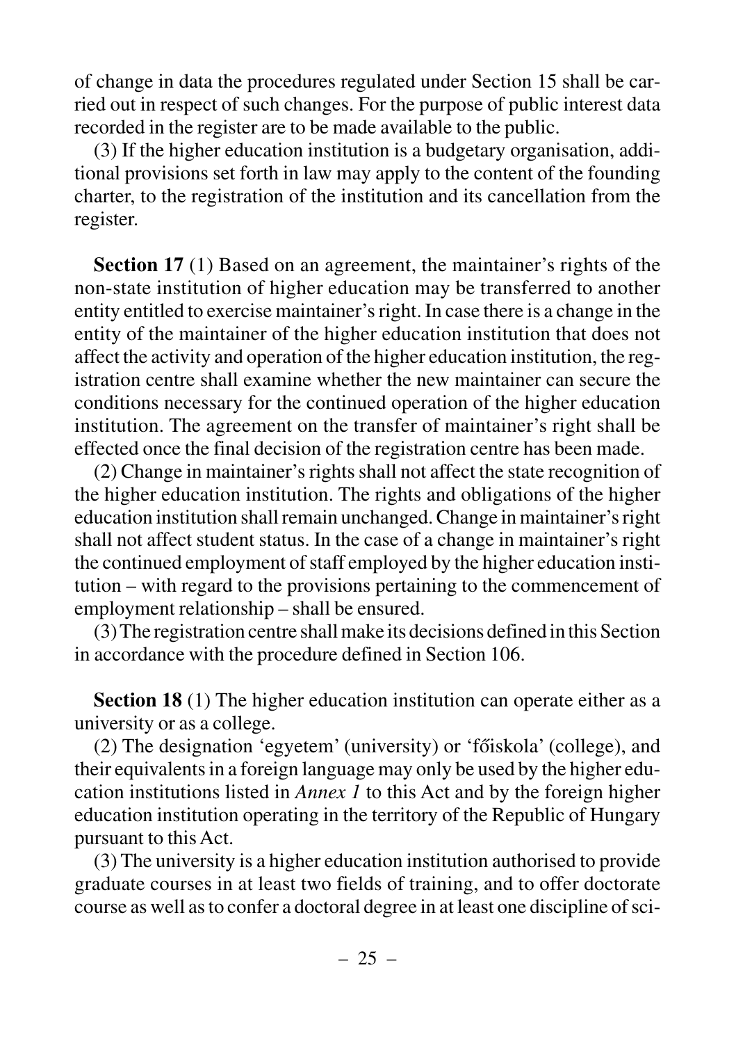of change in data the procedures regulated under Section 15 shall be carried out in respect of such changes. For the purpose of public interest data recorded in the register are to be made available to the public.

(3) If the higher education institution is a budgetary organisation, additional provisions set forth in law may apply to the content of the founding charter, to the registration of the institution and its cancellation from the register.

**Section 17** (1) Based on an agreement, the maintainer's rights of the non-state institution of higher education may be transferred to another entity entitled to exercise maintainer's right. In case there is a change in the entity of the maintainer of the higher education institution that does not affect the activity and operation of the higher education institution, the registration centre shall examine whether the new maintainer can secure the conditions necessary for the continued operation of the higher education institution. The agreement on the transfer of maintainer's right shall be effected once the final decision of the registration centre has been made.

(2) Change in maintainer's rights shall not affect the state recognition of the higher education institution. The rights and obligations of the higher education institution shall remain unchanged. Change in maintainer's right shall not affect student status. In the case of a change in maintainer's right the continued employment of staff employed by the higher education institution – with regard to the provisions pertaining to the commencement of employment relationship – shall be ensured.

(3) The registration centre shall make its decisions defined in this Section in accordance with the procedure defined in Section 106.

**Section 18** (1) The higher education institution can operate either as a university or as a college.

(2) The designation 'egyetem' (university) or 'főiskola' (college), and their equivalents in a foreign language may only be used by the higher education institutions listed in *Annex 1* to this Act and by the foreign higher education institution operating in the territory of the Republic of Hungary pursuant to this Act.

(3) The university is a higher education institution authorised to provide graduate courses in at least two fields of training, and to offer doctorate course as well as to confer a doctoral degree in at least one discipline of sci-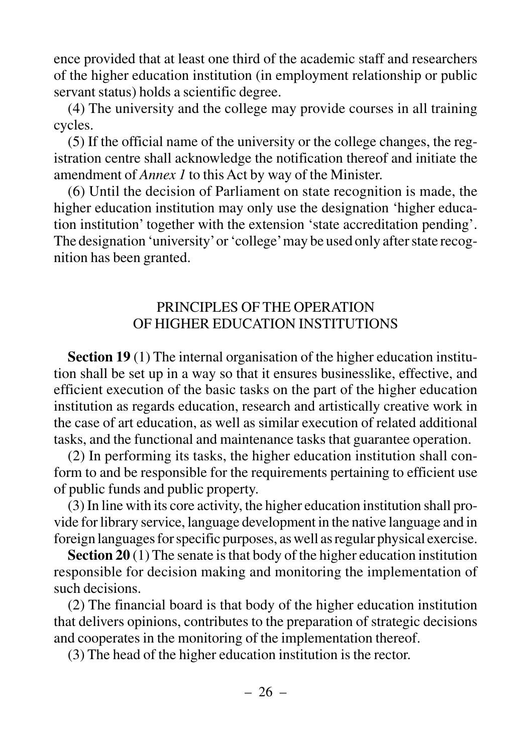ence provided that at least one third of the academic staff and researchers of the higher education institution (in employment relationship or public servant status) holds a scientific degree.

(4) The university and the college may provide courses in all training cycles.

(5) If the official name of the university or the college changes, the registration centre shall acknowledge the notification thereof and initiate the amendment of *Annex 1* to this Act by way of the Minister.

(6) Until the decision of Parliament on state recognition is made, the higher education institution may only use the designation 'higher education institution' together with the extension 'state accreditation pending'. The designation 'university' or 'college' may be used only after state recognition has been granted.

## PRINCIPLES OF THE OPERATION OF HIGHER EDUCATION INSTITUTIONS

**Section 19** (1) The internal organisation of the higher education institution shall be set up in a way so that it ensures businesslike, effective, and efficient execution of the basic tasks on the part of the higher education institution as regards education, research and artistically creative work in the case of art education, as well as similar execution of related additional tasks, and the functional and maintenance tasks that guarantee operation.

(2) In performing its tasks, the higher education institution shall conform to and be responsible for the requirements pertaining to efficient use of public funds and public property.

(3) In line with its core activity, the higher education institution shall provide for library service, language development in the native language and in foreign languages for specific purposes, as well as regular physical exercise.

**Section 20** (1) The senate is that body of the higher education institution responsible for decision making and monitoring the implementation of such decisions.

(2) The financial board is that body of the higher education institution that delivers opinions, contributes to the preparation of strategic decisions and cooperates in the monitoring of the implementation thereof.

(3) The head of the higher education institution is the rector.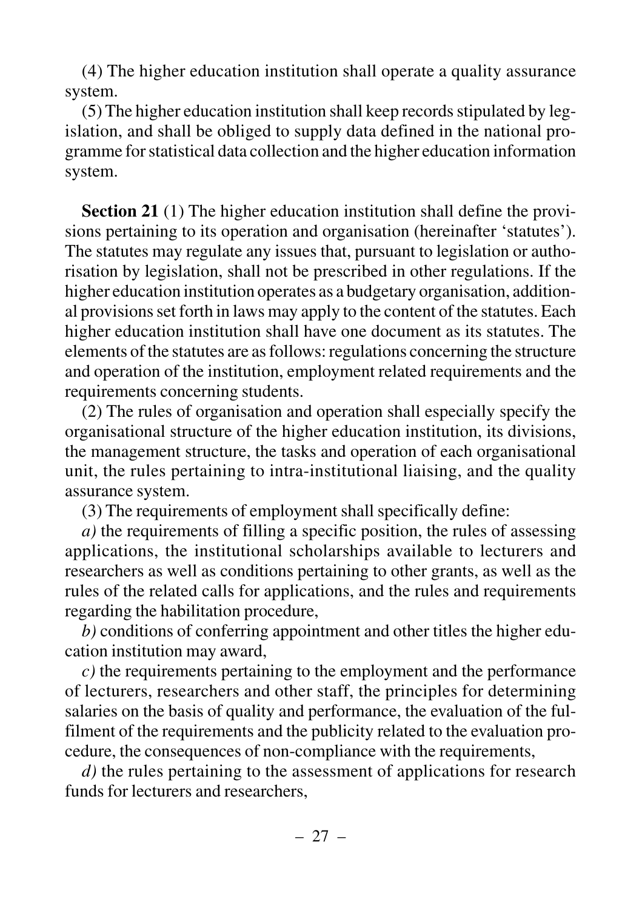(4) The higher education institution shall operate a quality assurance system.

(5) The higher education institution shall keep records stipulated by legislation, and shall be obliged to supply data defined in the national programme for statistical data collection and the higher education information system.

**Section 21** (1) The higher education institution shall define the provisions pertaining to its operation and organisation (hereinafter 'statutes'). The statutes may regulate any issues that, pursuant to legislation or authorisation by legislation, shall not be prescribed in other regulations. If the higher education institution operates as a budgetary organisation, additional provisions set forth in laws may apply to the content of the statutes. Each higher education institution shall have one document as its statutes. The elements of the statutes are as follows: regulations concerning the structure and operation of the institution, employment related requirements and the requirements concerning students.

(2) The rules of organisation and operation shall especially specify the organisational structure of the higher education institution, its divisions, the management structure, the tasks and operation of each organisational unit, the rules pertaining to intra-institutional liaising, and the quality assurance system.

(3) The requirements of employment shall specifically define:

*a)* the requirements of filling a specific position, the rules of assessing applications, the institutional scholarships available to lecturers and researchers as well as conditions pertaining to other grants, as well as the rules of the related calls for applications, and the rules and requirements regarding the habilitation procedure,

*b)* conditions of conferring appointment and other titles the higher education institution may award,

*c)* the requirements pertaining to the employment and the performance of lecturers, researchers and other staff, the principles for determining salaries on the basis of quality and performance, the evaluation of the fulfilment of the requirements and the publicity related to the evaluation procedure, the consequences of non-compliance with the requirements,

*d)* the rules pertaining to the assessment of applications for research funds for lecturers and researchers,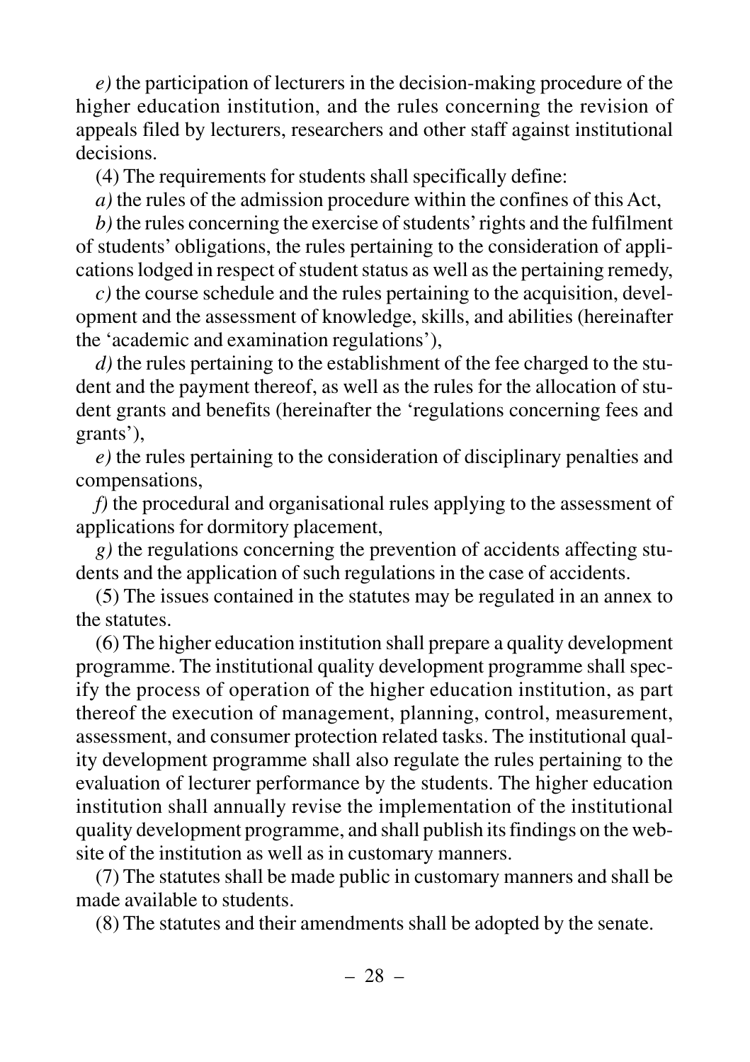*e)* the participation of lecturers in the decision-making procedure of the higher education institution, and the rules concerning the revision of appeals filed by lecturers, researchers and other staff against institutional decisions.

(4) The requirements for students shall specifically define:

*a)* the rules of the admission procedure within the confines of this Act,

*b)* the rules concerning the exercise of students' rights and the fulfilment of students' obligations, the rules pertaining to the consideration of applications lodged in respect of student status as well as the pertaining remedy,

*c)* the course schedule and the rules pertaining to the acquisition, development and the assessment of knowledge, skills, and abilities (hereinafter the 'academic and examination regulations'),

*d)* the rules pertaining to the establishment of the fee charged to the student and the payment thereof, as well as the rules for the allocation of student grants and benefits (hereinafter the 'regulations concerning fees and grants'),

*e)* the rules pertaining to the consideration of disciplinary penalties and compensations,

*f)* the procedural and organisational rules applying to the assessment of applications for dormitory placement,

*g)* the regulations concerning the prevention of accidents affecting students and the application of such regulations in the case of accidents.

(5) The issues contained in the statutes may be regulated in an annex to the statutes.

(6) The higher education institution shall prepare a quality development programme. The institutional quality development programme shall specify the process of operation of the higher education institution, as part thereof the execution of management, planning, control, measurement, assessment, and consumer protection related tasks. The institutional quality development programme shall also regulate the rules pertaining to the evaluation of lecturer performance by the students. The higher education institution shall annually revise the implementation of the institutional quality development programme, and shall publish its findings on the website of the institution as well as in customary manners.

(7) The statutes shall be made public in customary manners and shall be made available to students.

(8) The statutes and their amendments shall be adopted by the senate.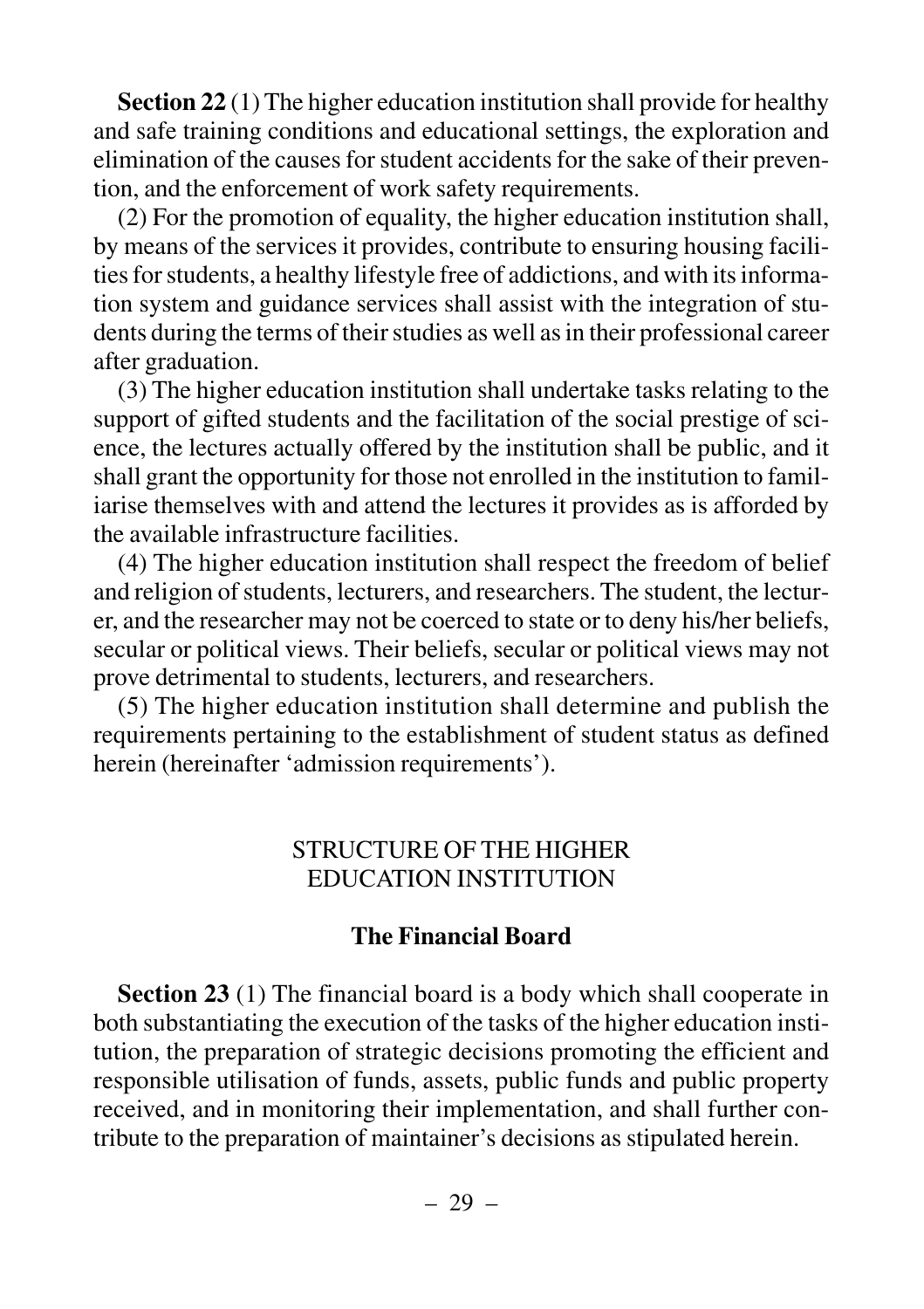**Section 22** (1) The higher education institution shall provide for healthy and safe training conditions and educational settings, the exploration and elimination of the causes for student accidents for the sake of their prevention, and the enforcement of work safety requirements.

(2) For the promotion of equality, the higher education institution shall, by means of the services it provides, contribute to ensuring housing facilities for students, a healthy lifestyle free of addictions, and with its information system and guidance services shall assist with the integration of students during the terms of their studies as well as in their professional career after graduation.

(3) The higher education institution shall undertake tasks relating to the support of gifted students and the facilitation of the social prestige of science, the lectures actually offered by the institution shall be public, and it shall grant the opportunity for those not enrolled in the institution to familiarise themselves with and attend the lectures it provides as is afforded by the available infrastructure facilities.

(4) The higher education institution shall respect the freedom of belief and religion of students, lecturers, and researchers. The student, the lecturer, and the researcher may not be coerced to state or to deny his/her beliefs, secular or political views. Their beliefs, secular or political views may not prove detrimental to students, lecturers, and researchers.

(5) The higher education institution shall determine and publish the requirements pertaining to the establishment of student status as defined herein (hereinafter 'admission requirements').

## STRUCTURE OF THE HIGHER EDUCATION INSTITUTION

### The Financial Board

**Section 23** (1) The financial board is a body which shall cooperate in both substantiating the execution of the tasks of the higher education institution, the preparation of strategic decisions promoting the efficient and responsible utilisation of funds, assets, public funds and public property received, and in monitoring their implementation, and shall further contribute to the preparation of maintainer's decisions as stipulated herein.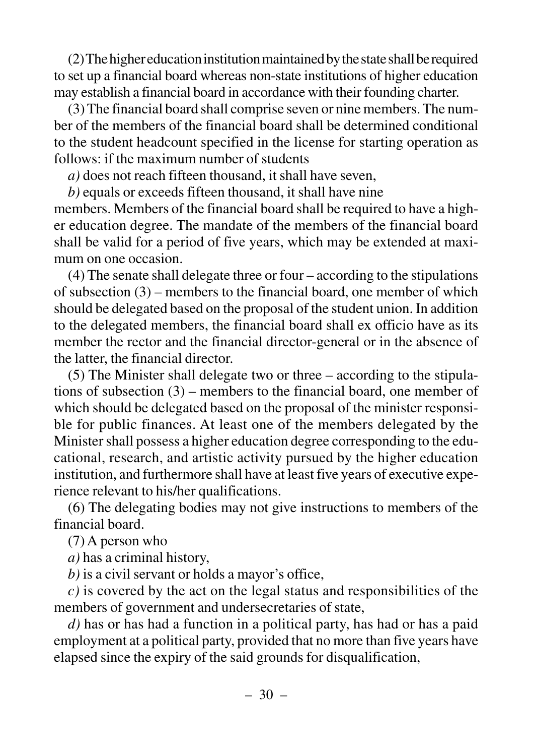(2) The higher education institution maintained by the state shall be required to set up a financial board whereas non-state institutions of higher education may establish a financial board in accordance with their founding charter.

(3) The financial board shall comprise seven or nine members. The number of the members of the financial board shall be determined conditional to the student headcount specified in the license for starting operation as follows: if the maximum number of students

*a)* does not reach fifteen thousand, it shall have seven,

*b)* equals or exceeds fifteen thousand, it shall have nine

members. Members of the financial board shall be required to have a higher education degree. The mandate of the members of the financial board shall be valid for a period of five years, which may be extended at maximum on one occasion.

(4) The senate shall delegate three or four – according to the stipulations of subsection (3) – members to the financial board, one member of which should be delegated based on the proposal of the student union. In addition to the delegated members, the financial board shall ex officio have as its member the rector and the financial director-general or in the absence of the latter, the financial director.

(5) The Minister shall delegate two or three – according to the stipulations of subsection (3) – members to the financial board, one member of which should be delegated based on the proposal of the minister responsible for public finances. At least one of the members delegated by the Minister shall possess a higher education degree corresponding to the educational, research, and artistic activity pursued by the higher education institution, and furthermore shall have at least five years of executive experience relevant to his/her qualifications.

(6) The delegating bodies may not give instructions to members of the financial board.

(7) A person who

*a)* has a criminal history,

*b)* is a civil servant or holds a mayor's office,

*c)* is covered by the act on the legal status and responsibilities of the members of government and undersecretaries of state,

*d)* has or has had a function in a political party, has had or has a paid employment at a political party, provided that no more than five years have elapsed since the expiry of the said grounds for disqualification,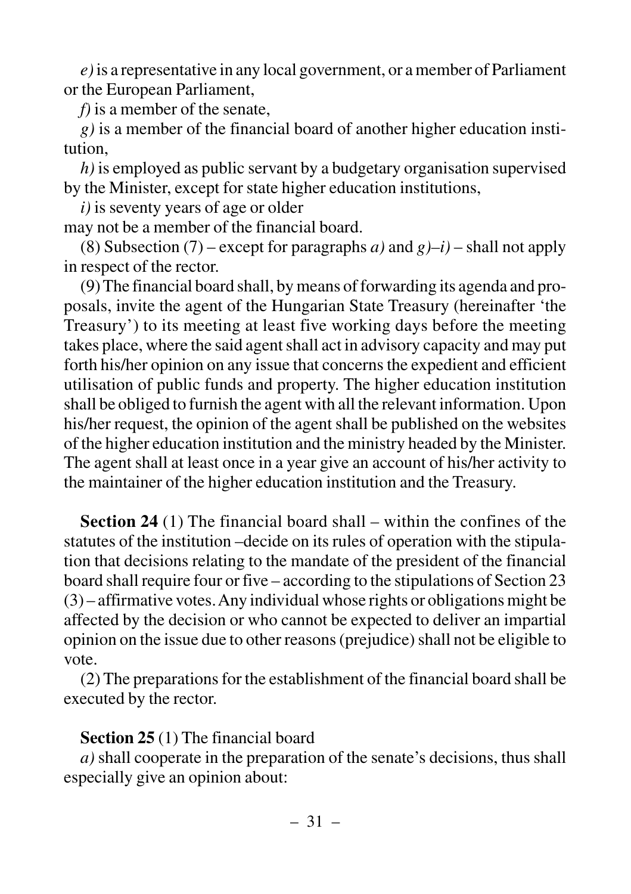*e)* is a representative in any local government, or a member of Parliament or the European Parliament,

*f)* is a member of the senate,

*g)* is a member of the financial board of another higher education institution,

*h)* is employed as public servant by a budgetary organisation supervised by the Minister, except for state higher education institutions,

*i)* is seventy years of age or older

may not be a member of the financial board.

(8) Subsection (7) – except for paragraphs *a)* and *g)*–*i)* – shall not apply in respect of the rector.

(9) The financial board shall, by means of forwarding its agenda and proposals, invite the agent of the Hungarian State Treasury (hereinafter 'the Treasury') to its meeting at least five working days before the meeting takes place, where the said agent shall act in advisory capacity and may put forth his/her opinion on any issue that concerns the expedient and efficient utilisation of public funds and property. The higher education institution shall be obliged to furnish the agent with all the relevant information. Upon his/her request, the opinion of the agent shall be published on the websites of the higher education institution and the ministry headed by the Minister. The agent shall at least once in a year give an account of his/her activity to the maintainer of the higher education institution and the Treasury.

**Section 24** (1) The financial board shall – within the confines of the statutes of the institution –decide on its rules of operation with the stipulation that decisions relating to the mandate of the president of the financial board shall require four or five – according to the stipulations of Section 23 (3) – affirmative votes. Any individual whose rights or obligations might be affected by the decision or who cannot be expected to deliver an impartial opinion on the issue due to other reasons (prejudice) shall not be eligible to vote.

(2) The preparations for the establishment of the financial board shall be executed by the rector.

**Section 25** (1) The financial board

*a)* shall cooperate in the preparation of the senate's decisions, thus shall especially give an opinion about: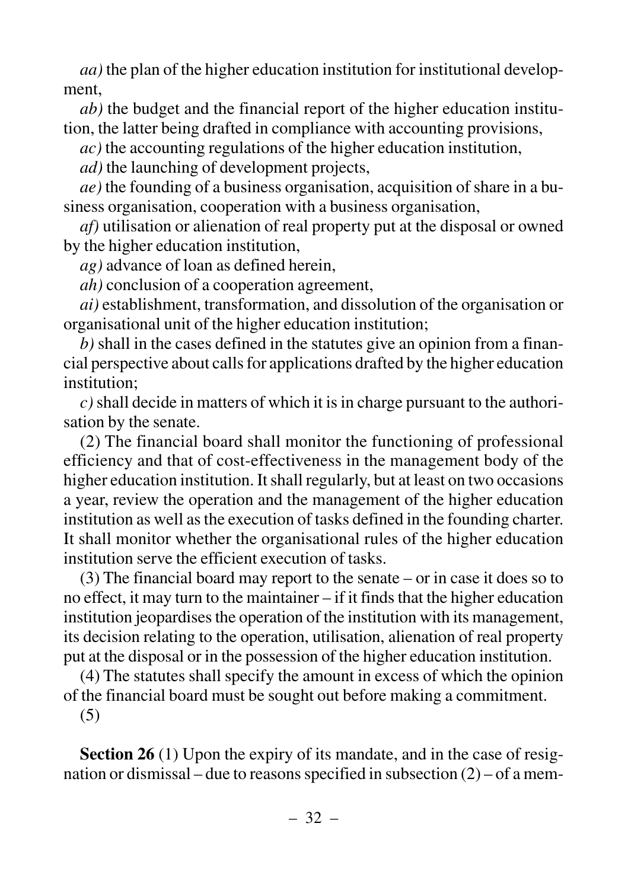*aa)* the plan of the higher education institution for institutional development,

*ab)* the budget and the financial report of the higher education institution, the latter being drafted in compliance with accounting provisions,

*ac)* the accounting regulations of the higher education institution,

*ad)* the launching of development projects,

*ae)* the founding of a business organisation, acquisition of share in a business organisation, cooperation with a business organisation,

*af)* utilisation or alienation of real property put at the disposal or owned by the higher education institution,

*ag)* advance of loan as defined herein,

*ah)* conclusion of a cooperation agreement,

*ai)* establishment, transformation, and dissolution of the organisation or organisational unit of the higher education institution;

*b)* shall in the cases defined in the statutes give an opinion from a financial perspective about calls for applications drafted by the higher education institution;

*c)* shall decide in matters of which it is in charge pursuant to the authorisation by the senate.

(2) The financial board shall monitor the functioning of professional efficiency and that of cost-effectiveness in the management body of the higher education institution. It shall regularly, but at least on two occasions a year, review the operation and the management of the higher education institution as well as the execution of tasks defined in the founding charter. It shall monitor whether the organisational rules of the higher education institution serve the efficient execution of tasks.

(3) The financial board may report to the senate – or in case it does so to no effect, it may turn to the maintainer – if it finds that the higher education institution jeopardises the operation of the institution with its management, its decision relating to the operation, utilisation, alienation of real property put at the disposal or in the possession of the higher education institution.

(4) The statutes shall specify the amount in excess of which the opinion of the financial board must be sought out before making a commitment.

(5)

**Section 26** (1) Upon the expiry of its mandate, and in the case of resignation or dismissal – due to reasons specified in subsection (2) – of a mem-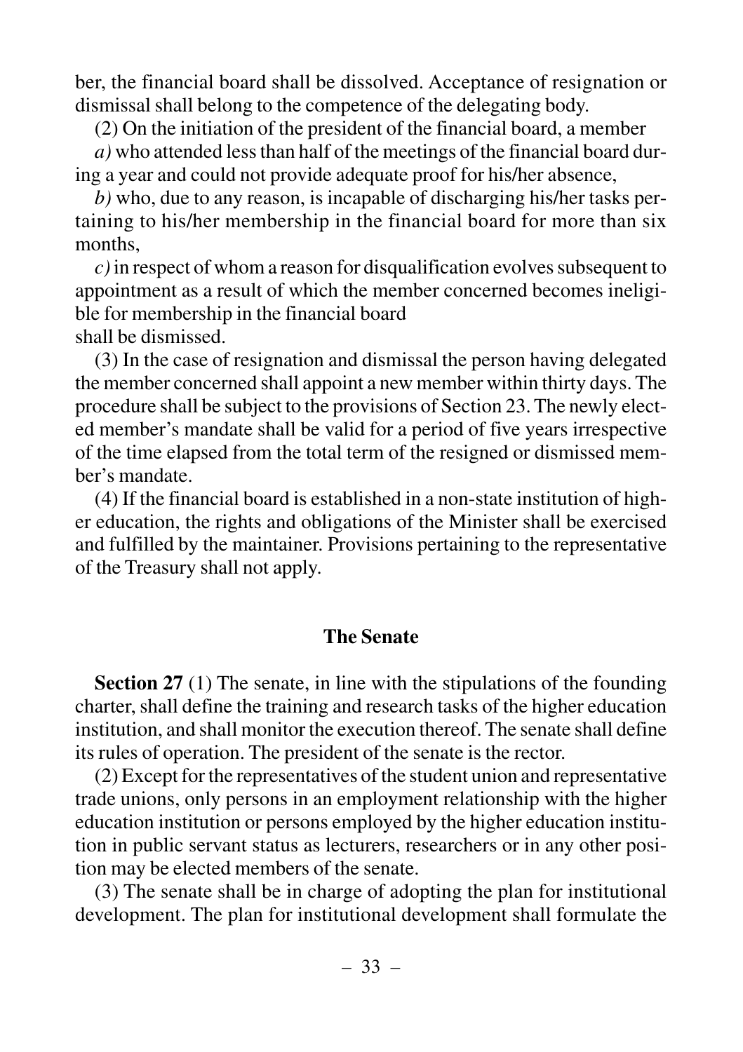ber, the financial board shall be dissolved. Acceptance of resignation or dismissal shall belong to the competence of the delegating body.

(2) On the initiation of the president of the financial board, a member

*a)* who attended less than half of the meetings of the financial board during a year and could not provide adequate proof for his/her absence,

*b)* who, due to any reason, is incapable of discharging his/her tasks pertaining to his/her membership in the financial board for more than six months,

*c)* in respect of whom a reason for disqualification evolves subsequent to appointment as a result of which the member concerned becomes ineligible for membership in the financial board

shall be dismissed.

(3) In the case of resignation and dismissal the person having delegated the member concerned shall appoint a new member within thirty days. The procedure shall be subject to the provisions of Section 23. The newly elected member's mandate shall be valid for a period of five years irrespective of the time elapsed from the total term of the resigned or dismissed member's mandate.

(4) If the financial board is established in a non-state institution of higher education, the rights and obligations of the Minister shall be exercised and fulfilled by the maintainer. Provisions pertaining to the representative of the Treasury shall not apply.

## The Senate

**Section 27** (1) The senate, in line with the stipulations of the founding charter, shall define the training and research tasks of the higher education institution, and shall monitor the execution thereof. The senate shall define its rules of operation. The president of the senate is the rector.

(2) Except for the representatives of the student union and representative trade unions, only persons in an employment relationship with the higher education institution or persons employed by the higher education institution in public servant status as lecturers, researchers or in any other position may be elected members of the senate.

(3) The senate shall be in charge of adopting the plan for institutional development. The plan for institutional development shall formulate the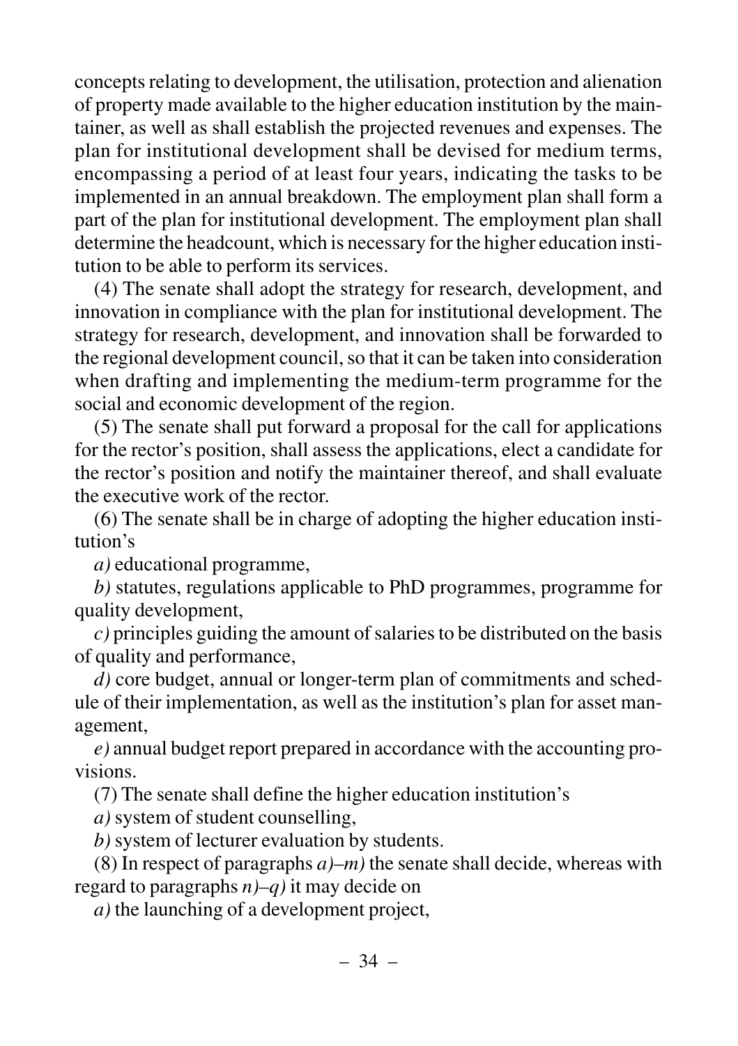concepts relating to development, the utilisation, protection and alienation of property made available to the higher education institution by the maintainer, as well as shall establish the projected revenues and expenses. The plan for institutional development shall be devised for medium terms, encompassing a period of at least four years, indicating the tasks to be implemented in an annual breakdown. The employment plan shall form a part of the plan for institutional development. The employment plan shall determine the headcount, which is necessary for the higher education institution to be able to perform its services.

(4) The senate shall adopt the strategy for research, development, and innovation in compliance with the plan for institutional development. The strategy for research, development, and innovation shall be forwarded to the regional development council, so that it can be taken into consideration when drafting and implementing the medium-term programme for the social and economic development of the region.

(5) The senate shall put forward a proposal for the call for applications for the rector's position, shall assess the applications, elect a candidate for the rector's position and notify the maintainer thereof, and shall evaluate the executive work of the rector.

(6) The senate shall be in charge of adopting the higher education institution's

*a)* educational programme,

*b)* statutes, regulations applicable to PhD programmes, programme for quality development,

*c)* principles guiding the amount of salaries to be distributed on the basis of quality and performance,

*d)* core budget, annual or longer-term plan of commitments and schedule of their implementation, as well as the institution's plan for asset management,

*e)* annual budget report prepared in accordance with the accounting provisions.

(7) The senate shall define the higher education institution's

*a)* system of student counselling,

*b)* system of lecturer evaluation by students.

(8) In respect of paragraphs *a)–m)* the senate shall decide, whereas with regard to paragraphs *n)–q)* it may decide on

*a)* the launching of a development project,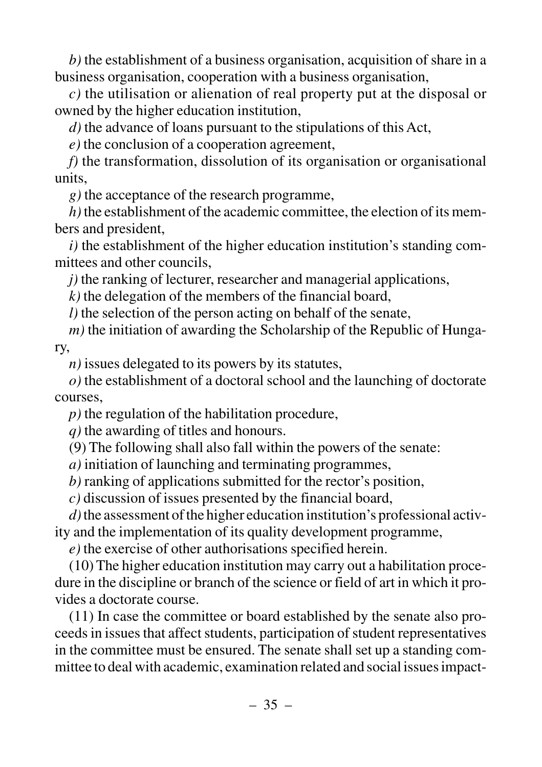*b)* the establishment of a business organisation, acquisition of share in a business organisation, cooperation with a business organisation,

*c)* the utilisation or alienation of real property put at the disposal or owned by the higher education institution,

*d)* the advance of loans pursuant to the stipulations of this Act,

*e)* the conclusion of a cooperation agreement,

*f)* the transformation, dissolution of its organisation or organisational units,

*g)* the acceptance of the research programme,

*h)* the establishment of the academic committee, the election of its members and president,

*i)* the establishment of the higher education institution's standing committees and other councils,

*j)* the ranking of lecturer, researcher and managerial applications,

*k)* the delegation of the members of the financial board,

*l)* the selection of the person acting on behalf of the senate,

*m)* the initiation of awarding the Scholarship of the Republic of Hungary,

*n)* issues delegated to its powers by its statutes,

*o)* the establishment of a doctoral school and the launching of doctorate courses,

*p)* the regulation of the habilitation procedure,

*q)* the awarding of titles and honours.

(9) The following shall also fall within the powers of the senate:

*a)* initiation of launching and terminating programmes,

*b)* ranking of applications submitted for the rector's position,

*c)* discussion of issues presented by the financial board,

*d)* the assessment of the higher education institution's professional activity and the implementation of its quality development programme,

*e)* the exercise of other authorisations specified herein.

(10) The higher education institution may carry out a habilitation procedure in the discipline or branch of the science or field of art in which it provides a doctorate course.

(11) In case the committee or board established by the senate also proceeds in issues that affect students, participation of student representatives in the committee must be ensured. The senate shall set up a standing committee to deal with academic, examination related and social issues impact-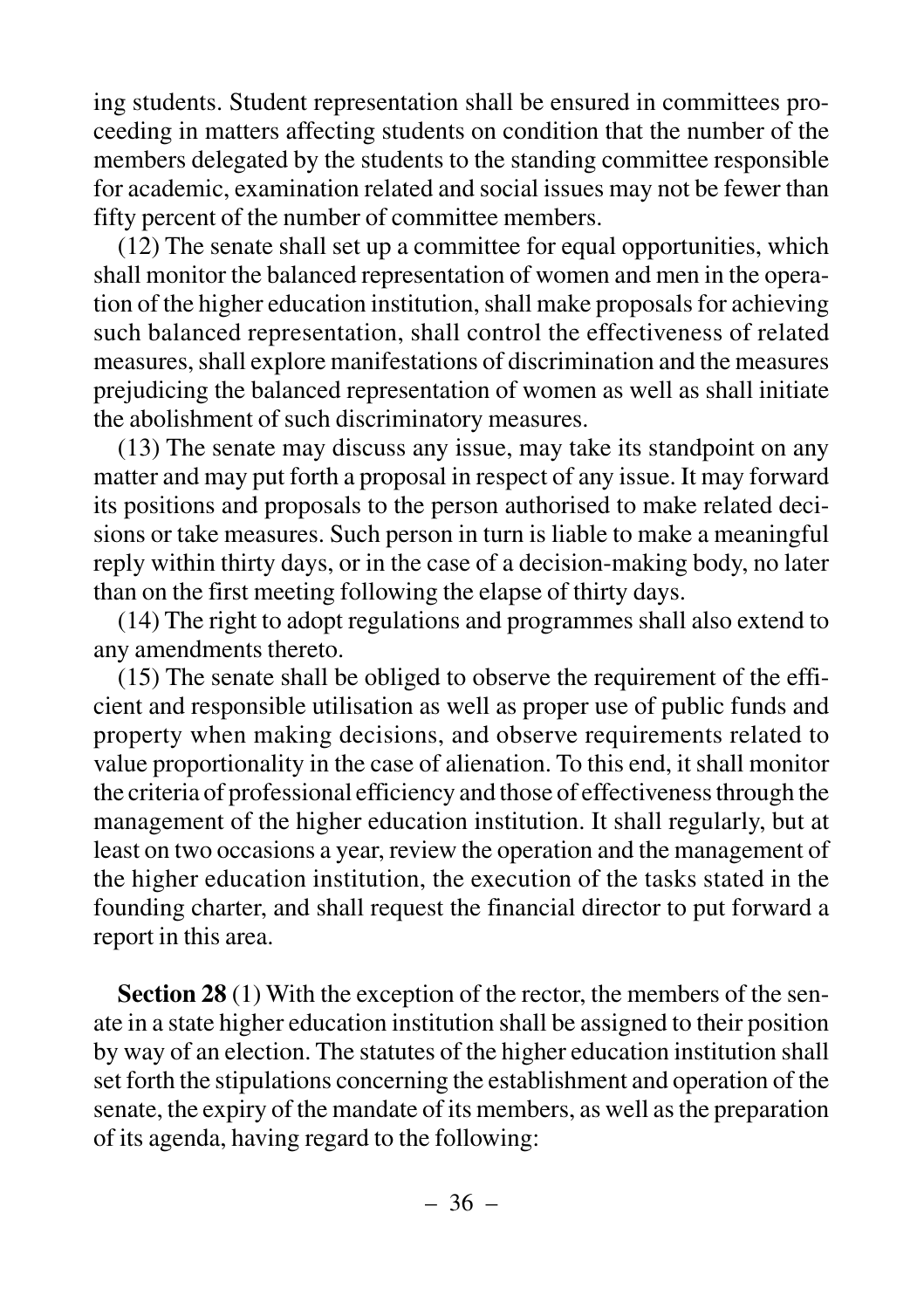ing students. Student representation shall be ensured in committees proceeding in matters affecting students on condition that the number of the members delegated by the students to the standing committee responsible for academic, examination related and social issues may not be fewer than fifty percent of the number of committee members.

(12) The senate shall set up a committee for equal opportunities, which shall monitor the balanced representation of women and men in the operation of the higher education institution, shall make proposals for achieving such balanced representation, shall control the effectiveness of related measures, shall explore manifestations of discrimination and the measures prejudicing the balanced representation of women as well as shall initiate the abolishment of such discriminatory measures.

(13) The senate may discuss any issue, may take its standpoint on any matter and may put forth a proposal in respect of any issue. It may forward its positions and proposals to the person authorised to make related decisions or take measures. Such person in turn is liable to make a meaningful reply within thirty days, or in the case of a decision-making body, no later than on the first meeting following the elapse of thirty days.

(14) The right to adopt regulations and programmes shall also extend to any amendments thereto.

(15) The senate shall be obliged to observe the requirement of the efficient and responsible utilisation as well as proper use of public funds and property when making decisions, and observe requirements related to value proportionality in the case of alienation. To this end, it shall monitor the criteria of professional efficiency and those of effectiveness through the management of the higher education institution. It shall regularly, but at least on two occasions a year, review the operation and the management of the higher education institution, the execution of the tasks stated in the founding charter, and shall request the financial director to put forward a report in this area.

**Section 28** (1) With the exception of the rector, the members of the senate in a state higher education institution shall be assigned to their position by way of an election. The statutes of the higher education institution shall set forth the stipulations concerning the establishment and operation of the senate, the expiry of the mandate of its members, as well as the preparation of its agenda, having regard to the following: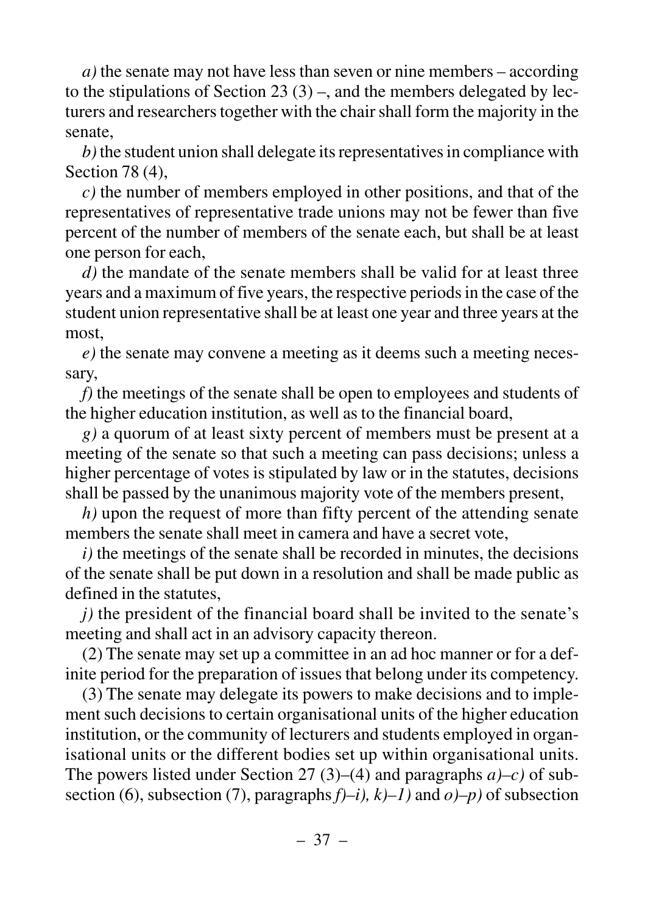*a)* the senate may not have less than seven or nine members – according to the stipulations of Section 23 (3) –, and the members delegated by lecturers and researchers together with the chair shall form the majority in the senate,

*b)* the student union shall delegate its representatives in compliance with Section 78 (4),

*c)* the number of members employed in other positions, and that of the representatives of representative trade unions may not be fewer than five percent of the number of members of the senate each, but shall be at least one person for each,

*d)* the mandate of the senate members shall be valid for at least three years and a maximum of five years, the respective periods in the case of the student union representative shall be at least one year and three years at the most,

*e)* the senate may convene a meeting as it deems such a meeting necessary,

*f)* the meetings of the senate shall be open to employees and students of the higher education institution, as well as to the financial board,

*g)* a quorum of at least sixty percent of members must be present at a meeting of the senate so that such a meeting can pass decisions; unless a higher percentage of votes is stipulated by law or in the statutes, decisions shall be passed by the unanimous majority vote of the members present,

*h)* upon the request of more than fifty percent of the attending senate members the senate shall meet in camera and have a secret vote,

*i)* the meetings of the senate shall be recorded in minutes, the decisions of the senate shall be put down in a resolution and shall be made public as defined in the statutes,

*j)* the president of the financial board shall be invited to the senate's meeting and shall act in an advisory capacity thereon.

(2) The senate may set up a committee in an ad hoc manner or for a definite period for the preparation of issues that belong under its competency.

(3) The senate may delegate its powers to make decisions and to implement such decisions to certain organisational units of the higher education institution, or the community of lecturers and students employed in organisational units or the different bodies set up within organisational units. The powers listed under Section 27 (3)–(4) and paragraphs *a)–c)* of subsection (6), subsection (7), paragraphs *f)–i), k)–1)* and *o)–p)* of subsection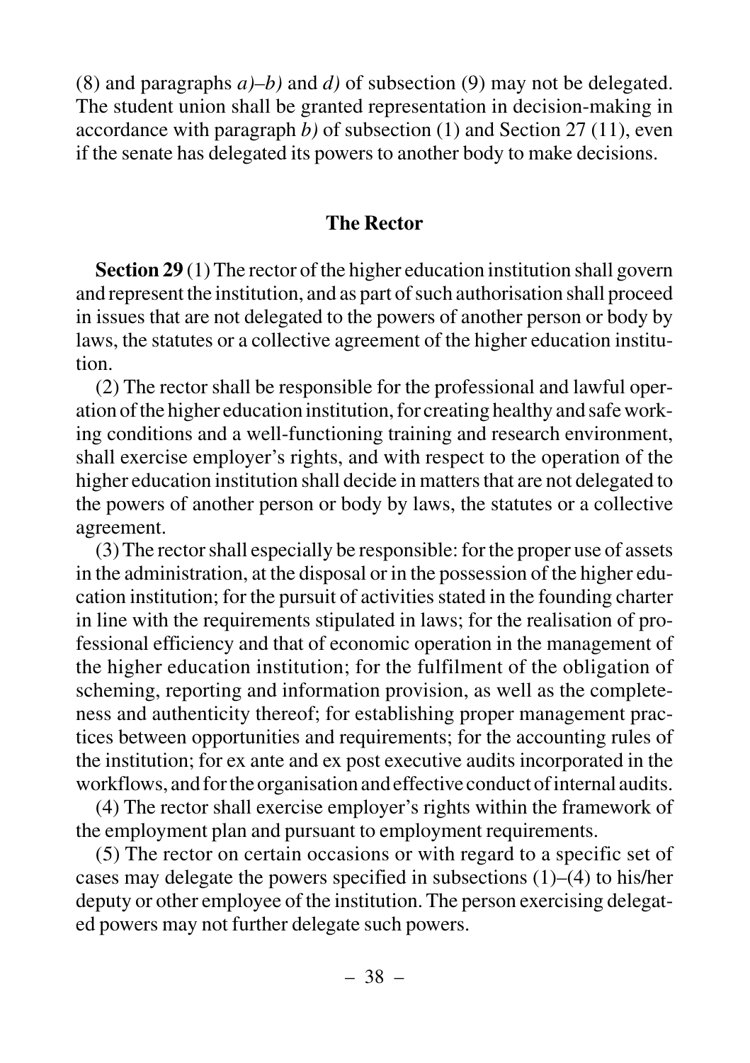(8) and paragraphs *a)*–*b)* and *d)* of subsection (9) may not be delegated. The student union shall be granted representation in decision-making in accordance with paragraph *b)* of subsection (1) and Section 27 (11), even if the senate has delegated its powers to another body to make decisions.

## The Rector

**Section 29** (1) The rector of the higher education institution shall govern and represent the institution, and as part of such authorisation shall proceed in issues that are not delegated to the powers of another person or body by laws, the statutes or a collective agreement of the higher education institution.

(2) The rector shall be responsible for the professional and lawful operation of the higher education institution, for creating healthy and safe working conditions and a well-functioning training and research environment, shall exercise employer's rights, and with respect to the operation of the higher education institution shall decide in matters that are not delegated to the powers of another person or body by laws, the statutes or a collective agreement.

(3) The rector shall especially be responsible: for the proper use of assets in the administration, at the disposal or in the possession of the higher education institution; for the pursuit of activities stated in the founding charter in line with the requirements stipulated in laws; for the realisation of professional efficiency and that of economic operation in the management of the higher education institution; for the fulfilment of the obligation of scheming, reporting and information provision, as well as the completeness and authenticity thereof; for establishing proper management practices between opportunities and requirements; for the accounting rules of the institution; for ex ante and ex post executive audits incorporated in the workflows, and for the organisation and effective conduct of internal audits.

(4) The rector shall exercise employer's rights within the framework of the employment plan and pursuant to employment requirements.

(5) The rector on certain occasions or with regard to a specific set of cases may delegate the powers specified in subsections (1)–(4) to his/her deputy or other employee of the institution. The person exercising delegated powers may not further delegate such powers.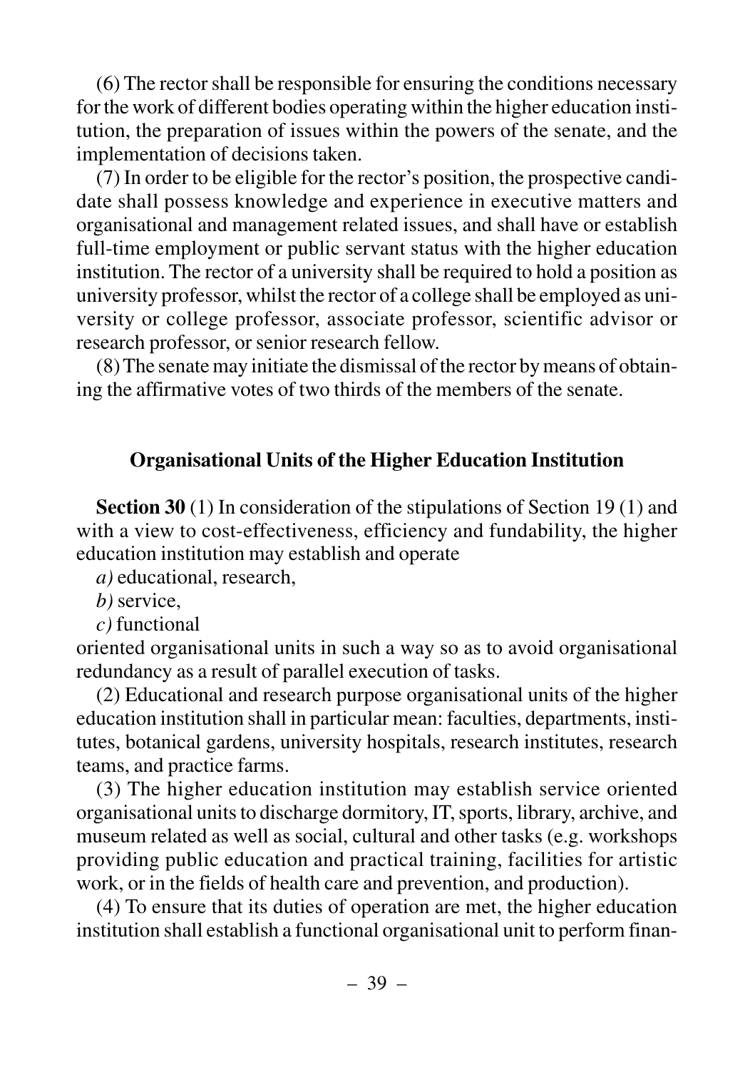(6) The rector shall be responsible for ensuring the conditions necessary for the work of different bodies operating within the higher education institution, the preparation of issues within the powers of the senate, and the implementation of decisions taken.

(7) In order to be eligible for the rector's position, the prospective candidate shall possess knowledge and experience in executive matters and organisational and management related issues, and shall have or establish full-time employment or public servant status with the higher education institution. The rector of a university shall be required to hold a position as university professor, whilst the rector of a college shall be employed as university or college professor, associate professor, scientific advisor or research professor, or senior research fellow.

(8) The senate may initiate the dismissal of the rector by means of obtaining the affirmative votes of two thirds of the members of the senate.

## Organisational Units of the Higher Education Institution

**Section 30** (1) In consideration of the stipulations of Section 19 (1) and with a view to cost-effectiveness, efficiency and fundability, the higher education institution may establish and operate

*a)* educational, research,

*b)* service,

*c)* functional

oriented organisational units in such a way so as to avoid organisational redundancy as a result of parallel execution of tasks.

(2) Educational and research purpose organisational units of the higher education institution shall in particular mean: faculties, departments, institutes, botanical gardens, university hospitals, research institutes, research teams, and practice farms.

(3) The higher education institution may establish service oriented organisational units to discharge dormitory, IT, sports, library, archive, and museum related as well as social, cultural and other tasks (e.g. workshops providing public education and practical training, facilities for artistic work, or in the fields of health care and prevention, and production).

(4) To ensure that its duties of operation are met, the higher education institution shall establish a functional organisational unit to perform finan-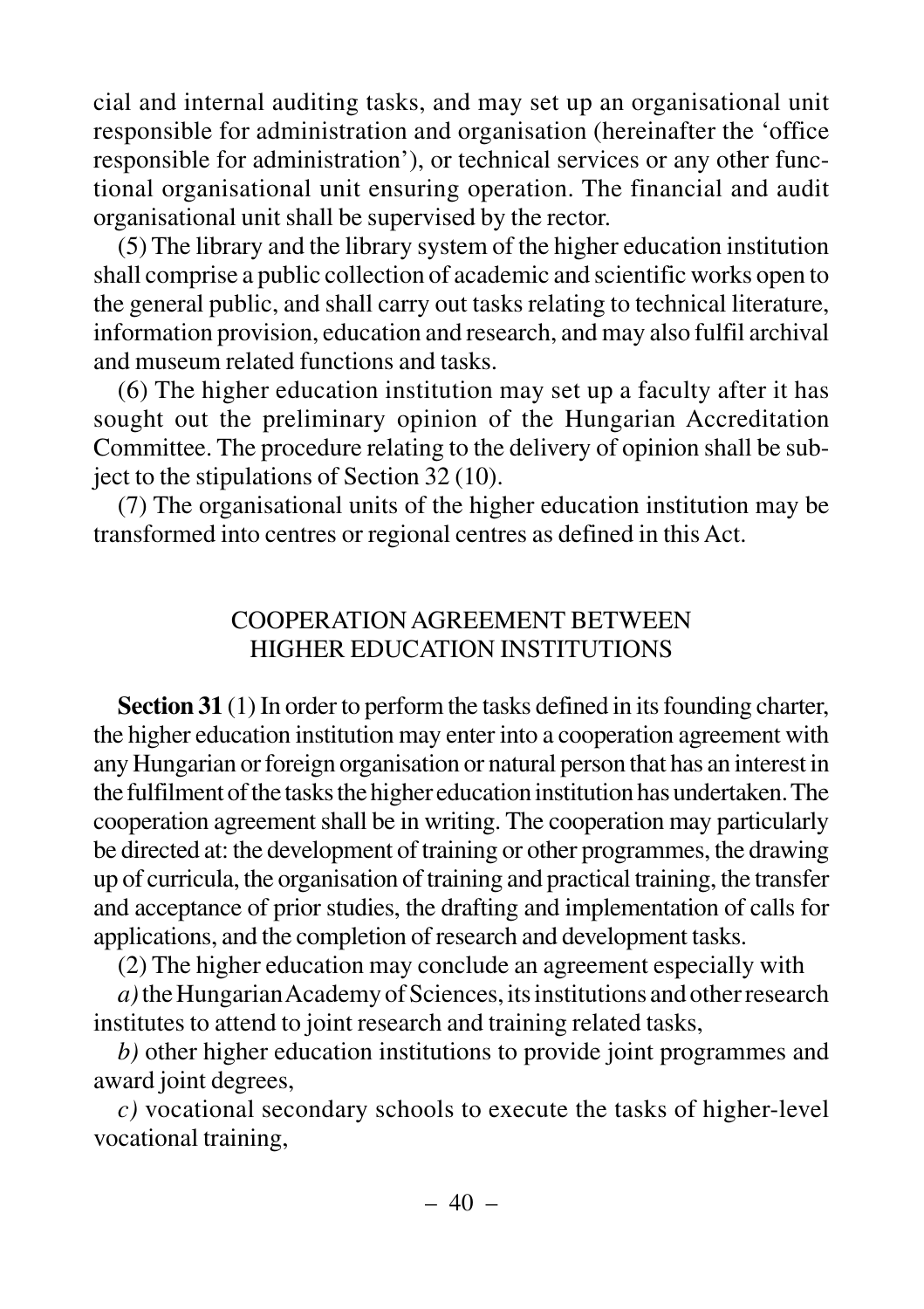cial and internal auditing tasks, and may set up an organisational unit responsible for administration and organisation (hereinafter the 'office responsible for administration'), or technical services or any other functional organisational unit ensuring operation. The financial and audit organisational unit shall be supervised by the rector.

(5) The library and the library system of the higher education institution shall comprise a public collection of academic and scientific works open to the general public, and shall carry out tasks relating to technical literature, information provision, education and research, and may also fulfil archival and museum related functions and tasks.

(6) The higher education institution may set up a faculty after it has sought out the preliminary opinion of the Hungarian Accreditation Committee. The procedure relating to the delivery of opinion shall be subject to the stipulations of Section 32 (10).

(7) The organisational units of the higher education institution may be transformed into centres or regional centres as defined in this Act.

## COOPERATION AGREEMENT BETWEEN HIGHER EDUCATION INSTITUTIONS

**Section 31** (1) In order to perform the tasks defined in its founding charter, the higher education institution may enter into a cooperation agreement with any Hungarian or foreign organisation or natural person that has an interest in the fulfilment of the tasks the higher education institution has undertaken. The cooperation agreement shall be in writing. The cooperation may particularly be directed at: the development of training or other programmes, the drawing up of curricula, the organisation of training and practical training, the transfer and acceptance of prior studies, the drafting and implementation of calls for applications, and the completion of research and development tasks.

(2) The higher education may conclude an agreement especially with

*a)* the Hungarian Academy of Sciences, its institutions and other research institutes to attend to joint research and training related tasks,

*b)* other higher education institutions to provide joint programmes and award joint degrees,

*c)* vocational secondary schools to execute the tasks of higher-level vocational training,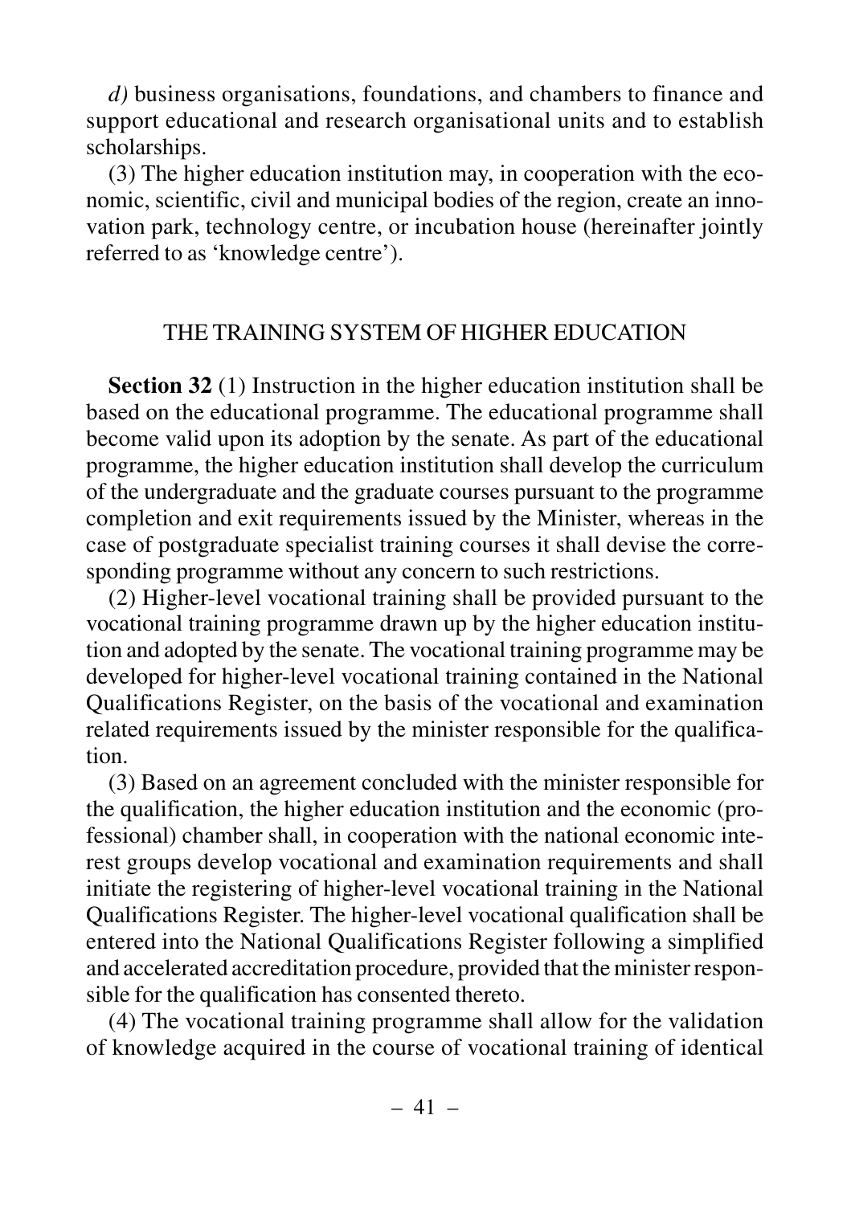*d)* business organisations, foundations, and chambers to finance and support educational and research organisational units and to establish scholarships.

(3) The higher education institution may, in cooperation with the economic, scientific, civil and municipal bodies of the region, create an innovation park, technology centre, or incubation house (hereinafter jointly referred to as 'knowledge centre').

## THE TRAINING SYSTEM OF HIGHER EDUCATION

**Section 32** (1) Instruction in the higher education institution shall be based on the educational programme. The educational programme shall become valid upon its adoption by the senate. As part of the educational programme, the higher education institution shall develop the curriculum of the undergraduate and the graduate courses pursuant to the programme completion and exit requirements issued by the Minister, whereas in the case of postgraduate specialist training courses it shall devise the corresponding programme without any concern to such restrictions.

(2) Higher-level vocational training shall be provided pursuant to the vocational training programme drawn up by the higher education institution and adopted by the senate. The vocational training programme may be developed for higher-level vocational training contained in the National Qualifications Register, on the basis of the vocational and examination related requirements issued by the minister responsible for the qualification.

(3) Based on an agreement concluded with the minister responsible for the qualification, the higher education institution and the economic (professional) chamber shall, in cooperation with the national economic interest groups develop vocational and examination requirements and shall initiate the registering of higher-level vocational training in the National Qualifications Register. The higher-level vocational qualification shall be entered into the National Qualifications Register following a simplified and accelerated accreditation procedure, provided that the minister responsible for the qualification has consented thereto.

(4) The vocational training programme shall allow for the validation of knowledge acquired in the course of vocational training of identical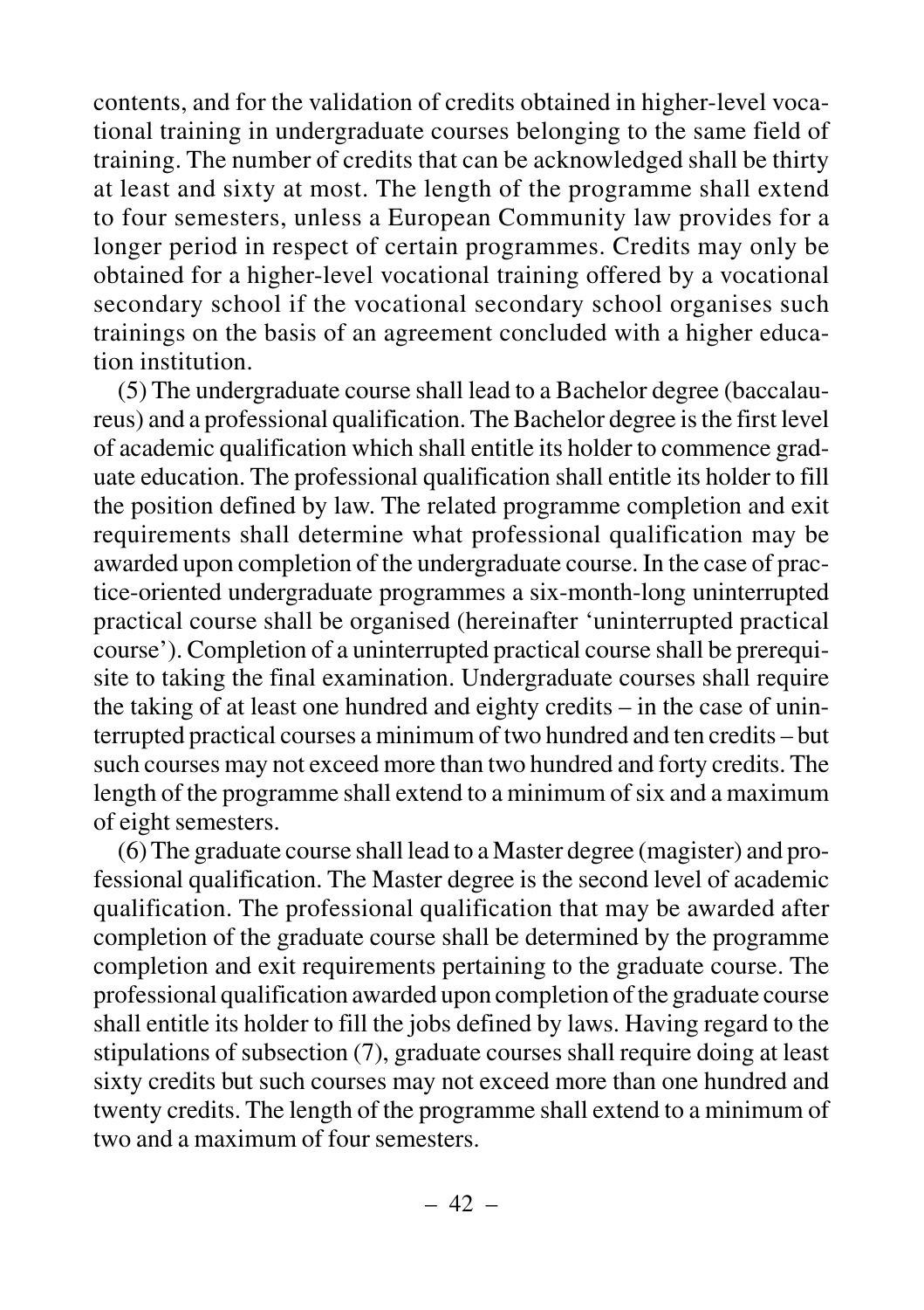contents, and for the validation of credits obtained in higher-level vocational training in undergraduate courses belonging to the same field of training. The number of credits that can be acknowledged shall be thirty at least and sixty at most. The length of the programme shall extend to four semesters, unless a European Community law provides for a longer period in respect of certain programmes. Credits may only be obtained for a higher-level vocational training offered by a vocational secondary school if the vocational secondary school organises such trainings on the basis of an agreement concluded with a higher education institution.

(5) The undergraduate course shall lead to a Bachelor degree (baccalaureus) and a professional qualification. The Bachelor degree is the first level of academic qualification which shall entitle its holder to commence graduate education. The professional qualification shall entitle its holder to fill the position defined by law. The related programme completion and exit requirements shall determine what professional qualification may be awarded upon completion of the undergraduate course. In the case of practice-oriented undergraduate programmes a six-month-long uninterrupted practical course shall be organised (hereinafter 'uninterrupted practical course'). Completion of a uninterrupted practical course shall be prerequisite to taking the final examination. Undergraduate courses shall require the taking of at least one hundred and eighty credits – in the case of uninterrupted practical courses a minimum of two hundred and ten credits – but such courses may not exceed more than two hundred and forty credits. The length of the programme shall extend to a minimum of six and a maximum of eight semesters.

(6) The graduate course shall lead to a Master degree (magister) and professional qualification. The Master degree is the second level of academic qualification. The professional qualification that may be awarded after completion of the graduate course shall be determined by the programme completion and exit requirements pertaining to the graduate course. The professional qualification awarded upon completion of the graduate course shall entitle its holder to fill the jobs defined by laws. Having regard to the stipulations of subsection (7), graduate courses shall require doing at least sixty credits but such courses may not exceed more than one hundred and twenty credits. The length of the programme shall extend to a minimum of two and a maximum of four semesters.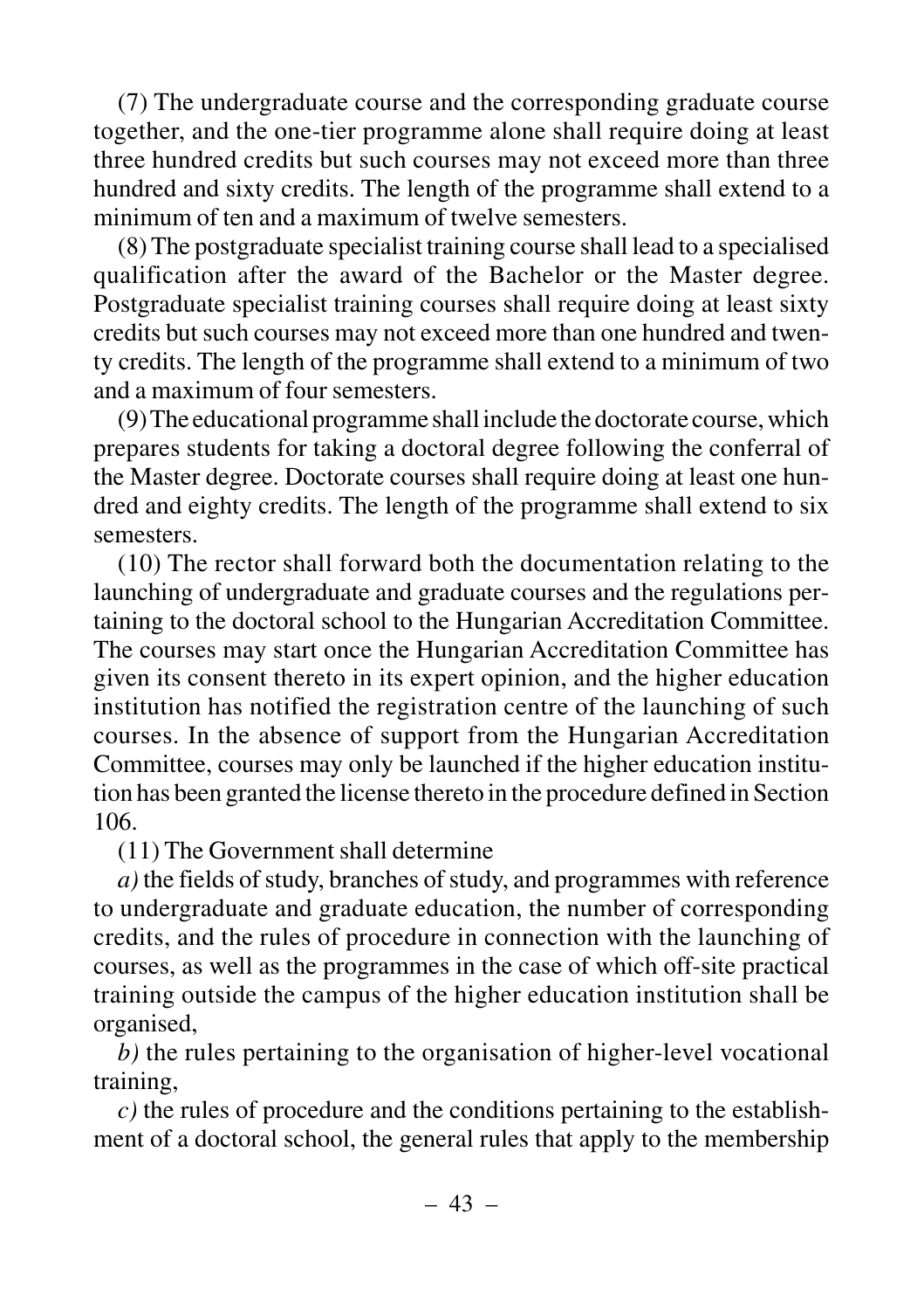(7) The undergraduate course and the corresponding graduate course together, and the one-tier programme alone shall require doing at least three hundred credits but such courses may not exceed more than three hundred and sixty credits. The length of the programme shall extend to a minimum of ten and a maximum of twelve semesters.

(8) The postgraduate specialist training course shall lead to a specialised qualification after the award of the Bachelor or the Master degree. Postgraduate specialist training courses shall require doing at least sixty credits but such courses may not exceed more than one hundred and twenty credits. The length of the programme shall extend to a minimum of two and a maximum of four semesters.

(9) The educational programme shall include the doctorate course, which prepares students for taking a doctoral degree following the conferral of the Master degree. Doctorate courses shall require doing at least one hundred and eighty credits. The length of the programme shall extend to six semesters.

(10) The rector shall forward both the documentation relating to the launching of undergraduate and graduate courses and the regulations pertaining to the doctoral school to the Hungarian Accreditation Committee. The courses may start once the Hungarian Accreditation Committee has given its consent thereto in its expert opinion, and the higher education institution has notified the registration centre of the launching of such courses. In the absence of support from the Hungarian Accreditation Committee, courses may only be launched if the higher education institution has been granted the license thereto in the procedure defined in Section 106.

(11) The Government shall determine

*a)* the fields of study, branches of study, and programmes with reference to undergraduate and graduate education, the number of corresponding credits, and the rules of procedure in connection with the launching of courses, as well as the programmes in the case of which off-site practical training outside the campus of the higher education institution shall be organised,

*b)* the rules pertaining to the organisation of higher-level vocational training,

*c)* the rules of procedure and the conditions pertaining to the establishment of a doctoral school, the general rules that apply to the membership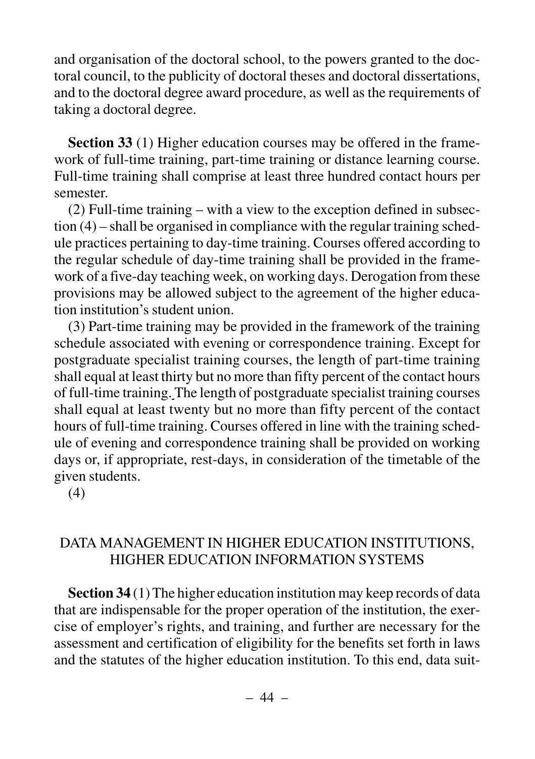and organisation of the doctoral school, to the powers granted to the doctoral council, to the publicity of doctoral theses and doctoral dissertations, and to the doctoral degree award procedure, as well as the requirements of taking a doctoral degree.

**Section 33** (1) Higher education courses may be offered in the framework of full-time training, part-time training or distance learning course. Full-time training shall comprise at least three hundred contact hours per semester.

(2) Full-time training – with a view to the exception defined in subsection (4) – shall be organised in compliance with the regular training schedule practices pertaining to day-time training. Courses offered according to the regular schedule of day-time training shall be provided in the framework of a five-day teaching week, on working days. Derogation from these provisions may be allowed subject to the agreement of the higher education institution's student union.

(3) Part-time training may be provided in the framework of the training schedule associated with evening or correspondence training. Except for postgraduate specialist training courses, the length of part-time training shall equal at least thirty but no more than fifty percent of the contact hours of full-time training. The length of postgraduate specialist training courses shall equal at least twenty but no more than fifty percent of the contact hours of full-time training. Courses offered in line with the training schedule of evening and correspondence training shall be provided on working days or, if appropriate, rest-days, in consideration of the timetable of the given students.

(4)

## DATA MANAGEMENT IN HIGHER EDUCATION INSTITUTIONS, HIGHER EDUCATION INFORMATION SYSTEMS

**Section 34** (1) The higher education institution may keep records of data that are indispensable for the proper operation of the institution, the exercise of employer's rights, and training, and further are necessary for the assessment and certification of eligibility for the benefits set forth in laws and the statutes of the higher education institution. To this end, data suit-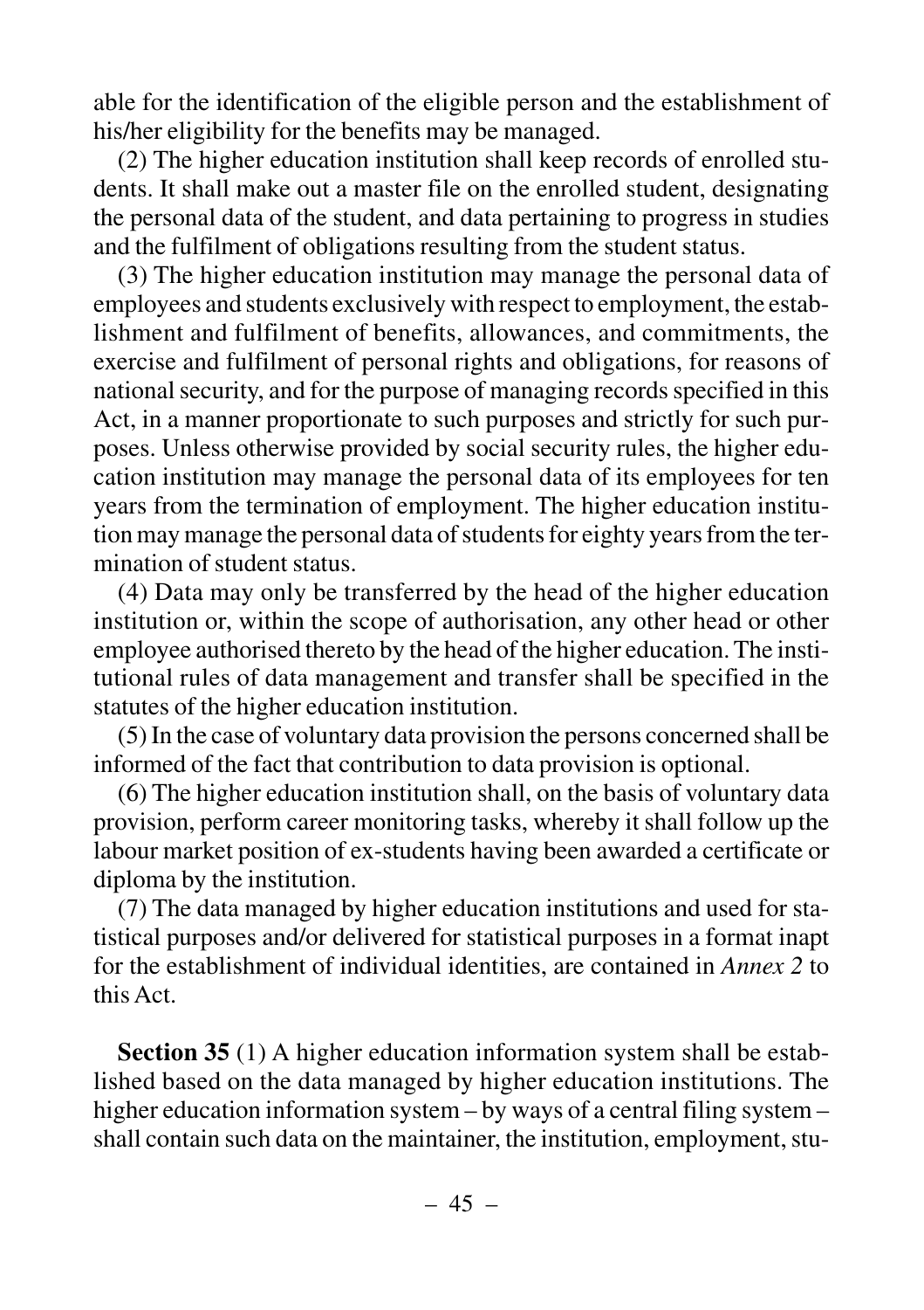able for the identification of the eligible person and the establishment of his/her eligibility for the benefits may be managed.

(2) The higher education institution shall keep records of enrolled students. It shall make out a master file on the enrolled student, designating the personal data of the student, and data pertaining to progress in studies and the fulfilment of obligations resulting from the student status.

(3) The higher education institution may manage the personal data of employees and students exclusively with respect to employment, the establishment and fulfilment of benefits, allowances, and commitments, the exercise and fulfilment of personal rights and obligations, for reasons of national security, and for the purpose of managing records specified in this Act, in a manner proportionate to such purposes and strictly for such purposes. Unless otherwise provided by social security rules, the higher education institution may manage the personal data of its employees for ten years from the termination of employment. The higher education institution may manage the personal data of students for eighty years from the termination of student status.

(4) Data may only be transferred by the head of the higher education institution or, within the scope of authorisation, any other head or other employee authorised thereto by the head of the higher education. The institutional rules of data management and transfer shall be specified in the statutes of the higher education institution.

(5) In the case of voluntary data provision the persons concerned shall be informed of the fact that contribution to data provision is optional.

(6) The higher education institution shall, on the basis of voluntary data provision, perform career monitoring tasks, whereby it shall follow up the labour market position of ex-students having been awarded a certificate or diploma by the institution.

(7) The data managed by higher education institutions and used for statistical purposes and/or delivered for statistical purposes in a format inapt for the establishment of individual identities, are contained in *Annex 2* to this Act.

**Section 35** (1) A higher education information system shall be established based on the data managed by higher education institutions. The higher education information system – by ways of a central filing system – shall contain such data on the maintainer, the institution, employment, stu-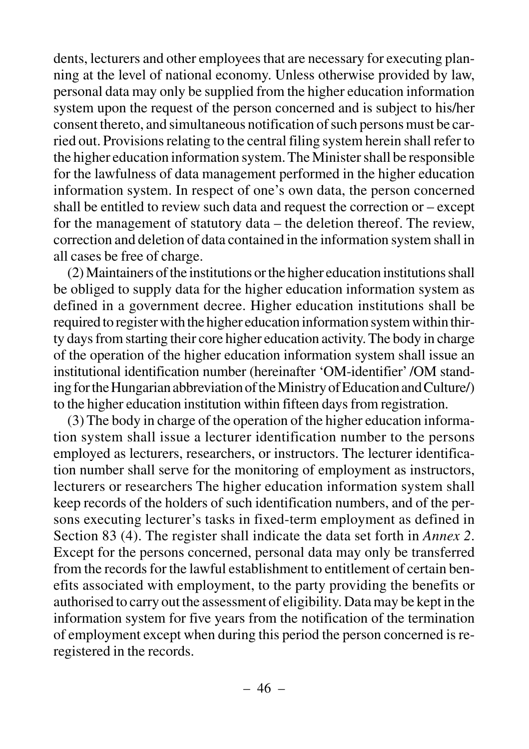dents, lecturers and other employees that are necessary for executing planning at the level of national economy. Unless otherwise provided by law, personal data may only be supplied from the higher education information system upon the request of the person concerned and is subject to his/her consent thereto, and simultaneous notification of such persons must be carried out. Provisions relating to the central filing system herein shall refer to the higher education information system. The Minister shall be responsible for the lawfulness of data management performed in the higher education information system. In respect of one's own data, the person concerned shall be entitled to review such data and request the correction or – except for the management of statutory data – the deletion thereof. The review, correction and deletion of data contained in the information system shall in all cases be free of charge.

(2) Maintainers of the institutions or the higher education institutions shall be obliged to supply data for the higher education information system as defined in a government decree. Higher education institutions shall be required to register with the higher education information system within thirty days from starting their core higher education activity. The body in charge of the operation of the higher education information system shall issue an institutional identification number (hereinafter 'OM-identifier' /OM standing for the Hungarian abbreviation of the Ministry of Education and Culture/) to the higher education institution within fifteen days from registration.

(3) The body in charge of the operation of the higher education information system shall issue a lecturer identification number to the persons employed as lecturers, researchers, or instructors. The lecturer identification number shall serve for the monitoring of employment as instructors, lecturers or researchers The higher education information system shall keep records of the holders of such identification numbers, and of the persons executing lecturer's tasks in fixed-term employment as defined in Section 83 (4). The register shall indicate the data set forth in *Annex 2*. Except for the persons concerned, personal data may only be transferred from the records for the lawful establishment to entitlement of certain benefits associated with employment, to the party providing the benefits or authorised to carry out the assessment of eligibility. Data may be kept in the information system for five years from the notification of the termination of employment except when during this period the person concerned is re-registered in the records.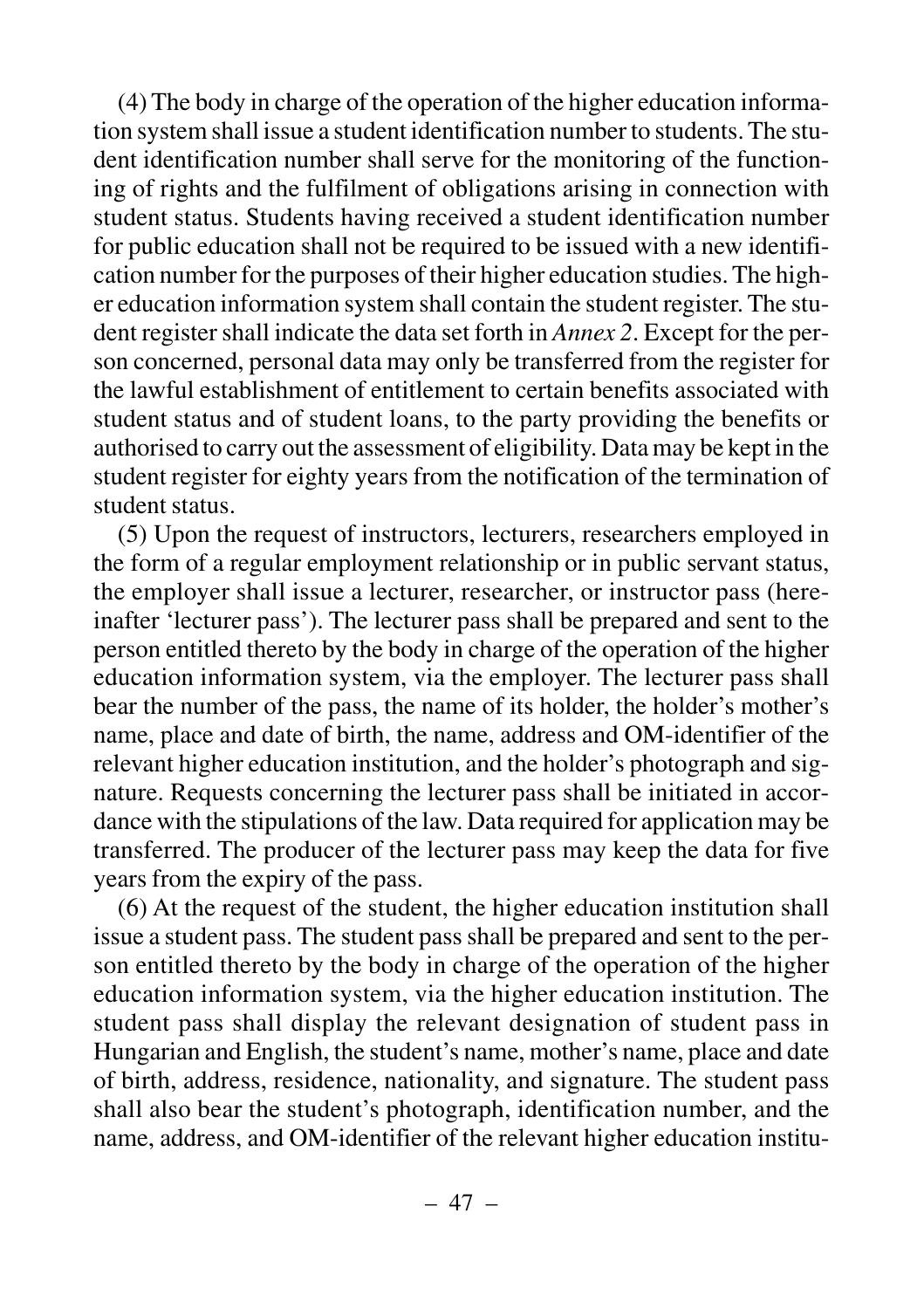(4) The body in charge of the operation of the higher education information system shall issue a student identification number to students. The student identification number shall serve for the monitoring of the functioning of rights and the fulfilment of obligations arising in connection with student status. Students having received a student identification number for public education shall not be required to be issued with a new identification number for the purposes of their higher education studies. The higher education information system shall contain the student register. The student register shall indicate the data set forth in *Annex 2*. Except for the person concerned, personal data may only be transferred from the register for the lawful establishment of entitlement to certain benefits associated with student status and of student loans, to the party providing the benefits or authorised to carry out the assessment of eligibility. Data may be kept in the student register for eighty years from the notification of the termination of student status.

(5) Upon the request of instructors, lecturers, researchers employed in the form of a regular employment relationship or in public servant status, the employer shall issue a lecturer, researcher, or instructor pass (hereinafter 'lecturer pass'). The lecturer pass shall be prepared and sent to the person entitled thereto by the body in charge of the operation of the higher education information system, via the employer. The lecturer pass shall bear the number of the pass, the name of its holder, the holder's mother's name, place and date of birth, the name, address and OM-identifier of the relevant higher education institution, and the holder's photograph and signature. Requests concerning the lecturer pass shall be initiated in accordance with the stipulations of the law. Data required for application may be transferred. The producer of the lecturer pass may keep the data for five years from the expiry of the pass.

(6) At the request of the student, the higher education institution shall issue a student pass. The student pass shall be prepared and sent to the person entitled thereto by the body in charge of the operation of the higher education information system, via the higher education institution. The student pass shall display the relevant designation of student pass in Hungarian and English, the student's name, mother's name, place and date of birth, address, residence, nationality, and signature. The student pass shall also bear the student's photograph, identification number, and the name, address, and OM-identifier of the relevant higher education institu-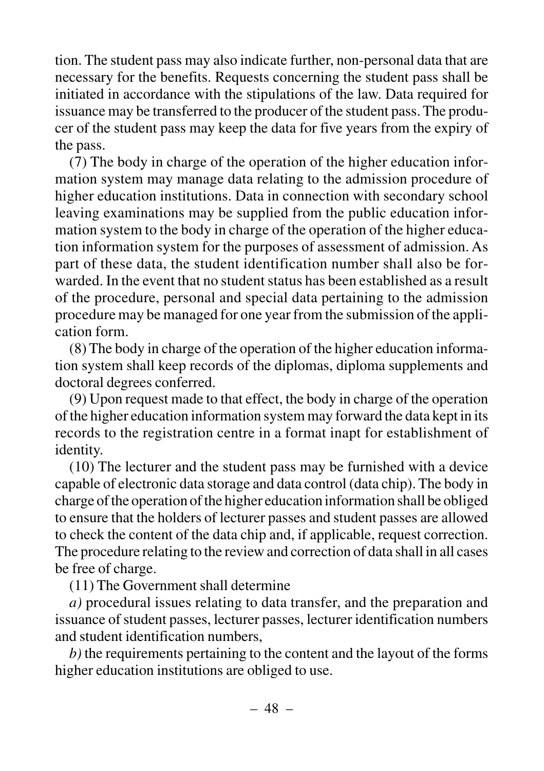tion. The student pass may also indicate further, non-personal data that are necessary for the benefits. Requests concerning the student pass shall be initiated in accordance with the stipulations of the law. Data required for issuance may be transferred to the producer of the student pass. The producer of the student pass may keep the data for five years from the expiry of the pass.

(7) The body in charge of the operation of the higher education information system may manage data relating to the admission procedure of higher education institutions. Data in connection with secondary school leaving examinations may be supplied from the public education information system to the body in charge of the operation of the higher education information system for the purposes of assessment of admission. As part of these data, the student identification number shall also be forwarded. In the event that no student status has been established as a result of the procedure, personal and special data pertaining to the admission procedure may be managed for one year from the submission of the application form.

(8) The body in charge of the operation of the higher education information system shall keep records of the diplomas, diploma supplements and doctoral degrees conferred.

(9) Upon request made to that effect, the body in charge of the operation of the higher education information system may forward the data kept in its records to the registration centre in a format inapt for establishment of identity.

(10) The lecturer and the student pass may be furnished with a device capable of electronic data storage and data control (data chip). The body in charge of the operation of the higher education information shall be obliged to ensure that the holders of lecturer passes and student passes are allowed to check the content of the data chip and, if applicable, request correction. The procedure relating to the review and correction of data shall in all cases be free of charge.

(11) The Government shall determine

*a)* procedural issues relating to data transfer, and the preparation and issuance of student passes, lecturer passes, lecturer identification numbers and student identification numbers,

*b)* the requirements pertaining to the content and the layout of the forms higher education institutions are obliged to use.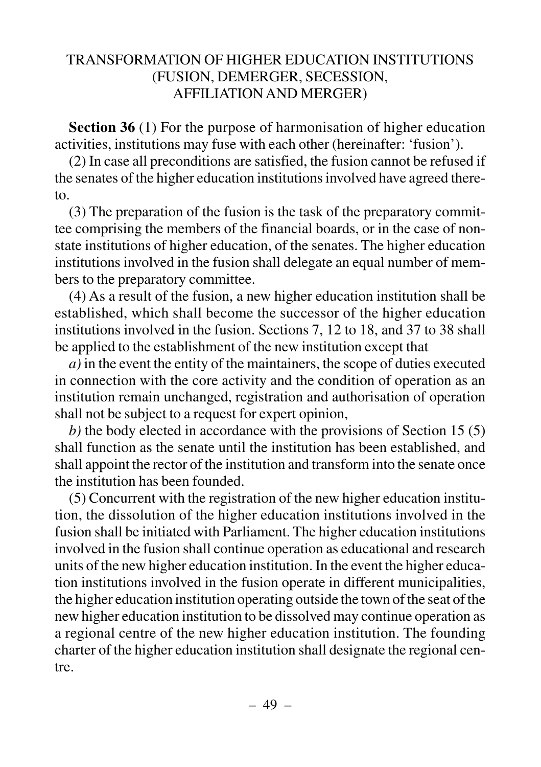## TRANSFORMATION OF HIGHER EDUCATION INSTITUTIONS (FUSION, DEMERGER, SECESSION, AFFILIATION AND MERGER)

**Section 36** (1) For the purpose of harmonisation of higher education activities, institutions may fuse with each other (hereinafter: 'fusion').

(2) In case all preconditions are satisfied, the fusion cannot be refused if the senates of the higher education institutions involved have agreed thereto.

(3) The preparation of the fusion is the task of the preparatory committee comprising the members of the financial boards, or in the case of non-state institutions of higher education, of the senates. The higher education institutions involved in the fusion shall delegate an equal number of members to the preparatory committee.

(4) As a result of the fusion, a new higher education institution shall be established, which shall become the successor of the higher education institutions involved in the fusion. Sections 7, 12 to 18, and 37 to 38 shall be applied to the establishment of the new institution except that

*a)* in the event the entity of the maintainers, the scope of duties executed in connection with the core activity and the condition of operation as an institution remain unchanged, registration and authorisation of operation shall not be subject to a request for expert opinion,

*b)* the body elected in accordance with the provisions of Section 15 (5) shall function as the senate until the institution has been established, and shall appoint the rector of the institution and transform into the senate once the institution has been founded.

(5) Concurrent with the registration of the new higher education institution, the dissolution of the higher education institutions involved in the fusion shall be initiated with Parliament. The higher education institutions involved in the fusion shall continue operation as educational and research units of the new higher education institution. In the event the higher education institutions involved in the fusion operate in different municipalities, the higher education institution operating outside the town of the seat of the new higher education institution to be dissolved may continue operation as a regional centre of the new higher education institution. The founding charter of the higher education institution shall designate the regional centre.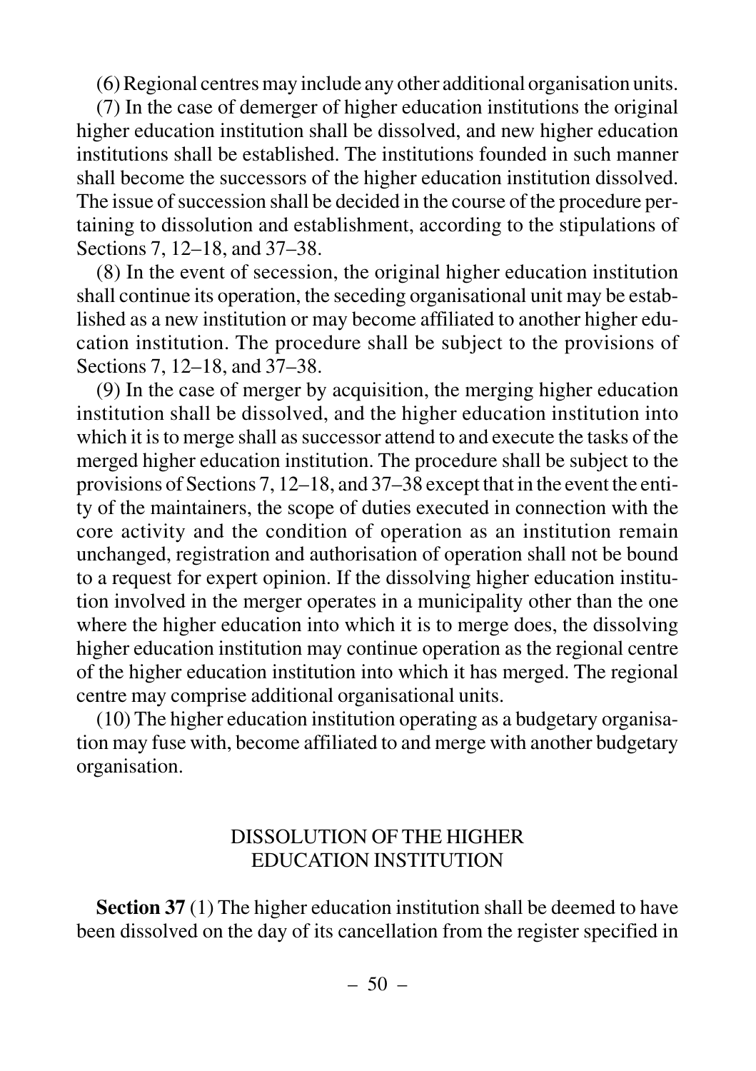(6) Regional centres may include any other additional organisation units.

(7) In the case of demerger of higher education institutions the original higher education institution shall be dissolved, and new higher education institutions shall be established. The institutions founded in such manner shall become the successors of the higher education institution dissolved. The issue of succession shall be decided in the course of the procedure pertaining to dissolution and establishment, according to the stipulations of Sections 7, 12–18, and 37–38.

(8) In the event of secession, the original higher education institution shall continue its operation, the seceding organisational unit may be established as a new institution or may become affiliated to another higher education institution. The procedure shall be subject to the provisions of Sections 7, 12–18, and 37–38.

(9) In the case of merger by acquisition, the merging higher education institution shall be dissolved, and the higher education institution into which it is to merge shall as successor attend to and execute the tasks of the merged higher education institution. The procedure shall be subject to the provisions of Sections 7, 12–18, and 37–38 except that in the event the entity of the maintainers, the scope of duties executed in connection with the core activity and the condition of operation as an institution remain unchanged, registration and authorisation of operation shall not be bound to a request for expert opinion. If the dissolving higher education institution involved in the merger operates in a municipality other than the one where the higher education into which it is to merge does, the dissolving higher education institution may continue operation as the regional centre of the higher education institution into which it has merged. The regional centre may comprise additional organisational units.

(10) The higher education institution operating as a budgetary organisation may fuse with, become affiliated to and merge with another budgetary organisation.

## DISSOLUTION OF THE HIGHER EDUCATION INSTITUTION

**Section 37** (1) The higher education institution shall be deemed to have been dissolved on the day of its cancellation from the register specified in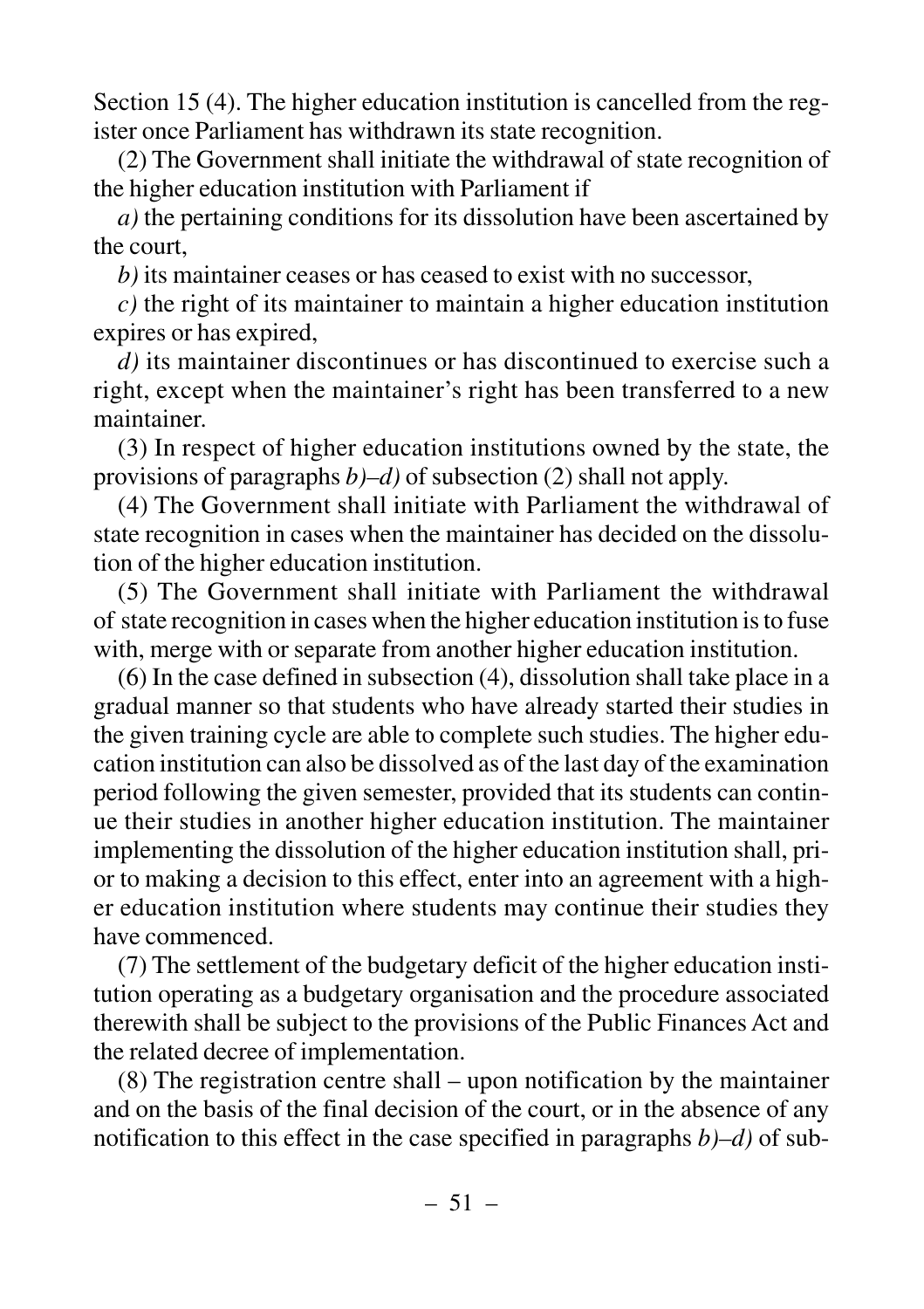Section 15 (4). The higher education institution is cancelled from the register once Parliament has withdrawn its state recognition.

(2) The Government shall initiate the withdrawal of state recognition of the higher education institution with Parliament if

*a)* the pertaining conditions for its dissolution have been ascertained by the court,

*b)* its maintainer ceases or has ceased to exist with no successor,

*c)* the right of its maintainer to maintain a higher education institution expires or has expired,

*d)* its maintainer discontinues or has discontinued to exercise such a right, except when the maintainer's right has been transferred to a new maintainer.

(3) In respect of higher education institutions owned by the state, the provisions of paragraphs *b)–d)* of subsection (2) shall not apply.

(4) The Government shall initiate with Parliament the withdrawal of state recognition in cases when the maintainer has decided on the dissolution of the higher education institution.

(5) The Government shall initiate with Parliament the withdrawal of state recognition in cases when the higher education institution is to fuse with, merge with or separate from another higher education institution.

(6) In the case defined in subsection (4), dissolution shall take place in a gradual manner so that students who have already started their studies in the given training cycle are able to complete such studies. The higher education institution can also be dissolved as of the last day of the examination period following the given semester, provided that its students can continue their studies in another higher education institution. The maintainer implementing the dissolution of the higher education institution shall, prior to making a decision to this effect, enter into an agreement with a higher education institution where students may continue their studies they have commenced.

(7) The settlement of the budgetary deficit of the higher education institution operating as a budgetary organisation and the procedure associated therewith shall be subject to the provisions of the Public Finances Act and the related decree of implementation.

(8) The registration centre shall – upon notification by the maintainer and on the basis of the final decision of the court, or in the absence of any notification to this effect in the case specified in paragraphs *b)–d)* of sub-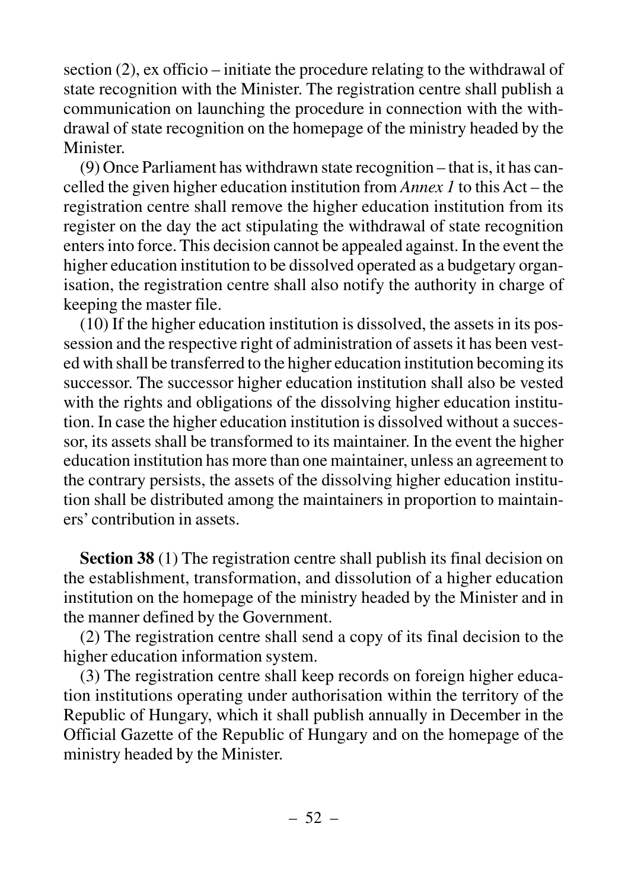section (2), ex officio – initiate the procedure relating to the withdrawal of state recognition with the Minister. The registration centre shall publish a communication on launching the procedure in connection with the withdrawal of state recognition on the homepage of the ministry headed by the Minister.

(9) Once Parliament has withdrawn state recognition – that is, it has cancelled the given higher education institution from *Annex 1* to this Act – the registration centre shall remove the higher education institution from its register on the day the act stipulating the withdrawal of state recognition enters into force. This decision cannot be appealed against. In the event the higher education institution to be dissolved operated as a budgetary organisation, the registration centre shall also notify the authority in charge of keeping the master file.

(10) If the higher education institution is dissolved, the assets in its possession and the respective right of administration of assets it has been vested with shall be transferred to the higher education institution becoming its successor. The successor higher education institution shall also be vested with the rights and obligations of the dissolving higher education institution. In case the higher education institution is dissolved without a successor, its assets shall be transformed to its maintainer. In the event the higher education institution has more than one maintainer, unless an agreement to the contrary persists, the assets of the dissolving higher education institution shall be distributed among the maintainers in proportion to maintainers' contribution in assets.

**Section 38** (1) The registration centre shall publish its final decision on the establishment, transformation, and dissolution of a higher education institution on the homepage of the ministry headed by the Minister and in the manner defined by the Government.

(2) The registration centre shall send a copy of its final decision to the higher education information system.

(3) The registration centre shall keep records on foreign higher education institutions operating under authorisation within the territory of the Republic of Hungary, which it shall publish annually in December in the Official Gazette of the Republic of Hungary and on the homepage of the ministry headed by the Minister.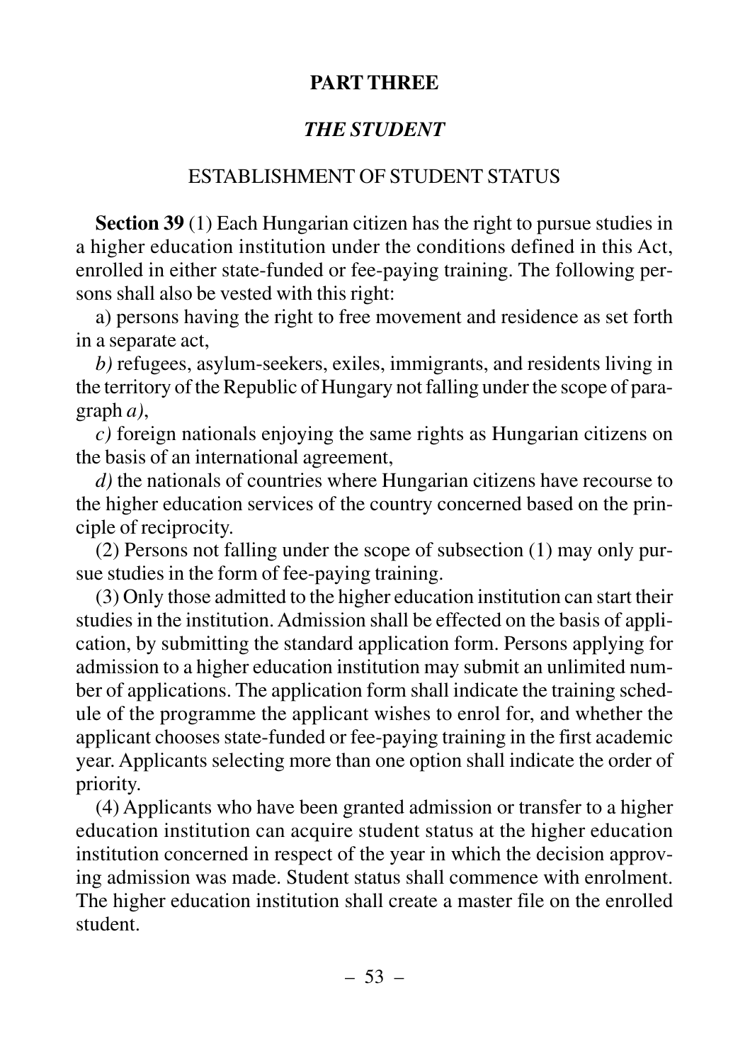# PART THREE

## *THE STUDENT*

### ESTABLISHMENT OF STUDENT STATUS

**Section 39** (1) Each Hungarian citizen has the right to pursue studies in a higher education institution under the conditions defined in this Act, enrolled in either state-funded or fee-paying training. The following persons shall also be vested with this right:

a) persons having the right to free movement and residence as set forth in a separate act,

*b)* refugees, asylum-seekers, exiles, immigrants, and residents living in the territory of the Republic of Hungary not falling under the scope of paragraph *a)*,

*c)* foreign nationals enjoying the same rights as Hungarian citizens on the basis of an international agreement,

*d)* the nationals of countries where Hungarian citizens have recourse to the higher education services of the country concerned based on the principle of reciprocity.

(2) Persons not falling under the scope of subsection (1) may only pursue studies in the form of fee-paying training.

(3) Only those admitted to the higher education institution can start their studies in the institution. Admission shall be effected on the basis of application, by submitting the standard application form. Persons applying for admission to a higher education institution may submit an unlimited number of applications. The application form shall indicate the training schedule of the programme the applicant wishes to enrol for, and whether the applicant chooses state-funded or fee-paying training in the first academic year. Applicants selecting more than one option shall indicate the order of priority.

(4) Applicants who have been granted admission or transfer to a higher education institution can acquire student status at the higher education institution concerned in respect of the year in which the decision approving admission was made. Student status shall commence with enrolment. The higher education institution shall create a master file on the enrolled student.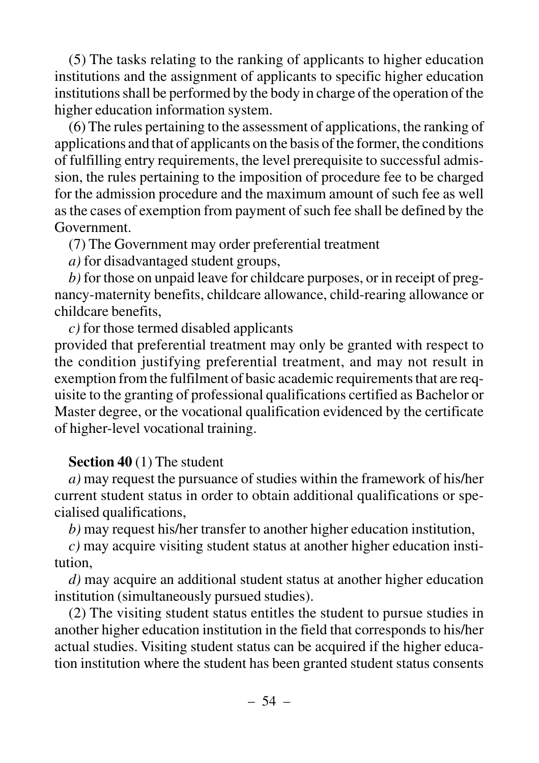(5) The tasks relating to the ranking of applicants to higher education institutions and the assignment of applicants to specific higher education institutions shall be performed by the body in charge of the operation of the higher education information system.

(6) The rules pertaining to the assessment of applications, the ranking of applications and that of applicants on the basis of the former, the conditions of fulfilling entry requirements, the level prerequisite to successful admission, the rules pertaining to the imposition of procedure fee to be charged for the admission procedure and the maximum amount of such fee as well as the cases of exemption from payment of such fee shall be defined by the Government.

(7) The Government may order preferential treatment

*a)* for disadvantaged student groups,

*b)* for those on unpaid leave for childcare purposes, or in receipt of pregnancy-maternity benefits, childcare allowance, child-rearing allowance or childcare benefits,

*c)* for those termed disabled applicants

provided that preferential treatment may only be granted with respect to the condition justifying preferential treatment, and may not result in exemption from the fulfilment of basic academic requirements that are requisite to the granting of professional qualifications certified as Bachelor or Master degree, or the vocational qualification evidenced by the certificate of higher-level vocational training.

**Section 40** (1) The student

*a)* may request the pursuance of studies within the framework of his/her current student status in order to obtain additional qualifications or specialised qualifications,

*b)* may request his/her transfer to another higher education institution,

*c)* may acquire visiting student status at another higher education institution,

*d)* may acquire an additional student status at another higher education institution (simultaneously pursued studies).

(2) The visiting student status entitles the student to pursue studies in another higher education institution in the field that corresponds to his/her actual studies. Visiting student status can be acquired if the higher education institution where the student has been granted student status consents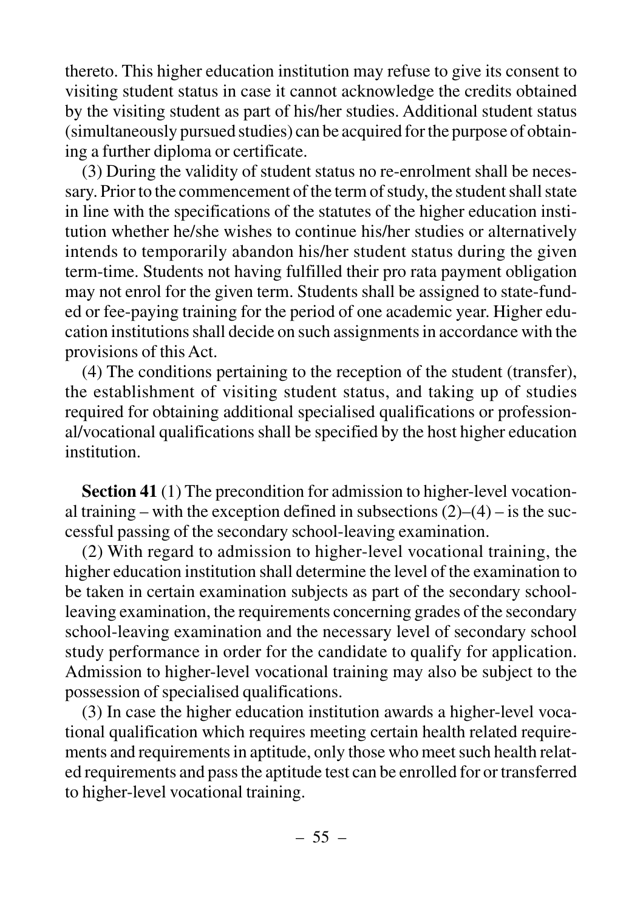thereto. This higher education institution may refuse to give its consent to visiting student status in case it cannot acknowledge the credits obtained by the visiting student as part of his/her studies. Additional student status (simultaneously pursued studies) can be acquired for the purpose of obtaining a further diploma or certificate.

(3) During the validity of student status no re-enrolment shall be necessary. Prior to the commencement of the term of study, the student shall state in line with the specifications of the statutes of the higher education institution whether he/she wishes to continue his/her studies or alternatively intends to temporarily abandon his/her student status during the given term-time. Students not having fulfilled their pro rata payment obligation may not enrol for the given term. Students shall be assigned to state-funded or fee-paying training for the period of one academic year. Higher education institutions shall decide on such assignments in accordance with the provisions of this Act.

(4) The conditions pertaining to the reception of the student (transfer), the establishment of visiting student status, and taking up of studies required for obtaining additional specialised qualifications or professional/vocational qualifications shall be specified by the host higher education institution.

**Section 41** (1) The precondition for admission to higher-level vocational training – with the exception defined in subsections (2)–(4) – is the successful passing of the secondary school-leaving examination.

(2) With regard to admission to higher-level vocational training, the higher education institution shall determine the level of the examination to be taken in certain examination subjects as part of the secondary school-leaving examination, the requirements concerning grades of the secondary school-leaving examination and the necessary level of secondary school study performance in order for the candidate to qualify for application. Admission to higher-level vocational training may also be subject to the possession of specialised qualifications.

(3) In case the higher education institution awards a higher-level vocational qualification which requires meeting certain health related requirements and requirements in aptitude, only those who meet such health related requirements and pass the aptitude test can be enrolled for or transferred to higher-level vocational training.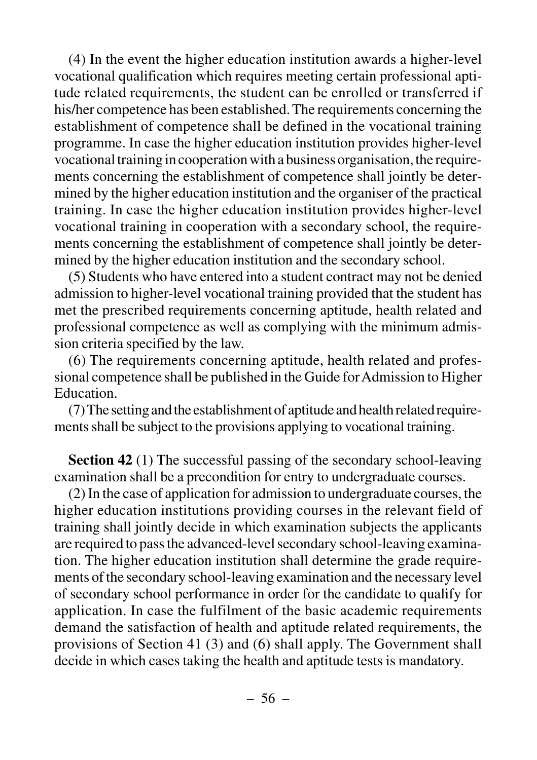(4) In the event the higher education institution awards a higher-level vocational qualification which requires meeting certain professional aptitude related requirements, the student can be enrolled or transferred if his/her competence has been established. The requirements concerning the establishment of competence shall be defined in the vocational training programme. In case the higher education institution provides higher-level vocational training in cooperation with a business organisation, the requirements concerning the establishment of competence shall jointly be determined by the higher education institution and the organiser of the practical training. In case the higher education institution provides higher-level vocational training in cooperation with a secondary school, the requirements concerning the establishment of competence shall jointly be determined by the higher education institution and the secondary school.

(5) Students who have entered into a student contract may not be denied admission to higher-level vocational training provided that the student has met the prescribed requirements concerning aptitude, health related and professional competence as well as complying with the minimum admission criteria specified by the law.

(6) The requirements concerning aptitude, health related and professional competence shall be published in the Guide for Admission to Higher Education.

(7) The setting and the establishment of aptitude and health related requirements shall be subject to the provisions applying to vocational training.

**Section 42** (1) The successful passing of the secondary school-leaving examination shall be a precondition for entry to undergraduate courses.

(2) In the case of application for admission to undergraduate courses, the higher education institutions providing courses in the relevant field of training shall jointly decide in which examination subjects the applicants are required to pass the advanced-level secondary school-leaving examination. The higher education institution shall determine the grade requirements of the secondary school-leaving examination and the necessary level of secondary school performance in order for the candidate to qualify for application. In case the fulfilment of the basic academic requirements demand the satisfaction of health and aptitude related requirements, the provisions of Section 41 (3) and (6) shall apply. The Government shall decide in which cases taking the health and aptitude tests is mandatory.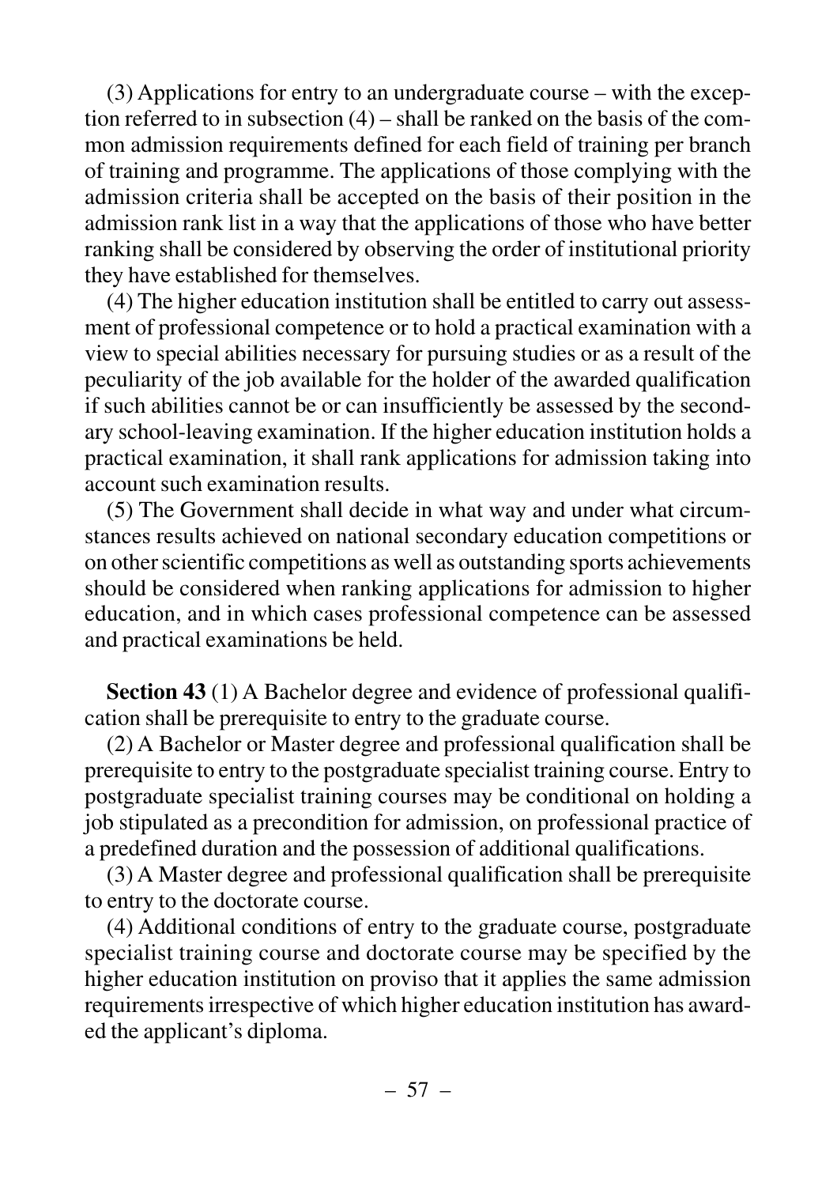(3) Applications for entry to an undergraduate course – with the exception referred to in subsection (4) – shall be ranked on the basis of the common admission requirements defined for each field of training per branch of training and programme. The applications of those complying with the admission criteria shall be accepted on the basis of their position in the admission rank list in a way that the applications of those who have better ranking shall be considered by observing the order of institutional priority they have established for themselves.

(4) The higher education institution shall be entitled to carry out assessment of professional competence or to hold a practical examination with a view to special abilities necessary for pursuing studies or as a result of the peculiarity of the job available for the holder of the awarded qualification if such abilities cannot be or can insufficiently be assessed by the secondary school-leaving examination. If the higher education institution holds a practical examination, it shall rank applications for admission taking into account such examination results.

(5) The Government shall decide in what way and under what circumstances results achieved on national secondary education competitions or on other scientific competitions as well as outstanding sports achievements should be considered when ranking applications for admission to higher education, and in which cases professional competence can be assessed and practical examinations be held.

**Section 43** (1) A Bachelor degree and evidence of professional qualification shall be prerequisite to entry to the graduate course.

(2) A Bachelor or Master degree and professional qualification shall be prerequisite to entry to the postgraduate specialist training course. Entry to postgraduate specialist training courses may be conditional on holding a job stipulated as a precondition for admission, on professional practice of a predefined duration and the possession of additional qualifications.

(3) A Master degree and professional qualification shall be prerequisite to entry to the doctorate course.

(4) Additional conditions of entry to the graduate course, postgraduate specialist training course and doctorate course may be specified by the higher education institution on proviso that it applies the same admission requirements irrespective of which higher education institution has awarded the applicant's diploma.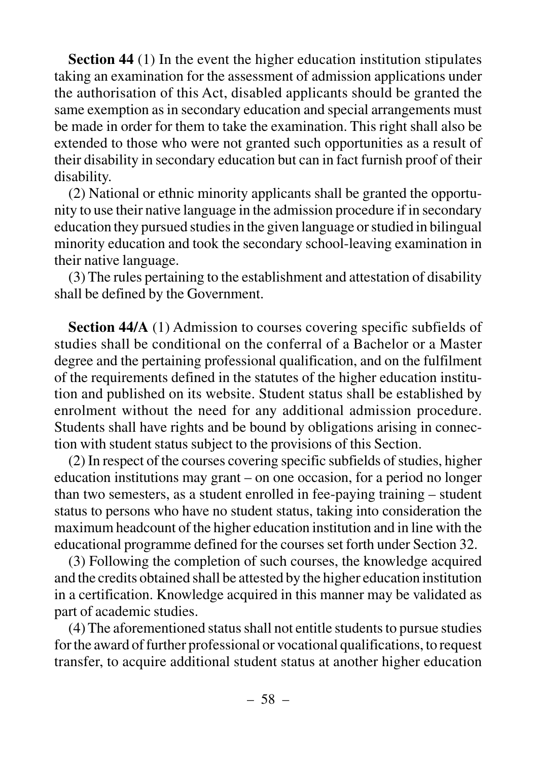**Section 44** (1) In the event the higher education institution stipulates taking an examination for the assessment of admission applications under the authorisation of this Act, disabled applicants should be granted the same exemption as in secondary education and special arrangements must be made in order for them to take the examination. This right shall also be extended to those who were not granted such opportunities as a result of their disability in secondary education but can in fact furnish proof of their disability.

(2) National or ethnic minority applicants shall be granted the opportunity to use their native language in the admission procedure if in secondary education they pursued studies in the given language or studied in bilingual minority education and took the secondary school-leaving examination in their native language.

(3) The rules pertaining to the establishment and attestation of disability shall be defined by the Government.

**Section 44/A** (1) Admission to courses covering specific subfields of studies shall be conditional on the conferral of a Bachelor or a Master degree and the pertaining professional qualification, and on the fulfilment of the requirements defined in the statutes of the higher education institution and published on its website. Student status shall be established by enrolment without the need for any additional admission procedure. Students shall have rights and be bound by obligations arising in connection with student status subject to the provisions of this Section.

(2) In respect of the courses covering specific subfields of studies, higher education institutions may grant – on one occasion, for a period no longer than two semesters, as a student enrolled in fee-paying training – student status to persons who have no student status, taking into consideration the maximum headcount of the higher education institution and in line with the educational programme defined for the courses set forth under Section 32.

(3) Following the completion of such courses, the knowledge acquired and the credits obtained shall be attested by the higher education institution in a certification. Knowledge acquired in this manner may be validated as part of academic studies.

(4) The aforementioned status shall not entitle students to pursue studies for the award of further professional or vocational qualifications, to request transfer, to acquire additional student status at another higher education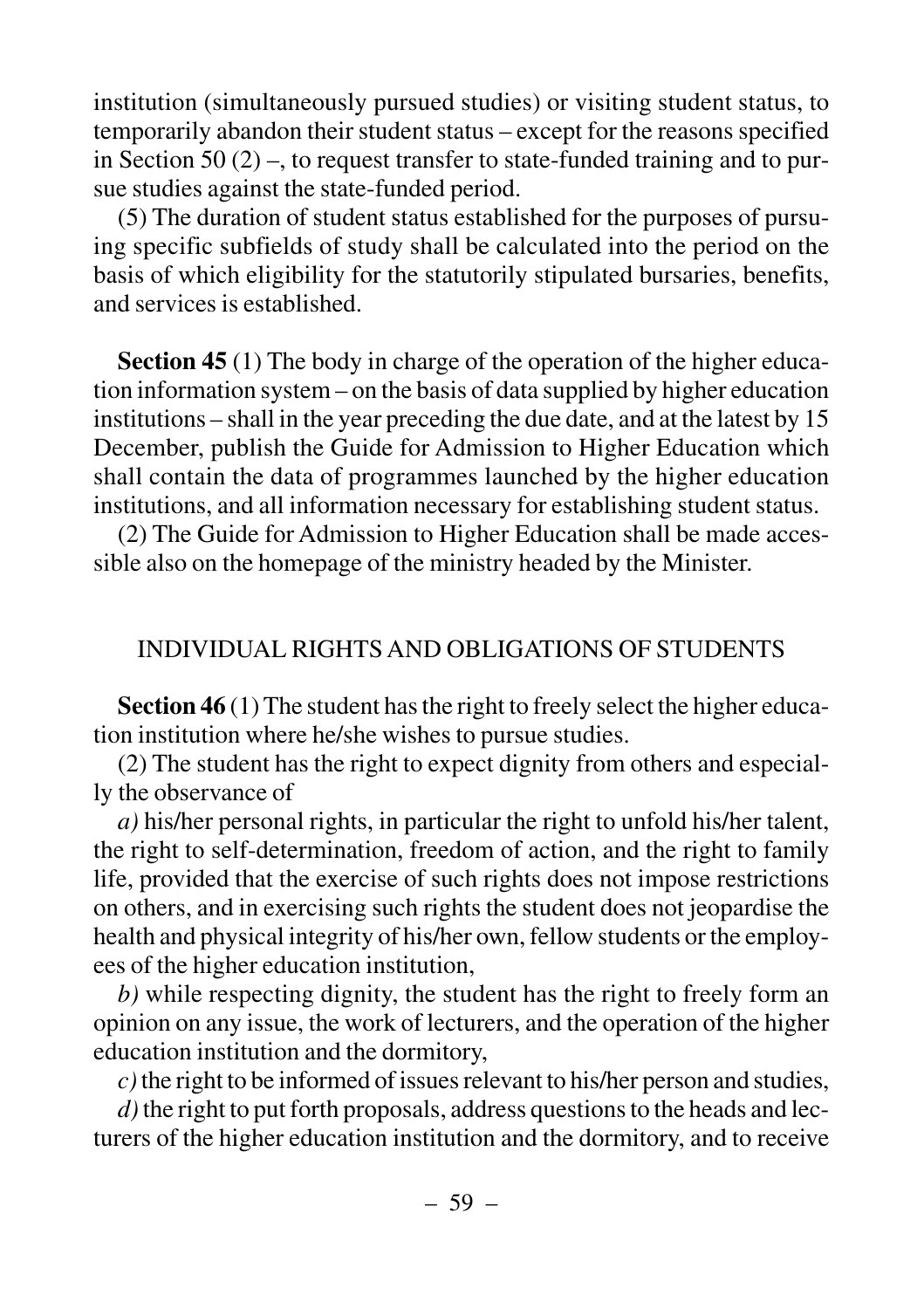institution (simultaneously pursued studies) or visiting student status, to temporarily abandon their student status – except for the reasons specified in Section 50 (2) –, to request transfer to state-funded training and to pursue studies against the state-funded period.

(5) The duration of student status established for the purposes of pursuing specific subfields of study shall be calculated into the period on the basis of which eligibility for the statutorily stipulated bursaries, benefits, and services is established.

**Section 45** (1) The body in charge of the operation of the higher education information system – on the basis of data supplied by higher education institutions – shall in the year preceding the due date, and at the latest by 15 December, publish the Guide for Admission to Higher Education which shall contain the data of programmes launched by the higher education institutions, and all information necessary for establishing student status.

(2) The Guide for Admission to Higher Education shall be made accessible also on the homepage of the ministry headed by the Minister.

## INDIVIDUAL RIGHTS AND OBLIGATIONS OF STUDENTS

**Section 46** (1) The student has the right to freely select the higher education institution where he/she wishes to pursue studies.

(2) The student has the right to expect dignity from others and especially the observance of

*a)* his/her personal rights, in particular the right to unfold his/her talent, the right to self-determination, freedom of action, and the right to family life, provided that the exercise of such rights does not impose restrictions on others, and in exercising such rights the student does not jeopardise the health and physical integrity of his/her own, fellow students or the employees of the higher education institution,

*b)* while respecting dignity, the student has the right to freely form an opinion on any issue, the work of lecturers, and the operation of the higher education institution and the dormitory,

*c)* the right to be informed of issues relevant to his/her person and studies,

*d)* the right to put forth proposals, address questions to the heads and lecturers of the higher education institution and the dormitory, and to receive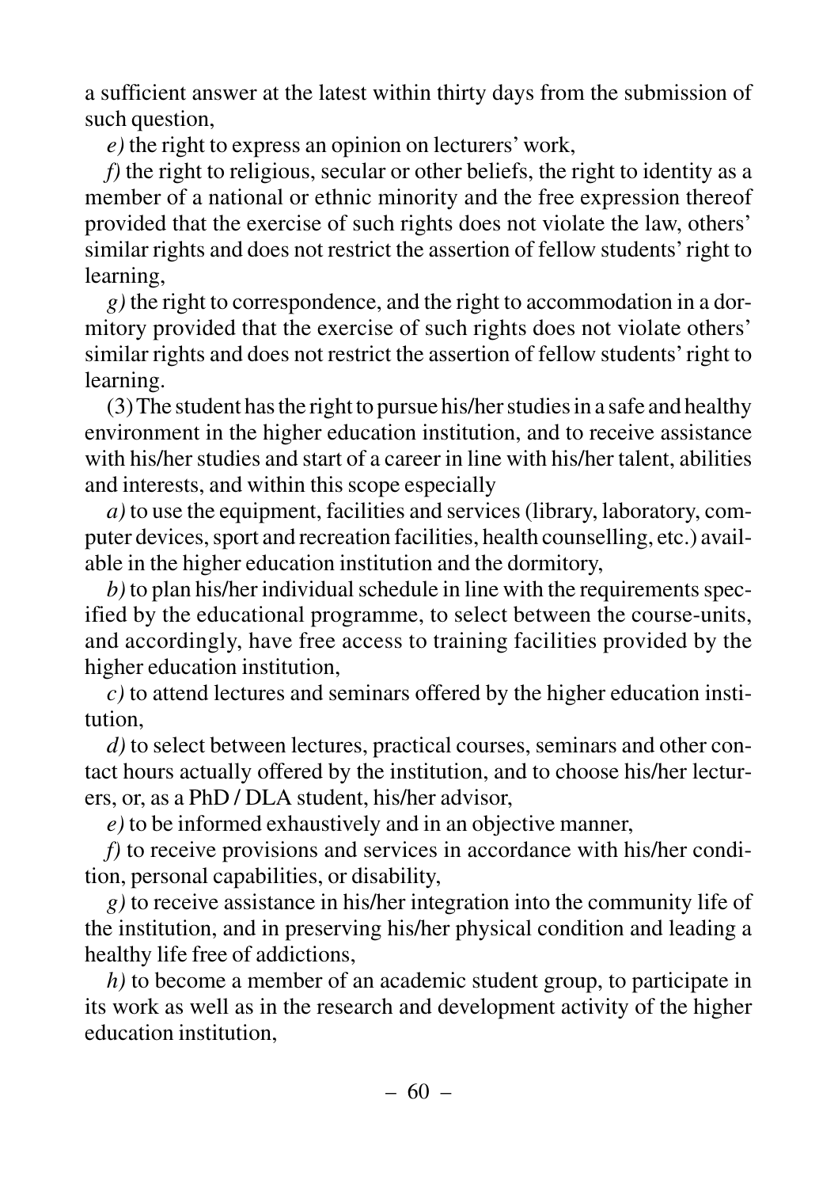a sufficient answer at the latest within thirty days from the submission of such question,

*e)* the right to express an opinion on lecturers' work,

*f)* the right to religious, secular or other beliefs, the right to identity as a member of a national or ethnic minority and the free expression thereof provided that the exercise of such rights does not violate the law, others' similar rights and does not restrict the assertion of fellow students' right to learning,

*g)* the right to correspondence, and the right to accommodation in a dormitory provided that the exercise of such rights does not violate others' similar rights and does not restrict the assertion of fellow students' right to learning.

(3) The student has the right to pursue his/her studies in a safe and healthy environment in the higher education institution, and to receive assistance with his/her studies and start of a career in line with his/her talent, abilities and interests, and within this scope especially

*a)* to use the equipment, facilities and services (library, laboratory, computer devices, sport and recreation facilities, health counselling, etc.) available in the higher education institution and the dormitory,

*b)* to plan his/her individual schedule in line with the requirements specified by the educational programme, to select between the course-units, and accordingly, have free access to training facilities provided by the higher education institution,

*c)* to attend lectures and seminars offered by the higher education institution,

*d)* to select between lectures, practical courses, seminars and other contact hours actually offered by the institution, and to choose his/her lecturers, or, as a PhD / DLA student, his/her advisor,

*e)* to be informed exhaustively and in an objective manner,

*f)* to receive provisions and services in accordance with his/her condition, personal capabilities, or disability,

*g)* to receive assistance in his/her integration into the community life of the institution, and in preserving his/her physical condition and leading a healthy life free of addictions,

*h)* to become a member of an academic student group, to participate in its work as well as in the research and development activity of the higher education institution,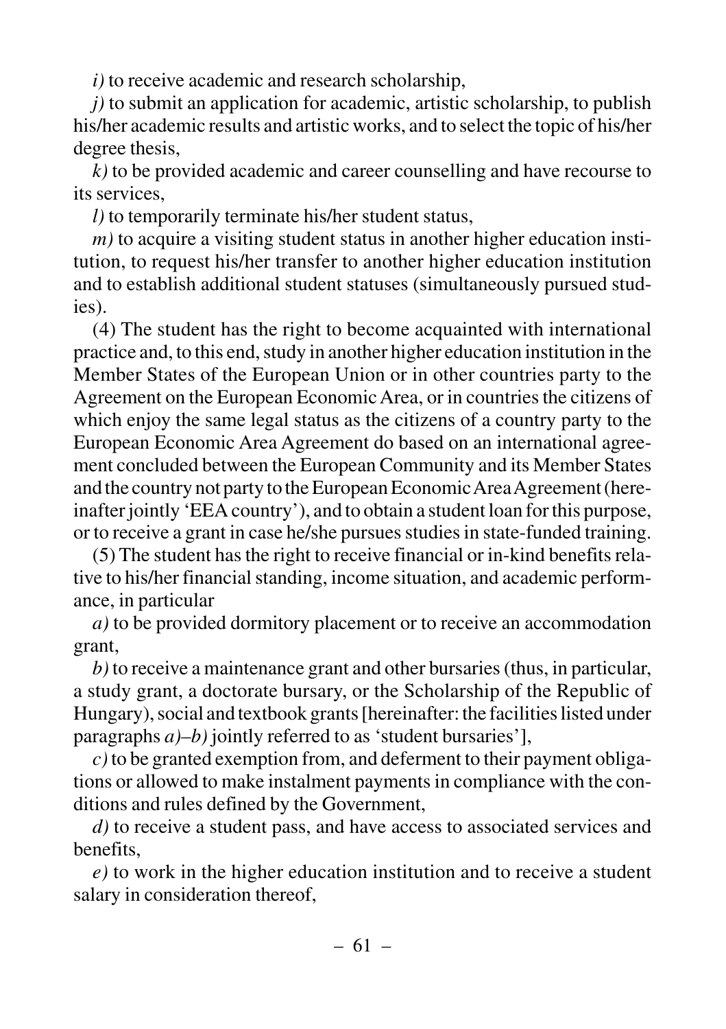*i)* to receive academic and research scholarship,

*j)* to submit an application for academic, artistic scholarship, to publish his/her academic results and artistic works, and to select the topic of his/her degree thesis,

*k)* to be provided academic and career counselling and have recourse to its services,

*l)* to temporarily terminate his/her student status,

*m)* to acquire a visiting student status in another higher education institution, to request his/her transfer to another higher education institution and to establish additional student statuses (simultaneously pursued studies).

(4) The student has the right to become acquainted with international practice and, to this end, study in another higher education institution in the Member States of the European Union or in other countries party to the Agreement on the European Economic Area, or in countries the citizens of which enjoy the same legal status as the citizens of a country party to the European Economic Area Agreement do based on an international agreement concluded between the European Community and its Member States and the country not party to the European Economic Area Agreement (hereinafter jointly 'EEA country'), and to obtain a student loan for this purpose, or to receive a grant in case he/she pursues studies in state-funded training.

(5) The student has the right to receive financial or in-kind benefits relative to his/her financial standing, income situation, and academic performance, in particular

*a)* to be provided dormitory placement or to receive an accommodation grant,

*b)* to receive a maintenance grant and other bursaries (thus, in particular, a study grant, a doctorate bursary, or the Scholarship of the Republic of Hungary), social and textbook grants [hereinafter: the facilities listed under paragraphs *a)*–*b)* jointly referred to as 'student bursaries'],

*c)* to be granted exemption from, and deferment to their payment obligations or allowed to make instalment payments in compliance with the conditions and rules defined by the Government,

*d)* to receive a student pass, and have access to associated services and benefits,

*e)* to work in the higher education institution and to receive a student salary in consideration thereof,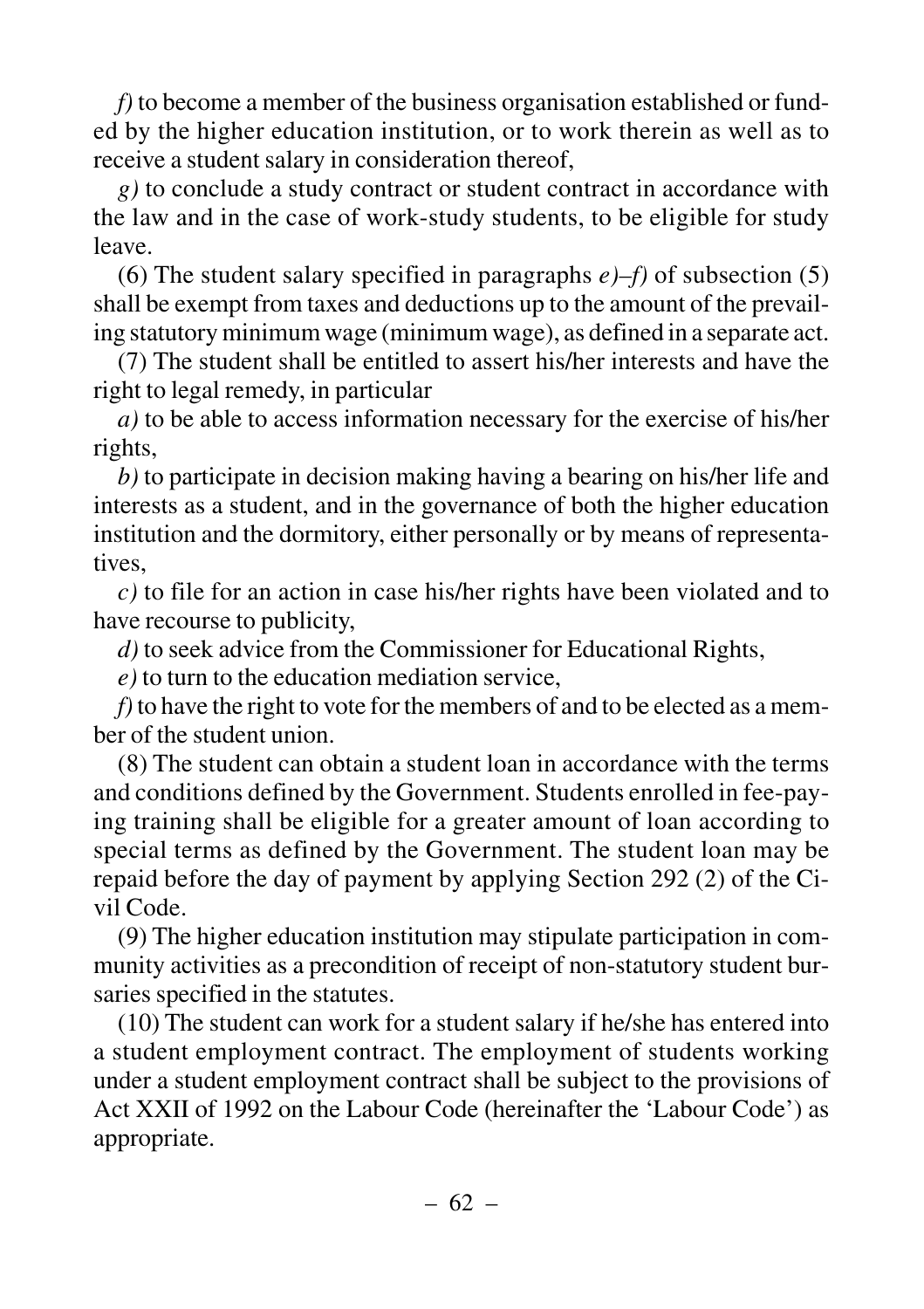*f)* to become a member of the business organisation established or funded by the higher education institution, or to work therein as well as to receive a student salary in consideration thereof,

*g)* to conclude a study contract or student contract in accordance with the law and in the case of work-study students, to be eligible for study leave.

(6) The student salary specified in paragraphs *e)–f)* of subsection (5) shall be exempt from taxes and deductions up to the amount of the prevailing statutory minimum wage (minimum wage), as defined in a separate act.

(7) The student shall be entitled to assert his/her interests and have the right to legal remedy, in particular

*a)* to be able to access information necessary for the exercise of his/her rights,

*b)* to participate in decision making having a bearing on his/her life and interests as a student, and in the governance of both the higher education institution and the dormitory, either personally or by means of representatives,

*c)* to file for an action in case his/her rights have been violated and to have recourse to publicity,

*d)* to seek advice from the Commissioner for Educational Rights,

*e)* to turn to the education mediation service,

*f)* to have the right to vote for the members of and to be elected as a member of the student union.

(8) The student can obtain a student loan in accordance with the terms and conditions defined by the Government. Students enrolled in fee-paying training shall be eligible for a greater amount of loan according to special terms as defined by the Government. The student loan may be repaid before the day of payment by applying Section 292 (2) of the Civil Code.

(9) The higher education institution may stipulate participation in community activities as a precondition of receipt of non-statutory student bursaries specified in the statutes.

(10) The student can work for a student salary if he/she has entered into a student employment contract. The employment of students working under a student employment contract shall be subject to the provisions of Act XXII of 1992 on the Labour Code (hereinafter the 'Labour Code') as appropriate.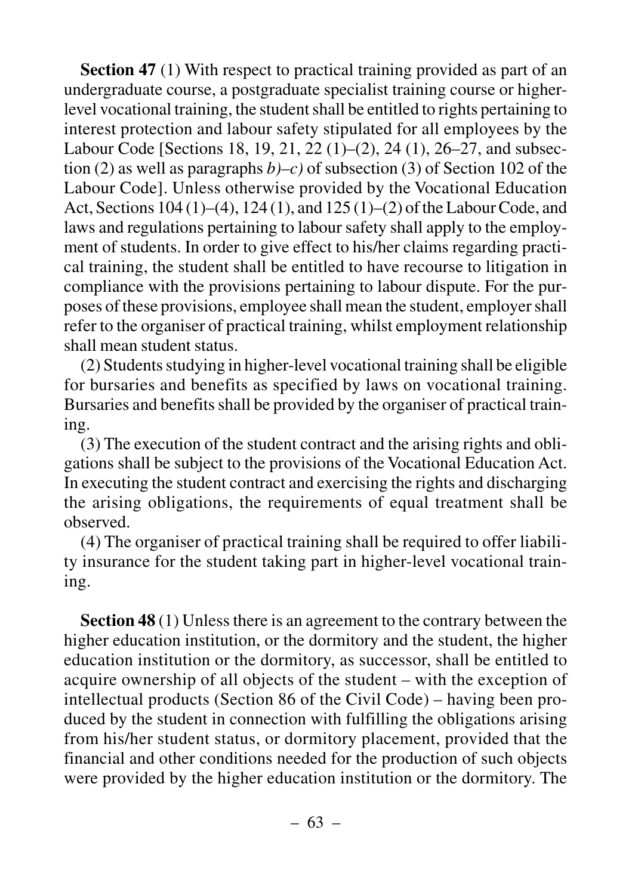**Section 47** (1) With respect to practical training provided as part of an undergraduate course, a postgraduate specialist training course or higher-level vocational training, the student shall be entitled to rights pertaining to interest protection and labour safety stipulated for all employees by the Labour Code [Sections 18, 19, 21, 22 (1)–(2), 24 (1), 26–27, and subsection (2) as well as paragraphs *b)–c)* of subsection (3) of Section 102 of the Labour Code]. Unless otherwise provided by the Vocational Education Act, Sections 104 (1)–(4), 124 (1), and 125 (1)–(2) of the Labour Code, and laws and regulations pertaining to labour safety shall apply to the employment of students. In order to give effect to his/her claims regarding practical training, the student shall be entitled to have recourse to litigation in compliance with the provisions pertaining to labour dispute. For the purposes of these provisions, employee shall mean the student, employer shall refer to the organiser of practical training, whilst employment relationship shall mean student status.

(2) Students studying in higher-level vocational training shall be eligible for bursaries and benefits as specified by laws on vocational training. Bursaries and benefits shall be provided by the organiser of practical training.

(3) The execution of the student contract and the arising rights and obligations shall be subject to the provisions of the Vocational Education Act. In executing the student contract and exercising the rights and discharging the arising obligations, the requirements of equal treatment shall be observed.

(4) The organiser of practical training shall be required to offer liability insurance for the student taking part in higher-level vocational training.

**Section 48** (1) Unless there is an agreement to the contrary between the higher education institution, or the dormitory and the student, the higher education institution or the dormitory, as successor, shall be entitled to acquire ownership of all objects of the student – with the exception of intellectual products (Section 86 of the Civil Code) – having been produced by the student in connection with fulfilling the obligations arising from his/her student status, or dormitory placement, provided that the financial and other conditions needed for the production of such objects were provided by the higher education institution or the dormitory. The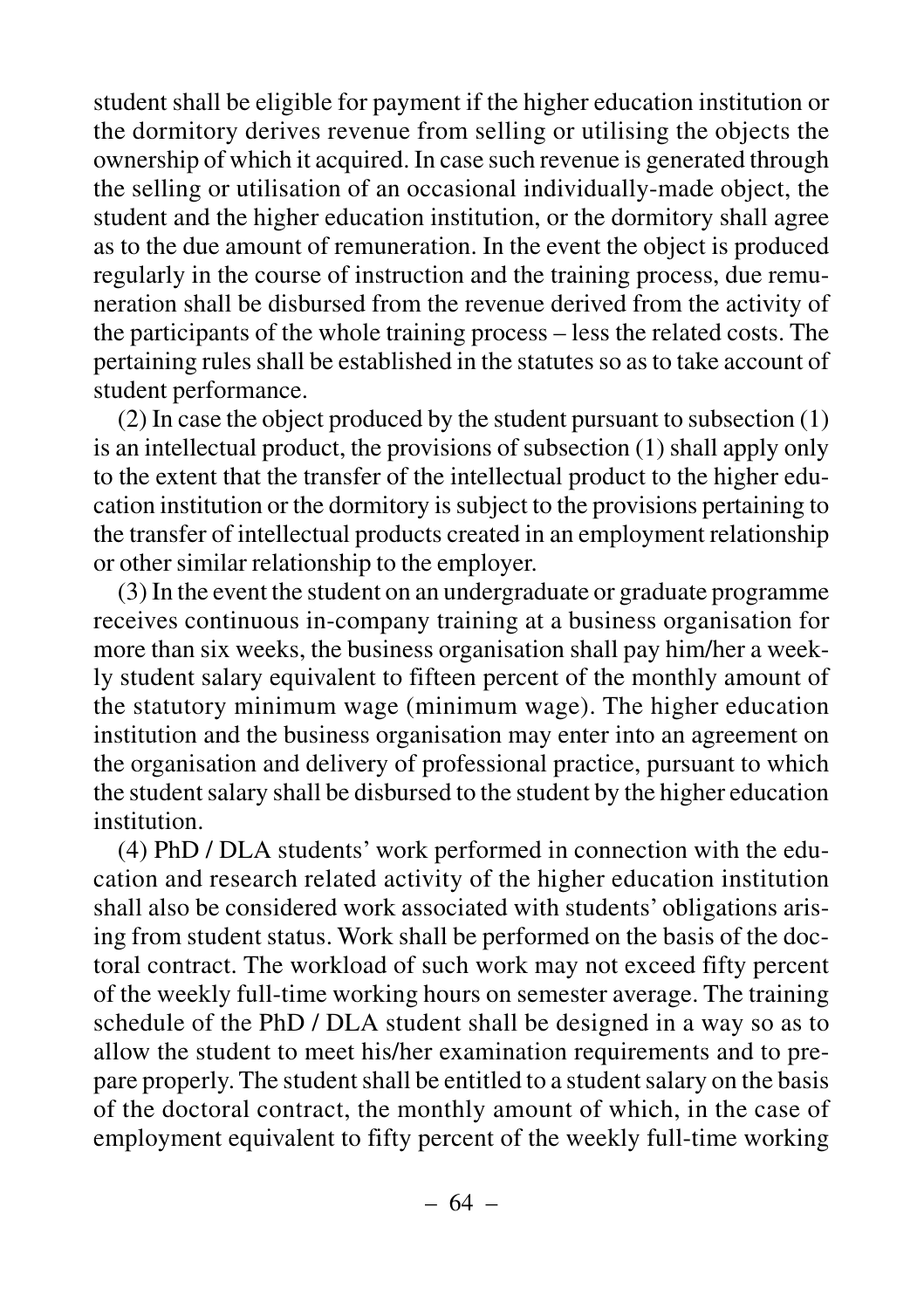student shall be eligible for payment if the higher education institution or the dormitory derives revenue from selling or utilising the objects the ownership of which it acquired. In case such revenue is generated through the selling or utilisation of an occasional individually-made object, the student and the higher education institution, or the dormitory shall agree as to the due amount of remuneration. In the event the object is produced regularly in the course of instruction and the training process, due remuneration shall be disbursed from the revenue derived from the activity of the participants of the whole training process – less the related costs. The pertaining rules shall be established in the statutes so as to take account of student performance.

(2) In case the object produced by the student pursuant to subsection (1) is an intellectual product, the provisions of subsection (1) shall apply only to the extent that the transfer of the intellectual product to the higher education institution or the dormitory is subject to the provisions pertaining to the transfer of intellectual products created in an employment relationship or other similar relationship to the employer.

(3) In the event the student on an undergraduate or graduate programme receives continuous in-company training at a business organisation for more than six weeks, the business organisation shall pay him/her a weekly student salary equivalent to fifteen percent of the monthly amount of the statutory minimum wage (minimum wage). The higher education institution and the business organisation may enter into an agreement on the organisation and delivery of professional practice, pursuant to which the student salary shall be disbursed to the student by the higher education institution.

(4) PhD / DLA students' work performed in connection with the education and research related activity of the higher education institution shall also be considered work associated with students' obligations arising from student status. Work shall be performed on the basis of the doctoral contract. The workload of such work may not exceed fifty percent of the weekly full-time working hours on semester average. The training schedule of the PhD / DLA student shall be designed in a way so as to allow the student to meet his/her examination requirements and to prepare properly. The student shall be entitled to a student salary on the basis of the doctoral contract, the monthly amount of which, in the case of employment equivalent to fifty percent of the weekly full-time working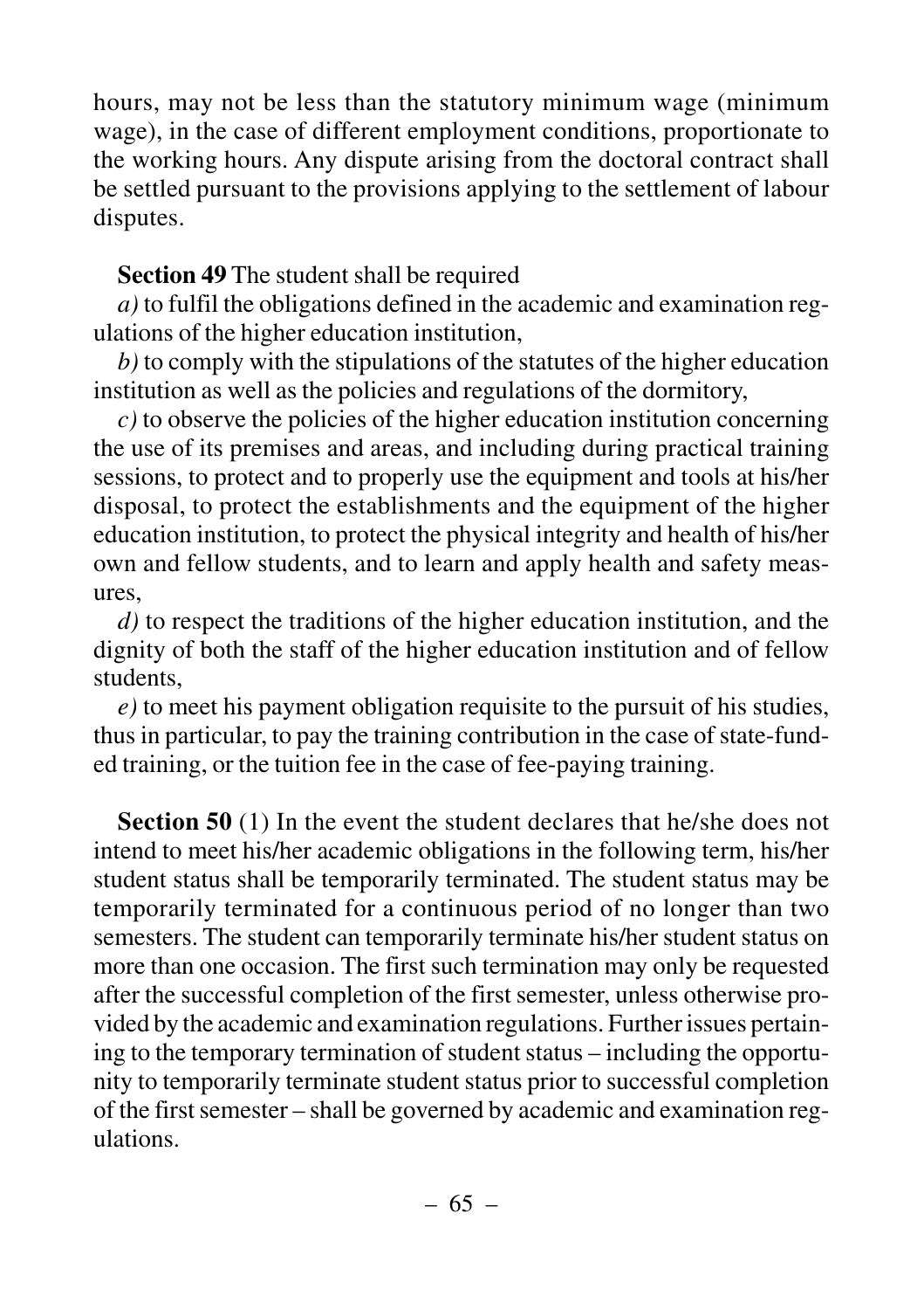hours, may not be less than the statutory minimum wage (minimum wage), in the case of different employment conditions, proportionate to the working hours. Any dispute arising from the doctoral contract shall be settled pursuant to the provisions applying to the settlement of labour disputes.

**Section 49** The student shall be required

*a)* to fulfil the obligations defined in the academic and examination regulations of the higher education institution,

*b)* to comply with the stipulations of the statutes of the higher education institution as well as the policies and regulations of the dormitory,

*c)* to observe the policies of the higher education institution concerning the use of its premises and areas, and including during practical training sessions, to protect and to properly use the equipment and tools at his/her disposal, to protect the establishments and the equipment of the higher education institution, to protect the physical integrity and health of his/her own and fellow students, and to learn and apply health and safety measures,

*d)* to respect the traditions of the higher education institution, and the dignity of both the staff of the higher education institution and of fellow students,

*e)* to meet his payment obligation requisite to the pursuit of his studies, thus in particular, to pay the training contribution in the case of state-funded training, or the tuition fee in the case of fee-paying training.

**Section 50** (1) In the event the student declares that he/she does not intend to meet his/her academic obligations in the following term, his/her student status shall be temporarily terminated. The student status may be temporarily terminated for a continuous period of no longer than two semesters. The student can temporarily terminate his/her student status on more than one occasion. The first such termination may only be requested after the successful completion of the first semester, unless otherwise provided by the academic and examination regulations. Further issues pertaining to the temporary termination of student status – including the opportunity to temporarily terminate student status prior to successful completion of the first semester – shall be governed by academic and examination regulations.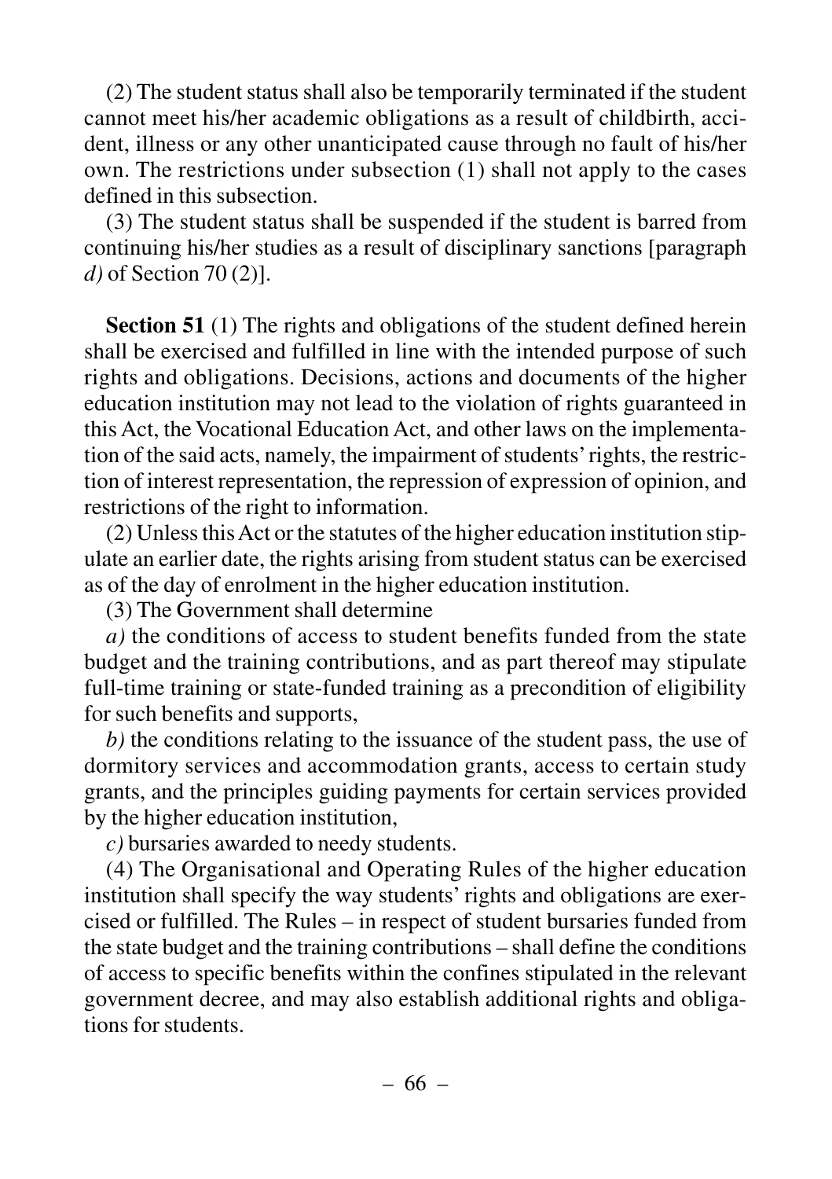(2) The student status shall also be temporarily terminated if the student cannot meet his/her academic obligations as a result of childbirth, accident, illness or any other unanticipated cause through no fault of his/her own. The restrictions under subsection (1) shall not apply to the cases defined in this subsection.

(3) The student status shall be suspended if the student is barred from continuing his/her studies as a result of disciplinary sanctions [paragraph *d)* of Section 70 (2)].

**Section 51** (1) The rights and obligations of the student defined herein shall be exercised and fulfilled in line with the intended purpose of such rights and obligations. Decisions, actions and documents of the higher education institution may not lead to the violation of rights guaranteed in this Act, the Vocational Education Act, and other laws on the implementation of the said acts, namely, the impairment of students' rights, the restriction of interest representation, the repression of expression of opinion, and restrictions of the right to information.

(2) Unless this Act or the statutes of the higher education institution stipulate an earlier date, the rights arising from student status can be exercised as of the day of enrolment in the higher education institution.

(3) The Government shall determine

*a)* the conditions of access to student benefits funded from the state budget and the training contributions, and as part thereof may stipulate full-time training or state-funded training as a precondition of eligibility for such benefits and supports,

*b)* the conditions relating to the issuance of the student pass, the use of dormitory services and accommodation grants, access to certain study grants, and the principles guiding payments for certain services provided by the higher education institution,

*c)* bursaries awarded to needy students.

(4) The Organisational and Operating Rules of the higher education institution shall specify the way students' rights and obligations are exercised or fulfilled. The Rules – in respect of student bursaries funded from the state budget and the training contributions – shall define the conditions of access to specific benefits within the confines stipulated in the relevant government decree, and may also establish additional rights and obligations for students.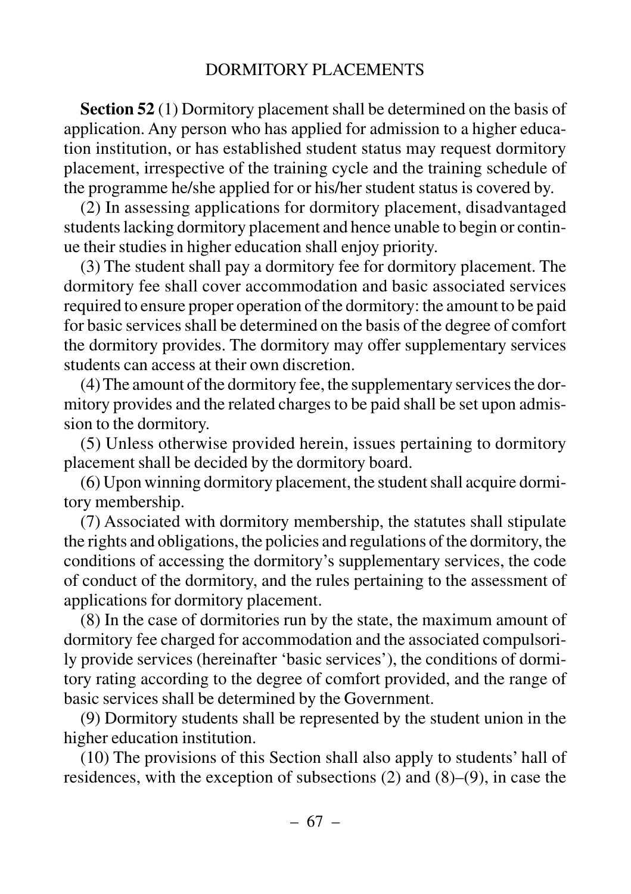## DORMITORY PLACEMENTS

**Section 52** (1) Dormitory placement shall be determined on the basis of application. Any person who has applied for admission to a higher education institution, or has established student status may request dormitory placement, irrespective of the training cycle and the training schedule of the programme he/she applied for or his/her student status is covered by.

(2) In assessing applications for dormitory placement, disadvantaged students lacking dormitory placement and hence unable to begin or continue their studies in higher education shall enjoy priority.

(3) The student shall pay a dormitory fee for dormitory placement. The dormitory fee shall cover accommodation and basic associated services required to ensure proper operation of the dormitory: the amount to be paid for basic services shall be determined on the basis of the degree of comfort the dormitory provides. The dormitory may offer supplementary services students can access at their own discretion.

(4) The amount of the dormitory fee, the supplementary services the dormitory provides and the related charges to be paid shall be set upon admission to the dormitory.

(5) Unless otherwise provided herein, issues pertaining to dormitory placement shall be decided by the dormitory board.

(6) Upon winning dormitory placement, the student shall acquire dormitory membership.

(7) Associated with dormitory membership, the statutes shall stipulate the rights and obligations, the policies and regulations of the dormitory, the conditions of accessing the dormitory's supplementary services, the code of conduct of the dormitory, and the rules pertaining to the assessment of applications for dormitory placement.

(8) In the case of dormitories run by the state, the maximum amount of dormitory fee charged for accommodation and the associated compulsorily provide services (hereinafter 'basic services'), the conditions of dormitory rating according to the degree of comfort provided, and the range of basic services shall be determined by the Government.

(9) Dormitory students shall be represented by the student union in the higher education institution.

(10) The provisions of this Section shall also apply to students' hall of residences, with the exception of subsections (2) and (8)–(9), in case the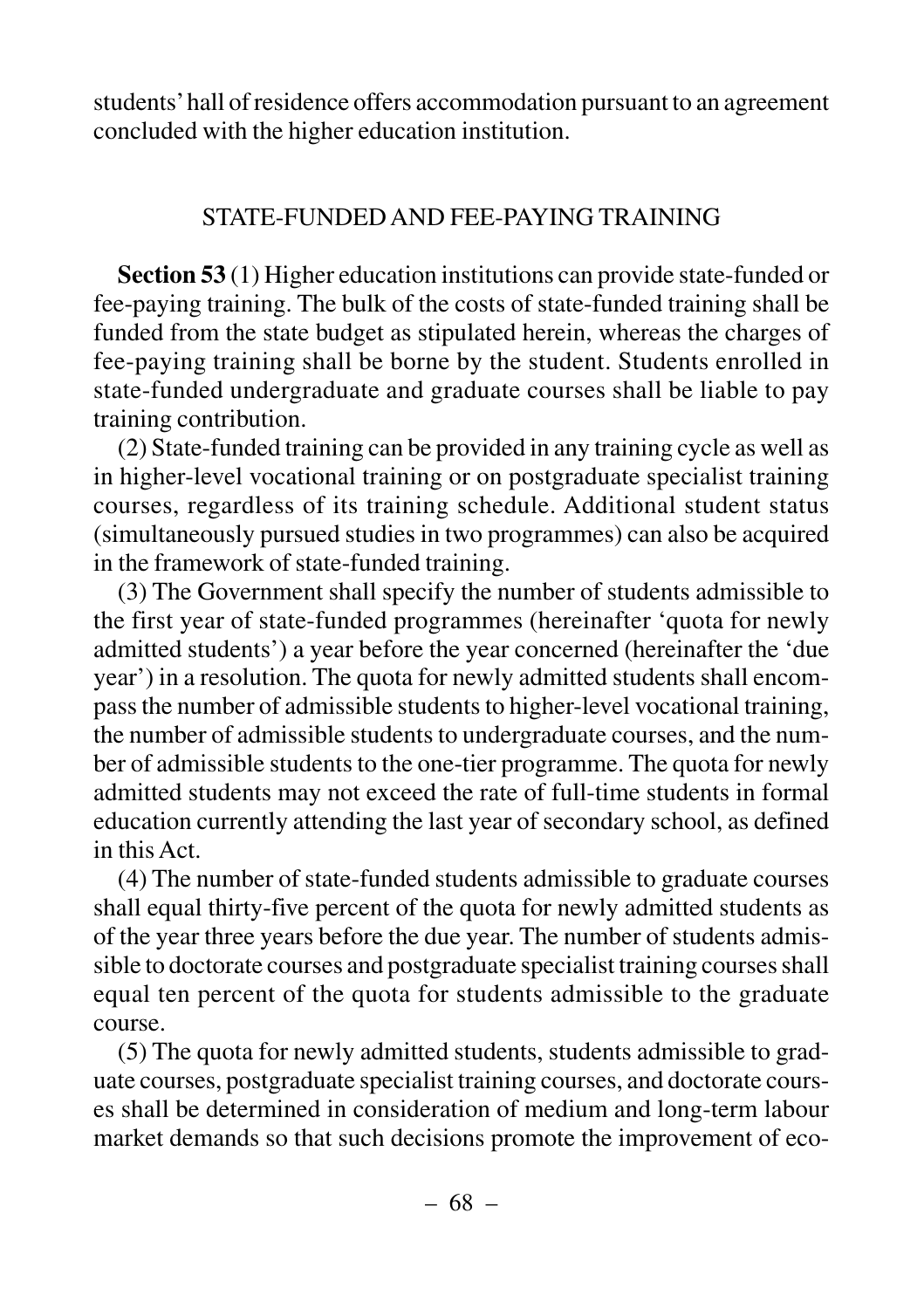students' hall of residence offers accommodation pursuant to an agreement concluded with the higher education institution.

## STATE-FUNDED AND FEE-PAYING TRAINING

**Section 53** (1) Higher education institutions can provide state-funded or fee-paying training. The bulk of the costs of state-funded training shall be funded from the state budget as stipulated herein, whereas the charges of fee-paying training shall be borne by the student. Students enrolled in state-funded undergraduate and graduate courses shall be liable to pay training contribution.

(2) State-funded training can be provided in any training cycle as well as in higher-level vocational training or on postgraduate specialist training courses, regardless of its training schedule. Additional student status (simultaneously pursued studies in two programmes) can also be acquired in the framework of state-funded training.

(3) The Government shall specify the number of students admissible to the first year of state-funded programmes (hereinafter 'quota for newly admitted students') a year before the year concerned (hereinafter the 'due year') in a resolution. The quota for newly admitted students shall encompass the number of admissible students to higher-level vocational training, the number of admissible students to undergraduate courses, and the number of admissible students to the one-tier programme. The quota for newly admitted students may not exceed the rate of full-time students in formal education currently attending the last year of secondary school, as defined in this Act.

(4) The number of state-funded students admissible to graduate courses shall equal thirty-five percent of the quota for newly admitted students as of the year three years before the due year. The number of students admissible to doctorate courses and postgraduate specialist training courses shall equal ten percent of the quota for students admissible to the graduate course.

(5) The quota for newly admitted students, students admissible to graduate courses, postgraduate specialist training courses, and doctorate courses shall be determined in consideration of medium and long-term labour market demands so that such decisions promote the improvement of eco-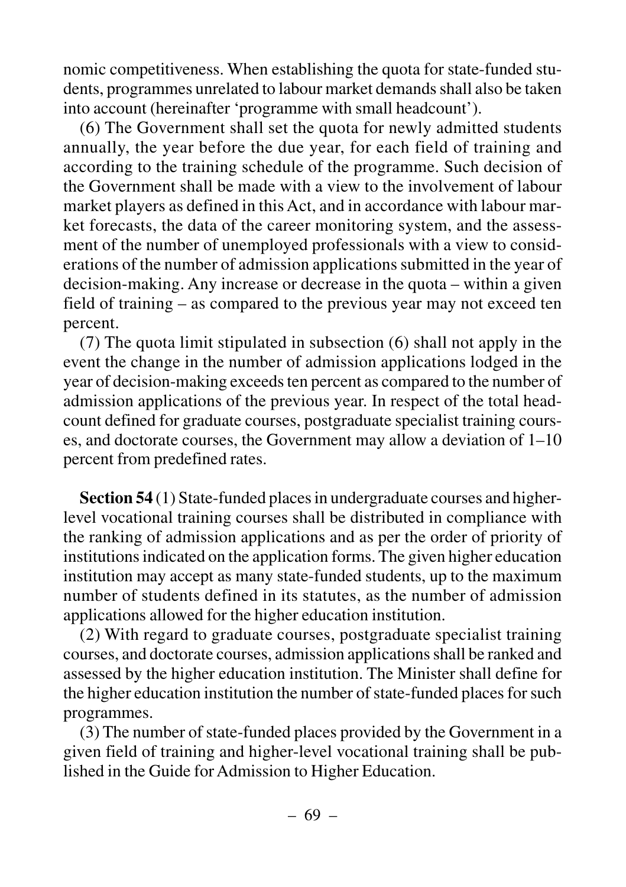nomic competitiveness. When establishing the quota for state-funded students, programmes unrelated to labour market demands shall also be taken into account (hereinafter 'programme with small headcount').

(6) The Government shall set the quota for newly admitted students annually, the year before the due year, for each field of training and according to the training schedule of the programme. Such decision of the Government shall be made with a view to the involvement of labour market players as defined in this Act, and in accordance with labour market forecasts, the data of the career monitoring system, and the assessment of the number of unemployed professionals with a view to considerations of the number of admission applications submitted in the year of decision-making. Any increase or decrease in the quota – within a given field of training – as compared to the previous year may not exceed ten percent.

(7) The quota limit stipulated in subsection (6) shall not apply in the event the change in the number of admission applications lodged in the year of decision-making exceeds ten percent as compared to the number of admission applications of the previous year. In respect of the total headcount defined for graduate courses, postgraduate specialist training courses, and doctorate courses, the Government may allow a deviation of 1–10 percent from predefined rates.

**Section 54** (1) State-funded places in undergraduate courses and higher-level vocational training courses shall be distributed in compliance with the ranking of admission applications and as per the order of priority of institutions indicated on the application forms. The given higher education institution may accept as many state-funded students, up to the maximum number of students defined in its statutes, as the number of admission applications allowed for the higher education institution.

(2) With regard to graduate courses, postgraduate specialist training courses, and doctorate courses, admission applications shall be ranked and assessed by the higher education institution. The Minister shall define for the higher education institution the number of state-funded places for such programmes.

(3) The number of state-funded places provided by the Government in a given field of training and higher-level vocational training shall be published in the Guide for Admission to Higher Education.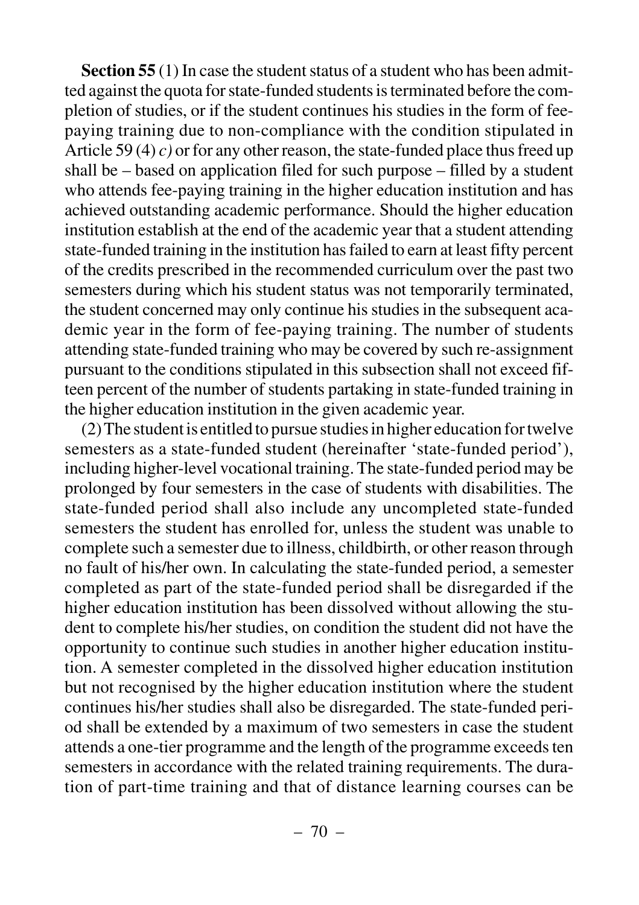**Section 55** (1) In case the student status of a student who has been admitted against the quota for state-funded students is terminated before the completion of studies, or if the student continues his studies in the form of fee-paying training due to non-compliance with the condition stipulated in Article 59 (4) *c)* or for any other reason, the state-funded place thus freed up shall be – based on application filed for such purpose – filled by a student who attends fee-paying training in the higher education institution and has achieved outstanding academic performance. Should the higher education institution establish at the end of the academic year that a student attending state-funded training in the institution has failed to earn at least fifty percent of the credits prescribed in the recommended curriculum over the past two semesters during which his student status was not temporarily terminated, the student concerned may only continue his studies in the subsequent academic year in the form of fee-paying training. The number of students attending state-funded training who may be covered by such re-assignment pursuant to the conditions stipulated in this subsection shall not exceed fifteen percent of the number of students partaking in state-funded training in the higher education institution in the given academic year.

(2) The student is entitled to pursue studies in higher education for twelve semesters as a state-funded student (hereinafter 'state-funded period'), including higher-level vocational training. The state-funded period may be prolonged by four semesters in the case of students with disabilities. The state-funded period shall also include any uncompleted state-funded semesters the student has enrolled for, unless the student was unable to complete such a semester due to illness, childbirth, or other reason through no fault of his/her own. In calculating the state-funded period, a semester completed as part of the state-funded period shall be disregarded if the higher education institution has been dissolved without allowing the student to complete his/her studies, on condition the student did not have the opportunity to continue such studies in another higher education institution. A semester completed in the dissolved higher education institution but not recognised by the higher education institution where the student continues his/her studies shall also be disregarded. The state-funded period shall be extended by a maximum of two semesters in case the student attends a one-tier programme and the length of the programme exceeds ten semesters in accordance with the related training requirements. The duration of part-time training and that of distance learning courses can be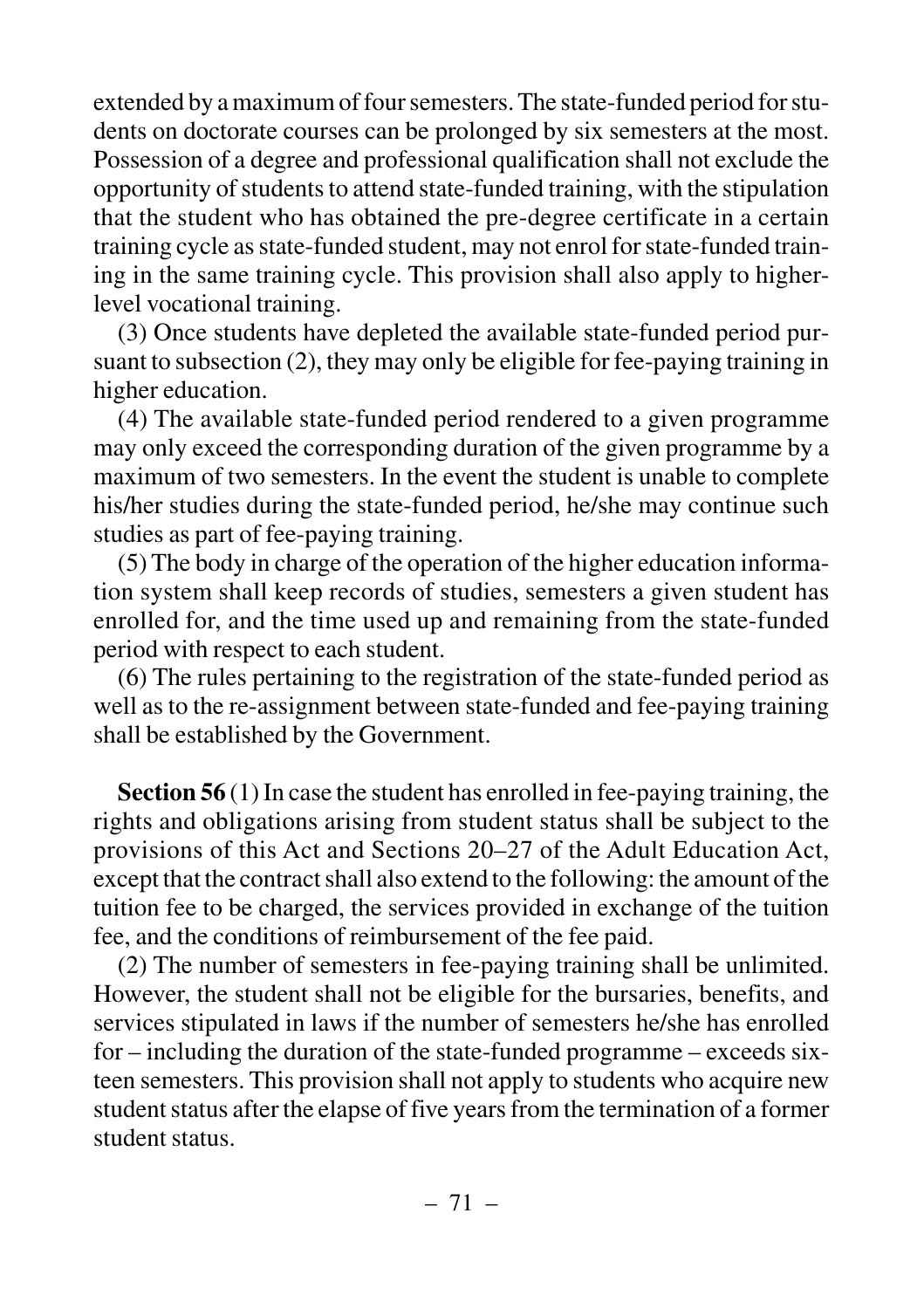extended by a maximum of four semesters. The state-funded period for students on doctorate courses can be prolonged by six semesters at the most. Possession of a degree and professional qualification shall not exclude the opportunity of students to attend state-funded training, with the stipulation that the student who has obtained the pre-degree certificate in a certain training cycle as state-funded student, may not enrol for state-funded training in the same training cycle. This provision shall also apply to higher-level vocational training.

(3) Once students have depleted the available state-funded period pursuant to subsection (2), they may only be eligible for fee-paying training in higher education.

(4) The available state-funded period rendered to a given programme may only exceed the corresponding duration of the given programme by a maximum of two semesters. In the event the student is unable to complete his/her studies during the state-funded period, he/she may continue such studies as part of fee-paying training.

(5) The body in charge of the operation of the higher education information system shall keep records of studies, semesters a given student has enrolled for, and the time used up and remaining from the state-funded period with respect to each student.

(6) The rules pertaining to the registration of the state-funded period as well as to the re-assignment between state-funded and fee-paying training shall be established by the Government.

**Section 56** (1) In case the student has enrolled in fee-paying training, the rights and obligations arising from student status shall be subject to the provisions of this Act and Sections 20–27 of the Adult Education Act, except that the contract shall also extend to the following: the amount of the tuition fee to be charged, the services provided in exchange of the tuition fee, and the conditions of reimbursement of the fee paid.

(2) The number of semesters in fee-paying training shall be unlimited. However, the student shall not be eligible for the bursaries, benefits, and services stipulated in laws if the number of semesters he/she has enrolled for – including the duration of the state-funded programme – exceeds sixteen semesters. This provision shall not apply to students who acquire new student status after the elapse of five years from the termination of a former student status.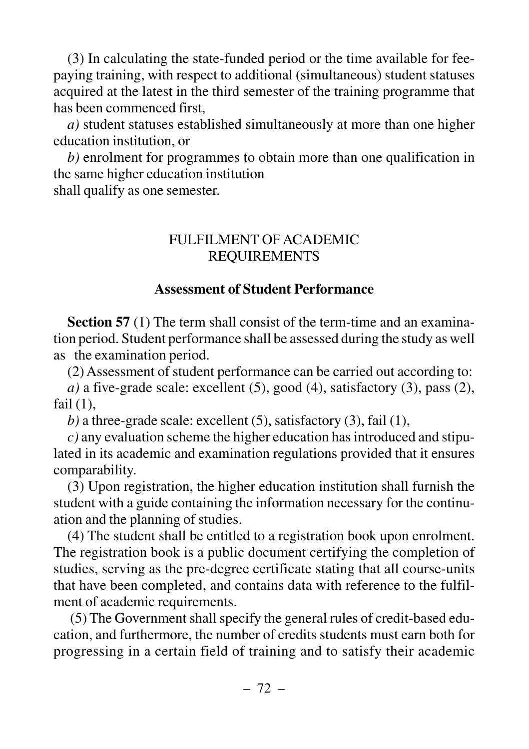(3) In calculating the state-funded period or the time available for fee-paying training, with respect to additional (simultaneous) student statuses acquired at the latest in the third semester of the training programme that has been commenced first,

*a)* student statuses established simultaneously at more than one higher education institution, or

*b)* enrolment for programmes to obtain more than one qualification in the same higher education institution

shall qualify as one semester.

## FULFILMENT OF ACADEMIC REQUIREMENTS

### Assessment of Student Performance

**Section 57** (1) The term shall consist of the term-time and an examination period. Student performance shall be assessed during the study as well as the examination period.

(2) Assessment of student performance can be carried out according to:

*a)* a five-grade scale: excellent (5), good (4), satisfactory (3), pass (2), fail (1),

*b)* a three-grade scale: excellent (5), satisfactory (3), fail (1),

*c)* any evaluation scheme the higher education has introduced and stipulated in its academic and examination regulations provided that it ensures comparability.

(3) Upon registration, the higher education institution shall furnish the student with a guide containing the information necessary for the continuation and the planning of studies.

(4) The student shall be entitled to a registration book upon enrolment. The registration book is a public document certifying the completion of studies, serving as the pre-degree certificate stating that all course-units that have been completed, and contains data with reference to the fulfilment of academic requirements.

(5) The Government shall specify the general rules of credit-based education, and furthermore, the number of credits students must earn both for progressing in a certain field of training and to satisfy their academic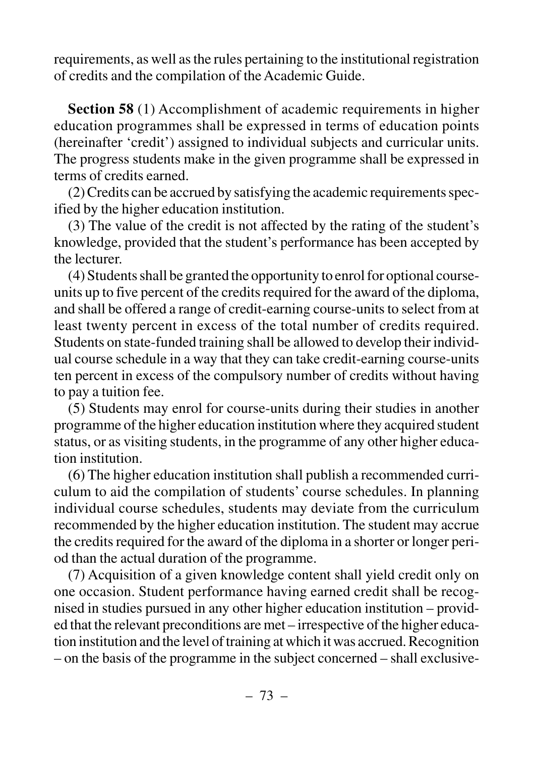requirements, as well as the rules pertaining to the institutional registration of credits and the compilation of the Academic Guide.

**Section 58** (1) Accomplishment of academic requirements in higher education programmes shall be expressed in terms of education points (hereinafter 'credit') assigned to individual subjects and curricular units. The progress students make in the given programme shall be expressed in terms of credits earned.

(2) Credits can be accrued by satisfying the academic requirements specified by the higher education institution.

(3) The value of the credit is not affected by the rating of the student's knowledge, provided that the student's performance has been accepted by the lecturer.

(4) Students shall be granted the opportunity to enrol for optional course-units up to five percent of the credits required for the award of the diploma, and shall be offered a range of credit-earning course-units to select from at least twenty percent in excess of the total number of credits required. Students on state-funded training shall be allowed to develop their individual course schedule in a way that they can take credit-earning course-units ten percent in excess of the compulsory number of credits without having to pay a tuition fee.

(5) Students may enrol for course-units during their studies in another programme of the higher education institution where they acquired student status, or as visiting students, in the programme of any other higher education institution.

(6) The higher education institution shall publish a recommended curriculum to aid the compilation of students' course schedules. In planning individual course schedules, students may deviate from the curriculum recommended by the higher education institution. The student may accrue the credits required for the award of the diploma in a shorter or longer period than the actual duration of the programme.

(7) Acquisition of a given knowledge content shall yield credit only on one occasion. Student performance having earned credit shall be recognised in studies pursued in any other higher education institution – provided that the relevant preconditions are met – irrespective of the higher education institution and the level of training at which it was accrued. Recognition – on the basis of the programme in the subject concerned – shall exclusive-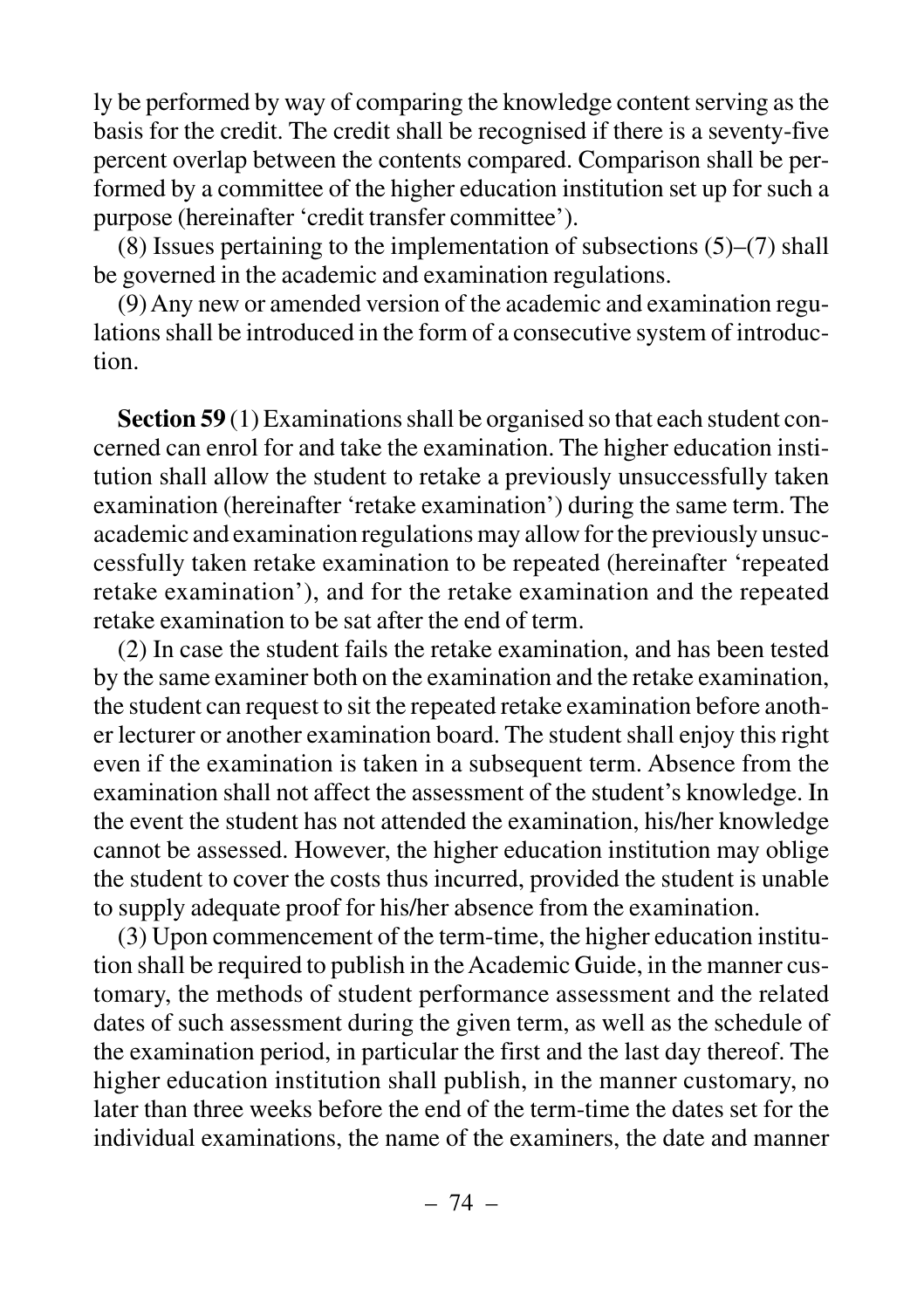ly be performed by way of comparing the knowledge content serving as the basis for the credit. The credit shall be recognised if there is a seventy-five percent overlap between the contents compared. Comparison shall be performed by a committee of the higher education institution set up for such a purpose (hereinafter 'credit transfer committee').

(8) Issues pertaining to the implementation of subsections (5)–(7) shall be governed in the academic and examination regulations.

(9) Any new or amended version of the academic and examination regulations shall be introduced in the form of a consecutive system of introduction.

**Section 59** (1) Examinations shall be organised so that each student concerned can enrol for and take the examination. The higher education institution shall allow the student to retake a previously unsuccessfully taken examination (hereinafter 'retake examination') during the same term. The academic and examination regulations may allow for the previously unsuccessfully taken retake examination to be repeated (hereinafter 'repeated retake examination'), and for the retake examination and the repeated retake examination to be sat after the end of term.

(2) In case the student fails the retake examination, and has been tested by the same examiner both on the examination and the retake examination, the student can request to sit the repeated retake examination before another lecturer or another examination board. The student shall enjoy this right even if the examination is taken in a subsequent term. Absence from the examination shall not affect the assessment of the student's knowledge. In the event the student has not attended the examination, his/her knowledge cannot be assessed. However, the higher education institution may oblige the student to cover the costs thus incurred, provided the student is unable to supply adequate proof for his/her absence from the examination.

(3) Upon commencement of the term-time, the higher education institution shall be required to publish in the Academic Guide, in the manner customary, the methods of student performance assessment and the related dates of such assessment during the given term, as well as the schedule of the examination period, in particular the first and the last day thereof. The higher education institution shall publish, in the manner customary, no later than three weeks before the end of the term-time the dates set for the individual examinations, the name of the examiners, the date and manner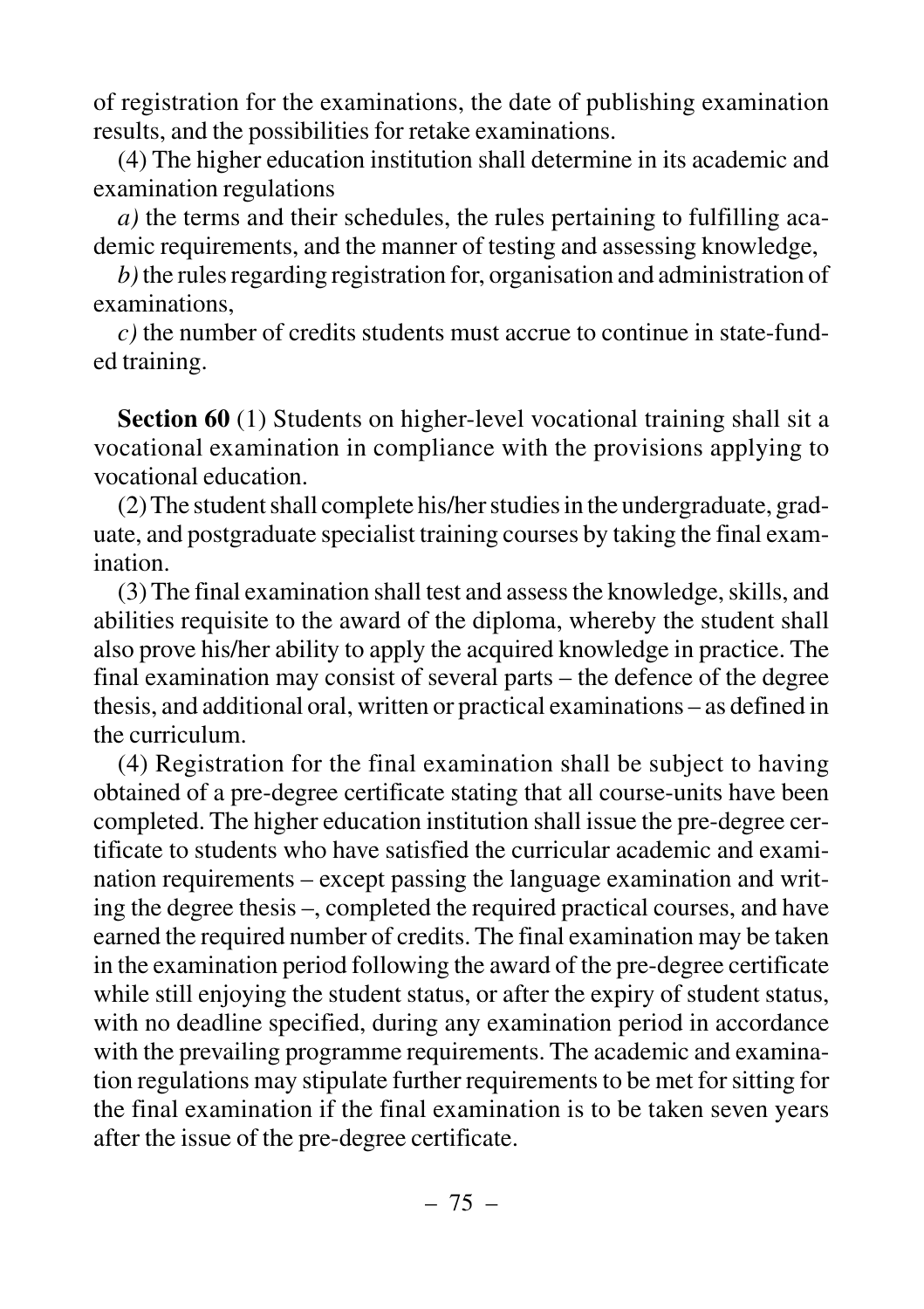of registration for the examinations, the date of publishing examination results, and the possibilities for retake examinations.

(4) The higher education institution shall determine in its academic and examination regulations

*a)* the terms and their schedules, the rules pertaining to fulfilling academic requirements, and the manner of testing and assessing knowledge,

*b)* the rules regarding registration for, organisation and administration of examinations,

*c)* the number of credits students must accrue to continue in state-funded training.

**Section 60** (1) Students on higher-level vocational training shall sit a vocational examination in compliance with the provisions applying to vocational education.

(2) The student shall complete his/her studies in the undergraduate, graduate, and postgraduate specialist training courses by taking the final examination.

(3) The final examination shall test and assess the knowledge, skills, and abilities requisite to the award of the diploma, whereby the student shall also prove his/her ability to apply the acquired knowledge in practice. The final examination may consist of several parts – the defence of the degree thesis, and additional oral, written or practical examinations – as defined in the curriculum.

(4) Registration for the final examination shall be subject to having obtained of a pre-degree certificate stating that all course-units have been completed. The higher education institution shall issue the pre-degree certificate to students who have satisfied the curricular academic and examination requirements – except passing the language examination and writing the degree thesis –, completed the required practical courses, and have earned the required number of credits. The final examination may be taken in the examination period following the award of the pre-degree certificate while still enjoying the student status, or after the expiry of student status, with no deadline specified, during any examination period in accordance with the prevailing programme requirements. The academic and examination regulations may stipulate further requirements to be met for sitting for the final examination if the final examination is to be taken seven years after the issue of the pre-degree certificate.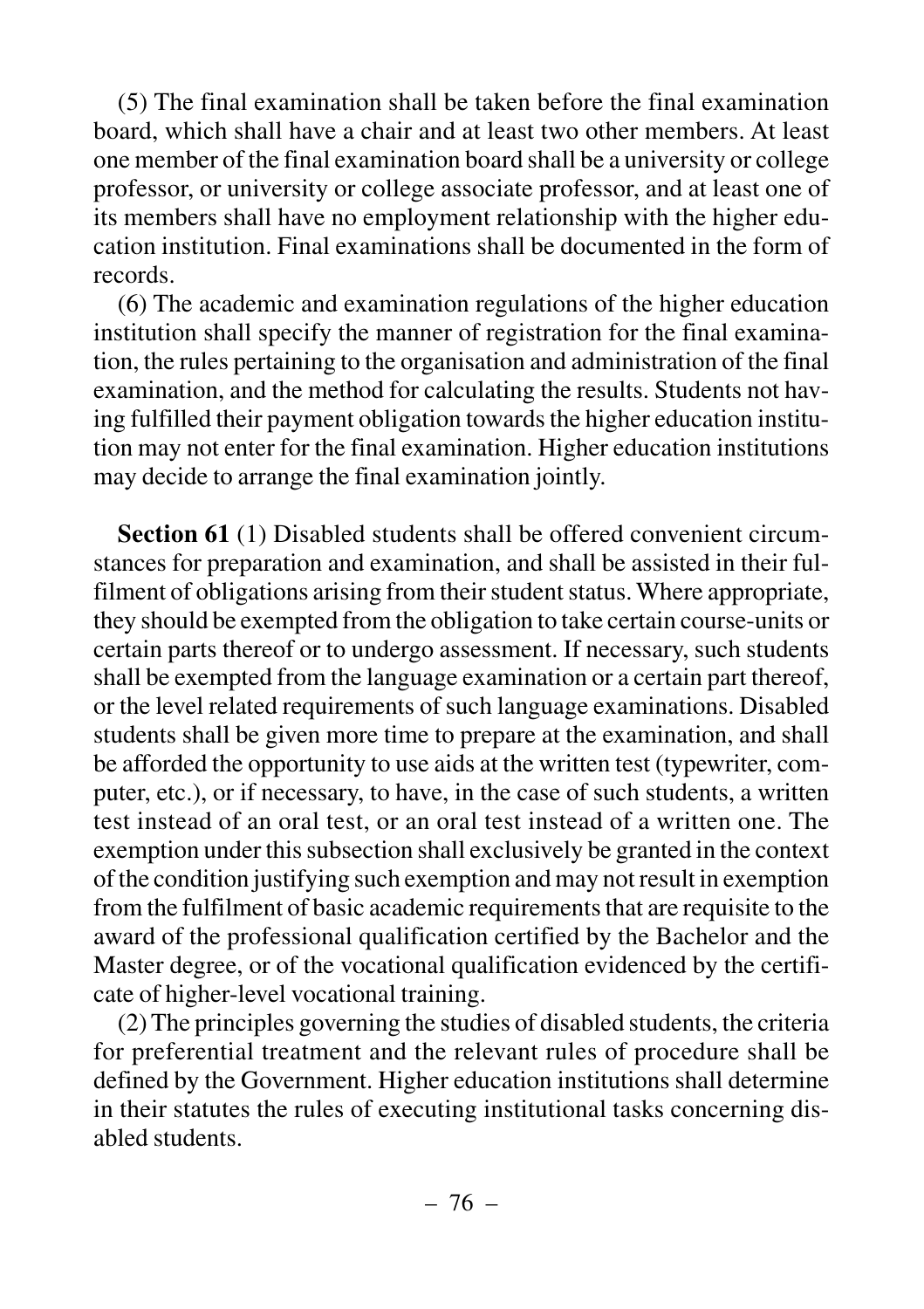(5) The final examination shall be taken before the final examination board, which shall have a chair and at least two other members. At least one member of the final examination board shall be a university or college professor, or university or college associate professor, and at least one of its members shall have no employment relationship with the higher education institution. Final examinations shall be documented in the form of records.

(6) The academic and examination regulations of the higher education institution shall specify the manner of registration for the final examination, the rules pertaining to the organisation and administration of the final examination, and the method for calculating the results. Students not having fulfilled their payment obligation towards the higher education institution may not enter for the final examination. Higher education institutions may decide to arrange the final examination jointly.

**Section 61** (1) Disabled students shall be offered convenient circumstances for preparation and examination, and shall be assisted in their fulfilment of obligations arising from their student status. Where appropriate, they should be exempted from the obligation to take certain course-units or certain parts thereof or to undergo assessment. If necessary, such students shall be exempted from the language examination or a certain part thereof, or the level related requirements of such language examinations. Disabled students shall be given more time to prepare at the examination, and shall be afforded the opportunity to use aids at the written test (typewriter, computer, etc.), or if necessary, to have, in the case of such students, a written test instead of an oral test, or an oral test instead of a written one. The exemption under this subsection shall exclusively be granted in the context of the condition justifying such exemption and may not result in exemption from the fulfilment of basic academic requirements that are requisite to the award of the professional qualification certified by the Bachelor and the Master degree, or of the vocational qualification evidenced by the certificate of higher-level vocational training.

(2) The principles governing the studies of disabled students, the criteria for preferential treatment and the relevant rules of procedure shall be defined by the Government. Higher education institutions shall determine in their statutes the rules of executing institutional tasks concerning disabled students.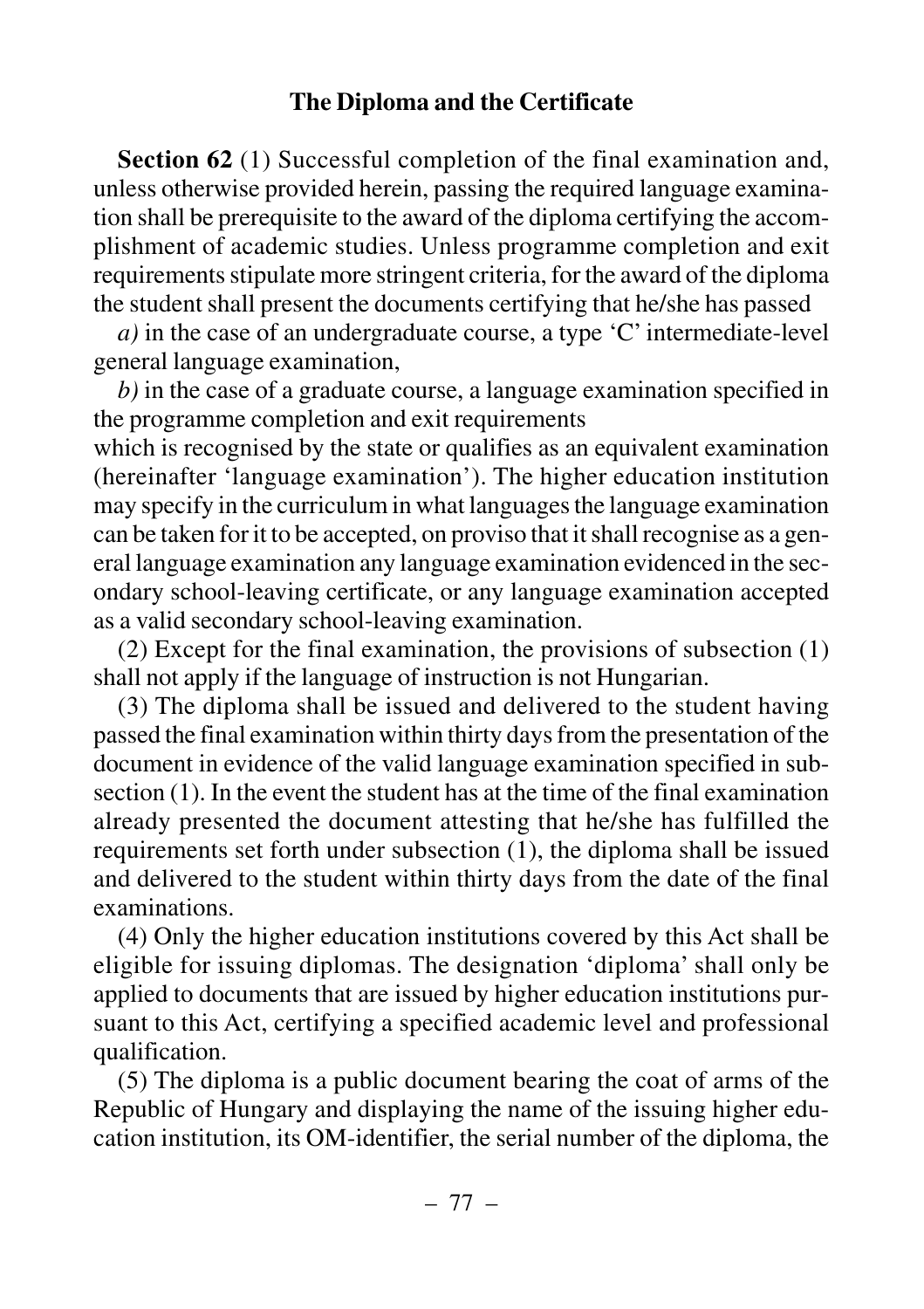### The Diploma and the Certificate

**Section 62** (1) Successful completion of the final examination and, unless otherwise provided herein, passing the required language examination shall be prerequisite to the award of the diploma certifying the accomplishment of academic studies. Unless programme completion and exit requirements stipulate more stringent criteria, for the award of the diploma the student shall present the documents certifying that he/she has passed

*a)* in the case of an undergraduate course, a type 'C' intermediate-level general language examination,

*b)* in the case of a graduate course, a language examination specified in the programme completion and exit requirements

which is recognised by the state or qualifies as an equivalent examination (hereinafter 'language examination'). The higher education institution may specify in the curriculum in what languages the language examination can be taken for it to be accepted, on proviso that it shall recognise as a general language examination any language examination evidenced in the secondary school-leaving certificate, or any language examination accepted as a valid secondary school-leaving examination.

(2) Except for the final examination, the provisions of subsection (1) shall not apply if the language of instruction is not Hungarian.

(3) The diploma shall be issued and delivered to the student having passed the final examination within thirty days from the presentation of the document in evidence of the valid language examination specified in subsection (1). In the event the student has at the time of the final examination already presented the document attesting that he/she has fulfilled the requirements set forth under subsection (1), the diploma shall be issued and delivered to the student within thirty days from the date of the final examinations.

(4) Only the higher education institutions covered by this Act shall be eligible for issuing diplomas. The designation 'diploma' shall only be applied to documents that are issued by higher education institutions pursuant to this Act, certifying a specified academic level and professional qualification.

(5) The diploma is a public document bearing the coat of arms of the Republic of Hungary and displaying the name of the issuing higher education institution, its OM-identifier, the serial number of the diploma, the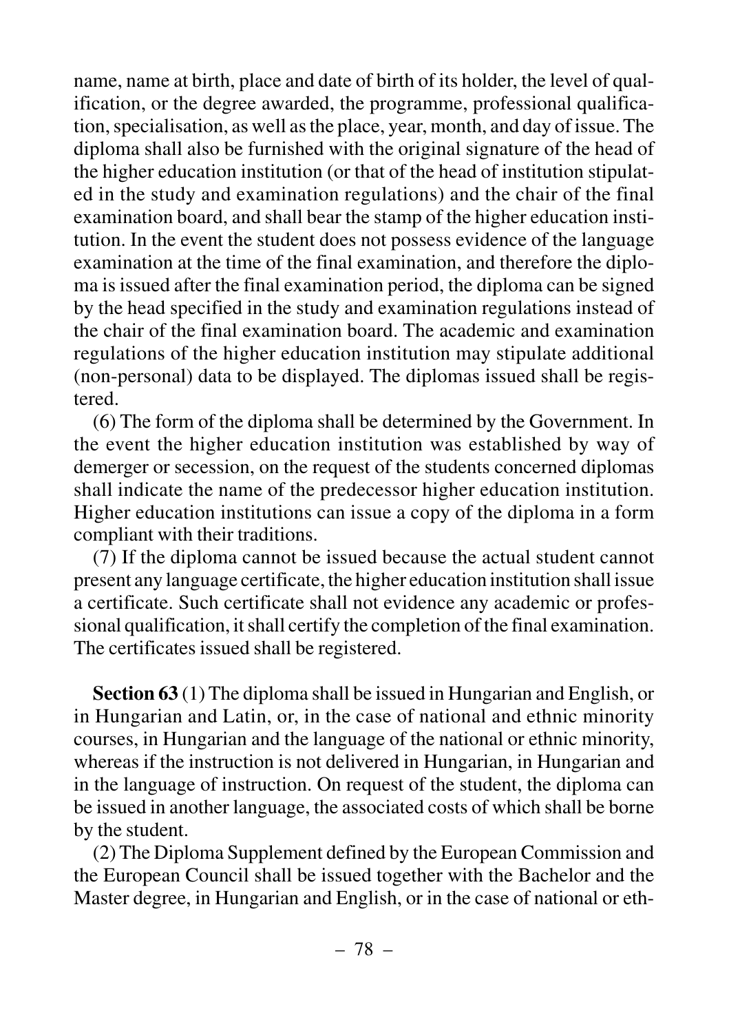name, name at birth, place and date of birth of its holder, the level of qualification, or the degree awarded, the programme, professional qualification, specialisation, as well as the place, year, month, and day of issue. The diploma shall also be furnished with the original signature of the head of the higher education institution (or that of the head of institution stipulated in the study and examination regulations) and the chair of the final examination board, and shall bear the stamp of the higher education institution. In the event the student does not possess evidence of the language examination at the time of the final examination, and therefore the diploma is issued after the final examination period, the diploma can be signed by the head specified in the study and examination regulations instead of the chair of the final examination board. The academic and examination regulations of the higher education institution may stipulate additional (non-personal) data to be displayed. The diplomas issued shall be registered.

(6) The form of the diploma shall be determined by the Government. In the event the higher education institution was established by way of demerger or secession, on the request of the students concerned diplomas shall indicate the name of the predecessor higher education institution. Higher education institutions can issue a copy of the diploma in a form compliant with their traditions.

(7) If the diploma cannot be issued because the actual student cannot present any language certificate, the higher education institution shall issue a certificate. Such certificate shall not evidence any academic or professional qualification, it shall certify the completion of the final examination. The certificates issued shall be registered.

**Section 63** (1) The diploma shall be issued in Hungarian and English, or in Hungarian and Latin, or, in the case of national and ethnic minority courses, in Hungarian and the language of the national or ethnic minority, whereas if the instruction is not delivered in Hungarian, in Hungarian and in the language of instruction. On request of the student, the diploma can be issued in another language, the associated costs of which shall be borne by the student.

(2) The Diploma Supplement defined by the European Commission and the European Council shall be issued together with the Bachelor and the Master degree, in Hungarian and English, or in the case of national or eth-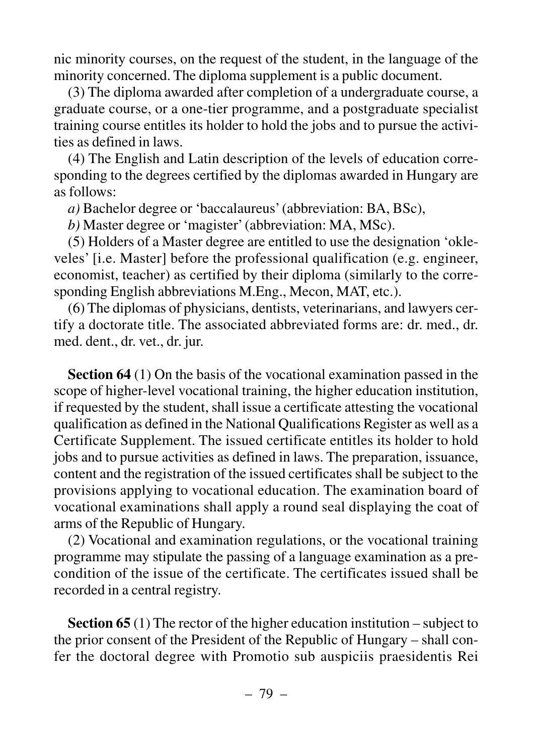nic minority courses, on the request of the student, in the language of the minority concerned. The diploma supplement is a public document.

(3) The diploma awarded after completion of a undergraduate course, a graduate course, or a one-tier programme, and a postgraduate specialist training course entitles its holder to hold the jobs and to pursue the activities as defined in laws.

(4) The English and Latin description of the levels of education corresponding to the degrees certified by the diplomas awarded in Hungary are as follows:

*a)* Bachelor degree or 'baccalaureus' (abbreviation: BA, BSc),

*b)* Master degree or 'magister' (abbreviation: MA, MSc).

(5) Holders of a Master degree are entitled to use the designation 'okleveles' [i.e. Master] before the professional qualification (e.g. engineer, economist, teacher) as certified by their diploma (similarly to the corresponding English abbreviations M.Eng., Mecon, MAT, etc.).

(6) The diplomas of physicians, dentists, veterinarians, and lawyers certify a doctorate title. The associated abbreviated forms are: dr. med., dr. med. dent., dr. vet., dr. jur.

**Section 64** (1) On the basis of the vocational examination passed in the scope of higher-level vocational training, the higher education institution, if requested by the student, shall issue a certificate attesting the vocational qualification as defined in the National Qualifications Register as well as a Certificate Supplement. The issued certificate entitles its holder to hold jobs and to pursue activities as defined in laws. The preparation, issuance, content and the registration of the issued certificates shall be subject to the provisions applying to vocational education. The examination board of vocational examinations shall apply a round seal displaying the coat of arms of the Republic of Hungary.

(2) Vocational and examination regulations, or the vocational training programme may stipulate the passing of a language examination as a precondition of the issue of the certificate. The certificates issued shall be recorded in a central registry.

**Section 65** (1) The rector of the higher education institution – subject to the prior consent of the President of the Republic of Hungary – shall confer the doctoral degree with Promotio sub auspiciis praesidentis Rei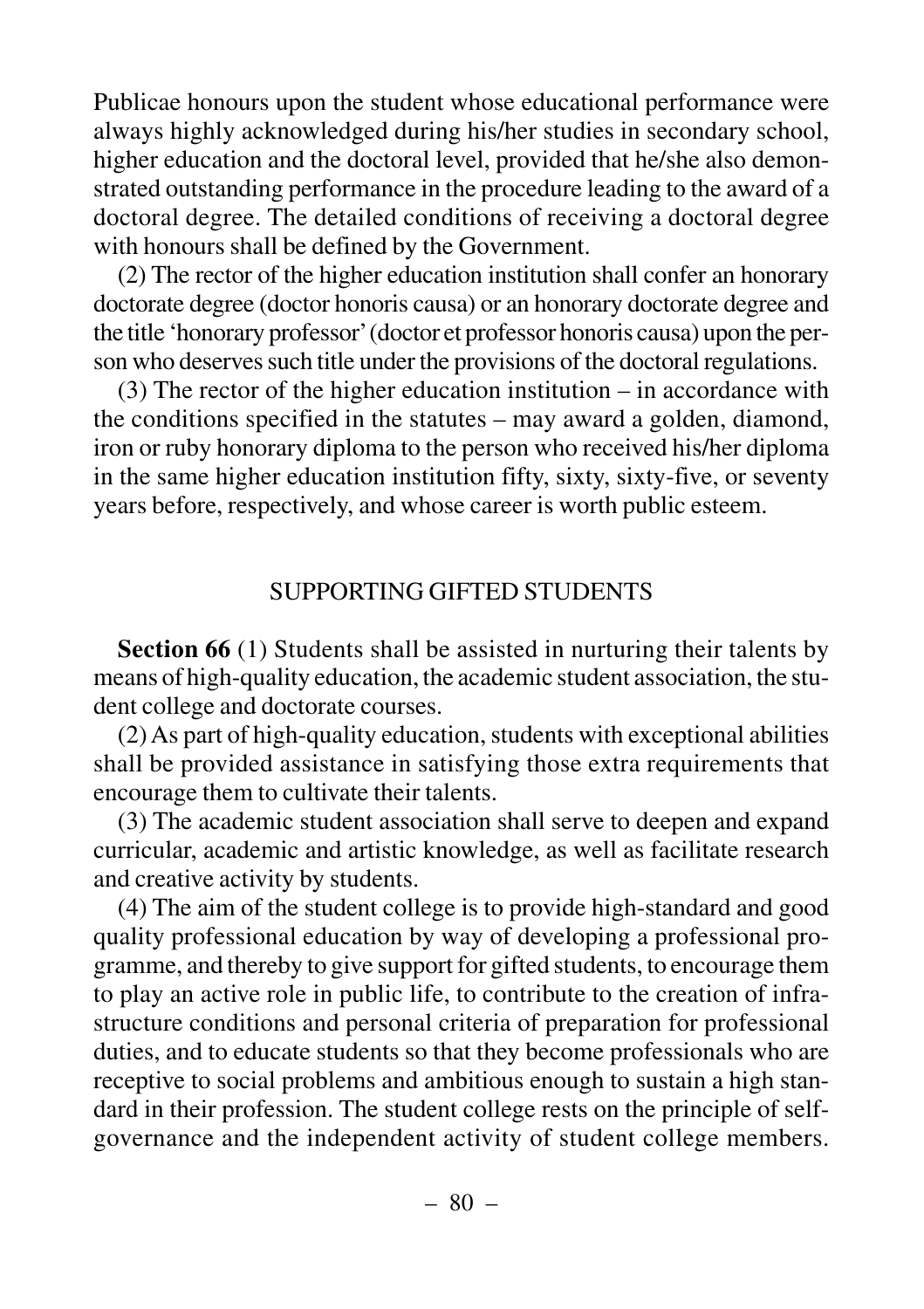Publicae honours upon the student whose educational performance were always highly acknowledged during his/her studies in secondary school, higher education and the doctoral level, provided that he/she also demonstrated outstanding performance in the procedure leading to the award of a doctoral degree. The detailed conditions of receiving a doctoral degree with honours shall be defined by the Government.

(2) The rector of the higher education institution shall confer an honorary doctorate degree (doctor honoris causa) or an honorary doctorate degree and the title 'honorary professor' (doctor et professor honoris causa) upon the person who deserves such title under the provisions of the doctoral regulations.

(3) The rector of the higher education institution – in accordance with the conditions specified in the statutes – may award a golden, diamond, iron or ruby honorary diploma to the person who received his/her diploma in the same higher education institution fifty, sixty, sixty-five, or seventy years before, respectively, and whose career is worth public esteem.

## SUPPORTING GIFTED STUDENTS

**Section 66** (1) Students shall be assisted in nurturing their talents by means of high-quality education, the academic student association, the student college and doctorate courses.

(2) As part of high-quality education, students with exceptional abilities shall be provided assistance in satisfying those extra requirements that encourage them to cultivate their talents.

(3) The academic student association shall serve to deepen and expand curricular, academic and artistic knowledge, as well as facilitate research and creative activity by students.

(4) The aim of the student college is to provide high-standard and good quality professional education by way of developing a professional programme, and thereby to give support for gifted students, to encourage them to play an active role in public life, to contribute to the creation of infrastructure conditions and personal criteria of preparation for professional duties, and to educate students so that they become professionals who are receptive to social problems and ambitious enough to sustain a high standard in their profession. The student college rests on the principle of self-governance and the independent activity of student college members.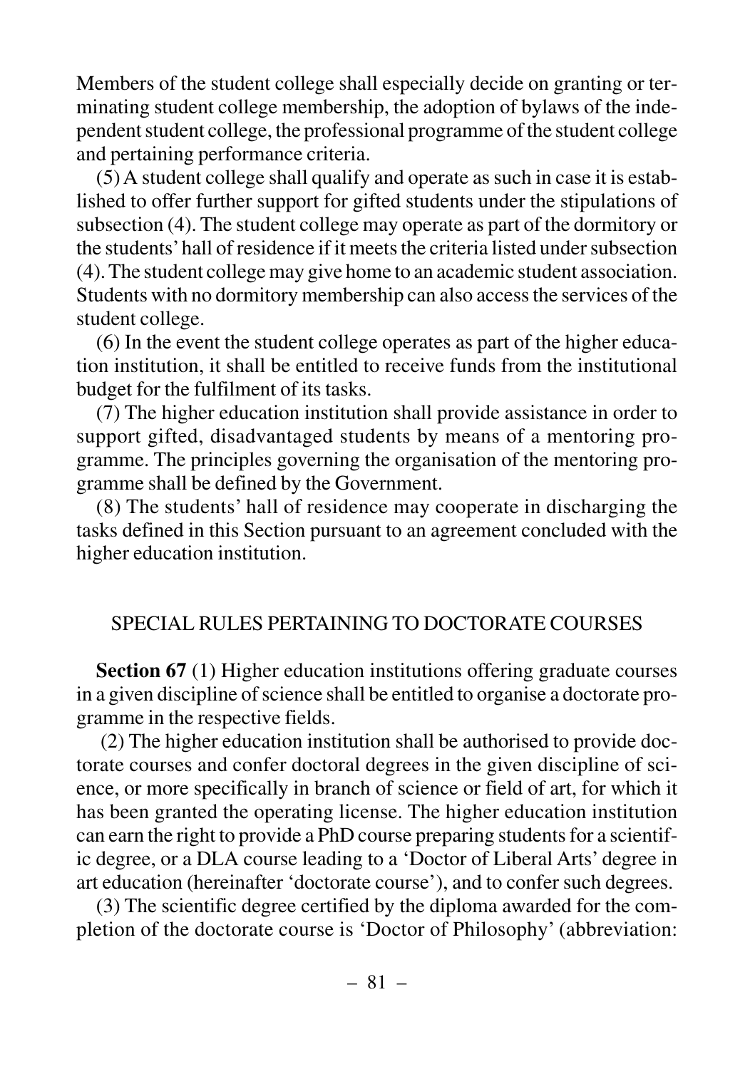Members of the student college shall especially decide on granting or terminating student college membership, the adoption of bylaws of the independent student college, the professional programme of the student college and pertaining performance criteria.

(5) A student college shall qualify and operate as such in case it is established to offer further support for gifted students under the stipulations of subsection (4). The student college may operate as part of the dormitory or the students' hall of residence if it meets the criteria listed under subsection (4). The student college may give home to an academic student association. Students with no dormitory membership can also access the services of the student college.

(6) In the event the student college operates as part of the higher education institution, it shall be entitled to receive funds from the institutional budget for the fulfilment of its tasks.

(7) The higher education institution shall provide assistance in order to support gifted, disadvantaged students by means of a mentoring programme. The principles governing the organisation of the mentoring programme shall be defined by the Government.

(8) The students' hall of residence may cooperate in discharging the tasks defined in this Section pursuant to an agreement concluded with the higher education institution.

## SPECIAL RULES PERTAINING TO DOCTORATE COURSES

**Section 67** (1) Higher education institutions offering graduate courses in a given discipline of science shall be entitled to organise a doctorate programme in the respective fields.

(2) The higher education institution shall be authorised to provide doctorate courses and confer doctoral degrees in the given discipline of science, or more specifically in branch of science or field of art, for which it has been granted the operating license. The higher education institution can earn the right to provide a PhD course preparing students for a scientific degree, or a DLA course leading to a 'Doctor of Liberal Arts' degree in art education (hereinafter 'doctorate course'), and to confer such degrees.

(3) The scientific degree certified by the diploma awarded for the completion of the doctorate course is 'Doctor of Philosophy' (abbreviation: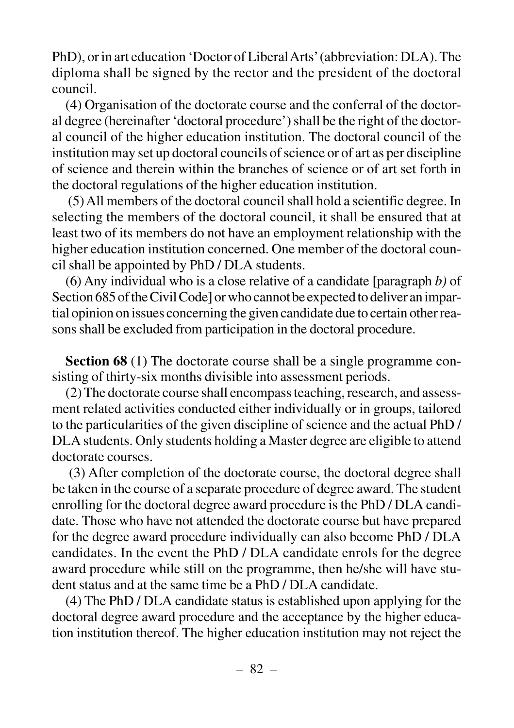PhD), or in art education 'Doctor of Liberal Arts' (abbreviation: DLA). The diploma shall be signed by the rector and the president of the doctoral council.

(4) Organisation of the doctorate course and the conferral of the doctoral degree (hereinafter 'doctoral procedure') shall be the right of the doctoral council of the higher education institution. The doctoral council of the institution may set up doctoral councils of science or of art as per discipline of science and therein within the branches of science or of art set forth in the doctoral regulations of the higher education institution.

(5) All members of the doctoral council shall hold a scientific degree. In selecting the members of the doctoral council, it shall be ensured that at least two of its members do not have an employment relationship with the higher education institution concerned. One member of the doctoral council shall be appointed by PhD / DLA students.

(6) Any individual who is a close relative of a candidate [paragraph *b)* of Section 685 of the Civil Code] or who cannot be expected to deliver an impartial opinion on issues concerning the given candidate due to certain other reasons shall be excluded from participation in the doctoral procedure.

**Section 68** (1) The doctorate course shall be a single programme consisting of thirty-six months divisible into assessment periods.

(2) The doctorate course shall encompass teaching, research, and assessment related activities conducted either individually or in groups, tailored to the particularities of the given discipline of science and the actual PhD / DLA students. Only students holding a Master degree are eligible to attend doctorate courses.

(3) After completion of the doctorate course, the doctoral degree shall be taken in the course of a separate procedure of degree award. The student enrolling for the doctoral degree award procedure is the PhD / DLA candidate. Those who have not attended the doctorate course but have prepared for the degree award procedure individually can also become PhD / DLA candidates. In the event the PhD / DLA candidate enrols for the degree award procedure while still on the programme, then he/she will have student status and at the same time be a PhD / DLA candidate.

(4) The PhD / DLA candidate status is established upon applying for the doctoral degree award procedure and the acceptance by the higher education institution thereof. The higher education institution may not reject the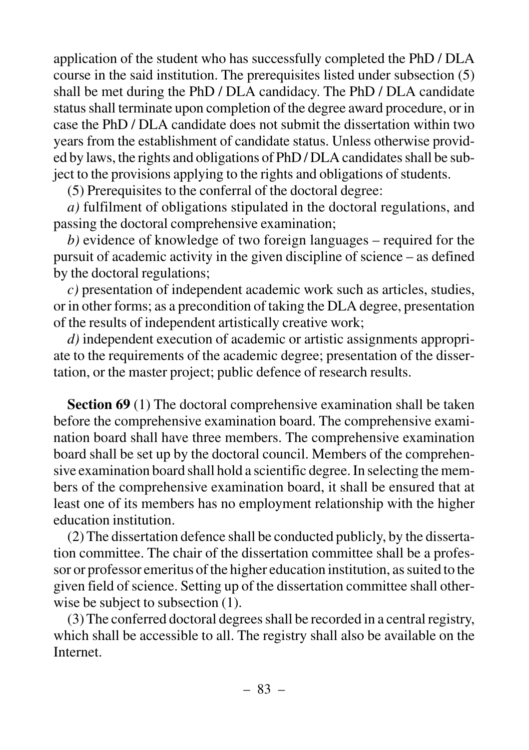application of the student who has successfully completed the PhD / DLA course in the said institution. The prerequisites listed under subsection (5) shall be met during the PhD / DLA candidacy. The PhD / DLA candidate status shall terminate upon completion of the degree award procedure, or in case the PhD / DLA candidate does not submit the dissertation within two years from the establishment of candidate status. Unless otherwise provided by laws, the rights and obligations of PhD / DLA candidates shall be subject to the provisions applying to the rights and obligations of students.

(5) Prerequisites to the conferral of the doctoral degree:

*a)* fulfilment of obligations stipulated in the doctoral regulations, and passing the doctoral comprehensive examination;

*b)* evidence of knowledge of two foreign languages – required for the pursuit of academic activity in the given discipline of science – as defined by the doctoral regulations;

*c)* presentation of independent academic work such as articles, studies, or in other forms; as a precondition of taking the DLA degree, presentation of the results of independent artistically creative work;

*d)* independent execution of academic or artistic assignments appropriate to the requirements of the academic degree; presentation of the dissertation, or the master project; public defence of research results.

**Section 69** (1) The doctoral comprehensive examination shall be taken before the comprehensive examination board. The comprehensive examination board shall have three members. The comprehensive examination board shall be set up by the doctoral council. Members of the comprehensive examination board shall hold a scientific degree. In selecting the members of the comprehensive examination board, it shall be ensured that at least one of its members has no employment relationship with the higher education institution.

(2) The dissertation defence shall be conducted publicly, by the dissertation committee. The chair of the dissertation committee shall be a professor or professor emeritus of the higher education institution, as suited to the given field of science. Setting up of the dissertation committee shall otherwise be subject to subsection (1).

(3) The conferred doctoral degrees shall be recorded in a central registry, which shall be accessible to all. The registry shall also be available on the Internet.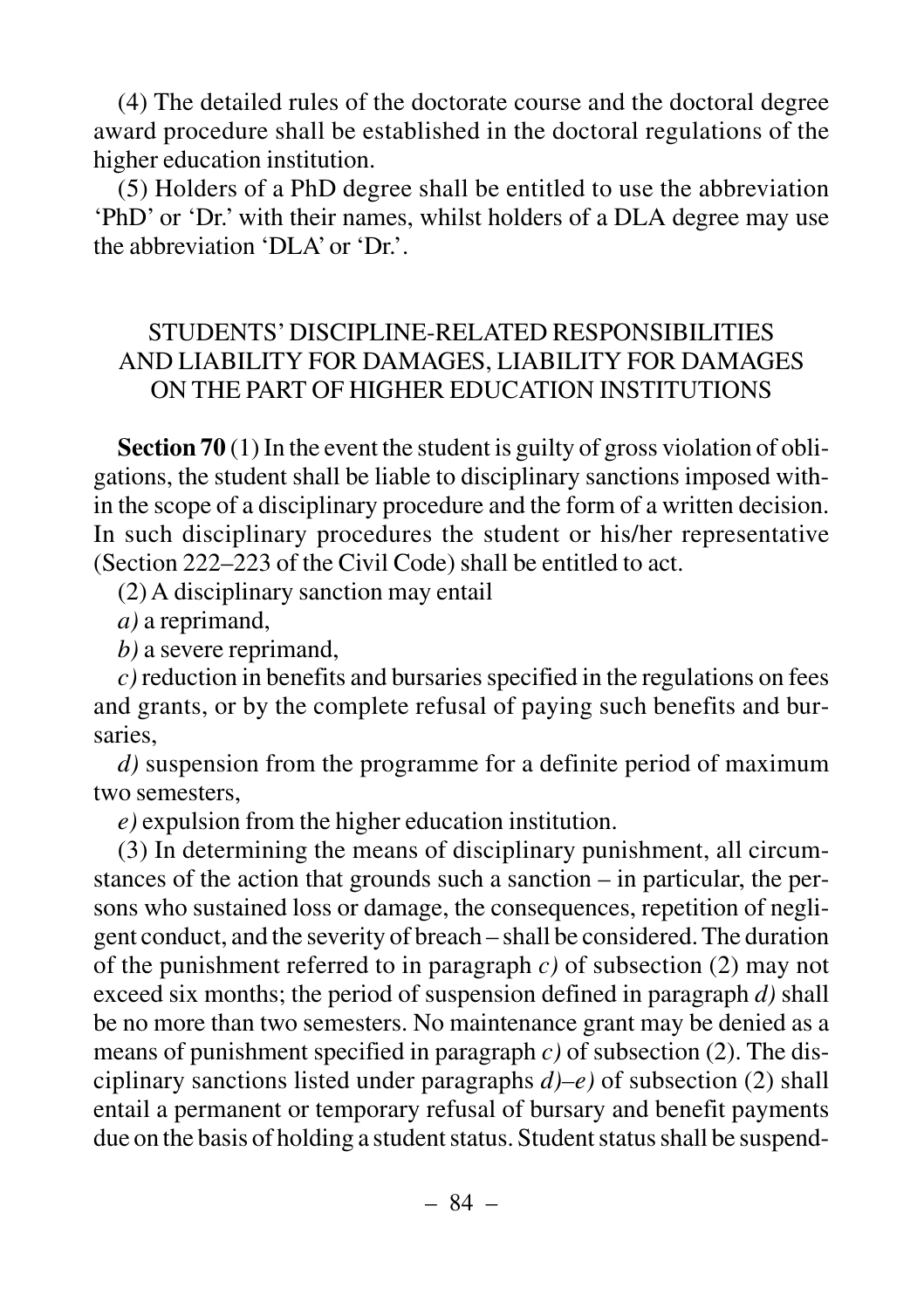(4) The detailed rules of the doctorate course and the doctoral degree award procedure shall be established in the doctoral regulations of the higher education institution.

(5) Holders of a PhD degree shall be entitled to use the abbreviation 'PhD' or 'Dr.' with their names, whilst holders of a DLA degree may use the abbreviation 'DLA' or 'Dr.'.

## STUDENTS' DISCIPLINE-RELATED RESPONSIBILITIES AND LIABILITY FOR DAMAGES, LIABILITY FOR DAMAGES ON THE PART OF HIGHER EDUCATION INSTITUTIONS

**Section 70** (1) In the event the student is guilty of gross violation of obligations, the student shall be liable to disciplinary sanctions imposed within the scope of a disciplinary procedure and the form of a written decision. In such disciplinary procedures the student or his/her representative (Section 222–223 of the Civil Code) shall be entitled to act.

(2) A disciplinary sanction may entail

*a)* a reprimand,

*b)* a severe reprimand,

*c)* reduction in benefits and bursaries specified in the regulations on fees and grants, or by the complete refusal of paying such benefits and bursaries,

*d)* suspension from the programme for a definite period of maximum two semesters,

*e)* expulsion from the higher education institution.

(3) In determining the means of disciplinary punishment, all circumstances of the action that grounds such a sanction – in particular, the persons who sustained loss or damage, the consequences, repetition of negligent conduct, and the severity of breach – shall be considered. The duration of the punishment referred to in paragraph *c)* of subsection (2) may not exceed six months; the period of suspension defined in paragraph *d)* shall be no more than two semesters. No maintenance grant may be denied as a means of punishment specified in paragraph *c)* of subsection (2). The disciplinary sanctions listed under paragraphs *d)–e)* of subsection (2) shall entail a permanent or temporary refusal of bursary and benefit payments due on the basis of holding a student status. Student status shall be suspend-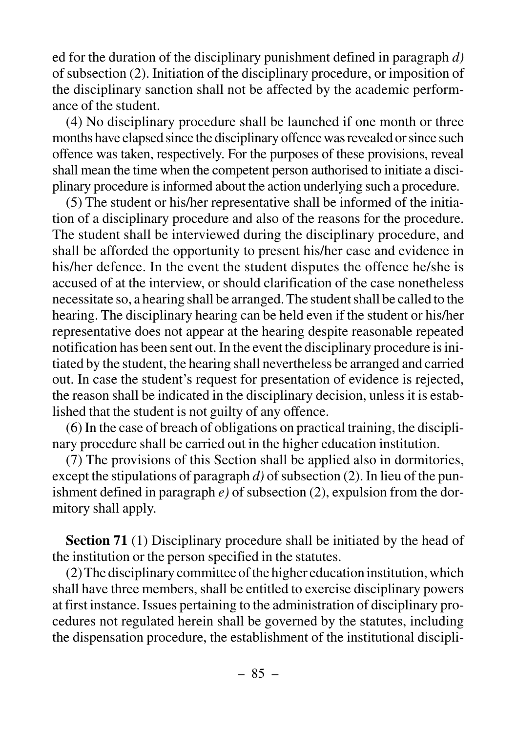ed for the duration of the disciplinary punishment defined in paragraph *d)* of subsection (2). Initiation of the disciplinary procedure, or imposition of the disciplinary sanction shall not be affected by the academic performance of the student.

(4) No disciplinary procedure shall be launched if one month or three months have elapsed since the disciplinary offence was revealed or since such offence was taken, respectively. For the purposes of these provisions, reveal shall mean the time when the competent person authorised to initiate a disciplinary procedure is informed about the action underlying such a procedure.

(5) The student or his/her representative shall be informed of the initiation of a disciplinary procedure and also of the reasons for the procedure. The student shall be interviewed during the disciplinary procedure, and shall be afforded the opportunity to present his/her case and evidence in his/her defence. In the event the student disputes the offence he/she is accused of at the interview, or should clarification of the case nonetheless necessitate so, a hearing shall be arranged. The student shall be called to the hearing. The disciplinary hearing can be held even if the student or his/her representative does not appear at the hearing despite reasonable repeated notification has been sent out. In the event the disciplinary procedure is initiated by the student, the hearing shall nevertheless be arranged and carried out. In case the student's request for presentation of evidence is rejected, the reason shall be indicated in the disciplinary decision, unless it is established that the student is not guilty of any offence.

(6) In the case of breach of obligations on practical training, the disciplinary procedure shall be carried out in the higher education institution.

(7) The provisions of this Section shall be applied also in dormitories, except the stipulations of paragraph *d)* of subsection (2). In lieu of the punishment defined in paragraph *e)* of subsection (2), expulsion from the dormitory shall apply.

**Section 71** (1) Disciplinary procedure shall be initiated by the head of the institution or the person specified in the statutes.

(2) The disciplinary committee of the higher education institution, which shall have three members, shall be entitled to exercise disciplinary powers at first instance. Issues pertaining to the administration of disciplinary procedures not regulated herein shall be governed by the statutes, including the dispensation procedure, the establishment of the institutional discipli-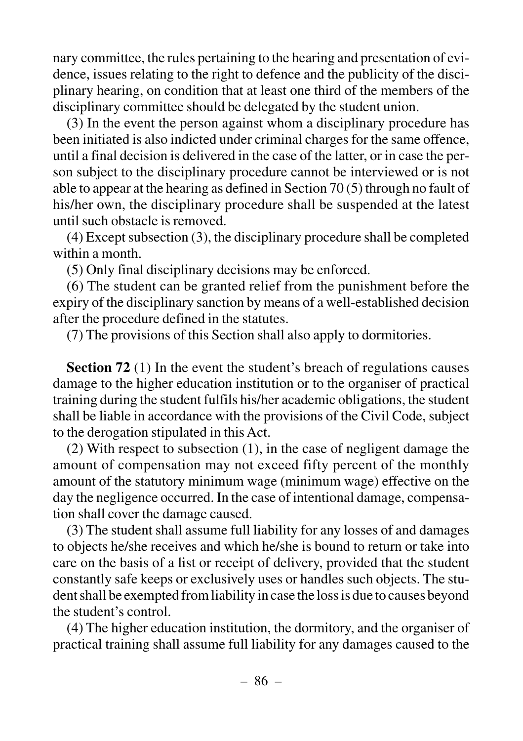nary committee, the rules pertaining to the hearing and presentation of evidence, issues relating to the right to defence and the publicity of the disciplinary hearing, on condition that at least one third of the members of the disciplinary committee should be delegated by the student union.

(3) In the event the person against whom a disciplinary procedure has been initiated is also indicted under criminal charges for the same offence, until a final decision is delivered in the case of the latter, or in case the person subject to the disciplinary procedure cannot be interviewed or is not able to appear at the hearing as defined in Section 70 (5) through no fault of his/her own, the disciplinary procedure shall be suspended at the latest until such obstacle is removed.

(4) Except subsection (3), the disciplinary procedure shall be completed within a month.

(5) Only final disciplinary decisions may be enforced.

(6) The student can be granted relief from the punishment before the expiry of the disciplinary sanction by means of a well-established decision after the procedure defined in the statutes.

(7) The provisions of this Section shall also apply to dormitories.

**Section 72** (1) In the event the student's breach of regulations causes damage to the higher education institution or to the organiser of practical training during the student fulfils his/her academic obligations, the student shall be liable in accordance with the provisions of the Civil Code, subject to the derogation stipulated in this Act.

(2) With respect to subsection (1), in the case of negligent damage the amount of compensation may not exceed fifty percent of the monthly amount of the statutory minimum wage (minimum wage) effective on the day the negligence occurred. In the case of intentional damage, compensation shall cover the damage caused.

(3) The student shall assume full liability for any losses of and damages to objects he/she receives and which he/she is bound to return or take into care on the basis of a list or receipt of delivery, provided that the student constantly safe keeps or exclusively uses or handles such objects. The student shall be exempted from liability in case the loss is due to causes beyond the student's control.

(4) The higher education institution, the dormitory, and the organiser of practical training shall assume full liability for any damages caused to the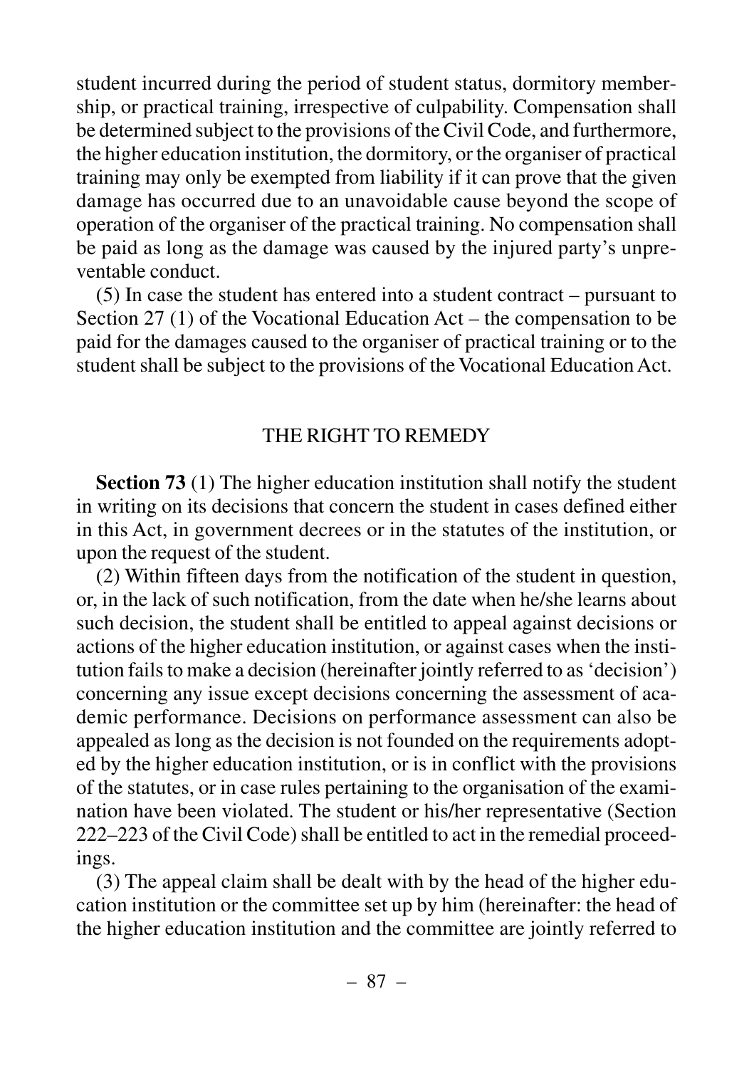student incurred during the period of student status, dormitory membership, or practical training, irrespective of culpability. Compensation shall be determined subject to the provisions of the Civil Code, and furthermore, the higher education institution, the dormitory, or the organiser of practical training may only be exempted from liability if it can prove that the given damage has occurred due to an unavoidable cause beyond the scope of operation of the organiser of the practical training. No compensation shall be paid as long as the damage was caused by the injured party's unpreventable conduct.

(5) In case the student has entered into a student contract – pursuant to Section 27 (1) of the Vocational Education Act – the compensation to be paid for the damages caused to the organiser of practical training or to the student shall be subject to the provisions of the Vocational Education Act.

## THE RIGHT TO REMEDY

**Section 73** (1) The higher education institution shall notify the student in writing on its decisions that concern the student in cases defined either in this Act, in government decrees or in the statutes of the institution, or upon the request of the student.

(2) Within fifteen days from the notification of the student in question, or, in the lack of such notification, from the date when he/she learns about such decision, the student shall be entitled to appeal against decisions or actions of the higher education institution, or against cases when the institution fails to make a decision (hereinafter jointly referred to as 'decision') concerning any issue except decisions concerning the assessment of academic performance. Decisions on performance assessment can also be appealed as long as the decision is not founded on the requirements adopted by the higher education institution, or is in conflict with the provisions of the statutes, or in case rules pertaining to the organisation of the examination have been violated. The student or his/her representative (Section 222–223 of the Civil Code) shall be entitled to act in the remedial proceedings.

(3) The appeal claim shall be dealt with by the head of the higher education institution or the committee set up by him (hereinafter: the head of the higher education institution and the committee are jointly referred to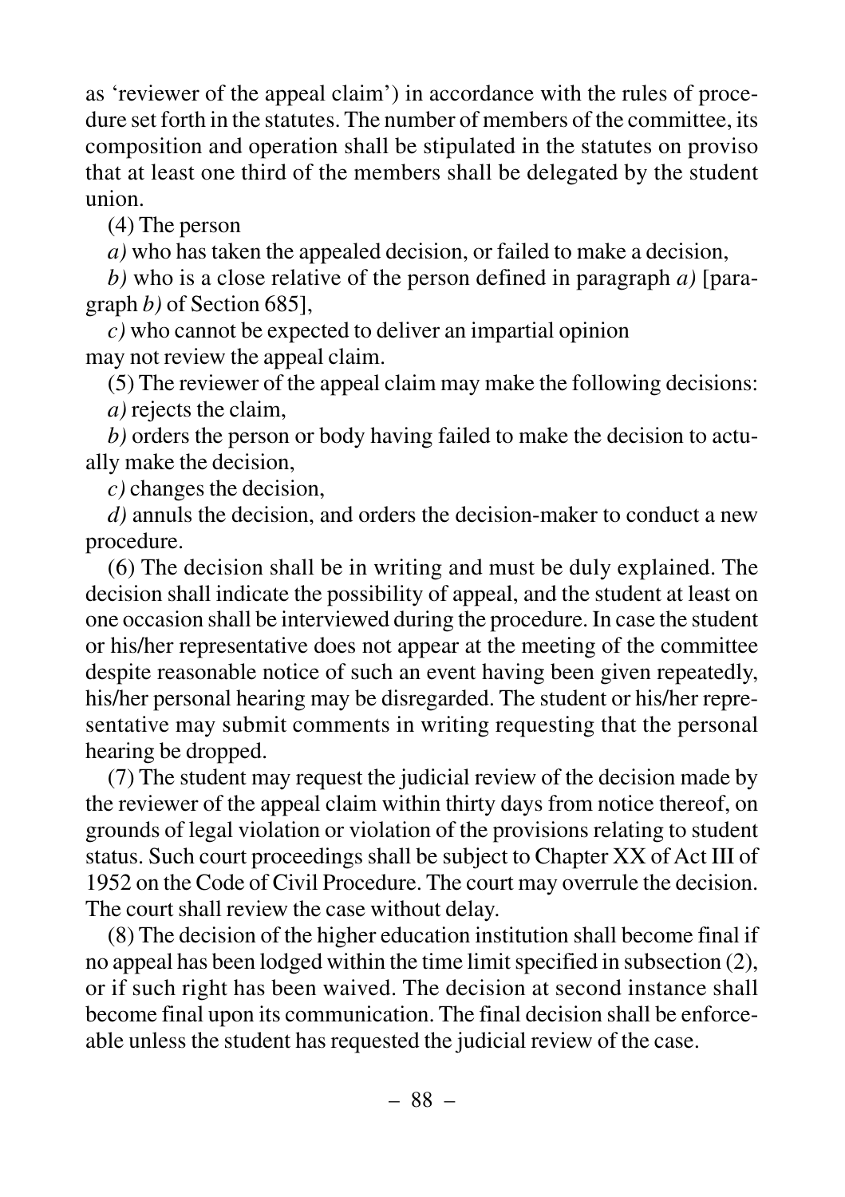as 'reviewer of the appeal claim') in accordance with the rules of procedure set forth in the statutes. The number of members of the committee, its composition and operation shall be stipulated in the statutes on proviso that at least one third of the members shall be delegated by the student union.

(4) The person

*a)* who has taken the appealed decision, or failed to make a decision,

*b)* who is a close relative of the person defined in paragraph *a)* [paragraph *b)* of Section 685],

*c)* who cannot be expected to deliver an impartial opinion
may not review the appeal claim.

(5) The reviewer of the appeal claim may make the following decisions:

*a)* rejects the claim,

*b)* orders the person or body having failed to make the decision to actually make the decision,

*c)* changes the decision,

*d)* annuls the decision, and orders the decision-maker to conduct a new procedure.

(6) The decision shall be in writing and must be duly explained. The decision shall indicate the possibility of appeal, and the student at least on one occasion shall be interviewed during the procedure. In case the student or his/her representative does not appear at the meeting of the committee despite reasonable notice of such an event having been given repeatedly, his/her personal hearing may be disregarded. The student or his/her representative may submit comments in writing requesting that the personal hearing be dropped.

(7) The student may request the judicial review of the decision made by the reviewer of the appeal claim within thirty days from notice thereof, on grounds of legal violation or violation of the provisions relating to student status. Such court proceedings shall be subject to Chapter XX of Act III of 1952 on the Code of Civil Procedure. The court may overrule the decision. The court shall review the case without delay.

(8) The decision of the higher education institution shall become final if no appeal has been lodged within the time limit specified in subsection (2), or if such right has been waived. The decision at second instance shall become final upon its communication. The final decision shall be enforceable unless the student has requested the judicial review of the case.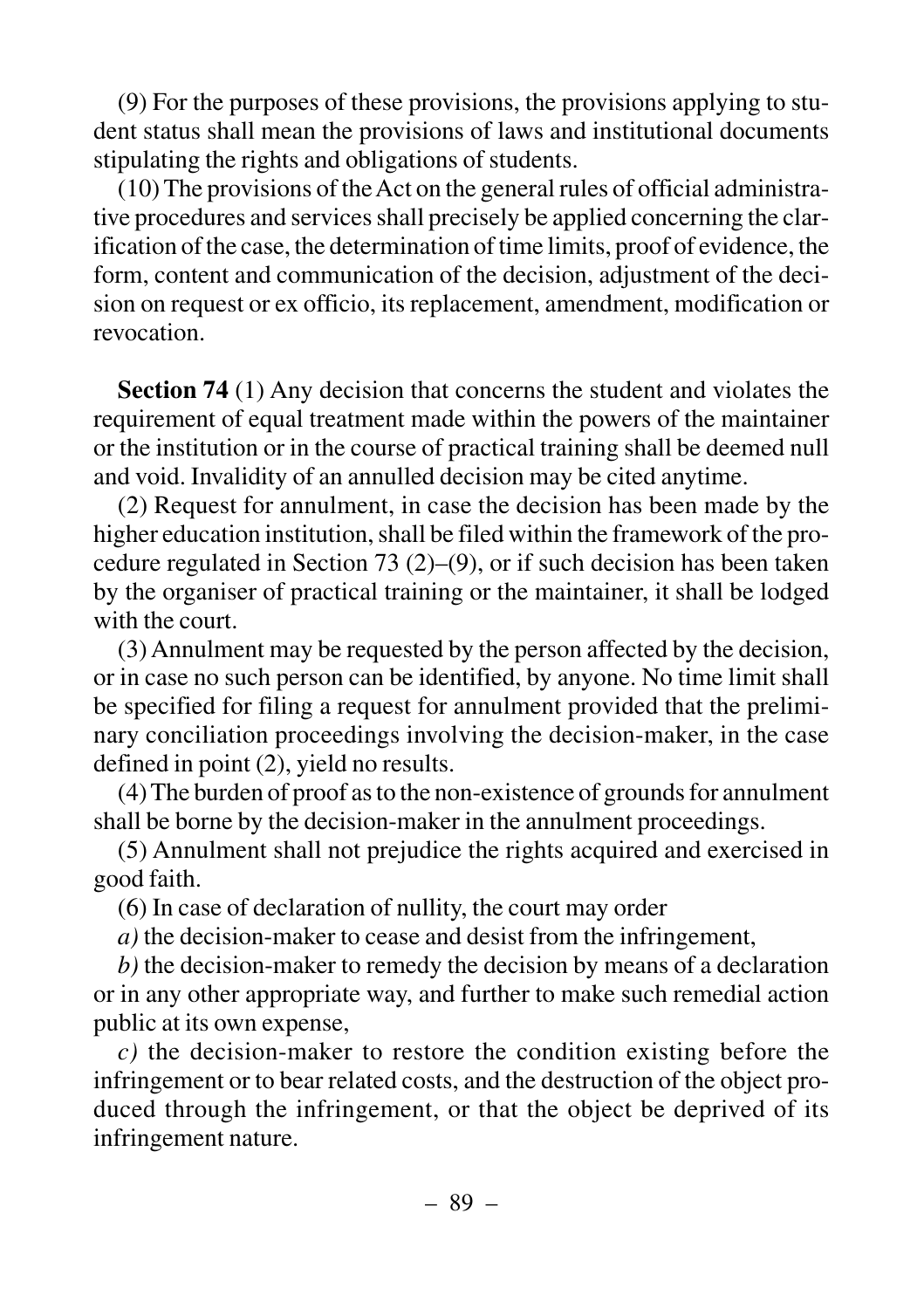(9) For the purposes of these provisions, the provisions applying to student status shall mean the provisions of laws and institutional documents stipulating the rights and obligations of students.

(10) The provisions of the Act on the general rules of official administrative procedures and services shall precisely be applied concerning the clarification of the case, the determination of time limits, proof of evidence, the form, content and communication of the decision, adjustment of the decision on request or ex officio, its replacement, amendment, modification or revocation.

**Section 74** (1) Any decision that concerns the student and violates the requirement of equal treatment made within the powers of the maintainer or the institution or in the course of practical training shall be deemed null and void. Invalidity of an annulled decision may be cited anytime.

(2) Request for annulment, in case the decision has been made by the higher education institution, shall be filed within the framework of the procedure regulated in Section 73 (2)–(9), or if such decision has been taken by the organiser of practical training or the maintainer, it shall be lodged with the court.

(3) Annulment may be requested by the person affected by the decision, or in case no such person can be identified, by anyone. No time limit shall be specified for filing a request for annulment provided that the preliminary conciliation proceedings involving the decision-maker, in the case defined in point (2), yield no results.

(4) The burden of proof as to the non-existence of grounds for annulment shall be borne by the decision-maker in the annulment proceedings.

(5) Annulment shall not prejudice the rights acquired and exercised in good faith.

(6) In case of declaration of nullity, the court may order

*a)* the decision-maker to cease and desist from the infringement,

*b)* the decision-maker to remedy the decision by means of a declaration or in any other appropriate way, and further to make such remedial action public at its own expense,

*c)* the decision-maker to restore the condition existing before the infringement or to bear related costs, and the destruction of the object produced through the infringement, or that the object be deprived of its infringement nature.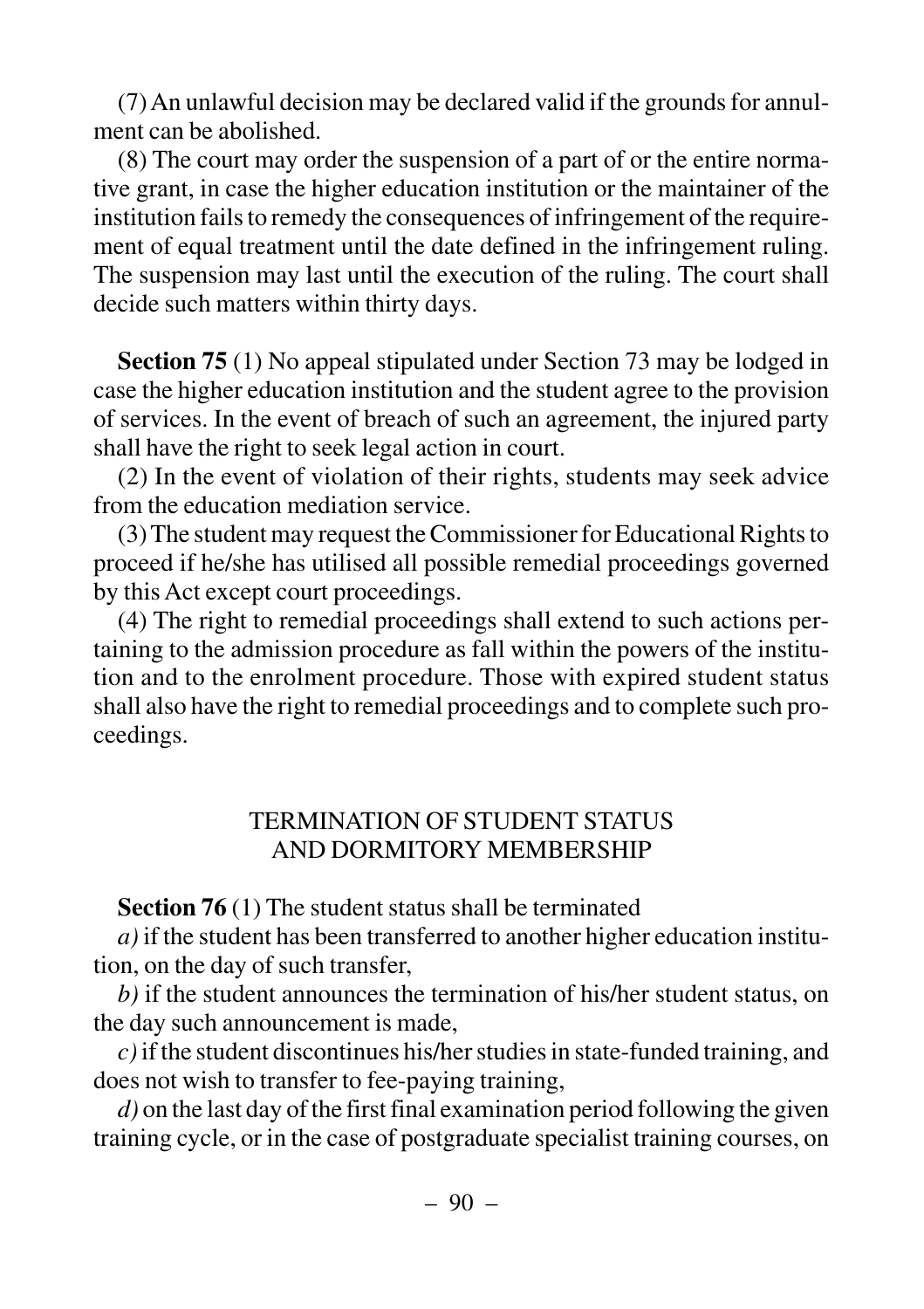(7) An unlawful decision may be declared valid if the grounds for annulment can be abolished.

(8) The court may order the suspension of a part of or the entire normative grant, in case the higher education institution or the maintainer of the institution fails to remedy the consequences of infringement of the requirement of equal treatment until the date defined in the infringement ruling. The suspension may last until the execution of the ruling. The court shall decide such matters within thirty days.

**Section 75** (1) No appeal stipulated under Section 73 may be lodged in case the higher education institution and the student agree to the provision of services. In the event of breach of such an agreement, the injured party shall have the right to seek legal action in court.

(2) In the event of violation of their rights, students may seek advice from the education mediation service.

(3) The student may request the Commissioner for Educational Rights to proceed if he/she has utilised all possible remedial proceedings governed by this Act except court proceedings.

(4) The right to remedial proceedings shall extend to such actions pertaining to the admission procedure as fall within the powers of the institution and to the enrolment procedure. Those with expired student status shall also have the right to remedial proceedings and to complete such proceedings.

## TERMINATION OF STUDENT STATUS AND DORMITORY MEMBERSHIP

**Section 76** (1) The student status shall be terminated

*a)* if the student has been transferred to another higher education institution, on the day of such transfer,

*b)* if the student announces the termination of his/her student status, on the day such announcement is made,

*c)* if the student discontinues his/her studies in state-funded training, and does not wish to transfer to fee-paying training,

*d)* on the last day of the first final examination period following the given training cycle, or in the case of postgraduate specialist training courses, on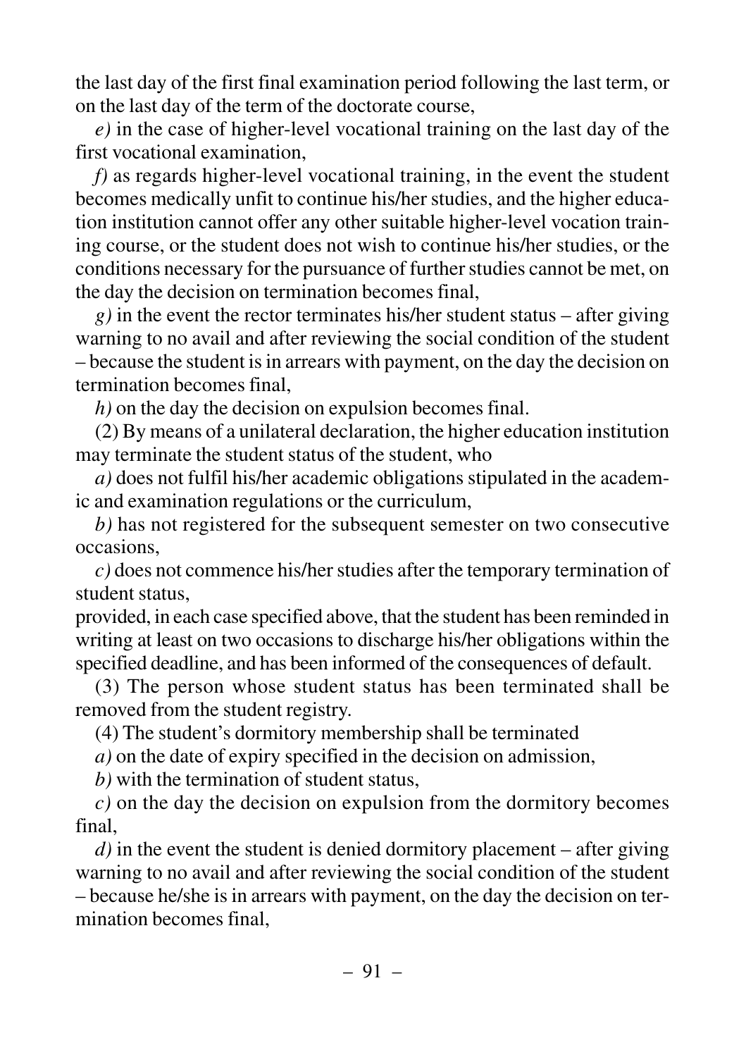the last day of the first final examination period following the last term, or on the last day of the term of the doctorate course,

*e)* in the case of higher-level vocational training on the last day of the first vocational examination,

*f)* as regards higher-level vocational training, in the event the student becomes medically unfit to continue his/her studies, and the higher education institution cannot offer any other suitable higher-level vocation training course, or the student does not wish to continue his/her studies, or the conditions necessary for the pursuance of further studies cannot be met, on the day the decision on termination becomes final,

*g)* in the event the rector terminates his/her student status – after giving warning to no avail and after reviewing the social condition of the student – because the student is in arrears with payment, on the day the decision on termination becomes final,

*h)* on the day the decision on expulsion becomes final.

(2) By means of a unilateral declaration, the higher education institution may terminate the student status of the student, who

*a)* does not fulfil his/her academic obligations stipulated in the academic and examination regulations or the curriculum,

*b)* has not registered for the subsequent semester on two consecutive occasions,

*c)* does not commence his/her studies after the temporary termination of student status,

provided, in each case specified above, that the student has been reminded in writing at least on two occasions to discharge his/her obligations within the specified deadline, and has been informed of the consequences of default.

(3) The person whose student status has been terminated shall be removed from the student registry.

(4) The student's dormitory membership shall be terminated

*a)* on the date of expiry specified in the decision on admission,

*b)* with the termination of student status,

*c)* on the day the decision on expulsion from the dormitory becomes final,

*d)* in the event the student is denied dormitory placement – after giving warning to no avail and after reviewing the social condition of the student – because he/she is in arrears with payment, on the day the decision on termination becomes final,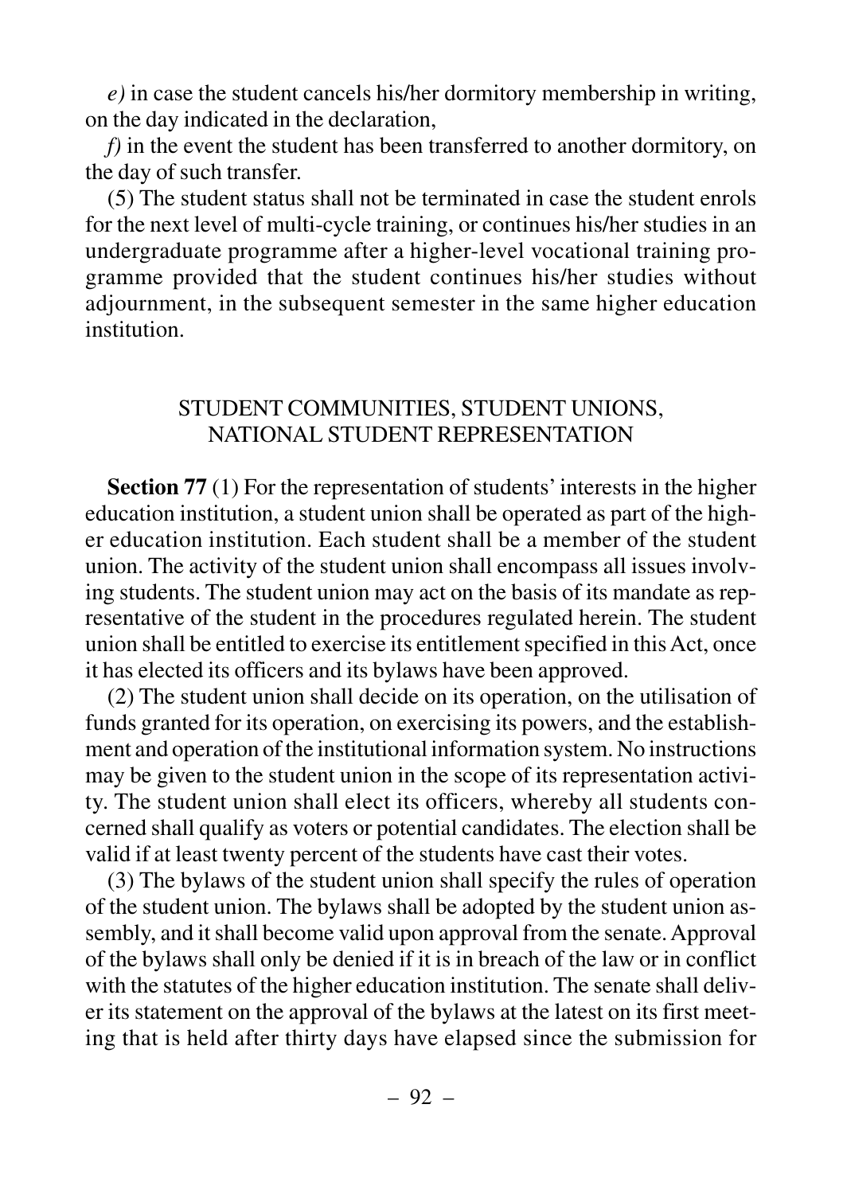*e)* in case the student cancels his/her dormitory membership in writing, on the day indicated in the declaration,

*f)* in the event the student has been transferred to another dormitory, on the day of such transfer.

(5) The student status shall not be terminated in case the student enrols for the next level of multi-cycle training, or continues his/her studies in an undergraduate programme after a higher-level vocational training programme provided that the student continues his/her studies without adjournment, in the subsequent semester in the same higher education institution.

## STUDENT COMMUNITIES, STUDENT UNIONS, NATIONAL STUDENT REPRESENTATION

**Section 77** (1) For the representation of students' interests in the higher education institution, a student union shall be operated as part of the higher education institution. Each student shall be a member of the student union. The activity of the student union shall encompass all issues involving students. The student union may act on the basis of its mandate as representative of the student in the procedures regulated herein. The student union shall be entitled to exercise its entitlement specified in this Act, once it has elected its officers and its bylaws have been approved.

(2) The student union shall decide on its operation, on the utilisation of funds granted for its operation, on exercising its powers, and the establishment and operation of the institutional information system. No instructions may be given to the student union in the scope of its representation activity. The student union shall elect its officers, whereby all students concerned shall qualify as voters or potential candidates. The election shall be valid if at least twenty percent of the students have cast their votes.

(3) The bylaws of the student union shall specify the rules of operation of the student union. The bylaws shall be adopted by the student union assembly, and it shall become valid upon approval from the senate. Approval of the bylaws shall only be denied if it is in breach of the law or in conflict with the statutes of the higher education institution. The senate shall deliver its statement on the approval of the bylaws at the latest on its first meeting that is held after thirty days have elapsed since the submission for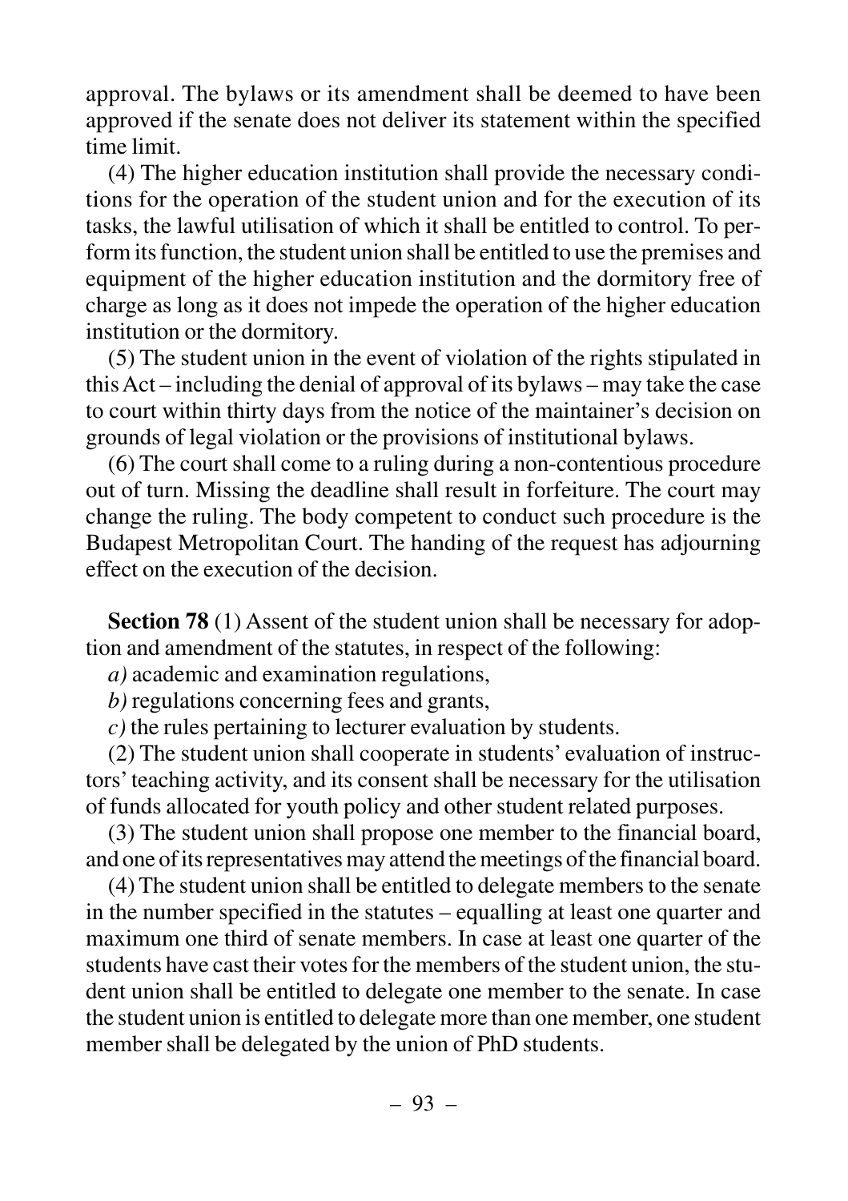approval. The bylaws or its amendment shall be deemed to have been approved if the senate does not deliver its statement within the specified time limit.

(4) The higher education institution shall provide the necessary conditions for the operation of the student union and for the execution of its tasks, the lawful utilisation of which it shall be entitled to control. To perform its function, the student union shall be entitled to use the premises and equipment of the higher education institution and the dormitory free of charge as long as it does not impede the operation of the higher education institution or the dormitory.

(5) The student union in the event of violation of the rights stipulated in this Act – including the denial of approval of its bylaws – may take the case to court within thirty days from the notice of the maintainer's decision on grounds of legal violation or the provisions of institutional bylaws.

(6) The court shall come to a ruling during a non-contentious procedure out of turn. Missing the deadline shall result in forfeiture. The court may change the ruling. The body competent to conduct such procedure is the Budapest Metropolitan Court. The handing of the request has adjourning effect on the execution of the decision.

**Section 78** (1) Assent of the student union shall be necessary for adoption and amendment of the statutes, in respect of the following:

*a)* academic and examination regulations,

*b)* regulations concerning fees and grants,

*c)* the rules pertaining to lecturer evaluation by students.

(2) The student union shall cooperate in students' evaluation of instructors' teaching activity, and its consent shall be necessary for the utilisation of funds allocated for youth policy and other student related purposes.

(3) The student union shall propose one member to the financial board, and one of its representatives may attend the meetings of the financial board.

(4) The student union shall be entitled to delegate members to the senate in the number specified in the statutes – equalling at least one quarter and maximum one third of senate members. In case at least one quarter of the students have cast their votes for the members of the student union, the student union shall be entitled to delegate one member to the senate. In case the student union is entitled to delegate more than one member, one student member shall be delegated by the union of PhD students.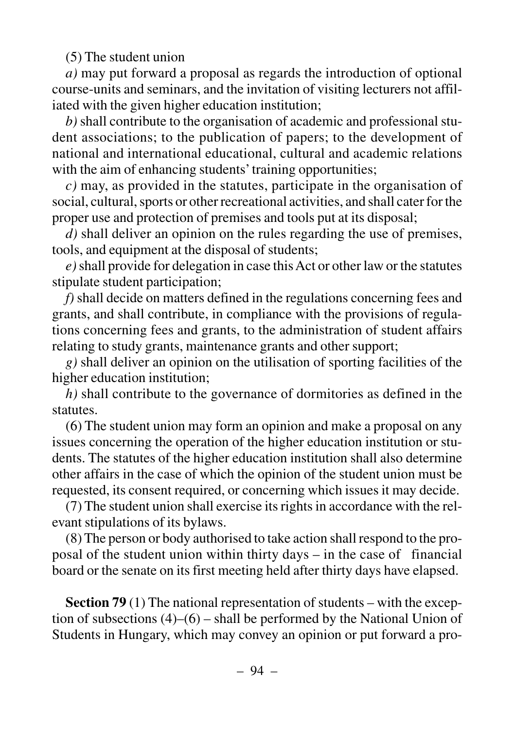(5) The student union

*a)* may put forward a proposal as regards the introduction of optional course-units and seminars, and the invitation of visiting lecturers not affiliated with the given higher education institution;

*b)* shall contribute to the organisation of academic and professional student associations; to the publication of papers; to the development of national and international educational, cultural and academic relations with the aim of enhancing students' training opportunities;

*c)* may, as provided in the statutes, participate in the organisation of social, cultural, sports or other recreational activities, and shall cater for the proper use and protection of premises and tools put at its disposal;

*d)* shall deliver an opinion on the rules regarding the use of premises, tools, and equipment at the disposal of students;

*e)* shall provide for delegation in case this Act or other law or the statutes stipulate student participation;

*f)* shall decide on matters defined in the regulations concerning fees and grants, and shall contribute, in compliance with the provisions of regulations concerning fees and grants, to the administration of student affairs relating to study grants, maintenance grants and other support;

*g)* shall deliver an opinion on the utilisation of sporting facilities of the higher education institution;

*h)* shall contribute to the governance of dormitories as defined in the statutes.

(6) The student union may form an opinion and make a proposal on any issues concerning the operation of the higher education institution or students. The statutes of the higher education institution shall also determine other affairs in the case of which the opinion of the student union must be requested, its consent required, or concerning which issues it may decide.

(7) The student union shall exercise its rights in accordance with the relevant stipulations of its bylaws.

(8) The person or body authorised to take action shall respond to the proposal of the student union within thirty days – in the case of financial board or the senate on its first meeting held after thirty days have elapsed.

**Section 79** (1) The national representation of students – with the exception of subsections (4)–(6) – shall be performed by the National Union of Students in Hungary, which may convey an opinion or put forward a pro-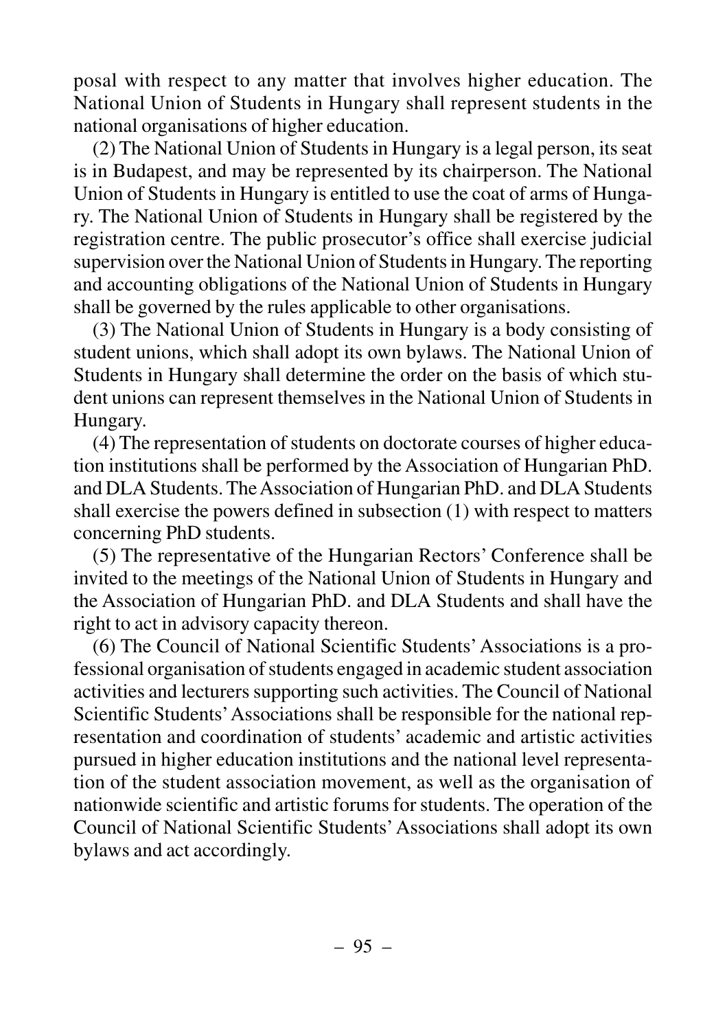posal with respect to any matter that involves higher education. The National Union of Students in Hungary shall represent students in the national organisations of higher education.

(2) The National Union of Students in Hungary is a legal person, its seat is in Budapest, and may be represented by its chairperson. The National Union of Students in Hungary is entitled to use the coat of arms of Hungary. The National Union of Students in Hungary shall be registered by the registration centre. The public prosecutor's office shall exercise judicial supervision over the National Union of Students in Hungary. The reporting and accounting obligations of the National Union of Students in Hungary shall be governed by the rules applicable to other organisations.

(3) The National Union of Students in Hungary is a body consisting of student unions, which shall adopt its own bylaws. The National Union of Students in Hungary shall determine the order on the basis of which student unions can represent themselves in the National Union of Students in Hungary.

(4) The representation of students on doctorate courses of higher education institutions shall be performed by the Association of Hungarian PhD. and DLA Students. The Association of Hungarian PhD. and DLA Students shall exercise the powers defined in subsection (1) with respect to matters concerning PhD students.

(5) The representative of the Hungarian Rectors' Conference shall be invited to the meetings of the National Union of Students in Hungary and the Association of Hungarian PhD. and DLA Students and shall have the right to act in advisory capacity thereon.

(6) The Council of National Scientific Students' Associations is a professional organisation of students engaged in academic student association activities and lecturers supporting such activities. The Council of National Scientific Students' Associations shall be responsible for the national representation and coordination of students' academic and artistic activities pursued in higher education institutions and the national level representation of the student association movement, as well as the organisation of nationwide scientific and artistic forums for students. The operation of the Council of National Scientific Students' Associations shall adopt its own bylaws and act accordingly.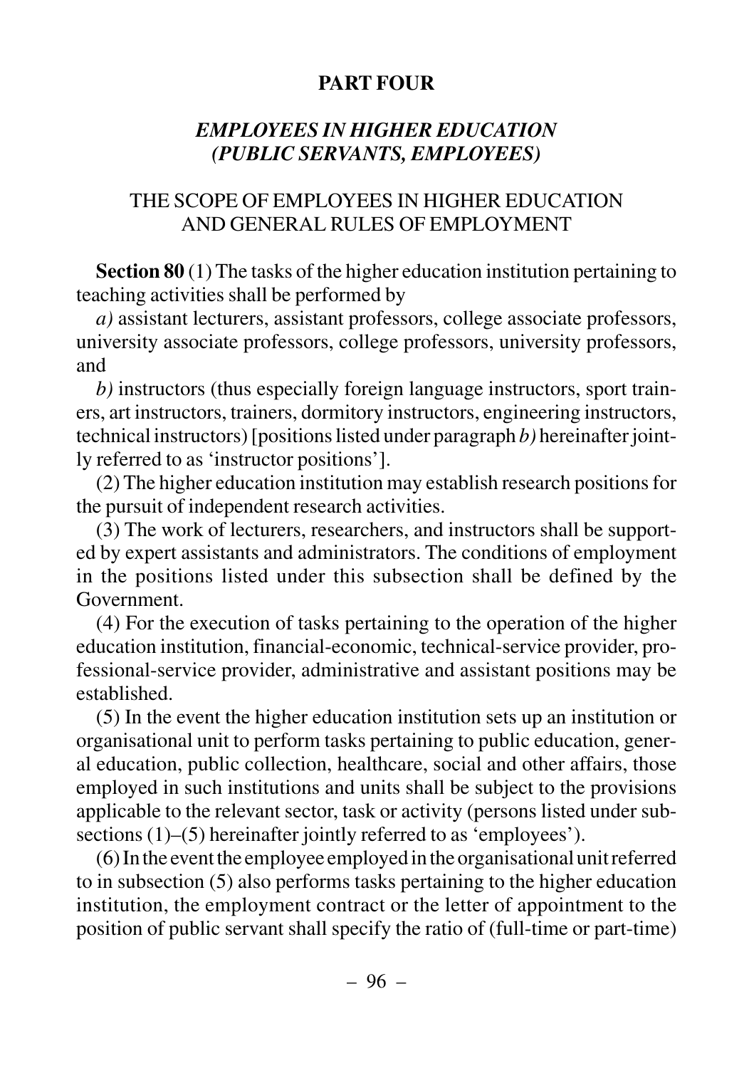# PART FOUR

## *EMPLOYEES IN HIGHER EDUCATION (PUBLIC SERVANTS, EMPLOYEES)*

### THE SCOPE OF EMPLOYEES IN HIGHER EDUCATION AND GENERAL RULES OF EMPLOYMENT

**Section 80** (1) The tasks of the higher education institution pertaining to teaching activities shall be performed by

*a)* assistant lecturers, assistant professors, college associate professors, university associate professors, college professors, university professors, and

*b)* instructors (thus especially foreign language instructors, sport trainers, art instructors, trainers, dormitory instructors, engineering instructors, technical instructors) [positions listed under paragraph *b)* hereinafter jointly referred to as 'instructor positions'].

(2) The higher education institution may establish research positions for the pursuit of independent research activities.

(3) The work of lecturers, researchers, and instructors shall be supported by expert assistants and administrators. The conditions of employment in the positions listed under this subsection shall be defined by the Government.

(4) For the execution of tasks pertaining to the operation of the higher education institution, financial-economic, technical-service provider, professional-service provider, administrative and assistant positions may be established.

(5) In the event the higher education institution sets up an institution or organisational unit to perform tasks pertaining to public education, general education, public collection, healthcare, social and other affairs, those employed in such institutions and units shall be subject to the provisions applicable to the relevant sector, task or activity (persons listed under subsections (1)–(5) hereinafter jointly referred to as 'employees').

(6) In the event the employee employed in the organisational unit referred to in subsection (5) also performs tasks pertaining to the higher education institution, the employment contract or the letter of appointment to the position of public servant shall specify the ratio of (full-time or part-time)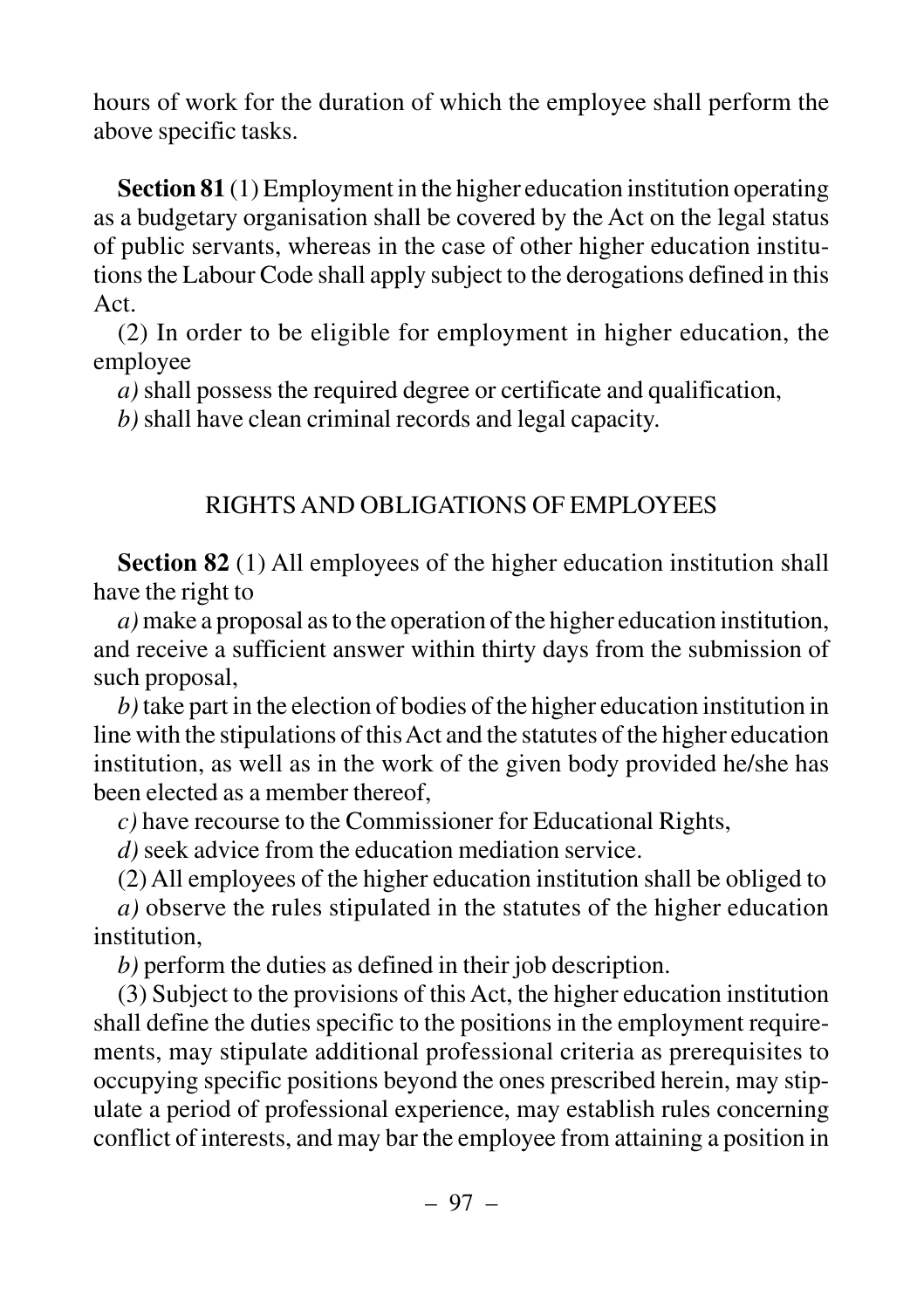hours of work for the duration of which the employee shall perform the above specific tasks.

**Section 81** (1) Employment in the higher education institution operating as a budgetary organisation shall be covered by the Act on the legal status of public servants, whereas in the case of other higher education institutions the Labour Code shall apply subject to the derogations defined in this Act.

(2) In order to be eligible for employment in higher education, the employee

*a)* shall possess the required degree or certificate and qualification,

*b)* shall have clean criminal records and legal capacity.

## RIGHTS AND OBLIGATIONS OF EMPLOYEES

**Section 82** (1) All employees of the higher education institution shall have the right to

*a)* make a proposal as to the operation of the higher education institution, and receive a sufficient answer within thirty days from the submission of such proposal,

*b)* take part in the election of bodies of the higher education institution in line with the stipulations of this Act and the statutes of the higher education institution, as well as in the work of the given body provided he/she has been elected as a member thereof,

*c)* have recourse to the Commissioner for Educational Rights,

*d)* seek advice from the education mediation service.

(2) All employees of the higher education institution shall be obliged to

*a)* observe the rules stipulated in the statutes of the higher education institution,

*b)* perform the duties as defined in their job description.

(3) Subject to the provisions of this Act, the higher education institution shall define the duties specific to the positions in the employment requirements, may stipulate additional professional criteria as prerequisites to occupying specific positions beyond the ones prescribed herein, may stipulate a period of professional experience, may establish rules concerning conflict of interests, and may bar the employee from attaining a position in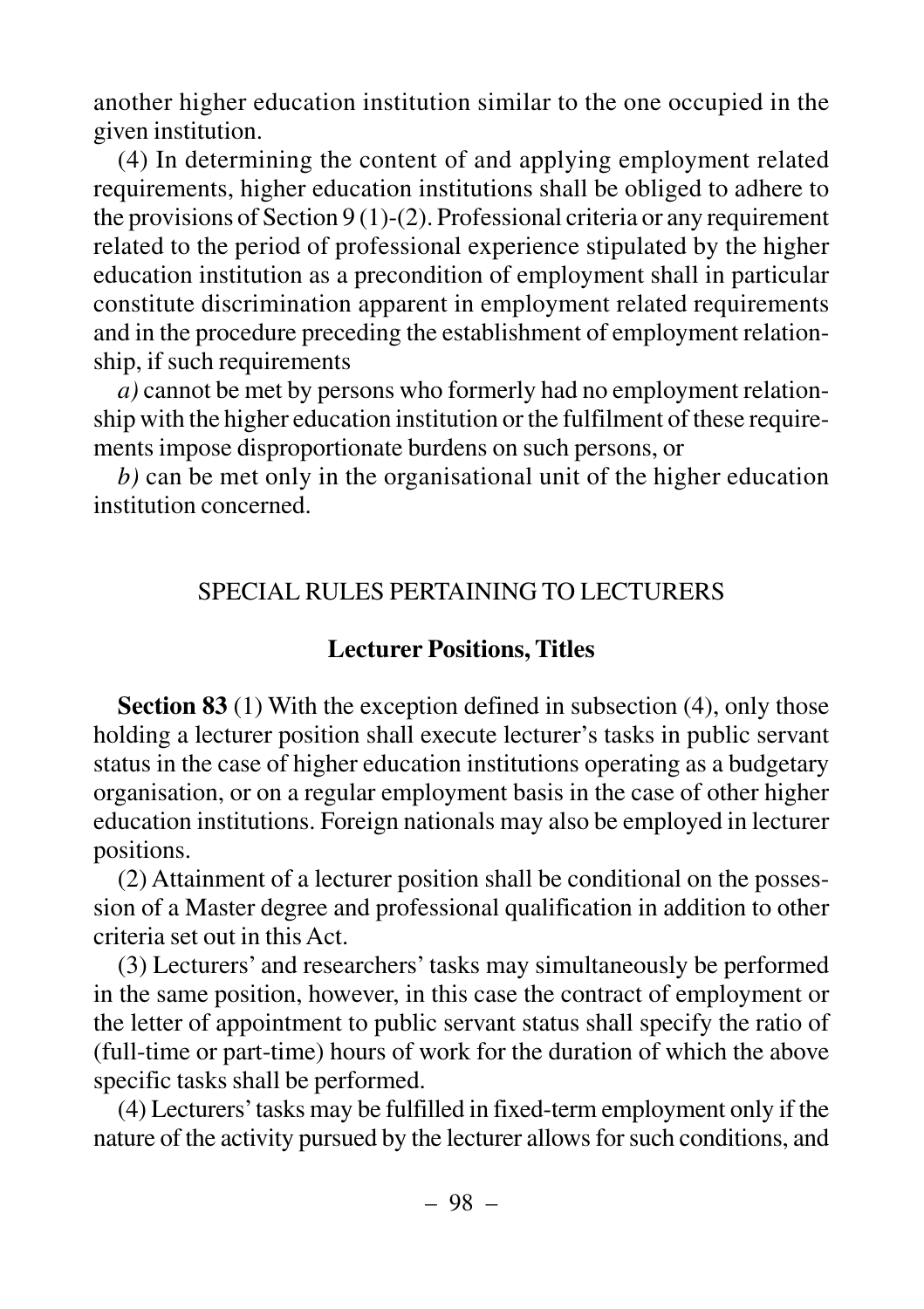another higher education institution similar to the one occupied in the given institution.

(4) In determining the content of and applying employment related requirements, higher education institutions shall be obliged to adhere to the provisions of Section 9 (1)-(2). Professional criteria or any requirement related to the period of professional experience stipulated by the higher education institution as a precondition of employment shall in particular constitute discrimination apparent in employment related requirements and in the procedure preceding the establishment of employment relationship, if such requirements

*a)* cannot be met by persons who formerly had no employment relationship with the higher education institution or the fulfilment of these requirements impose disproportionate burdens on such persons, or

*b)* can be met only in the organisational unit of the higher education institution concerned.

## SPECIAL RULES PERTAINING TO LECTURERS

### Lecturer Positions, Titles

**Section 83** (1) With the exception defined in subsection (4), only those holding a lecturer position shall execute lecturer's tasks in public servant status in the case of higher education institutions operating as a budgetary organisation, or on a regular employment basis in the case of other higher education institutions. Foreign nationals may also be employed in lecturer positions.

(2) Attainment of a lecturer position shall be conditional on the possession of a Master degree and professional qualification in addition to other criteria set out in this Act.

(3) Lecturers' and researchers' tasks may simultaneously be performed in the same position, however, in this case the contract of employment or the letter of appointment to public servant status shall specify the ratio of (full-time or part-time) hours of work for the duration of which the above specific tasks shall be performed.

(4) Lecturers' tasks may be fulfilled in fixed-term employment only if the nature of the activity pursued by the lecturer allows for such conditions, and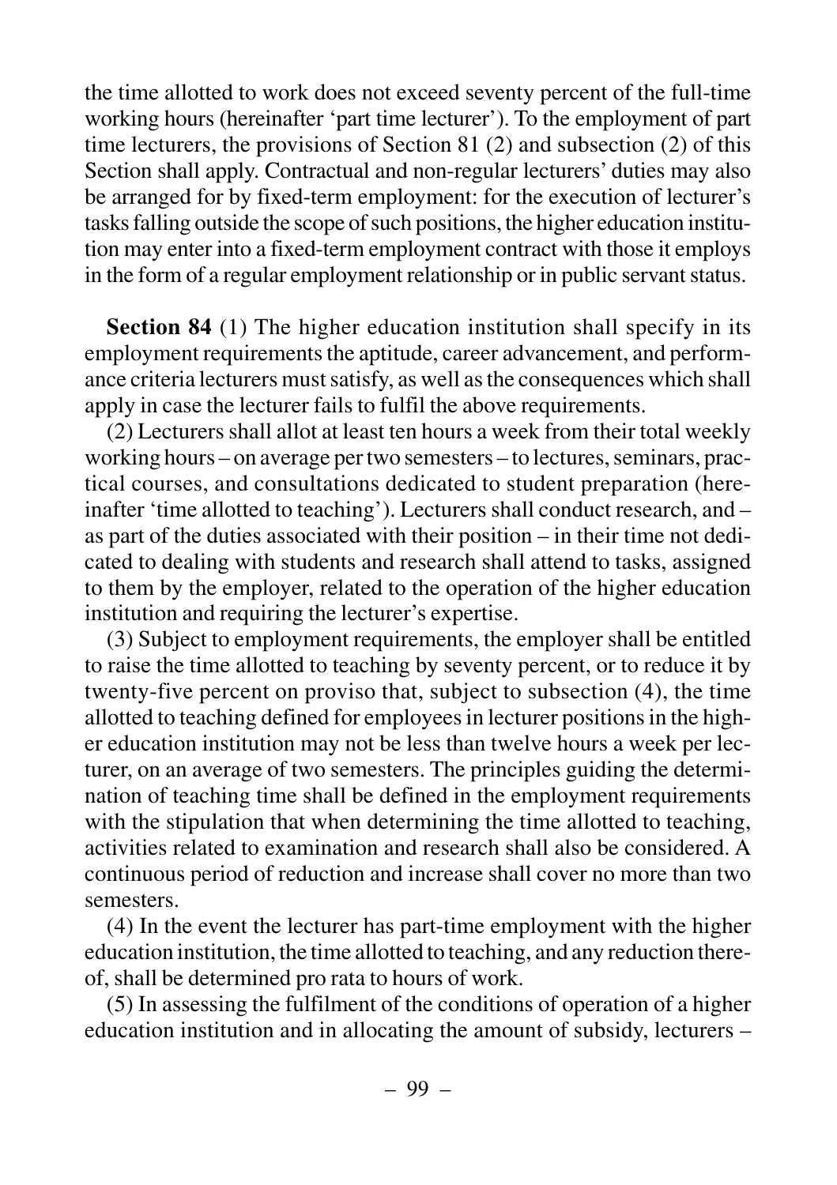the time allotted to work does not exceed seventy percent of the full-time working hours (hereinafter 'part time lecturer'). To the employment of part time lecturers, the provisions of Section 81 (2) and subsection (2) of this Section shall apply. Contractual and non-regular lecturers' duties may also be arranged for by fixed-term employment: for the execution of lecturer's tasks falling outside the scope of such positions, the higher education institution may enter into a fixed-term employment contract with those it employs in the form of a regular employment relationship or in public servant status.

**Section 84** (1) The higher education institution shall specify in its employment requirements the aptitude, career advancement, and performance criteria lecturers must satisfy, as well as the consequences which shall apply in case the lecturer fails to fulfil the above requirements.

(2) Lecturers shall allot at least ten hours a week from their total weekly working hours – on average per two semesters – to lectures, seminars, practical courses, and consultations dedicated to student preparation (hereinafter 'time allotted to teaching'). Lecturers shall conduct research, and – as part of the duties associated with their position – in their time not dedicated to dealing with students and research shall attend to tasks, assigned to them by the employer, related to the operation of the higher education institution and requiring the lecturer's expertise.

(3) Subject to employment requirements, the employer shall be entitled to raise the time allotted to teaching by seventy percent, or to reduce it by twenty-five percent on proviso that, subject to subsection (4), the time allotted to teaching defined for employees in lecturer positions in the higher education institution may not be less than twelve hours a week per lecturer, on an average of two semesters. The principles guiding the determination of teaching time shall be defined in the employment requirements with the stipulation that when determining the time allotted to teaching, activities related to examination and research shall also be considered. A continuous period of reduction and increase shall cover no more than two semesters.

(4) In the event the lecturer has part-time employment with the higher education institution, the time allotted to teaching, and any reduction thereof, shall be determined pro rata to hours of work.

(5) In assessing the fulfilment of the conditions of operation of a higher education institution and in allocating the amount of subsidy, lecturers –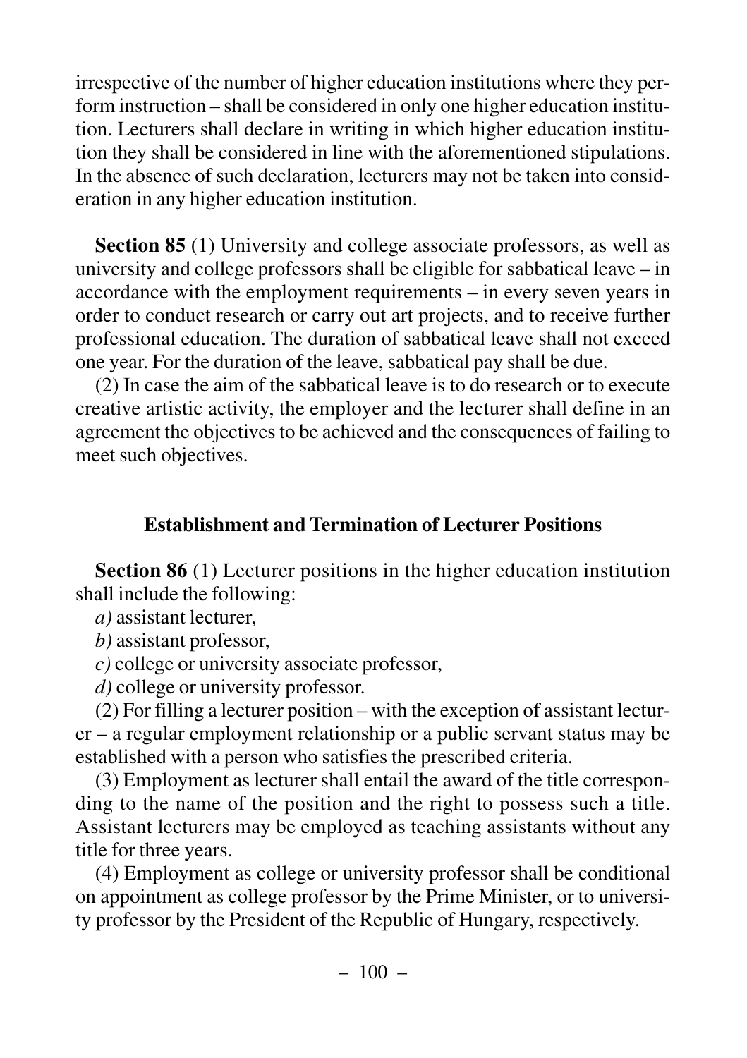irrespective of the number of higher education institutions where they perform instruction – shall be considered in only one higher education institution. Lecturers shall declare in writing in which higher education institution they shall be considered in line with the aforementioned stipulations. In the absence of such declaration, lecturers may not be taken into consideration in any higher education institution.

**Section 85** (1) University and college associate professors, as well as university and college professors shall be eligible for sabbatical leave – in accordance with the employment requirements – in every seven years in order to conduct research or carry out art projects, and to receive further professional education. The duration of sabbatical leave shall not exceed one year. For the duration of the leave, sabbatical pay shall be due.

(2) In case the aim of the sabbatical leave is to do research or to execute creative artistic activity, the employer and the lecturer shall define in an agreement the objectives to be achieved and the consequences of failing to meet such objectives.

### Establishment and Termination of Lecturer Positions

**Section 86** (1) Lecturer positions in the higher education institution shall include the following:

*a)* assistant lecturer,

*b)* assistant professor,

*c)* college or university associate professor,

*d)* college or university professor.

(2) For filling a lecturer position – with the exception of assistant lecturer – a regular employment relationship or a public servant status may be established with a person who satisfies the prescribed criteria.

(3) Employment as lecturer shall entail the award of the title corresponding to the name of the position and the right to possess such a title. Assistant lecturers may be employed as teaching assistants without any title for three years.

(4) Employment as college or university professor shall be conditional on appointment as college professor by the Prime Minister, or to university professor by the President of the Republic of Hungary, respectively.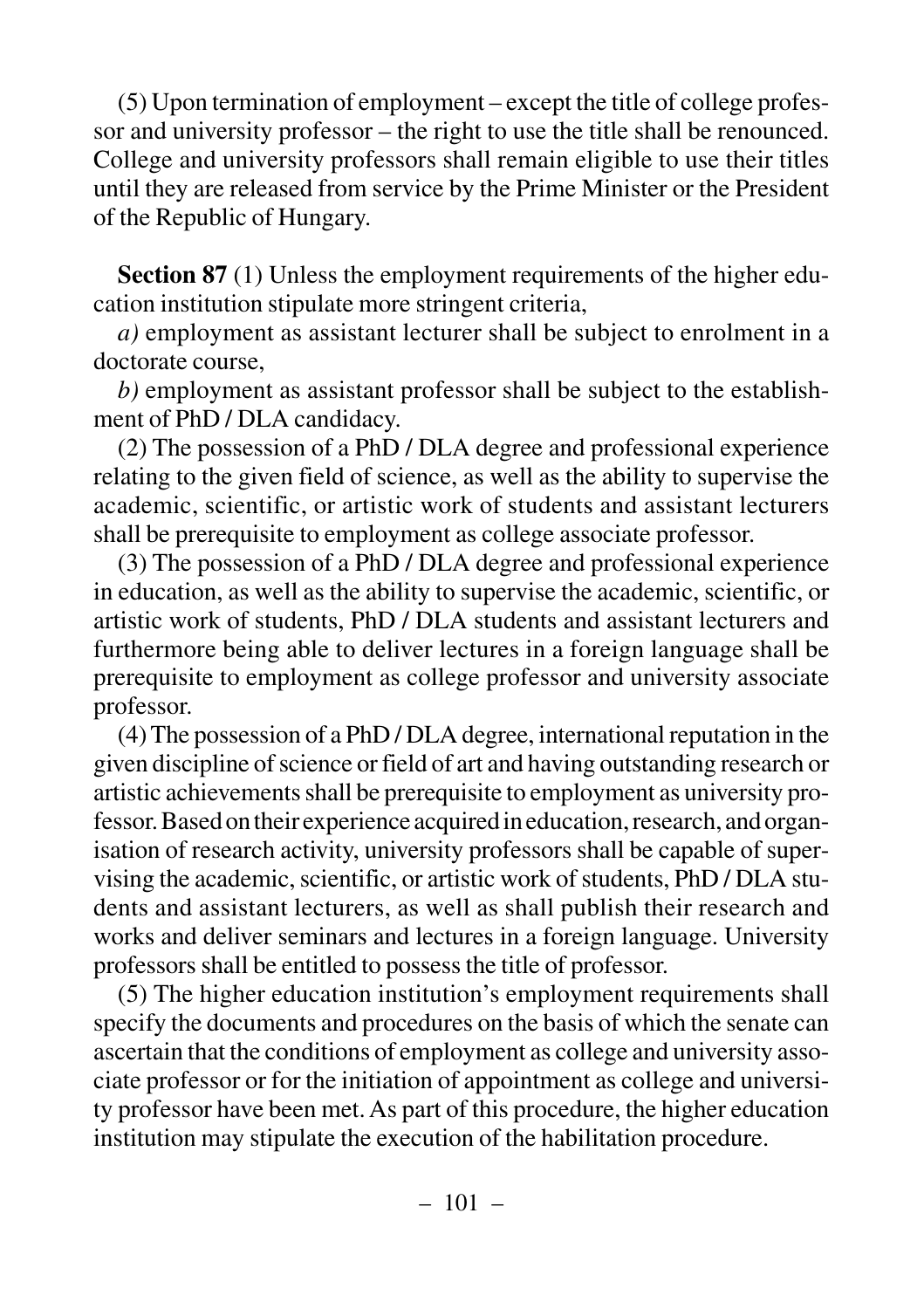(5) Upon termination of employment – except the title of college professor and university professor – the right to use the title shall be renounced. College and university professors shall remain eligible to use their titles until they are released from service by the Prime Minister or the President of the Republic of Hungary.

**Section 87** (1) Unless the employment requirements of the higher education institution stipulate more stringent criteria,

*a)* employment as assistant lecturer shall be subject to enrolment in a doctorate course,

*b)* employment as assistant professor shall be subject to the establishment of PhD / DLA candidacy.

(2) The possession of a PhD / DLA degree and professional experience relating to the given field of science, as well as the ability to supervise the academic, scientific, or artistic work of students and assistant lecturers shall be prerequisite to employment as college associate professor.

(3) The possession of a PhD / DLA degree and professional experience in education, as well as the ability to supervise the academic, scientific, or artistic work of students, PhD / DLA students and assistant lecturers and furthermore being able to deliver lectures in a foreign language shall be prerequisite to employment as college professor and university associate professor.

(4) The possession of a PhD / DLA degree, international reputation in the given discipline of science or field of art and having outstanding research or artistic achievements shall be prerequisite to employment as university professor. Based on their experience acquired in education, research, and organisation of research activity, university professors shall be capable of supervising the academic, scientific, or artistic work of students, PhD / DLA students and assistant lecturers, as well as shall publish their research and works and deliver seminars and lectures in a foreign language. University professors shall be entitled to possess the title of professor.

(5) The higher education institution's employment requirements shall specify the documents and procedures on the basis of which the senate can ascertain that the conditions of employment as college and university associate professor or for the initiation of appointment as college and university professor have been met. As part of this procedure, the higher education institution may stipulate the execution of the habilitation procedure.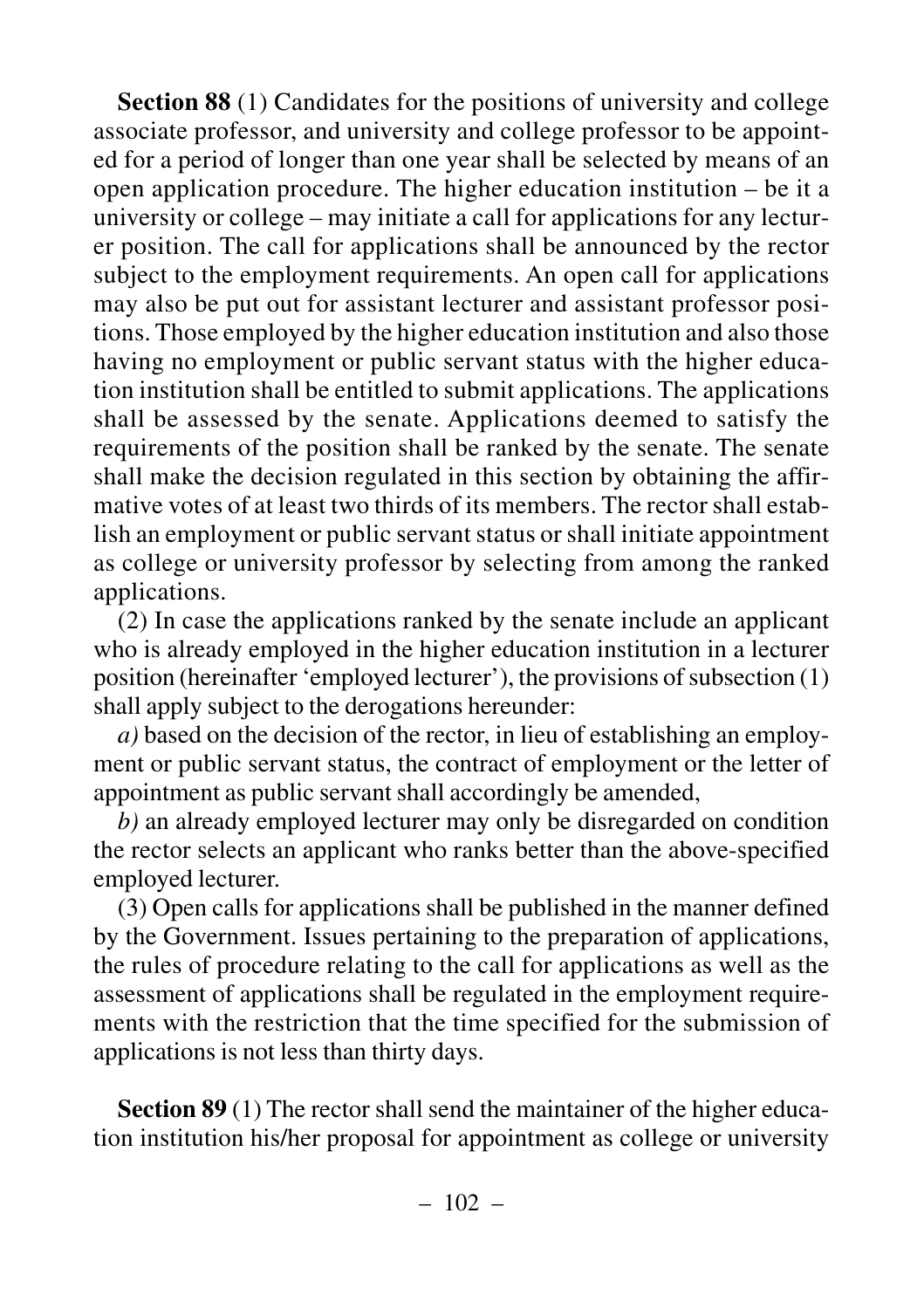**Section 88** (1) Candidates for the positions of university and college associate professor, and university and college professor to be appointed for a period of longer than one year shall be selected by means of an open application procedure. The higher education institution – be it a university or college – may initiate a call for applications for any lecturer position. The call for applications shall be announced by the rector subject to the employment requirements. An open call for applications may also be put out for assistant lecturer and assistant professor positions. Those employed by the higher education institution and also those having no employment or public servant status with the higher education institution shall be entitled to submit applications. The applications shall be assessed by the senate. Applications deemed to satisfy the requirements of the position shall be ranked by the senate. The senate shall make the decision regulated in this section by obtaining the affirmative votes of at least two thirds of its members. The rector shall establish an employment or public servant status or shall initiate appointment as college or university professor by selecting from among the ranked applications.

(2) In case the applications ranked by the senate include an applicant who is already employed in the higher education institution in a lecturer position (hereinafter 'employed lecturer'), the provisions of subsection (1) shall apply subject to the derogations hereunder:

*a)* based on the decision of the rector, in lieu of establishing an employment or public servant status, the contract of employment or the letter of appointment as public servant shall accordingly be amended,

*b)* an already employed lecturer may only be disregarded on condition the rector selects an applicant who ranks better than the above-specified employed lecturer.

(3) Open calls for applications shall be published in the manner defined by the Government. Issues pertaining to the preparation of applications, the rules of procedure relating to the call for applications as well as the assessment of applications shall be regulated in the employment requirements with the restriction that the time specified for the submission of applications is not less than thirty days.

**Section 89** (1) The rector shall send the maintainer of the higher education institution his/her proposal for appointment as college or university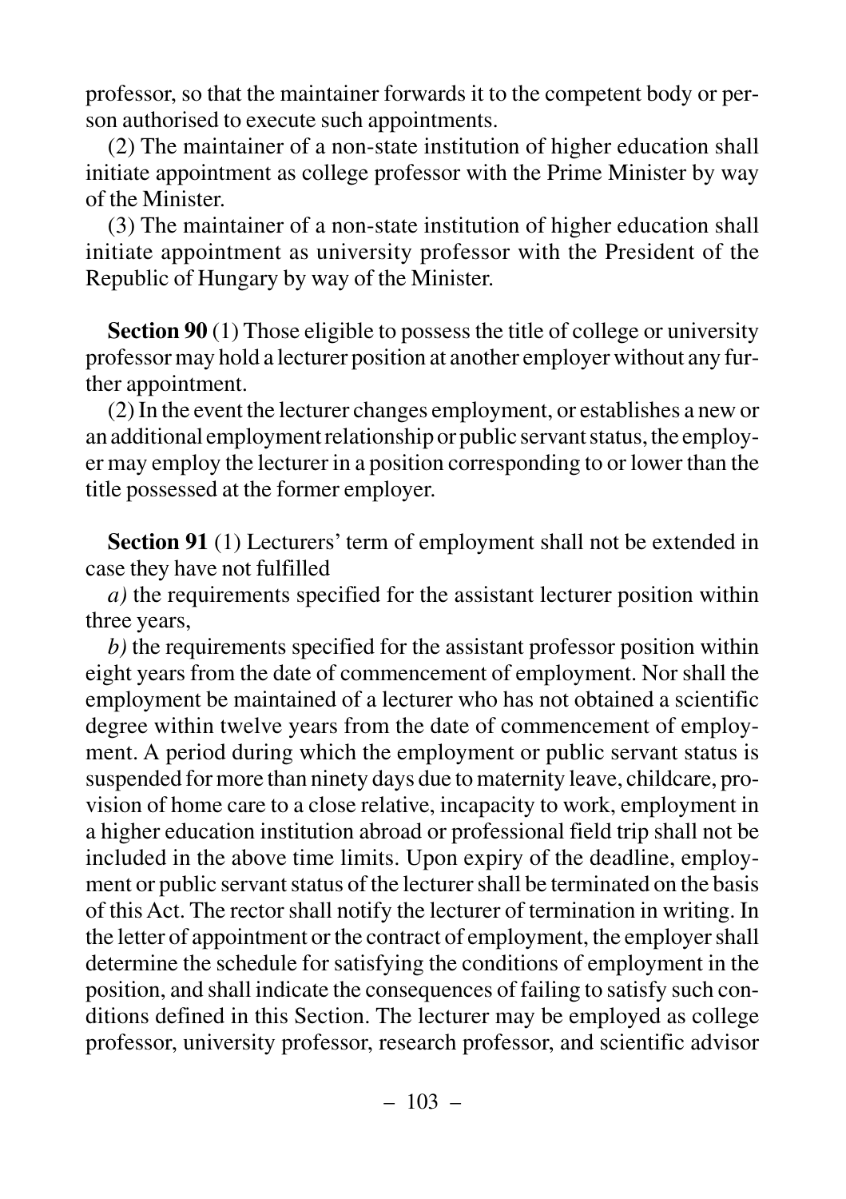professor, so that the maintainer forwards it to the competent body or person authorised to execute such appointments.

(2) The maintainer of a non-state institution of higher education shall initiate appointment as college professor with the Prime Minister by way of the Minister.

(3) The maintainer of a non-state institution of higher education shall initiate appointment as university professor with the President of the Republic of Hungary by way of the Minister.

**Section 90** (1) Those eligible to possess the title of college or university professor may hold a lecturer position at another employer without any further appointment.

(2) In the event the lecturer changes employment, or establishes a new or an additional employment relationship or public servant status, the employer may employ the lecturer in a position corresponding to or lower than the title possessed at the former employer.

**Section 91** (1) Lecturers' term of employment shall not be extended in case they have not fulfilled

*a)* the requirements specified for the assistant lecturer position within three years,

*b)* the requirements specified for the assistant professor position within eight years from the date of commencement of employment. Nor shall the employment be maintained of a lecturer who has not obtained a scientific degree within twelve years from the date of commencement of employment. A period during which the employment or public servant status is suspended for more than ninety days due to maternity leave, childcare, provision of home care to a close relative, incapacity to work, employment in a higher education institution abroad or professional field trip shall not be included in the above time limits. Upon expiry of the deadline, employment or public servant status of the lecturer shall be terminated on the basis of this Act. The rector shall notify the lecturer of termination in writing. In the letter of appointment or the contract of employment, the employer shall determine the schedule for satisfying the conditions of employment in the position, and shall indicate the consequences of failing to satisfy such conditions defined in this Section. The lecturer may be employed as college professor, university professor, research professor, and scientific advisor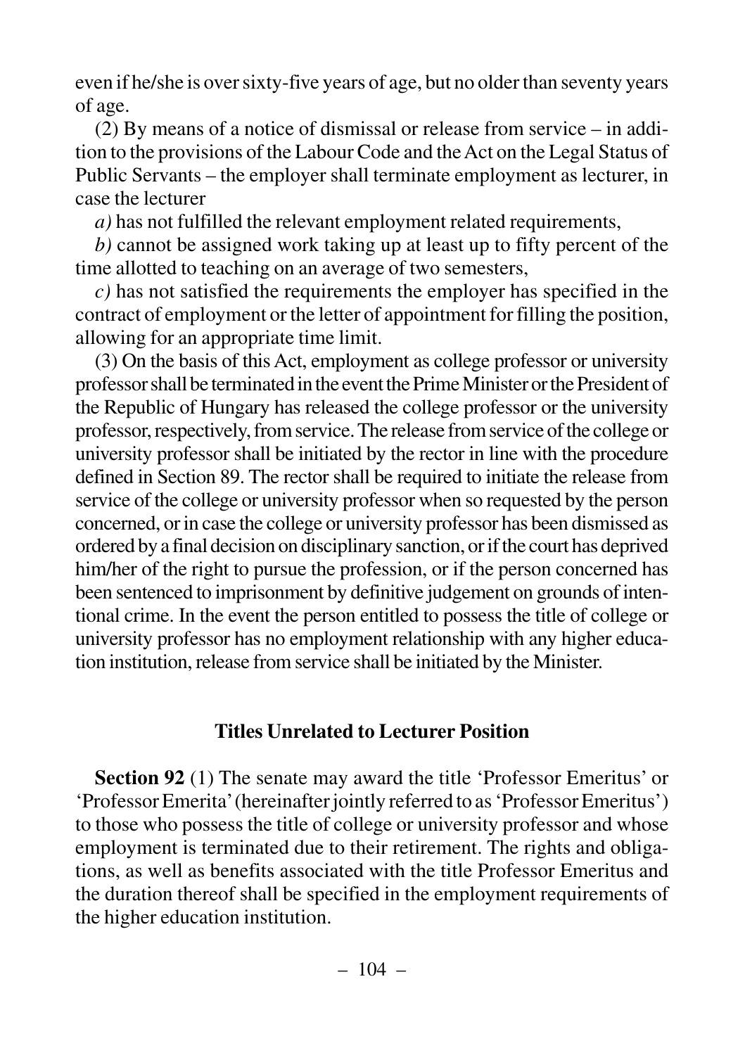even if he/she is over sixty-five years of age, but no older than seventy years of age.

(2) By means of a notice of dismissal or release from service – in addition to the provisions of the Labour Code and the Act on the Legal Status of Public Servants – the employer shall terminate employment as lecturer, in case the lecturer

*a)* has not fulfilled the relevant employment related requirements,

*b)* cannot be assigned work taking up at least up to fifty percent of the time allotted to teaching on an average of two semesters,

*c)* has not satisfied the requirements the employer has specified in the contract of employment or the letter of appointment for filling the position, allowing for an appropriate time limit.

(3) On the basis of this Act, employment as college professor or university professor shall be terminated in the event the Prime Minister or the President of the Republic of Hungary has released the college professor or the university professor, respectively, from service. The release from service of the college or university professor shall be initiated by the rector in line with the procedure defined in Section 89. The rector shall be required to initiate the release from service of the college or university professor when so requested by the person concerned, or in case the college or university professor has been dismissed as ordered by a final decision on disciplinary sanction, or if the court has deprived him/her of the right to pursue the profession, or if the person concerned has been sentenced to imprisonment by definitive judgement on grounds of intentional crime. In the event the person entitled to possess the title of college or university professor has no employment relationship with any higher education institution, release from service shall be initiated by the Minister.

### Titles Unrelated to Lecturer Position

**Section 92** (1) The senate may award the title 'Professor Emeritus' or 'Professor Emerita' (hereinafter jointly referred to as 'Professor Emeritus') to those who possess the title of college or university professor and whose employment is terminated due to their retirement. The rights and obligations, as well as benefits associated with the title Professor Emeritus and the duration thereof shall be specified in the employment requirements of the higher education institution.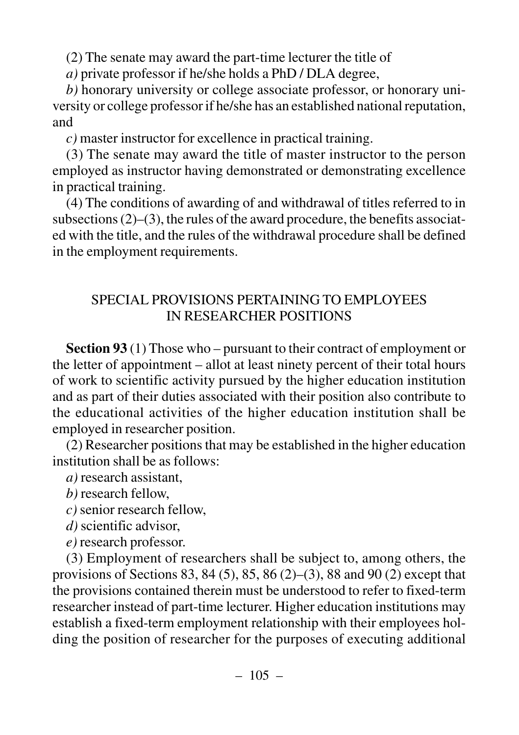(2) The senate may award the part-time lecturer the title of

*a)* private professor if he/she holds a PhD / DLA degree,

*b)* honorary university or college associate professor, or honorary university or college professor if he/she has an established national reputation, and

*c)* master instructor for excellence in practical training.

(3) The senate may award the title of master instructor to the person employed as instructor having demonstrated or demonstrating excellence in practical training.

(4) The conditions of awarding of and withdrawal of titles referred to in subsections (2)–(3), the rules of the award procedure, the benefits associated with the title, and the rules of the withdrawal procedure shall be defined in the employment requirements.

## SPECIAL PROVISIONS PERTAINING TO EMPLOYEES IN RESEARCHER POSITIONS

**Section 93** (1) Those who – pursuant to their contract of employment or the letter of appointment – allot at least ninety percent of their total hours of work to scientific activity pursued by the higher education institution and as part of their duties associated with their position also contribute to the educational activities of the higher education institution shall be employed in researcher position.

(2) Researcher positions that may be established in the higher education institution shall be as follows:

*a)* research assistant,

*b)* research fellow,

*c)* senior research fellow,

*d)* scientific advisor,

*e)* research professor.

(3) Employment of researchers shall be subject to, among others, the provisions of Sections 83, 84 (5), 85, 86 (2)–(3), 88 and 90 (2) except that the provisions contained therein must be understood to refer to fixed-term researcher instead of part-time lecturer. Higher education institutions may establish a fixed-term employment relationship with their employees holding the position of researcher for the purposes of executing additional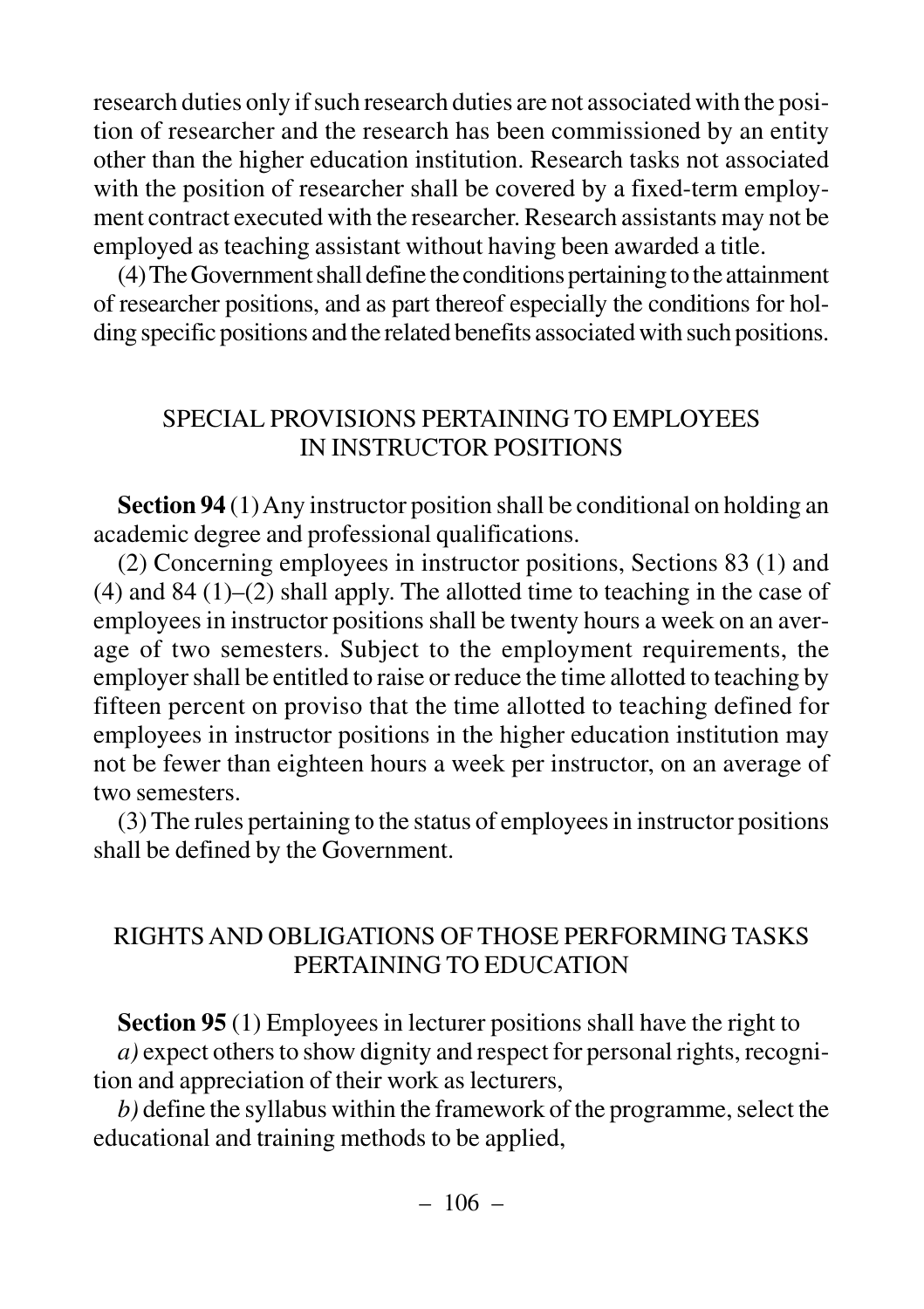research duties only if such research duties are not associated with the position of researcher and the research has been commissioned by an entity other than the higher education institution. Research tasks not associated with the position of researcher shall be covered by a fixed-term employment contract executed with the researcher. Research assistants may not be employed as teaching assistant without having been awarded a title.

(4) The Government shall define the conditions pertaining to the attainment of researcher positions, and as part thereof especially the conditions for holding specific positions and the related benefits associated with such positions.

## SPECIAL PROVISIONS PERTAINING TO EMPLOYEES IN INSTRUCTOR POSITIONS

**Section 94** (1) Any instructor position shall be conditional on holding an academic degree and professional qualifications.

(2) Concerning employees in instructor positions, Sections 83 (1) and (4) and 84 (1)–(2) shall apply. The allotted time to teaching in the case of employees in instructor positions shall be twenty hours a week on an average of two semesters. Subject to the employment requirements, the employer shall be entitled to raise or reduce the time allotted to teaching by fifteen percent on proviso that the time allotted to teaching defined for employees in instructor positions in the higher education institution may not be fewer than eighteen hours a week per instructor, on an average of two semesters.

(3) The rules pertaining to the status of employees in instructor positions shall be defined by the Government.

## RIGHTS AND OBLIGATIONS OF THOSE PERFORMING TASKS PERTAINING TO EDUCATION

**Section 95** (1) Employees in lecturer positions shall have the right to

*a)* expect others to show dignity and respect for personal rights, recognition and appreciation of their work as lecturers,

*b)* define the syllabus within the framework of the programme, select the educational and training methods to be applied,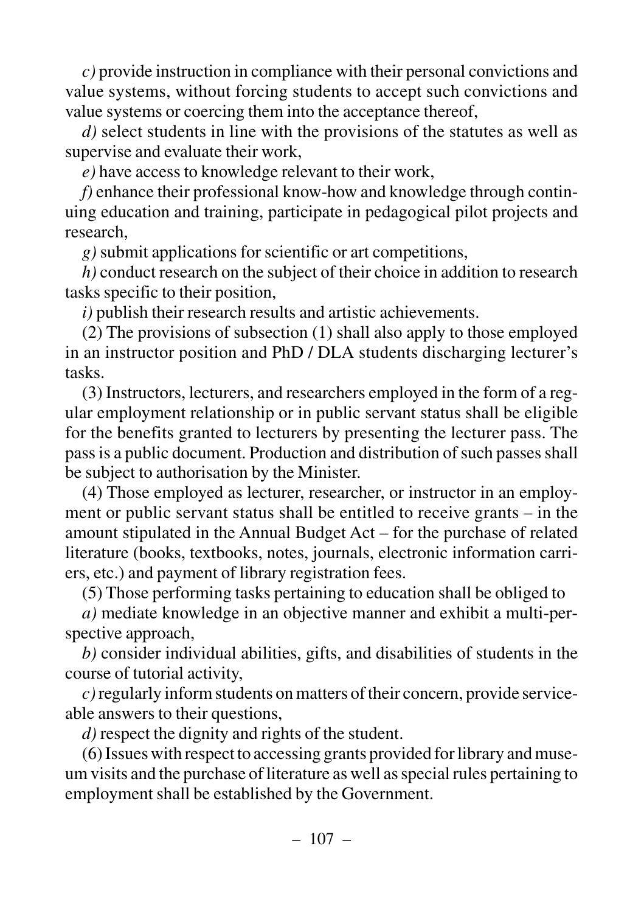*c)* provide instruction in compliance with their personal convictions and value systems, without forcing students to accept such convictions and value systems or coercing them into the acceptance thereof,

*d)* select students in line with the provisions of the statutes as well as supervise and evaluate their work,

*e)* have access to knowledge relevant to their work,

*f)* enhance their professional know-how and knowledge through continuing education and training, participate in pedagogical pilot projects and research,

*g)* submit applications for scientific or art competitions,

*h)* conduct research on the subject of their choice in addition to research tasks specific to their position,

*i)* publish their research results and artistic achievements.

(2) The provisions of subsection (1) shall also apply to those employed in an instructor position and PhD / DLA students discharging lecturer's tasks.

(3) Instructors, lecturers, and researchers employed in the form of a regular employment relationship or in public servant status shall be eligible for the benefits granted to lecturers by presenting the lecturer pass. The pass is a public document. Production and distribution of such passes shall be subject to authorisation by the Minister.

(4) Those employed as lecturer, researcher, or instructor in an employment or public servant status shall be entitled to receive grants – in the amount stipulated in the Annual Budget Act – for the purchase of related literature (books, textbooks, notes, journals, electronic information carriers, etc.) and payment of library registration fees.

(5) Those performing tasks pertaining to education shall be obliged to

*a)* mediate knowledge in an objective manner and exhibit a multi-perspective approach,

*b)* consider individual abilities, gifts, and disabilities of students in the course of tutorial activity,

*c)* regularly inform students on matters of their concern, provide serviceable answers to their questions,

*d)* respect the dignity and rights of the student.

(6) Issues with respect to accessing grants provided for library and museum visits and the purchase of literature as well as special rules pertaining to employment shall be established by the Government.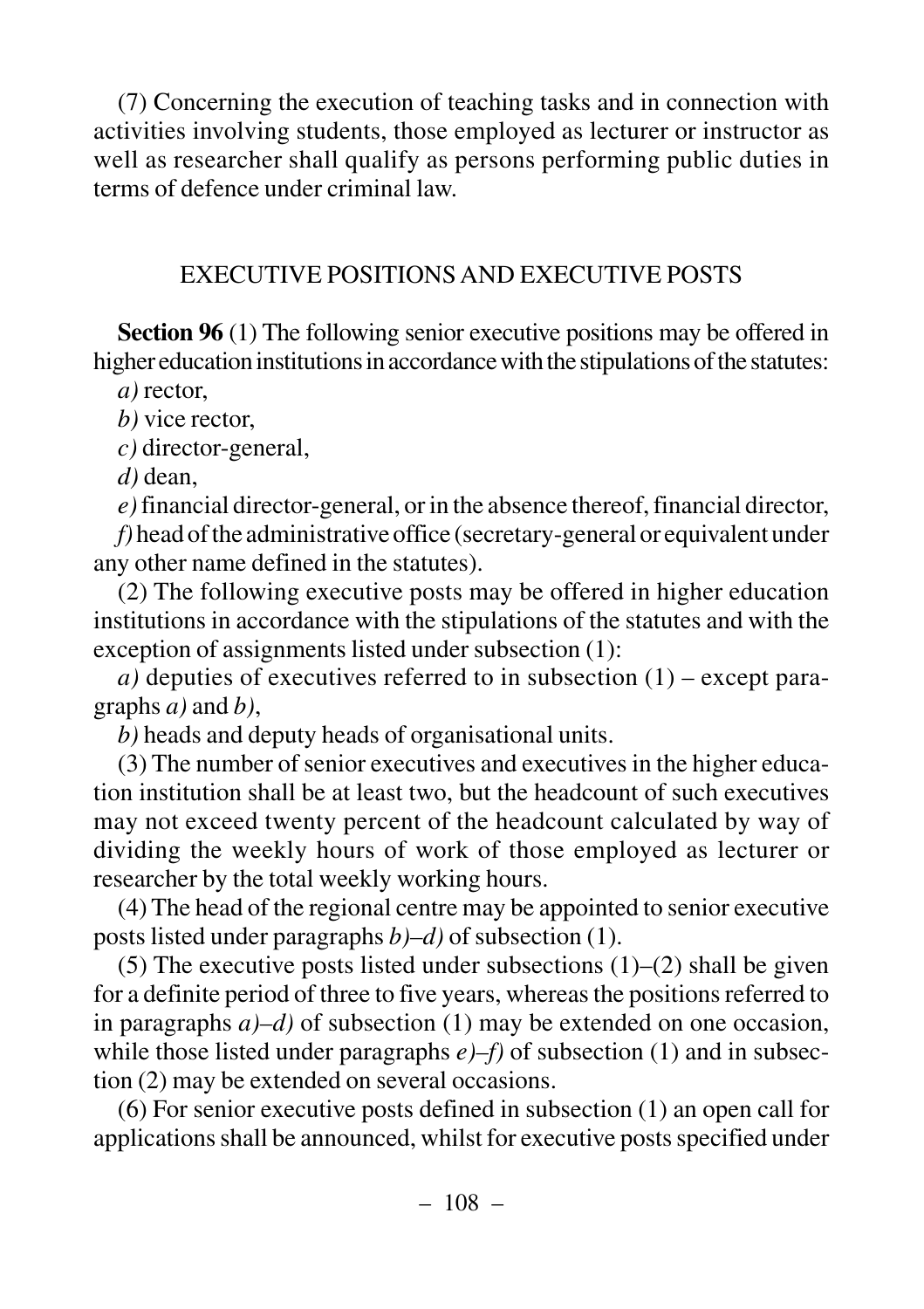(7) Concerning the execution of teaching tasks and in connection with activities involving students, those employed as lecturer or instructor as well as researcher shall qualify as persons performing public duties in terms of defence under criminal law.

## EXECUTIVE POSITIONS AND EXECUTIVE POSTS

**Section 96** (1) The following senior executive positions may be offered in higher education institutions in accordance with the stipulations of the statutes:

*a)* rector,

*b)* vice rector,

*c)* director-general,

*d)* dean,

*e)* financial director-general, or in the absence thereof, financial director,

*f)* head of the administrative office (secretary-general or equivalent under any other name defined in the statutes).

(2) The following executive posts may be offered in higher education institutions in accordance with the stipulations of the statutes and with the exception of assignments listed under subsection (1):

*a)* deputies of executives referred to in subsection (1) – except paragraphs *a)* and *b)*,

*b)* heads and deputy heads of organisational units.

(3) The number of senior executives and executives in the higher education institution shall be at least two, but the headcount of such executives may not exceed twenty percent of the headcount calculated by way of dividing the weekly hours of work of those employed as lecturer or researcher by the total weekly working hours.

(4) The head of the regional centre may be appointed to senior executive posts listed under paragraphs *b)*–*d)* of subsection (1).

(5) The executive posts listed under subsections (1)–(2) shall be given for a definite period of three to five years, whereas the positions referred to in paragraphs *a)*–*d)* of subsection (1) may be extended on one occasion, while those listed under paragraphs *e)*–*f)* of subsection (1) and in subsection (2) may be extended on several occasions.

(6) For senior executive posts defined in subsection (1) an open call for applications shall be announced, whilst for executive posts specified under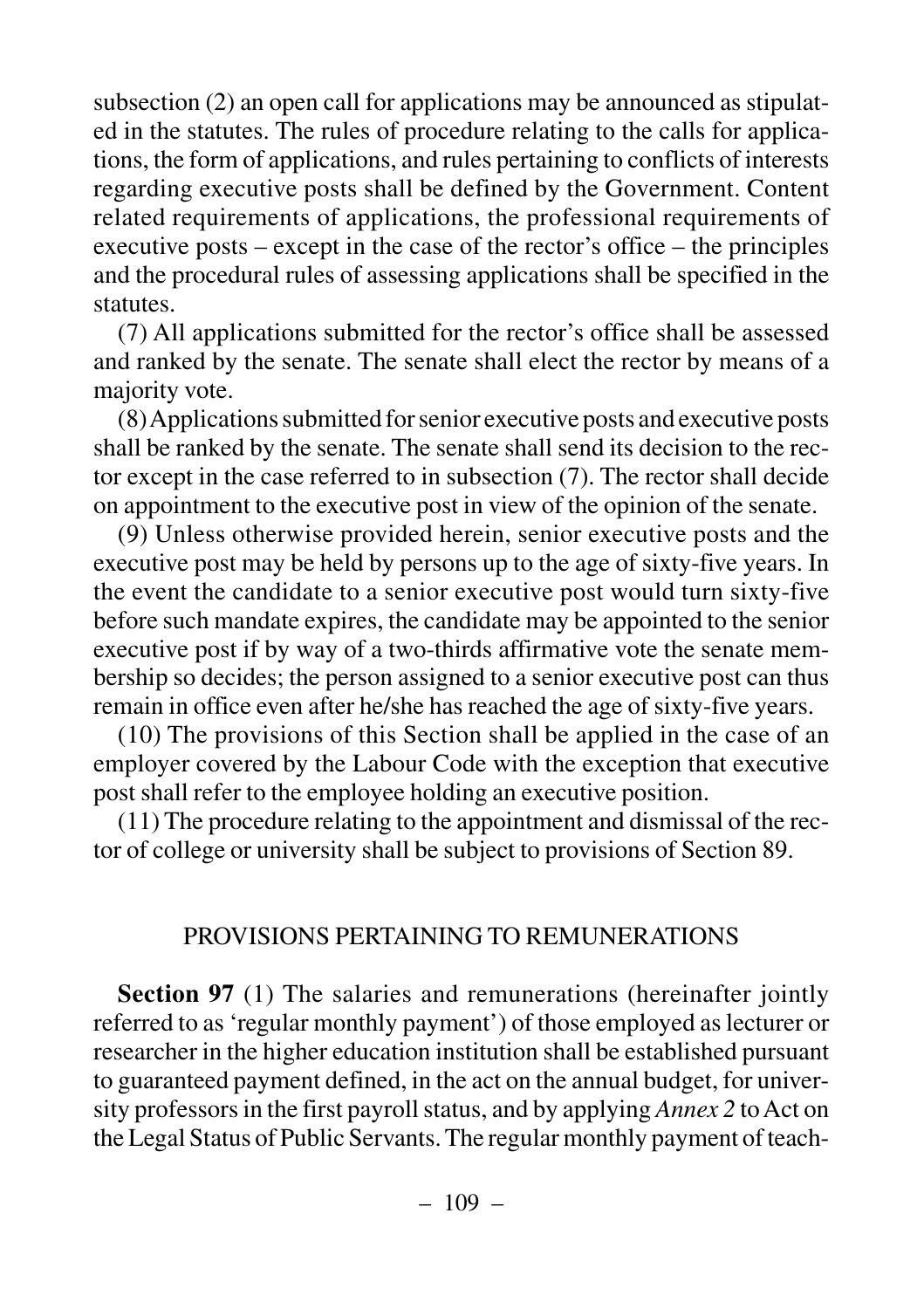subsection (2) an open call for applications may be announced as stipulated in the statutes. The rules of procedure relating to the calls for applications, the form of applications, and rules pertaining to conflicts of interests regarding executive posts shall be defined by the Government. Content related requirements of applications, the professional requirements of executive posts – except in the case of the rector's office – the principles and the procedural rules of assessing applications shall be specified in the statutes.

(7) All applications submitted for the rector's office shall be assessed and ranked by the senate. The senate shall elect the rector by means of a majority vote.

(8) Applications submitted for senior executive posts and executive posts shall be ranked by the senate. The senate shall send its decision to the rector except in the case referred to in subsection (7). The rector shall decide on appointment to the executive post in view of the opinion of the senate.

(9) Unless otherwise provided herein, senior executive posts and the executive post may be held by persons up to the age of sixty-five years. In the event the candidate to a senior executive post would turn sixty-five before such mandate expires, the candidate may be appointed to the senior executive post if by way of a two-thirds affirmative vote the senate membership so decides; the person assigned to a senior executive post can thus remain in office even after he/she has reached the age of sixty-five years.

(10) The provisions of this Section shall be applied in the case of an employer covered by the Labour Code with the exception that executive post shall refer to the employee holding an executive position.

(11) The procedure relating to the appointment and dismissal of the rector of college or university shall be subject to provisions of Section 89.

## PROVISIONS PERTAINING TO REMUNERATIONS

**Section 97** (1) The salaries and remunerations (hereinafter jointly referred to as 'regular monthly payment') of those employed as lecturer or researcher in the higher education institution shall be established pursuant to guaranteed payment defined, in the act on the annual budget, for university professors in the first payroll status, and by applying *Annex 2* to Act on the Legal Status of Public Servants. The regular monthly payment of teach-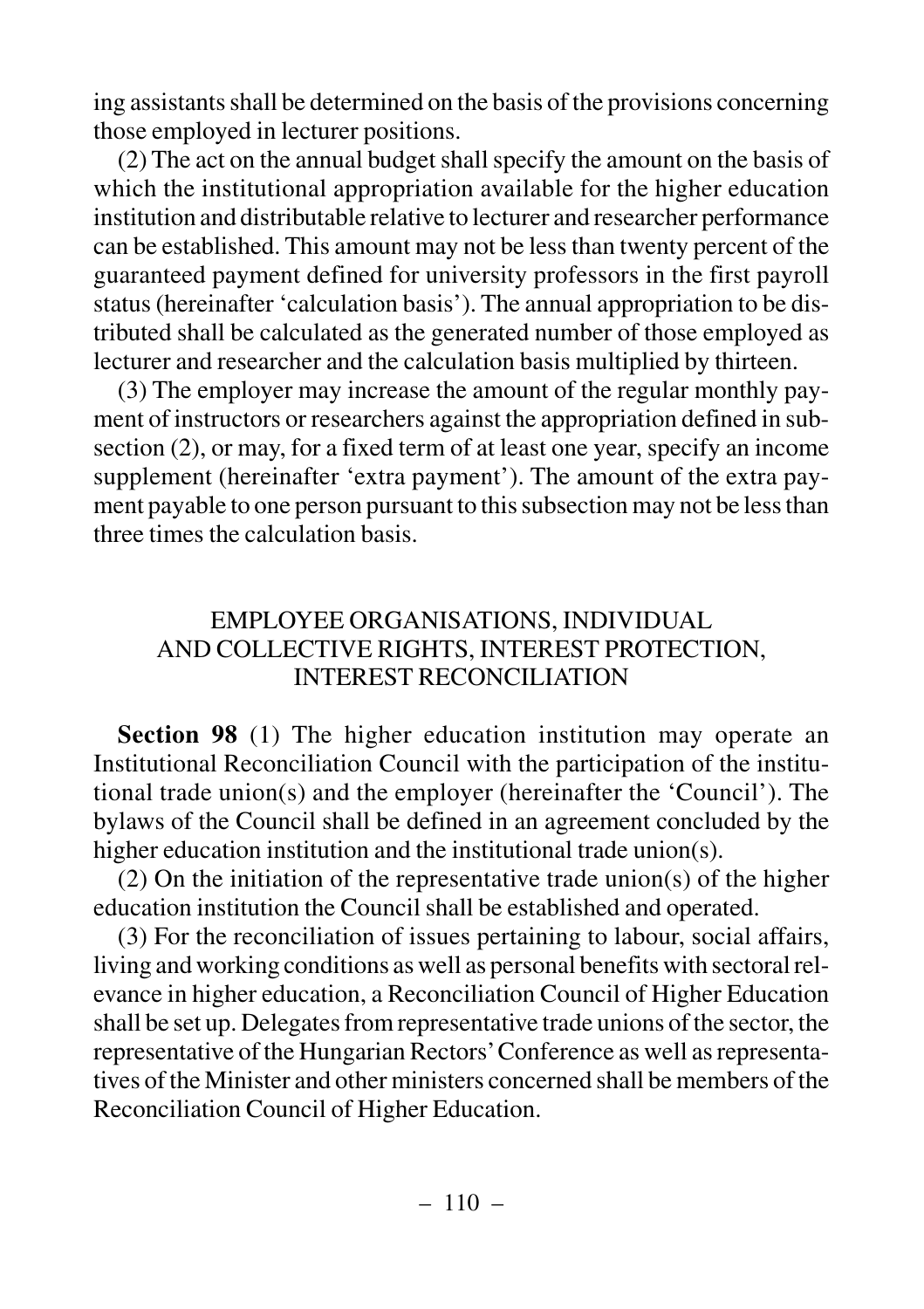ing assistants shall be determined on the basis of the provisions concerning those employed in lecturer positions.

(2) The act on the annual budget shall specify the amount on the basis of which the institutional appropriation available for the higher education institution and distributable relative to lecturer and researcher performance can be established. This amount may not be less than twenty percent of the guaranteed payment defined for university professors in the first payroll status (hereinafter 'calculation basis'). The annual appropriation to be distributed shall be calculated as the generated number of those employed as lecturer and researcher and the calculation basis multiplied by thirteen.

(3) The employer may increase the amount of the regular monthly payment of instructors or researchers against the appropriation defined in subsection (2), or may, for a fixed term of at least one year, specify an income supplement (hereinafter 'extra payment'). The amount of the extra payment payable to one person pursuant to this subsection may not be less than three times the calculation basis.

## EMPLOYEE ORGANISATIONS, INDIVIDUAL AND COLLECTIVE RIGHTS, INTEREST PROTECTION, INTEREST RECONCILIATION

**Section 98** (1) The higher education institution may operate an Institutional Reconciliation Council with the participation of the institutional trade union(s) and the employer (hereinafter the 'Council'). The bylaws of the Council shall be defined in an agreement concluded by the higher education institution and the institutional trade union(s).

(2) On the initiation of the representative trade union(s) of the higher education institution the Council shall be established and operated.

(3) For the reconciliation of issues pertaining to labour, social affairs, living and working conditions as well as personal benefits with sectoral relevance in higher education, a Reconciliation Council of Higher Education shall be set up. Delegates from representative trade unions of the sector, the representative of the Hungarian Rectors' Conference as well as representatives of the Minister and other ministers concerned shall be members of the Reconciliation Council of Higher Education.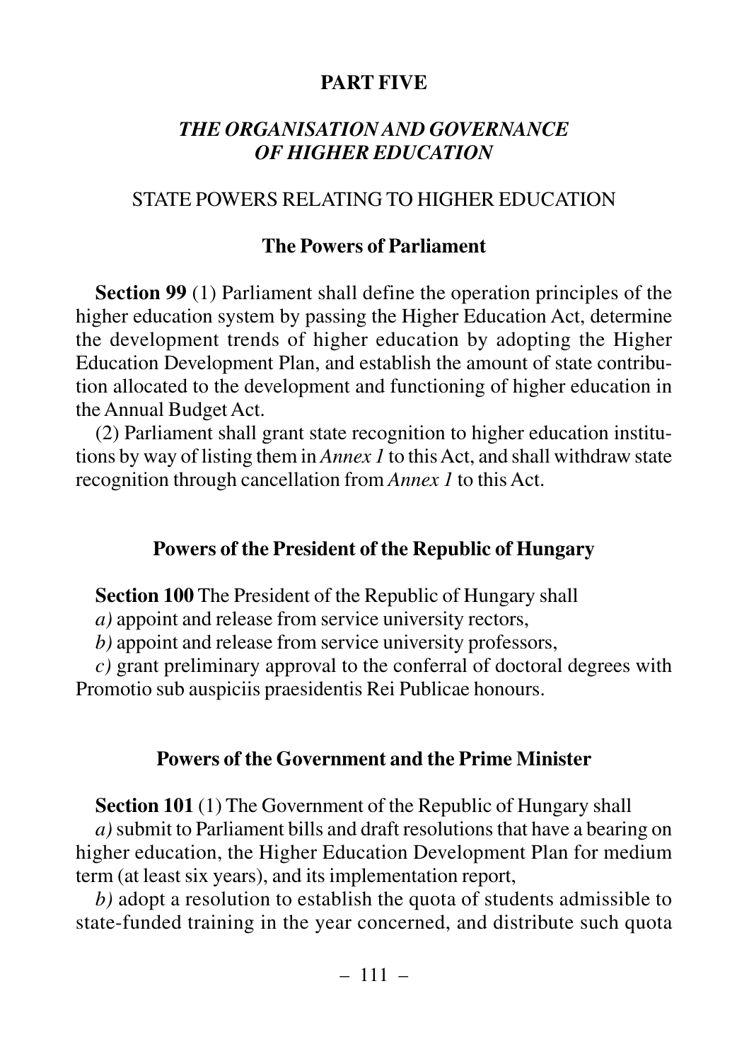# PART FIVE

## *THE ORGANISATION AND GOVERNANCE OF HIGHER EDUCATION*

### STATE POWERS RELATING TO HIGHER EDUCATION

#### The Powers of Parliament

**Section 99** (1) Parliament shall define the operation principles of the higher education system by passing the Higher Education Act, determine the development trends of higher education by adopting the Higher Education Development Plan, and establish the amount of state contribution allocated to the development and functioning of higher education in the Annual Budget Act.

(2) Parliament shall grant state recognition to higher education institutions by way of listing them in *Annex 1* to this Act, and shall withdraw state recognition through cancellation from *Annex 1* to this Act.

#### Powers of the President of the Republic of Hungary

**Section 100** The President of the Republic of Hungary shall

*a)* appoint and release from service university rectors,

*b)* appoint and release from service university professors,

*c)* grant preliminary approval to the conferral of doctoral degrees with Promotio sub auspiciis praesidentis Rei Publicae honours.

#### Powers of the Government and the Prime Minister

**Section 101** (1) The Government of the Republic of Hungary shall

*a)* submit to Parliament bills and draft resolutions that have a bearing on higher education, the Higher Education Development Plan for medium term (at least six years), and its implementation report,

*b)* adopt a resolution to establish the quota of students admissible to state-funded training in the year concerned, and distribute such quota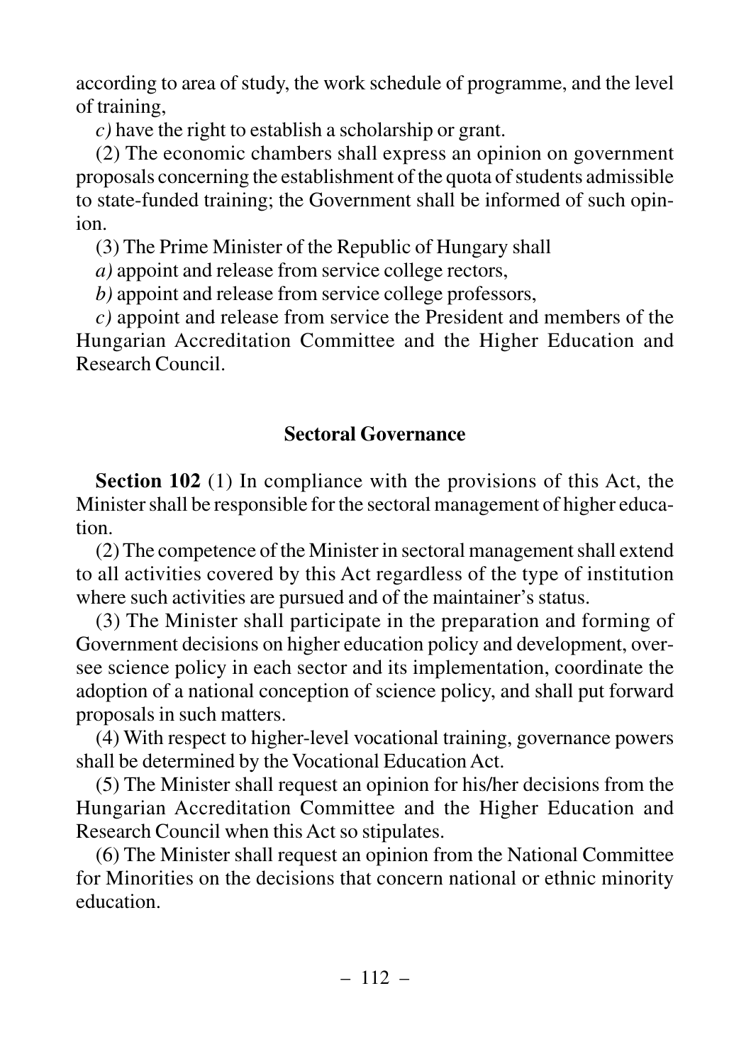according to area of study, the work schedule of programme, and the level of training,

*c)* have the right to establish a scholarship or grant.

(2) The economic chambers shall express an opinion on government proposals concerning the establishment of the quota of students admissible to state-funded training; the Government shall be informed of such opinion.

(3) The Prime Minister of the Republic of Hungary shall

*a)* appoint and release from service college rectors,

*b)* appoint and release from service college professors,

*c)* appoint and release from service the President and members of the Hungarian Accreditation Committee and the Higher Education and Research Council.

### Sectoral Governance

**Section 102** (1) In compliance with the provisions of this Act, the Minister shall be responsible for the sectoral management of higher education.

(2) The competence of the Minister in sectoral management shall extend to all activities covered by this Act regardless of the type of institution where such activities are pursued and of the maintainer's status.

(3) The Minister shall participate in the preparation and forming of Government decisions on higher education policy and development, oversee science policy in each sector and its implementation, coordinate the adoption of a national conception of science policy, and shall put forward proposals in such matters.

(4) With respect to higher-level vocational training, governance powers shall be determined by the Vocational Education Act.

(5) The Minister shall request an opinion for his/her decisions from the Hungarian Accreditation Committee and the Higher Education and Research Council when this Act so stipulates.

(6) The Minister shall request an opinion from the National Committee for Minorities on the decisions that concern national or ethnic minority education.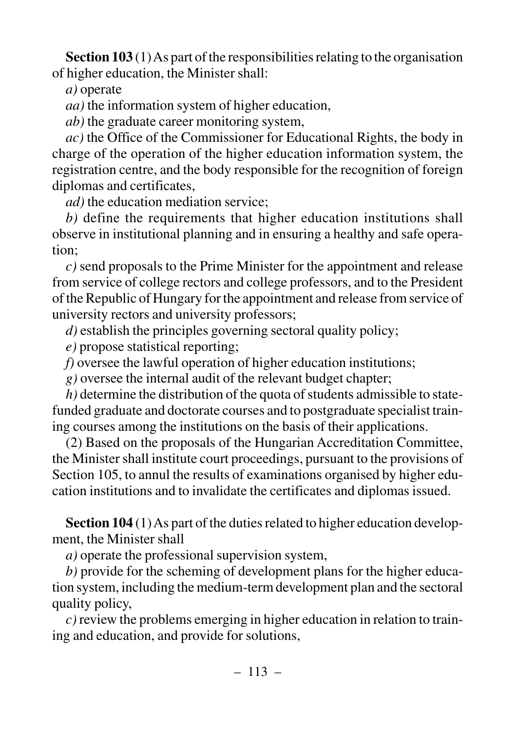**Section 103** (1) As part of the responsibilities relating to the organisation of higher education, the Minister shall:

*a)* operate

*aa)* the information system of higher education,

*ab)* the graduate career monitoring system,

*ac)* the Office of the Commissioner for Educational Rights, the body in charge of the operation of the higher education information system, the registration centre, and the body responsible for the recognition of foreign diplomas and certificates,

*ad)* the education mediation service;

*b)* define the requirements that higher education institutions shall observe in institutional planning and in ensuring a healthy and safe operation;

*c)* send proposals to the Prime Minister for the appointment and release from service of college rectors and college professors, and to the President of the Republic of Hungary for the appointment and release from service of university rectors and university professors;

*d)* establish the principles governing sectoral quality policy;

*e)* propose statistical reporting;

*f)* oversee the lawful operation of higher education institutions;

*g)* oversee the internal audit of the relevant budget chapter;

*h)* determine the distribution of the quota of students admissible to state-funded graduate and doctorate courses and to postgraduate specialist training courses among the institutions on the basis of their applications.

(2) Based on the proposals of the Hungarian Accreditation Committee, the Minister shall institute court proceedings, pursuant to the provisions of Section 105, to annul the results of examinations organised by higher education institutions and to invalidate the certificates and diplomas issued.

**Section 104** (1) As part of the duties related to higher education development, the Minister shall

*a)* operate the professional supervision system,

*b)* provide for the scheming of development plans for the higher education system, including the medium-term development plan and the sectoral quality policy,

*c)* review the problems emerging in higher education in relation to training and education, and provide for solutions,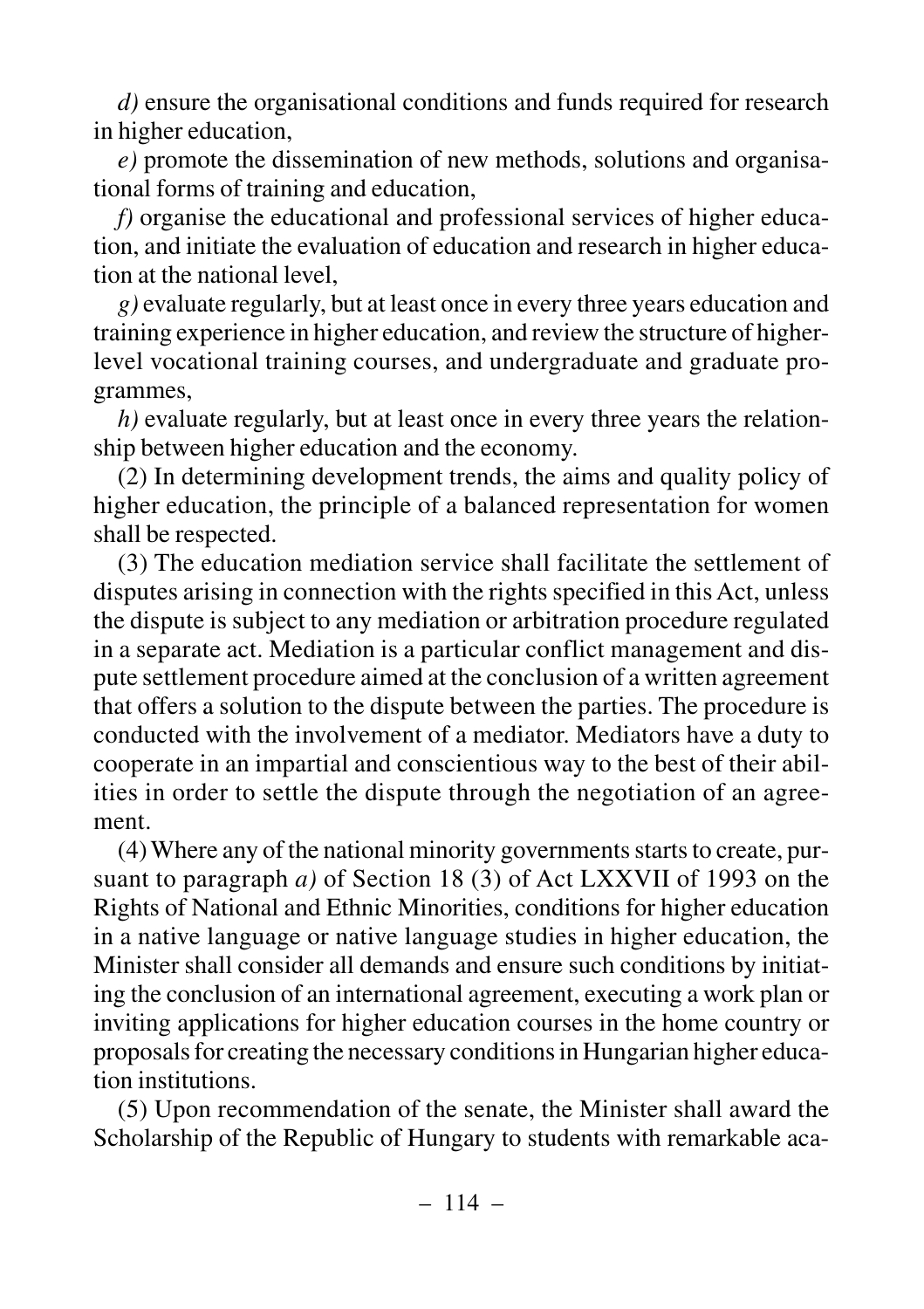*d)* ensure the organisational conditions and funds required for research in higher education,

*e)* promote the dissemination of new methods, solutions and organisational forms of training and education,

*f)* organise the educational and professional services of higher education, and initiate the evaluation of education and research in higher education at the national level,

*g)* evaluate regularly, but at least once in every three years education and training experience in higher education, and review the structure of higher-level vocational training courses, and undergraduate and graduate programmes,

*h)* evaluate regularly, but at least once in every three years the relationship between higher education and the economy.

(2) In determining development trends, the aims and quality policy of higher education, the principle of a balanced representation for women shall be respected.

(3) The education mediation service shall facilitate the settlement of disputes arising in connection with the rights specified in this Act, unless the dispute is subject to any mediation or arbitration procedure regulated in a separate act. Mediation is a particular conflict management and dispute settlement procedure aimed at the conclusion of a written agreement that offers a solution to the dispute between the parties. The procedure is conducted with the involvement of a mediator. Mediators have a duty to cooperate in an impartial and conscientious way to the best of their abilities in order to settle the dispute through the negotiation of an agreement.

(4) Where any of the national minority governments starts to create, pursuant to paragraph *a)* of Section 18 (3) of Act LXXVII of 1993 on the Rights of National and Ethnic Minorities, conditions for higher education in a native language or native language studies in higher education, the Minister shall consider all demands and ensure such conditions by initiating the conclusion of an international agreement, executing a work plan or inviting applications for higher education courses in the home country or proposals for creating the necessary conditions in Hungarian higher education institutions.

(5) Upon recommendation of the senate, the Minister shall award the Scholarship of the Republic of Hungary to students with remarkable aca-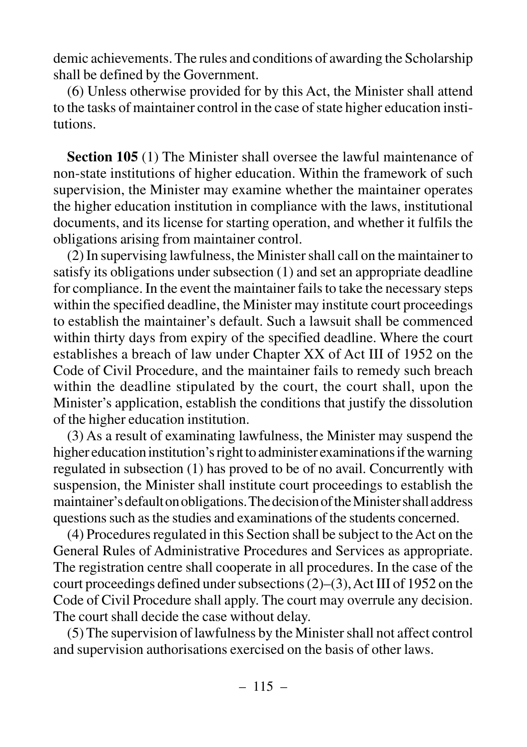demic achievements. The rules and conditions of awarding the Scholarship shall be defined by the Government.

(6) Unless otherwise provided for by this Act, the Minister shall attend to the tasks of maintainer control in the case of state higher education institutions.

**Section 105** (1) The Minister shall oversee the lawful maintenance of non-state institutions of higher education. Within the framework of such supervision, the Minister may examine whether the maintainer operates the higher education institution in compliance with the laws, institutional documents, and its license for starting operation, and whether it fulfils the obligations arising from maintainer control.

(2) In supervising lawfulness, the Minister shall call on the maintainer to satisfy its obligations under subsection (1) and set an appropriate deadline for compliance. In the event the maintainer fails to take the necessary steps within the specified deadline, the Minister may institute court proceedings to establish the maintainer's default. Such a lawsuit shall be commenced within thirty days from expiry of the specified deadline. Where the court establishes a breach of law under Chapter XX of Act III of 1952 on the Code of Civil Procedure, and the maintainer fails to remedy such breach within the deadline stipulated by the court, the court shall, upon the Minister's application, establish the conditions that justify the dissolution of the higher education institution.

(3) As a result of examinating lawfulness, the Minister may suspend the higher education institution's right to administer examinations if the warning regulated in subsection (1) has proved to be of no avail. Concurrently with suspension, the Minister shall institute court proceedings to establish the maintainer's default on obligations. The decision of the Minister shall address questions such as the studies and examinations of the students concerned.

(4) Procedures regulated in this Section shall be subject to the Act on the General Rules of Administrative Procedures and Services as appropriate. The registration centre shall cooperate in all procedures. In the case of the court proceedings defined under subsections (2)–(3), Act III of 1952 on the Code of Civil Procedure shall apply. The court may overrule any decision. The court shall decide the case without delay.

(5) The supervision of lawfulness by the Minister shall not affect control and supervision authorisations exercised on the basis of other laws.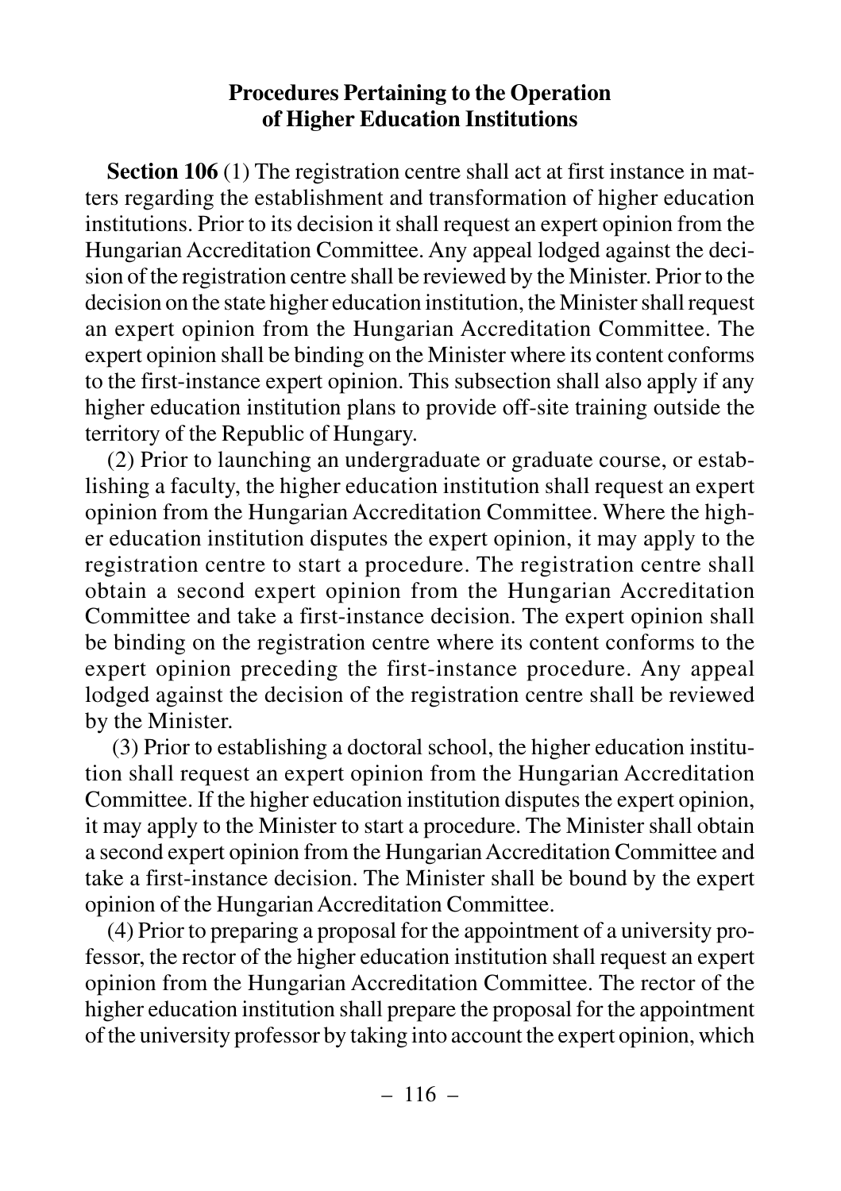## Procedures Pertaining to the Operation of Higher Education Institutions

**Section 106** (1) The registration centre shall act at first instance in matters regarding the establishment and transformation of higher education institutions. Prior to its decision it shall request an expert opinion from the Hungarian Accreditation Committee. Any appeal lodged against the decision of the registration centre shall be reviewed by the Minister. Prior to the decision on the state higher education institution, the Minister shall request an expert opinion from the Hungarian Accreditation Committee. The expert opinion shall be binding on the Minister where its content conforms to the first-instance expert opinion. This subsection shall also apply if any higher education institution plans to provide off-site training outside the territory of the Republic of Hungary.

(2) Prior to launching an undergraduate or graduate course, or establishing a faculty, the higher education institution shall request an expert opinion from the Hungarian Accreditation Committee. Where the higher education institution disputes the expert opinion, it may apply to the registration centre to start a procedure. The registration centre shall obtain a second expert opinion from the Hungarian Accreditation Committee and take a first-instance decision. The expert opinion shall be binding on the registration centre where its content conforms to the expert opinion preceding the first-instance procedure. Any appeal lodged against the decision of the registration centre shall be reviewed by the Minister.

(3) Prior to establishing a doctoral school, the higher education institution shall request an expert opinion from the Hungarian Accreditation Committee. If the higher education institution disputes the expert opinion, it may apply to the Minister to start a procedure. The Minister shall obtain a second expert opinion from the Hungarian Accreditation Committee and take a first-instance decision. The Minister shall be bound by the expert opinion of the Hungarian Accreditation Committee.

(4) Prior to preparing a proposal for the appointment of a university professor, the rector of the higher education institution shall request an expert opinion from the Hungarian Accreditation Committee. The rector of the higher education institution shall prepare the proposal for the appointment of the university professor by taking into account the expert opinion, which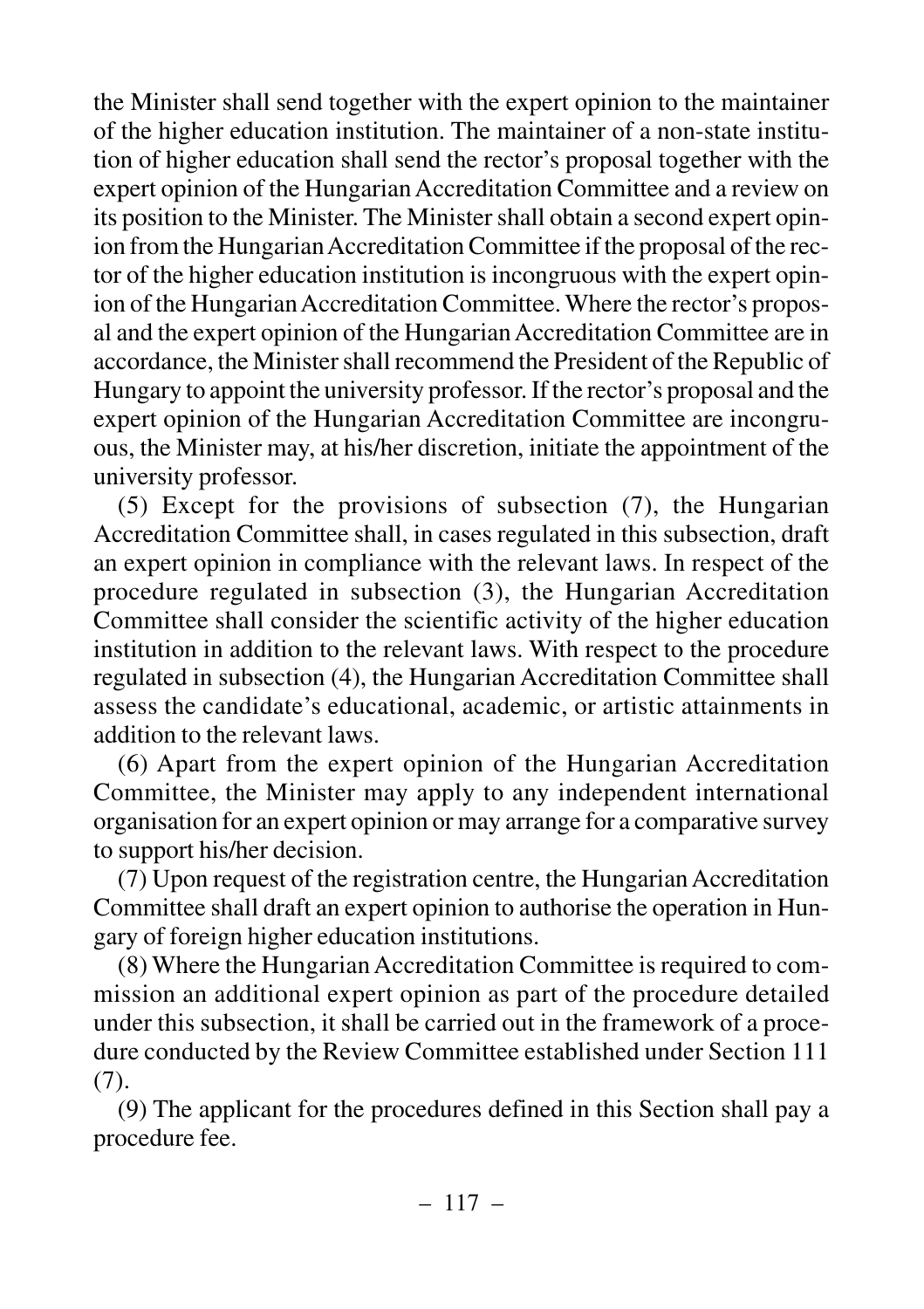the Minister shall send together with the expert opinion to the maintainer of the higher education institution. The maintainer of a non-state institution of higher education shall send the rector's proposal together with the expert opinion of the Hungarian Accreditation Committee and a review on its position to the Minister. The Minister shall obtain a second expert opinion from the Hungarian Accreditation Committee if the proposal of the rector of the higher education institution is incongruous with the expert opinion of the Hungarian Accreditation Committee. Where the rector's proposal and the expert opinion of the Hungarian Accreditation Committee are in accordance, the Minister shall recommend the President of the Republic of Hungary to appoint the university professor. If the rector's proposal and the expert opinion of the Hungarian Accreditation Committee are incongruous, the Minister may, at his/her discretion, initiate the appointment of the university professor.

(5) Except for the provisions of subsection (7), the Hungarian Accreditation Committee shall, in cases regulated in this subsection, draft an expert opinion in compliance with the relevant laws. In respect of the procedure regulated in subsection (3), the Hungarian Accreditation Committee shall consider the scientific activity of the higher education institution in addition to the relevant laws. With respect to the procedure regulated in subsection (4), the Hungarian Accreditation Committee shall assess the candidate's educational, academic, or artistic attainments in addition to the relevant laws.

(6) Apart from the expert opinion of the Hungarian Accreditation Committee, the Minister may apply to any independent international organisation for an expert opinion or may arrange for a comparative survey to support his/her decision.

(7) Upon request of the registration centre, the Hungarian Accreditation Committee shall draft an expert opinion to authorise the operation in Hungary of foreign higher education institutions.

(8) Where the Hungarian Accreditation Committee is required to commission an additional expert opinion as part of the procedure detailed under this subsection, it shall be carried out in the framework of a procedure conducted by the Review Committee established under Section 111 (7).

(9) The applicant for the procedures defined in this Section shall pay a procedure fee.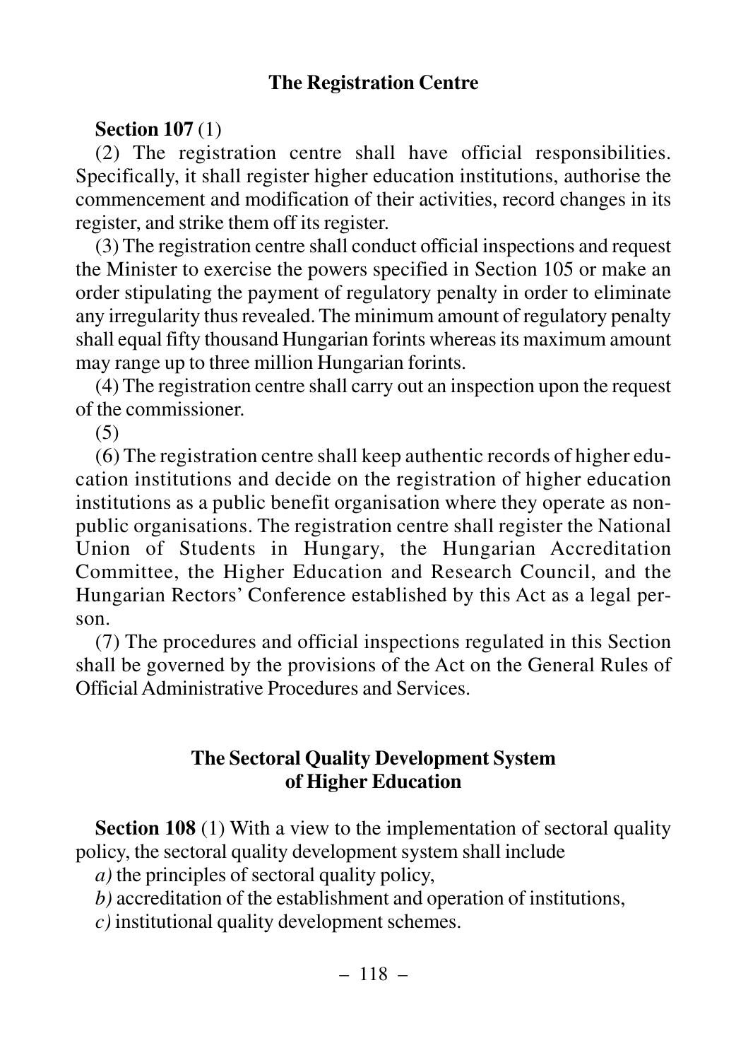## The Registration Centre

**Section 107** (1)

(2) The registration centre shall have official responsibilities. Specifically, it shall register higher education institutions, authorise the commencement and modification of their activities, record changes in its register, and strike them off its register.

(3) The registration centre shall conduct official inspections and request the Minister to exercise the powers specified in Section 105 or make an order stipulating the payment of regulatory penalty in order to eliminate any irregularity thus revealed. The minimum amount of regulatory penalty shall equal fifty thousand Hungarian forints whereas its maximum amount may range up to three million Hungarian forints.

(4) The registration centre shall carry out an inspection upon the request of the commissioner.

(5)

(6) The registration centre shall keep authentic records of higher education institutions and decide on the registration of higher education institutions as a public benefit organisation where they operate as non-public organisations. The registration centre shall register the National Union of Students in Hungary, the Hungarian Accreditation Committee, the Higher Education and Research Council, and the Hungarian Rectors' Conference established by this Act as a legal person.

(7) The procedures and official inspections regulated in this Section shall be governed by the provisions of the Act on the General Rules of Official Administrative Procedures and Services.

## The Sectoral Quality Development System of Higher Education

**Section 108** (1) With a view to the implementation of sectoral quality policy, the sectoral quality development system shall include

*a)* the principles of sectoral quality policy,

*b)* accreditation of the establishment and operation of institutions,

*c)* institutional quality development schemes.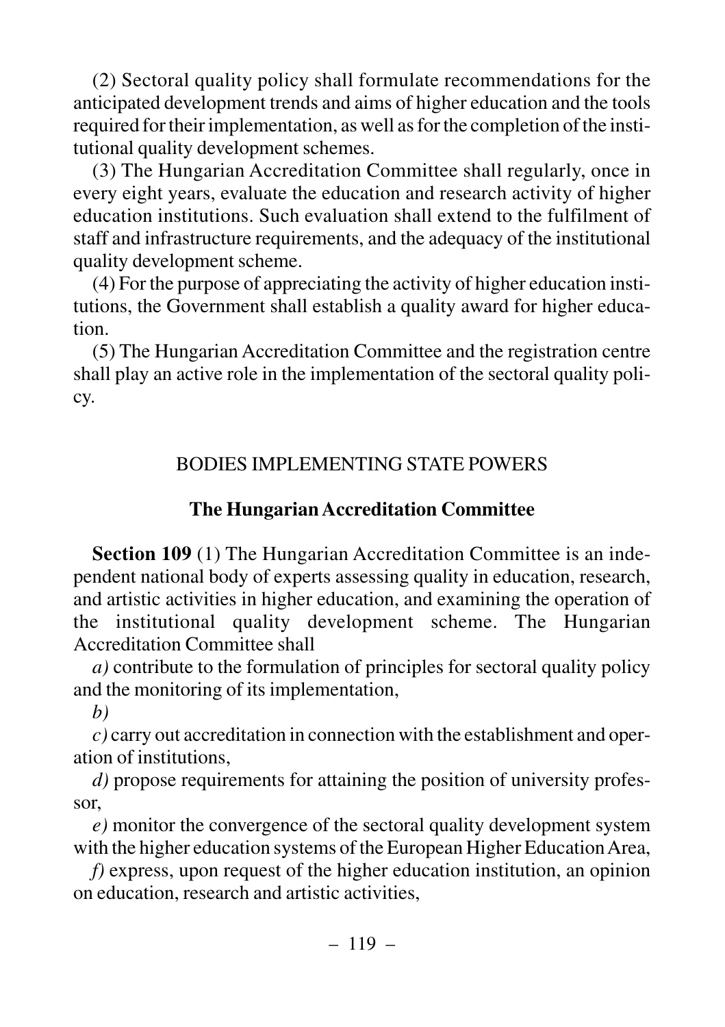(2) Sectoral quality policy shall formulate recommendations for the anticipated development trends and aims of higher education and the tools required for their implementation, as well as for the completion of the institutional quality development schemes.

(3) The Hungarian Accreditation Committee shall regularly, once in every eight years, evaluate the education and research activity of higher education institutions. Such evaluation shall extend to the fulfilment of staff and infrastructure requirements, and the adequacy of the institutional quality development scheme.

(4) For the purpose of appreciating the activity of higher education institutions, the Government shall establish a quality award for higher education.

(5) The Hungarian Accreditation Committee and the registration centre shall play an active role in the implementation of the sectoral quality policy.

## BODIES IMPLEMENTING STATE POWERS

### The Hungarian Accreditation Committee

**Section 109** (1) The Hungarian Accreditation Committee is an independent national body of experts assessing quality in education, research, and artistic activities in higher education, and examining the operation of the institutional quality development scheme. The Hungarian Accreditation Committee shall

*a)* contribute to the formulation of principles for sectoral quality policy and the monitoring of its implementation,

*b)*

*c)* carry out accreditation in connection with the establishment and operation of institutions,

*d)* propose requirements for attaining the position of university professor,

*e)* monitor the convergence of the sectoral quality development system with the higher education systems of the European Higher Education Area,

*f)* express, upon request of the higher education institution, an opinion on education, research and artistic activities,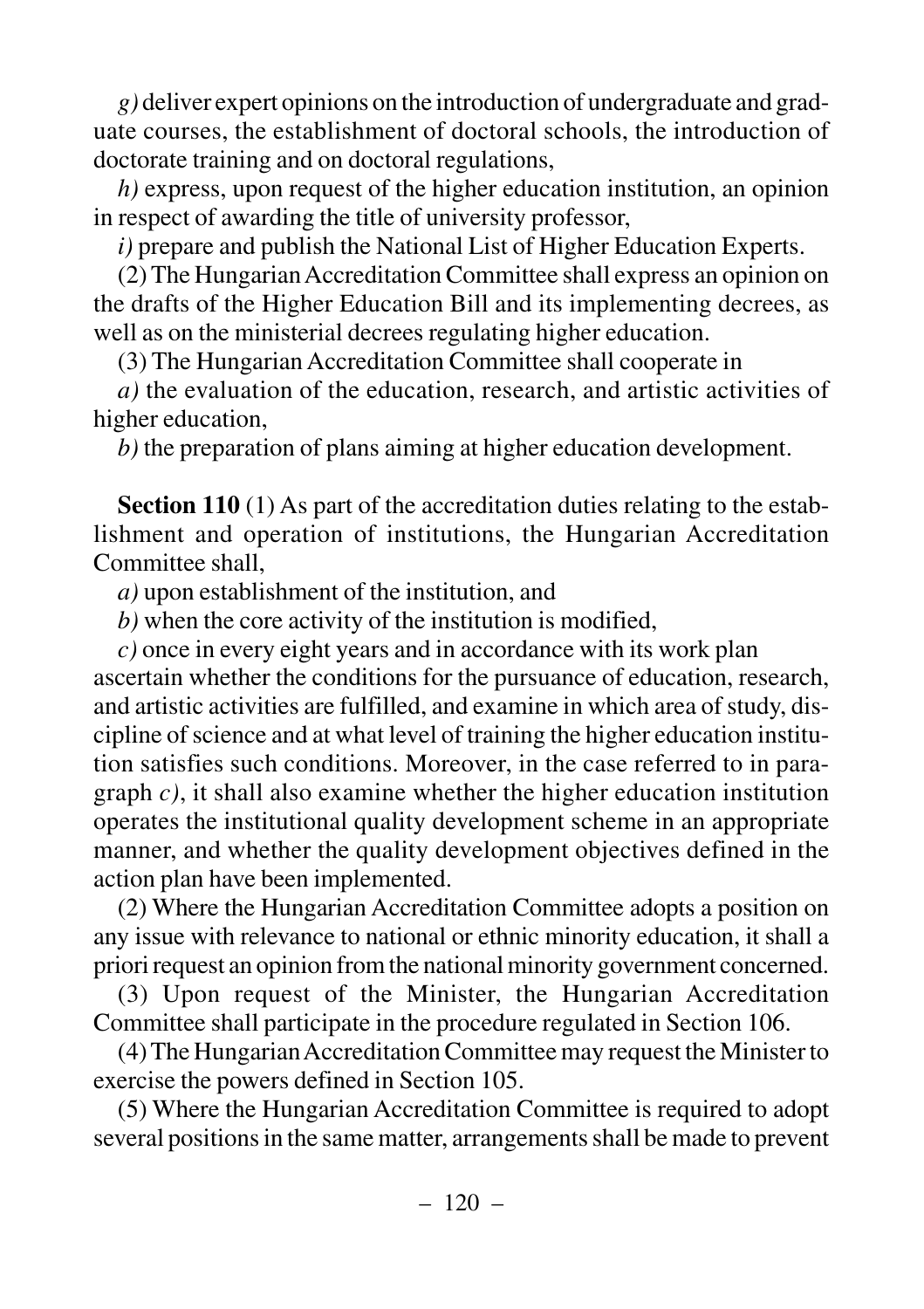*g)* deliver expert opinions on the introduction of undergraduate and graduate courses, the establishment of doctoral schools, the introduction of doctorate training and on doctoral regulations,

*h)* express, upon request of the higher education institution, an opinion in respect of awarding the title of university professor,

*i)* prepare and publish the National List of Higher Education Experts.

(2) The Hungarian Accreditation Committee shall express an opinion on the drafts of the Higher Education Bill and its implementing decrees, as well as on the ministerial decrees regulating higher education.

(3) The Hungarian Accreditation Committee shall cooperate in

*a)* the evaluation of the education, research, and artistic activities of higher education,

*b)* the preparation of plans aiming at higher education development.

**Section 110** (1) As part of the accreditation duties relating to the establishment and operation of institutions, the Hungarian Accreditation Committee shall,

*a)* upon establishment of the institution, and

*b)* when the core activity of the institution is modified,

*c)* once in every eight years and in accordance with its work plan

ascertain whether the conditions for the pursuance of education, research, and artistic activities are fulfilled, and examine in which area of study, discipline of science and at what level of training the higher education institution satisfies such conditions. Moreover, in the case referred to in paragraph *c)*, it shall also examine whether the higher education institution operates the institutional quality development scheme in an appropriate manner, and whether the quality development objectives defined in the action plan have been implemented.

(2) Where the Hungarian Accreditation Committee adopts a position on any issue with relevance to national or ethnic minority education, it shall a priori request an opinion from the national minority government concerned.

(3) Upon request of the Minister, the Hungarian Accreditation Committee shall participate in the procedure regulated in Section 106.

(4) The Hungarian Accreditation Committee may request the Minister to exercise the powers defined in Section 105.

(5) Where the Hungarian Accreditation Committee is required to adopt several positions in the same matter, arrangements shall be made to prevent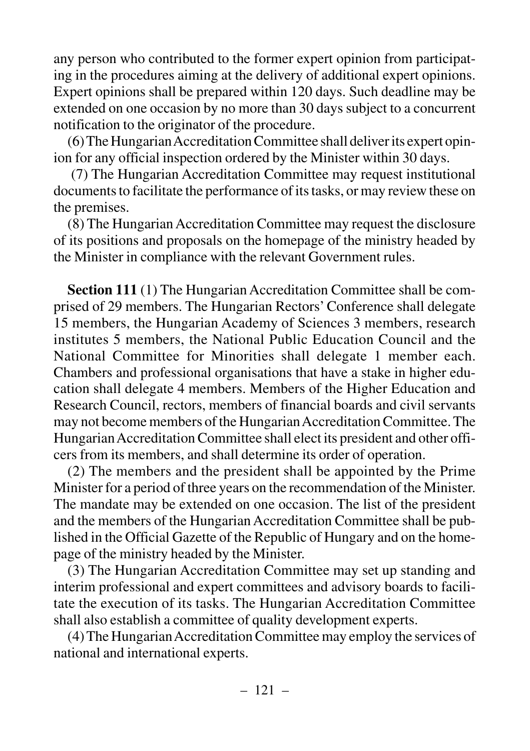any person who contributed to the former expert opinion from participating in the procedures aiming at the delivery of additional expert opinions. Expert opinions shall be prepared within 120 days. Such deadline may be extended on one occasion by no more than 30 days subject to a concurrent notification to the originator of the procedure.

(6) The Hungarian Accreditation Committee shall deliver its expert opinion for any official inspection ordered by the Minister within 30 days.

(7) The Hungarian Accreditation Committee may request institutional documents to facilitate the performance of its tasks, or may review these on the premises.

(8) The Hungarian Accreditation Committee may request the disclosure of its positions and proposals on the homepage of the ministry headed by the Minister in compliance with the relevant Government rules.

**Section 111** (1) The Hungarian Accreditation Committee shall be comprised of 29 members. The Hungarian Rectors' Conference shall delegate 15 members, the Hungarian Academy of Sciences 3 members, research institutes 5 members, the National Public Education Council and the National Committee for Minorities shall delegate 1 member each. Chambers and professional organisations that have a stake in higher education shall delegate 4 members. Members of the Higher Education and Research Council, rectors, members of financial boards and civil servants may not become members of the Hungarian Accreditation Committee. The Hungarian Accreditation Committee shall elect its president and other officers from its members, and shall determine its order of operation.

(2) The members and the president shall be appointed by the Prime Minister for a period of three years on the recommendation of the Minister. The mandate may be extended on one occasion. The list of the president and the members of the Hungarian Accreditation Committee shall be published in the Official Gazette of the Republic of Hungary and on the homepage of the ministry headed by the Minister.

(3) The Hungarian Accreditation Committee may set up standing and interim professional and expert committees and advisory boards to facilitate the execution of its tasks. The Hungarian Accreditation Committee shall also establish a committee of quality development experts.

(4) The Hungarian Accreditation Committee may employ the services of national and international experts.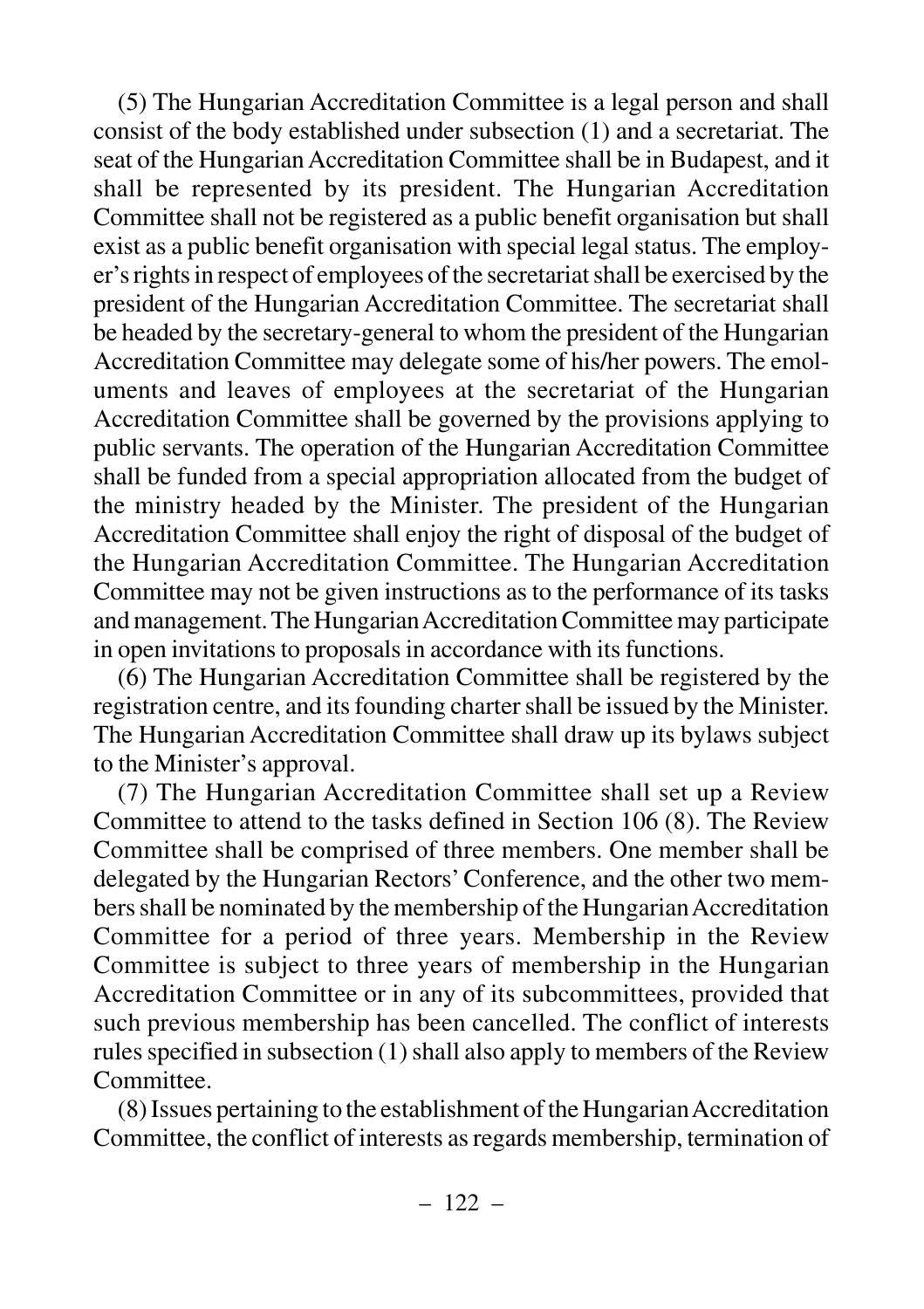(5) The Hungarian Accreditation Committee is a legal person and shall consist of the body established under subsection (1) and a secretariat. The seat of the Hungarian Accreditation Committee shall be in Budapest, and it shall be represented by its president. The Hungarian Accreditation Committee shall not be registered as a public benefit organisation but shall exist as a public benefit organisation with special legal status. The employer's rights in respect of employees of the secretariat shall be exercised by the president of the Hungarian Accreditation Committee. The secretariat shall be headed by the secretary-general to whom the president of the Hungarian Accreditation Committee may delegate some of his/her powers. The emoluments and leaves of employees at the secretariat of the Hungarian Accreditation Committee shall be governed by the provisions applying to public servants. The operation of the Hungarian Accreditation Committee shall be funded from a special appropriation allocated from the budget of the ministry headed by the Minister. The president of the Hungarian Accreditation Committee shall enjoy the right of disposal of the budget of the Hungarian Accreditation Committee. The Hungarian Accreditation Committee may not be given instructions as to the performance of its tasks and management. The Hungarian Accreditation Committee may participate in open invitations to proposals in accordance with its functions.

(6) The Hungarian Accreditation Committee shall be registered by the registration centre, and its founding charter shall be issued by the Minister. The Hungarian Accreditation Committee shall draw up its bylaws subject to the Minister's approval.

(7) The Hungarian Accreditation Committee shall set up a Review Committee to attend to the tasks defined in Section 106 (8). The Review Committee shall be comprised of three members. One member shall be delegated by the Hungarian Rectors' Conference, and the other two members shall be nominated by the membership of the Hungarian Accreditation Committee for a period of three years. Membership in the Review Committee is subject to three years of membership in the Hungarian Accreditation Committee or in any of its subcommittees, provided that such previous membership has been cancelled. The conflict of interests rules specified in subsection (1) shall also apply to members of the Review Committee.

(8) Issues pertaining to the establishment of the Hungarian Accreditation Committee, the conflict of interests as regards membership, termination of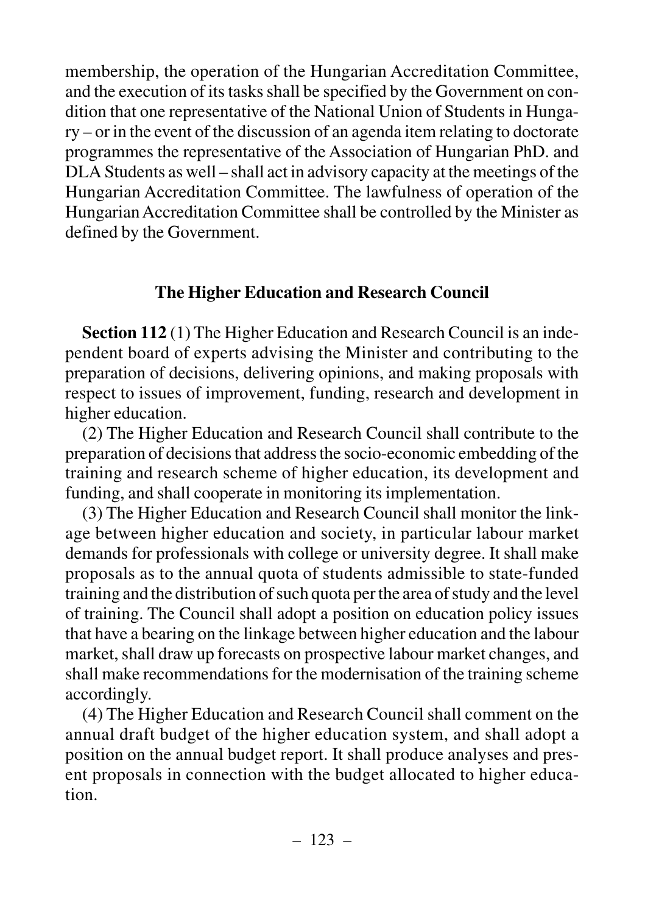membership, the operation of the Hungarian Accreditation Committee, and the execution of its tasks shall be specified by the Government on condition that one representative of the National Union of Students in Hungary – or in the event of the discussion of an agenda item relating to doctorate programmes the representative of the Association of Hungarian PhD. and DLA Students as well – shall act in advisory capacity at the meetings of the Hungarian Accreditation Committee. The lawfulness of operation of the Hungarian Accreditation Committee shall be controlled by the Minister as defined by the Government.

### The Higher Education and Research Council

**Section 112** (1) The Higher Education and Research Council is an independent board of experts advising the Minister and contributing to the preparation of decisions, delivering opinions, and making proposals with respect to issues of improvement, funding, research and development in higher education.

(2) The Higher Education and Research Council shall contribute to the preparation of decisions that address the socio-economic embedding of the training and research scheme of higher education, its development and funding, and shall cooperate in monitoring its implementation.

(3) The Higher Education and Research Council shall monitor the linkage between higher education and society, in particular labour market demands for professionals with college or university degree. It shall make proposals as to the annual quota of students admissible to state-funded training and the distribution of such quota per the area of study and the level of training. The Council shall adopt a position on education policy issues that have a bearing on the linkage between higher education and the labour market, shall draw up forecasts on prospective labour market changes, and shall make recommendations for the modernisation of the training scheme accordingly.

(4) The Higher Education and Research Council shall comment on the annual draft budget of the higher education system, and shall adopt a position on the annual budget report. It shall produce analyses and present proposals in connection with the budget allocated to higher education.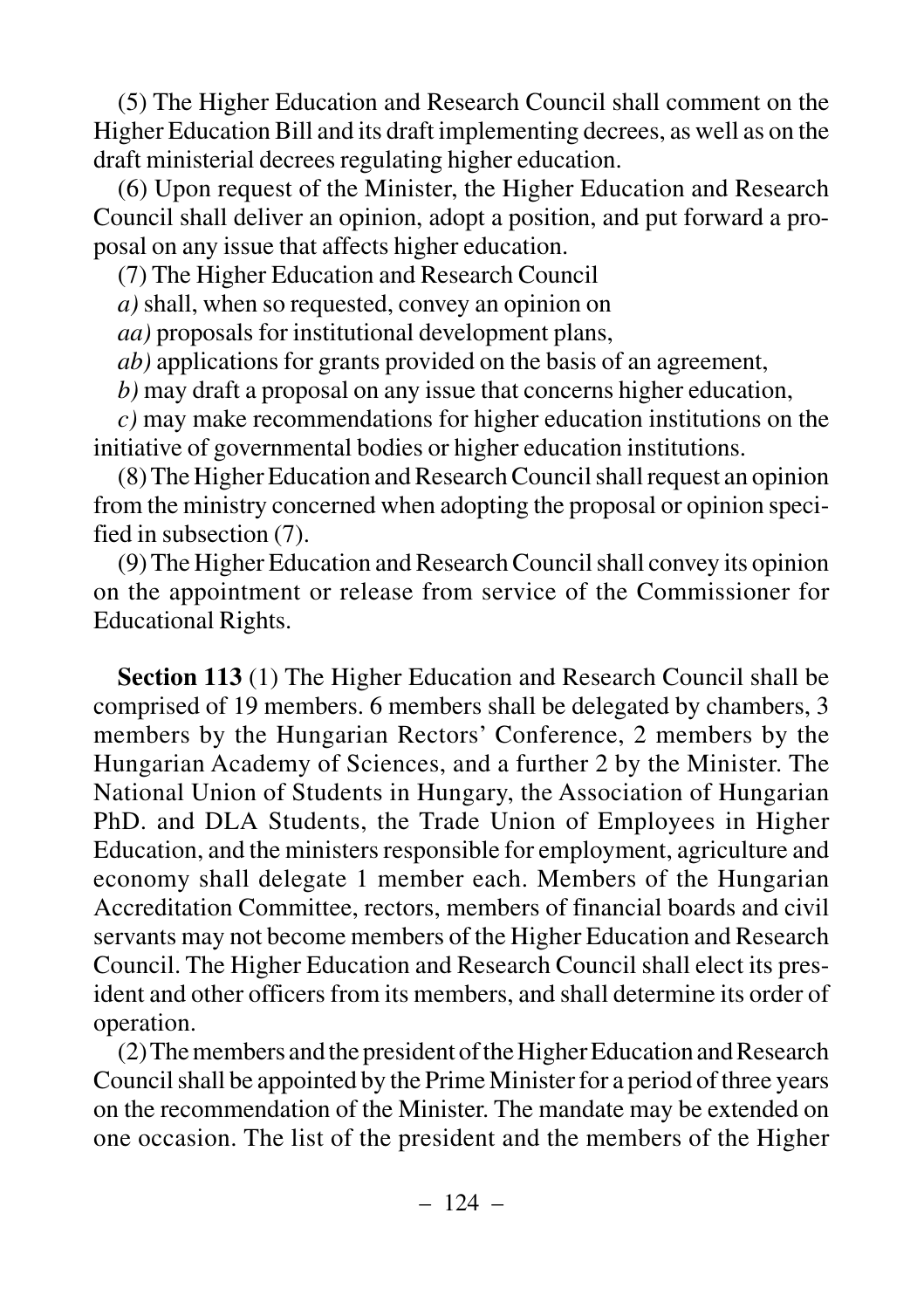(5) The Higher Education and Research Council shall comment on the Higher Education Bill and its draft implementing decrees, as well as on the draft ministerial decrees regulating higher education.

(6) Upon request of the Minister, the Higher Education and Research Council shall deliver an opinion, adopt a position, and put forward a proposal on any issue that affects higher education.

(7) The Higher Education and Research Council

*a)* shall, when so requested, convey an opinion on

*aa)* proposals for institutional development plans,

*ab)* applications for grants provided on the basis of an agreement,

*b)* may draft a proposal on any issue that concerns higher education,

*c)* may make recommendations for higher education institutions on the initiative of governmental bodies or higher education institutions.

(8) The Higher Education and Research Council shall request an opinion from the ministry concerned when adopting the proposal or opinion specified in subsection (7).

(9) The Higher Education and Research Council shall convey its opinion on the appointment or release from service of the Commissioner for Educational Rights.

**Section 113** (1) The Higher Education and Research Council shall be comprised of 19 members. 6 members shall be delegated by chambers, 3 members by the Hungarian Rectors' Conference, 2 members by the Hungarian Academy of Sciences, and a further 2 by the Minister. The National Union of Students in Hungary, the Association of Hungarian PhD. and DLA Students, the Trade Union of Employees in Higher Education, and the ministers responsible for employment, agriculture and economy shall delegate 1 member each. Members of the Hungarian Accreditation Committee, rectors, members of financial boards and civil servants may not become members of the Higher Education and Research Council. The Higher Education and Research Council shall elect its president and other officers from its members, and shall determine its order of operation.

(2) The members and the president of the Higher Education and Research Council shall be appointed by the Prime Minister for a period of three years on the recommendation of the Minister. The mandate may be extended on one occasion. The list of the president and the members of the Higher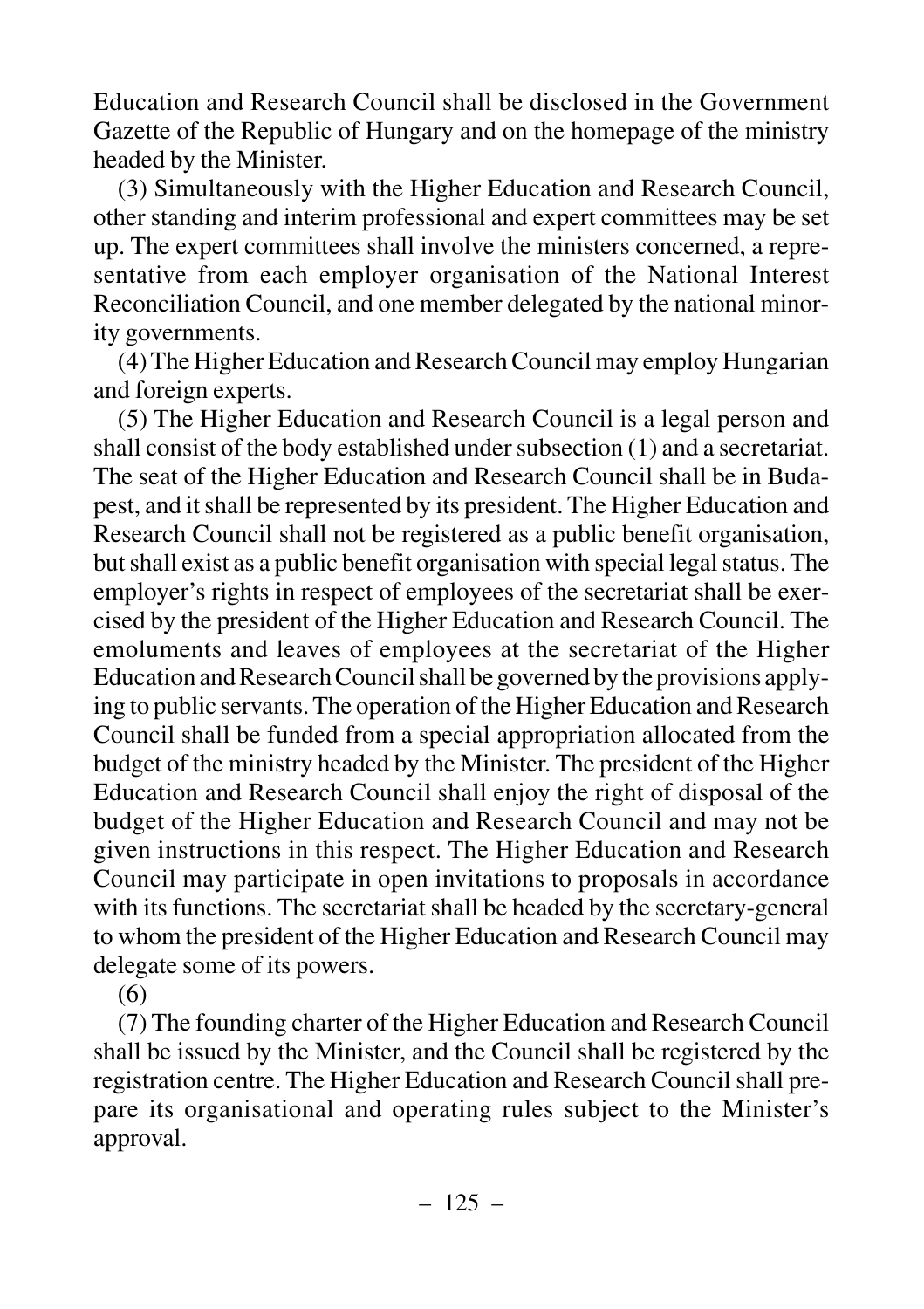Education and Research Council shall be disclosed in the Government Gazette of the Republic of Hungary and on the homepage of the ministry headed by the Minister.

(3) Simultaneously with the Higher Education and Research Council, other standing and interim professional and expert committees may be set up. The expert committees shall involve the ministers concerned, a representative from each employer organisation of the National Interest Reconciliation Council, and one member delegated by the national minority governments.

(4) The Higher Education and Research Council may employ Hungarian and foreign experts.

(5) The Higher Education and Research Council is a legal person and shall consist of the body established under subsection (1) and a secretariat. The seat of the Higher Education and Research Council shall be in Budapest, and it shall be represented by its president. The Higher Education and Research Council shall not be registered as a public benefit organisation, but shall exist as a public benefit organisation with special legal status. The employer's rights in respect of employees of the secretariat shall be exercised by the president of the Higher Education and Research Council. The emoluments and leaves of employees at the secretariat of the Higher Education and Research Council shall be governed by the provisions applying to public servants. The operation of the Higher Education and Research Council shall be funded from a special appropriation allocated from the budget of the ministry headed by the Minister. The president of the Higher Education and Research Council shall enjoy the right of disposal of the budget of the Higher Education and Research Council and may not be given instructions in this respect. The Higher Education and Research Council may participate in open invitations to proposals in accordance with its functions. The secretariat shall be headed by the secretary-general to whom the president of the Higher Education and Research Council may delegate some of its powers.

(6)

(7) The founding charter of the Higher Education and Research Council shall be issued by the Minister, and the Council shall be registered by the registration centre. The Higher Education and Research Council shall prepare its organisational and operating rules subject to the Minister's approval.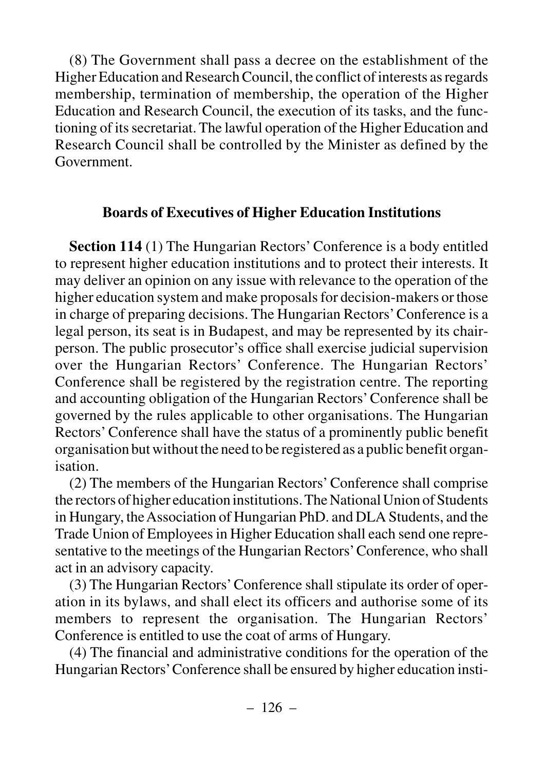(8) The Government shall pass a decree on the establishment of the Higher Education and Research Council, the conflict of interests as regards membership, termination of membership, the operation of the Higher Education and Research Council, the execution of its tasks, and the functioning of its secretariat. The lawful operation of the Higher Education and Research Council shall be controlled by the Minister as defined by the Government.

### Boards of Executives of Higher Education Institutions

**Section 114** (1) The Hungarian Rectors' Conference is a body entitled to represent higher education institutions and to protect their interests. It may deliver an opinion on any issue with relevance to the operation of the higher education system and make proposals for decision-makers or those in charge of preparing decisions. The Hungarian Rectors' Conference is a legal person, its seat is in Budapest, and may be represented by its chairperson. The public prosecutor's office shall exercise judicial supervision over the Hungarian Rectors' Conference. The Hungarian Rectors' Conference shall be registered by the registration centre. The reporting and accounting obligation of the Hungarian Rectors' Conference shall be governed by the rules applicable to other organisations. The Hungarian Rectors' Conference shall have the status of a prominently public benefit organisation but without the need to be registered as a public benefit organisation.

(2) The members of the Hungarian Rectors' Conference shall comprise the rectors of higher education institutions. The National Union of Students in Hungary, the Association of Hungarian PhD. and DLA Students, and the Trade Union of Employees in Higher Education shall each send one representative to the meetings of the Hungarian Rectors' Conference, who shall act in an advisory capacity.

(3) The Hungarian Rectors' Conference shall stipulate its order of operation in its bylaws, and shall elect its officers and authorise some of its members to represent the organisation. The Hungarian Rectors' Conference is entitled to use the coat of arms of Hungary.

(4) The financial and administrative conditions for the operation of the Hungarian Rectors' Conference shall be ensured by higher education insti-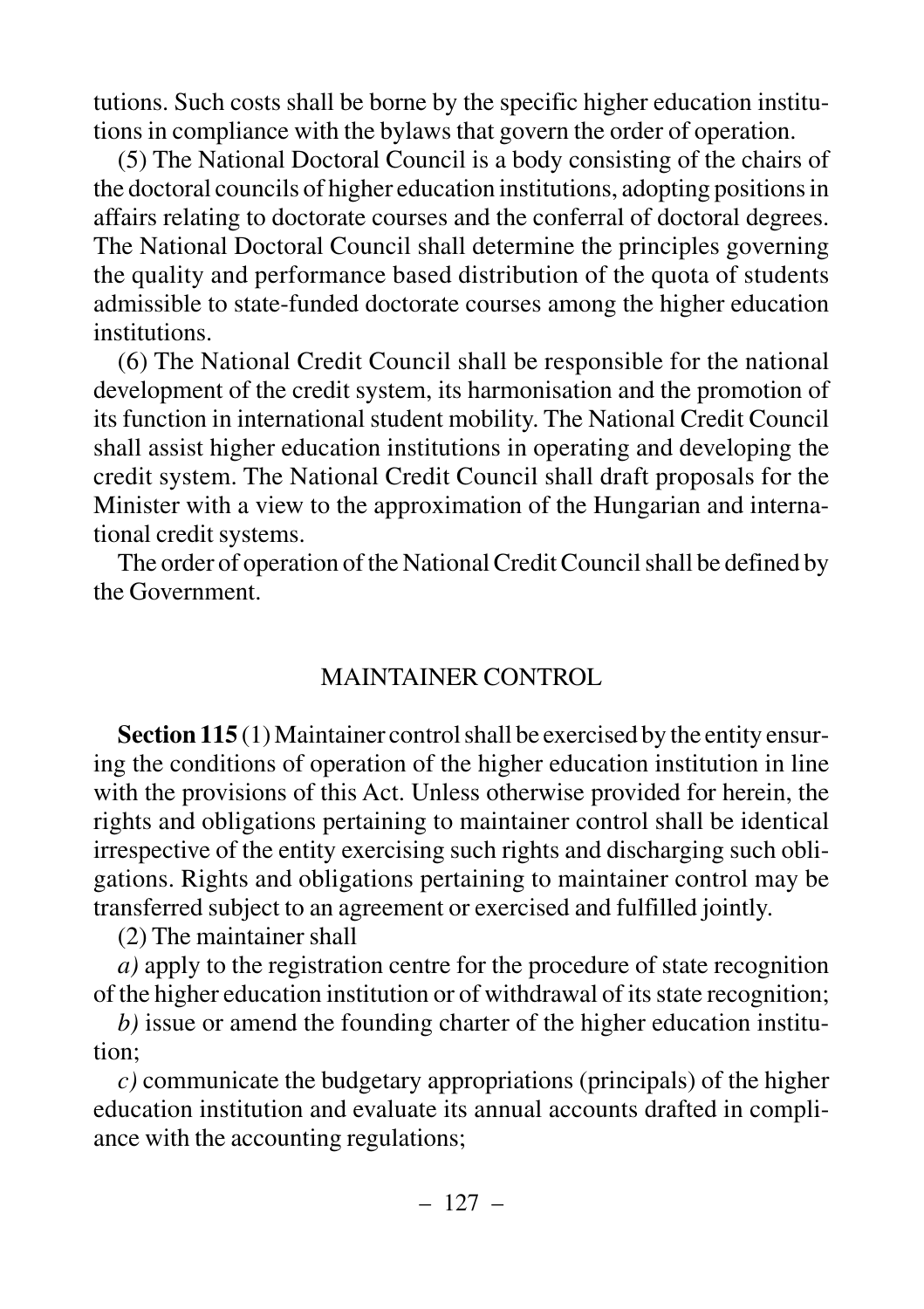tutions. Such costs shall be borne by the specific higher education institutions in compliance with the bylaws that govern the order of operation.

(5) The National Doctoral Council is a body consisting of the chairs of the doctoral councils of higher education institutions, adopting positions in affairs relating to doctorate courses and the conferral of doctoral degrees. The National Doctoral Council shall determine the principles governing the quality and performance based distribution of the quota of students admissible to state-funded doctorate courses among the higher education institutions.

(6) The National Credit Council shall be responsible for the national development of the credit system, its harmonisation and the promotion of its function in international student mobility. The National Credit Council shall assist higher education institutions in operating and developing the credit system. The National Credit Council shall draft proposals for the Minister with a view to the approximation of the Hungarian and international credit systems.

The order of operation of the National Credit Council shall be defined by the Government.

## MAINTAINER CONTROL

**Section 115** (1) Maintainer control shall be exercised by the entity ensuring the conditions of operation of the higher education institution in line with the provisions of this Act. Unless otherwise provided for herein, the rights and obligations pertaining to maintainer control shall be identical irrespective of the entity exercising such rights and discharging such obligations. Rights and obligations pertaining to maintainer control may be transferred subject to an agreement or exercised and fulfilled jointly.

(2) The maintainer shall

*a)* apply to the registration centre for the procedure of state recognition of the higher education institution or of withdrawal of its state recognition;

*b)* issue or amend the founding charter of the higher education institution;

*c)* communicate the budgetary appropriations (principals) of the higher education institution and evaluate its annual accounts drafted in compliance with the accounting regulations;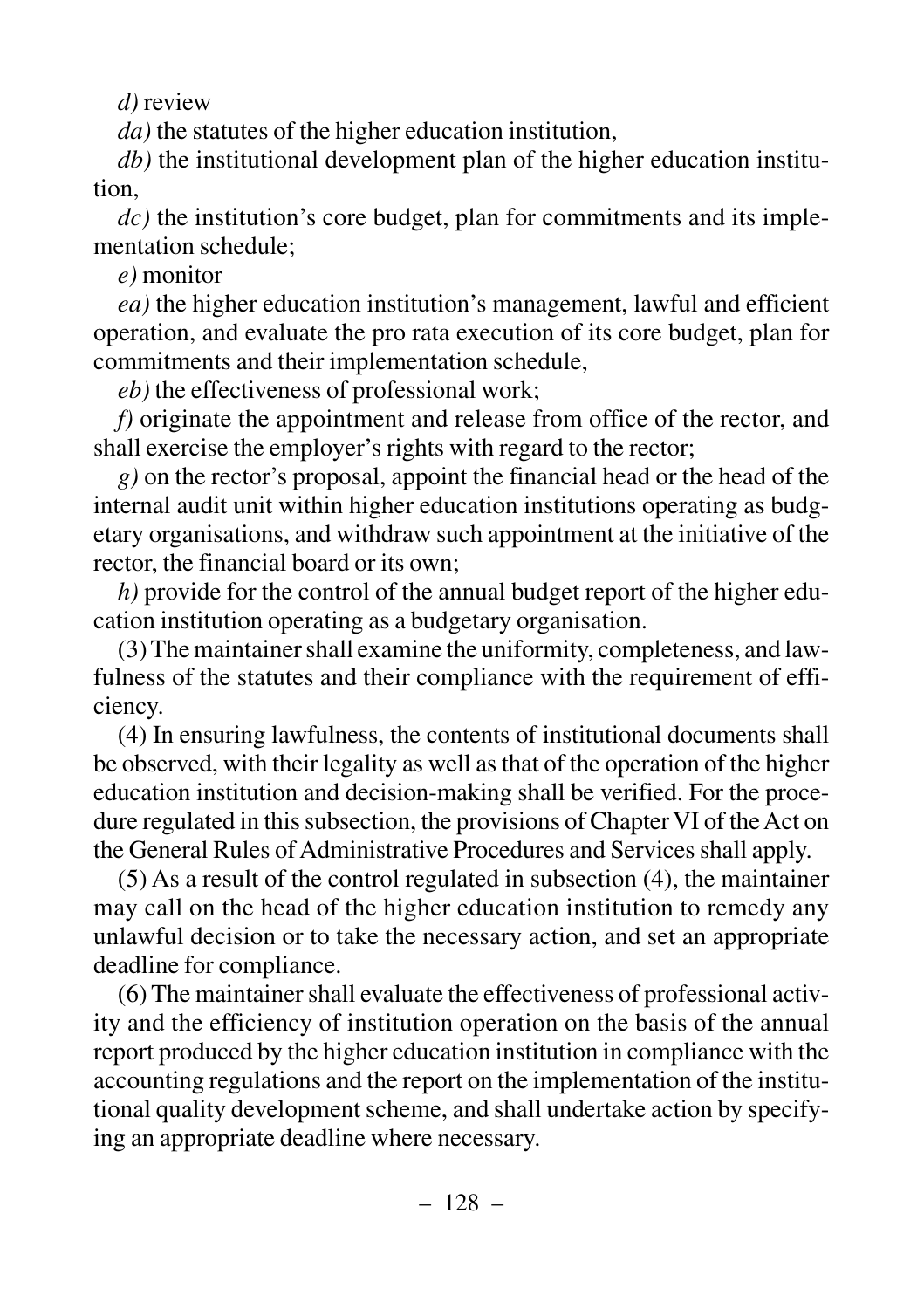*d)* review

*da)* the statutes of the higher education institution,

*db)* the institutional development plan of the higher education institution,

*dc)* the institution's core budget, plan for commitments and its implementation schedule;

*e)* monitor

*ea)* the higher education institution's management, lawful and efficient operation, and evaluate the pro rata execution of its core budget, plan for commitments and their implementation schedule,

*eb)* the effectiveness of professional work;

*f)* originate the appointment and release from office of the rector, and shall exercise the employer's rights with regard to the rector;

*g)* on the rector's proposal, appoint the financial head or the head of the internal audit unit within higher education institutions operating as budgetary organisations, and withdraw such appointment at the initiative of the rector, the financial board or its own;

*h)* provide for the control of the annual budget report of the higher education institution operating as a budgetary organisation.

(3) The maintainer shall examine the uniformity, completeness, and lawfulness of the statutes and their compliance with the requirement of efficiency.

(4) In ensuring lawfulness, the contents of institutional documents shall be observed, with their legality as well as that of the operation of the higher education institution and decision-making shall be verified. For the procedure regulated in this subsection, the provisions of Chapter VI of the Act on the General Rules of Administrative Procedures and Services shall apply.

(5) As a result of the control regulated in subsection (4), the maintainer may call on the head of the higher education institution to remedy any unlawful decision or to take the necessary action, and set an appropriate deadline for compliance.

(6) The maintainer shall evaluate the effectiveness of professional activity and the efficiency of institution operation on the basis of the annual report produced by the higher education institution in compliance with the accounting regulations and the report on the implementation of the institutional quality development scheme, and shall undertake action by specifying an appropriate deadline where necessary.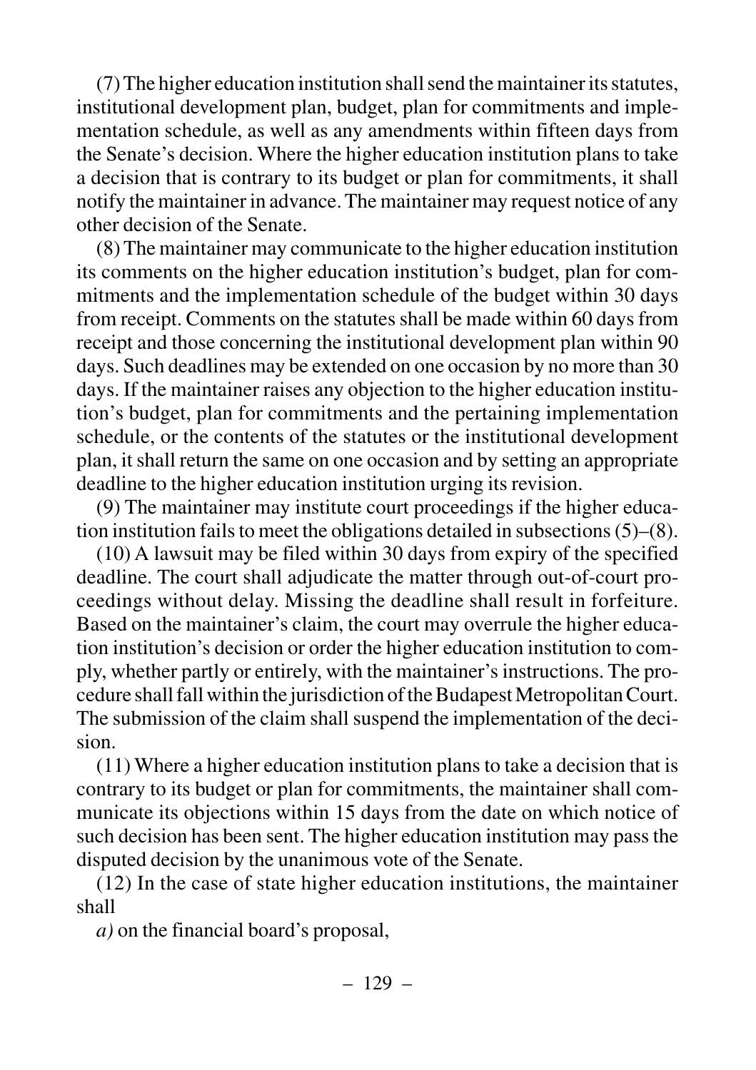(7) The higher education institution shall send the maintainer its statutes, institutional development plan, budget, plan for commitments and implementation schedule, as well as any amendments within fifteen days from the Senate's decision. Where the higher education institution plans to take a decision that is contrary to its budget or plan for commitments, it shall notify the maintainer in advance. The maintainer may request notice of any other decision of the Senate.

(8) The maintainer may communicate to the higher education institution its comments on the higher education institution's budget, plan for commitments and the implementation schedule of the budget within 30 days from receipt. Comments on the statutes shall be made within 60 days from receipt and those concerning the institutional development plan within 90 days. Such deadlines may be extended on one occasion by no more than 30 days. If the maintainer raises any objection to the higher education institution's budget, plan for commitments and the pertaining implementation schedule, or the contents of the statutes or the institutional development plan, it shall return the same on one occasion and by setting an appropriate deadline to the higher education institution urging its revision.

(9) The maintainer may institute court proceedings if the higher education institution fails to meet the obligations detailed in subsections (5)–(8).

(10) A lawsuit may be filed within 30 days from expiry of the specified deadline. The court shall adjudicate the matter through out-of-court proceedings without delay. Missing the deadline shall result in forfeiture. Based on the maintainer's claim, the court may overrule the higher education institution's decision or order the higher education institution to comply, whether partly or entirely, with the maintainer's instructions. The procedure shall fall within the jurisdiction of the Budapest Metropolitan Court. The submission of the claim shall suspend the implementation of the decision.

(11) Where a higher education institution plans to take a decision that is contrary to its budget or plan for commitments, the maintainer shall communicate its objections within 15 days from the date on which notice of such decision has been sent. The higher education institution may pass the disputed decision by the unanimous vote of the Senate.

(12) In the case of state higher education institutions, the maintainer shall

*a)* on the financial board's proposal,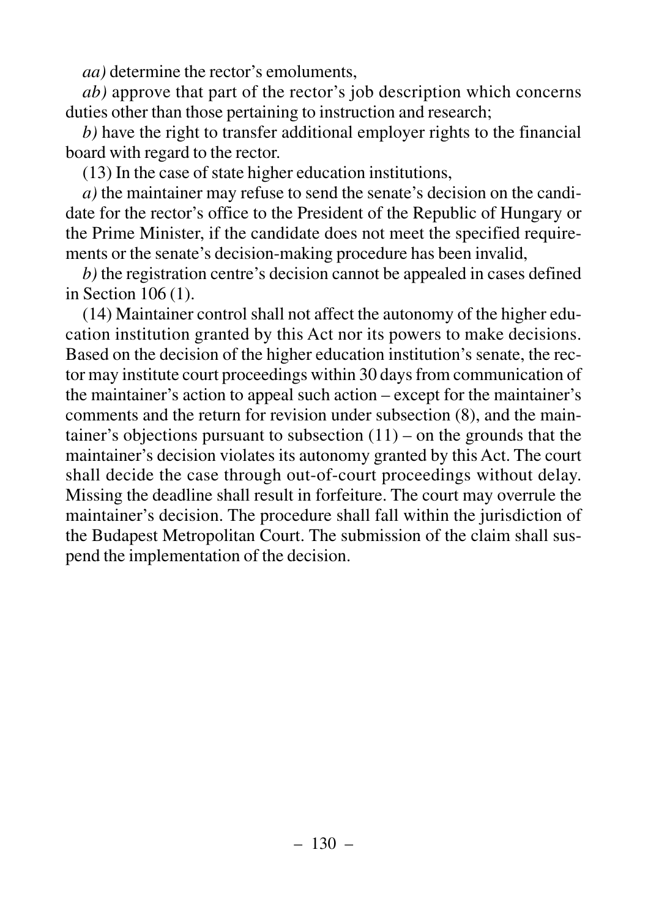*aa)* determine the rector's emoluments,

*ab)* approve that part of the rector's job description which concerns duties other than those pertaining to instruction and research;

*b)* have the right to transfer additional employer rights to the financial board with regard to the rector.

(13) In the case of state higher education institutions,

*a)* the maintainer may refuse to send the senate's decision on the candidate for the rector's office to the President of the Republic of Hungary or the Prime Minister, if the candidate does not meet the specified requirements or the senate's decision-making procedure has been invalid,

*b)* the registration centre's decision cannot be appealed in cases defined in Section 106 (1).

(14) Maintainer control shall not affect the autonomy of the higher education institution granted by this Act nor its powers to make decisions. Based on the decision of the higher education institution's senate, the rector may institute court proceedings within 30 days from communication of the maintainer's action to appeal such action – except for the maintainer's comments and the return for revision under subsection (8), and the maintainer's objections pursuant to subsection (11) – on the grounds that the maintainer's decision violates its autonomy granted by this Act. The court shall decide the case through out-of-court proceedings without delay. Missing the deadline shall result in forfeiture. The court may overrule the maintainer's decision. The procedure shall fall within the jurisdiction of the Budapest Metropolitan Court. The submission of the claim shall suspend the implementation of the decision.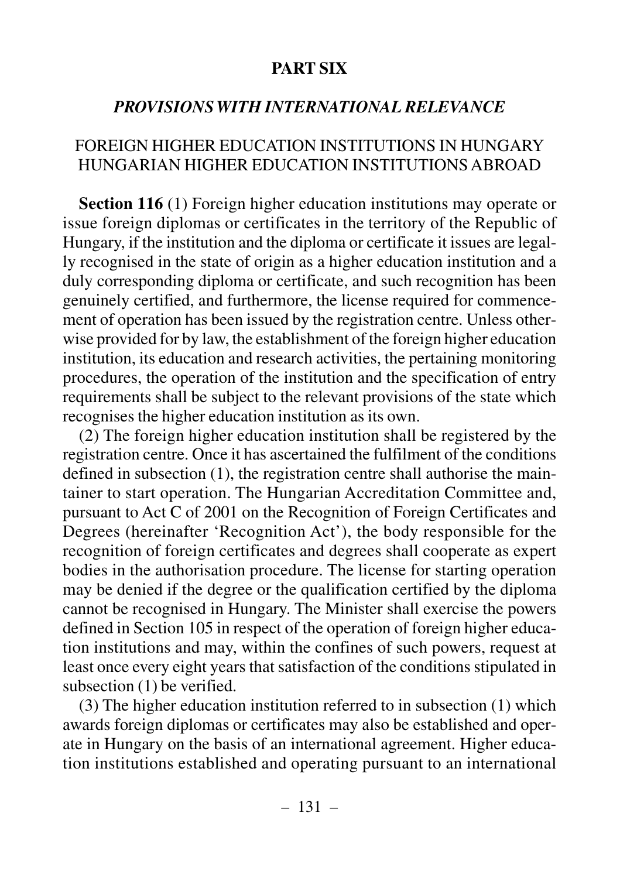# PART SIX

## *PROVISIONS WITH INTERNATIONAL RELEVANCE*

### FOREIGN HIGHER EDUCATION INSTITUTIONS IN HUNGARY HUNGARIAN HIGHER EDUCATION INSTITUTIONS ABROAD

**Section 116** (1) Foreign higher education institutions may operate or issue foreign diplomas or certificates in the territory of the Republic of Hungary, if the institution and the diploma or certificate it issues are legally recognised in the state of origin as a higher education institution and a duly corresponding diploma or certificate, and such recognition has been genuinely certified, and furthermore, the license required for commencement of operation has been issued by the registration centre. Unless otherwise provided for by law, the establishment of the foreign higher education institution, its education and research activities, the pertaining monitoring procedures, the operation of the institution and the specification of entry requirements shall be subject to the relevant provisions of the state which recognises the higher education institution as its own.

(2) The foreign higher education institution shall be registered by the registration centre. Once it has ascertained the fulfilment of the conditions defined in subsection (1), the registration centre shall authorise the maintainer to start operation. The Hungarian Accreditation Committee and, pursuant to Act C of 2001 on the Recognition of Foreign Certificates and Degrees (hereinafter 'Recognition Act'), the body responsible for the recognition of foreign certificates and degrees shall cooperate as expert bodies in the authorisation procedure. The license for starting operation may be denied if the degree or the qualification certified by the diploma cannot be recognised in Hungary. The Minister shall exercise the powers defined in Section 105 in respect of the operation of foreign higher education institutions and may, within the confines of such powers, request at least once every eight years that satisfaction of the conditions stipulated in subsection (1) be verified.

(3) The higher education institution referred to in subsection (1) which awards foreign diplomas or certificates may also be established and operate in Hungary on the basis of an international agreement. Higher education institutions established and operating pursuant to an international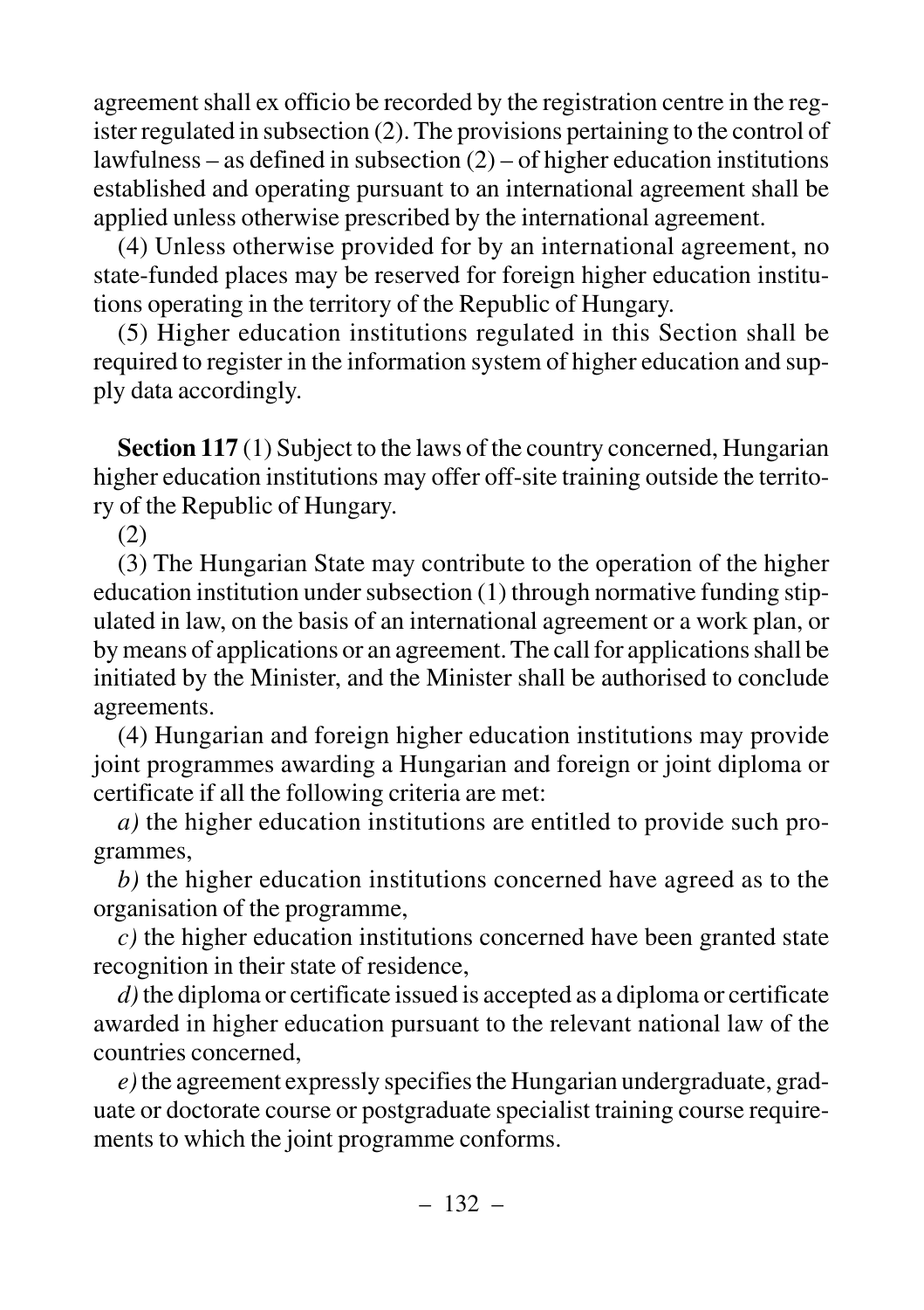agreement shall ex officio be recorded by the registration centre in the register regulated in subsection (2). The provisions pertaining to the control of lawfulness – as defined in subsection (2) – of higher education institutions established and operating pursuant to an international agreement shall be applied unless otherwise prescribed by the international agreement.

(4) Unless otherwise provided for by an international agreement, no state-funded places may be reserved for foreign higher education institutions operating in the territory of the Republic of Hungary.

(5) Higher education institutions regulated in this Section shall be required to register in the information system of higher education and supply data accordingly.

**Section 117** (1) Subject to the laws of the country concerned, Hungarian higher education institutions may offer off-site training outside the territory of the Republic of Hungary.

(2)

(3) The Hungarian State may contribute to the operation of the higher education institution under subsection (1) through normative funding stipulated in law, on the basis of an international agreement or a work plan, or by means of applications or an agreement. The call for applications shall be initiated by the Minister, and the Minister shall be authorised to conclude agreements.

(4) Hungarian and foreign higher education institutions may provide joint programmes awarding a Hungarian and foreign or joint diploma or certificate if all the following criteria are met:

*a)* the higher education institutions are entitled to provide such programmes,

*b)* the higher education institutions concerned have agreed as to the organisation of the programme,

*c)* the higher education institutions concerned have been granted state recognition in their state of residence,

*d)* the diploma or certificate issued is accepted as a diploma or certificate awarded in higher education pursuant to the relevant national law of the countries concerned,

*e)* the agreement expressly specifies the Hungarian undergraduate, graduate or doctorate course or postgraduate specialist training course requirements to which the joint programme conforms.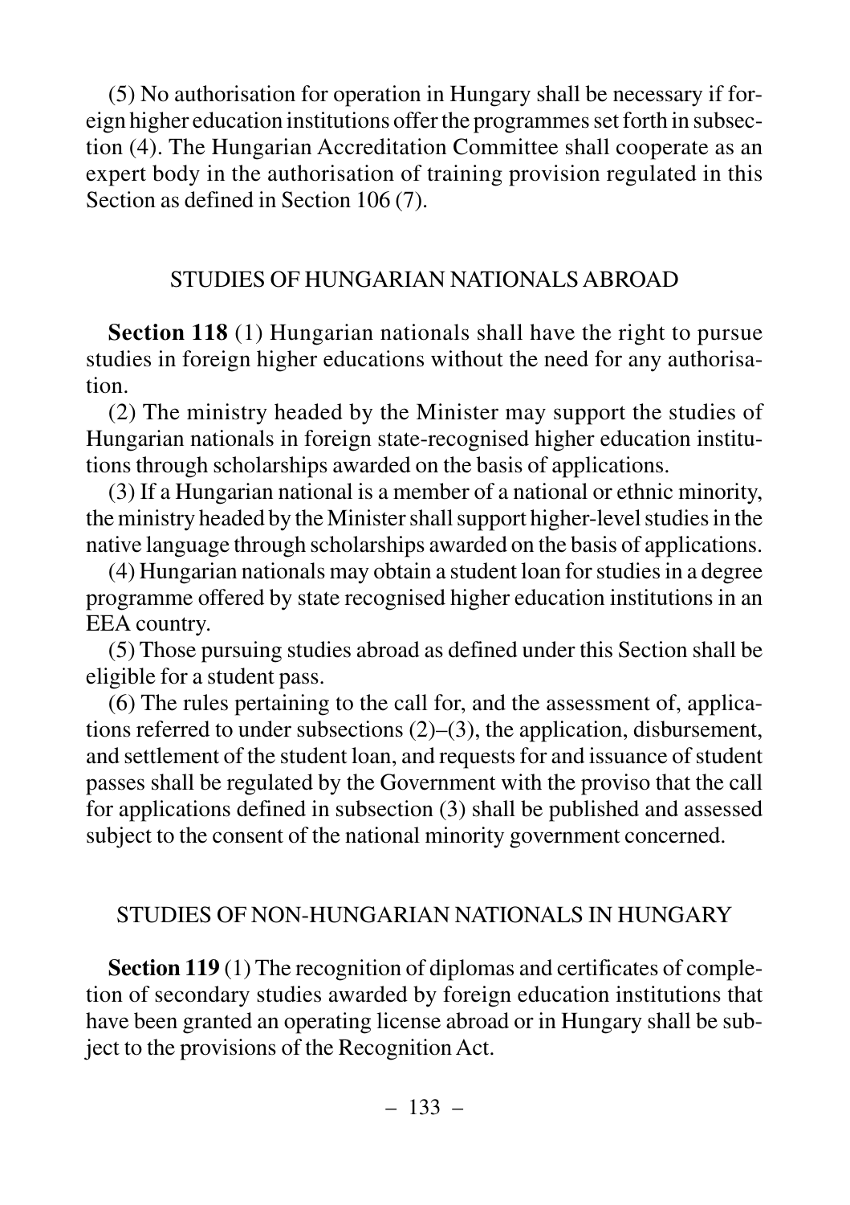(5) No authorisation for operation in Hungary shall be necessary if foreign higher education institutions offer the programmes set forth in subsection (4). The Hungarian Accreditation Committee shall cooperate as an expert body in the authorisation of training provision regulated in this Section as defined in Section 106 (7).

## STUDIES OF HUNGARIAN NATIONALS ABROAD

**Section 118** (1) Hungarian nationals shall have the right to pursue studies in foreign higher educations without the need for any authorisation.

(2) The ministry headed by the Minister may support the studies of Hungarian nationals in foreign state-recognised higher education institutions through scholarships awarded on the basis of applications.

(3) If a Hungarian national is a member of a national or ethnic minority, the ministry headed by the Minister shall support higher-level studies in the native language through scholarships awarded on the basis of applications.

(4) Hungarian nationals may obtain a student loan for studies in a degree programme offered by state recognised higher education institutions in an EEA country.

(5) Those pursuing studies abroad as defined under this Section shall be eligible for a student pass.

(6) The rules pertaining to the call for, and the assessment of, applications referred to under subsections (2)–(3), the application, disbursement, and settlement of the student loan, and requests for and issuance of student passes shall be regulated by the Government with the proviso that the call for applications defined in subsection (3) shall be published and assessed subject to the consent of the national minority government concerned.

## STUDIES OF NON-HUNGARIAN NATIONALS IN HUNGARY

**Section 119** (1) The recognition of diplomas and certificates of completion of secondary studies awarded by foreign education institutions that have been granted an operating license abroad or in Hungary shall be subject to the provisions of the Recognition Act.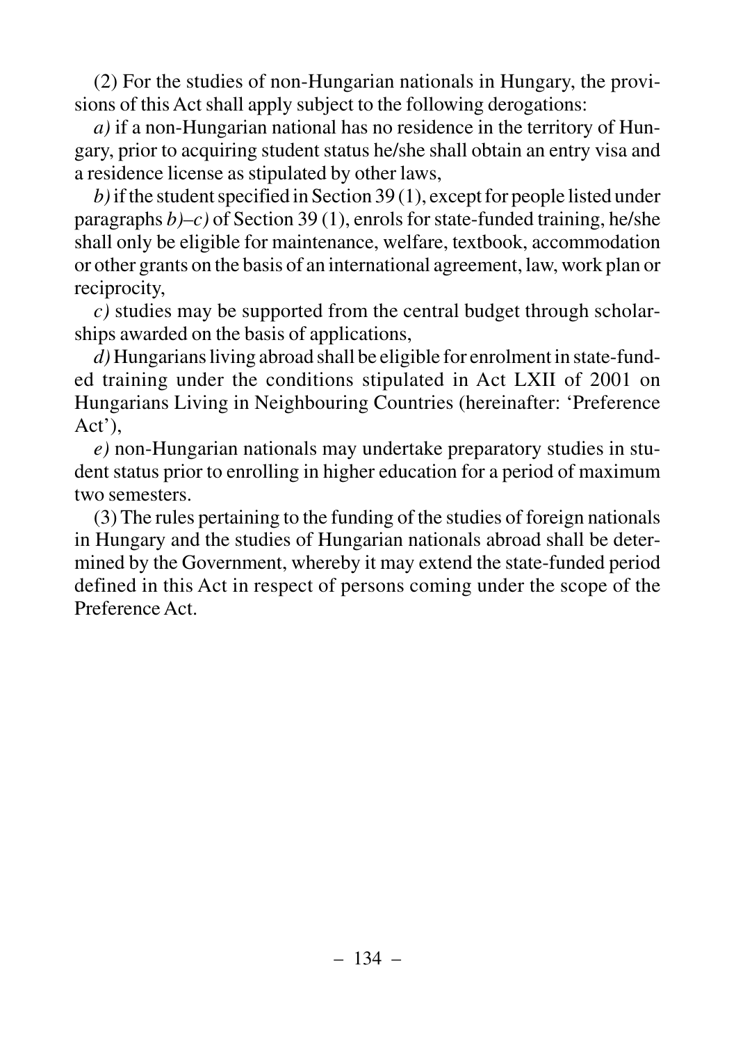(2) For the studies of non-Hungarian nationals in Hungary, the provisions of this Act shall apply subject to the following derogations:

*a)* if a non-Hungarian national has no residence in the territory of Hungary, prior to acquiring student status he/she shall obtain an entry visa and a residence license as stipulated by other laws,

*b)* if the student specified in Section 39 (1), except for people listed under paragraphs *b)–c)* of Section 39 (1), enrols for state-funded training, he/she shall only be eligible for maintenance, welfare, textbook, accommodation or other grants on the basis of an international agreement, law, work plan or reciprocity,

*c)* studies may be supported from the central budget through scholarships awarded on the basis of applications,

*d)* Hungarians living abroad shall be eligible for enrolment in state-funded training under the conditions stipulated in Act LXII of 2001 on Hungarians Living in Neighbouring Countries (hereinafter: 'Preference Act'),

*e)* non-Hungarian nationals may undertake preparatory studies in student status prior to enrolling in higher education for a period of maximum two semesters.

(3) The rules pertaining to the funding of the studies of foreign nationals in Hungary and the studies of Hungarian nationals abroad shall be determined by the Government, whereby it may extend the state-funded period defined in this Act in respect of persons coming under the scope of the Preference Act.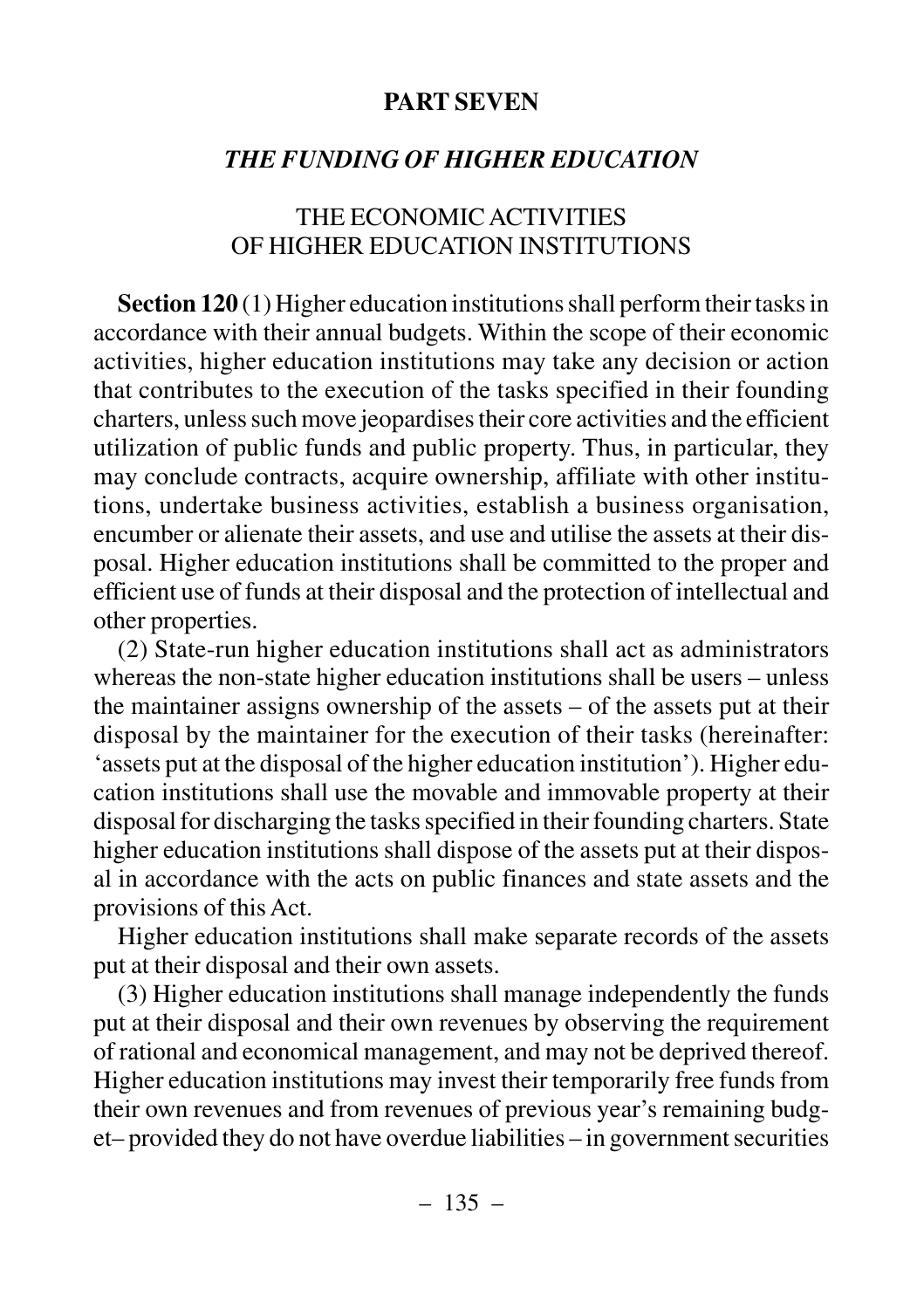## PART SEVEN

### *THE FUNDING OF HIGHER EDUCATION*

### THE ECONOMIC ACTIVITIES OF HIGHER EDUCATION INSTITUTIONS

**Section 120** (1) Higher education institutions shall perform their tasks in accordance with their annual budgets. Within the scope of their economic activities, higher education institutions may take any decision or action that contributes to the execution of the tasks specified in their founding charters, unless such move jeopardises their core activities and the efficient utilization of public funds and public property. Thus, in particular, they may conclude contracts, acquire ownership, affiliate with other institutions, undertake business activities, establish a business organisation, encumber or alienate their assets, and use and utilise the assets at their disposal. Higher education institutions shall be committed to the proper and efficient use of funds at their disposal and the protection of intellectual and other properties.

(2) State-run higher education institutions shall act as administrators whereas the non-state higher education institutions shall be users – unless the maintainer assigns ownership of the assets – of the assets put at their disposal by the maintainer for the execution of their tasks (hereinafter: 'assets put at the disposal of the higher education institution'). Higher education institutions shall use the movable and immovable property at their disposal for discharging the tasks specified in their founding charters. State higher education institutions shall dispose of the assets put at their disposal in accordance with the acts on public finances and state assets and the provisions of this Act.

Higher education institutions shall make separate records of the assets put at their disposal and their own assets.

(3) Higher education institutions shall manage independently the funds put at their disposal and their own revenues by observing the requirement of rational and economical management, and may not be deprived thereof. Higher education institutions may invest their temporarily free funds from their own revenues and from revenues of previous year's remaining budget– provided they do not have overdue liabilities – in government securities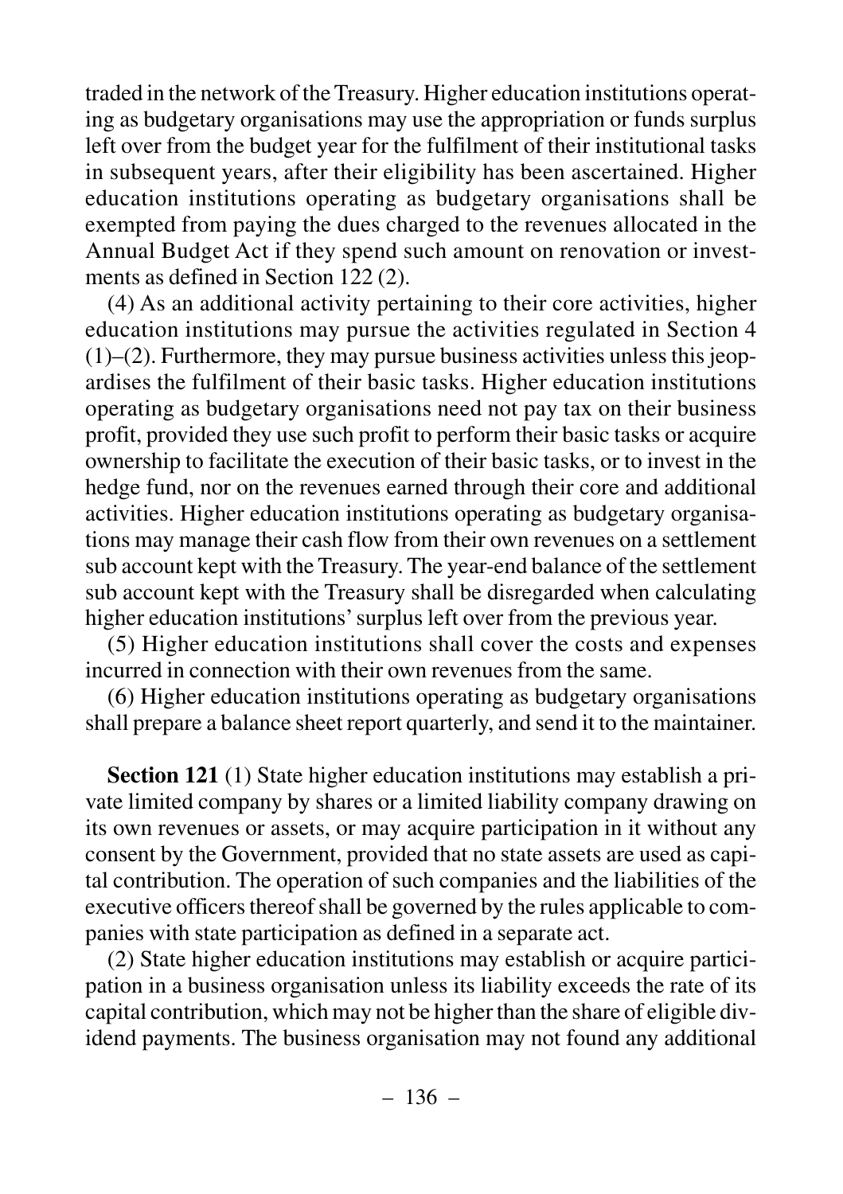traded in the network of the Treasury. Higher education institutions operating as budgetary organisations may use the appropriation or funds surplus left over from the budget year for the fulfilment of their institutional tasks in subsequent years, after their eligibility has been ascertained. Higher education institutions operating as budgetary organisations shall be exempted from paying the dues charged to the revenues allocated in the Annual Budget Act if they spend such amount on renovation or investments as defined in Section 122 (2).

(4) As an additional activity pertaining to their core activities, higher education institutions may pursue the activities regulated in Section 4 (1)–(2). Furthermore, they may pursue business activities unless this jeopardises the fulfilment of their basic tasks. Higher education institutions operating as budgetary organisations need not pay tax on their business profit, provided they use such profit to perform their basic tasks or acquire ownership to facilitate the execution of their basic tasks, or to invest in the hedge fund, nor on the revenues earned through their core and additional activities. Higher education institutions operating as budgetary organisations may manage their cash flow from their own revenues on a settlement sub account kept with the Treasury. The year-end balance of the settlement sub account kept with the Treasury shall be disregarded when calculating higher education institutions' surplus left over from the previous year.

(5) Higher education institutions shall cover the costs and expenses incurred in connection with their own revenues from the same.

(6) Higher education institutions operating as budgetary organisations shall prepare a balance sheet report quarterly, and send it to the maintainer.

**Section 121** (1) State higher education institutions may establish a private limited company by shares or a limited liability company drawing on its own revenues or assets, or may acquire participation in it without any consent by the Government, provided that no state assets are used as capital contribution. The operation of such companies and the liabilities of the executive officers thereof shall be governed by the rules applicable to companies with state participation as defined in a separate act.

(2) State higher education institutions may establish or acquire participation in a business organisation unless its liability exceeds the rate of its capital contribution, which may not be higher than the share of eligible dividend payments. The business organisation may not found any additional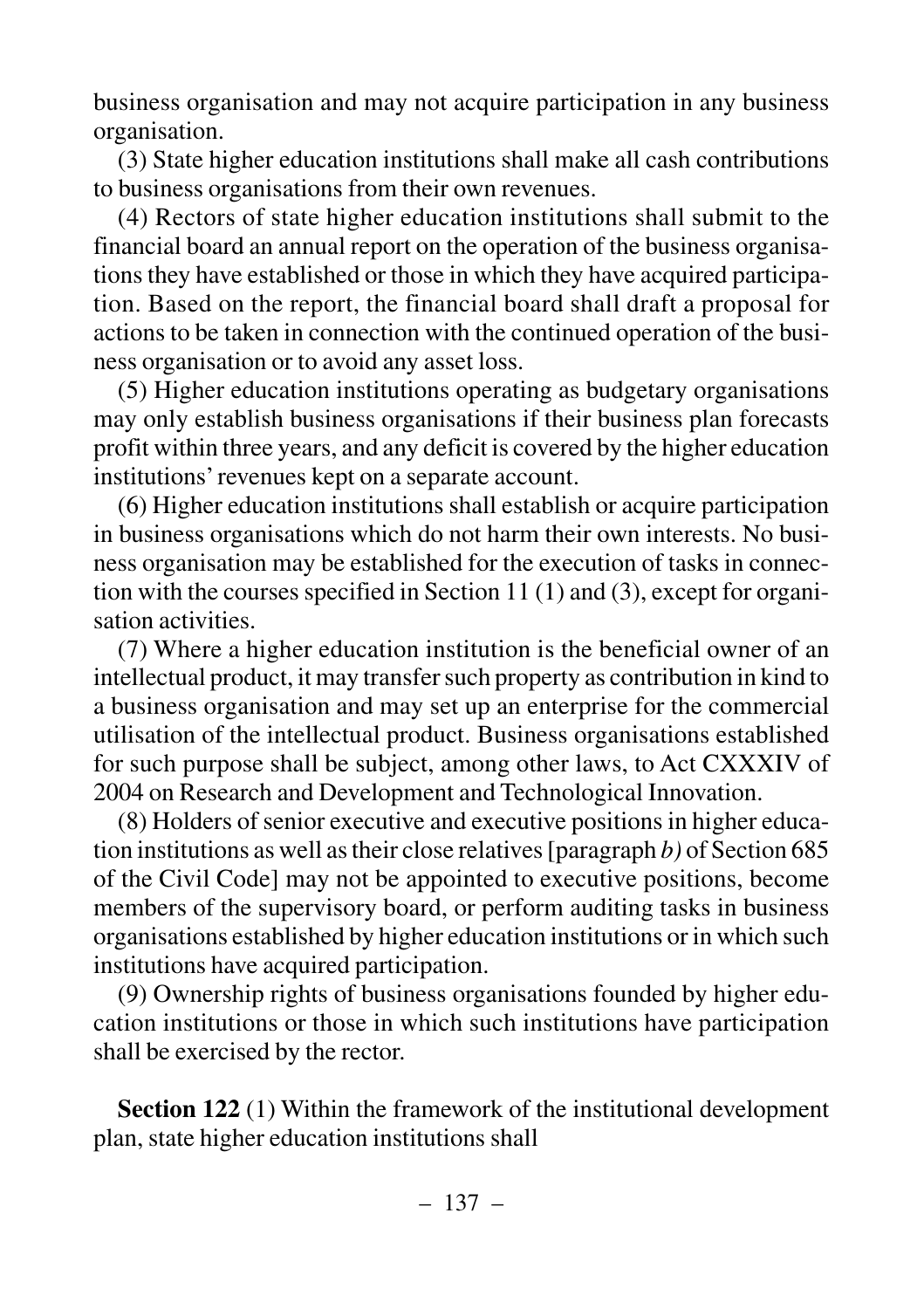business organisation and may not acquire participation in any business organisation.

(3) State higher education institutions shall make all cash contributions to business organisations from their own revenues.

(4) Rectors of state higher education institutions shall submit to the financial board an annual report on the operation of the business organisations they have established or those in which they have acquired participation. Based on the report, the financial board shall draft a proposal for actions to be taken in connection with the continued operation of the business organisation or to avoid any asset loss.

(5) Higher education institutions operating as budgetary organisations may only establish business organisations if their business plan forecasts profit within three years, and any deficit is covered by the higher education institutions' revenues kept on a separate account.

(6) Higher education institutions shall establish or acquire participation in business organisations which do not harm their own interests. No business organisation may be established for the execution of tasks in connection with the courses specified in Section 11 (1) and (3), except for organisation activities.

(7) Where a higher education institution is the beneficial owner of an intellectual product, it may transfer such property as contribution in kind to a business organisation and may set up an enterprise for the commercial utilisation of the intellectual product. Business organisations established for such purpose shall be subject, among other laws, to Act CXXXIV of 2004 on Research and Development and Technological Innovation.

(8) Holders of senior executive and executive positions in higher education institutions as well as their close relatives [paragraph *b)* of Section 685 of the Civil Code] may not be appointed to executive positions, become members of the supervisory board, or perform auditing tasks in business organisations established by higher education institutions or in which such institutions have acquired participation.

(9) Ownership rights of business organisations founded by higher education institutions or those in which such institutions have participation shall be exercised by the rector.

**Section 122** (1) Within the framework of the institutional development plan, state higher education institutions shall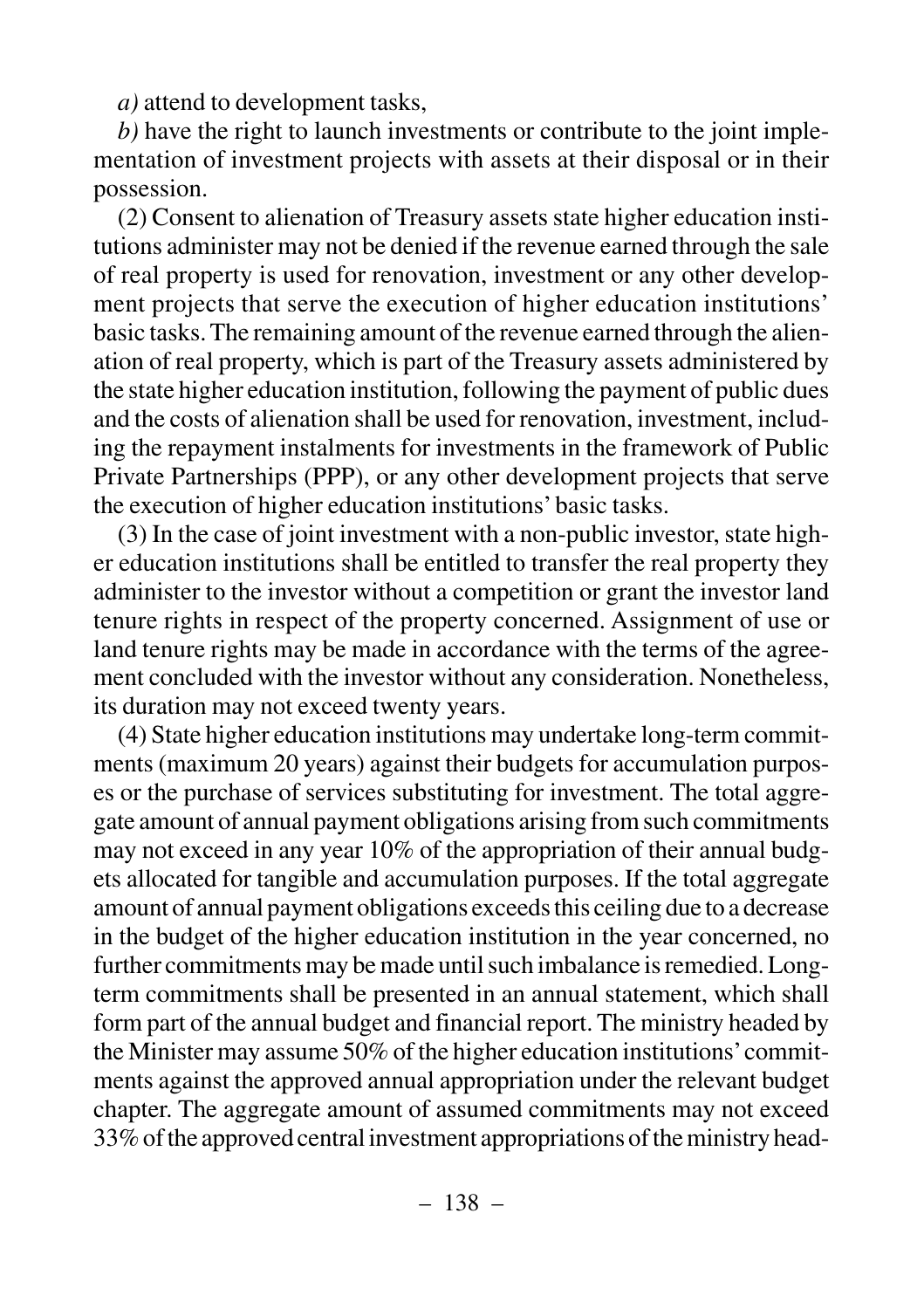*a)* attend to development tasks,

*b)* have the right to launch investments or contribute to the joint implementation of investment projects with assets at their disposal or in their possession.

(2) Consent to alienation of Treasury assets state higher education institutions administer may not be denied if the revenue earned through the sale of real property is used for renovation, investment or any other development projects that serve the execution of higher education institutions' basic tasks. The remaining amount of the revenue earned through the alienation of real property, which is part of the Treasury assets administered by the state higher education institution, following the payment of public dues and the costs of alienation shall be used for renovation, investment, including the repayment instalments for investments in the framework of Public Private Partnerships (PPP), or any other development projects that serve the execution of higher education institutions' basic tasks.

(3) In the case of joint investment with a non-public investor, state higher education institutions shall be entitled to transfer the real property they administer to the investor without a competition or grant the investor land tenure rights in respect of the property concerned. Assignment of use or land tenure rights may be made in accordance with the terms of the agreement concluded with the investor without any consideration. Nonetheless, its duration may not exceed twenty years.

(4) State higher education institutions may undertake long-term commitments (maximum 20 years) against their budgets for accumulation purposes or the purchase of services substituting for investment. The total aggregate amount of annual payment obligations arising from such commitments may not exceed in any year 10% of the appropriation of their annual budgets allocated for tangible and accumulation purposes. If the total aggregate amount of annual payment obligations exceeds this ceiling due to a decrease in the budget of the higher education institution in the year concerned, no further commitments may be made until such imbalance is remedied. Long-term commitments shall be presented in an annual statement, which shall form part of the annual budget and financial report. The ministry headed by the Minister may assume 50% of the higher education institutions' commitments against the approved annual appropriation under the relevant budget chapter. The aggregate amount of assumed commitments may not exceed 33% of the approved central investment appropriations of the ministry head-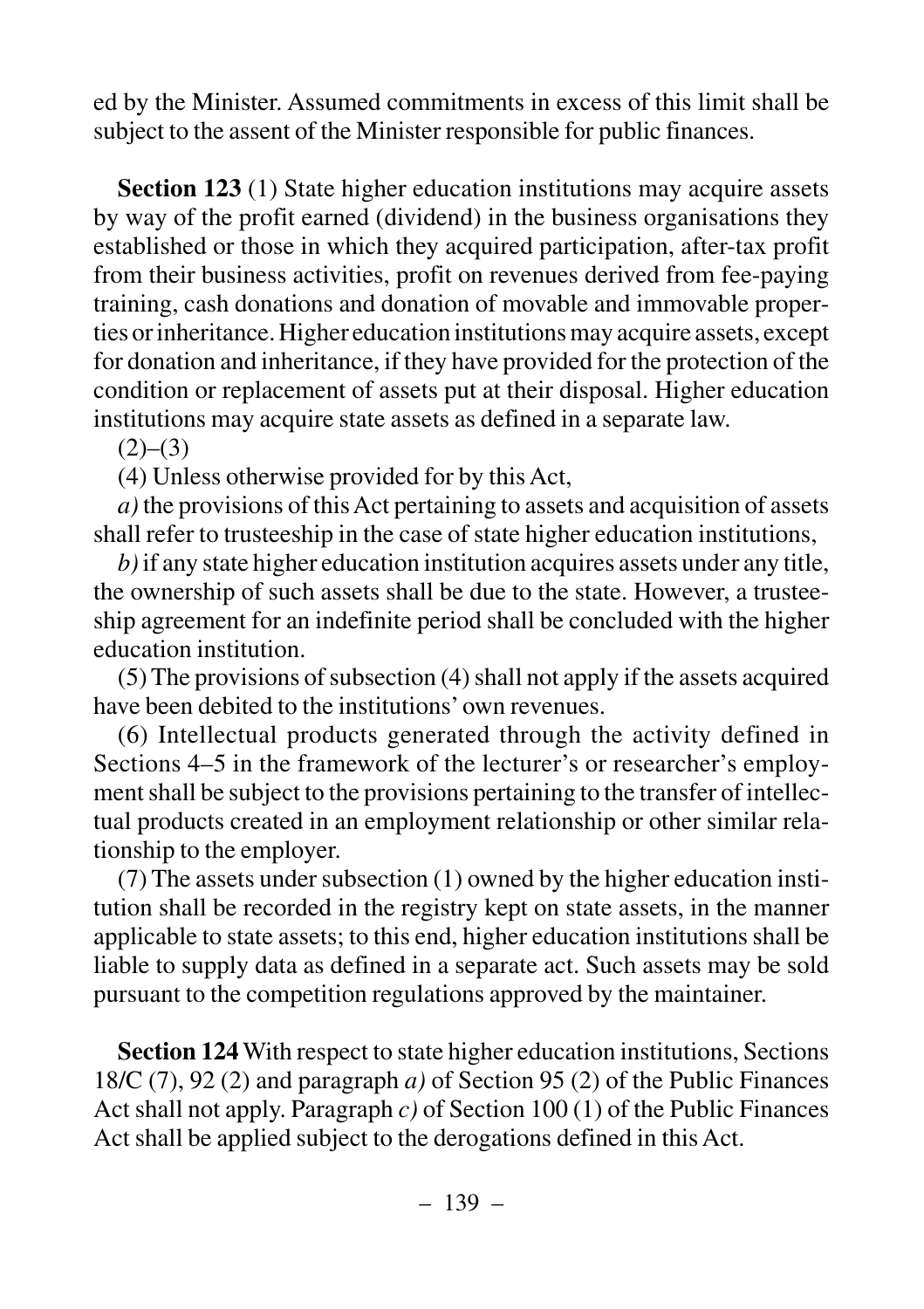ed by the Minister. Assumed commitments in excess of this limit shall be subject to the assent of the Minister responsible for public finances.

**Section 123** (1) State higher education institutions may acquire assets by way of the profit earned (dividend) in the business organisations they established or those in which they acquired participation, after-tax profit from their business activities, profit on revenues derived from fee-paying training, cash donations and donation of movable and immovable properties or inheritance. Higher education institutions may acquire assets, except for donation and inheritance, if they have provided for the protection of the condition or replacement of assets put at their disposal. Higher education institutions may acquire state assets as defined in a separate law.

(2)–(3)

(4) Unless otherwise provided for by this Act,

*a)* the provisions of this Act pertaining to assets and acquisition of assets shall refer to trusteeship in the case of state higher education institutions,

*b)* if any state higher education institution acquires assets under any title, the ownership of such assets shall be due to the state. However, a trusteeship agreement for an indefinite period shall be concluded with the higher education institution.

(5) The provisions of subsection (4) shall not apply if the assets acquired have been debited to the institutions' own revenues.

(6) Intellectual products generated through the activity defined in Sections 4–5 in the framework of the lecturer's or researcher's employment shall be subject to the provisions pertaining to the transfer of intellectual products created in an employment relationship or other similar relationship to the employer.

(7) The assets under subsection (1) owned by the higher education institution shall be recorded in the registry kept on state assets, in the manner applicable to state assets; to this end, higher education institutions shall be liable to supply data as defined in a separate act. Such assets may be sold pursuant to the competition regulations approved by the maintainer.

**Section 124** With respect to state higher education institutions, Sections 18/C (7), 92 (2) and paragraph *a)* of Section 95 (2) of the Public Finances Act shall not apply. Paragraph *c)* of Section 100 (1) of the Public Finances Act shall be applied subject to the derogations defined in this Act.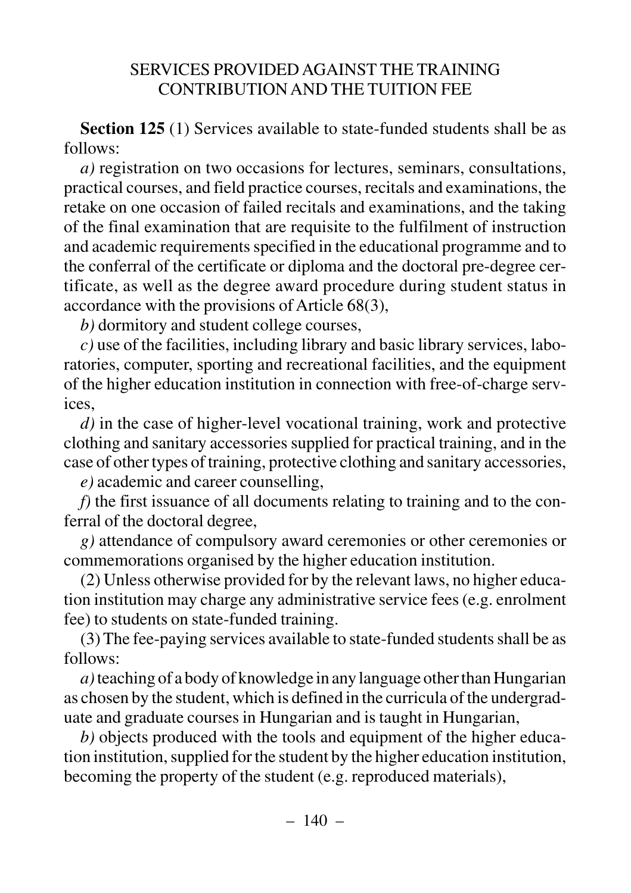SERVICES PROVIDED AGAINST THE TRAINING CONTRIBUTION AND THE TUITION FEE

**Section 125** (1) Services available to state-funded students shall be as follows:

*a)* registration on two occasions for lectures, seminars, consultations, practical courses, and field practice courses, recitals and examinations, the retake on one occasion of failed recitals and examinations, and the taking of the final examination that are requisite to the fulfilment of instruction and academic requirements specified in the educational programme and to the conferral of the certificate or diploma and the doctoral pre-degree certificate, as well as the degree award procedure during student status in accordance with the provisions of Article 68(3),

*b)* dormitory and student college courses,

*c)* use of the facilities, including library and basic library services, laboratories, computer, sporting and recreational facilities, and the equipment of the higher education institution in connection with free-of-charge services,

*d)* in the case of higher-level vocational training, work and protective clothing and sanitary accessories supplied for practical training, and in the case of other types of training, protective clothing and sanitary accessories,

*e)* academic and career counselling,

*f)* the first issuance of all documents relating to training and to the conferral of the doctoral degree,

*g)* attendance of compulsory award ceremonies or other ceremonies or commemorations organised by the higher education institution.

(2) Unless otherwise provided for by the relevant laws, no higher education institution may charge any administrative service fees (e.g. enrolment fee) to students on state-funded training.

(3) The fee-paying services available to state-funded students shall be as follows:

*a)* teaching of a body of knowledge in any language other than Hungarian as chosen by the student, which is defined in the curricula of the undergraduate and graduate courses in Hungarian and is taught in Hungarian,

*b)* objects produced with the tools and equipment of the higher education institution, supplied for the student by the higher education institution, becoming the property of the student (e.g. reproduced materials),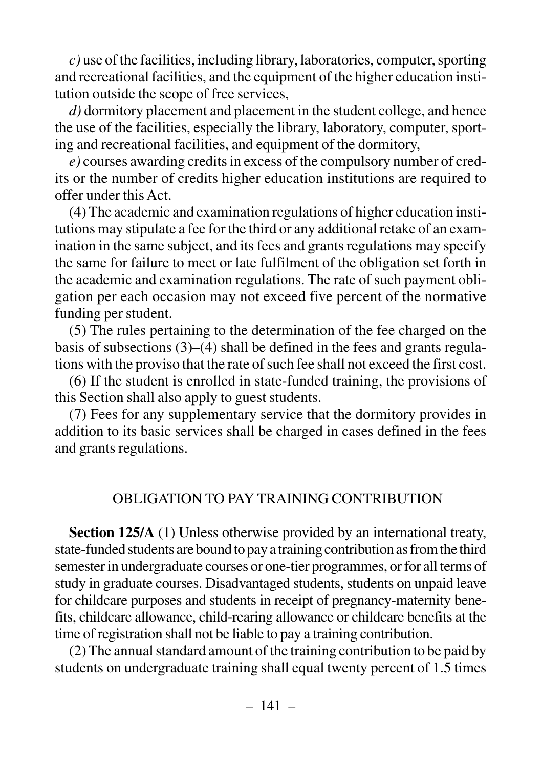*c)* use of the facilities, including library, laboratories, computer, sporting and recreational facilities, and the equipment of the higher education institution outside the scope of free services,

*d)* dormitory placement and placement in the student college, and hence the use of the facilities, especially the library, laboratory, computer, sporting and recreational facilities, and equipment of the dormitory,

*e)* courses awarding credits in excess of the compulsory number of credits or the number of credits higher education institutions are required to offer under this Act.

(4) The academic and examination regulations of higher education institutions may stipulate a fee for the third or any additional retake of an examination in the same subject, and its fees and grants regulations may specify the same for failure to meet or late fulfilment of the obligation set forth in the academic and examination regulations. The rate of such payment obligation per each occasion may not exceed five percent of the normative funding per student.

(5) The rules pertaining to the determination of the fee charged on the basis of subsections (3)–(4) shall be defined in the fees and grants regulations with the proviso that the rate of such fee shall not exceed the first cost.

(6) If the student is enrolled in state-funded training, the provisions of this Section shall also apply to guest students.

(7) Fees for any supplementary service that the dormitory provides in addition to its basic services shall be charged in cases defined in the fees and grants regulations.

## OBLIGATION TO PAY TRAINING CONTRIBUTION

**Section 125/A** (1) Unless otherwise provided by an international treaty, state-funded students are bound to pay a training contribution as from the third semester in undergraduate courses or one-tier programmes, or for all terms of study in graduate courses. Disadvantaged students, students on unpaid leave for childcare purposes and students in receipt of pregnancy-maternity benefits, childcare allowance, child-rearing allowance or childcare benefits at the time of registration shall not be liable to pay a training contribution.

(2) The annual standard amount of the training contribution to be paid by students on undergraduate training shall equal twenty percent of 1.5 times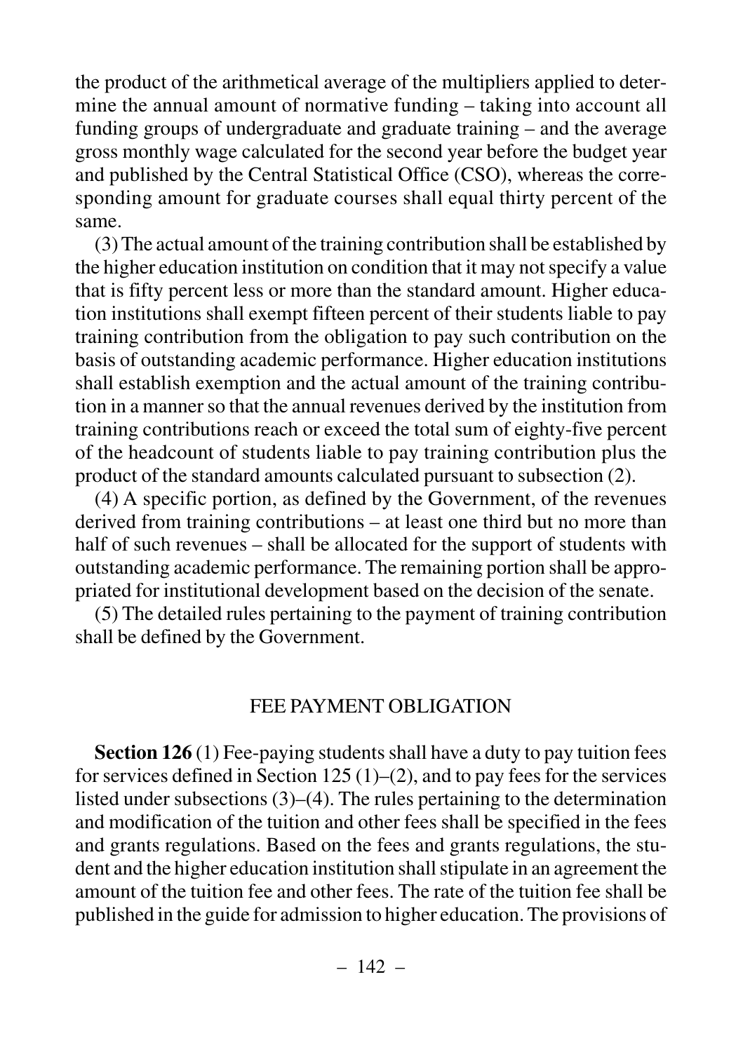the product of the arithmetical average of the multipliers applied to determine the annual amount of normative funding – taking into account all funding groups of undergraduate and graduate training – and the average gross monthly wage calculated for the second year before the budget year and published by the Central Statistical Office (CSO), whereas the corresponding amount for graduate courses shall equal thirty percent of the same.

(3) The actual amount of the training contribution shall be established by the higher education institution on condition that it may not specify a value that is fifty percent less or more than the standard amount. Higher education institutions shall exempt fifteen percent of their students liable to pay training contribution from the obligation to pay such contribution on the basis of outstanding academic performance. Higher education institutions shall establish exemption and the actual amount of the training contribution in a manner so that the annual revenues derived by the institution from training contributions reach or exceed the total sum of eighty-five percent of the headcount of students liable to pay training contribution plus the product of the standard amounts calculated pursuant to subsection (2).

(4) A specific portion, as defined by the Government, of the revenues derived from training contributions – at least one third but no more than half of such revenues – shall be allocated for the support of students with outstanding academic performance. The remaining portion shall be appropriated for institutional development based on the decision of the senate.

(5) The detailed rules pertaining to the payment of training contribution shall be defined by the Government.

## FEE PAYMENT OBLIGATION

**Section 126** (1) Fee-paying students shall have a duty to pay tuition fees for services defined in Section 125 (1)–(2), and to pay fees for the services listed under subsections (3)–(4). The rules pertaining to the determination and modification of the tuition and other fees shall be specified in the fees and grants regulations. Based on the fees and grants regulations, the student and the higher education institution shall stipulate in an agreement the amount of the tuition fee and other fees. The rate of the tuition fee shall be published in the guide for admission to higher education. The provisions of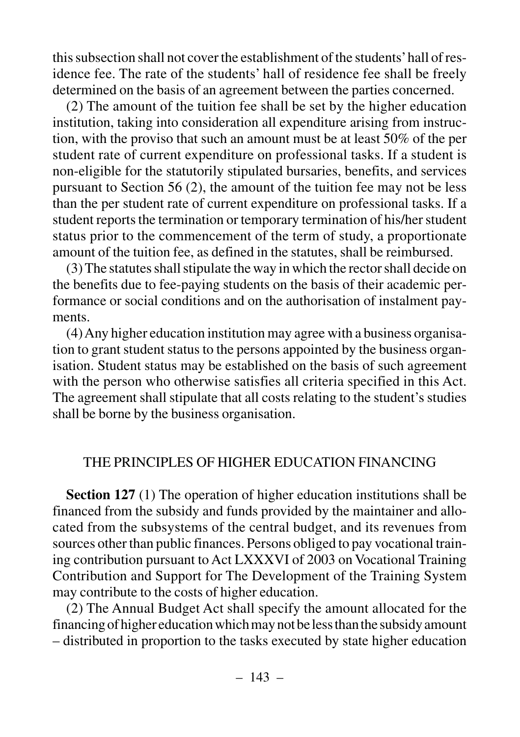this subsection shall not cover the establishment of the students' hall of residence fee. The rate of the students' hall of residence fee shall be freely determined on the basis of an agreement between the parties concerned.

(2) The amount of the tuition fee shall be set by the higher education institution, taking into consideration all expenditure arising from instruction, with the proviso that such an amount must be at least 50% of the per student rate of current expenditure on professional tasks. If a student is non-eligible for the statutorily stipulated bursaries, benefits, and services pursuant to Section 56 (2), the amount of the tuition fee may not be less than the per student rate of current expenditure on professional tasks. If a student reports the termination or temporary termination of his/her student status prior to the commencement of the term of study, a proportionate amount of the tuition fee, as defined in the statutes, shall be reimbursed.

(3) The statutes shall stipulate the way in which the rector shall decide on the benefits due to fee-paying students on the basis of their academic performance or social conditions and on the authorisation of instalment payments.

(4) Any higher education institution may agree with a business organisation to grant student status to the persons appointed by the business organisation. Student status may be established on the basis of such agreement with the person who otherwise satisfies all criteria specified in this Act. The agreement shall stipulate that all costs relating to the student's studies shall be borne by the business organisation.

## THE PRINCIPLES OF HIGHER EDUCATION FINANCING

**Section 127** (1) The operation of higher education institutions shall be financed from the subsidy and funds provided by the maintainer and allocated from the subsystems of the central budget, and its revenues from sources other than public finances. Persons obliged to pay vocational training contribution pursuant to Act LXXXVI of 2003 on Vocational Training Contribution and Support for The Development of the Training System may contribute to the costs of higher education.

(2) The Annual Budget Act shall specify the amount allocated for the financing of higher education which may not be less than the subsidy amount – distributed in proportion to the tasks executed by state higher education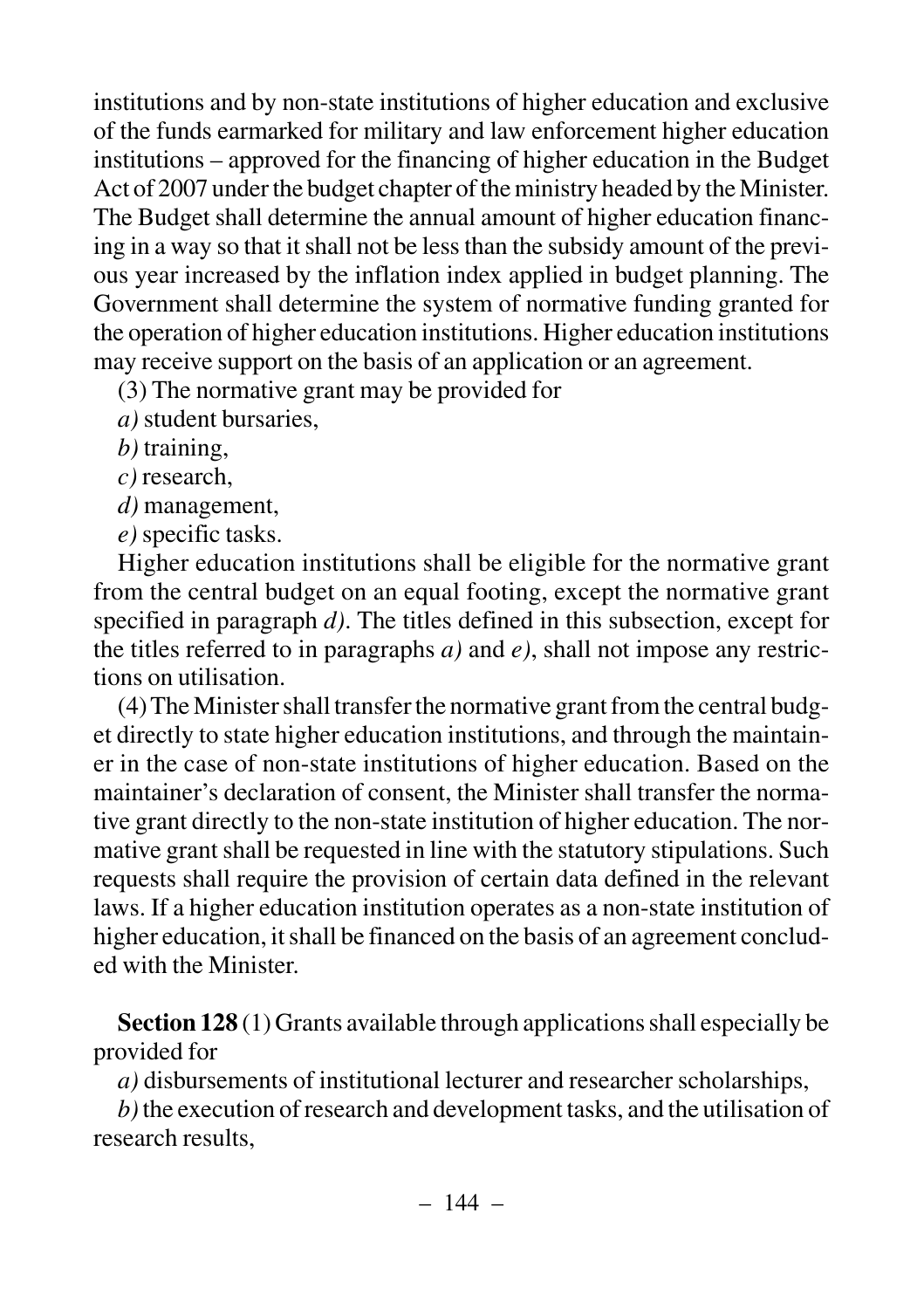institutions and by non-state institutions of higher education and exclusive of the funds earmarked for military and law enforcement higher education institutions – approved for the financing of higher education in the Budget Act of 2007 under the budget chapter of the ministry headed by the Minister. The Budget shall determine the annual amount of higher education financing in a way so that it shall not be less than the subsidy amount of the previous year increased by the inflation index applied in budget planning. The Government shall determine the system of normative funding granted for the operation of higher education institutions. Higher education institutions may receive support on the basis of an application or an agreement.

(3) The normative grant may be provided for

*a)* student bursaries,

*b)* training,

*c)* research,

*d)* management,

*e)* specific tasks.

Higher education institutions shall be eligible for the normative grant from the central budget on an equal footing, except the normative grant specified in paragraph *d)*. The titles defined in this subsection, except for the titles referred to in paragraphs *a)* and *e)*, shall not impose any restrictions on utilisation.

(4) The Minister shall transfer the normative grant from the central budget directly to state higher education institutions, and through the maintainer in the case of non-state institutions of higher education. Based on the maintainer's declaration of consent, the Minister shall transfer the normative grant directly to the non-state institution of higher education. The normative grant shall be requested in line with the statutory stipulations. Such requests shall require the provision of certain data defined in the relevant laws. If a higher education institution operates as a non-state institution of higher education, it shall be financed on the basis of an agreement concluded with the Minister.

**Section 128** (1) Grants available through applications shall especially be provided for

*a)* disbursements of institutional lecturer and researcher scholarships,

*b)* the execution of research and development tasks, and the utilisation of research results,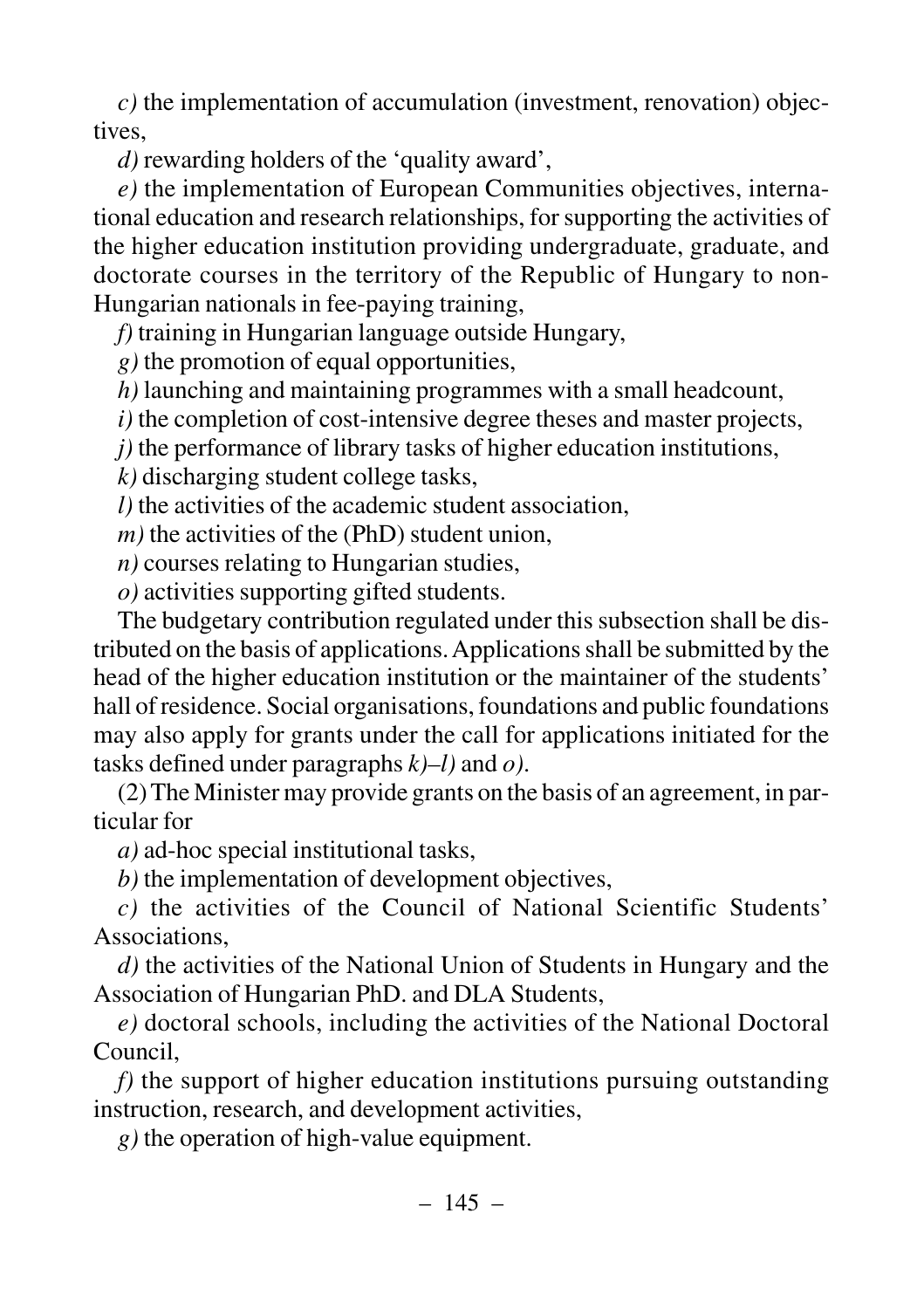*c)* the implementation of accumulation (investment, renovation) objectives,

*d)* rewarding holders of the 'quality award',

*e)* the implementation of European Communities objectives, international education and research relationships, for supporting the activities of the higher education institution providing undergraduate, graduate, and doctorate courses in the territory of the Republic of Hungary to non-Hungarian nationals in fee-paying training,

*f)* training in Hungarian language outside Hungary,

*g)* the promotion of equal opportunities,

*h)* launching and maintaining programmes with a small headcount,

*i)* the completion of cost-intensive degree theses and master projects,

*j)* the performance of library tasks of higher education institutions,

*k)* discharging student college tasks,

*l)* the activities of the academic student association,

*m)* the activities of the (PhD) student union,

*n)* courses relating to Hungarian studies,

*o)* activities supporting gifted students.

The budgetary contribution regulated under this subsection shall be distributed on the basis of applications. Applications shall be submitted by the head of the higher education institution or the maintainer of the students' hall of residence. Social organisations, foundations and public foundations may also apply for grants under the call for applications initiated for the tasks defined under paragraphs *k)–l)* and *o)*.

(2) The Minister may provide grants on the basis of an agreement, in particular for

*a)* ad-hoc special institutional tasks,

*b)* the implementation of development objectives,

*c)* the activities of the Council of National Scientific Students' Associations,

*d)* the activities of the National Union of Students in Hungary and the Association of Hungarian PhD. and DLA Students,

*e)* doctoral schools, including the activities of the National Doctoral Council,

*f)* the support of higher education institutions pursuing outstanding instruction, research, and development activities,

*g)* the operation of high-value equipment.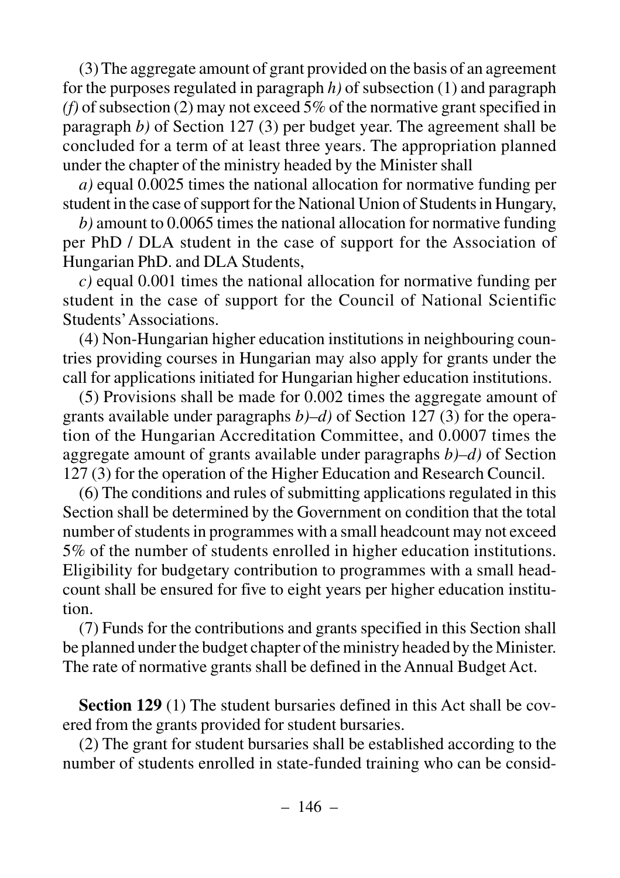(3) The aggregate amount of grant provided on the basis of an agreement for the purposes regulated in paragraph *h)* of subsection (1) and paragraph *(f)* of subsection (2) may not exceed 5% of the normative grant specified in paragraph *b)* of Section 127 (3) per budget year. The agreement shall be concluded for a term of at least three years. The appropriation planned under the chapter of the ministry headed by the Minister shall

*a)* equal 0.0025 times the national allocation for normative funding per student in the case of support for the National Union of Students in Hungary,

*b)* amount to 0.0065 times the national allocation for normative funding per PhD / DLA student in the case of support for the Association of Hungarian PhD. and DLA Students,

*c)* equal 0.001 times the national allocation for normative funding per student in the case of support for the Council of National Scientific Students' Associations.

(4) Non-Hungarian higher education institutions in neighbouring countries providing courses in Hungarian may also apply for grants under the call for applications initiated for Hungarian higher education institutions.

(5) Provisions shall be made for 0.002 times the aggregate amount of grants available under paragraphs *b)–d)* of Section 127 (3) for the operation of the Hungarian Accreditation Committee, and 0.0007 times the aggregate amount of grants available under paragraphs *b)–d)* of Section 127 (3) for the operation of the Higher Education and Research Council.

(6) The conditions and rules of submitting applications regulated in this Section shall be determined by the Government on condition that the total number of students in programmes with a small headcount may not exceed 5% of the number of students enrolled in higher education institutions. Eligibility for budgetary contribution to programmes with a small headcount shall be ensured for five to eight years per higher education institution.

(7) Funds for the contributions and grants specified in this Section shall be planned under the budget chapter of the ministry headed by the Minister. The rate of normative grants shall be defined in the Annual Budget Act.

**Section 129** (1) The student bursaries defined in this Act shall be covered from the grants provided for student bursaries.

(2) The grant for student bursaries shall be established according to the number of students enrolled in state-funded training who can be consid-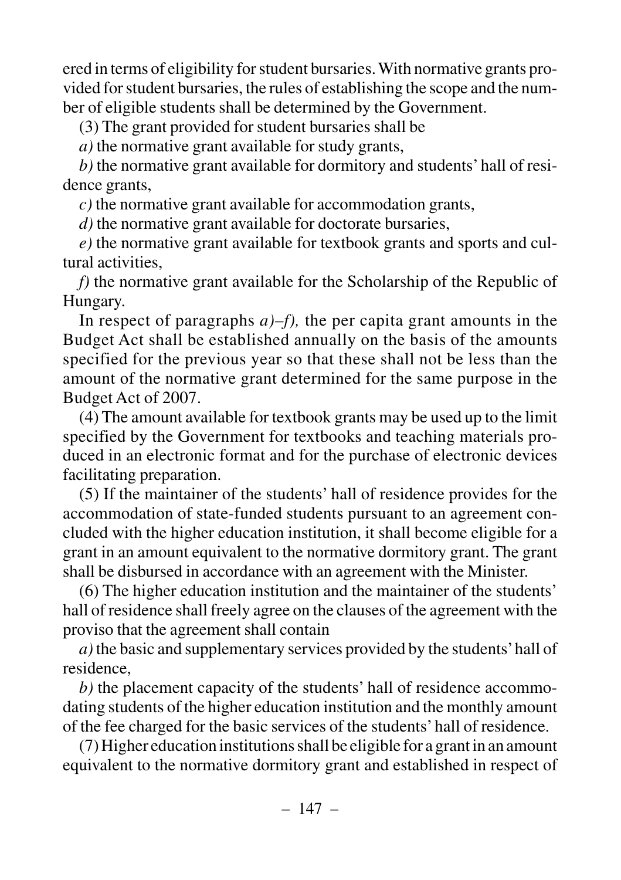ered in terms of eligibility for student bursaries. With normative grants provided for student bursaries, the rules of establishing the scope and the number of eligible students shall be determined by the Government.

(3) The grant provided for student bursaries shall be

*a)* the normative grant available for study grants,

*b)* the normative grant available for dormitory and students' hall of residence grants,

*c)* the normative grant available for accommodation grants,

*d)* the normative grant available for doctorate bursaries,

*e)* the normative grant available for textbook grants and sports and cultural activities,

*f)* the normative grant available for the Scholarship of the Republic of Hungary.

In respect of paragraphs *a)–f),* the per capita grant amounts in the Budget Act shall be established annually on the basis of the amounts specified for the previous year so that these shall not be less than the amount of the normative grant determined for the same purpose in the Budget Act of 2007.

(4) The amount available for textbook grants may be used up to the limit specified by the Government for textbooks and teaching materials produced in an electronic format and for the purchase of electronic devices facilitating preparation.

(5) If the maintainer of the students' hall of residence provides for the accommodation of state-funded students pursuant to an agreement concluded with the higher education institution, it shall become eligible for a grant in an amount equivalent to the normative dormitory grant. The grant shall be disbursed in accordance with an agreement with the Minister.

(6) The higher education institution and the maintainer of the students' hall of residence shall freely agree on the clauses of the agreement with the proviso that the agreement shall contain

*a)* the basic and supplementary services provided by the students' hall of residence,

*b)* the placement capacity of the students' hall of residence accommodating students of the higher education institution and the monthly amount of the fee charged for the basic services of the students' hall of residence.

(7) Higher education institutions shall be eligible for a grant in an amount equivalent to the normative dormitory grant and established in respect of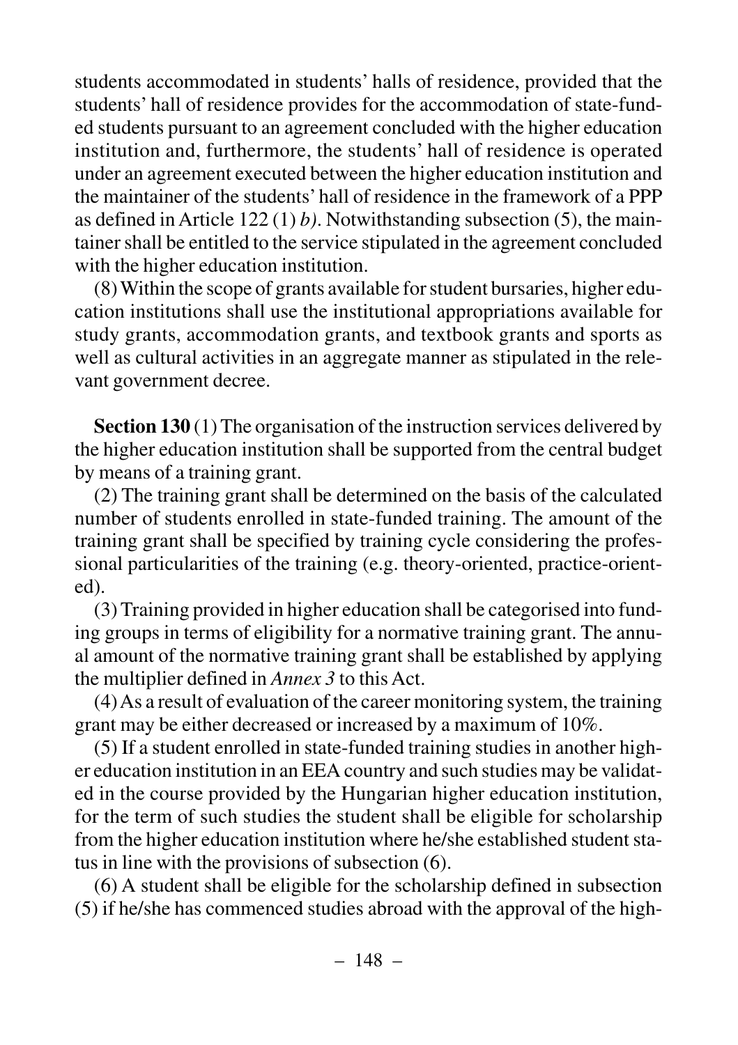students accommodated in students' halls of residence, provided that the students' hall of residence provides for the accommodation of state-funded students pursuant to an agreement concluded with the higher education institution and, furthermore, the students' hall of residence is operated under an agreement executed between the higher education institution and the maintainer of the students' hall of residence in the framework of a PPP as defined in Article 122 (1) *b)*. Notwithstanding subsection (5), the maintainer shall be entitled to the service stipulated in the agreement concluded with the higher education institution.

(8) Within the scope of grants available for student bursaries, higher education institutions shall use the institutional appropriations available for study grants, accommodation grants, and textbook grants and sports as well as cultural activities in an aggregate manner as stipulated in the relevant government decree.

**Section 130** (1) The organisation of the instruction services delivered by the higher education institution shall be supported from the central budget by means of a training grant.

(2) The training grant shall be determined on the basis of the calculated number of students enrolled in state-funded training. The amount of the training grant shall be specified by training cycle considering the professional particularities of the training (e.g. theory-oriented, practice-oriented).

(3) Training provided in higher education shall be categorised into funding groups in terms of eligibility for a normative training grant. The annual amount of the normative training grant shall be established by applying the multiplier defined in *Annex 3* to this Act.

(4) As a result of evaluation of the career monitoring system, the training grant may be either decreased or increased by a maximum of 10%.

(5) If a student enrolled in state-funded training studies in another higher education institution in an EEA country and such studies may be validated in the course provided by the Hungarian higher education institution, for the term of such studies the student shall be eligible for scholarship from the higher education institution where he/she established student status in line with the provisions of subsection (6).

(6) A student shall be eligible for the scholarship defined in subsection (5) if he/she has commenced studies abroad with the approval of the high-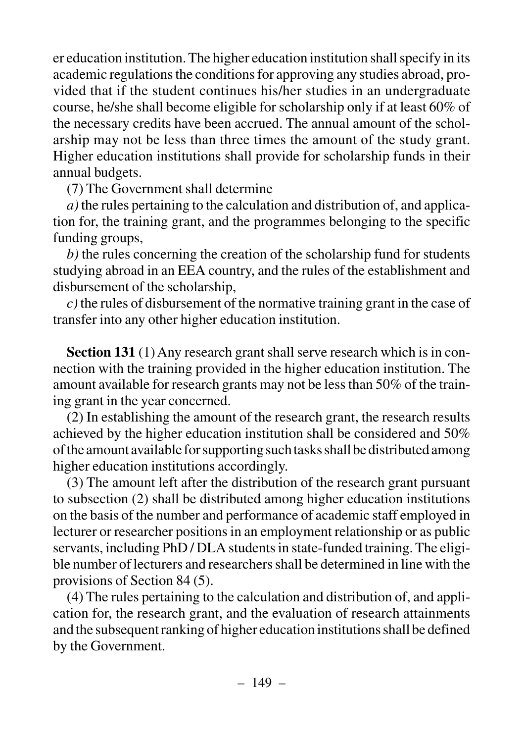er education institution. The higher education institution shall specify in its academic regulations the conditions for approving any studies abroad, provided that if the student continues his/her studies in an undergraduate course, he/she shall become eligible for scholarship only if at least 60% of the necessary credits have been accrued. The annual amount of the scholarship may not be less than three times the amount of the study grant. Higher education institutions shall provide for scholarship funds in their annual budgets.

(7) The Government shall determine

*a)* the rules pertaining to the calculation and distribution of, and application for, the training grant, and the programmes belonging to the specific funding groups,

*b)* the rules concerning the creation of the scholarship fund for students studying abroad in an EEA country, and the rules of the establishment and disbursement of the scholarship,

*c)* the rules of disbursement of the normative training grant in the case of transfer into any other higher education institution.

**Section 131** (1) Any research grant shall serve research which is in connection with the training provided in the higher education institution. The amount available for research grants may not be less than 50% of the training grant in the year concerned.

(2) In establishing the amount of the research grant, the research results achieved by the higher education institution shall be considered and 50% of the amount available for supporting such tasks shall be distributed among higher education institutions accordingly.

(3) The amount left after the distribution of the research grant pursuant to subsection (2) shall be distributed among higher education institutions on the basis of the number and performance of academic staff employed in lecturer or researcher positions in an employment relationship or as public servants, including PhD / DLA students in state-funded training. The eligible number of lecturers and researchers shall be determined in line with the provisions of Section 84 (5).

(4) The rules pertaining to the calculation and distribution of, and application for, the research grant, and the evaluation of research attainments and the subsequent ranking of higher education institutions shall be defined by the Government.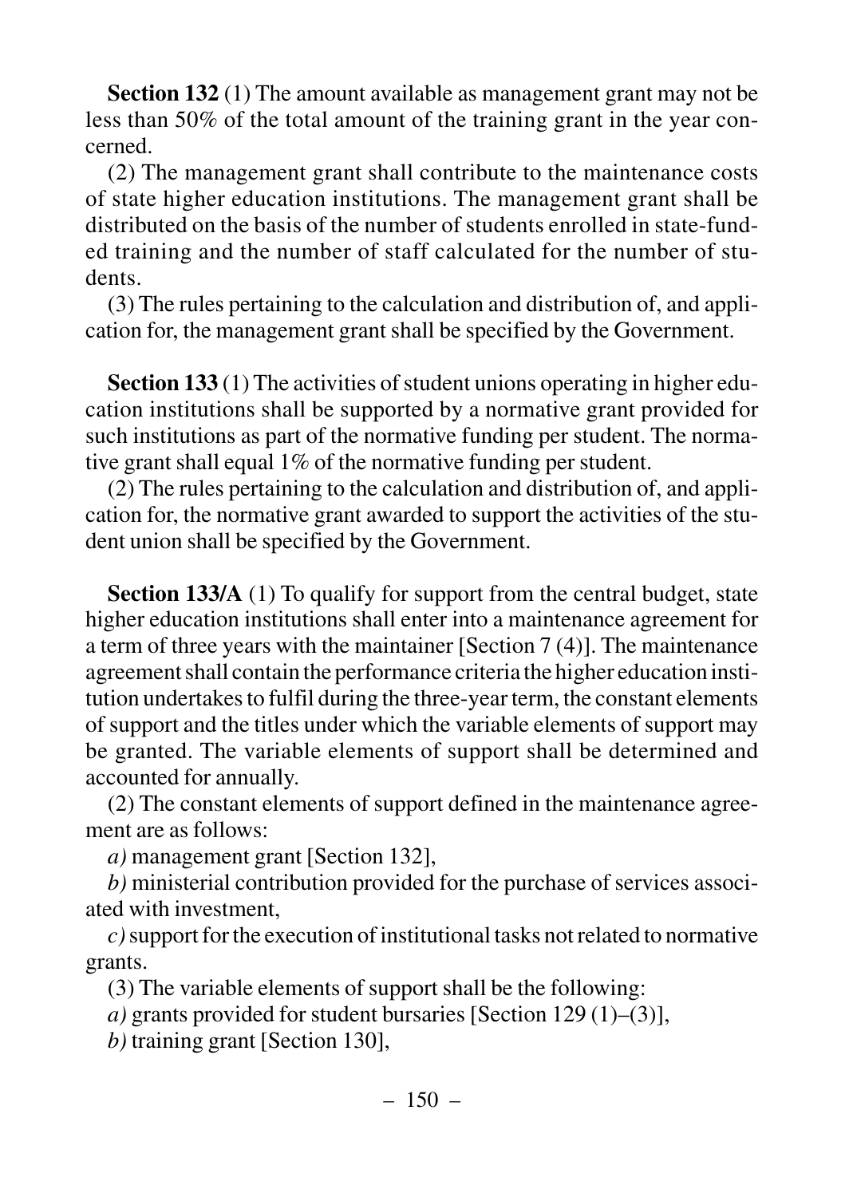**Section 132** (1) The amount available as management grant may not be less than 50% of the total amount of the training grant in the year concerned.

(2) The management grant shall contribute to the maintenance costs of state higher education institutions. The management grant shall be distributed on the basis of the number of students enrolled in state-funded training and the number of staff calculated for the number of students.

(3) The rules pertaining to the calculation and distribution of, and application for, the management grant shall be specified by the Government.

**Section 133** (1) The activities of student unions operating in higher education institutions shall be supported by a normative grant provided for such institutions as part of the normative funding per student. The normative grant shall equal 1% of the normative funding per student.

(2) The rules pertaining to the calculation and distribution of, and application for, the normative grant awarded to support the activities of the student union shall be specified by the Government.

**Section 133/A** (1) To qualify for support from the central budget, state higher education institutions shall enter into a maintenance agreement for a term of three years with the maintainer [Section 7 (4)]. The maintenance agreement shall contain the performance criteria the higher education institution undertakes to fulfil during the three-year term, the constant elements of support and the titles under which the variable elements of support may be granted. The variable elements of support shall be determined and accounted for annually.

(2) The constant elements of support defined in the maintenance agreement are as follows:

*a)* management grant [Section 132],

*b)* ministerial contribution provided for the purchase of services associated with investment,

*c)* support for the execution of institutional tasks not related to normative grants.

(3) The variable elements of support shall be the following:

*a)* grants provided for student bursaries [Section 129 (1)–(3)],

*b)* training grant [Section 130],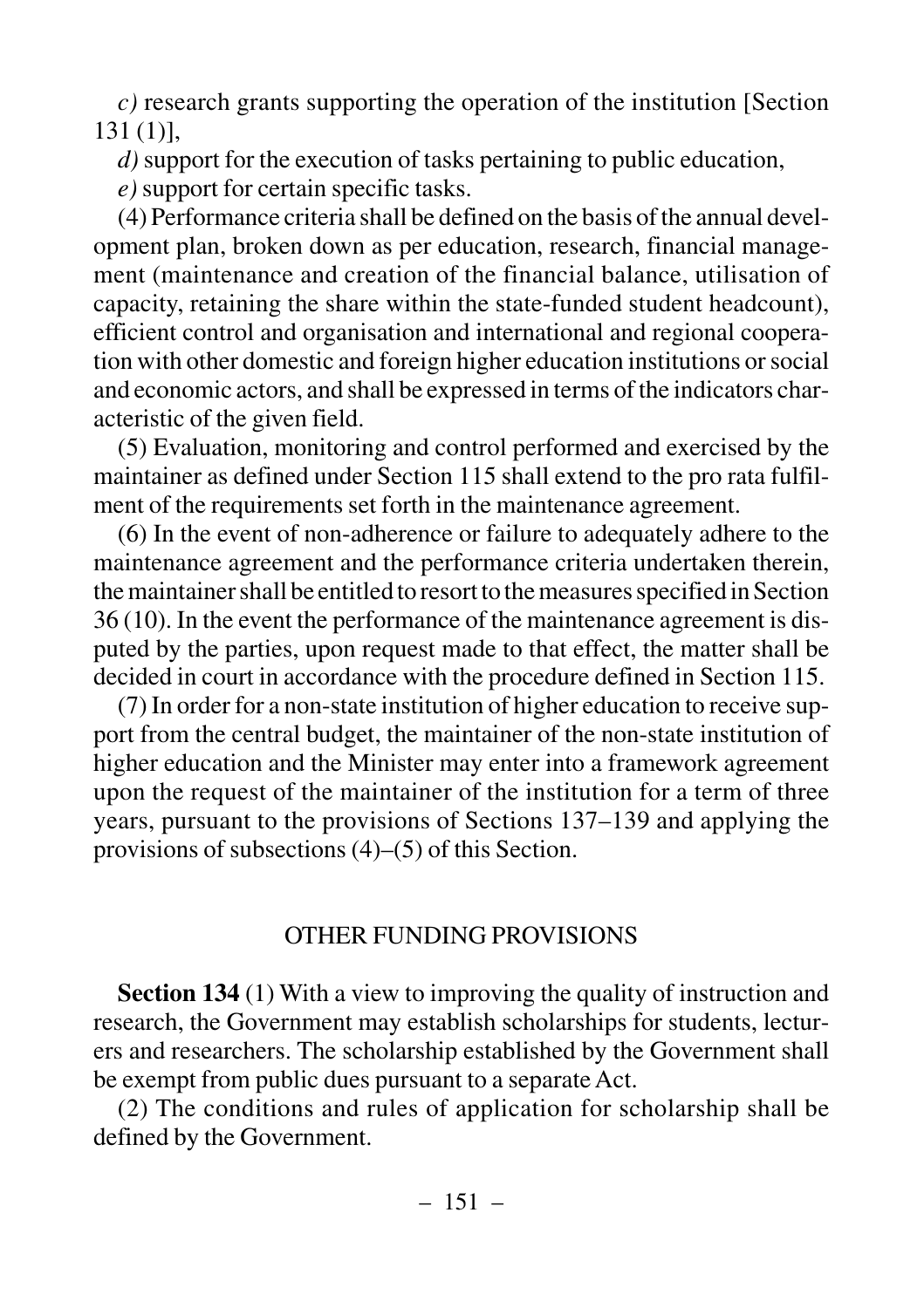*c)* research grants supporting the operation of the institution [Section 131 (1)],

*d)* support for the execution of tasks pertaining to public education,

*e)* support for certain specific tasks.

(4) Performance criteria shall be defined on the basis of the annual development plan, broken down as per education, research, financial management (maintenance and creation of the financial balance, utilisation of capacity, retaining the share within the state-funded student headcount), efficient control and organisation and international and regional cooperation with other domestic and foreign higher education institutions or social and economic actors, and shall be expressed in terms of the indicators characteristic of the given field.

(5) Evaluation, monitoring and control performed and exercised by the maintainer as defined under Section 115 shall extend to the pro rata fulfilment of the requirements set forth in the maintenance agreement.

(6) In the event of non-adherence or failure to adequately adhere to the maintenance agreement and the performance criteria undertaken therein, the maintainer shall be entitled to resort to the measures specified in Section 36 (10). In the event the performance of the maintenance agreement is disputed by the parties, upon request made to that effect, the matter shall be decided in court in accordance with the procedure defined in Section 115.

(7) In order for a non-state institution of higher education to receive support from the central budget, the maintainer of the non-state institution of higher education and the Minister may enter into a framework agreement upon the request of the maintainer of the institution for a term of three years, pursuant to the provisions of Sections 137–139 and applying the provisions of subsections (4)–(5) of this Section.

## OTHER FUNDING PROVISIONS

**Section 134** (1) With a view to improving the quality of instruction and research, the Government may establish scholarships for students, lecturers and researchers. The scholarship established by the Government shall be exempt from public dues pursuant to a separate Act.

(2) The conditions and rules of application for scholarship shall be defined by the Government.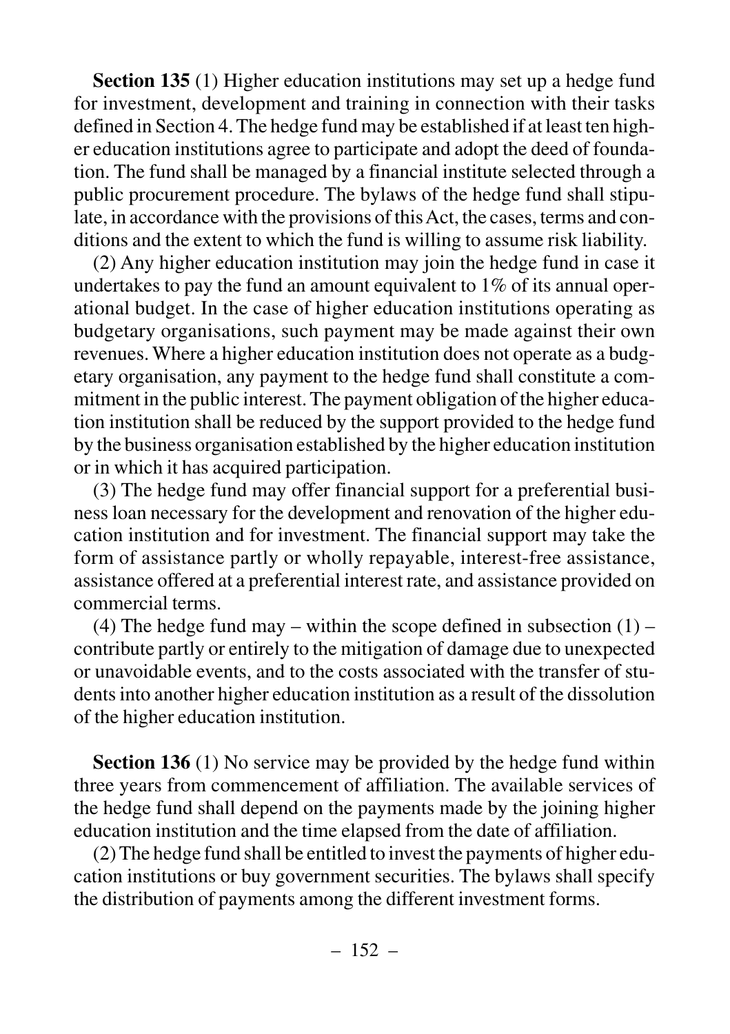**Section 135** (1) Higher education institutions may set up a hedge fund for investment, development and training in connection with their tasks defined in Section 4. The hedge fund may be established if at least ten higher education institutions agree to participate and adopt the deed of foundation. The fund shall be managed by a financial institute selected through a public procurement procedure. The bylaws of the hedge fund shall stipulate, in accordance with the provisions of this Act, the cases, terms and conditions and the extent to which the fund is willing to assume risk liability.

(2) Any higher education institution may join the hedge fund in case it undertakes to pay the fund an amount equivalent to 1% of its annual operational budget. In the case of higher education institutions operating as budgetary organisations, such payment may be made against their own revenues. Where a higher education institution does not operate as a budgetary organisation, any payment to the hedge fund shall constitute a commitment in the public interest. The payment obligation of the higher education institution shall be reduced by the support provided to the hedge fund by the business organisation established by the higher education institution or in which it has acquired participation.

(3) The hedge fund may offer financial support for a preferential business loan necessary for the development and renovation of the higher education institution and for investment. The financial support may take the form of assistance partly or wholly repayable, interest-free assistance, assistance offered at a preferential interest rate, and assistance provided on commercial terms.

(4) The hedge fund may – within the scope defined in subsection (1) – contribute partly or entirely to the mitigation of damage due to unexpected or unavoidable events, and to the costs associated with the transfer of students into another higher education institution as a result of the dissolution of the higher education institution.

**Section 136** (1) No service may be provided by the hedge fund within three years from commencement of affiliation. The available services of the hedge fund shall depend on the payments made by the joining higher education institution and the time elapsed from the date of affiliation.

(2) The hedge fund shall be entitled to invest the payments of higher education institutions or buy government securities. The bylaws shall specify the distribution of payments among the different investment forms.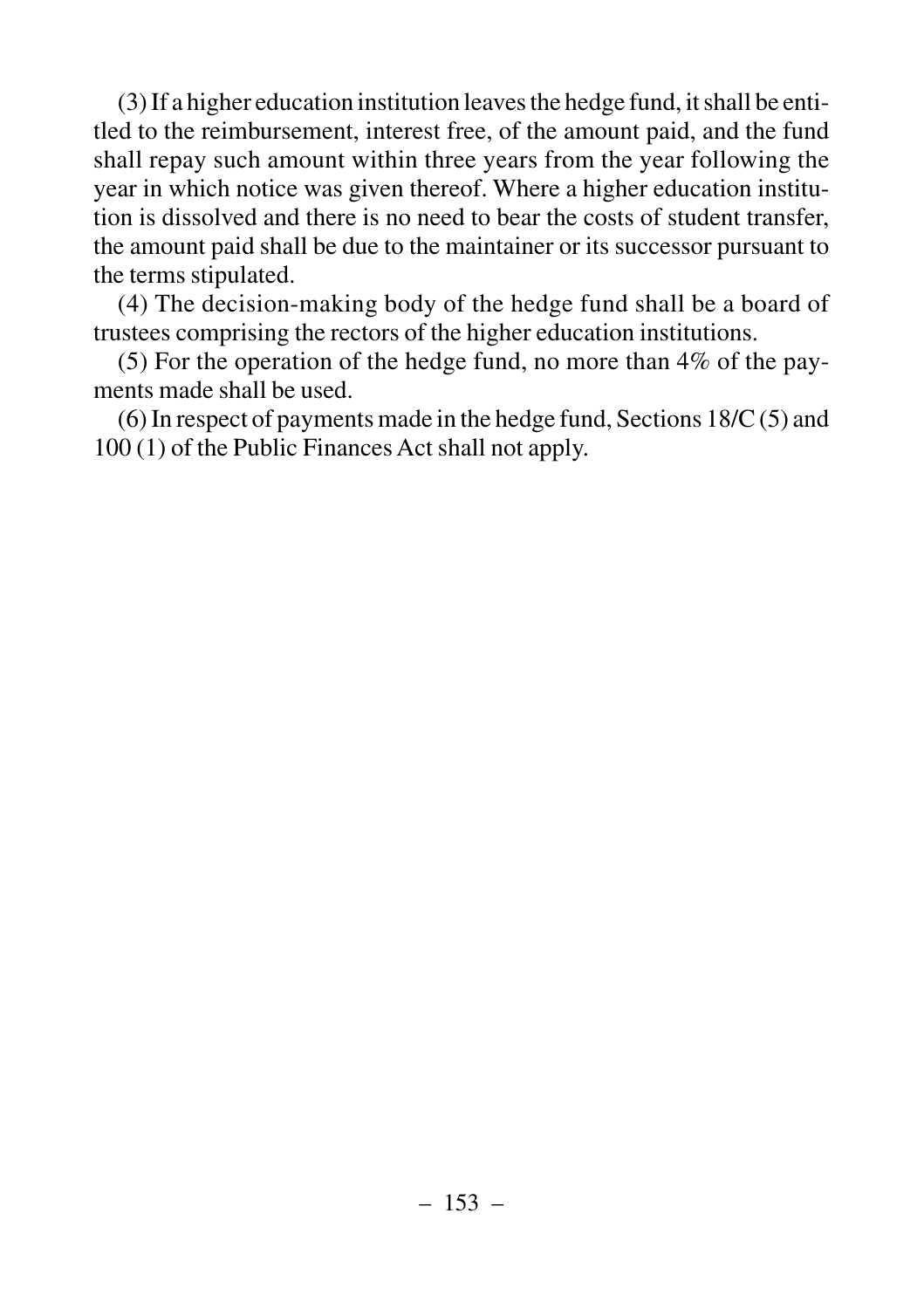(3) If a higher education institution leaves the hedge fund, it shall be entitled to the reimbursement, interest free, of the amount paid, and the fund shall repay such amount within three years from the year following the year in which notice was given thereof. Where a higher education institution is dissolved and there is no need to bear the costs of student transfer, the amount paid shall be due to the maintainer or its successor pursuant to the terms stipulated.

(4) The decision-making body of the hedge fund shall be a board of trustees comprising the rectors of the higher education institutions.

(5) For the operation of the hedge fund, no more than 4% of the payments made shall be used.

(6) In respect of payments made in the hedge fund, Sections 18/C (5) and 100 (1) of the Public Finances Act shall not apply.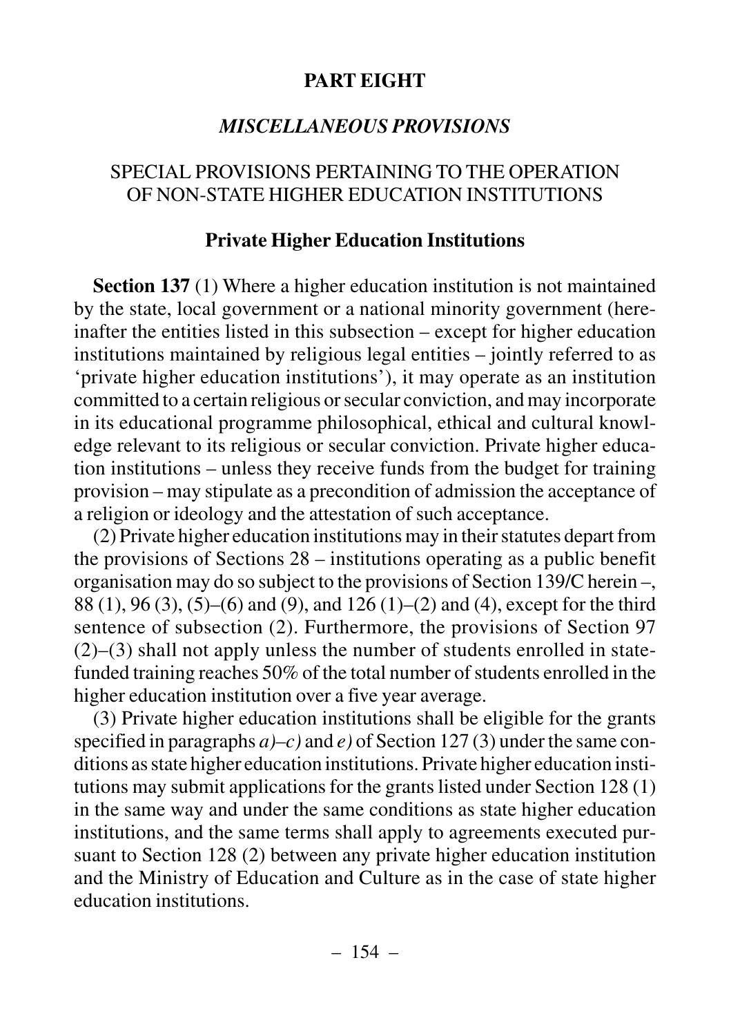# PART EIGHT

## *MISCELLANEOUS PROVISIONS*

### SPECIAL PROVISIONS PERTAINING TO THE OPERATION OF NON-STATE HIGHER EDUCATION INSTITUTIONS

#### Private Higher Education Institutions

**Section 137** (1) Where a higher education institution is not maintained by the state, local government or a national minority government (hereinafter the entities listed in this subsection – except for higher education institutions maintained by religious legal entities – jointly referred to as 'private higher education institutions'), it may operate as an institution committed to a certain religious or secular conviction, and may incorporate in its educational programme philosophical, ethical and cultural knowledge relevant to its religious or secular conviction. Private higher education institutions – unless they receive funds from the budget for training provision – may stipulate as a precondition of admission the acceptance of a religion or ideology and the attestation of such acceptance.

(2) Private higher education institutions may in their statutes depart from the provisions of Sections 28 – institutions operating as a public benefit organisation may do so subject to the provisions of Section 139/C herein –, 88 (1), 96 (3), (5)–(6) and (9), and 126 (1)–(2) and (4), except for the third sentence of subsection (2). Furthermore, the provisions of Section 97 (2)–(3) shall not apply unless the number of students enrolled in state-funded training reaches 50% of the total number of students enrolled in the higher education institution over a five year average.

(3) Private higher education institutions shall be eligible for the grants specified in paragraphs *a)*–*c)* and *e)* of Section 127 (3) under the same conditions as state higher education institutions. Private higher education institutions may submit applications for the grants listed under Section 128 (1) in the same way and under the same conditions as state higher education institutions, and the same terms shall apply to agreements executed pursuant to Section 128 (2) between any private higher education institution and the Ministry of Education and Culture as in the case of state higher education institutions.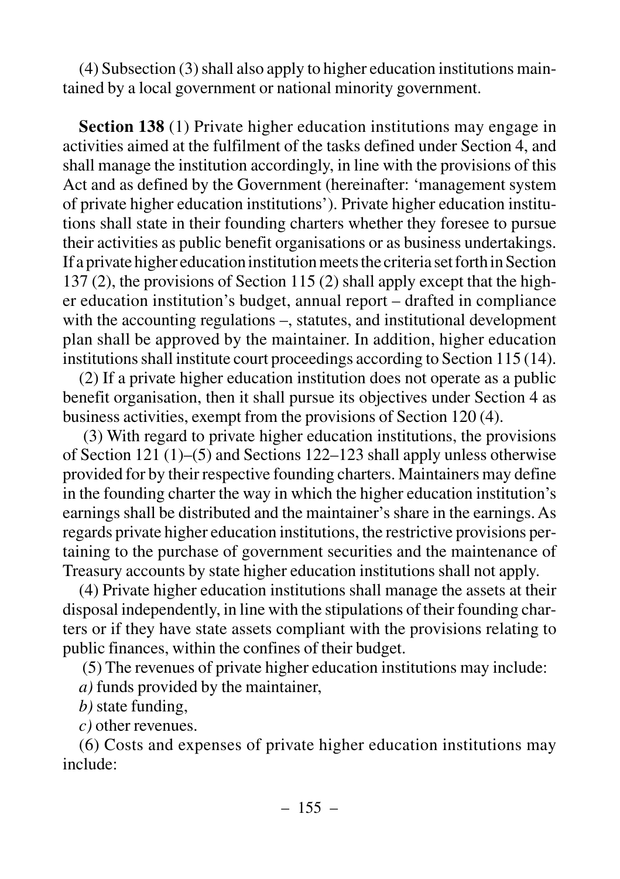(4) Subsection (3) shall also apply to higher education institutions maintained by a local government or national minority government.

**Section 138** (1) Private higher education institutions may engage in activities aimed at the fulfilment of the tasks defined under Section 4, and shall manage the institution accordingly, in line with the provisions of this Act and as defined by the Government (hereinafter: 'management system of private higher education institutions'). Private higher education institutions shall state in their founding charters whether they foresee to pursue their activities as public benefit organisations or as business undertakings. If a private higher education institution meets the criteria set forth in Section 137 (2), the provisions of Section 115 (2) shall apply except that the higher education institution's budget, annual report – drafted in compliance with the accounting regulations –, statutes, and institutional development plan shall be approved by the maintainer. In addition, higher education institutions shall institute court proceedings according to Section 115 (14).

(2) If a private higher education institution does not operate as a public benefit organisation, then it shall pursue its objectives under Section 4 as business activities, exempt from the provisions of Section 120 (4).

(3) With regard to private higher education institutions, the provisions of Section 121 (1)–(5) and Sections 122–123 shall apply unless otherwise provided for by their respective founding charters. Maintainers may define in the founding charter the way in which the higher education institution's earnings shall be distributed and the maintainer's share in the earnings. As regards private higher education institutions, the restrictive provisions pertaining to the purchase of government securities and the maintenance of Treasury accounts by state higher education institutions shall not apply.

(4) Private higher education institutions shall manage the assets at their disposal independently, in line with the stipulations of their founding charters or if they have state assets compliant with the provisions relating to public finances, within the confines of their budget.

(5) The revenues of private higher education institutions may include:

*a)* funds provided by the maintainer,

*b)* state funding,

*c)* other revenues.

(6) Costs and expenses of private higher education institutions may include: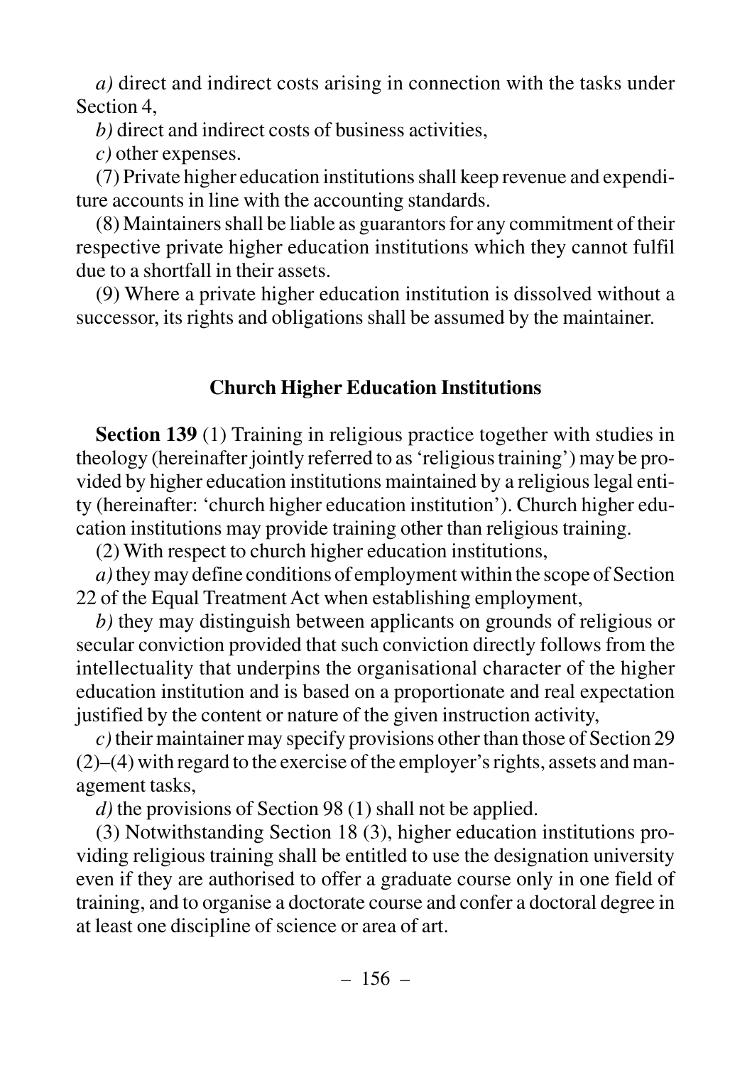*a)* direct and indirect costs arising in connection with the tasks under Section 4,

*b)* direct and indirect costs of business activities,

*c)* other expenses.

(7) Private higher education institutions shall keep revenue and expenditure accounts in line with the accounting standards.

(8) Maintainers shall be liable as guarantors for any commitment of their respective private higher education institutions which they cannot fulfil due to a shortfall in their assets.

(9) Where a private higher education institution is dissolved without a successor, its rights and obligations shall be assumed by the maintainer.

## Church Higher Education Institutions

**Section 139** (1) Training in religious practice together with studies in theology (hereinafter jointly referred to as 'religious training') may be provided by higher education institutions maintained by a religious legal entity (hereinafter: 'church higher education institution'). Church higher education institutions may provide training other than religious training.

(2) With respect to church higher education institutions,

*a)* they may define conditions of employment within the scope of Section 22 of the Equal Treatment Act when establishing employment,

*b)* they may distinguish between applicants on grounds of religious or secular conviction provided that such conviction directly follows from the intellectuality that underpins the organisational character of the higher education institution and is based on a proportionate and real expectation justified by the content or nature of the given instruction activity,

*c)* their maintainer may specify provisions other than those of Section 29 (2)–(4) with regard to the exercise of the employer's rights, assets and management tasks,

*d)* the provisions of Section 98 (1) shall not be applied.

(3) Notwithstanding Section 18 (3), higher education institutions providing religious training shall be entitled to use the designation university even if they are authorised to offer a graduate course only in one field of training, and to organise a doctorate course and confer a doctoral degree in at least one discipline of science or area of art.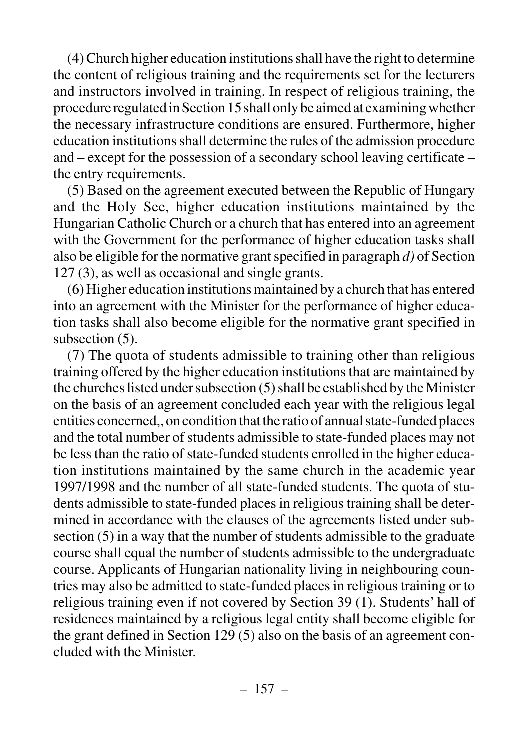(4) Church higher education institutions shall have the right to determine the content of religious training and the requirements set for the lecturers and instructors involved in training. In respect of religious training, the procedure regulated in Section 15 shall only be aimed at examining whether the necessary infrastructure conditions are ensured. Furthermore, higher education institutions shall determine the rules of the admission procedure and – except for the possession of a secondary school leaving certificate – the entry requirements.

(5) Based on the agreement executed between the Republic of Hungary and the Holy See, higher education institutions maintained by the Hungarian Catholic Church or a church that has entered into an agreement with the Government for the performance of higher education tasks shall also be eligible for the normative grant specified in paragraph *d)* of Section 127 (3), as well as occasional and single grants.

(6) Higher education institutions maintained by a church that has entered into an agreement with the Minister for the performance of higher education tasks shall also become eligible for the normative grant specified in subsection (5).

(7) The quota of students admissible to training other than religious training offered by the higher education institutions that are maintained by the churches listed under subsection (5) shall be established by the Minister on the basis of an agreement concluded each year with the religious legal entities concerned,, on condition that the ratio of annual state-funded places and the total number of students admissible to state-funded places may not be less than the ratio of state-funded students enrolled in the higher education institutions maintained by the same church in the academic year 1997/1998 and the number of all state-funded students. The quota of students admissible to state-funded places in religious training shall be determined in accordance with the clauses of the agreements listed under subsection (5) in a way that the number of students admissible to the graduate course shall equal the number of students admissible to the undergraduate course. Applicants of Hungarian nationality living in neighbouring countries may also be admitted to state-funded places in religious training or to religious training even if not covered by Section 39 (1). Students' hall of residences maintained by a religious legal entity shall become eligible for the grant defined in Section 129 (5) also on the basis of an agreement concluded with the Minister.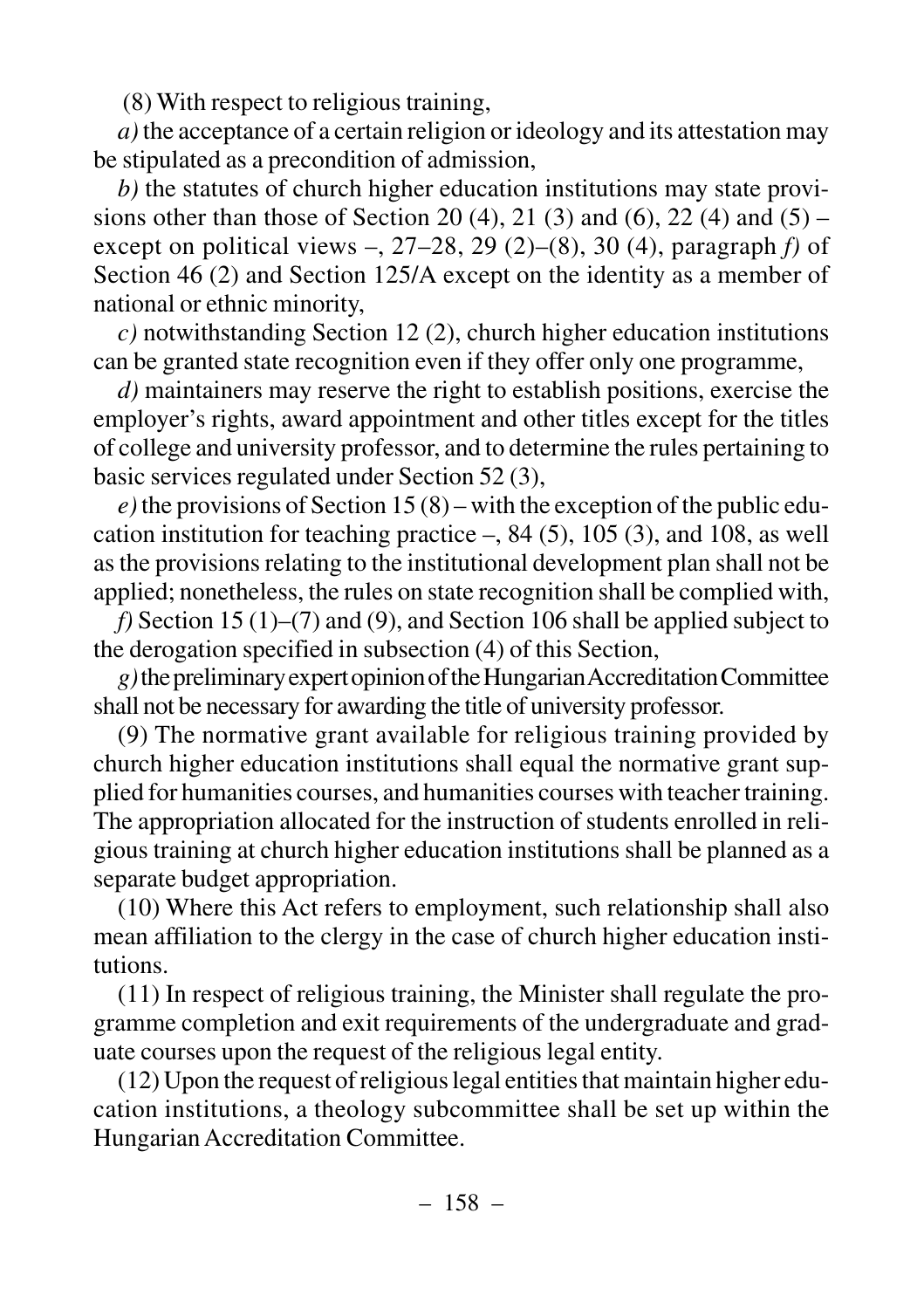(8) With respect to religious training,

*a)* the acceptance of a certain religion or ideology and its attestation may be stipulated as a precondition of admission,

*b)* the statutes of church higher education institutions may state provisions other than those of Section 20 (4), 21 (3) and (6), 22 (4) and (5) – except on political views –, 27–28, 29 (2)–(8), 30 (4), paragraph *f)* of Section 46 (2) and Section 125/A except on the identity as a member of national or ethnic minority,

*c)* notwithstanding Section 12 (2), church higher education institutions can be granted state recognition even if they offer only one programme,

*d)* maintainers may reserve the right to establish positions, exercise the employer's rights, award appointment and other titles except for the titles of college and university professor, and to determine the rules pertaining to basic services regulated under Section 52 (3),

*e)* the provisions of Section 15 (8) – with the exception of the public education institution for teaching practice –, 84 (5), 105 (3), and 108, as well as the provisions relating to the institutional development plan shall not be applied; nonetheless, the rules on state recognition shall be complied with,

*f)* Section 15 (1)–(7) and (9), and Section 106 shall be applied subject to the derogation specified in subsection (4) of this Section,

*g)* the preliminary expert opinion of the Hungarian Accreditation Committee shall not be necessary for awarding the title of university professor.

(9) The normative grant available for religious training provided by church higher education institutions shall equal the normative grant supplied for humanities courses, and humanities courses with teacher training. The appropriation allocated for the instruction of students enrolled in religious training at church higher education institutions shall be planned as a separate budget appropriation.

(10) Where this Act refers to employment, such relationship shall also mean affiliation to the clergy in the case of church higher education institutions.

(11) In respect of religious training, the Minister shall regulate the programme completion and exit requirements of the undergraduate and graduate courses upon the request of the religious legal entity.

(12) Upon the request of religious legal entities that maintain higher education institutions, a theology subcommittee shall be set up within the Hungarian Accreditation Committee.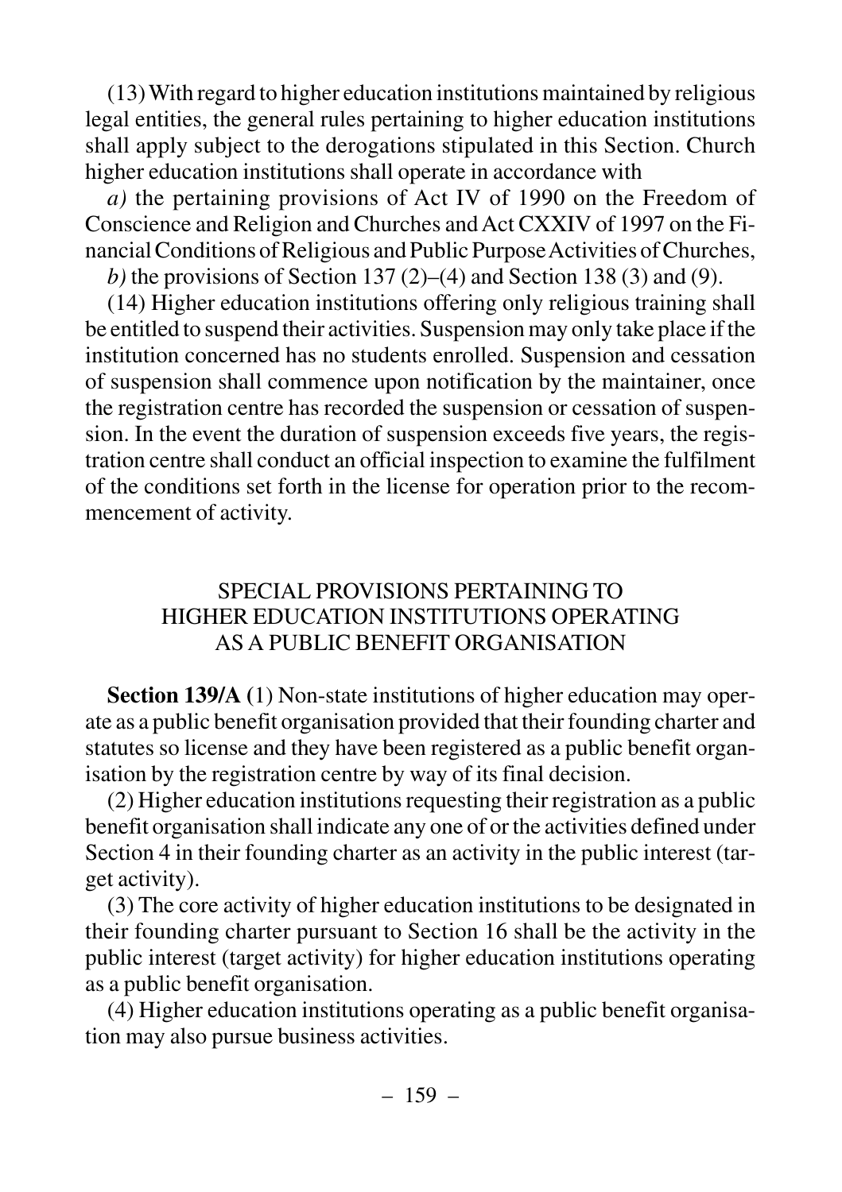(13) With regard to higher education institutions maintained by religious legal entities, the general rules pertaining to higher education institutions shall apply subject to the derogations stipulated in this Section. Church higher education institutions shall operate in accordance with

*a)* the pertaining provisions of Act IV of 1990 on the Freedom of Conscience and Religion and Churches and Act CXXIV of 1997 on the Financial Conditions of Religious and Public Purpose Activities of Churches,

*b)* the provisions of Section 137 (2)–(4) and Section 138 (3) and (9).

(14) Higher education institutions offering only religious training shall be entitled to suspend their activities. Suspension may only take place if the institution concerned has no students enrolled. Suspension and cessation of suspension shall commence upon notification by the maintainer, once the registration centre has recorded the suspension or cessation of suspension. In the event the duration of suspension exceeds five years, the registration centre shall conduct an official inspection to examine the fulfilment of the conditions set forth in the license for operation prior to the recommencement of activity.

## SPECIAL PROVISIONS PERTAINING TO HIGHER EDUCATION INSTITUTIONS OPERATING AS A PUBLIC BENEFIT ORGANISATION

**Section 139/A** (1) Non-state institutions of higher education may operate as a public benefit organisation provided that their founding charter and statutes so license and they have been registered as a public benefit organisation by the registration centre by way of its final decision.

(2) Higher education institutions requesting their registration as a public benefit organisation shall indicate any one of or the activities defined under Section 4 in their founding charter as an activity in the public interest (target activity).

(3) The core activity of higher education institutions to be designated in their founding charter pursuant to Section 16 shall be the activity in the public interest (target activity) for higher education institutions operating as a public benefit organisation.

(4) Higher education institutions operating as a public benefit organisation may also pursue business activities.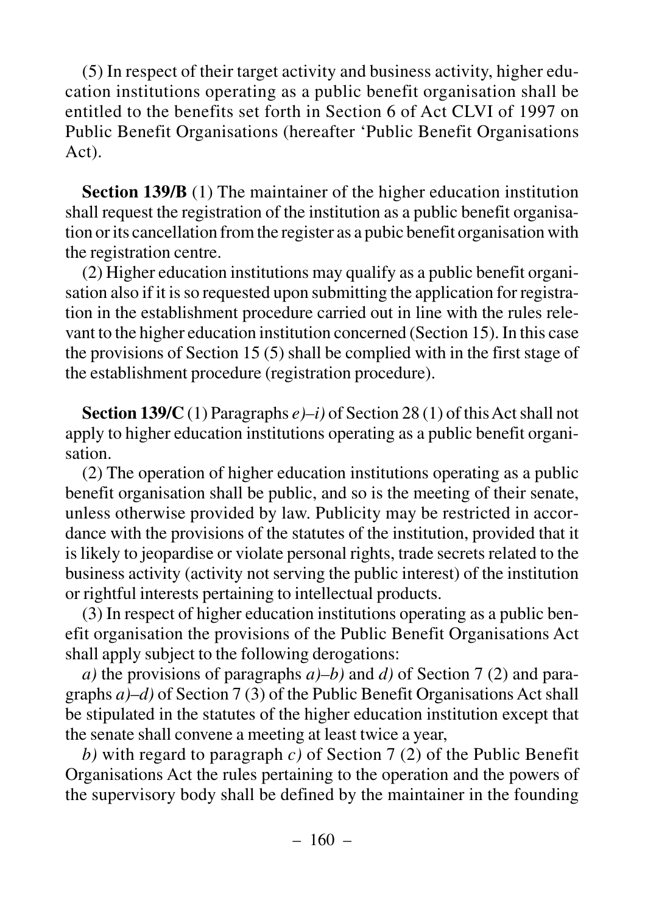(5) In respect of their target activity and business activity, higher education institutions operating as a public benefit organisation shall be entitled to the benefits set forth in Section 6 of Act CLVI of 1997 on Public Benefit Organisations (hereafter 'Public Benefit Organisations Act).

**Section 139/B** (1) The maintainer of the higher education institution shall request the registration of the institution as a public benefit organisation or its cancellation from the register as a pubic benefit organisation with the registration centre.

(2) Higher education institutions may qualify as a public benefit organisation also if it is so requested upon submitting the application for registration in the establishment procedure carried out in line with the rules relevant to the higher education institution concerned (Section 15). In this case the provisions of Section 15 (5) shall be complied with in the first stage of the establishment procedure (registration procedure).

**Section 139/C** (1) Paragraphs *e)–i)* of Section 28 (1) of this Act shall not apply to higher education institutions operating as a public benefit organisation.

(2) The operation of higher education institutions operating as a public benefit organisation shall be public, and so is the meeting of their senate, unless otherwise provided by law. Publicity may be restricted in accordance with the provisions of the statutes of the institution, provided that it is likely to jeopardise or violate personal rights, trade secrets related to the business activity (activity not serving the public interest) of the institution or rightful interests pertaining to intellectual products.

(3) In respect of higher education institutions operating as a public benefit organisation the provisions of the Public Benefit Organisations Act shall apply subject to the following derogations:

*a)* the provisions of paragraphs *a)–b)* and *d)* of Section 7 (2) and paragraphs *a)–d)* of Section 7 (3) of the Public Benefit Organisations Act shall be stipulated in the statutes of the higher education institution except that the senate shall convene a meeting at least twice a year,

*b)* with regard to paragraph *c)* of Section 7 (2) of the Public Benefit Organisations Act the rules pertaining to the operation and the powers of the supervisory body shall be defined by the maintainer in the founding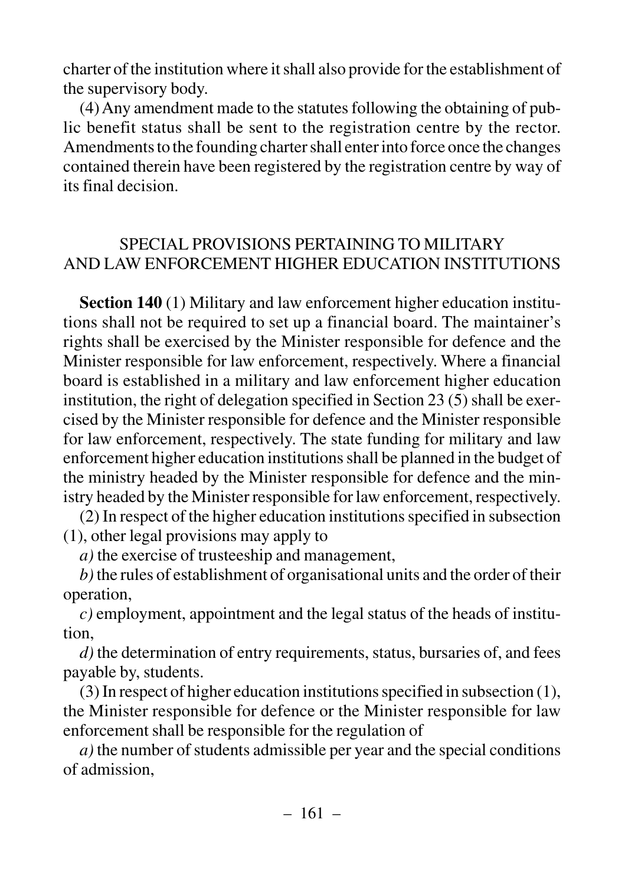charter of the institution where it shall also provide for the establishment of the supervisory body.

(4) Any amendment made to the statutes following the obtaining of public benefit status shall be sent to the registration centre by the rector. Amendments to the founding charter shall enter into force once the changes contained therein have been registered by the registration centre by way of its final decision.

## SPECIAL PROVISIONS PERTAINING TO MILITARY AND LAW ENFORCEMENT HIGHER EDUCATION INSTITUTIONS

**Section 140** (1) Military and law enforcement higher education institutions shall not be required to set up a financial board. The maintainer's rights shall be exercised by the Minister responsible for defence and the Minister responsible for law enforcement, respectively. Where a financial board is established in a military and law enforcement higher education institution, the right of delegation specified in Section 23 (5) shall be exercised by the Minister responsible for defence and the Minister responsible for law enforcement, respectively. The state funding for military and law enforcement higher education institutions shall be planned in the budget of the ministry headed by the Minister responsible for defence and the ministry headed by the Minister responsible for law enforcement, respectively.

(2) In respect of the higher education institutions specified in subsection (1), other legal provisions may apply to

*a)* the exercise of trusteeship and management,

*b)* the rules of establishment of organisational units and the order of their operation,

*c)* employment, appointment and the legal status of the heads of institution,

*d)* the determination of entry requirements, status, bursaries of, and fees payable by, students.

(3) In respect of higher education institutions specified in subsection (1), the Minister responsible for defence or the Minister responsible for law enforcement shall be responsible for the regulation of

*a)* the number of students admissible per year and the special conditions of admission,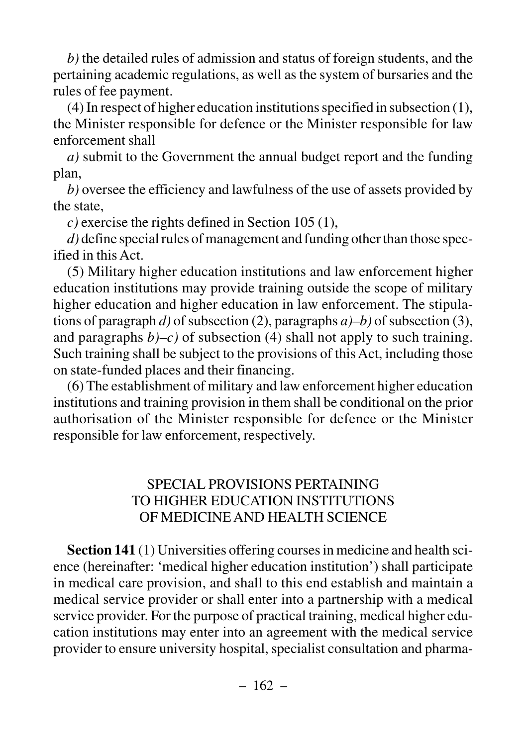*b)* the detailed rules of admission and status of foreign students, and the pertaining academic regulations, as well as the system of bursaries and the rules of fee payment.

(4) In respect of higher education institutions specified in subsection (1), the Minister responsible for defence or the Minister responsible for law enforcement shall

*a)* submit to the Government the annual budget report and the funding plan,

*b)* oversee the efficiency and lawfulness of the use of assets provided by the state,

*c)* exercise the rights defined in Section 105 (1),

*d)* define special rules of management and funding other than those specified in this Act.

(5) Military higher education institutions and law enforcement higher education institutions may provide training outside the scope of military higher education and higher education in law enforcement. The stipulations of paragraph *d)* of subsection (2), paragraphs *a)–b)* of subsection (3), and paragraphs *b)–c)* of subsection (4) shall not apply to such training. Such training shall be subject to the provisions of this Act, including those on state-funded places and their financing.

(6) The establishment of military and law enforcement higher education institutions and training provision in them shall be conditional on the prior authorisation of the Minister responsible for defence or the Minister responsible for law enforcement, respectively.

## SPECIAL PROVISIONS PERTAINING TO HIGHER EDUCATION INSTITUTIONS OF MEDICINE AND HEALTH SCIENCE

**Section 141** (1) Universities offering courses in medicine and health science (hereinafter: 'medical higher education institution') shall participate in medical care provision, and shall to this end establish and maintain a medical service provider or shall enter into a partnership with a medical service provider. For the purpose of practical training, medical higher education institutions may enter into an agreement with the medical service provider to ensure university hospital, specialist consultation and pharma-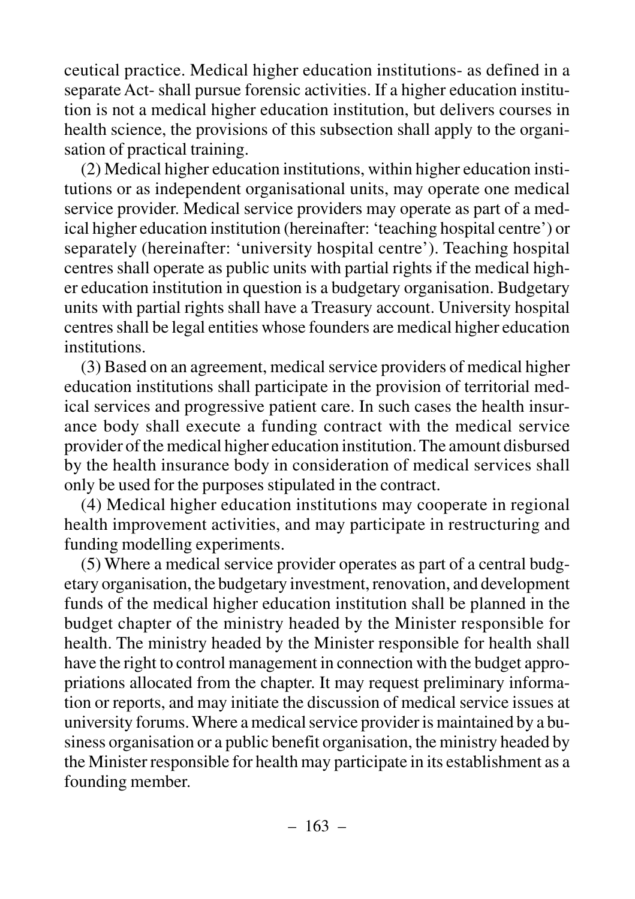ceutical practice. Medical higher education institutions- as defined in a separate Act- shall pursue forensic activities. If a higher education institution is not a medical higher education institution, but delivers courses in health science, the provisions of this subsection shall apply to the organisation of practical training.

(2) Medical higher education institutions, within higher education institutions or as independent organisational units, may operate one medical service provider. Medical service providers may operate as part of a medical higher education institution (hereinafter: 'teaching hospital centre') or separately (hereinafter: 'university hospital centre'). Teaching hospital centres shall operate as public units with partial rights if the medical higher education institution in question is a budgetary organisation. Budgetary units with partial rights shall have a Treasury account. University hospital centres shall be legal entities whose founders are medical higher education institutions.

(3) Based on an agreement, medical service providers of medical higher education institutions shall participate in the provision of territorial medical services and progressive patient care. In such cases the health insurance body shall execute a funding contract with the medical service provider of the medical higher education institution. The amount disbursed by the health insurance body in consideration of medical services shall only be used for the purposes stipulated in the contract.

(4) Medical higher education institutions may cooperate in regional health improvement activities, and may participate in restructuring and funding modelling experiments.

(5) Where a medical service provider operates as part of a central budgetary organisation, the budgetary investment, renovation, and development funds of the medical higher education institution shall be planned in the budget chapter of the ministry headed by the Minister responsible for health. The ministry headed by the Minister responsible for health shall have the right to control management in connection with the budget appropriations allocated from the chapter. It may request preliminary information or reports, and may initiate the discussion of medical service issues at university forums. Where a medical service provider is maintained by a business organisation or a public benefit organisation, the ministry headed by the Minister responsible for health may participate in its establishment as a founding member.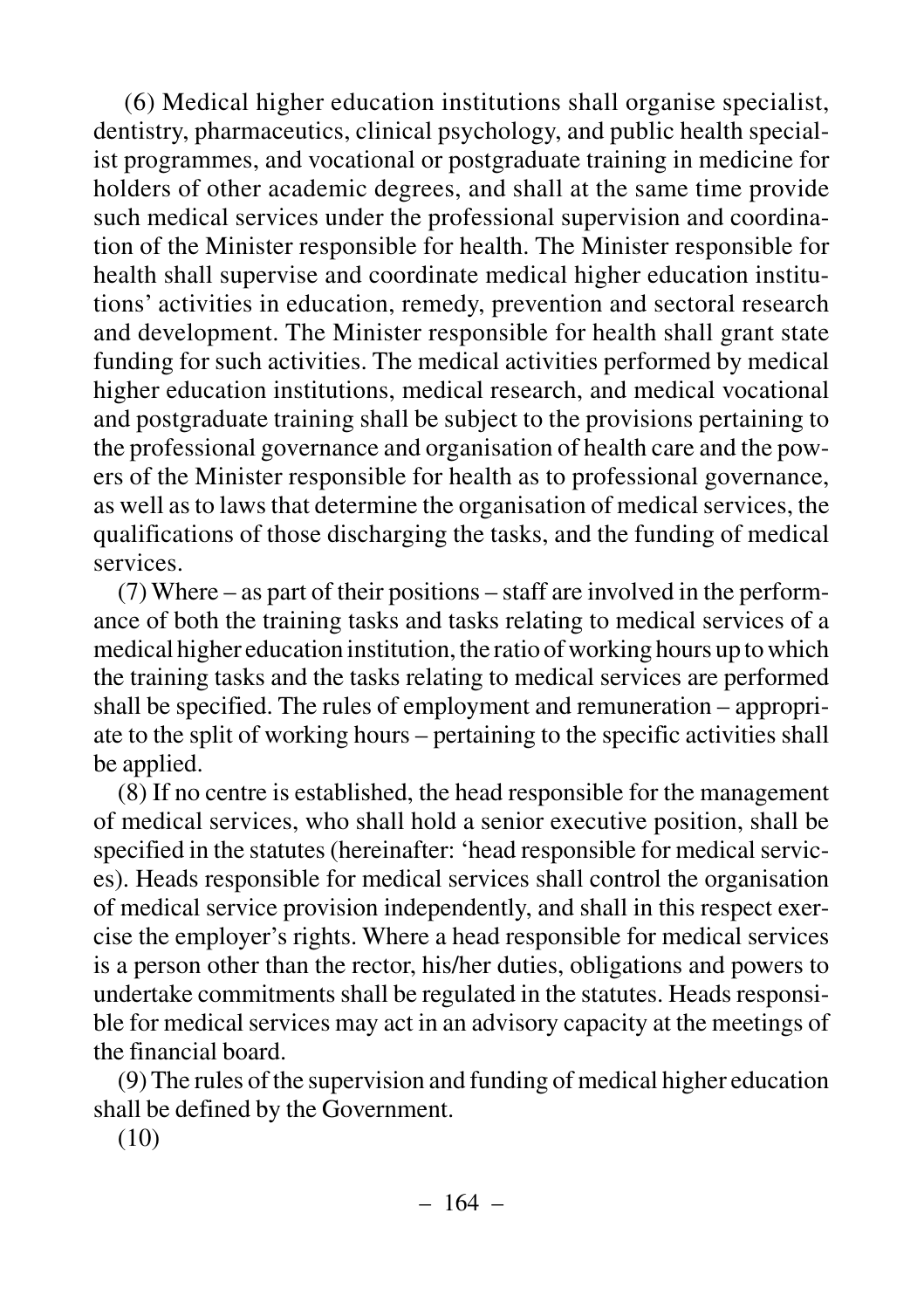(6) Medical higher education institutions shall organise specialist, dentistry, pharmaceutics, clinical psychology, and public health specialist programmes, and vocational or postgraduate training in medicine for holders of other academic degrees, and shall at the same time provide such medical services under the professional supervision and coordination of the Minister responsible for health. The Minister responsible for health shall supervise and coordinate medical higher education institutions' activities in education, remedy, prevention and sectoral research and development. The Minister responsible for health shall grant state funding for such activities. The medical activities performed by medical higher education institutions, medical research, and medical vocational and postgraduate training shall be subject to the provisions pertaining to the professional governance and organisation of health care and the powers of the Minister responsible for health as to professional governance, as well as to laws that determine the organisation of medical services, the qualifications of those discharging the tasks, and the funding of medical services.

(7) Where – as part of their positions – staff are involved in the performance of both the training tasks and tasks relating to medical services of a medical higher education institution, the ratio of working hours up to which the training tasks and the tasks relating to medical services are performed shall be specified. The rules of employment and remuneration – appropriate to the split of working hours – pertaining to the specific activities shall be applied.

(8) If no centre is established, the head responsible for the management of medical services, who shall hold a senior executive position, shall be specified in the statutes (hereinafter: 'head responsible for medical services). Heads responsible for medical services shall control the organisation of medical service provision independently, and shall in this respect exercise the employer's rights. Where a head responsible for medical services is a person other than the rector, his/her duties, obligations and powers to undertake commitments shall be regulated in the statutes. Heads responsible for medical services may act in an advisory capacity at the meetings of the financial board.

(9) The rules of the supervision and funding of medical higher education shall be defined by the Government.

(10)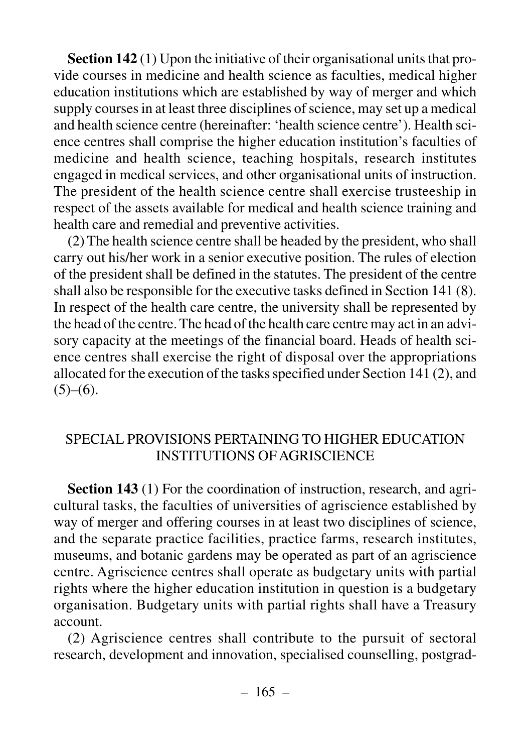**Section 142** (1) Upon the initiative of their organisational units that provide courses in medicine and health science as faculties, medical higher education institutions which are established by way of merger and which supply courses in at least three disciplines of science, may set up a medical and health science centre (hereinafter: 'health science centre'). Health science centres shall comprise the higher education institution's faculties of medicine and health science, teaching hospitals, research institutes engaged in medical services, and other organisational units of instruction. The president of the health science centre shall exercise trusteeship in respect of the assets available for medical and health science training and health care and remedial and preventive activities.

(2) The health science centre shall be headed by the president, who shall carry out his/her work in a senior executive position. The rules of election of the president shall be defined in the statutes. The president of the centre shall also be responsible for the executive tasks defined in Section 141 (8). In respect of the health care centre, the university shall be represented by the head of the centre. The head of the health care centre may act in an advisory capacity at the meetings of the financial board. Heads of health science centres shall exercise the right of disposal over the appropriations allocated for the execution of the tasks specified under Section 141 (2), and (5)–(6).

## SPECIAL PROVISIONS PERTAINING TO HIGHER EDUCATION INSTITUTIONS OF AGRISCIENCE

**Section 143** (1) For the coordination of instruction, research, and agricultural tasks, the faculties of universities of agriscience established by way of merger and offering courses in at least two disciplines of science, and the separate practice facilities, practice farms, research institutes, museums, and botanic gardens may be operated as part of an agriscience centre. Agriscience centres shall operate as budgetary units with partial rights where the higher education institution in question is a budgetary organisation. Budgetary units with partial rights shall have a Treasury account.

(2) Agriscience centres shall contribute to the pursuit of sectoral research, development and innovation, specialised counselling, postgrad-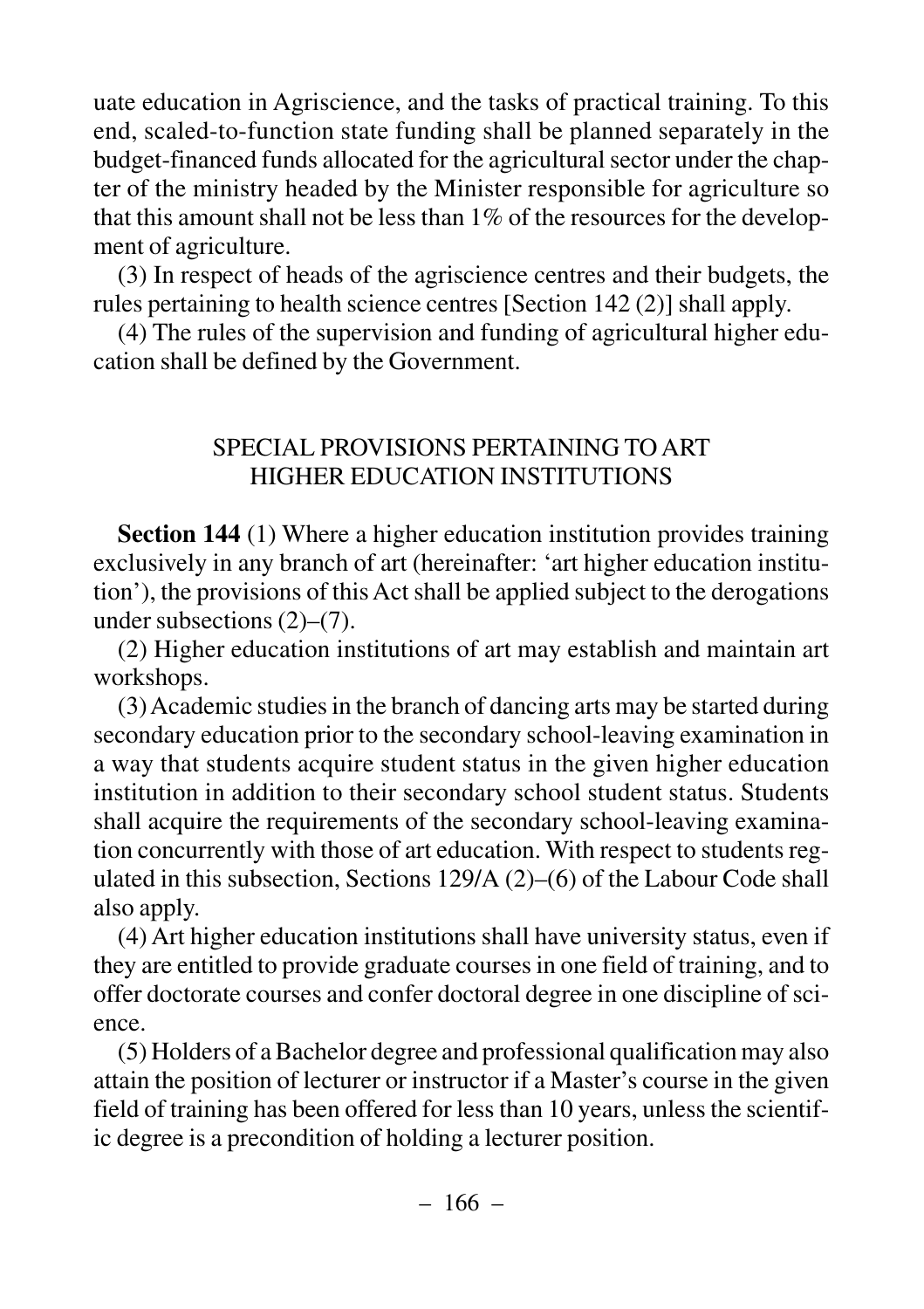uate education in Agriscience, and the tasks of practical training. To this end, scaled-to-function state funding shall be planned separately in the budget-financed funds allocated for the agricultural sector under the chapter of the ministry headed by the Minister responsible for agriculture so that this amount shall not be less than 1% of the resources for the development of agriculture.

(3) In respect of heads of the agriscience centres and their budgets, the rules pertaining to health science centres [Section 142 (2)] shall apply.

(4) The rules of the supervision and funding of agricultural higher education shall be defined by the Government.

## SPECIAL PROVISIONS PERTAINING TO ART HIGHER EDUCATION INSTITUTIONS

**Section 144** (1) Where a higher education institution provides training exclusively in any branch of art (hereinafter: 'art higher education institution'), the provisions of this Act shall be applied subject to the derogations under subsections (2)–(7).

(2) Higher education institutions of art may establish and maintain art workshops.

(3) Academic studies in the branch of dancing arts may be started during secondary education prior to the secondary school-leaving examination in a way that students acquire student status in the given higher education institution in addition to their secondary school student status. Students shall acquire the requirements of the secondary school-leaving examination concurrently with those of art education. With respect to students regulated in this subsection, Sections 129/A (2)–(6) of the Labour Code shall also apply.

(4) Art higher education institutions shall have university status, even if they are entitled to provide graduate courses in one field of training, and to offer doctorate courses and confer doctoral degree in one discipline of science.

(5) Holders of a Bachelor degree and professional qualification may also attain the position of lecturer or instructor if a Master's course in the given field of training has been offered for less than 10 years, unless the scientific degree is a precondition of holding a lecturer position.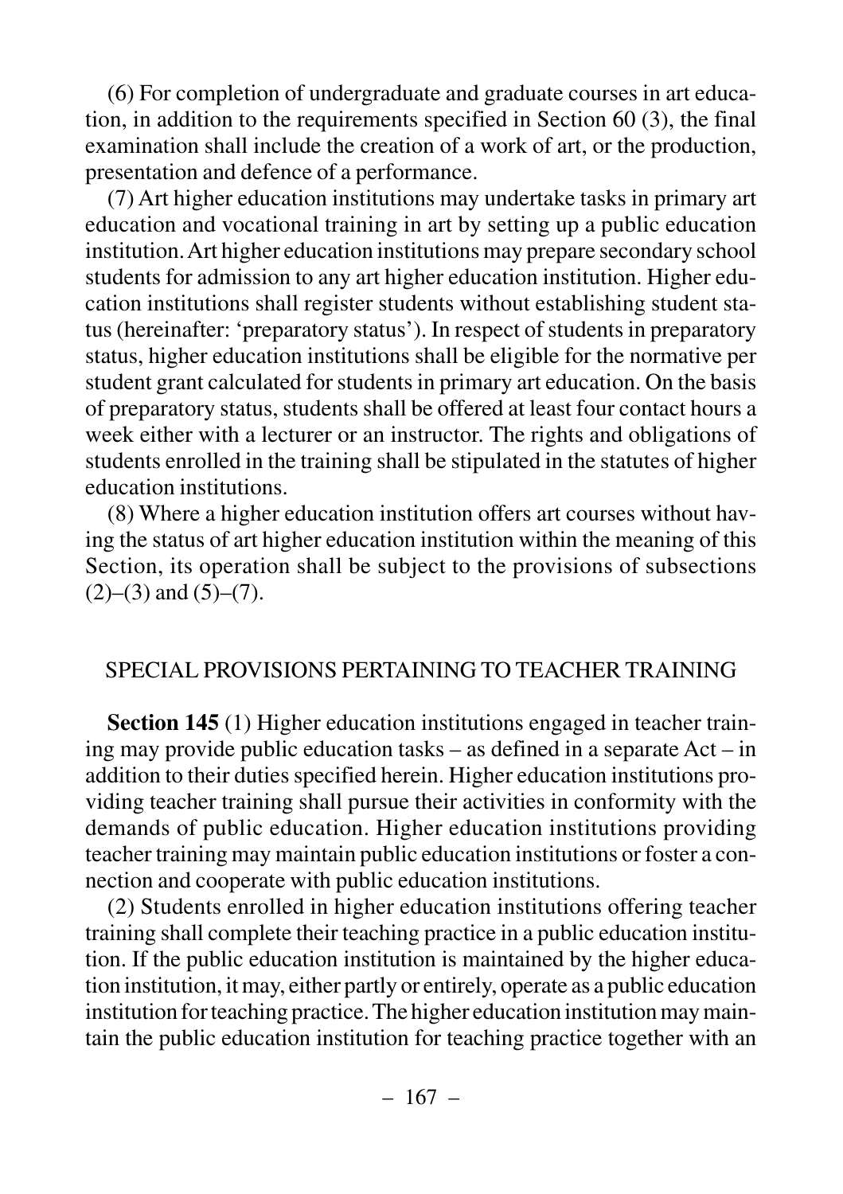(6) For completion of undergraduate and graduate courses in art education, in addition to the requirements specified in Section 60 (3), the final examination shall include the creation of a work of art, or the production, presentation and defence of a performance.

(7) Art higher education institutions may undertake tasks in primary art education and vocational training in art by setting up a public education institution. Art higher education institutions may prepare secondary school students for admission to any art higher education institution. Higher education institutions shall register students without establishing student status (hereinafter: 'preparatory status'). In respect of students in preparatory status, higher education institutions shall be eligible for the normative per student grant calculated for students in primary art education. On the basis of preparatory status, students shall be offered at least four contact hours a week either with a lecturer or an instructor. The rights and obligations of students enrolled in the training shall be stipulated in the statutes of higher education institutions.

(8) Where a higher education institution offers art courses without having the status of art higher education institution within the meaning of this Section, its operation shall be subject to the provisions of subsections (2)–(3) and (5)–(7).

## SPECIAL PROVISIONS PERTAINING TO TEACHER TRAINING

**Section 145** (1) Higher education institutions engaged in teacher training may provide public education tasks – as defined in a separate Act – in addition to their duties specified herein. Higher education institutions providing teacher training shall pursue their activities in conformity with the demands of public education. Higher education institutions providing teacher training may maintain public education institutions or foster a connection and cooperate with public education institutions.

(2) Students enrolled in higher education institutions offering teacher training shall complete their teaching practice in a public education institution. If the public education institution is maintained by the higher education institution, it may, either partly or entirely, operate as a public education institution for teaching practice. The higher education institution may maintain the public education institution for teaching practice together with an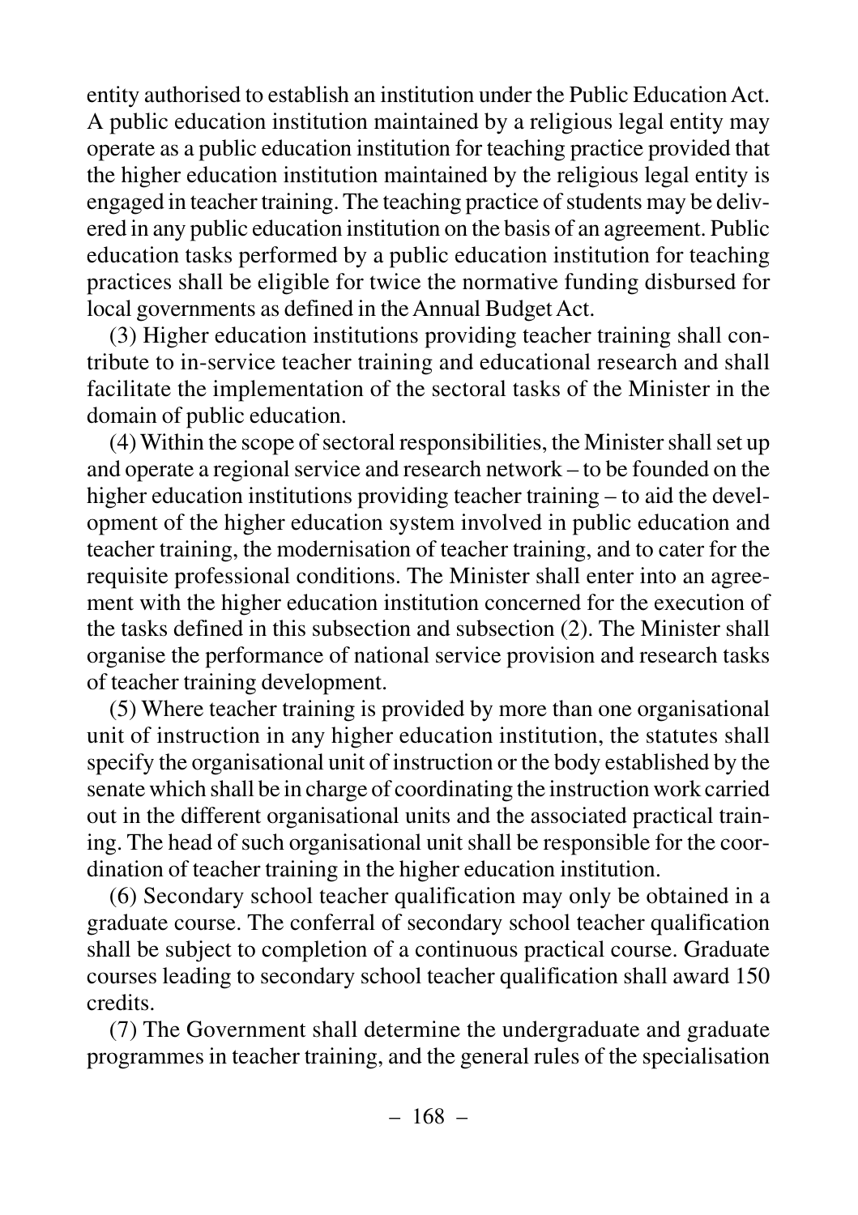entity authorised to establish an institution under the Public Education Act. A public education institution maintained by a religious legal entity may operate as a public education institution for teaching practice provided that the higher education institution maintained by the religious legal entity is engaged in teacher training. The teaching practice of students may be delivered in any public education institution on the basis of an agreement. Public education tasks performed by a public education institution for teaching practices shall be eligible for twice the normative funding disbursed for local governments as defined in the Annual Budget Act.

(3) Higher education institutions providing teacher training shall contribute to in-service teacher training and educational research and shall facilitate the implementation of the sectoral tasks of the Minister in the domain of public education.

(4) Within the scope of sectoral responsibilities, the Minister shall set up and operate a regional service and research network – to be founded on the higher education institutions providing teacher training – to aid the development of the higher education system involved in public education and teacher training, the modernisation of teacher training, and to cater for the requisite professional conditions. The Minister shall enter into an agreement with the higher education institution concerned for the execution of the tasks defined in this subsection and subsection (2). The Minister shall organise the performance of national service provision and research tasks of teacher training development.

(5) Where teacher training is provided by more than one organisational unit of instruction in any higher education institution, the statutes shall specify the organisational unit of instruction or the body established by the senate which shall be in charge of coordinating the instruction work carried out in the different organisational units and the associated practical training. The head of such organisational unit shall be responsible for the coordination of teacher training in the higher education institution.

(6) Secondary school teacher qualification may only be obtained in a graduate course. The conferral of secondary school teacher qualification shall be subject to completion of a continuous practical course. Graduate courses leading to secondary school teacher qualification shall award 150 credits.

(7) The Government shall determine the undergraduate and graduate programmes in teacher training, and the general rules of the specialisation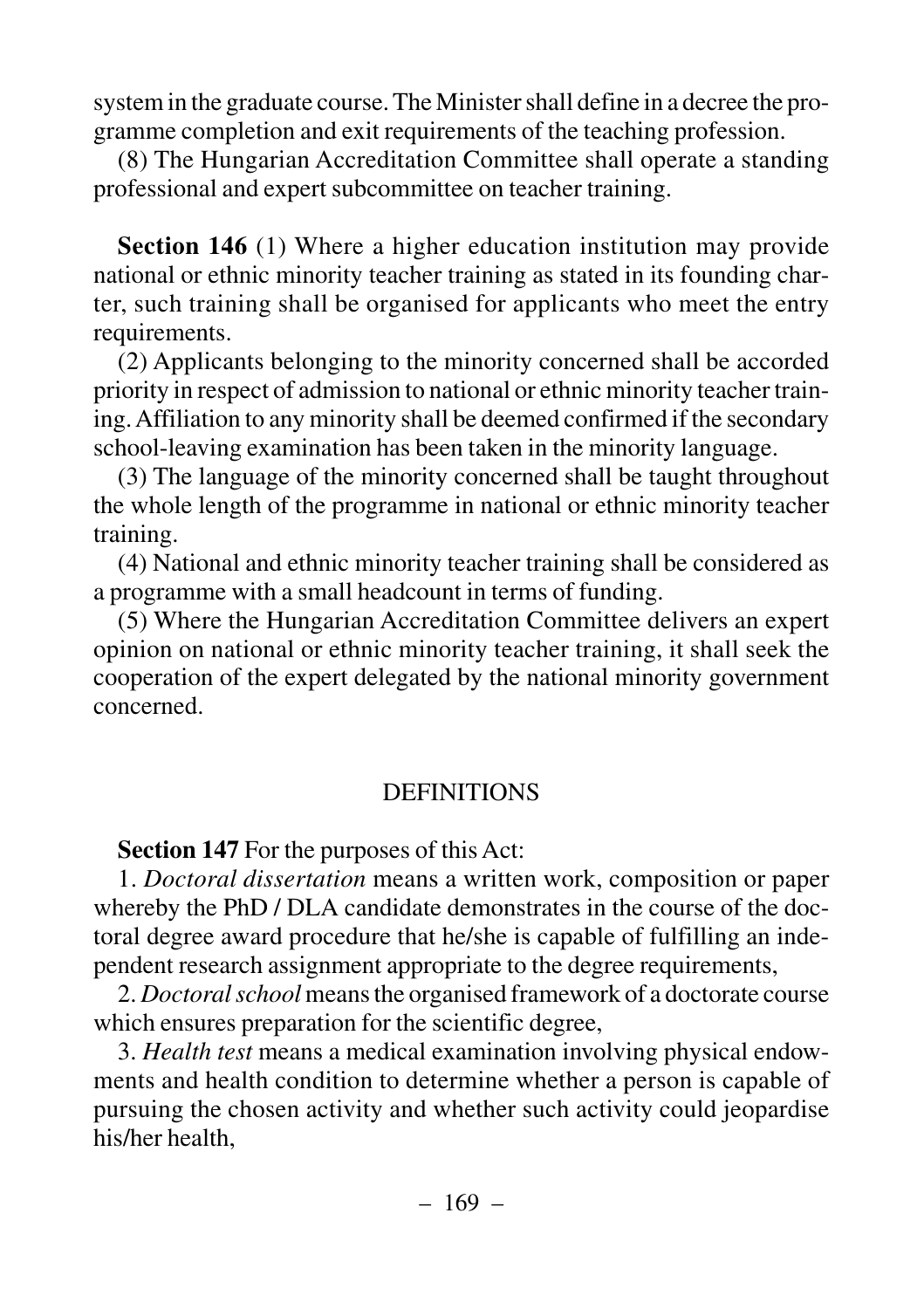system in the graduate course. The Minister shall define in a decree the programme completion and exit requirements of the teaching profession.

(8) The Hungarian Accreditation Committee shall operate a standing professional and expert subcommittee on teacher training.

**Section 146** (1) Where a higher education institution may provide national or ethnic minority teacher training as stated in its founding charter, such training shall be organised for applicants who meet the entry requirements.

(2) Applicants belonging to the minority concerned shall be accorded priority in respect of admission to national or ethnic minority teacher training. Affiliation to any minority shall be deemed confirmed if the secondary school-leaving examination has been taken in the minority language.

(3) The language of the minority concerned shall be taught throughout the whole length of the programme in national or ethnic minority teacher training.

(4) National and ethnic minority teacher training shall be considered as a programme with a small headcount in terms of funding.

(5) Where the Hungarian Accreditation Committee delivers an expert opinion on national or ethnic minority teacher training, it shall seek the cooperation of the expert delegated by the national minority government concerned.

## DEFINITIONS

**Section 147** For the purposes of this Act:

1. *Doctoral dissertation* means a written work, composition or paper whereby the PhD / DLA candidate demonstrates in the course of the doctoral degree award procedure that he/she is capable of fulfilling an independent research assignment appropriate to the degree requirements,

2. *Doctoral school* means the organised framework of a doctorate course which ensures preparation for the scientific degree,

3. *Health test* means a medical examination involving physical endowments and health condition to determine whether a person is capable of pursuing the chosen activity and whether such activity could jeopardise his/her health,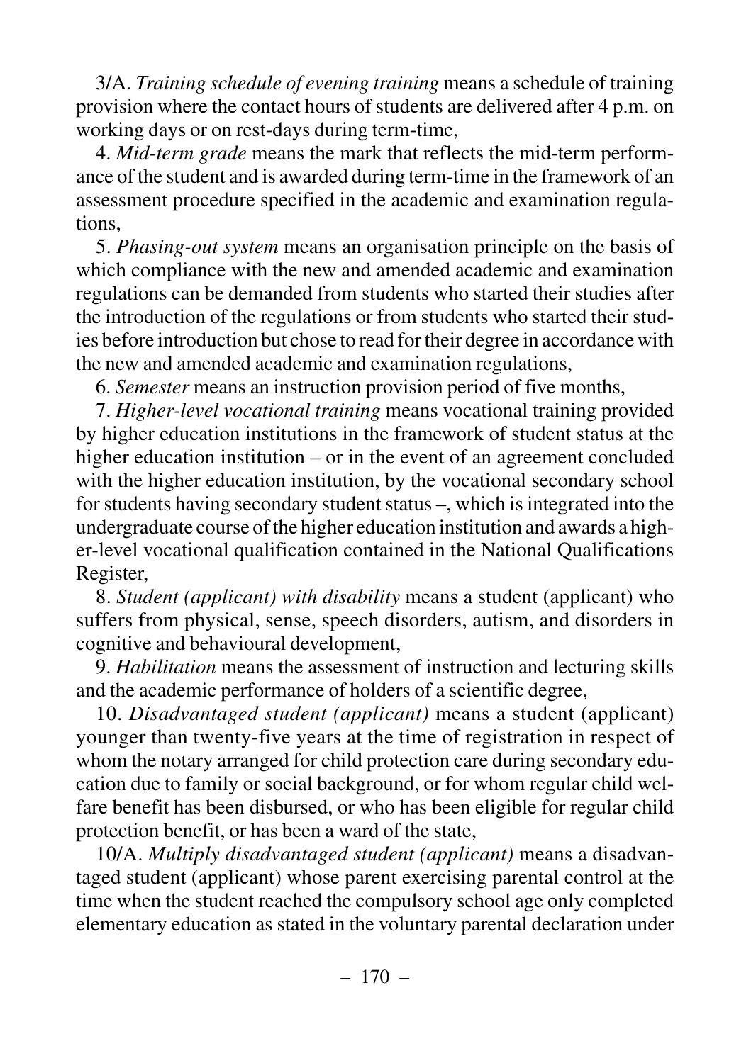3/A. *Training schedule of evening training* means a schedule of training provision where the contact hours of students are delivered after 4 p.m. on working days or on rest-days during term-time,

4. *Mid-term grade* means the mark that reflects the mid-term performance of the student and is awarded during term-time in the framework of an assessment procedure specified in the academic and examination regulations,

5. *Phasing-out system* means an organisation principle on the basis of which compliance with the new and amended academic and examination regulations can be demanded from students who started their studies after the introduction of the regulations or from students who started their studies before introduction but chose to read for their degree in accordance with the new and amended academic and examination regulations,

6. *Semester* means an instruction provision period of five months,

7. *Higher-level vocational training* means vocational training provided by higher education institutions in the framework of student status at the higher education institution – or in the event of an agreement concluded with the higher education institution, by the vocational secondary school for students having secondary student status –, which is integrated into the undergraduate course of the higher education institution and awards a higher-level vocational qualification contained in the National Qualifications Register,

8. *Student (applicant) with disability* means a student (applicant) who suffers from physical, sense, speech disorders, autism, and disorders in cognitive and behavioural development,

9. *Habilitation* means the assessment of instruction and lecturing skills and the academic performance of holders of a scientific degree,

10. *Disadvantaged student (applicant)* means a student (applicant) younger than twenty-five years at the time of registration in respect of whom the notary arranged for child protection care during secondary education due to family or social background, or for whom regular child welfare benefit has been disbursed, or who has been eligible for regular child protection benefit, or has been a ward of the state,

10/A. *Multiply disadvantaged student (applicant)* means a disadvantaged student (applicant) whose parent exercising parental control at the time when the student reached the compulsory school age only completed elementary education as stated in the voluntary parental declaration under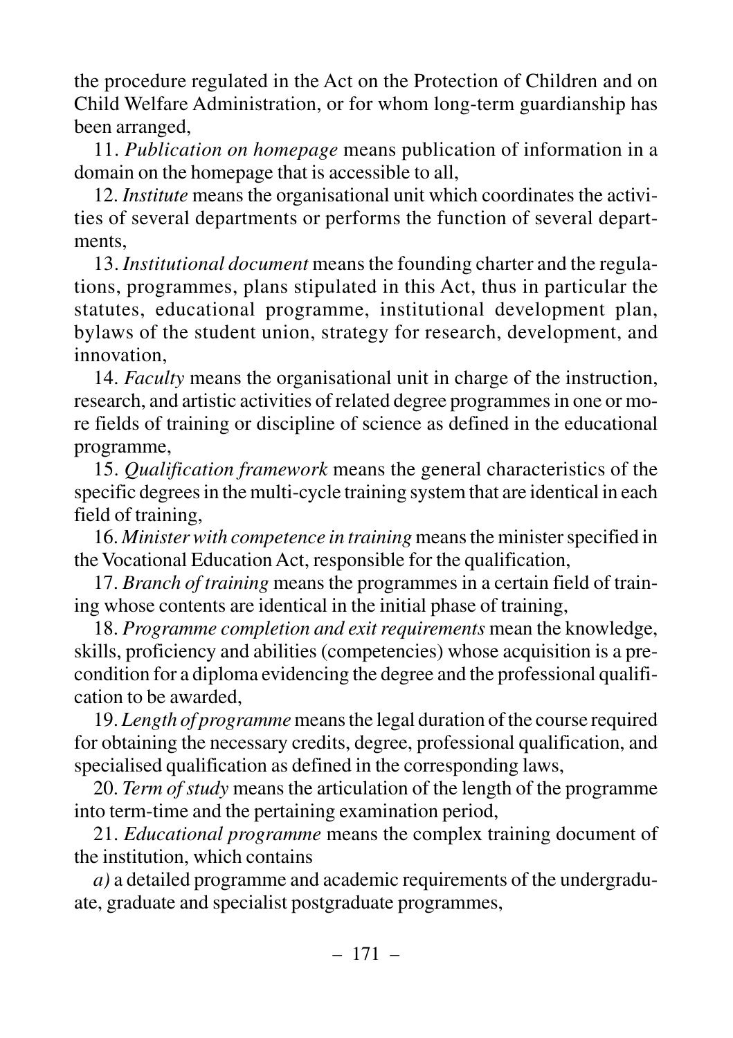the procedure regulated in the Act on the Protection of Children and on Child Welfare Administration, or for whom long-term guardianship has been arranged,

11. *Publication on homepage* means publication of information in a domain on the homepage that is accessible to all,

12. *Institute* means the organisational unit which coordinates the activities of several departments or performs the function of several departments,

13. *Institutional document* means the founding charter and the regulations, programmes, plans stipulated in this Act, thus in particular the statutes, educational programme, institutional development plan, bylaws of the student union, strategy for research, development, and innovation,

14. *Faculty* means the organisational unit in charge of the instruction, research, and artistic activities of related degree programmes in one or more fields of training or discipline of science as defined in the educational programme,

15. *Qualification framework* means the general characteristics of the specific degrees in the multi-cycle training system that are identical in each field of training,

16. *Minister with competence in training* means the minister specified in the Vocational Education Act, responsible for the qualification,

17. *Branch of training* means the programmes in a certain field of training whose contents are identical in the initial phase of training,

18. *Programme completion and exit requirements* mean the knowledge, skills, proficiency and abilities (competencies) whose acquisition is a precondition for a diploma evidencing the degree and the professional qualification to be awarded,

19. *Length of programme* means the legal duration of the course required for obtaining the necessary credits, degree, professional qualification, and specialised qualification as defined in the corresponding laws,

20. *Term of study* means the articulation of the length of the programme into term-time and the pertaining examination period,

21. *Educational programme* means the complex training document of the institution, which contains

*a)* a detailed programme and academic requirements of the undergraduate, graduate and specialist postgraduate programmes,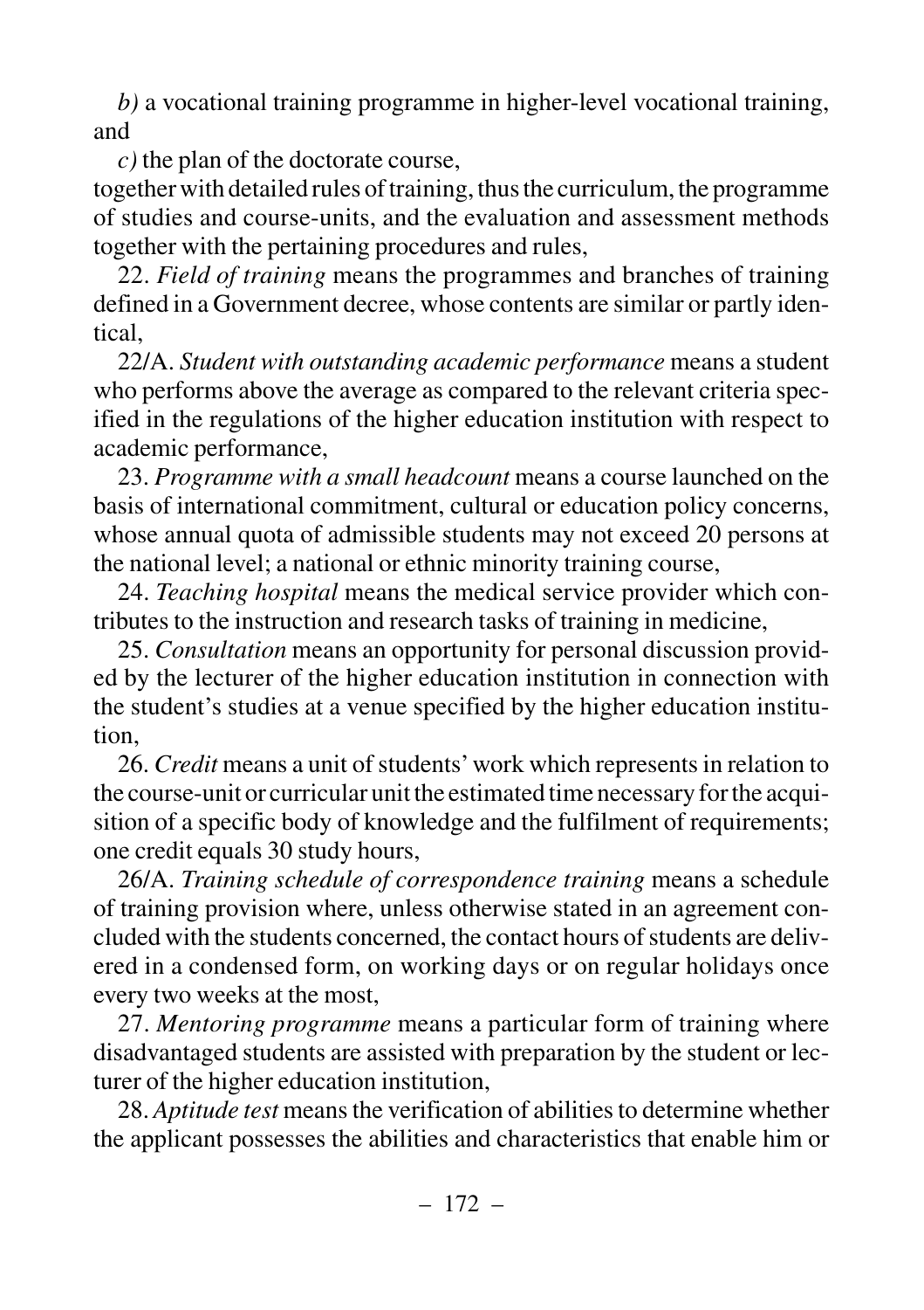*b)* a vocational training programme in higher-level vocational training, and

*c)* the plan of the doctorate course,

together with detailed rules of training, thus the curriculum, the programme of studies and course-units, and the evaluation and assessment methods together with the pertaining procedures and rules,

22. *Field of training* means the programmes and branches of training defined in a Government decree, whose contents are similar or partly identical,

22/A. *Student with outstanding academic performance* means a student who performs above the average as compared to the relevant criteria specified in the regulations of the higher education institution with respect to academic performance,

23. *Programme with a small headcount* means a course launched on the basis of international commitment, cultural or education policy concerns, whose annual quota of admissible students may not exceed 20 persons at the national level; a national or ethnic minority training course,

24. *Teaching hospital* means the medical service provider which contributes to the instruction and research tasks of training in medicine,

25. *Consultation* means an opportunity for personal discussion provided by the lecturer of the higher education institution in connection with the student's studies at a venue specified by the higher education institution,

26. *Credit* means a unit of students' work which represents in relation to the course-unit or curricular unit the estimated time necessary for the acquisition of a specific body of knowledge and the fulfilment of requirements; one credit equals 30 study hours,

26/A. *Training schedule of correspondence training* means a schedule of training provision where, unless otherwise stated in an agreement concluded with the students concerned, the contact hours of students are delivered in a condensed form, on working days or on regular holidays once every two weeks at the most,

27. *Mentoring programme* means a particular form of training where disadvantaged students are assisted with preparation by the student or lecturer of the higher education institution,

28. *Aptitude test* means the verification of abilities to determine whether the applicant possesses the abilities and characteristics that enable him or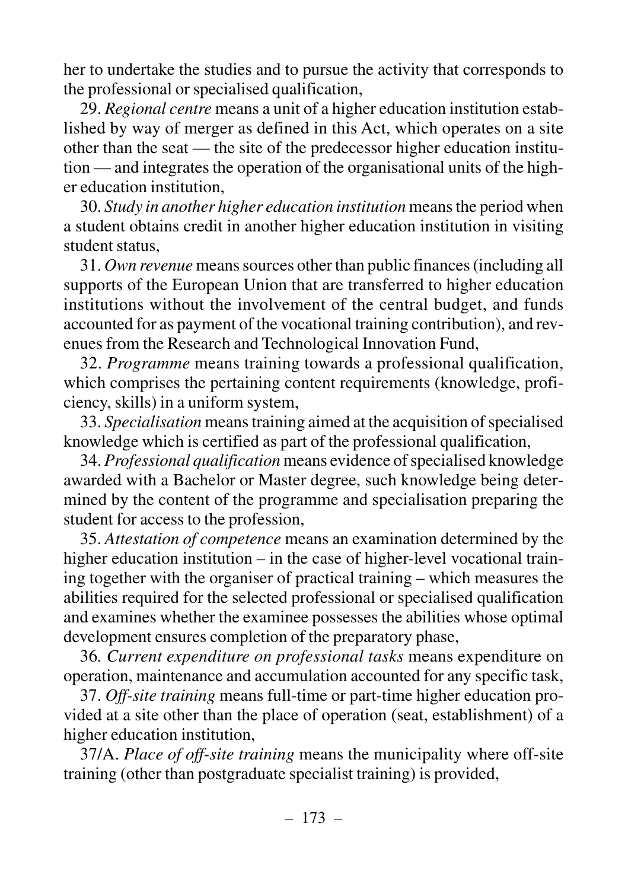her to undertake the studies and to pursue the activity that corresponds to the professional or specialised qualification,

29. *Regional centre* means a unit of a higher education institution established by way of merger as defined in this Act, which operates on a site other than the seat — the site of the predecessor higher education institution — and integrates the operation of the organisational units of the higher education institution,

30. *Study in another higher education institution* means the period when a student obtains credit in another higher education institution in visiting student status,

31. *Own revenue* means sources other than public finances (including all supports of the European Union that are transferred to higher education institutions without the involvement of the central budget, and funds accounted for as payment of the vocational training contribution), and revenues from the Research and Technological Innovation Fund,

32. *Programme* means training towards a professional qualification, which comprises the pertaining content requirements (knowledge, proficiency, skills) in a uniform system,

33. *Specialisation* means training aimed at the acquisition of specialised knowledge which is certified as part of the professional qualification,

34. *Professional qualification* means evidence of specialised knowledge awarded with a Bachelor or Master degree, such knowledge being determined by the content of the programme and specialisation preparing the student for access to the profession,

35. *Attestation of competence* means an examination determined by the higher education institution – in the case of higher-level vocational training together with the organiser of practical training – which measures the abilities required for the selected professional or specialised qualification and examines whether the examinee possesses the abilities whose optimal development ensures completion of the preparatory phase,

36. *Current expenditure on professional tasks* means expenditure on operation, maintenance and accumulation accounted for any specific task,

37. *Off-site training* means full-time or part-time higher education provided at a site other than the place of operation (seat, establishment) of a higher education institution,

37/A. *Place of off-site training* means the municipality where off-site training (other than postgraduate specialist training) is provided,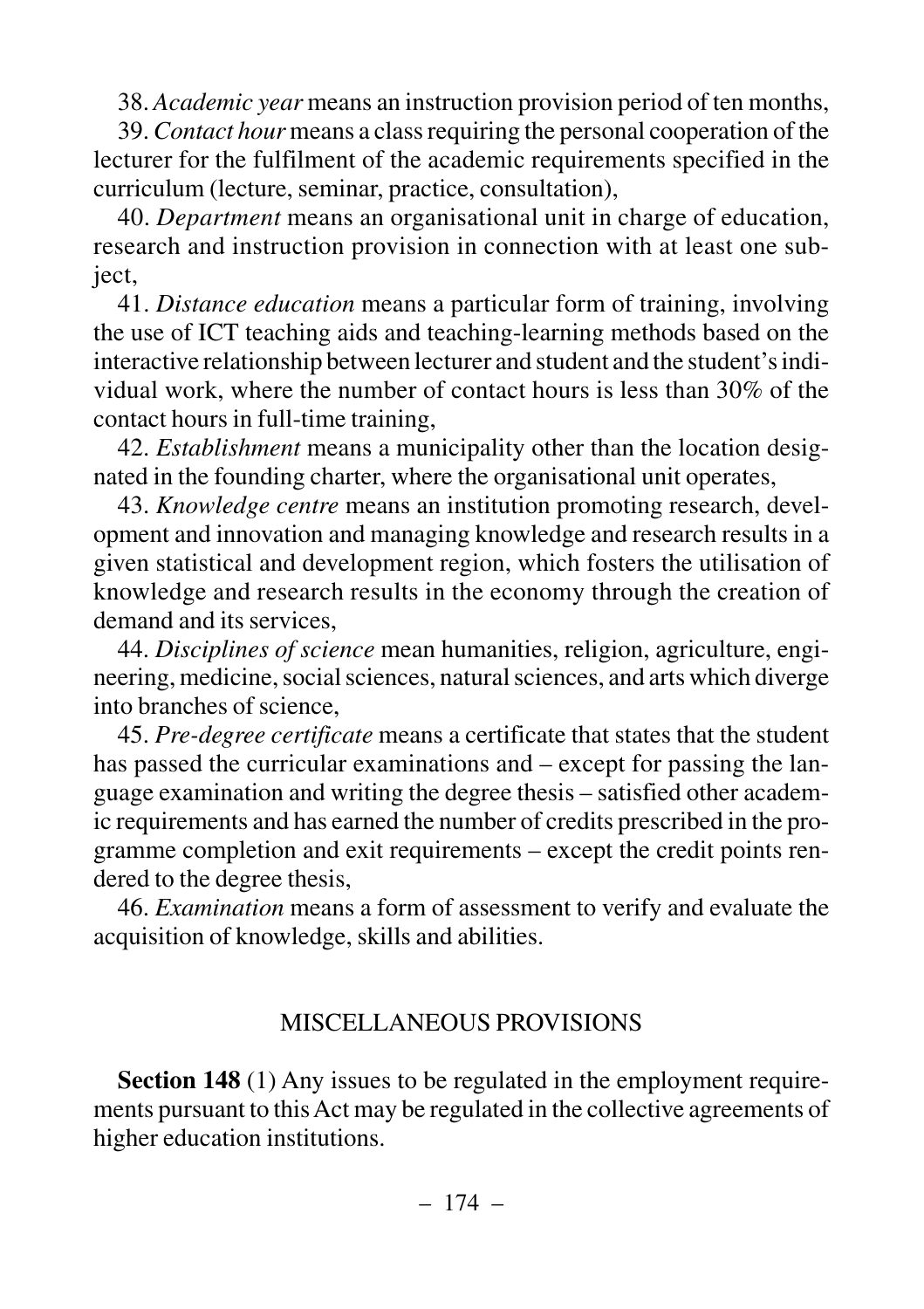38. *Academic year* means an instruction provision period of ten months,

39. *Contact hour* means a class requiring the personal cooperation of the lecturer for the fulfilment of the academic requirements specified in the curriculum (lecture, seminar, practice, consultation),

40. *Department* means an organisational unit in charge of education, research and instruction provision in connection with at least one subject,

41. *Distance education* means a particular form of training, involving the use of ICT teaching aids and teaching-learning methods based on the interactive relationship between lecturer and student and the student's individual work, where the number of contact hours is less than 30% of the contact hours in full-time training,

42. *Establishment* means a municipality other than the location designated in the founding charter, where the organisational unit operates,

43. *Knowledge centre* means an institution promoting research, development and innovation and managing knowledge and research results in a given statistical and development region, which fosters the utilisation of knowledge and research results in the economy through the creation of demand and its services,

44. *Disciplines of science* mean humanities, religion, agriculture, engineering, medicine, social sciences, natural sciences, and arts which diverge into branches of science,

45. *Pre-degree certificate* means a certificate that states that the student has passed the curricular examinations and – except for passing the language examination and writing the degree thesis – satisfied other academic requirements and has earned the number of credits prescribed in the programme completion and exit requirements – except the credit points rendered to the degree thesis,

46. *Examination* means a form of assessment to verify and evaluate the acquisition of knowledge, skills and abilities.

## MISCELLANEOUS PROVISIONS

**Section 148** (1) Any issues to be regulated in the employment requirements pursuant to this Act may be regulated in the collective agreements of higher education institutions.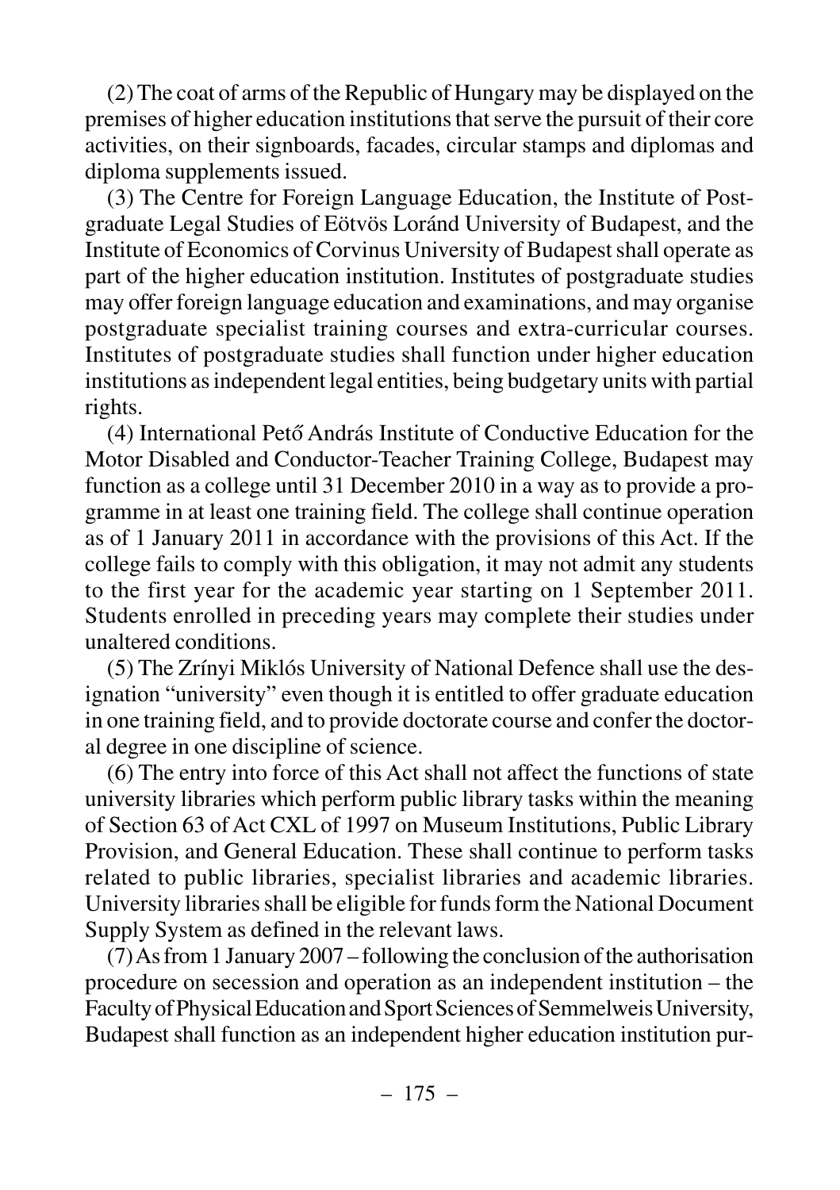(2) The coat of arms of the Republic of Hungary may be displayed on the premises of higher education institutions that serve the pursuit of their core activities, on their signboards, facades, circular stamps and diplomas and diploma supplements issued.

(3) The Centre for Foreign Language Education, the Institute of Postgraduate Legal Studies of Eötvös Loránd University of Budapest, and the Institute of Economics of Corvinus University of Budapest shall operate as part of the higher education institution. Institutes of postgraduate studies may offer foreign language education and examinations, and may organise postgraduate specialist training courses and extra-curricular courses. Institutes of postgraduate studies shall function under higher education institutions as independent legal entities, being budgetary units with partial rights.

(4) International Pető András Institute of Conductive Education for the Motor Disabled and Conductor-Teacher Training College, Budapest may function as a college until 31 December 2010 in a way as to provide a programme in at least one training field. The college shall continue operation as of 1 January 2011 in accordance with the provisions of this Act. If the college fails to comply with this obligation, it may not admit any students to the first year for the academic year starting on 1 September 2011. Students enrolled in preceding years may complete their studies under unaltered conditions.

(5) The Zrínyi Miklós University of National Defence shall use the designation "university" even though it is entitled to offer graduate education in one training field, and to provide doctorate course and confer the doctoral degree in one discipline of science.

(6) The entry into force of this Act shall not affect the functions of state university libraries which perform public library tasks within the meaning of Section 63 of Act CXL of 1997 on Museum Institutions, Public Library Provision, and General Education. These shall continue to perform tasks related to public libraries, specialist libraries and academic libraries. University libraries shall be eligible for funds form the National Document Supply System as defined in the relevant laws.

(7) As from 1 January 2007 – following the conclusion of the authorisation procedure on secession and operation as an independent institution – the Faculty of Physical Education and Sport Sciences of Semmelweis University, Budapest shall function as an independent higher education institution pur-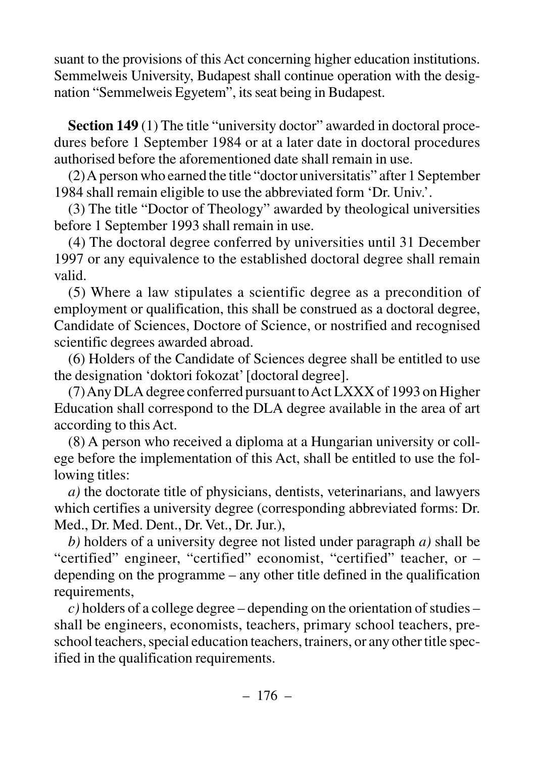suant to the provisions of this Act concerning higher education institutions. Semmelweis University, Budapest shall continue operation with the designation "Semmelweis Egyetem", its seat being in Budapest.

**Section 149** (1) The title "university doctor" awarded in doctoral procedures before 1 September 1984 or at a later date in doctoral procedures authorised before the aforementioned date shall remain in use.

(2) A person who earned the title "doctor universitatis" after 1 September 1984 shall remain eligible to use the abbreviated form 'Dr. Univ.'.

(3) The title "Doctor of Theology" awarded by theological universities before 1 September 1993 shall remain in use.

(4) The doctoral degree conferred by universities until 31 December 1997 or any equivalence to the established doctoral degree shall remain valid.

(5) Where a law stipulates a scientific degree as a precondition of employment or qualification, this shall be construed as a doctoral degree, Candidate of Sciences, Doctore of Science, or nostrified and recognised scientific degrees awarded abroad.

(6) Holders of the Candidate of Sciences degree shall be entitled to use the designation 'doktori fokozat' [doctoral degree].

(7) Any DLA degree conferred pursuant to Act LXXX of 1993 on Higher Education shall correspond to the DLA degree available in the area of art according to this Act.

(8) A person who received a diploma at a Hungarian university or college before the implementation of this Act, shall be entitled to use the following titles:

*a)* the doctorate title of physicians, dentists, veterinarians, and lawyers which certifies a university degree (corresponding abbreviated forms: Dr. Med., Dr. Med. Dent., Dr. Vet., Dr. Jur.),

*b)* holders of a university degree not listed under paragraph *a)* shall be "certified" engineer, "certified" economist, "certified" teacher, or – depending on the programme – any other title defined in the qualification requirements,

*c)* holders of a college degree – depending on the orientation of studies – shall be engineers, economists, teachers, primary school teachers, preschool teachers, special education teachers, trainers, or any other title specified in the qualification requirements.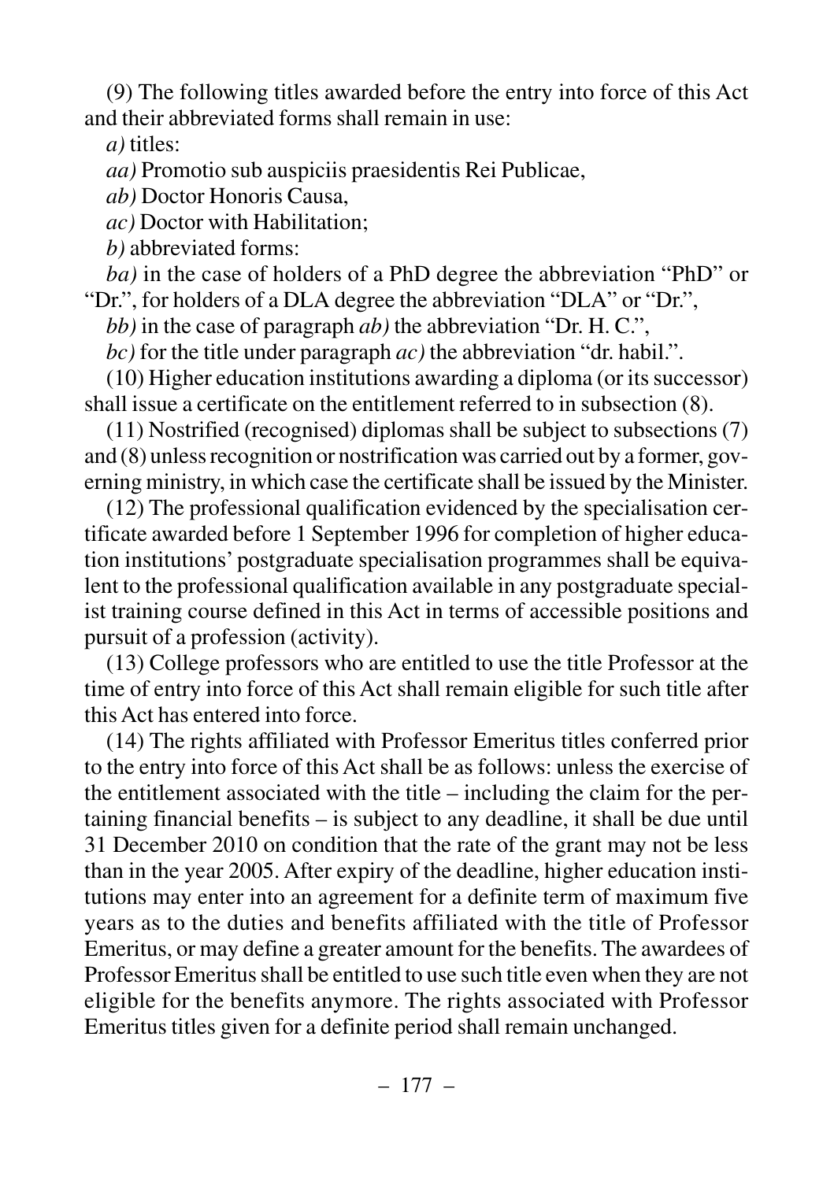(9) The following titles awarded before the entry into force of this Act and their abbreviated forms shall remain in use:

*a)* titles:

*aa)* Promotio sub auspiciis praesidentis Rei Publicae,

*ab)* Doctor Honoris Causa,

*ac)* Doctor with Habilitation;

*b)* abbreviated forms:

*ba)* in the case of holders of a PhD degree the abbreviation "PhD" or "Dr.", for holders of a DLA degree the abbreviation "DLA" or "Dr.",

*bb)* in the case of paragraph *ab)* the abbreviation "Dr. H. C.",

*bc)* for the title under paragraph *ac)* the abbreviation "dr. habil.".

(10) Higher education institutions awarding a diploma (or its successor) shall issue a certificate on the entitlement referred to in subsection (8).

(11) Nostrified (recognised) diplomas shall be subject to subsections (7) and (8) unless recognition or nostrification was carried out by a former, governing ministry, in which case the certificate shall be issued by the Minister.

(12) The professional qualification evidenced by the specialisation certificate awarded before 1 September 1996 for completion of higher education institutions' postgraduate specialisation programmes shall be equivalent to the professional qualification available in any postgraduate specialist training course defined in this Act in terms of accessible positions and pursuit of a profession (activity).

(13) College professors who are entitled to use the title Professor at the time of entry into force of this Act shall remain eligible for such title after this Act has entered into force.

(14) The rights affiliated with Professor Emeritus titles conferred prior to the entry into force of this Act shall be as follows: unless the exercise of the entitlement associated with the title – including the claim for the pertaining financial benefits – is subject to any deadline, it shall be due until 31 December 2010 on condition that the rate of the grant may not be less than in the year 2005. After expiry of the deadline, higher education institutions may enter into an agreement for a definite term of maximum five years as to the duties and benefits affiliated with the title of Professor Emeritus, or may define a greater amount for the benefits. The awardees of Professor Emeritus shall be entitled to use such title even when they are not eligible for the benefits anymore. The rights associated with Professor Emeritus titles given for a definite period shall remain unchanged.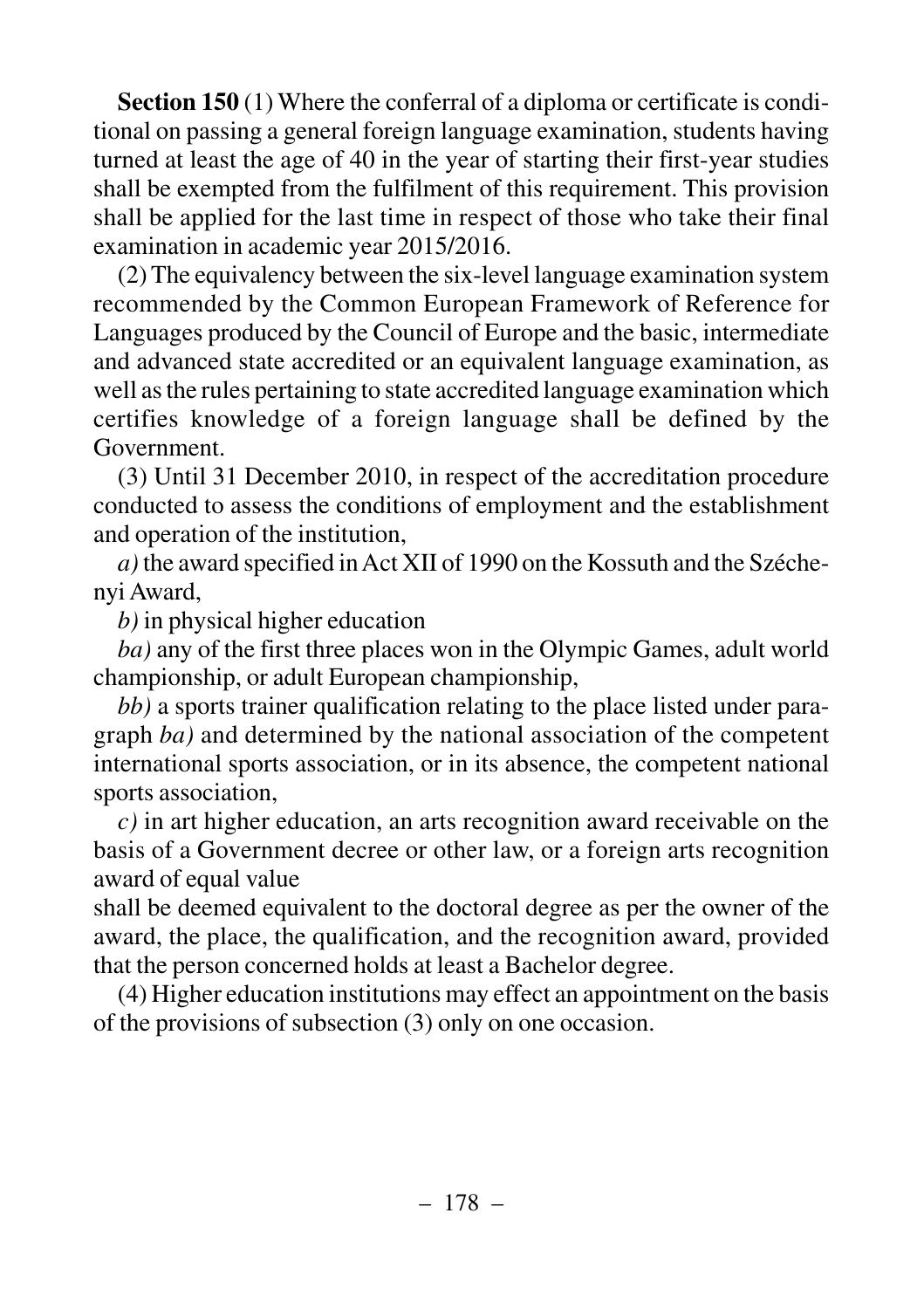**Section 150** (1) Where the conferral of a diploma or certificate is conditional on passing a general foreign language examination, students having turned at least the age of 40 in the year of starting their first-year studies shall be exempted from the fulfilment of this requirement. This provision shall be applied for the last time in respect of those who take their final examination in academic year 2015/2016.

(2) The equivalency between the six-level language examination system recommended by the Common European Framework of Reference for Languages produced by the Council of Europe and the basic, intermediate and advanced state accredited or an equivalent language examination, as well as the rules pertaining to state accredited language examination which certifies knowledge of a foreign language shall be defined by the Government.

(3) Until 31 December 2010, in respect of the accreditation procedure conducted to assess the conditions of employment and the establishment and operation of the institution,

*a)* the award specified in Act XII of 1990 on the Kossuth and the Széchenyi Award,

*b)* in physical higher education

*ba)* any of the first three places won in the Olympic Games, adult world championship, or adult European championship,

*bb)* a sports trainer qualification relating to the place listed under paragraph *ba)* and determined by the national association of the competent international sports association, or in its absence, the competent national sports association,

*c)* in art higher education, an arts recognition award receivable on the basis of a Government decree or other law, or a foreign arts recognition award of equal value

shall be deemed equivalent to the doctoral degree as per the owner of the award, the place, the qualification, and the recognition award, provided that the person concerned holds at least a Bachelor degree.

(4) Higher education institutions may effect an appointment on the basis of the provisions of subsection (3) only on one occasion.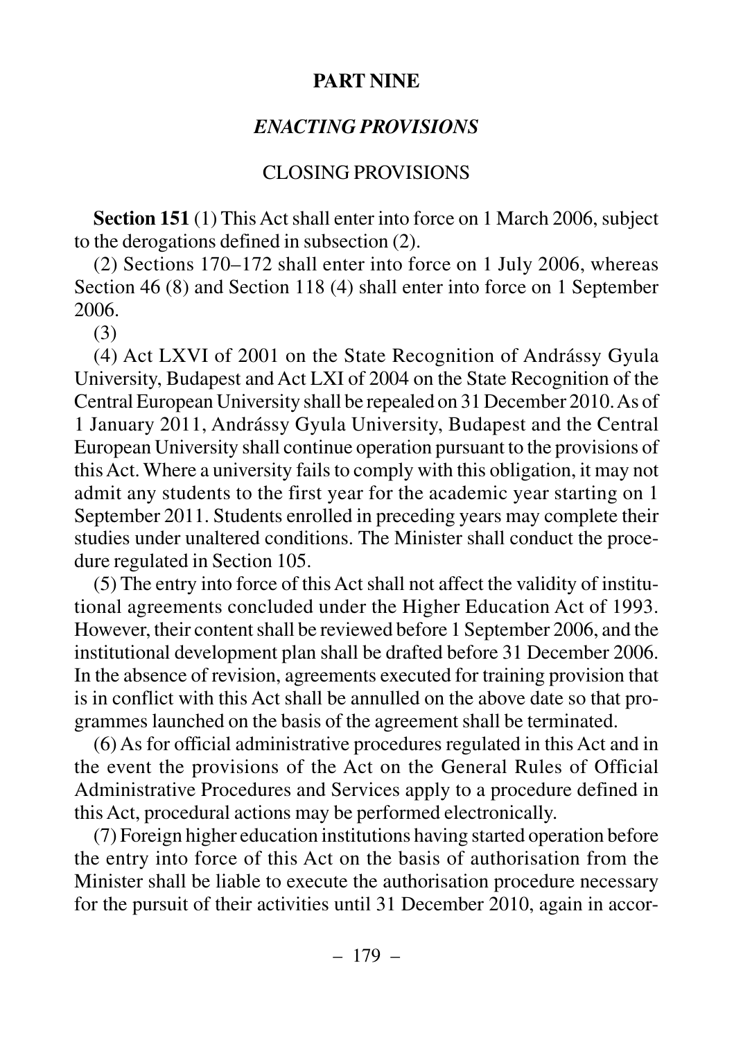# PART NINE

## *ENACTING PROVISIONS*

### CLOSING PROVISIONS

**Section 151** (1) This Act shall enter into force on 1 March 2006, subject to the derogations defined in subsection (2).

(2) Sections 170–172 shall enter into force on 1 July 2006, whereas Section 46 (8) and Section 118 (4) shall enter into force on 1 September 2006.

(3)

(4) Act LXVI of 2001 on the State Recognition of Andrássy Gyula University, Budapest and Act LXI of 2004 on the State Recognition of the Central European University shall be repealed on 31 December 2010. As of 1 January 2011, Andrássy Gyula University, Budapest and the Central European University shall continue operation pursuant to the provisions of this Act. Where a university fails to comply with this obligation, it may not admit any students to the first year for the academic year starting on 1 September 2011. Students enrolled in preceding years may complete their studies under unaltered conditions. The Minister shall conduct the procedure regulated in Section 105.

(5) The entry into force of this Act shall not affect the validity of institutional agreements concluded under the Higher Education Act of 1993. However, their content shall be reviewed before 1 September 2006, and the institutional development plan shall be drafted before 31 December 2006. In the absence of revision, agreements executed for training provision that is in conflict with this Act shall be annulled on the above date so that programmes launched on the basis of the agreement shall be terminated.

(6) As for official administrative procedures regulated in this Act and in the event the provisions of the Act on the General Rules of Official Administrative Procedures and Services apply to a procedure defined in this Act, procedural actions may be performed electronically.

(7) Foreign higher education institutions having started operation before the entry into force of this Act on the basis of authorisation from the Minister shall be liable to execute the authorisation procedure necessary for the pursuit of their activities until 31 December 2010, again in accor-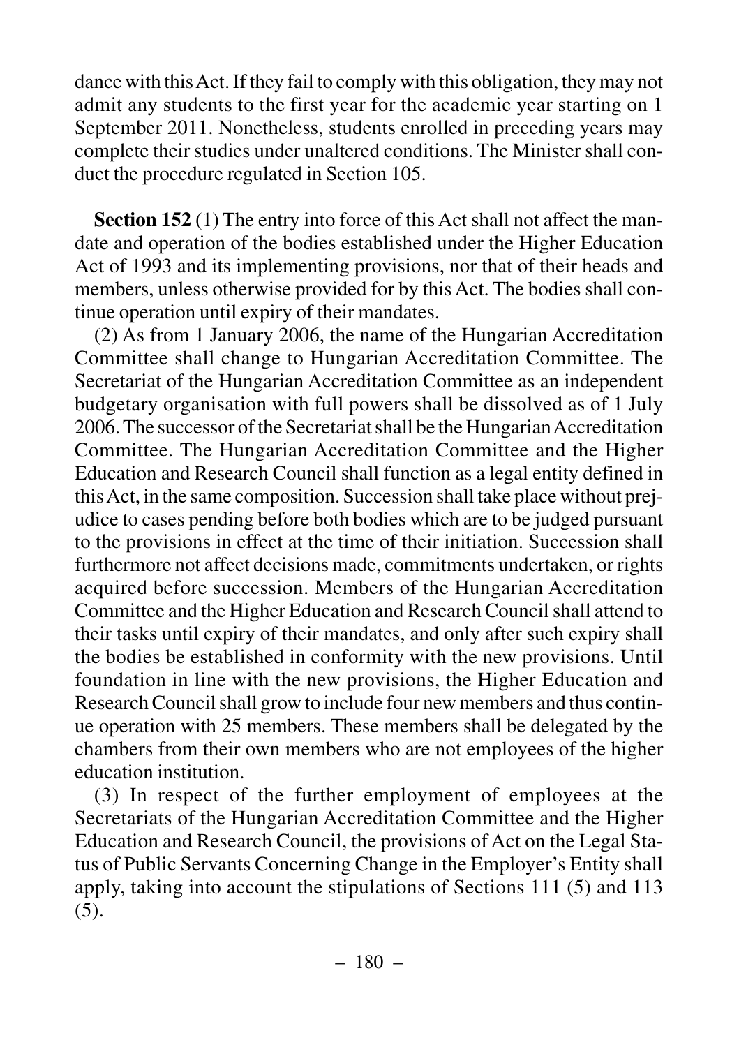dance with this Act. If they fail to comply with this obligation, they may not admit any students to the first year for the academic year starting on 1 September 2011. Nonetheless, students enrolled in preceding years may complete their studies under unaltered conditions. The Minister shall conduct the procedure regulated in Section 105.

**Section 152** (1) The entry into force of this Act shall not affect the mandate and operation of the bodies established under the Higher Education Act of 1993 and its implementing provisions, nor that of their heads and members, unless otherwise provided for by this Act. The bodies shall continue operation until expiry of their mandates.

(2) As from 1 January 2006, the name of the Hungarian Accreditation Committee shall change to Hungarian Accreditation Committee. The Secretariat of the Hungarian Accreditation Committee as an independent budgetary organisation with full powers shall be dissolved as of 1 July 2006. The successor of the Secretariat shall be the Hungarian Accreditation Committee. The Hungarian Accreditation Committee and the Higher Education and Research Council shall function as a legal entity defined in this Act, in the same composition. Succession shall take place without prejudice to cases pending before both bodies which are to be judged pursuant to the provisions in effect at the time of their initiation. Succession shall furthermore not affect decisions made, commitments undertaken, or rights acquired before succession. Members of the Hungarian Accreditation Committee and the Higher Education and Research Council shall attend to their tasks until expiry of their mandates, and only after such expiry shall the bodies be established in conformity with the new provisions. Until foundation in line with the new provisions, the Higher Education and Research Council shall grow to include four new members and thus continue operation with 25 members. These members shall be delegated by the chambers from their own members who are not employees of the higher education institution.

(3) In respect of the further employment of employees at the Secretariats of the Hungarian Accreditation Committee and the Higher Education and Research Council, the provisions of Act on the Legal Status of Public Servants Concerning Change in the Employer's Entity shall apply, taking into account the stipulations of Sections 111 (5) and 113 (5).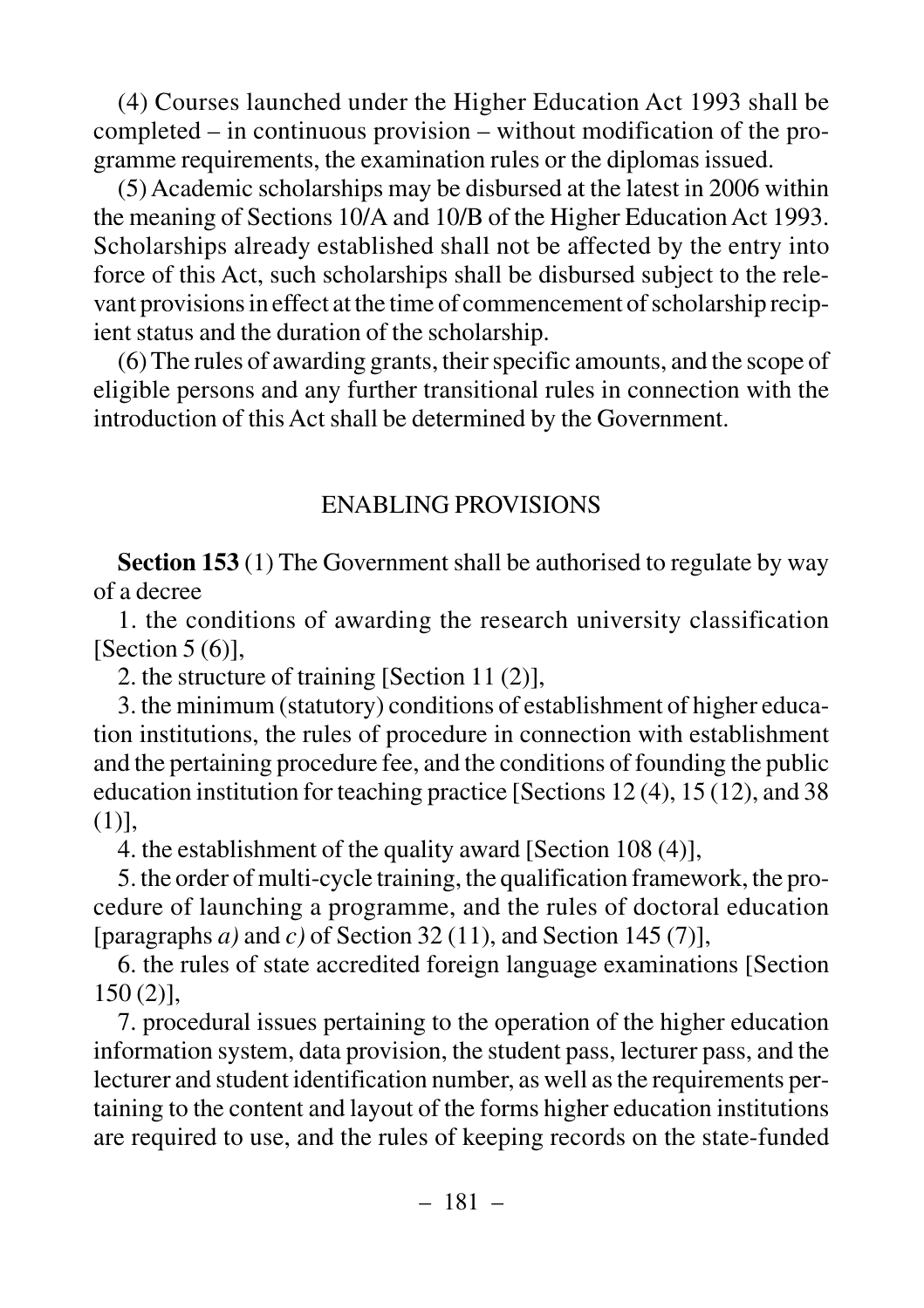(4) Courses launched under the Higher Education Act 1993 shall be completed – in continuous provision – without modification of the programme requirements, the examination rules or the diplomas issued.

(5) Academic scholarships may be disbursed at the latest in 2006 within the meaning of Sections 10/A and 10/B of the Higher Education Act 1993. Scholarships already established shall not be affected by the entry into force of this Act, such scholarships shall be disbursed subject to the relevant provisions in effect at the time of commencement of scholarship recipient status and the duration of the scholarship.

(6) The rules of awarding grants, their specific amounts, and the scope of eligible persons and any further transitional rules in connection with the introduction of this Act shall be determined by the Government.

## ENABLING PROVISIONS

**Section 153** (1) The Government shall be authorised to regulate by way of a decree

1. the conditions of awarding the research university classification [Section 5 (6)],

2. the structure of training [Section 11 (2)],

3. the minimum (statutory) conditions of establishment of higher education institutions, the rules of procedure in connection with establishment and the pertaining procedure fee, and the conditions of founding the public education institution for teaching practice [Sections 12 (4), 15 (12), and 38 (1)],

4. the establishment of the quality award [Section 108 (4)],

5. the order of multi-cycle training, the qualification framework, the procedure of launching a programme, and the rules of doctoral education [paragraphs *a)* and *c)* of Section 32 (11), and Section 145 (7)],

6. the rules of state accredited foreign language examinations [Section 150 (2)],

7. procedural issues pertaining to the operation of the higher education information system, data provision, the student pass, lecturer pass, and the lecturer and student identification number, as well as the requirements pertaining to the content and layout of the forms higher education institutions are required to use, and the rules of keeping records on the state-funded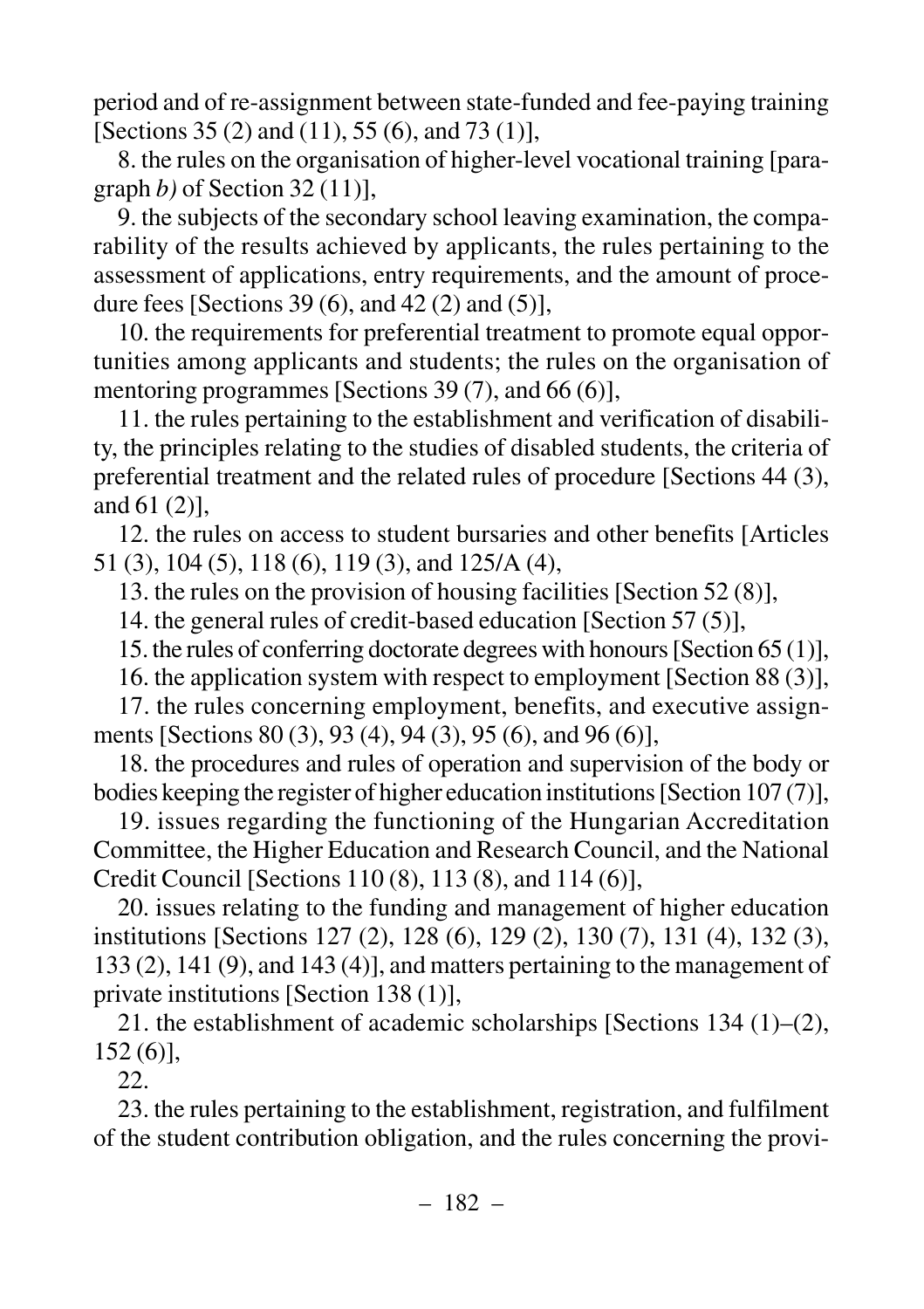period and of re-assignment between state-funded and fee-paying training [Sections 35 (2) and (11), 55 (6), and 73 (1)],

8. the rules on the organisation of higher-level vocational training [paragraph *b)* of Section 32 (11)],

9. the subjects of the secondary school leaving examination, the comparability of the results achieved by applicants, the rules pertaining to the assessment of applications, entry requirements, and the amount of procedure fees [Sections 39 (6), and 42 (2) and (5)],

10. the requirements for preferential treatment to promote equal opportunities among applicants and students; the rules on the organisation of mentoring programmes [Sections 39 (7), and 66 (6)],

11. the rules pertaining to the establishment and verification of disability, the principles relating to the studies of disabled students, the criteria of preferential treatment and the related rules of procedure [Sections 44 (3), and 61 (2)],

12. the rules on access to student bursaries and other benefits [Articles 51 (3), 104 (5), 118 (6), 119 (3), and 125/A (4),

13. the rules on the provision of housing facilities [Section 52 (8)],

14. the general rules of credit-based education [Section 57 (5)],

15. the rules of conferring doctorate degrees with honours [Section 65 (1)],

16. the application system with respect to employment [Section 88 (3)],

17. the rules concerning employment, benefits, and executive assignments [Sections 80 (3), 93 (4), 94 (3), 95 (6), and 96 (6)],

18. the procedures and rules of operation and supervision of the body or bodies keeping the register of higher education institutions [Section 107 (7)],

19. issues regarding the functioning of the Hungarian Accreditation Committee, the Higher Education and Research Council, and the National Credit Council [Sections 110 (8), 113 (8), and 114 (6)],

20. issues relating to the funding and management of higher education institutions [Sections 127 (2), 128 (6), 129 (2), 130 (7), 131 (4), 132 (3), 133 (2), 141 (9), and 143 (4)], and matters pertaining to the management of private institutions [Section 138 (1)],

21. the establishment of academic scholarships [Sections 134 (1)–(2), 152 (6)],

22.

23. the rules pertaining to the establishment, registration, and fulfilment of the student contribution obligation, and the rules concerning the provi-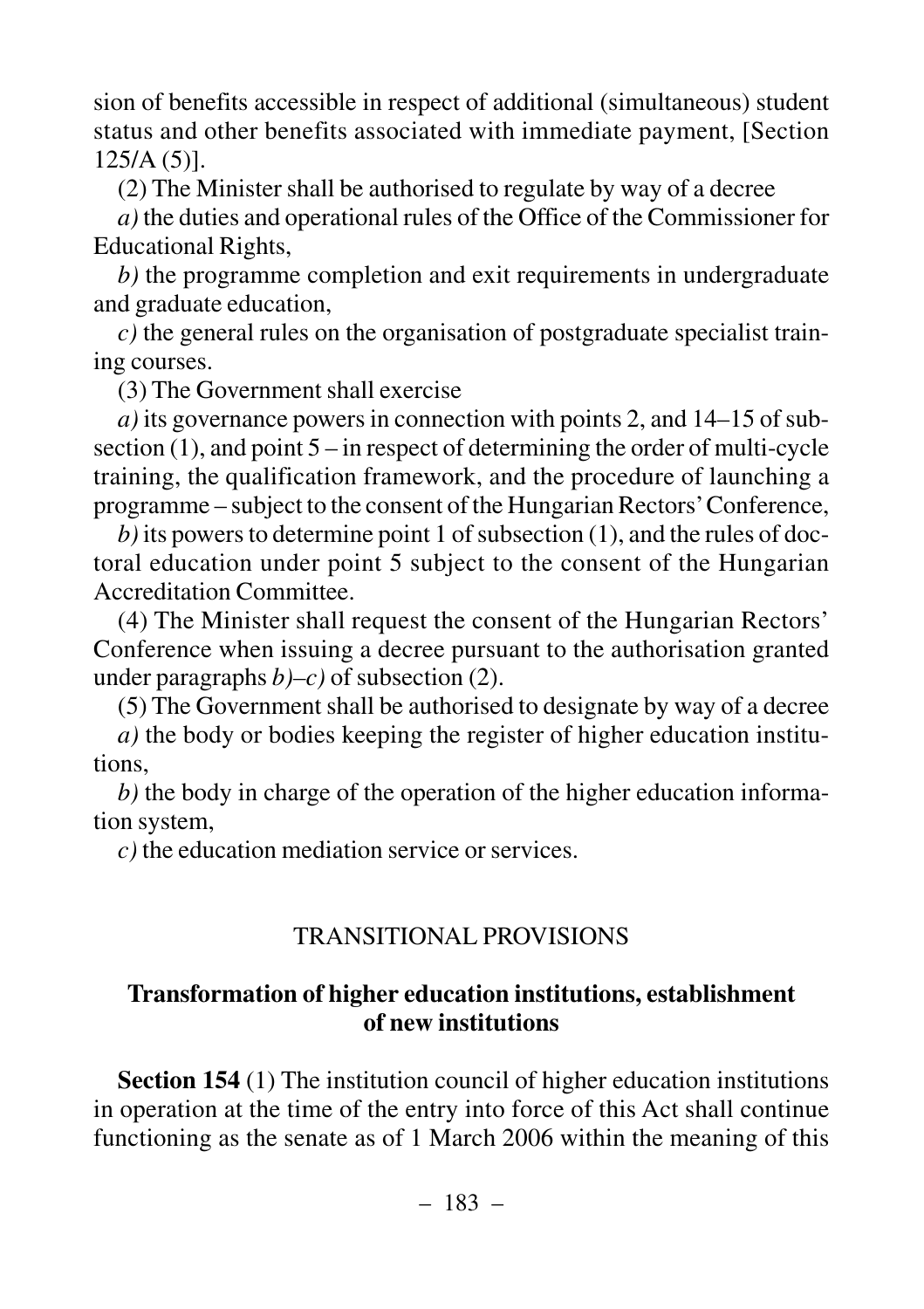sion of benefits accessible in respect of additional (simultaneous) student status and other benefits associated with immediate payment, [Section 125/A (5)].

(2) The Minister shall be authorised to regulate by way of a decree

*a)* the duties and operational rules of the Office of the Commissioner for Educational Rights,

*b)* the programme completion and exit requirements in undergraduate and graduate education,

*c)* the general rules on the organisation of postgraduate specialist training courses.

(3) The Government shall exercise

*a)* its governance powers in connection with points 2, and 14–15 of subsection (1), and point 5 – in respect of determining the order of multi-cycle training, the qualification framework, and the procedure of launching a programme – subject to the consent of the Hungarian Rectors' Conference,

*b)* its powers to determine point 1 of subsection (1), and the rules of doctoral education under point 5 subject to the consent of the Hungarian Accreditation Committee.

(4) The Minister shall request the consent of the Hungarian Rectors' Conference when issuing a decree pursuant to the authorisation granted under paragraphs *b)–c)* of subsection (2).

(5) The Government shall be authorised to designate by way of a decree

*a)* the body or bodies keeping the register of higher education institutions,

*b)* the body in charge of the operation of the higher education information system,

*c)* the education mediation service or services.

## TRANSITIONAL PROVISIONS

### Transformation of higher education institutions, establishment of new institutions

**Section 154** (1) The institution council of higher education institutions in operation at the time of the entry into force of this Act shall continue functioning as the senate as of 1 March 2006 within the meaning of this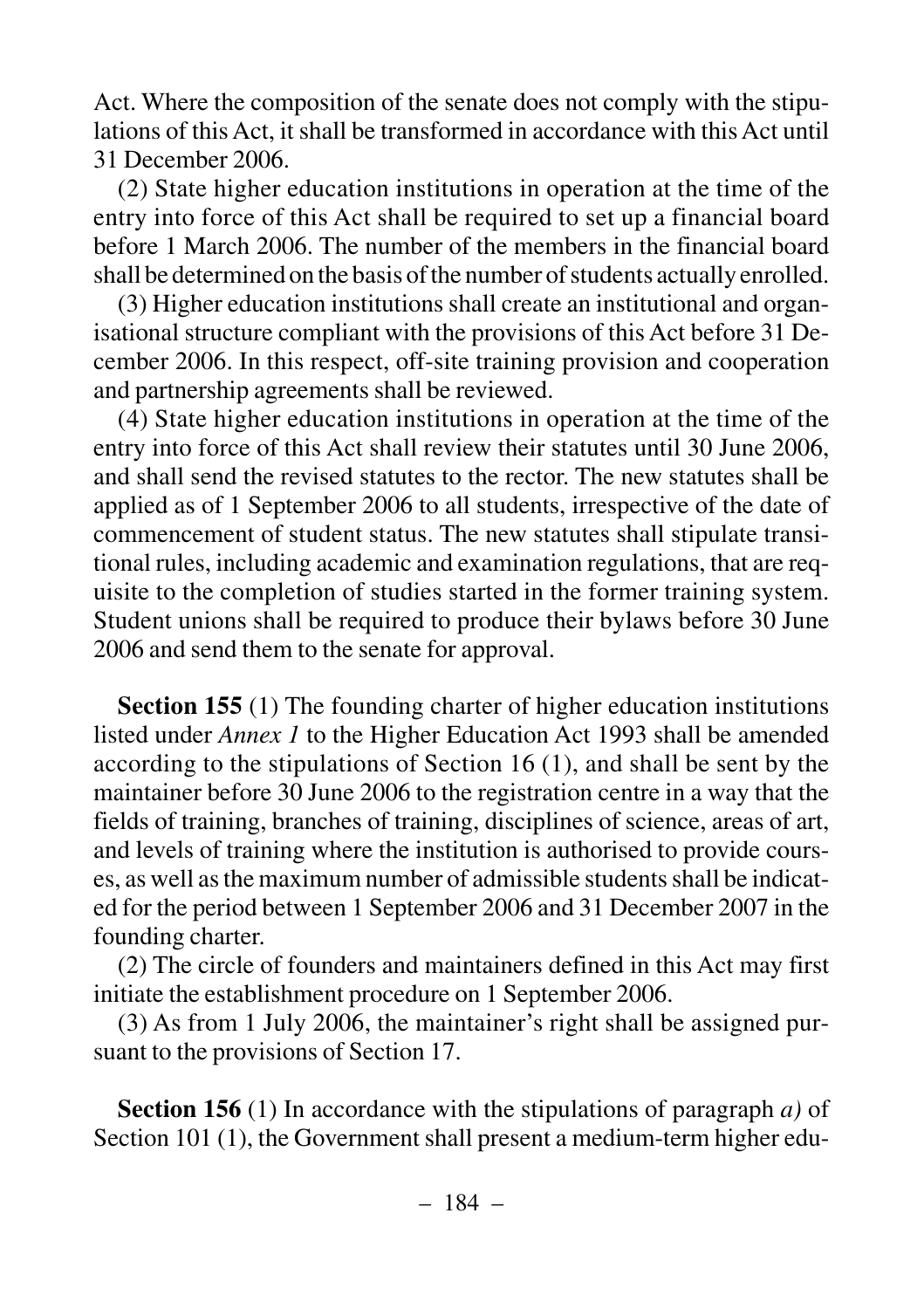Act. Where the composition of the senate does not comply with the stipulations of this Act, it shall be transformed in accordance with this Act until 31 December 2006.

(2) State higher education institutions in operation at the time of the entry into force of this Act shall be required to set up a financial board before 1 March 2006. The number of the members in the financial board shall be determined on the basis of the number of students actually enrolled.

(3) Higher education institutions shall create an institutional and organisational structure compliant with the provisions of this Act before 31 December 2006. In this respect, off-site training provision and cooperation and partnership agreements shall be reviewed.

(4) State higher education institutions in operation at the time of the entry into force of this Act shall review their statutes until 30 June 2006, and shall send the revised statutes to the rector. The new statutes shall be applied as of 1 September 2006 to all students, irrespective of the date of commencement of student status. The new statutes shall stipulate transitional rules, including academic and examination regulations, that are requisite to the completion of studies started in the former training system. Student unions shall be required to produce their bylaws before 30 June 2006 and send them to the senate for approval.

**Section 155** (1) The founding charter of higher education institutions listed under *Annex 1* to the Higher Education Act 1993 shall be amended according to the stipulations of Section 16 (1), and shall be sent by the maintainer before 30 June 2006 to the registration centre in a way that the fields of training, branches of training, disciplines of science, areas of art, and levels of training where the institution is authorised to provide courses, as well as the maximum number of admissible students shall be indicated for the period between 1 September 2006 and 31 December 2007 in the founding charter.

(2) The circle of founders and maintainers defined in this Act may first initiate the establishment procedure on 1 September 2006.

(3) As from 1 July 2006, the maintainer's right shall be assigned pursuant to the provisions of Section 17.

**Section 156** (1) In accordance with the stipulations of paragraph *a)* of Section 101 (1), the Government shall present a medium-term higher edu-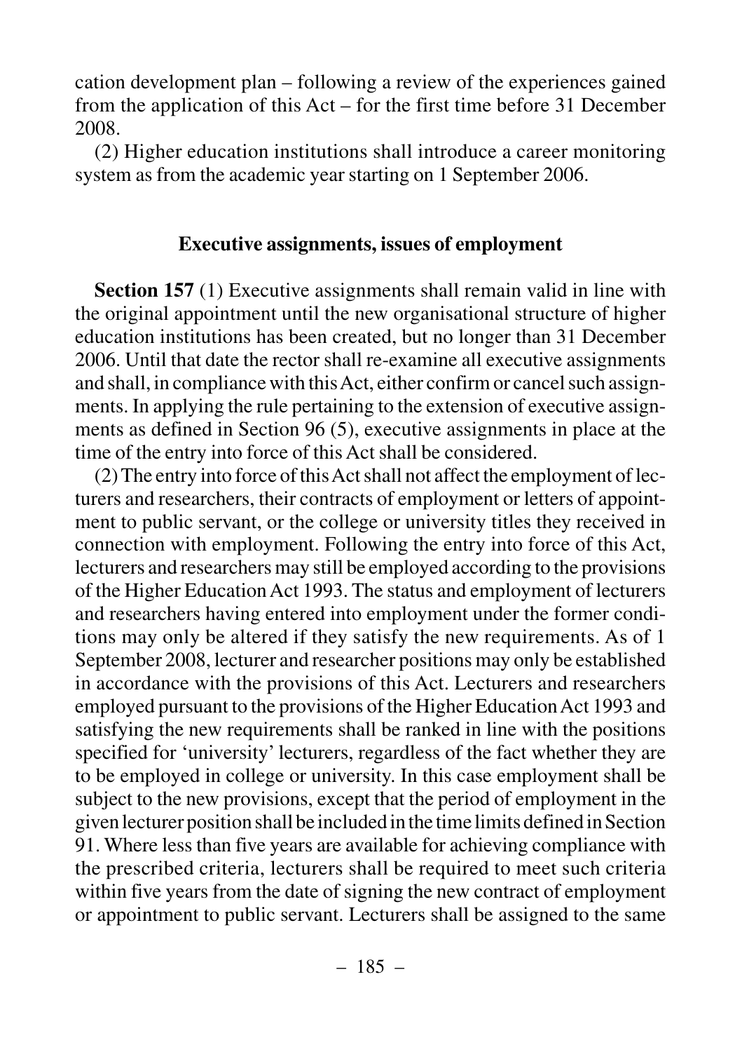cation development plan – following a review of the experiences gained from the application of this Act – for the first time before 31 December 2008.

(2) Higher education institutions shall introduce a career monitoring system as from the academic year starting on 1 September 2006.

### Executive assignments, issues of employment

**Section 157** (1) Executive assignments shall remain valid in line with the original appointment until the new organisational structure of higher education institutions has been created, but no longer than 31 December 2006. Until that date the rector shall re-examine all executive assignments and shall, in compliance with this Act, either confirm or cancel such assignments. In applying the rule pertaining to the extension of executive assignments as defined in Section 96 (5), executive assignments in place at the time of the entry into force of this Act shall be considered.

(2) The entry into force of this Act shall not affect the employment of lecturers and researchers, their contracts of employment or letters of appointment to public servant, or the college or university titles they received in connection with employment. Following the entry into force of this Act, lecturers and researchers may still be employed according to the provisions of the Higher Education Act 1993. The status and employment of lecturers and researchers having entered into employment under the former conditions may only be altered if they satisfy the new requirements. As of 1 September 2008, lecturer and researcher positions may only be established in accordance with the provisions of this Act. Lecturers and researchers employed pursuant to the provisions of the Higher Education Act 1993 and satisfying the new requirements shall be ranked in line with the positions specified for 'university' lecturers, regardless of the fact whether they are to be employed in college or university. In this case employment shall be subject to the new provisions, except that the period of employment in the given lecturer position shall be included in the time limits defined in Section 91. Where less than five years are available for achieving compliance with the prescribed criteria, lecturers shall be required to meet such criteria within five years from the date of signing the new contract of employment or appointment to public servant. Lecturers shall be assigned to the same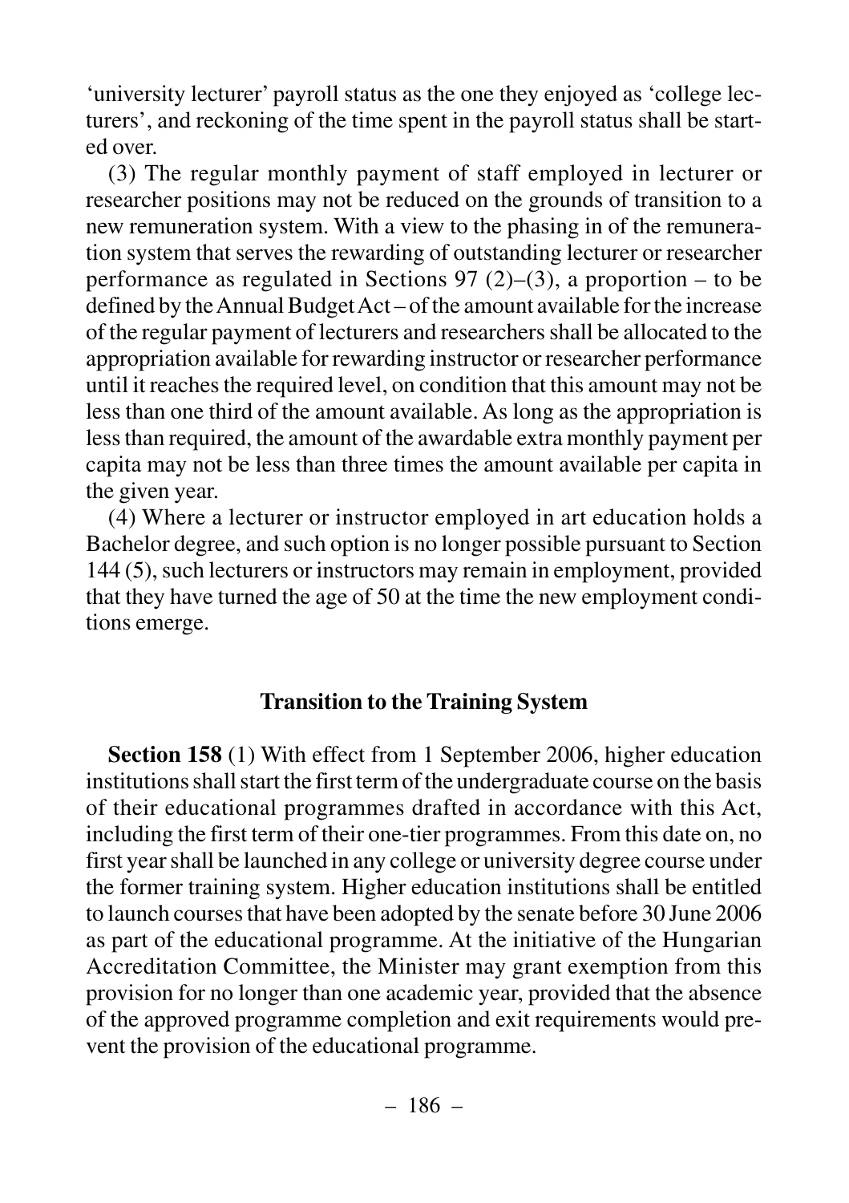'university lecturer' payroll status as the one they enjoyed as 'college lecturers', and reckoning of the time spent in the payroll status shall be started over.

(3) The regular monthly payment of staff employed in lecturer or researcher positions may not be reduced on the grounds of transition to a new remuneration system. With a view to the phasing in of the remuneration system that serves the rewarding of outstanding lecturer or researcher performance as regulated in Sections 97 (2)–(3), a proportion – to be defined by the Annual Budget Act – of the amount available for the increase of the regular payment of lecturers and researchers shall be allocated to the appropriation available for rewarding instructor or researcher performance until it reaches the required level, on condition that this amount may not be less than one third of the amount available. As long as the appropriation is less than required, the amount of the awardable extra monthly payment per capita may not be less than three times the amount available per capita in the given year.

(4) Where a lecturer or instructor employed in art education holds a Bachelor degree, and such option is no longer possible pursuant to Section 144 (5), such lecturers or instructors may remain in employment, provided that they have turned the age of 50 at the time the new employment conditions emerge.

### Transition to the Training System

**Section 158** (1) With effect from 1 September 2006, higher education institutions shall start the first term of the undergraduate course on the basis of their educational programmes drafted in accordance with this Act, including the first term of their one-tier programmes. From this date on, no first year shall be launched in any college or university degree course under the former training system. Higher education institutions shall be entitled to launch courses that have been adopted by the senate before 30 June 2006 as part of the educational programme. At the initiative of the Hungarian Accreditation Committee, the Minister may grant exemption from this provision for no longer than one academic year, provided that the absence of the approved programme completion and exit requirements would prevent the provision of the educational programme.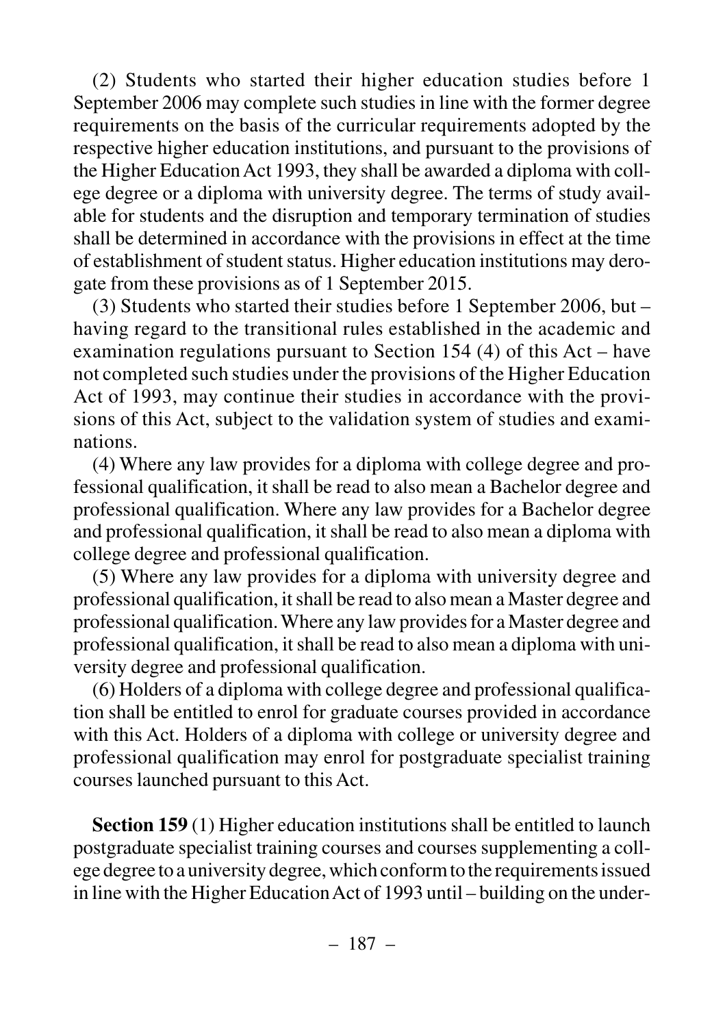(2) Students who started their higher education studies before 1 September 2006 may complete such studies in line with the former degree requirements on the basis of the curricular requirements adopted by the respective higher education institutions, and pursuant to the provisions of the Higher Education Act 1993, they shall be awarded a diploma with college degree or a diploma with university degree. The terms of study available for students and the disruption and temporary termination of studies shall be determined in accordance with the provisions in effect at the time of establishment of student status. Higher education institutions may derogate from these provisions as of 1 September 2015.

(3) Students who started their studies before 1 September 2006, but – having regard to the transitional rules established in the academic and examination regulations pursuant to Section 154 (4) of this Act – have not completed such studies under the provisions of the Higher Education Act of 1993, may continue their studies in accordance with the provisions of this Act, subject to the validation system of studies and examinations.

(4) Where any law provides for a diploma with college degree and professional qualification, it shall be read to also mean a Bachelor degree and professional qualification. Where any law provides for a Bachelor degree and professional qualification, it shall be read to also mean a diploma with college degree and professional qualification.

(5) Where any law provides for a diploma with university degree and professional qualification, it shall be read to also mean a Master degree and professional qualification. Where any law provides for a Master degree and professional qualification, it shall be read to also mean a diploma with university degree and professional qualification.

(6) Holders of a diploma with college degree and professional qualification shall be entitled to enrol for graduate courses provided in accordance with this Act. Holders of a diploma with college or university degree and professional qualification may enrol for postgraduate specialist training courses launched pursuant to this Act.

**Section 159** (1) Higher education institutions shall be entitled to launch postgraduate specialist training courses and courses supplementing a college degree to a university degree, which conform to the requirements issued in line with the Higher Education Act of 1993 until – building on the under-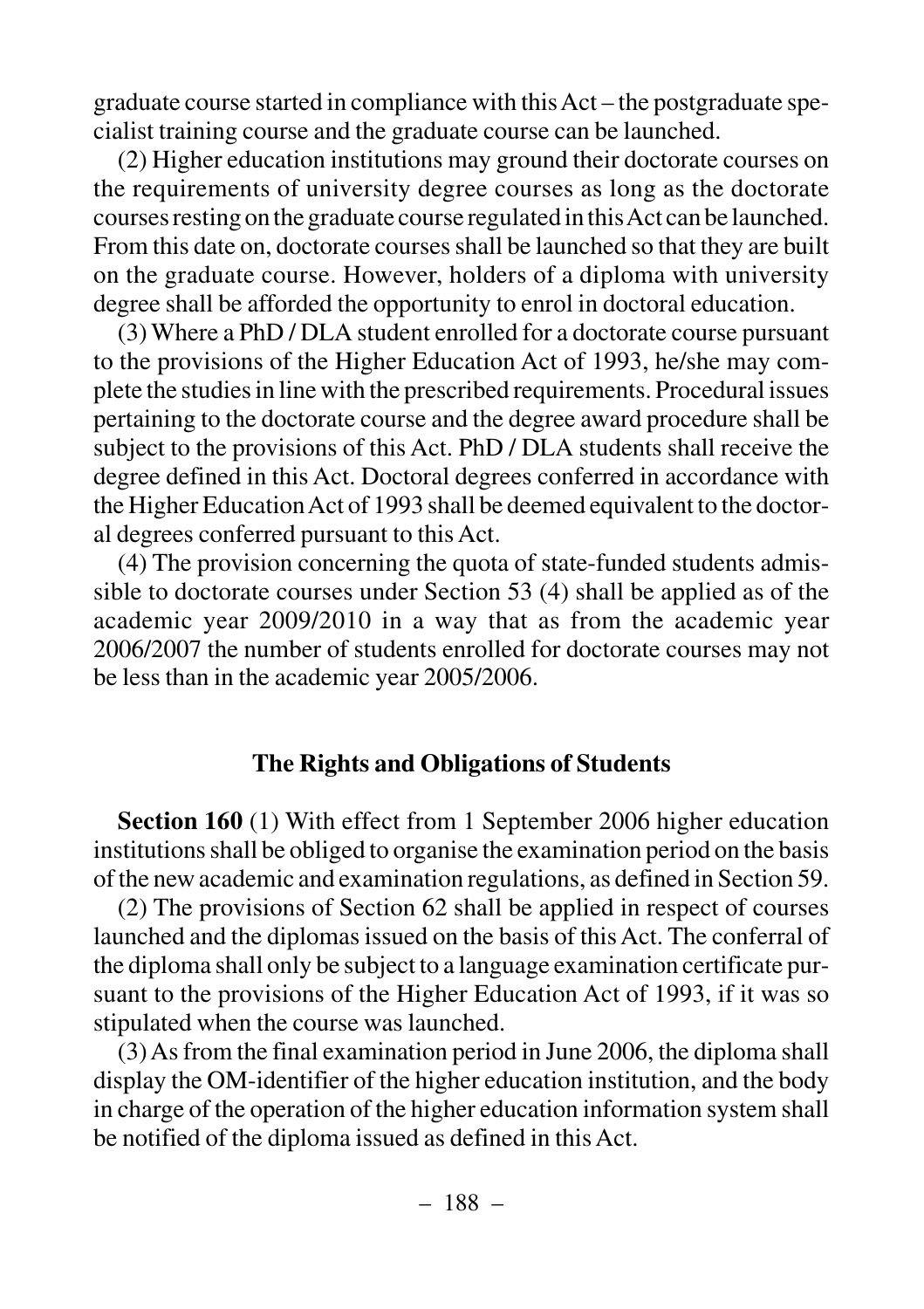graduate course started in compliance with this Act – the postgraduate specialist training course and the graduate course can be launched.

(2) Higher education institutions may ground their doctorate courses on the requirements of university degree courses as long as the doctorate courses resting on the graduate course regulated in this Act can be launched. From this date on, doctorate courses shall be launched so that they are built on the graduate course. However, holders of a diploma with university degree shall be afforded the opportunity to enrol in doctoral education.

(3) Where a PhD / DLA student enrolled for a doctorate course pursuant to the provisions of the Higher Education Act of 1993, he/she may complete the studies in line with the prescribed requirements. Procedural issues pertaining to the doctorate course and the degree award procedure shall be subject to the provisions of this Act. PhD / DLA students shall receive the degree defined in this Act. Doctoral degrees conferred in accordance with the Higher Education Act of 1993 shall be deemed equivalent to the doctoral degrees conferred pursuant to this Act.

(4) The provision concerning the quota of state-funded students admissible to doctorate courses under Section 53 (4) shall be applied as of the academic year 2009/2010 in a way that as from the academic year 2006/2007 the number of students enrolled for doctorate courses may not be less than in the academic year 2005/2006.

### The Rights and Obligations of Students

**Section 160** (1) With effect from 1 September 2006 higher education institutions shall be obliged to organise the examination period on the basis of the new academic and examination regulations, as defined in Section 59.

(2) The provisions of Section 62 shall be applied in respect of courses launched and the diplomas issued on the basis of this Act. The conferral of the diploma shall only be subject to a language examination certificate pursuant to the provisions of the Higher Education Act of 1993, if it was so stipulated when the course was launched.

(3) As from the final examination period in June 2006, the diploma shall display the OM-identifier of the higher education institution, and the body in charge of the operation of the higher education information system shall be notified of the diploma issued as defined in this Act.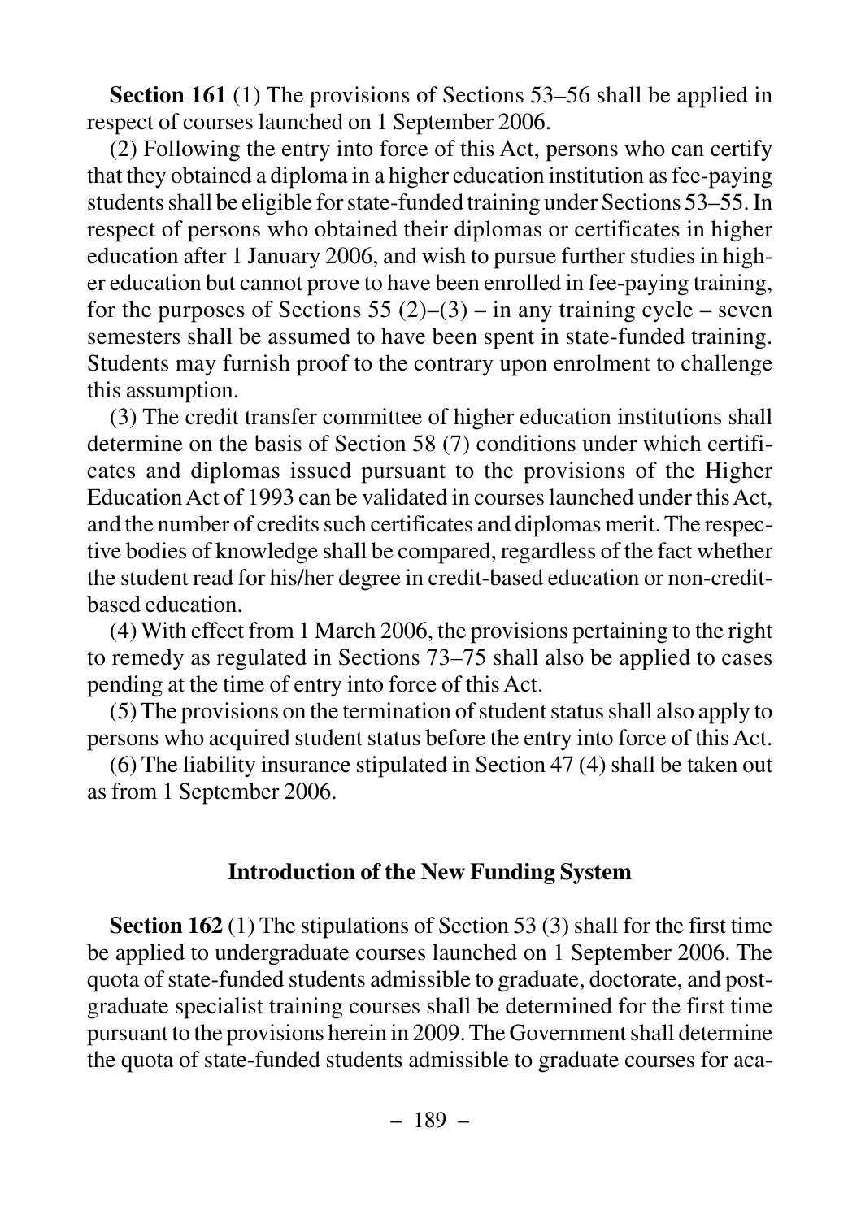**Section 161** (1) The provisions of Sections 53–56 shall be applied in respect of courses launched on 1 September 2006.

(2) Following the entry into force of this Act, persons who can certify that they obtained a diploma in a higher education institution as fee-paying students shall be eligible for state-funded training under Sections 53–55. In respect of persons who obtained their diplomas or certificates in higher education after 1 January 2006, and wish to pursue further studies in higher education but cannot prove to have been enrolled in fee-paying training, for the purposes of Sections 55 (2)–(3) – in any training cycle – seven semesters shall be assumed to have been spent in state-funded training. Students may furnish proof to the contrary upon enrolment to challenge this assumption.

(3) The credit transfer committee of higher education institutions shall determine on the basis of Section 58 (7) conditions under which certificates and diplomas issued pursuant to the provisions of the Higher Education Act of 1993 can be validated in courses launched under this Act, and the number of credits such certificates and diplomas merit. The respective bodies of knowledge shall be compared, regardless of the fact whether the student read for his/her degree in credit-based education or non-credit-based education.

(4) With effect from 1 March 2006, the provisions pertaining to the right to remedy as regulated in Sections 73–75 shall also be applied to cases pending at the time of entry into force of this Act.

(5) The provisions on the termination of student status shall also apply to persons who acquired student status before the entry into force of this Act.

(6) The liability insurance stipulated in Section 47 (4) shall be taken out as from 1 September 2006.

### Introduction of the New Funding System

**Section 162** (1) The stipulations of Section 53 (3) shall for the first time be applied to undergraduate courses launched on 1 September 2006. The quota of state-funded students admissible to graduate, doctorate, and postgraduate specialist training courses shall be determined for the first time pursuant to the provisions herein in 2009. The Government shall determine the quota of state-funded students admissible to graduate courses for aca-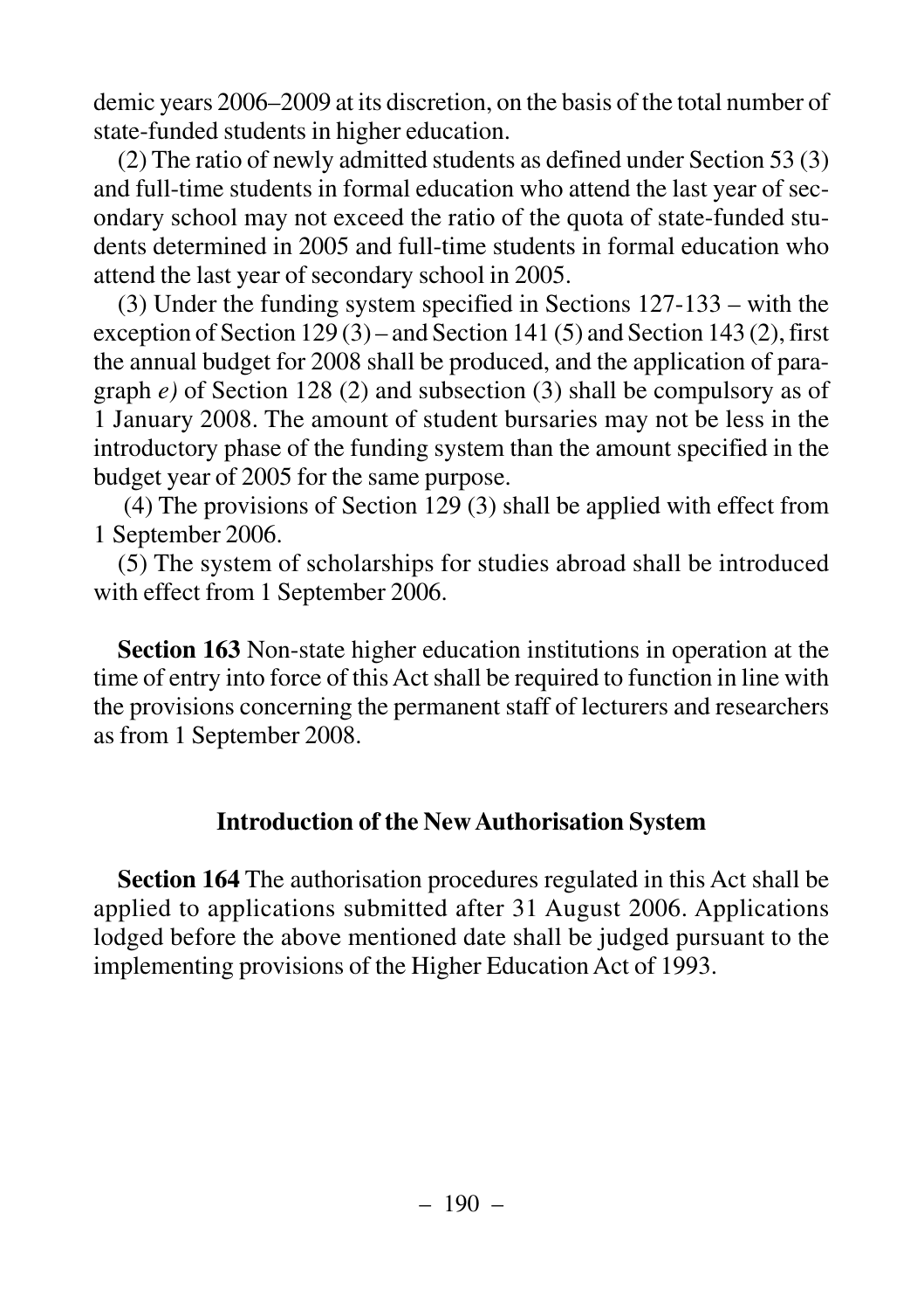demic years 2006–2009 at its discretion, on the basis of the total number of state-funded students in higher education.

(2) The ratio of newly admitted students as defined under Section 53 (3) and full-time students in formal education who attend the last year of secondary school may not exceed the ratio of the quota of state-funded students determined in 2005 and full-time students in formal education who attend the last year of secondary school in 2005.

(3) Under the funding system specified in Sections 127-133 – with the exception of Section 129 (3) – and Section 141 (5) and Section 143 (2), first the annual budget for 2008 shall be produced, and the application of paragraph *e)* of Section 128 (2) and subsection (3) shall be compulsory as of 1 January 2008. The amount of student bursaries may not be less in the introductory phase of the funding system than the amount specified in the budget year of 2005 for the same purpose.

(4) The provisions of Section 129 (3) shall be applied with effect from 1 September 2006.

(5) The system of scholarships for studies abroad shall be introduced with effect from 1 September 2006.

**Section 163** Non-state higher education institutions in operation at the time of entry into force of this Act shall be required to function in line with the provisions concerning the permanent staff of lecturers and researchers as from 1 September 2008.

## Introduction of the New Authorisation System

**Section 164** The authorisation procedures regulated in this Act shall be applied to applications submitted after 31 August 2006. Applications lodged before the above mentioned date shall be judged pursuant to the implementing provisions of the Higher Education Act of 1993.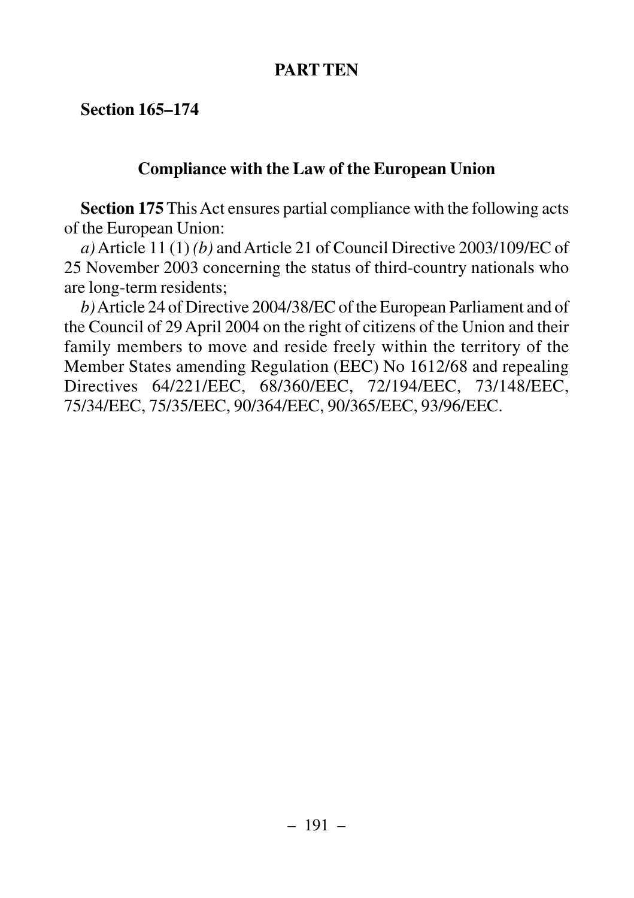## PART TEN

**Section 165–174**

### Compliance with the Law of the European Union

**Section 175** This Act ensures partial compliance with the following acts of the European Union:

*a)* Article 11 (1) *(b)* and Article 21 of Council Directive 2003/109/EC of 25 November 2003 concerning the status of third-country nationals who are long-term residents;

*b)* Article 24 of Directive 2004/38/EC of the European Parliament and of the Council of 29 April 2004 on the right of citizens of the Union and their family members to move and reside freely within the territory of the Member States amending Regulation (EEC) No 1612/68 and repealing Directives 64/221/EEC, 68/360/EEC, 72/194/EEC, 73/148/EEC, 75/34/EEC, 75/35/EEC, 90/364/EEC, 90/365/EEC, 93/96/EEC.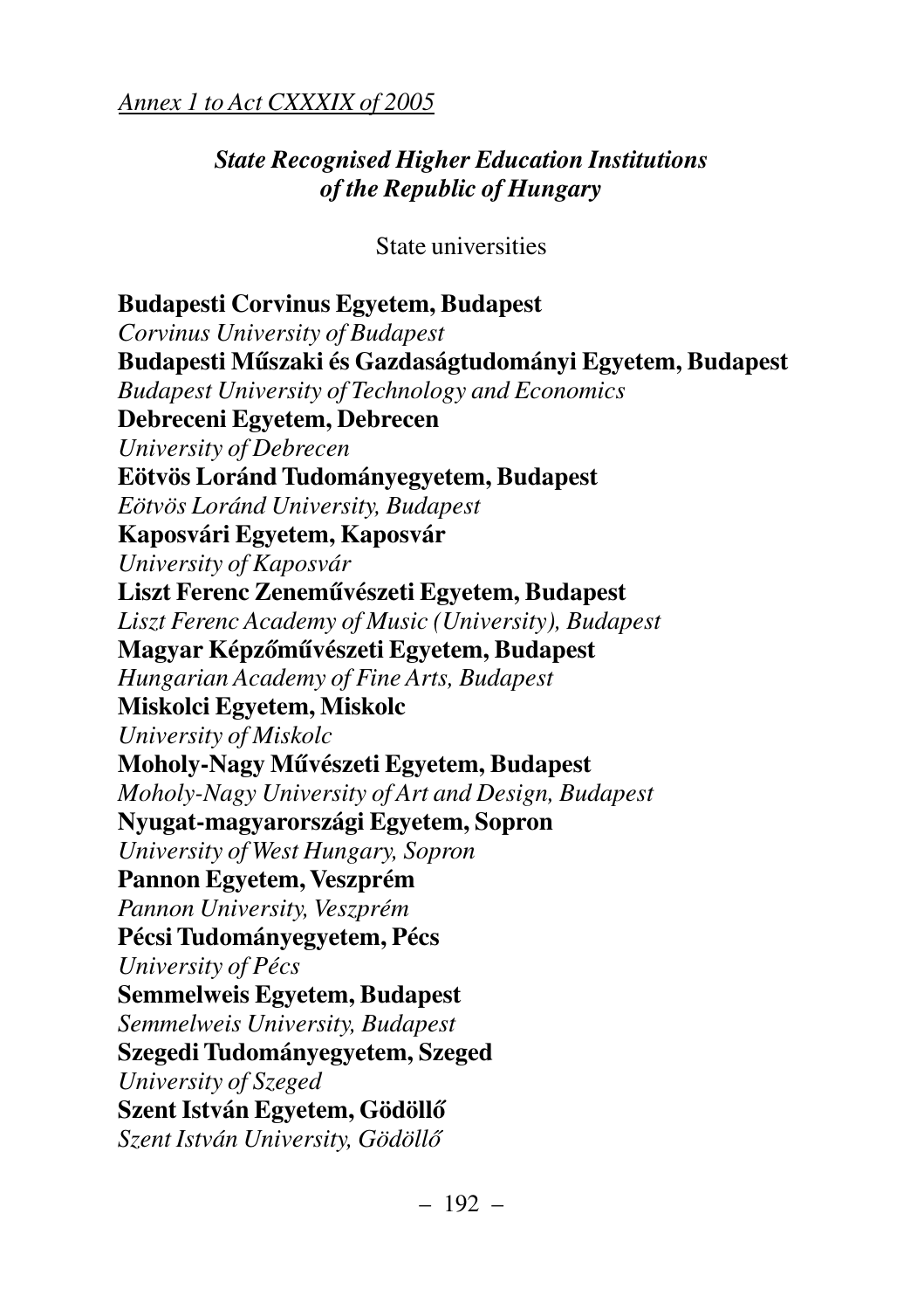*Annex 1 to Act CXXXIX of 2005*

## *State Recognised Higher Education Institutions of the Republic of Hungary*

State universities

**Budapesti Corvinus Egyetem, Budapest**
*Corvinus University of Budapest*
**Budapesti Műszaki és Gazdaságtudományi Egyetem, Budapest**
*Budapest University of Technology and Economics*
**Debreceni Egyetem, Debrecen**
*University of Debrecen*
**Eötvös Loránd Tudományegyetem, Budapest**
*Eötvös Loránd University, Budapest*
**Kaposvári Egyetem, Kaposvár**
*University of Kaposvár*
**Liszt Ferenc Zeneművészeti Egyetem, Budapest**
*Liszt Ferenc Academy of Music (University), Budapest*
**Magyar Képzőművészeti Egyetem, Budapest**
*Hungarian Academy of Fine Arts, Budapest*
**Miskolci Egyetem, Miskolc**
*University of Miskolc*
**Moholy-Nagy Művészeti Egyetem, Budapest**
*Moholy-Nagy University of Art and Design, Budapest*
**Nyugat-magyarországi Egyetem, Sopron**
*University of West Hungary, Sopron*
**Pannon Egyetem, Veszprém**
*Pannon University, Veszprém*
**Pécsi Tudományegyetem, Pécs**
*University of Pécs*
**Semmelweis Egyetem, Budapest**
*Semmelweis University, Budapest*
**Szegedi Tudományegyetem, Szeged**
*University of Szeged*
**Szent István Egyetem, Gödöllő**
*Szent István University, Gödöllő*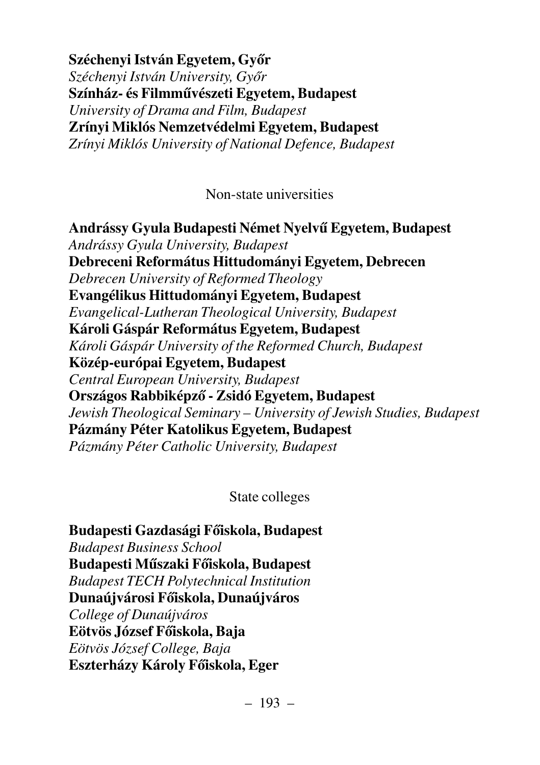**Széchenyi István Egyetem, Győr**
*Széchenyi István University, Győr*
**Színház- és Filmművészeti Egyetem, Budapest**
*University of Drama and Film, Budapest*
**Zrínyi Miklós Nemzetvédelmi Egyetem, Budapest**
*Zrínyi Miklós University of National Defence, Budapest*

Non-state universities

**Andrássy Gyula Budapesti Német Nyelvű Egyetem, Budapest**
*Andrássy Gyula University, Budapest*
**Debreceni Református Hittudományi Egyetem, Debrecen**
*Debrecen University of Reformed Theology*
**Evangélikus Hittudományi Egyetem, Budapest**
*Evangelical-Lutheran Theological University, Budapest*
**Károli Gáspár Református Egyetem, Budapest**
*Károli Gáspár University of the Reformed Church, Budapest*
**Közép-európai Egyetem, Budapest**
*Central European University, Budapest*
**Országos Rabbiképző - Zsidó Egyetem, Budapest**
*Jewish Theological Seminary – University of Jewish Studies, Budapest*
**Pázmány Péter Katolikus Egyetem, Budapest**
*Pázmány Péter Catholic University, Budapest*

State colleges

**Budapesti Gazdasági Főiskola, Budapest**
*Budapest Business School*
**Budapesti Műszaki Főiskola, Budapest**
*Budapest TECH Polytechnical Institution*
**Dunaújvárosi Főiskola, Dunaújváros**
*College of Dunaújváros*
**Eötvös József Főiskola, Baja**
*Eötvös József College, Baja*
**Eszterházy Károly Főiskola, Eger**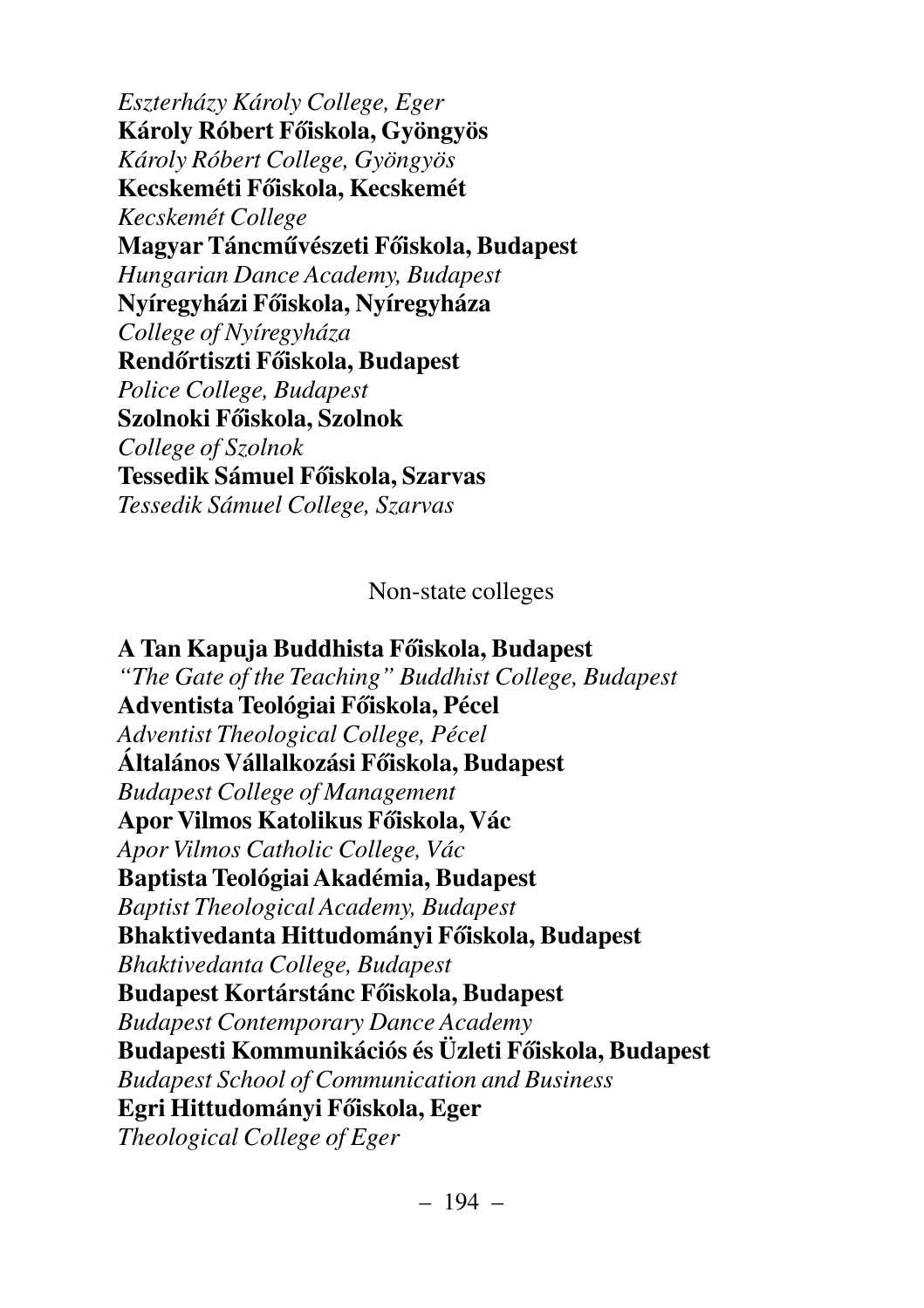*Eszterházy Károly College, Eger*
**Károly Róbert Főiskola, Gyöngyös**
*Károly Róbert College, Gyöngyös*
**Kecskeméti Főiskola, Kecskemét**
*Kecskemét College*
**Magyar Táncművészeti Főiskola, Budapest**
*Hungarian Dance Academy, Budapest*
**Nyíregyházi Főiskola, Nyíregyháza**
*College of Nyíregyháza*
**Rendőrtiszti Főiskola, Budapest**
*Police College, Budapest*
**Szolnoki Főiskola, Szolnok**
*College of Szolnok*
**Tessedik Sámuel Főiskola, Szarvas**
*Tessedik Sámuel College, Szarvas*

Non-state colleges

**A Tan Kapuja Buddhista Főiskola, Budapest**
*"The Gate of the Teaching" Buddhist College, Budapest*
**Adventista Teológiai Főiskola, Pécel**
*Adventist Theological College, Pécel*
**Általános Vállalkozási Főiskola, Budapest**
*Budapest College of Management*
**Apor Vilmos Katolikus Főiskola, Vác**
*Apor Vilmos Catholic College, Vác*
**Baptista Teológiai Akadémia, Budapest**
*Baptist Theological Academy, Budapest*
**Bhaktivedanta Hittudományi Főiskola, Budapest**
*Bhaktivedanta College, Budapest*
**Budapest Kortárstánc Főiskola, Budapest**
*Budapest Contemporary Dance Academy*
**Budapesti Kommunikációs és Üzleti Főiskola, Budapest**
*Budapest School of Communication and Business*
**Egri Hittudományi Főiskola, Eger**
*Theological College of Eger*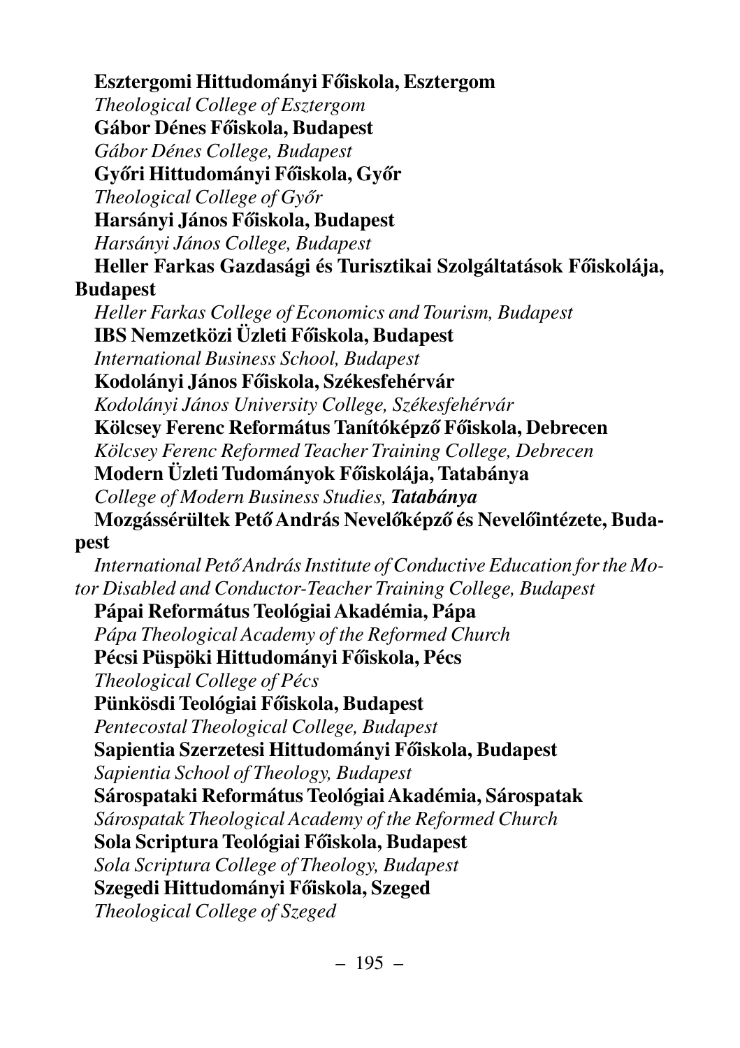**Esztergomi Hittudományi Főiskola, Esztergom**
*Theological College of Esztergom*
**Gábor Dénes Főiskola, Budapest**
*Gábor Dénes College, Budapest*
**Győri Hittudományi Főiskola, Győr**
*Theological College of Győr*
**Harsányi János Főiskola, Budapest**
*Harsányi János College, Budapest*
**Heller Farkas Gazdasági és Turisztikai Szolgáltatások Főiskolája, Budapest**
*Heller Farkas College of Economics and Tourism, Budapest*
**IBS Nemzetközi Üzleti Főiskola, Budapest**
*International Business School, Budapest*
**Kodolányi János Főiskola, Székesfehérvár**
*Kodolányi János University College, Székesfehérvár*
**Kölcsey Ferenc Református Tanítóképző Főiskola, Debrecen**
*Kölcsey Ferenc Reformed Teacher Training College, Debrecen*
**Modern Üzleti Tudományok Főiskolája, Tatabánya**
*College of Modern Business Studies,* ***Tatabánya***
**Mozgássérültek Pető András Nevelőképző és Nevelőintézete, Budapest**
*International Pető András Institute of Conductive Education for the Motor Disabled and Conductor-Teacher Training College, Budapest*
**Pápai Református Teológiai Akadémia, Pápa**
*Pápa Theological Academy of the Reformed Church*
**Pécsi Püspöki Hittudományi Főiskola, Pécs**
*Theological College of Pécs*
**Pünkösdi Teológiai Főiskola, Budapest**
*Pentecostal Theological College, Budapest*
**Sapientia Szerzetesi Hittudományi Főiskola, Budapest**
*Sapientia School of Theology, Budapest*
**Sárospataki Református Teológiai Akadémia, Sárospatak**
*Sárospatak Theological Academy of the Reformed Church*
**Sola Scriptura Teológiai Főiskola, Budapest**
*Sola Scriptura College of Theology, Budapest*
**Szegedi Hittudományi Főiskola, Szeged**
*Theological College of Szeged*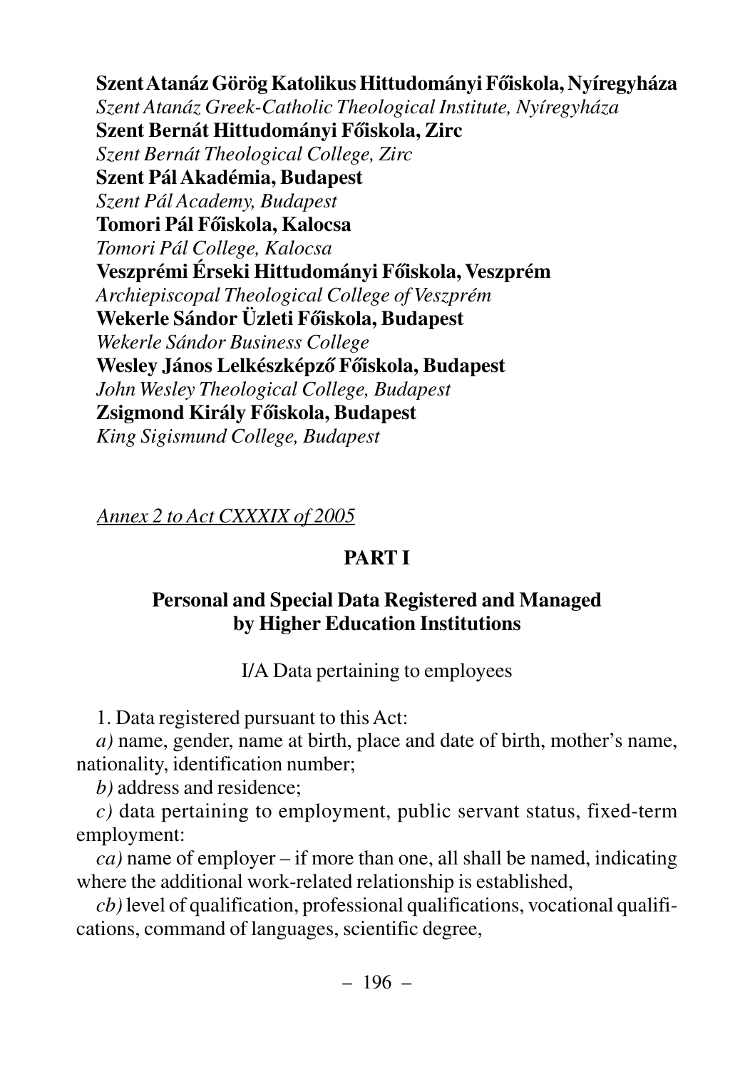**Szent Atanáz Görög Katolikus Hittudományi Főiskola, Nyíregyháza**
*Szent Atanáz Greek-Catholic Theological Institute, Nyíregyháza*
**Szent Bernát Hittudományi Főiskola, Zirc**
*Szent Bernát Theological College, Zirc*
**Szent Pál Akadémia, Budapest**
*Szent Pál Academy, Budapest*
**Tomori Pál Főiskola, Kalocsa**
*Tomori Pál College, Kalocsa*
**Veszprémi Érseki Hittudományi Főiskola, Veszprém**
*Archiepiscopal Theological College of Veszprém*
**Wekerle Sándor Üzleti Főiskola, Budapest**
*Wekerle Sándor Business College*
**Wesley János Lelkészképző Főiskola, Budapest**
*John Wesley Theological College, Budapest*
**Zsigmond Király Főiskola, Budapest**
*King Sigismund College, Budapest*

*Annex 2 to Act CXXXIX of 2005*

## PART I

## Personal and Special Data Registered and Managed by Higher Education Institutions

I/A Data pertaining to employees

1. Data registered pursuant to this Act:

*a)* name, gender, name at birth, place and date of birth, mother's name, nationality, identification number;

*b)* address and residence;

*c)* data pertaining to employment, public servant status, fixed-term employment:

*ca)* name of employer – if more than one, all shall be named, indicating where the additional work-related relationship is established,

*cb)* level of qualification, professional qualifications, vocational qualifications, command of languages, scientific degree,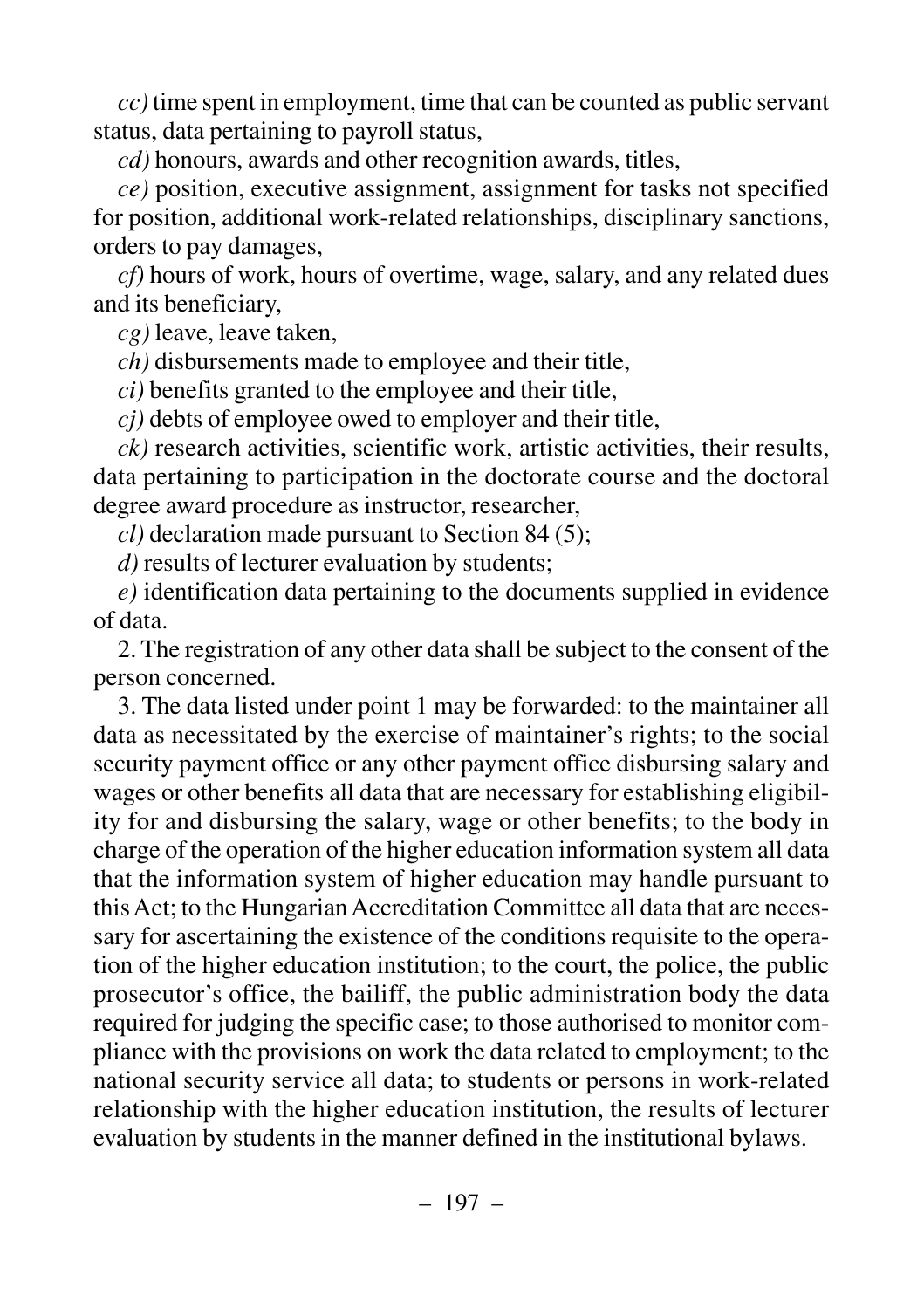*cc)* time spent in employment, time that can be counted as public servant status, data pertaining to payroll status,

*cd)* honours, awards and other recognition awards, titles,

*ce)* position, executive assignment, assignment for tasks not specified for position, additional work-related relationships, disciplinary sanctions, orders to pay damages,

*cf)* hours of work, hours of overtime, wage, salary, and any related dues and its beneficiary,

*cg)* leave, leave taken,

*ch)* disbursements made to employee and their title,

*ci)* benefits granted to the employee and their title,

*cj)* debts of employee owed to employer and their title,

*ck)* research activities, scientific work, artistic activities, their results, data pertaining to participation in the doctorate course and the doctoral degree award procedure as instructor, researcher,

*cl)* declaration made pursuant to Section 84 (5);

*d)* results of lecturer evaluation by students;

*e)* identification data pertaining to the documents supplied in evidence of data.

2. The registration of any other data shall be subject to the consent of the person concerned.

3. The data listed under point 1 may be forwarded: to the maintainer all data as necessitated by the exercise of maintainer's rights; to the social security payment office or any other payment office disbursing salary and wages or other benefits all data that are necessary for establishing eligibility for and disbursing the salary, wage or other benefits; to the body in charge of the operation of the higher education information system all data that the information system of higher education may handle pursuant to this Act; to the Hungarian Accreditation Committee all data that are necessary for ascertaining the existence of the conditions requisite to the operation of the higher education institution; to the court, the police, the public prosecutor's office, the bailiff, the public administration body the data required for judging the specific case; to those authorised to monitor compliance with the provisions on work the data related to employment; to the national security service all data; to students or persons in work-related relationship with the higher education institution, the results of lecturer evaluation by students in the manner defined in the institutional bylaws.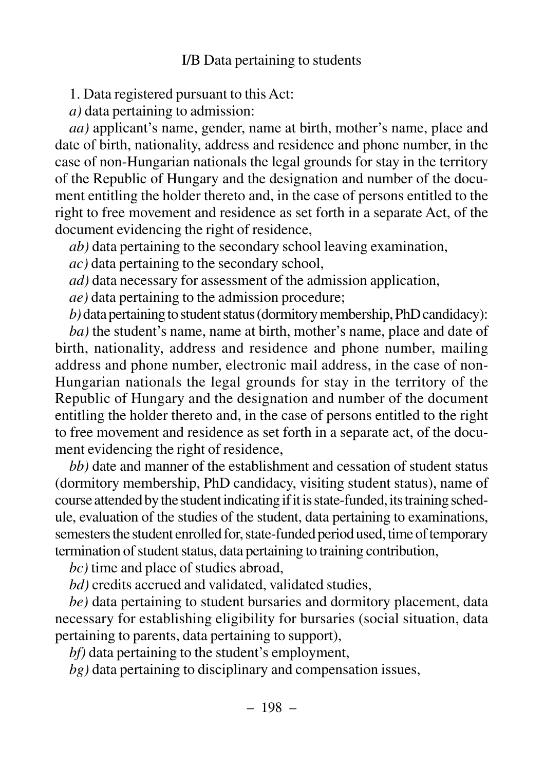I/B Data pertaining to students

1. Data registered pursuant to this Act:

*a)* data pertaining to admission:

*aa)* applicant's name, gender, name at birth, mother's name, place and date of birth, nationality, address and residence and phone number, in the case of non-Hungarian nationals the legal grounds for stay in the territory of the Republic of Hungary and the designation and number of the document entitling the holder thereto and, in the case of persons entitled to the right to free movement and residence as set forth in a separate Act, of the document evidencing the right of residence,

*ab)* data pertaining to the secondary school leaving examination,

*ac)* data pertaining to the secondary school,

*ad)* data necessary for assessment of the admission application,

*ae)* data pertaining to the admission procedure;

*b)* data pertaining to student status (dormitory membership, PhD candidacy):

*ba)* the student's name, name at birth, mother's name, place and date of birth, nationality, address and residence and phone number, mailing address and phone number, electronic mail address, in the case of non-Hungarian nationals the legal grounds for stay in the territory of the Republic of Hungary and the designation and number of the document entitling the holder thereto and, in the case of persons entitled to the right to free movement and residence as set forth in a separate act, of the document evidencing the right of residence,

*bb)* date and manner of the establishment and cessation of student status (dormitory membership, PhD candidacy, visiting student status), name of course attended by the student indicating if it is state-funded, its training schedule, evaluation of the studies of the student, data pertaining to examinations, semesters the student enrolled for, state-funded period used, time of temporary termination of student status, data pertaining to training contribution,

*bc)* time and place of studies abroad,

*bd)* credits accrued and validated, validated studies,

*be)* data pertaining to student bursaries and dormitory placement, data necessary for establishing eligibility for bursaries (social situation, data pertaining to parents, data pertaining to support),

*bf)* data pertaining to the student's employment,

*bg)* data pertaining to disciplinary and compensation issues,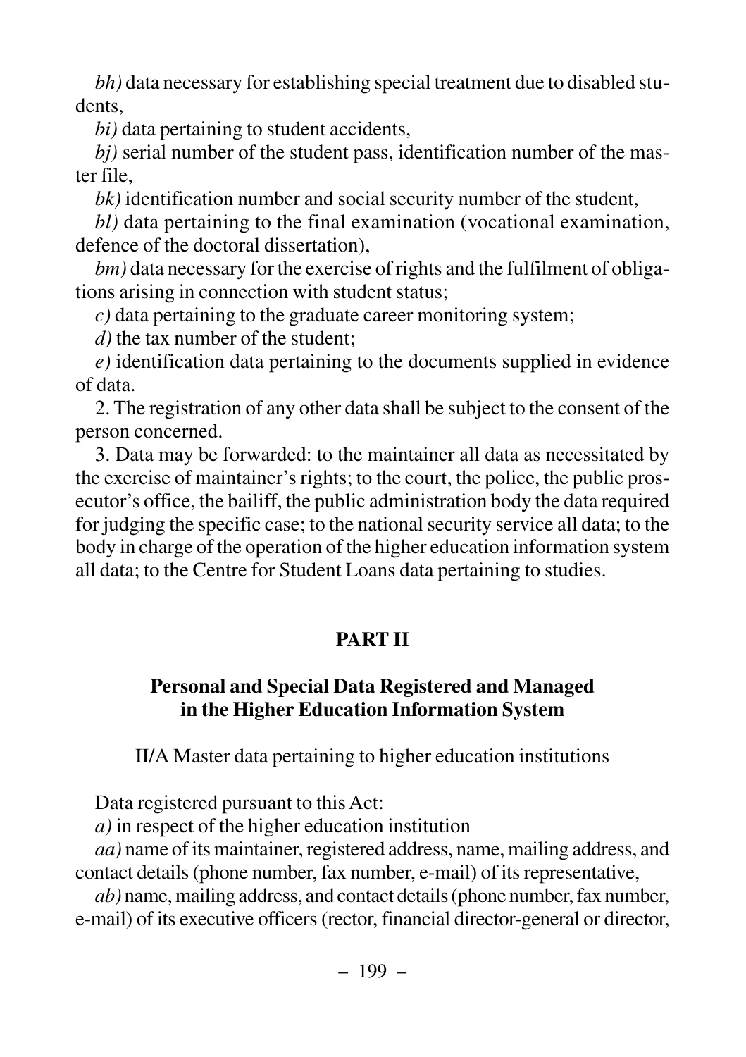*bh)* data necessary for establishing special treatment due to disabled students,

*bi)* data pertaining to student accidents,

*bj)* serial number of the student pass, identification number of the master file,

*bk)* identification number and social security number of the student,

*bl)* data pertaining to the final examination (vocational examination, defence of the doctoral dissertation),

*bm)* data necessary for the exercise of rights and the fulfilment of obligations arising in connection with student status;

*c)* data pertaining to the graduate career monitoring system;

*d)* the tax number of the student;

*e)* identification data pertaining to the documents supplied in evidence of data.

2. The registration of any other data shall be subject to the consent of the person concerned.

3. Data may be forwarded: to the maintainer all data as necessitated by the exercise of maintainer's rights; to the court, the police, the public prosecutor's office, the bailiff, the public administration body the data required for judging the specific case; to the national security service all data; to the body in charge of the operation of the higher education information system all data; to the Centre for Student Loans data pertaining to studies.

## PART II

## Personal and Special Data Registered and Managed in the Higher Education Information System

II/A Master data pertaining to higher education institutions

Data registered pursuant to this Act:

*a)* in respect of the higher education institution

*aa)* name of its maintainer, registered address, name, mailing address, and contact details (phone number, fax number, e-mail) of its representative,

*ab)* name, mailing address, and contact details (phone number, fax number, e-mail) of its executive officers (rector, financial director-general or director,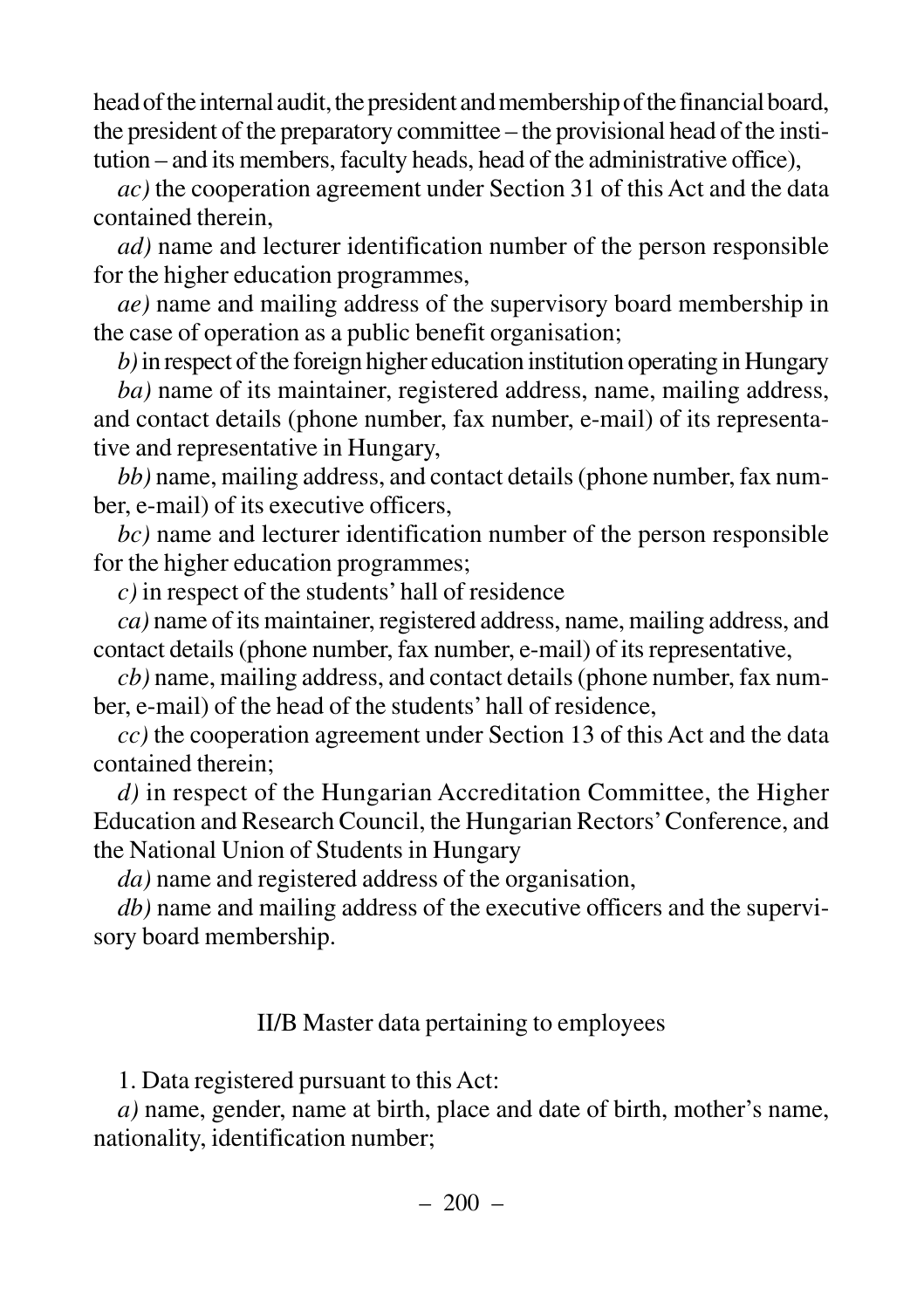head of the internal audit, the president and membership of the financial board, the president of the preparatory committee – the provisional head of the institution – and its members, faculty heads, head of the administrative office),

*ac)* the cooperation agreement under Section 31 of this Act and the data contained therein,

*ad)* name and lecturer identification number of the person responsible for the higher education programmes,

*ae)* name and mailing address of the supervisory board membership in the case of operation as a public benefit organisation;

*b)* in respect of the foreign higher education institution operating in Hungary

*ba)* name of its maintainer, registered address, name, mailing address, and contact details (phone number, fax number, e-mail) of its representative and representative in Hungary,

*bb)* name, mailing address, and contact details (phone number, fax number, e-mail) of its executive officers,

*bc)* name and lecturer identification number of the person responsible for the higher education programmes;

*c)* in respect of the students' hall of residence

*ca)* name of its maintainer, registered address, name, mailing address, and contact details (phone number, fax number, e-mail) of its representative,

*cb)* name, mailing address, and contact details (phone number, fax number, e-mail) of the head of the students' hall of residence,

*cc)* the cooperation agreement under Section 13 of this Act and the data contained therein;

*d)* in respect of the Hungarian Accreditation Committee, the Higher Education and Research Council, the Hungarian Rectors' Conference, and the National Union of Students in Hungary

*da)* name and registered address of the organisation,

*db)* name and mailing address of the executive officers and the supervisory board membership.

## II/B Master data pertaining to employees

1. Data registered pursuant to this Act:

*a)* name, gender, name at birth, place and date of birth, mother's name, nationality, identification number;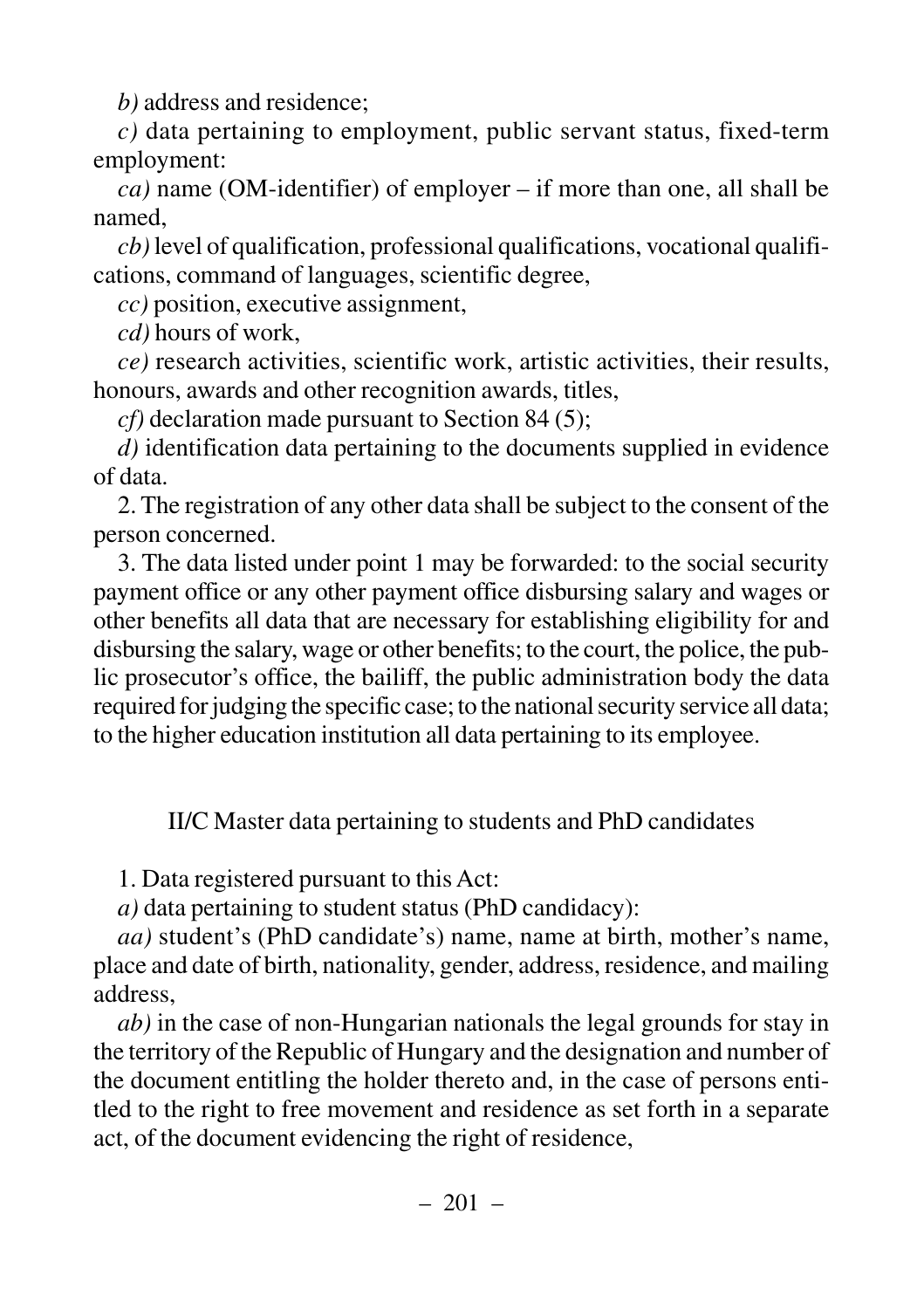*b)* address and residence;

*c)* data pertaining to employment, public servant status, fixed-term employment:

*ca)* name (OM-identifier) of employer – if more than one, all shall be named,

*cb)* level of qualification, professional qualifications, vocational qualifications, command of languages, scientific degree,

*cc)* position, executive assignment,

*cd)* hours of work,

*ce)* research activities, scientific work, artistic activities, their results, honours, awards and other recognition awards, titles,

*cf)* declaration made pursuant to Section 84 (5);

*d)* identification data pertaining to the documents supplied in evidence of data.

2. The registration of any other data shall be subject to the consent of the person concerned.

3. The data listed under point 1 may be forwarded: to the social security payment office or any other payment office disbursing salary and wages or other benefits all data that are necessary for establishing eligibility for and disbursing the salary, wage or other benefits; to the court, the police, the public prosecutor's office, the bailiff, the public administration body the data required for judging the specific case; to the national security service all data; to the higher education institution all data pertaining to its employee.

## II/C Master data pertaining to students and PhD candidates

1. Data registered pursuant to this Act:

*a)* data pertaining to student status (PhD candidacy):

*aa)* student's (PhD candidate's) name, name at birth, mother's name, place and date of birth, nationality, gender, address, residence, and mailing address,

*ab)* in the case of non-Hungarian nationals the legal grounds for stay in the territory of the Republic of Hungary and the designation and number of the document entitling the holder thereto and, in the case of persons entitled to the right to free movement and residence as set forth in a separate act, of the document evidencing the right of residence,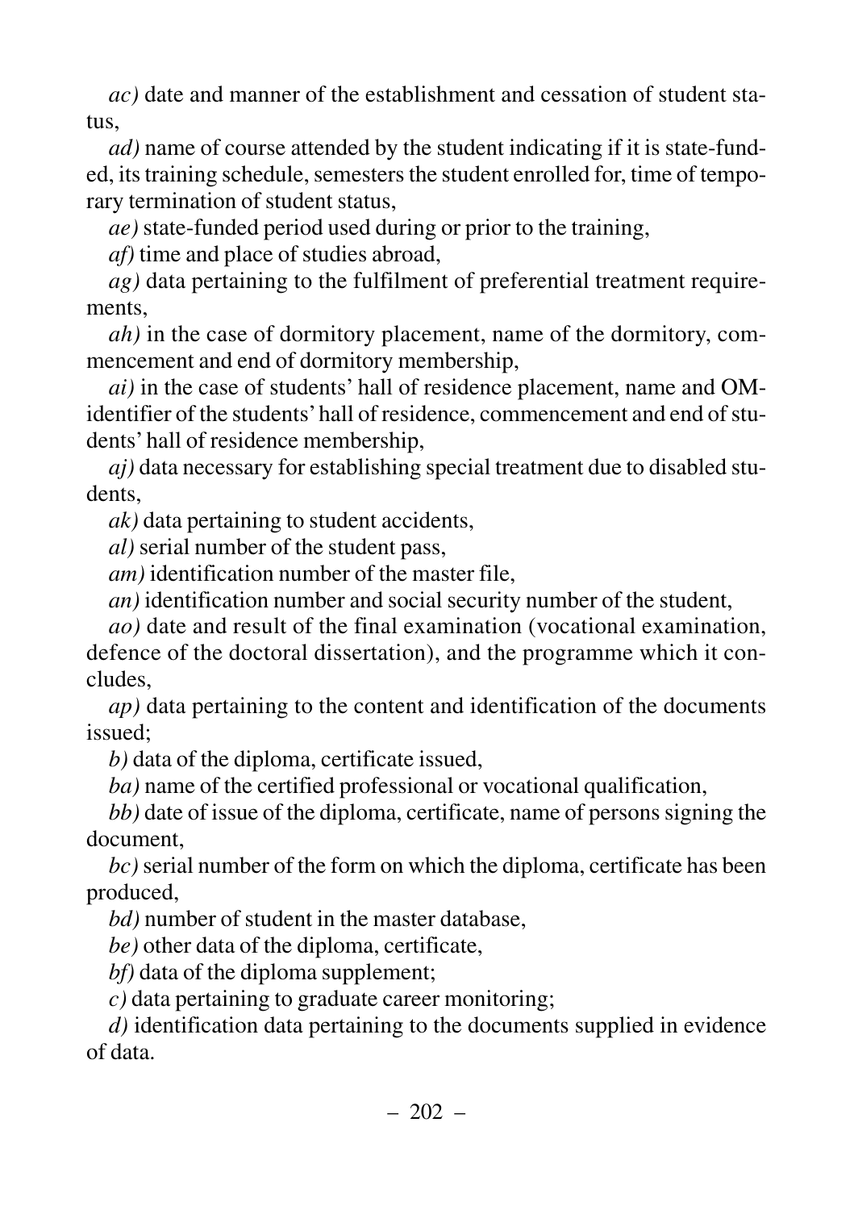*ac)* date and manner of the establishment and cessation of student status,

*ad)* name of course attended by the student indicating if it is state-funded, its training schedule, semesters the student enrolled for, time of temporary termination of student status,

*ae)* state-funded period used during or prior to the training,

*af)* time and place of studies abroad,

*ag)* data pertaining to the fulfilment of preferential treatment requirements,

*ah)* in the case of dormitory placement, name of the dormitory, commencement and end of dormitory membership,

*ai)* in the case of students' hall of residence placement, name and OM-identifier of the students' hall of residence, commencement and end of students' hall of residence membership,

*aj)* data necessary for establishing special treatment due to disabled students,

*ak)* data pertaining to student accidents,

*al)* serial number of the student pass,

*am)* identification number of the master file,

*an)* identification number and social security number of the student,

*ao)* date and result of the final examination (vocational examination, defence of the doctoral dissertation), and the programme which it concludes,

*ap)* data pertaining to the content and identification of the documents issued;

*b)* data of the diploma, certificate issued,

*ba)* name of the certified professional or vocational qualification,

*bb)* date of issue of the diploma, certificate, name of persons signing the document,

*bc)* serial number of the form on which the diploma, certificate has been produced,

*bd)* number of student in the master database,

*be)* other data of the diploma, certificate,

*bf)* data of the diploma supplement;

*c)* data pertaining to graduate career monitoring;

*d)* identification data pertaining to the documents supplied in evidence of data.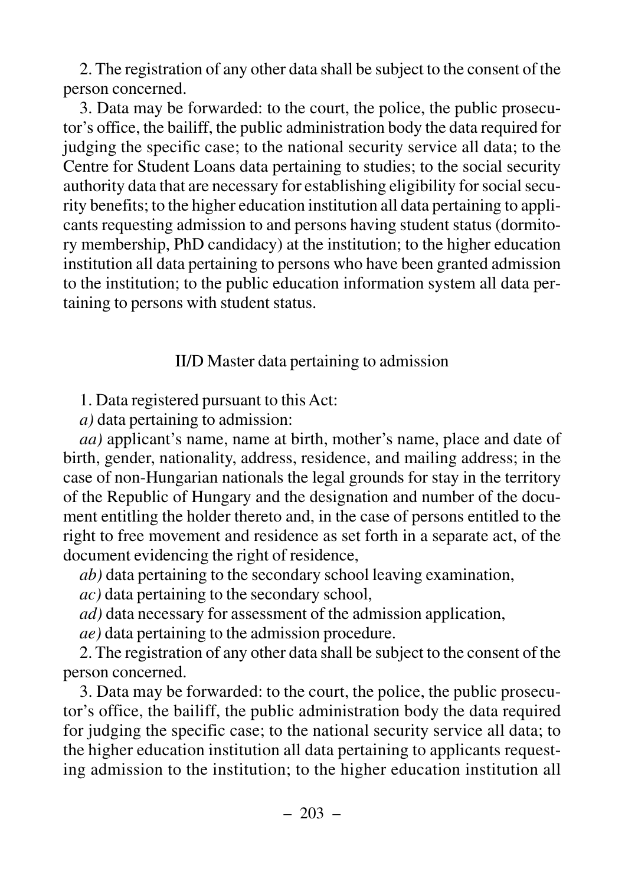2. The registration of any other data shall be subject to the consent of the person concerned.

3. Data may be forwarded: to the court, the police, the public prosecutor's office, the bailiff, the public administration body the data required for judging the specific case; to the national security service all data; to the Centre for Student Loans data pertaining to studies; to the social security authority data that are necessary for establishing eligibility for social security benefits; to the higher education institution all data pertaining to applicants requesting admission to and persons having student status (dormitory membership, PhD candidacy) at the institution; to the higher education institution all data pertaining to persons who have been granted admission to the institution; to the public education information system all data pertaining to persons with student status.

## II/D Master data pertaining to admission

1. Data registered pursuant to this Act:

*a)* data pertaining to admission:

*aa)* applicant's name, name at birth, mother's name, place and date of birth, gender, nationality, address, residence, and mailing address; in the case of non-Hungarian nationals the legal grounds for stay in the territory of the Republic of Hungary and the designation and number of the document entitling the holder thereto and, in the case of persons entitled to the right to free movement and residence as set forth in a separate act, of the document evidencing the right of residence,

*ab)* data pertaining to the secondary school leaving examination,

*ac)* data pertaining to the secondary school,

*ad)* data necessary for assessment of the admission application,

*ae)* data pertaining to the admission procedure.

2. The registration of any other data shall be subject to the consent of the person concerned.

3. Data may be forwarded: to the court, the police, the public prosecutor's office, the bailiff, the public administration body the data required for judging the specific case; to the national security service all data; to the higher education institution all data pertaining to applicants requesting admission to the institution; to the higher education institution all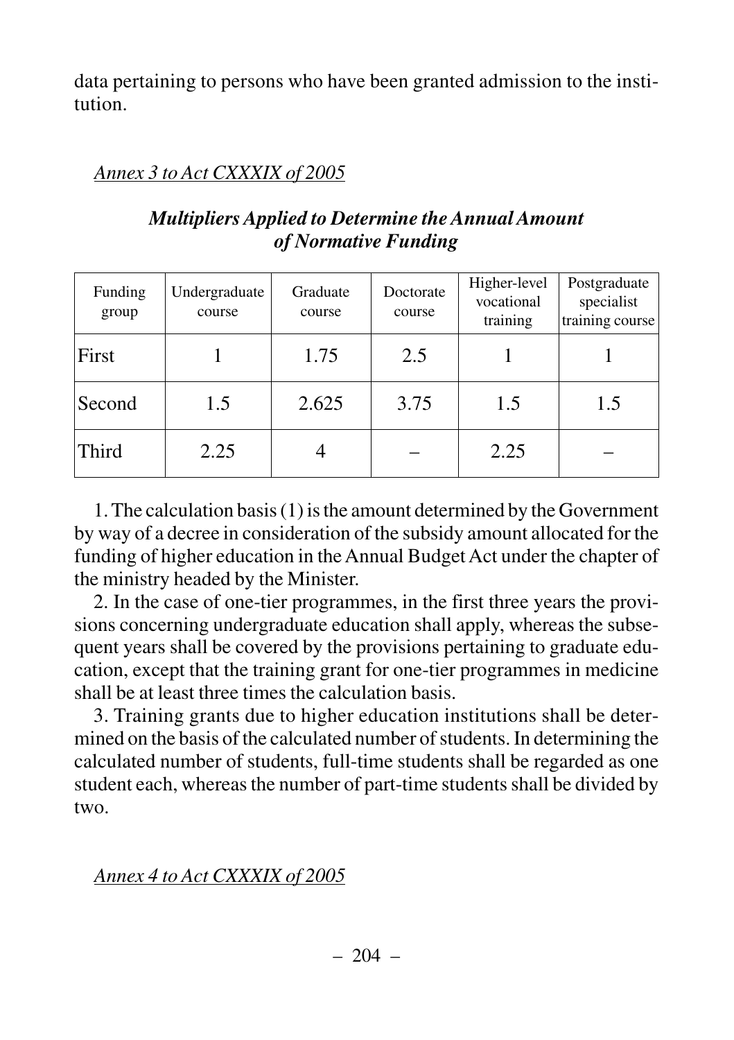data pertaining to persons who have been granted admission to the institution.

*Annex 3 to Act CXXXIX of 2005*

### *Multipliers Applied to Determine the Annual Amount of Normative Funding*

| Funding group | Undergraduate course | Graduate course | Doctorate course | Higher-level vocational training | Postgraduate specialist training course |
|---|---|---|---|---|---|
| First | 1 | 1.75 | 2.5 | 1 | 1 |
| Second | 1.5 | 2.625 | 3.75 | 1.5 | 1.5 |
| Third | 2.25 | 4 | – | 2.25 | – |

1. The calculation basis (1) is the amount determined by the Government by way of a decree in consideration of the subsidy amount allocated for the funding of higher education in the Annual Budget Act under the chapter of the ministry headed by the Minister.

2. In the case of one-tier programmes, in the first three years the provisions concerning undergraduate education shall apply, whereas the subsequent years shall be covered by the provisions pertaining to graduate education, except that the training grant for one-tier programmes in medicine shall be at least three times the calculation basis.

3. Training grants due to higher education institutions shall be determined on the basis of the calculated number of students. In determining the calculated number of students, full-time students shall be regarded as one student each, whereas the number of part-time students shall be divided by two.

*Annex 4 to Act CXXXIX of 2005*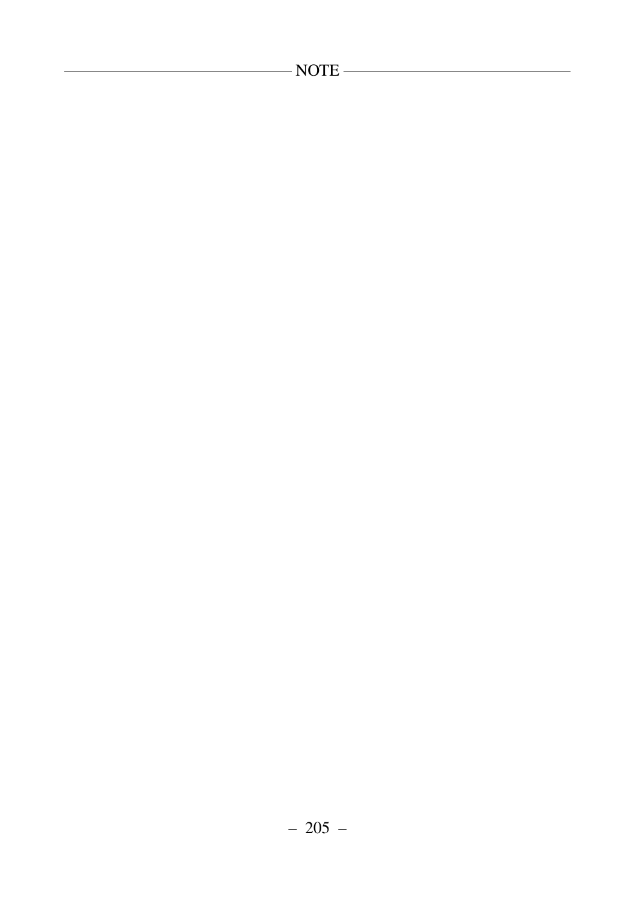NOTE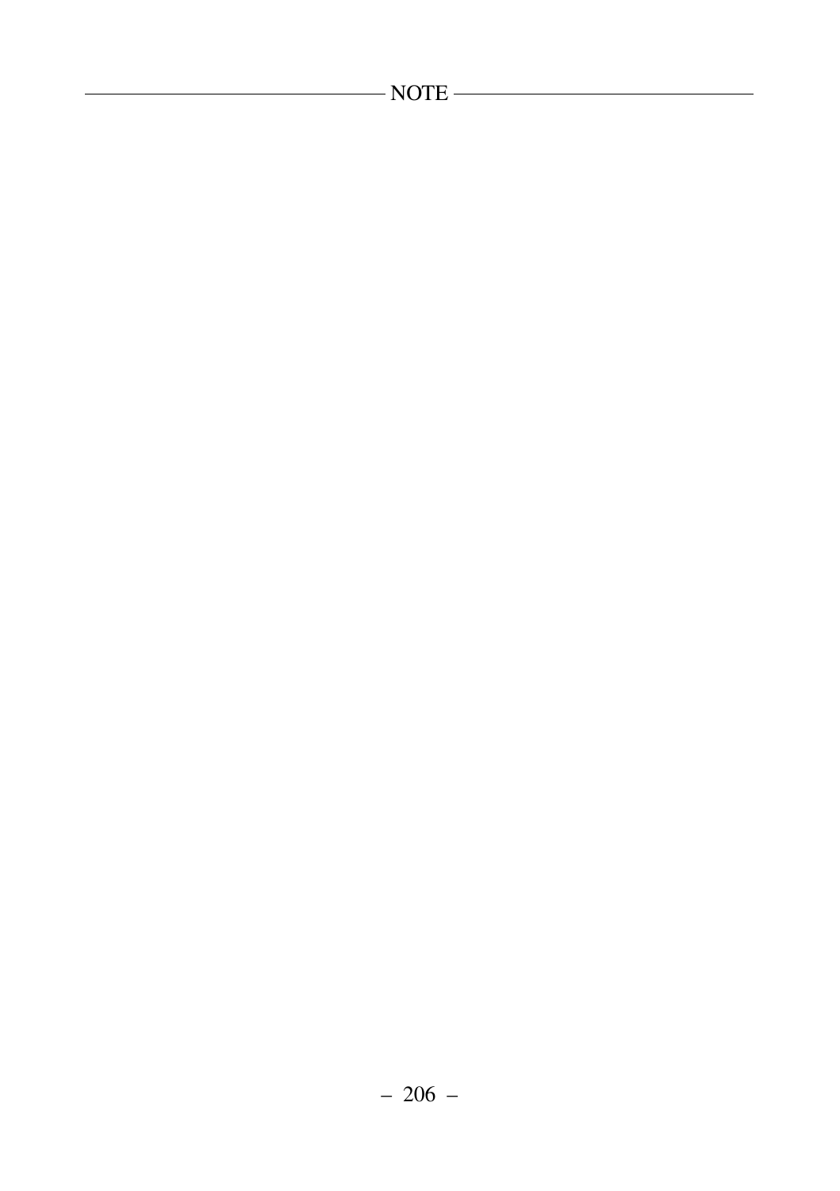NOTE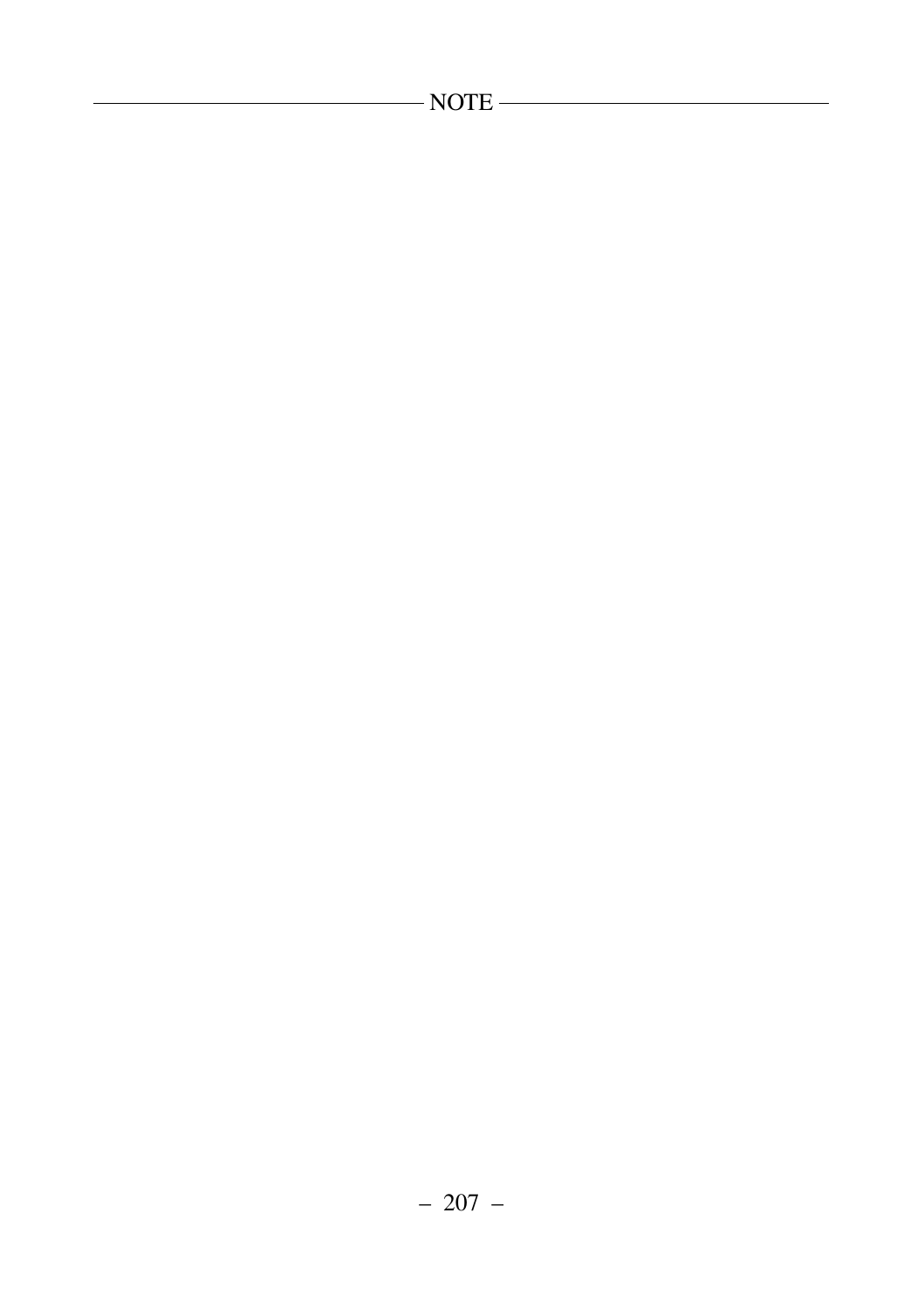NOTE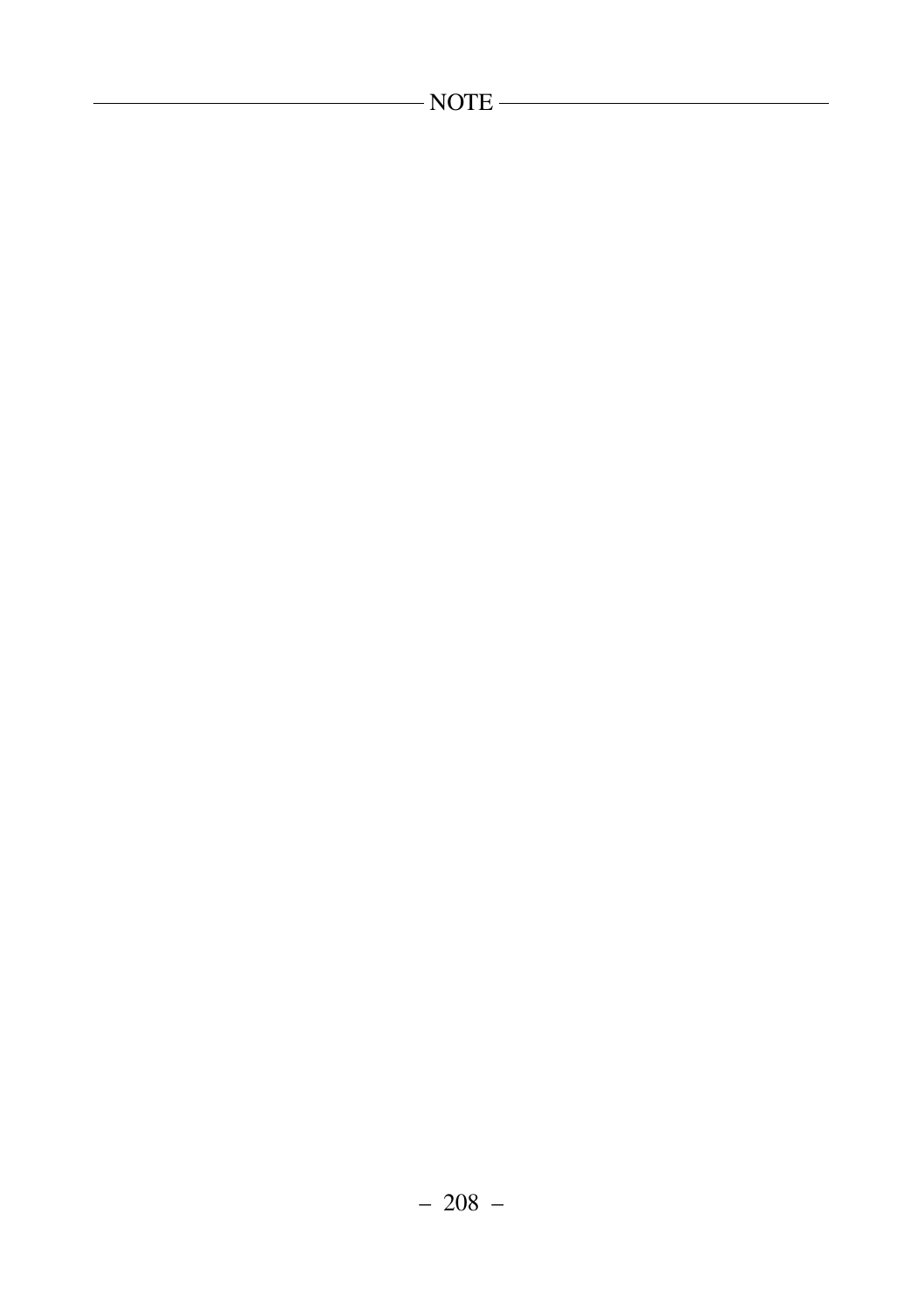NOTE